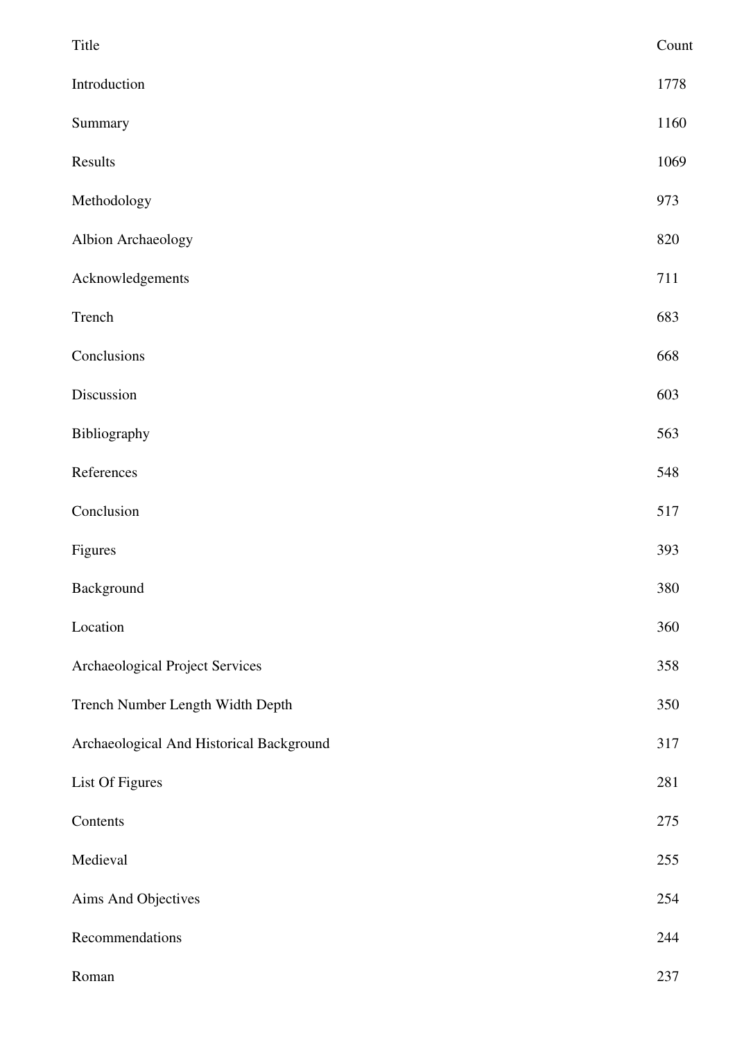| Title | Count |
|---|---|
| Introduction | 1778 |
| Summary | 1160 |
| Results | 1069 |
| Methodology | 973 |
| Albion Archaeology | 820 |
| Acknowledgements | 711 |
| Trench | 683 |
| Conclusions | 668 |
| Discussion | 603 |
| Bibliography | 563 |
| References | 548 |
| Conclusion | 517 |
| Figures | 393 |
| Background | 380 |
| Location | 360 |
| Archaeological Project Services | 358 |
| Trench Number Length Width Depth | 350 |
| Archaeological And Historical Background | 317 |
| List Of Figures | 281 |
| Contents | 275 |
| Medieval | 255 |
| Aims And Objectives | 254 |
| Recommendations | 244 |
| Roman | 237 |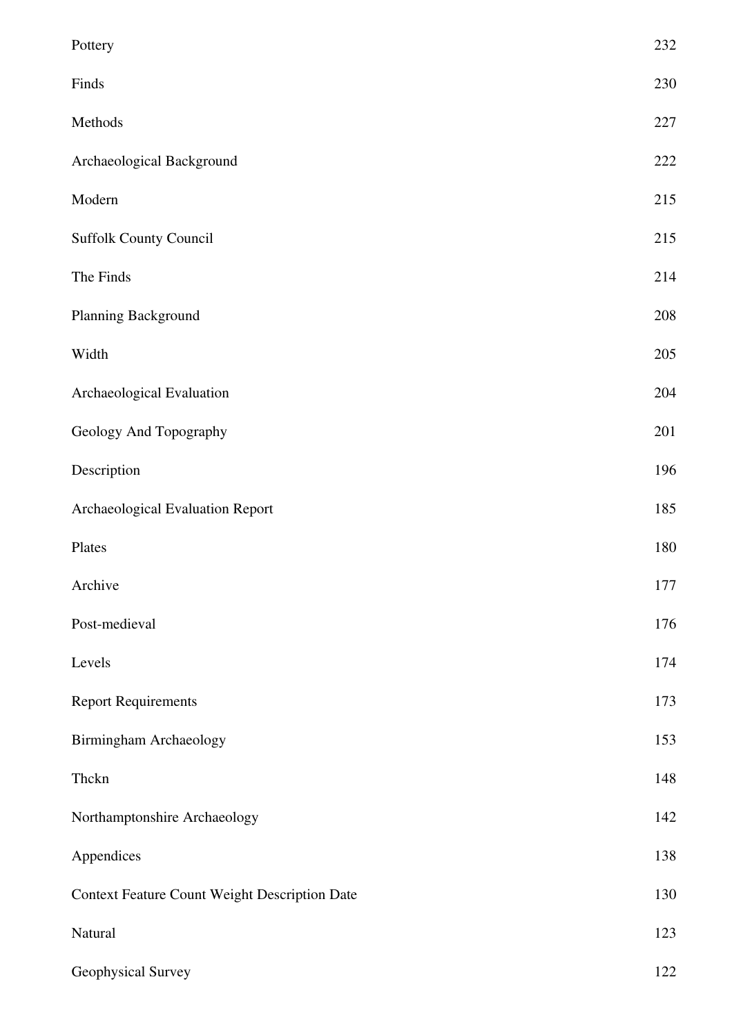| | |
|---|---|
| Pottery | 232 |
| Finds | 230 |
| Methods | 227 |
| Archaeological Background | 222 |
| Modern | 215 |
| Suffolk County Council | 215 |
| The Finds | 214 |
| Planning Background | 208 |
| Width | 205 |
| Archaeological Evaluation | 204 |
| Geology And Topography | 201 |
| Description | 196 |
| Archaeological Evaluation Report | 185 |
| Plates | 180 |
| Archive | 177 |
| Post-medieval | 176 |
| Levels | 174 |
| Report Requirements | 173 |
| Birmingham Archaeology | 153 |
| Thckn | 148 |
| Northamptonshire Archaeology | 142 |
| Appendices | 138 |
| Context Feature Count Weight Description Date | 130 |
| Natural | 123 |
| Geophysical Survey | 122 |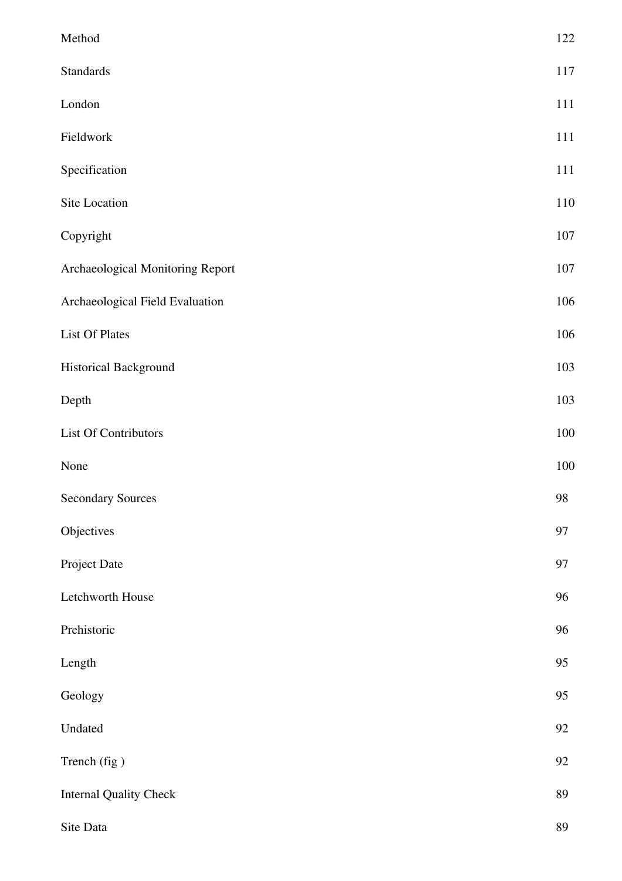| | |
|---|---|
| Method | 122 |
| Standards | 117 |
| London | 111 |
| Fieldwork | 111 |
| Specification | 111 |
| Site Location | 110 |
| Copyright | 107 |
| Archaeological Monitoring Report | 107 |
| Archaeological Field Evaluation | 106 |
| List Of Plates | 106 |
| Historical Background | 103 |
| Depth | 103 |
| List Of Contributors | 100 |
| None | 100 |
| Secondary Sources | 98 |
| Objectives | 97 |
| Project Date | 97 |
| Letchworth House | 96 |
| Prehistoric | 96 |
| Length | 95 |
| Geology | 95 |
| Undated | 92 |
| Trench (fig ) | 92 |
| Internal Quality Check | 89 |
| Site Data | 89 |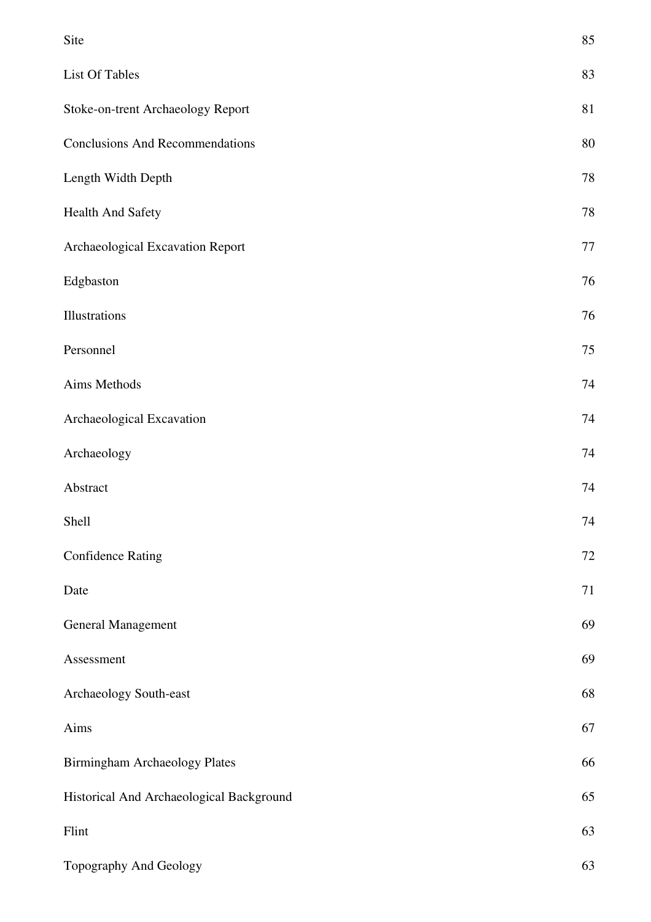| | |
|---|---|
| Site | 85 |
| List Of Tables | 83 |
| Stoke-on-trent Archaeology Report | 81 |
| Conclusions And Recommendations | 80 |
| Length Width Depth | 78 |
| Health And Safety | 78 |
| Archaeological Excavation Report | 77 |
| Edgbaston | 76 |
| Illustrations | 76 |
| Personnel | 75 |
| Aims Methods | 74 |
| Archaeological Excavation | 74 |
| Archaeology | 74 |
| Abstract | 74 |
| Shell | 74 |
| Confidence Rating | 72 |
| Date | 71 |
| General Management | 69 |
| Assessment | 69 |
| Archaeology South-east | 68 |
| Aims | 67 |
| Birmingham Archaeology Plates | 66 |
| Historical And Archaeological Background | 65 |
| Flint | 63 |
| Topography And Geology | 63 |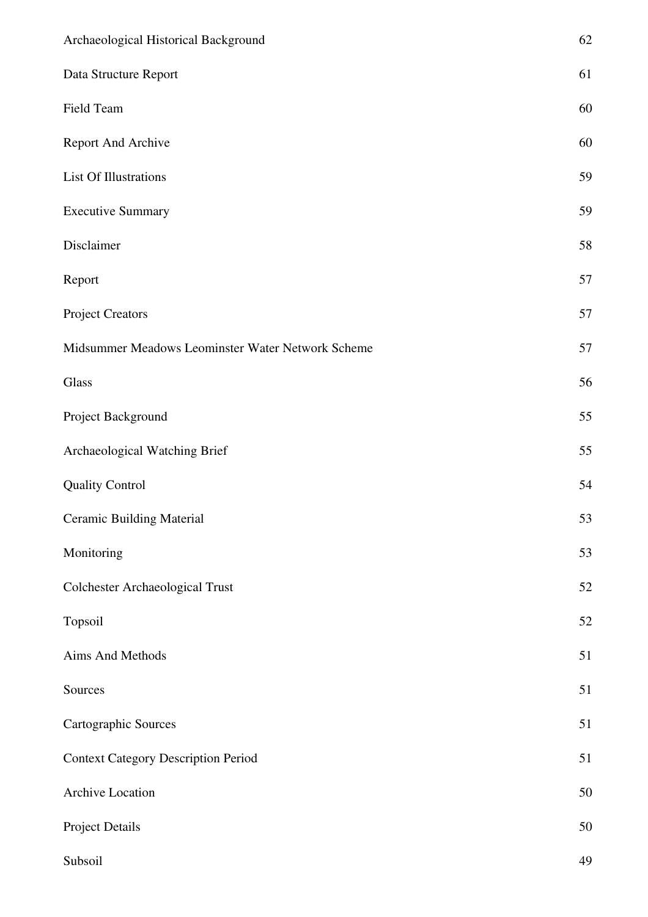| | |
|---|---|
| Archaeological Historical Background | 62 |
| Data Structure Report | 61 |
| Field Team | 60 |
| Report And Archive | 60 |
| List Of Illustrations | 59 |
| Executive Summary | 59 |
| Disclaimer | 58 |
| Report | 57 |
| Project Creators | 57 |
| Midsummer Meadows Leominster Water Network Scheme | 57 |
| Glass | 56 |
| Project Background | 55 |
| Archaeological Watching Brief | 55 |
| Quality Control | 54 |
| Ceramic Building Material | 53 |
| Monitoring | 53 |
| Colchester Archaeological Trust | 52 |
| Topsoil | 52 |
| Aims And Methods | 51 |
| Sources | 51 |
| Cartographic Sources | 51 |
| Context Category Description Period | 51 |
| Archive Location | 50 |
| Project Details | 50 |
| Subsoil | 49 |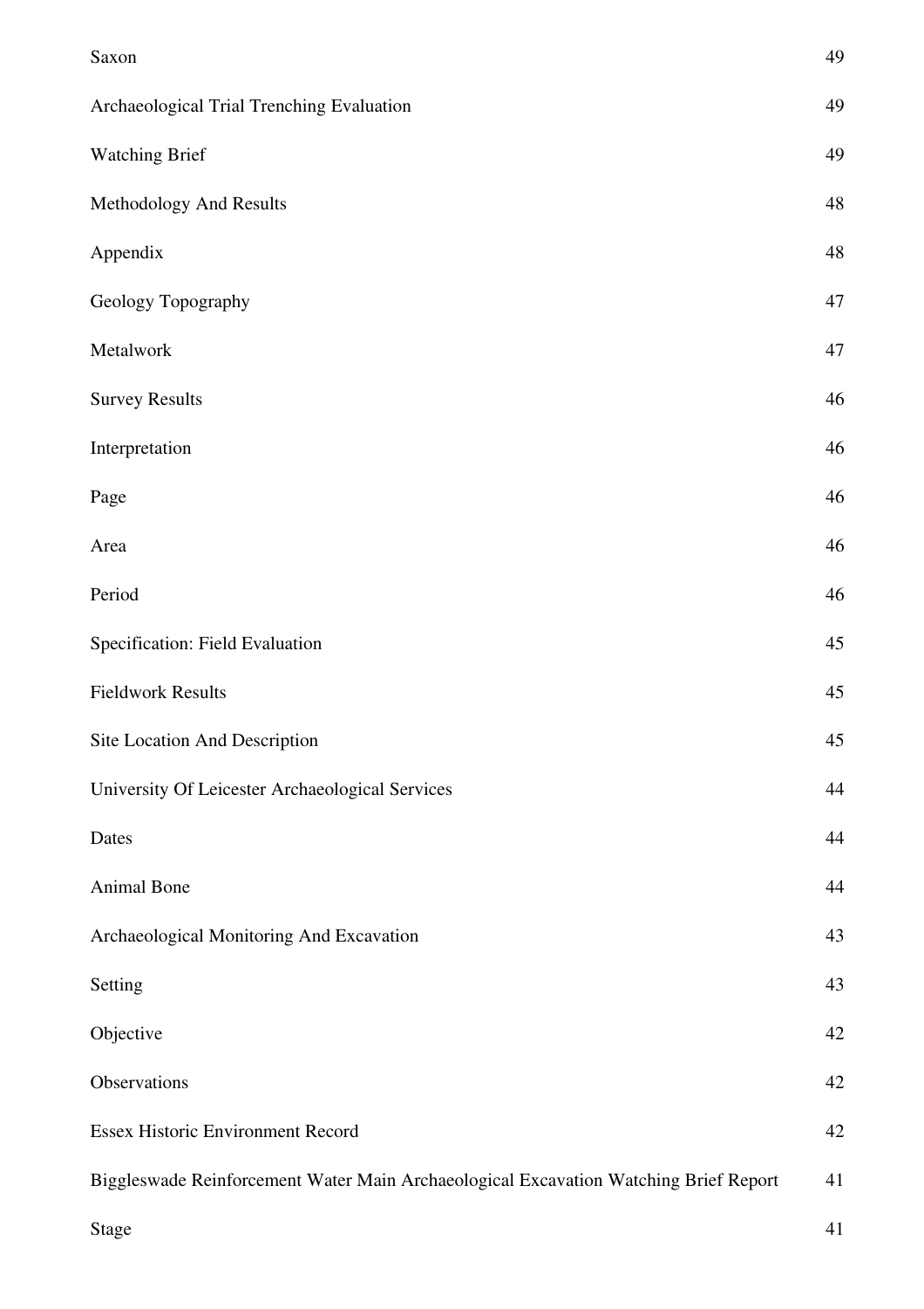| | |
|---|---|
| Saxon | 49 |
| Archaeological Trial Trenching Evaluation | 49 |
| Watching Brief | 49 |
| Methodology And Results | 48 |
| Appendix | 48 |
| Geology Topography | 47 |
| Metalwork | 47 |
| Survey Results | 46 |
| Interpretation | 46 |
| Page | 46 |
| Area | 46 |
| Period | 46 |
| Specification: Field Evaluation | 45 |
| Fieldwork Results | 45 |
| Site Location And Description | 45 |
| University Of Leicester Archaeological Services | 44 |
| Dates | 44 |
| Animal Bone | 44 |
| Archaeological Monitoring And Excavation | 43 |
| Setting | 43 |
| Objective | 42 |
| Observations | 42 |
| Essex Historic Environment Record | 42 |
| Biggleswade Reinforcement Water Main Archaeological Excavation Watching Brief Report | 41 |
| Stage | 41 |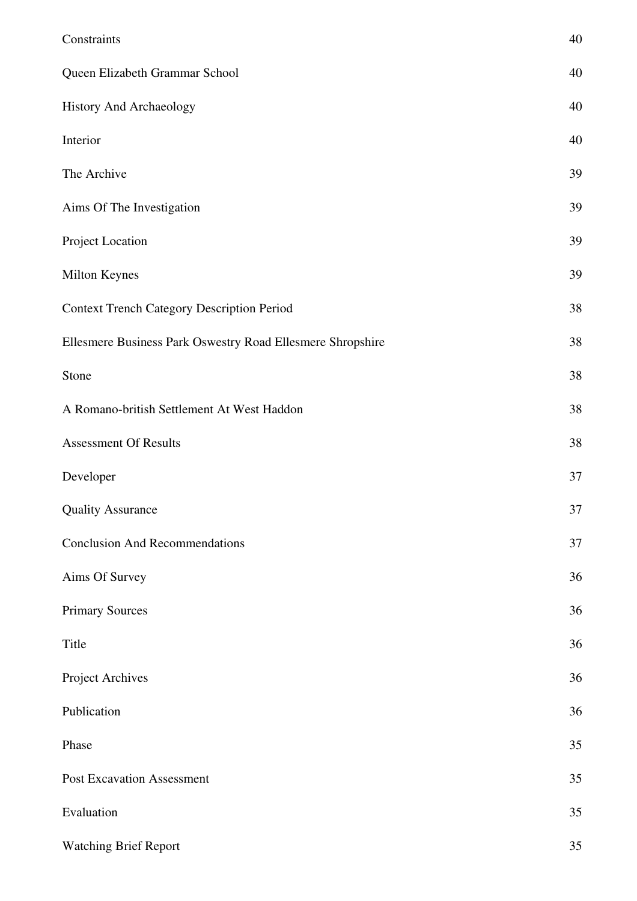| | |
|---|---|
| Constraints | 40 |
| Queen Elizabeth Grammar School | 40 |
| History And Archaeology | 40 |
| Interior | 40 |
| The Archive | 39 |
| Aims Of The Investigation | 39 |
| Project Location | 39 |
| Milton Keynes | 39 |
| Context Trench Category Description Period | 38 |
| Ellesmere Business Park Oswestry Road Ellesmere Shropshire | 38 |
| Stone | 38 |
| A Romano-british Settlement At West Haddon | 38 |
| Assessment Of Results | 38 |
| Developer | 37 |
| Quality Assurance | 37 |
| Conclusion And Recommendations | 37 |
| Aims Of Survey | 36 |
| Primary Sources | 36 |
| Title | 36 |
| Project Archives | 36 |
| Publication | 36 |
| Phase | 35 |
| Post Excavation Assessment | 35 |
| Evaluation | 35 |
| Watching Brief Report | 35 |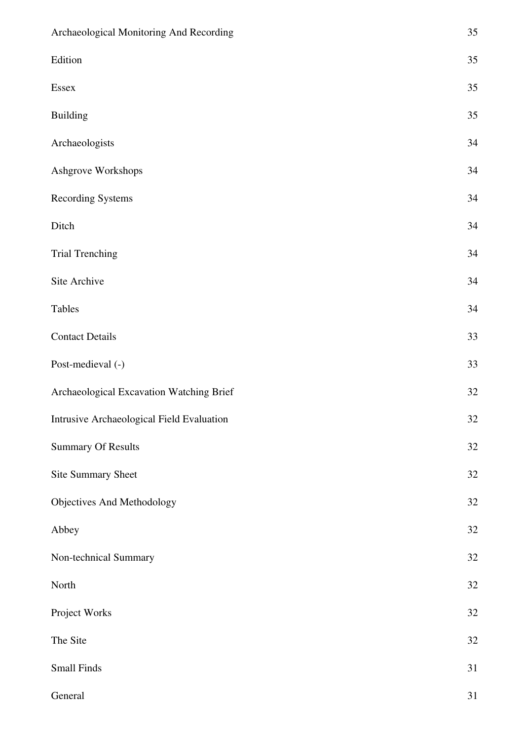| | |
|---|---|
| Archaeological Monitoring And Recording | 35 |
| Edition | 35 |
| Essex | 35 |
| Building | 35 |
| Archaeologists | 34 |
| Ashgrove Workshops | 34 |
| Recording Systems | 34 |
| Ditch | 34 |
| Trial Trenching | 34 |
| Site Archive | 34 |
| Tables | 34 |
| Contact Details | 33 |
| Post-medieval (-) | 33 |
| Archaeological Excavation Watching Brief | 32 |
| Intrusive Archaeological Field Evaluation | 32 |
| Summary Of Results | 32 |
| Site Summary Sheet | 32 |
| Objectives And Methodology | 32 |
| Abbey | 32 |
| Non-technical Summary | 32 |
| North | 32 |
| Project Works | 32 |
| The Site | 32 |
| Small Finds | 31 |
| General | 31 |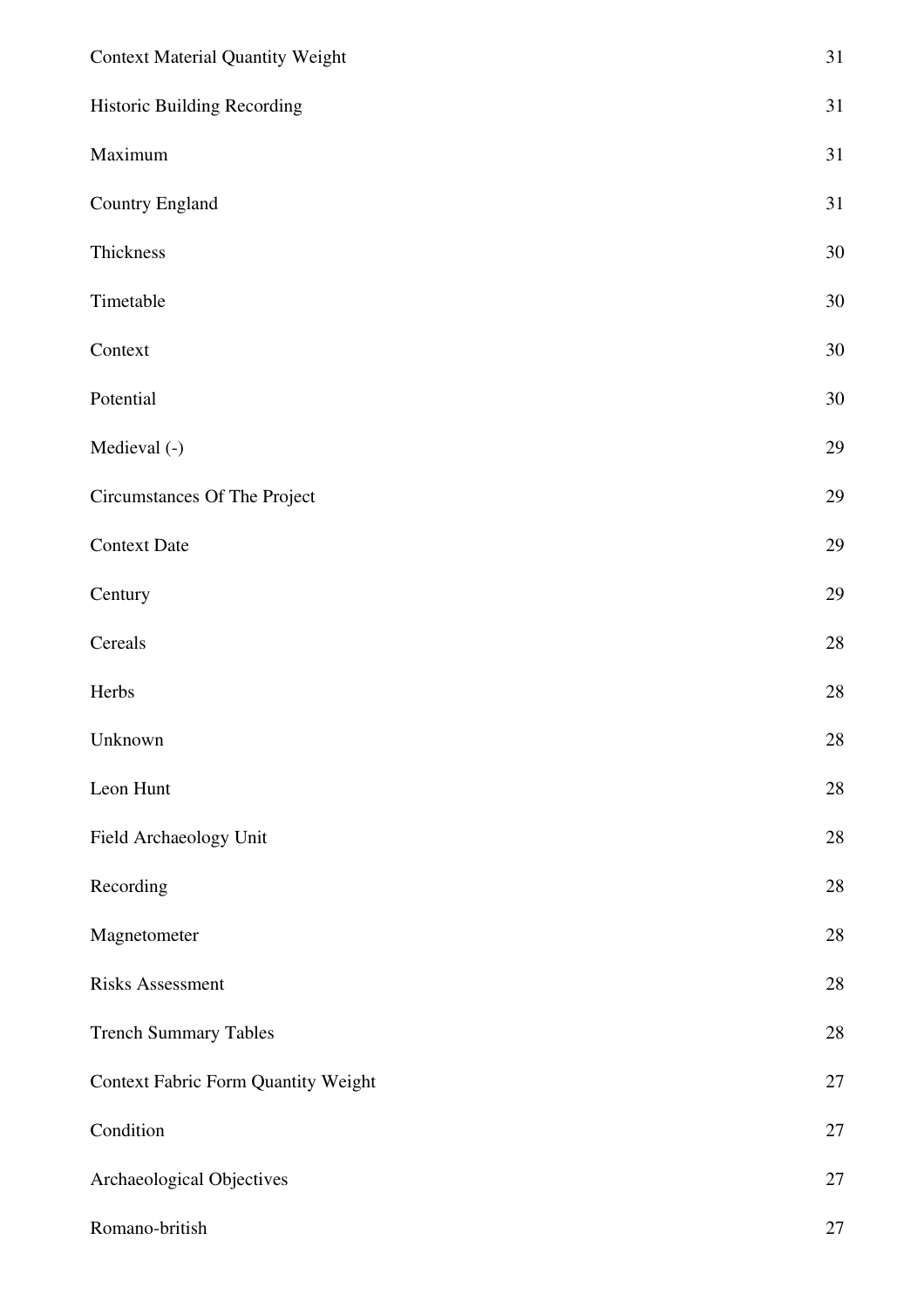| | |
|---|---|
| Context Material Quantity Weight | 31 |
| Historic Building Recording | 31 |
| Maximum | 31 |
| Country England | 31 |
| Thickness | 30 |
| Timetable | 30 |
| Context | 30 |
| Potential | 30 |
| Medieval (-) | 29 |
| Circumstances Of The Project | 29 |
| Context Date | 29 |
| Century | 29 |
| Cereals | 28 |
| Herbs | 28 |
| Unknown | 28 |
| Leon Hunt | 28 |
| Field Archaeology Unit | 28 |
| Recording | 28 |
| Magnetometer | 28 |
| Risks Assessment | 28 |
| Trench Summary Tables | 28 |
| Context Fabric Form Quantity Weight | 27 |
| Condition | 27 |
| Archaeological Objectives | 27 |
| Romano-british | 27 |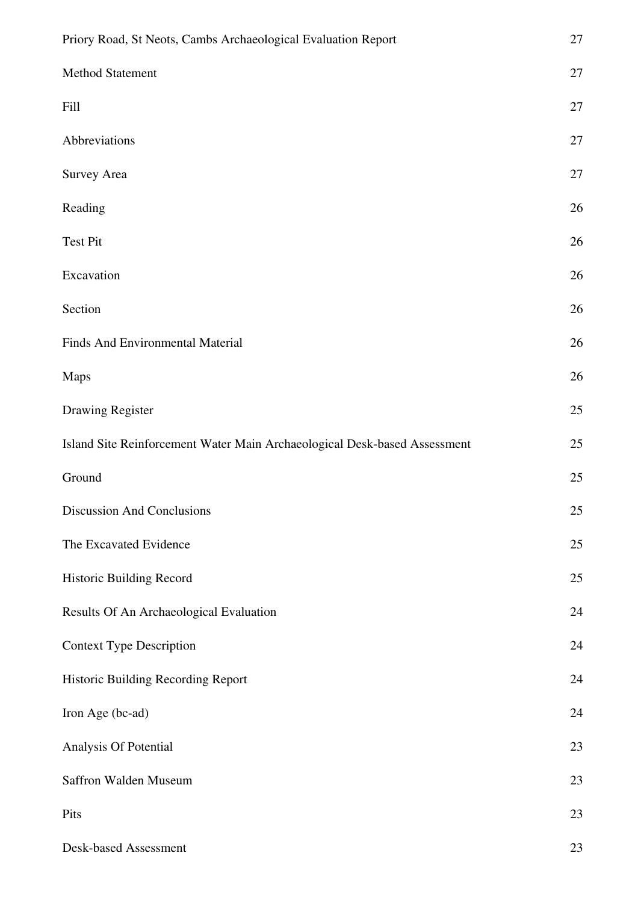| | |
|---|---|
| Priory Road, St Neots, Cambs Archaeological Evaluation Report | 27 |
| Method Statement | 27 |
| Fill | 27 |
| Abbreviations | 27 |
| Survey Area | 27 |
| Reading | 26 |
| Test Pit | 26 |
| Excavation | 26 |
| Section | 26 |
| Finds And Environmental Material | 26 |
| Maps | 26 |
| Drawing Register | 25 |
| Island Site Reinforcement Water Main Archaeological Desk-based Assessment | 25 |
| Ground | 25 |
| Discussion And Conclusions | 25 |
| The Excavated Evidence | 25 |
| Historic Building Record | 25 |
| Results Of An Archaeological Evaluation | 24 |
| Context Type Description | 24 |
| Historic Building Recording Report | 24 |
| Iron Age (bc-ad) | 24 |
| Analysis Of Potential | 23 |
| Saffron Walden Museum | 23 |
| Pits | 23 |
| Desk-based Assessment | 23 |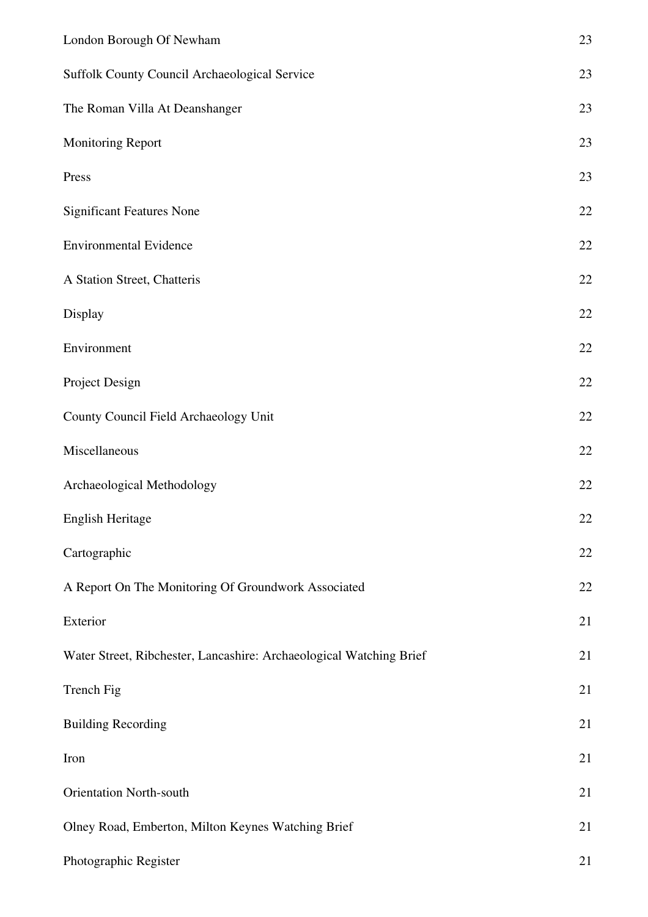| | |
|---|---|
| London Borough Of Newham | 23 |
| Suffolk County Council Archaeological Service | 23 |
| The Roman Villa At Deanshanger | 23 |
| Monitoring Report | 23 |
| Press | 23 |
| Significant Features None | 22 |
| Environmental Evidence | 22 |
| A Station Street, Chatteris | 22 |
| Display | 22 |
| Environment | 22 |
| Project Design | 22 |
| County Council Field Archaeology Unit | 22 |
| Miscellaneous | 22 |
| Archaeological Methodology | 22 |
| English Heritage | 22 |
| Cartographic | 22 |
| A Report On The Monitoring Of Groundwork Associated | 22 |
| Exterior | 21 |
| Water Street, Ribchester, Lancashire: Archaeological Watching Brief | 21 |
| Trench Fig | 21 |
| Building Recording | 21 |
| Iron | 21 |
| Orientation North-south | 21 |
| Olney Road, Emberton, Milton Keynes Watching Brief | 21 |
| Photographic Register | 21 |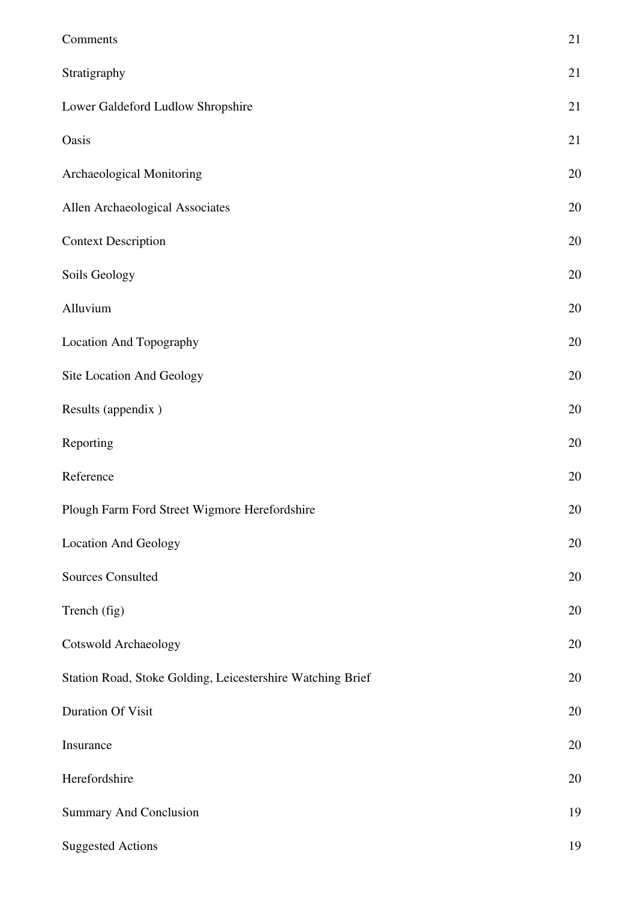| | |
|---|---|
| Comments | 21 |
| Stratigraphy | 21 |
| Lower Galdeford Ludlow Shropshire | 21 |
| Oasis | 21 |
| Archaeological Monitoring | 20 |
| Allen Archaeological Associates | 20 |
| Context Description | 20 |
| Soils Geology | 20 |
| Alluvium | 20 |
| Location And Topography | 20 |
| Site Location And Geology | 20 |
| Results (appendix ) | 20 |
| Reporting | 20 |
| Reference | 20 |
| Plough Farm Ford Street Wigmore Herefordshire | 20 |
| Location And Geology | 20 |
| Sources Consulted | 20 |
| Trench (fig) | 20 |
| Cotswold Archaeology | 20 |
| Station Road, Stoke Golding, Leicestershire Watching Brief | 20 |
| Duration Of Visit | 20 |
| Insurance | 20 |
| Herefordshire | 20 |
| Summary And Conclusion | 19 |
| Suggested Actions | 19 |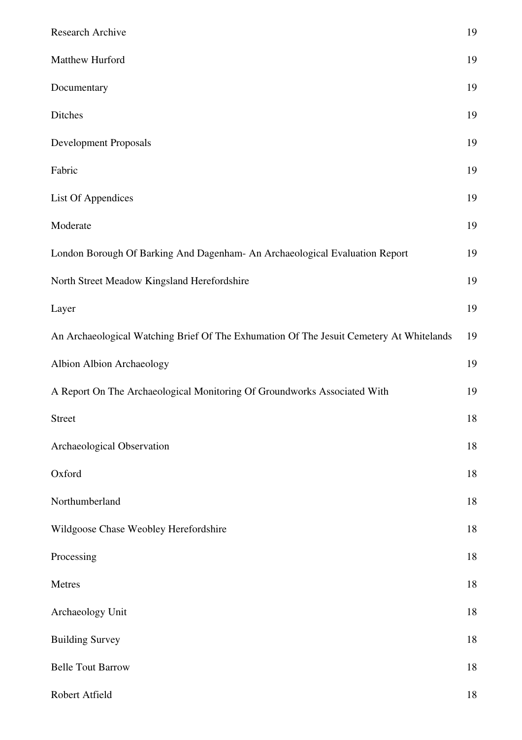| | |
|---|---|
| Research Archive | 19 |
| Matthew Hurford | 19 |
| Documentary | 19 |
| Ditches | 19 |
| Development Proposals | 19 |
| Fabric | 19 |
| List Of Appendices | 19 |
| Moderate | 19 |
| London Borough Of Barking And Dagenham- An Archaeological Evaluation Report | 19 |
| North Street Meadow Kingsland Herefordshire | 19 |
| Layer | 19 |
| An Archaeological Watching Brief Of The Exhumation Of The Jesuit Cemetery At Whitelands | 19 |
| Albion Albion Archaeology | 19 |
| A Report On The Archaeological Monitoring Of Groundworks Associated With | 19 |
| Street | 18 |
| Archaeological Observation | 18 |
| Oxford | 18 |
| Northumberland | 18 |
| Wildgoose Chase Weobley Herefordshire | 18 |
| Processing | 18 |
| Metres | 18 |
| Archaeology Unit | 18 |
| Building Survey | 18 |
| Belle Tout Barrow | 18 |
| Robert Atfield | 18 |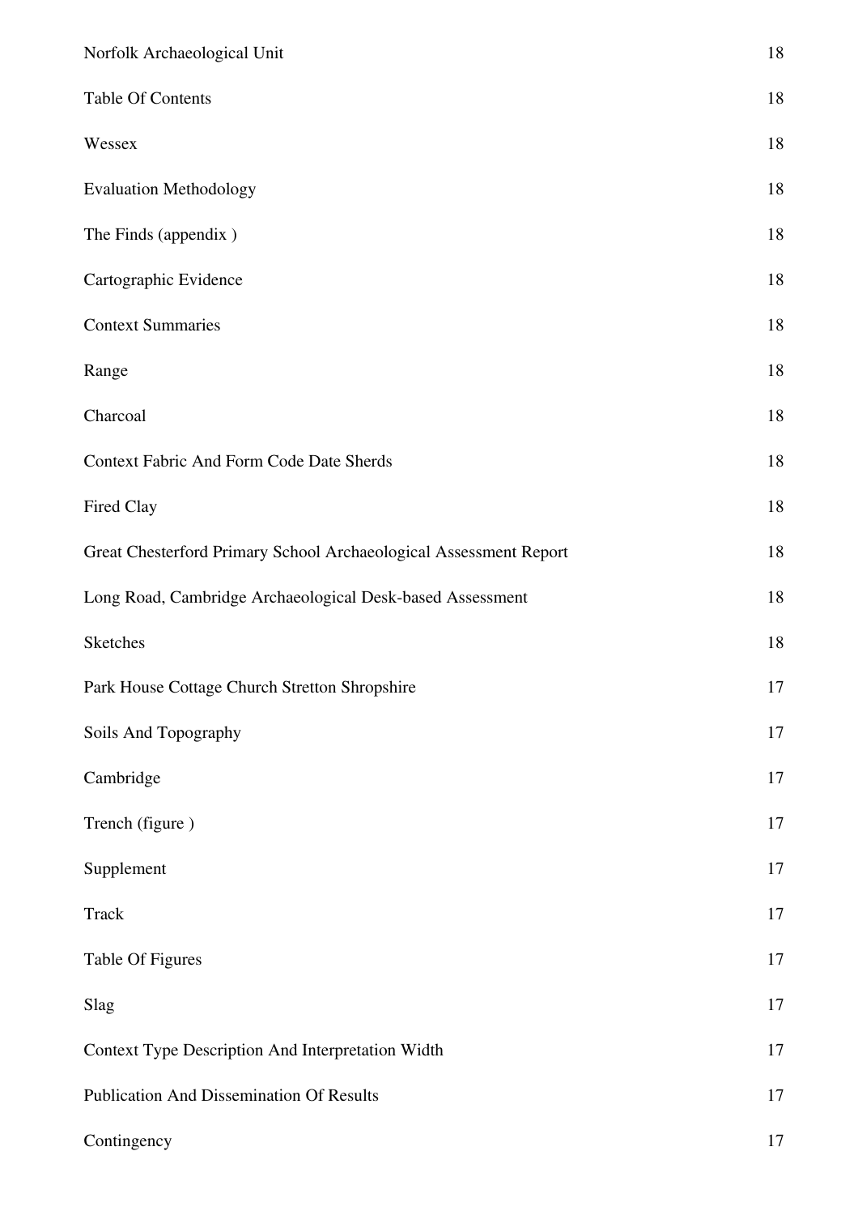| | |
|---|---|
| Norfolk Archaeological Unit | 18 |
| Table Of Contents | 18 |
| Wessex | 18 |
| Evaluation Methodology | 18 |
| The Finds (appendix ) | 18 |
| Cartographic Evidence | 18 |
| Context Summaries | 18 |
| Range | 18 |
| Charcoal | 18 |
| Context Fabric And Form Code Date Sherds | 18 |
| Fired Clay | 18 |
| Great Chesterford Primary School Archaeological Assessment Report | 18 |
| Long Road, Cambridge Archaeological Desk-based Assessment | 18 |
| Sketches | 18 |
| Park House Cottage Church Stretton Shropshire | 17 |
| Soils And Topography | 17 |
| Cambridge | 17 |
| Trench (figure ) | 17 |
| Supplement | 17 |
| Track | 17 |
| Table Of Figures | 17 |
| Slag | 17 |
| Context Type Description And Interpretation Width | 17 |
| Publication And Dissemination Of Results | 17 |
| Contingency | 17 |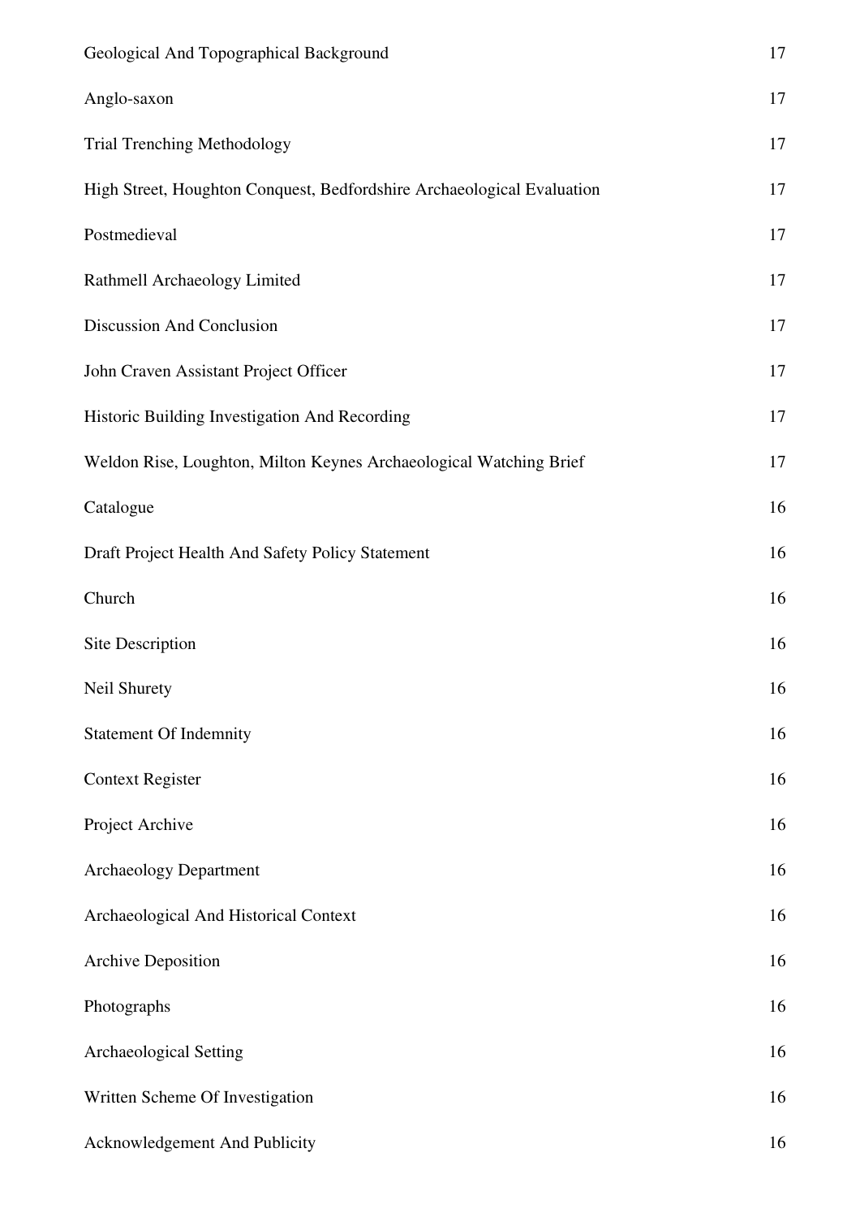| | |
|---|---|
| Geological And Topographical Background | 17 |
| Anglo-saxon | 17 |
| Trial Trenching Methodology | 17 |
| High Street, Houghton Conquest, Bedfordshire Archaeological Evaluation | 17 |
| Postmedieval | 17 |
| Rathmell Archaeology Limited | 17 |
| Discussion And Conclusion | 17 |
| John Craven Assistant Project Officer | 17 |
| Historic Building Investigation And Recording | 17 |
| Weldon Rise, Loughton, Milton Keynes Archaeological Watching Brief | 17 |
| Catalogue | 16 |
| Draft Project Health And Safety Policy Statement | 16 |
| Church | 16 |
| Site Description | 16 |
| Neil Shurety | 16 |
| Statement Of Indemnity | 16 |
| Context Register | 16 |
| Project Archive | 16 |
| Archaeology Department | 16 |
| Archaeological And Historical Context | 16 |
| Archive Deposition | 16 |
| Photographs | 16 |
| Archaeological Setting | 16 |
| Written Scheme Of Investigation | 16 |
| Acknowledgement And Publicity | 16 |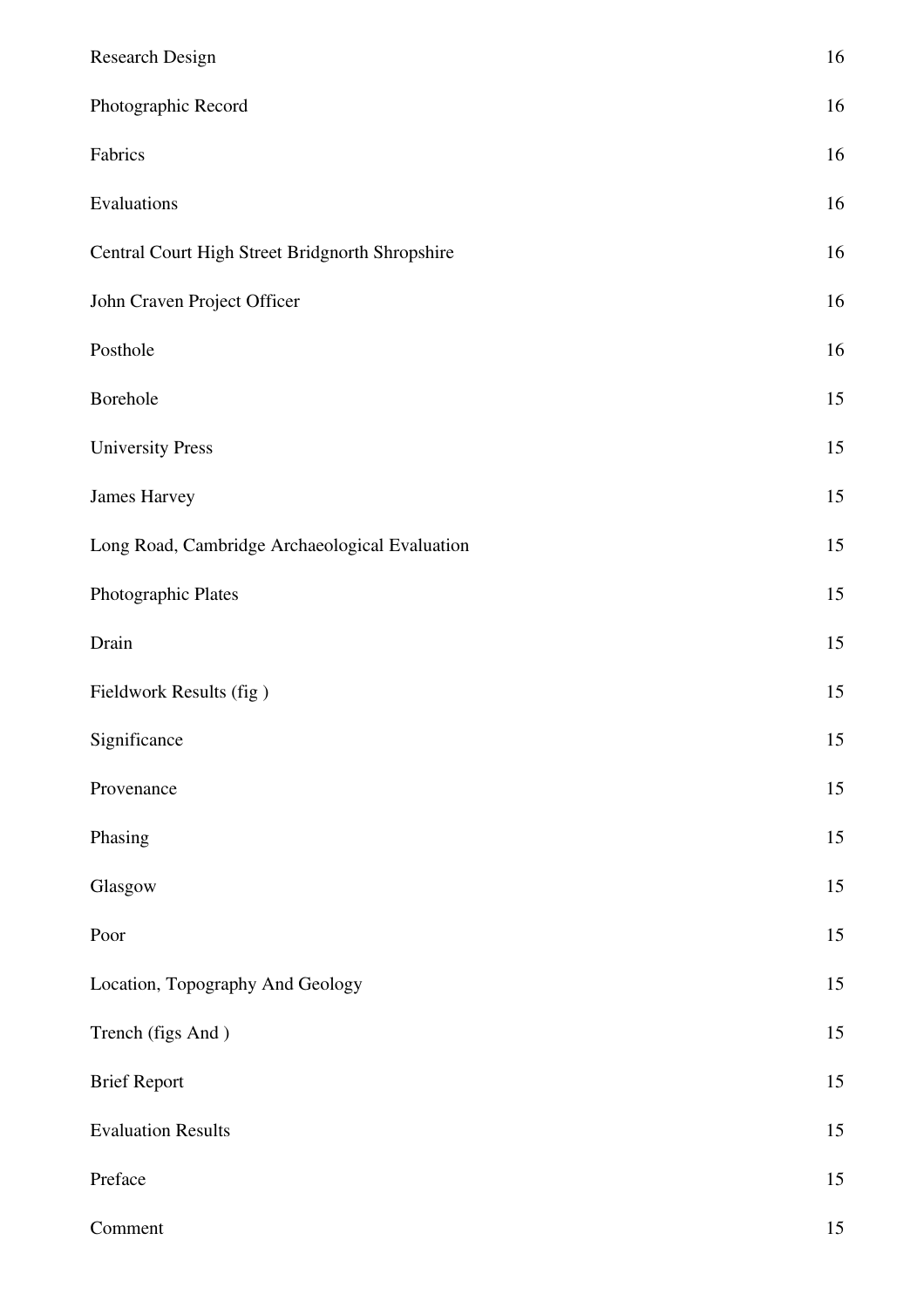| | |
|---|---|
| Research Design | 16 |
| Photographic Record | 16 |
| Fabrics | 16 |
| Evaluations | 16 |
| Central Court High Street Bridgnorth Shropshire | 16 |
| John Craven Project Officer | 16 |
| Posthole | 16 |
| Borehole | 15 |
| University Press | 15 |
| James Harvey | 15 |
| Long Road, Cambridge Archaeological Evaluation | 15 |
| Photographic Plates | 15 |
| Drain | 15 |
| Fieldwork Results (fig ) | 15 |
| Significance | 15 |
| Provenance | 15 |
| Phasing | 15 |
| Glasgow | 15 |
| Poor | 15 |
| Location, Topography And Geology | 15 |
| Trench (figs And ) | 15 |
| Brief Report | 15 |
| Evaluation Results | 15 |
| Preface | 15 |
| Comment | 15 |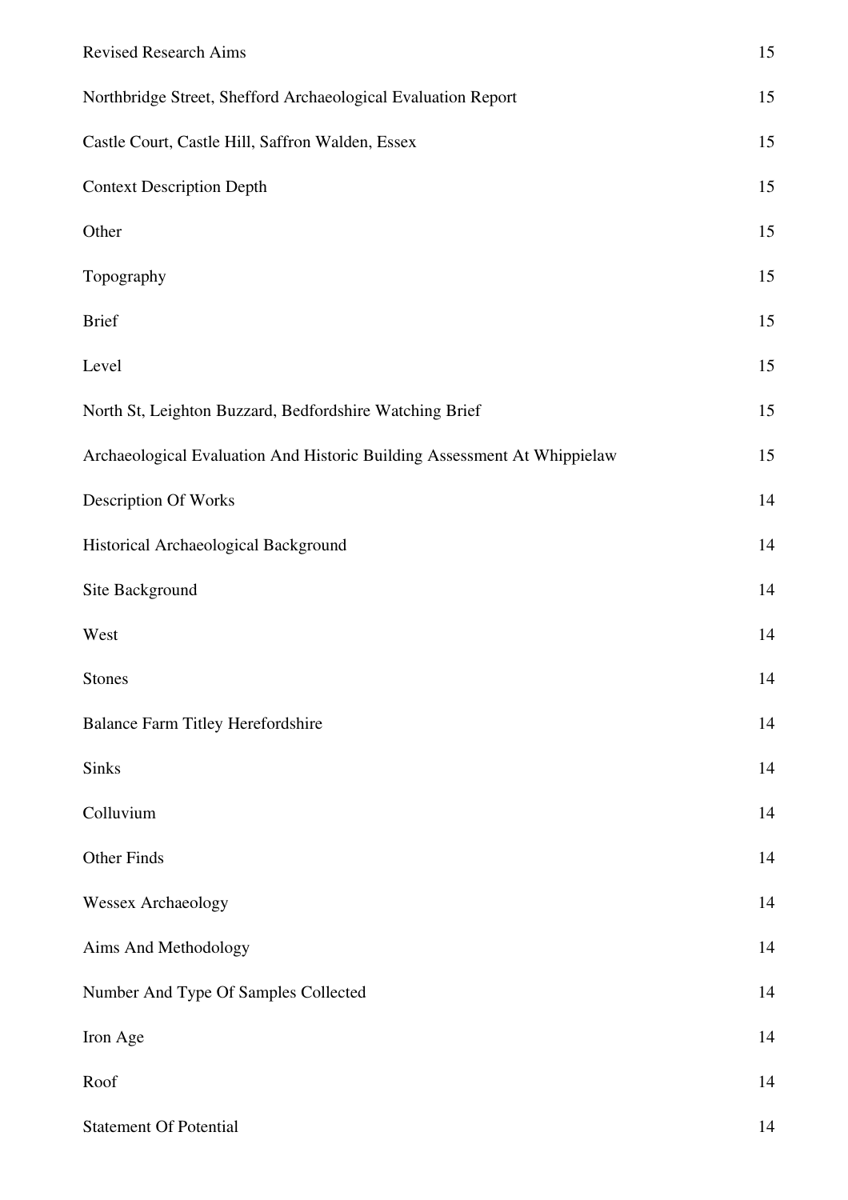| | |
|---|---|
| Revised Research Aims | 15 |
| Northbridge Street, Shefford Archaeological Evaluation Report | 15 |
| Castle Court, Castle Hill, Saffron Walden, Essex | 15 |
| Context Description Depth | 15 |
| Other | 15 |
| Topography | 15 |
| Brief | 15 |
| Level | 15 |
| North St, Leighton Buzzard, Bedfordshire Watching Brief | 15 |
| Archaeological Evaluation And Historic Building Assessment At Whippielaw | 15 |
| Description Of Works | 14 |
| Historical Archaeological Background | 14 |
| Site Background | 14 |
| West | 14 |
| Stones | 14 |
| Balance Farm Titley Herefordshire | 14 |
| Sinks | 14 |
| Colluvium | 14 |
| Other Finds | 14 |
| Wessex Archaeology | 14 |
| Aims And Methodology | 14 |
| Number And Type Of Samples Collected | 14 |
| Iron Age | 14 |
| Roof | 14 |
| Statement Of Potential | 14 |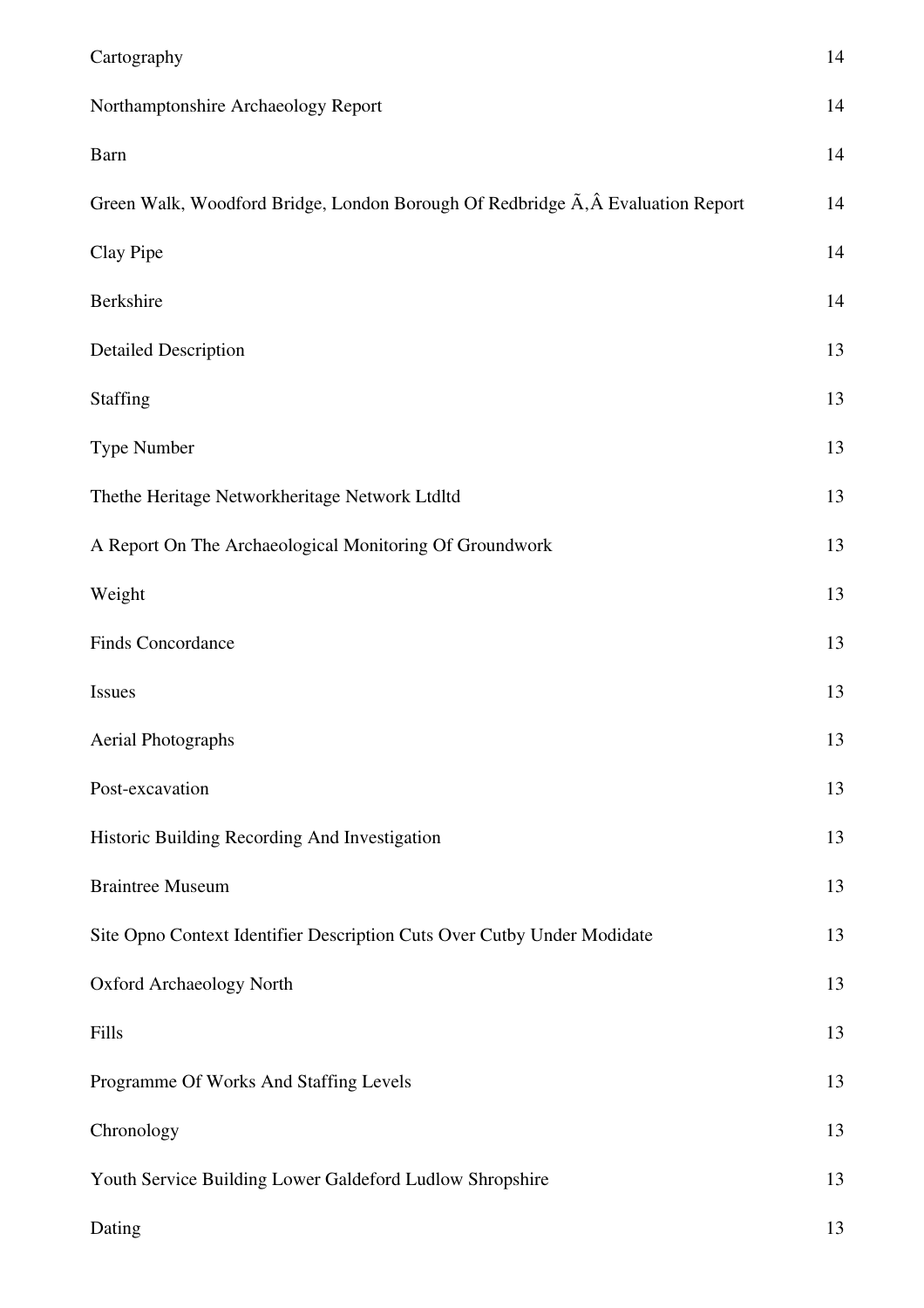| | |
|---|---|
| Cartography | 14 |
| Northamptonshire Archaeology Report | 14 |
| Barn | 14 |
| Green Walk, Woodford Bridge, London Borough Of Redbridge Ã‚Â Evaluation Report | 14 |
| Clay Pipe | 14 |
| Berkshire | 14 |
| Detailed Description | 13 |
| Staffing | 13 |
| Type Number | 13 |
| Thethe Heritage Networkheritage Network Ltdltd | 13 |
| A Report On The Archaeological Monitoring Of Groundwork | 13 |
| Weight | 13 |
| Finds Concordance | 13 |
| Issues | 13 |
| Aerial Photographs | 13 |
| Post-excavation | 13 |
| Historic Building Recording And Investigation | 13 |
| Braintree Museum | 13 |
| Site Opno Context Identifier Description Cuts Over Cutby Under Modidate | 13 |
| Oxford Archaeology North | 13 |
| Fills | 13 |
| Programme Of Works And Staffing Levels | 13 |
| Chronology | 13 |
| Youth Service Building Lower Galdeford Ludlow Shropshire | 13 |
| Dating | 13 |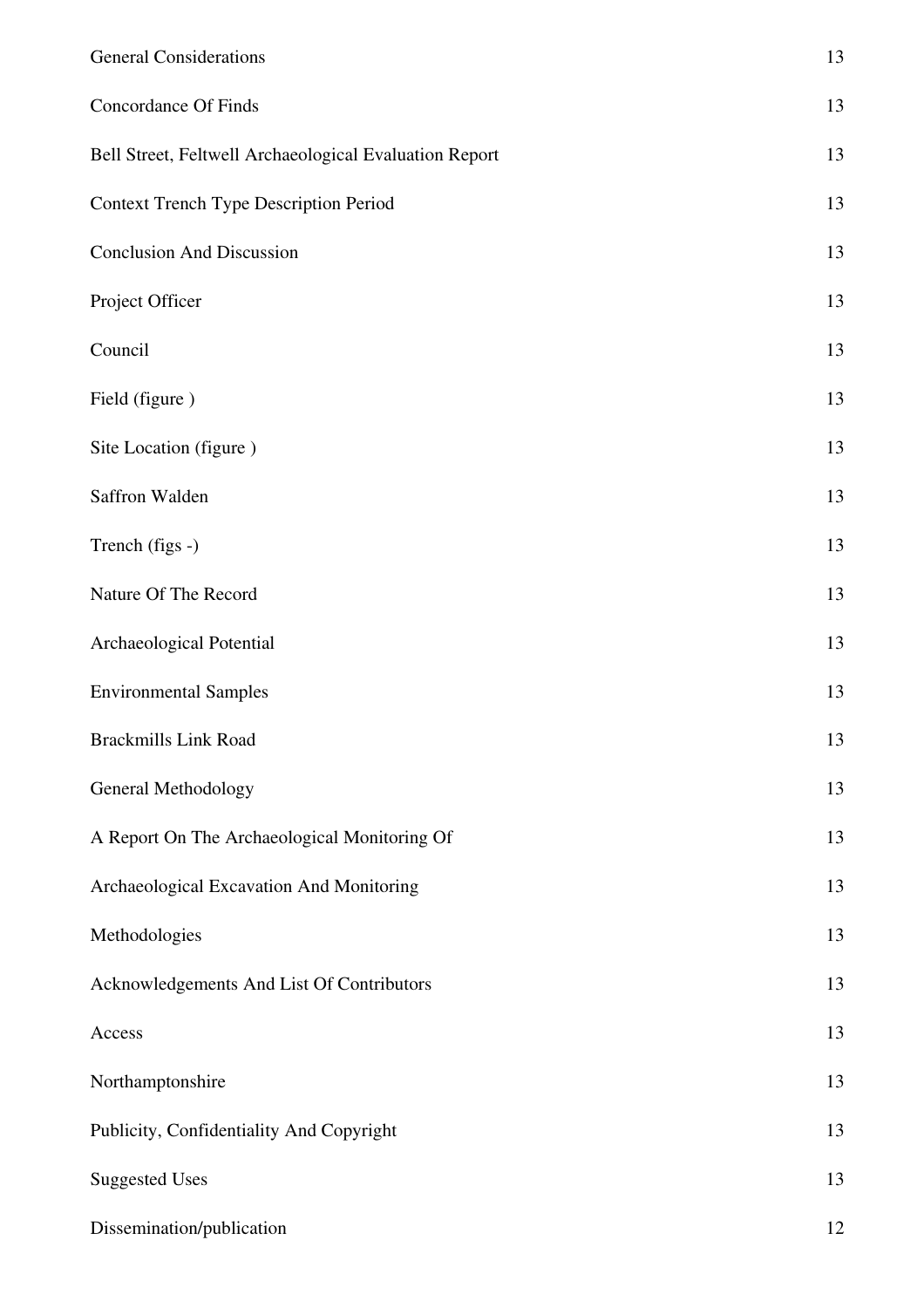| | |
|---|---|
| General Considerations | 13 |
| Concordance Of Finds | 13 |
| Bell Street, Feltwell Archaeological Evaluation Report | 13 |
| Context Trench Type Description Period | 13 |
| Conclusion And Discussion | 13 |
| Project Officer | 13 |
| Council | 13 |
| Field (figure ) | 13 |
| Site Location (figure ) | 13 |
| Saffron Walden | 13 |
| Trench (figs -) | 13 |
| Nature Of The Record | 13 |
| Archaeological Potential | 13 |
| Environmental Samples | 13 |
| Brackmills Link Road | 13 |
| General Methodology | 13 |
| A Report On The Archaeological Monitoring Of | 13 |
| Archaeological Excavation And Monitoring | 13 |
| Methodologies | 13 |
| Acknowledgements And List Of Contributors | 13 |
| Access | 13 |
| Northamptonshire | 13 |
| Publicity, Confidentiality And Copyright | 13 |
| Suggested Uses | 13 |
| Dissemination/publication | 12 |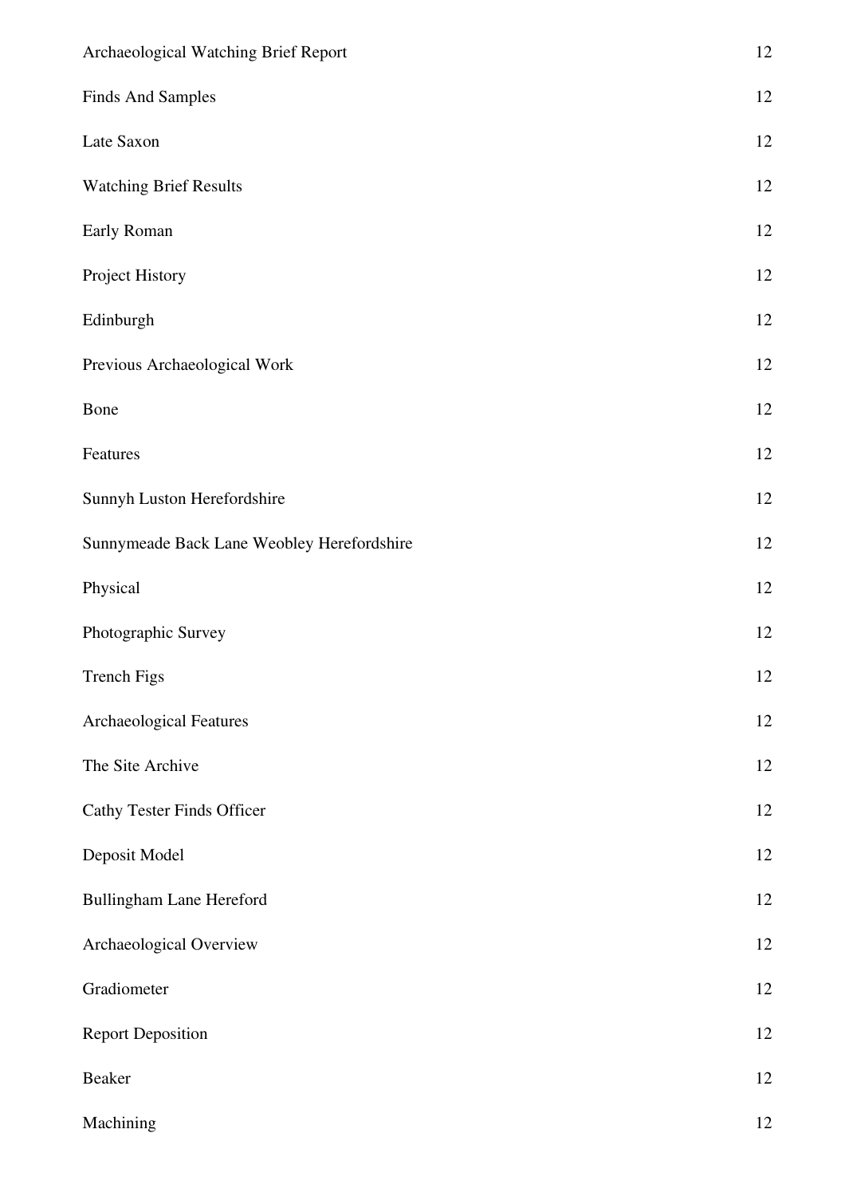| | |
|---|---|
| Archaeological Watching Brief Report | 12 |
| Finds And Samples | 12 |
| Late Saxon | 12 |
| Watching Brief Results | 12 |
| Early Roman | 12 |
| Project History | 12 |
| Edinburgh | 12 |
| Previous Archaeological Work | 12 |
| Bone | 12 |
| Features | 12 |
| Sunnyh Luston Herefordshire | 12 |
| Sunnymeade Back Lane Weobley Herefordshire | 12 |
| Physical | 12 |
| Photographic Survey | 12 |
| Trench Figs | 12 |
| Archaeological Features | 12 |
| The Site Archive | 12 |
| Cathy Tester Finds Officer | 12 |
| Deposit Model | 12 |
| Bullingham Lane Hereford | 12 |
| Archaeological Overview | 12 |
| Gradiometer | 12 |
| Report Deposition | 12 |
| Beaker | 12 |
| Machining | 12 |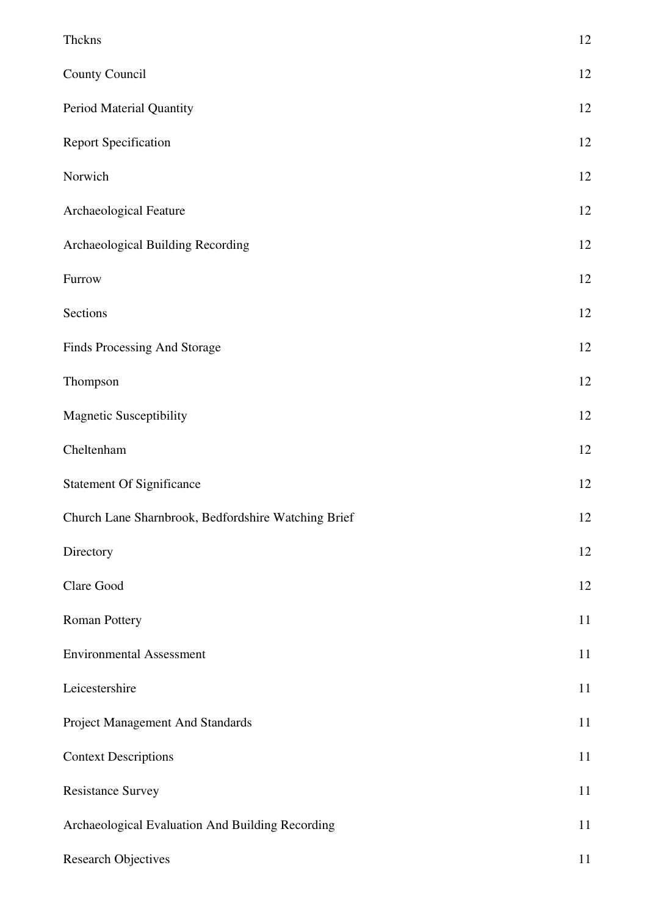| | |
|---|---|
| Thckns | 12 |
| County Council | 12 |
| Period Material Quantity | 12 |
| Report Specification | 12 |
| Norwich | 12 |
| Archaeological Feature | 12 |
| Archaeological Building Recording | 12 |
| Furrow | 12 |
| Sections | 12 |
| Finds Processing And Storage | 12 |
| Thompson | 12 |
| Magnetic Susceptibility | 12 |
| Cheltenham | 12 |
| Statement Of Significance | 12 |
| Church Lane Sharnbrook, Bedfordshire Watching Brief | 12 |
| Directory | 12 |
| Clare Good | 12 |
| Roman Pottery | 11 |
| Environmental Assessment | 11 |
| Leicestershire | 11 |
| Project Management And Standards | 11 |
| Context Descriptions | 11 |
| Resistance Survey | 11 |
| Archaeological Evaluation And Building Recording | 11 |
| Research Objectives | 11 |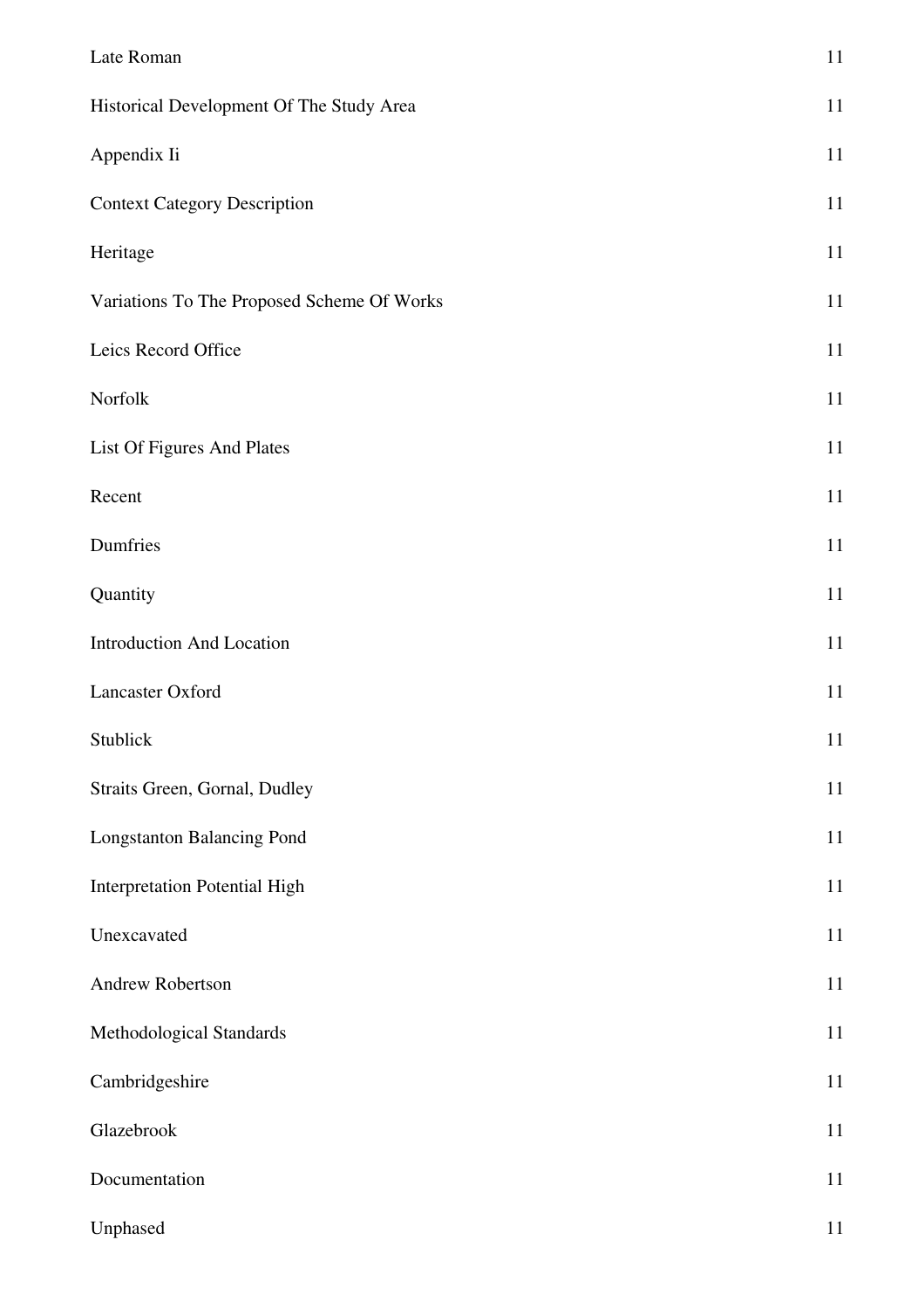| | |
|---|---|
| Late Roman | 11 |
| Historical Development Of The Study Area | 11 |
| Appendix Ii | 11 |
| Context Category Description | 11 |
| Heritage | 11 |
| Variations To The Proposed Scheme Of Works | 11 |
| Leics Record Office | 11 |
| Norfolk | 11 |
| List Of Figures And Plates | 11 |
| Recent | 11 |
| Dumfries | 11 |
| Quantity | 11 |
| Introduction And Location | 11 |
| Lancaster Oxford | 11 |
| Stublick | 11 |
| Straits Green, Gornal, Dudley | 11 |
| Longstanton Balancing Pond | 11 |
| Interpretation Potential High | 11 |
| Unexcavated | 11 |
| Andrew Robertson | 11 |
| Methodological Standards | 11 |
| Cambridgeshire | 11 |
| Glazebrook | 11 |
| Documentation | 11 |
| Unphased | 11 |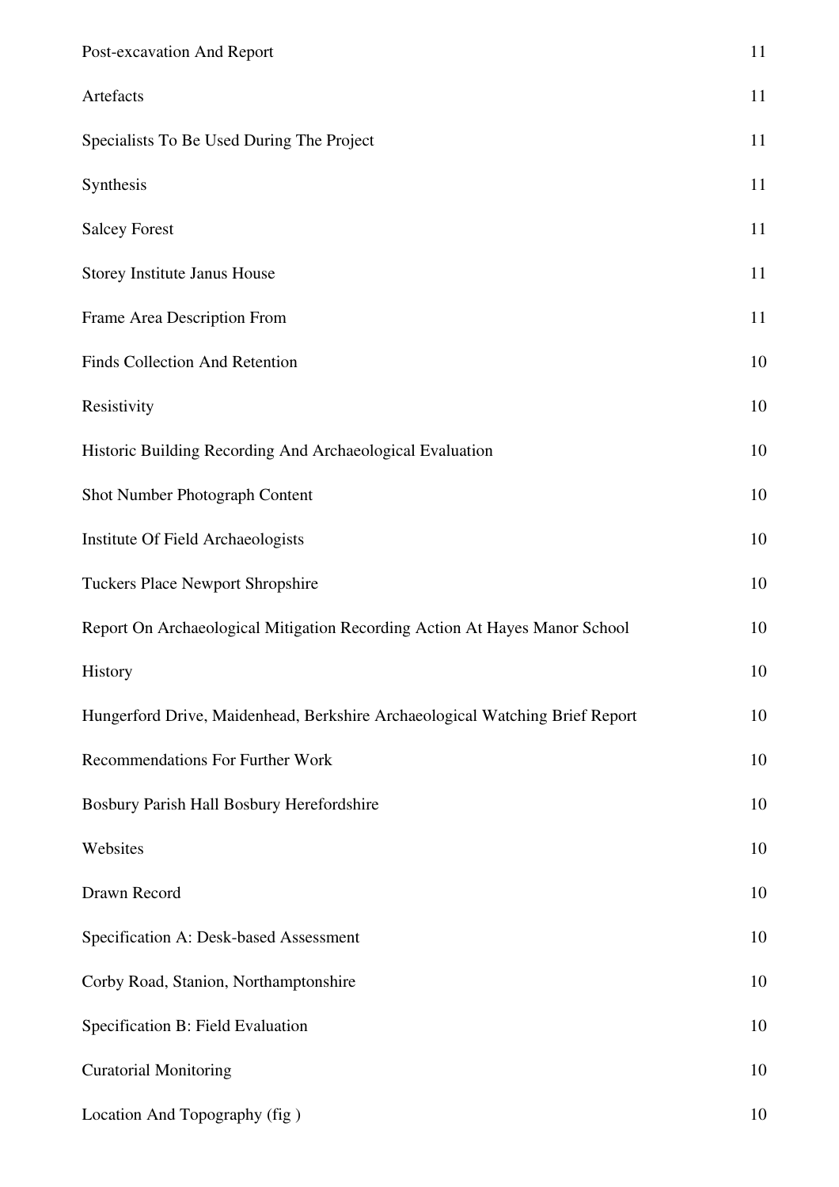| | |
|---|---|
| Post-excavation And Report | 11 |
| Artefacts | 11 |
| Specialists To Be Used During The Project | 11 |
| Synthesis | 11 |
| Salcey Forest | 11 |
| Storey Institute Janus House | 11 |
| Frame Area Description From | 11 |
| Finds Collection And Retention | 10 |
| Resistivity | 10 |
| Historic Building Recording And Archaeological Evaluation | 10 |
| Shot Number Photograph Content | 10 |
| Institute Of Field Archaeologists | 10 |
| Tuckers Place Newport Shropshire | 10 |
| Report On Archaeological Mitigation Recording Action At Hayes Manor School | 10 |
| History | 10 |
| Hungerford Drive, Maidenhead, Berkshire Archaeological Watching Brief Report | 10 |
| Recommendations For Further Work | 10 |
| Bosbury Parish Hall Bosbury Herefordshire | 10 |
| Websites | 10 |
| Drawn Record | 10 |
| Specification A: Desk-based Assessment | 10 |
| Corby Road, Stanion, Northamptonshire | 10 |
| Specification B: Field Evaluation | 10 |
| Curatorial Monitoring | 10 |
| Location And Topography (fig ) | 10 |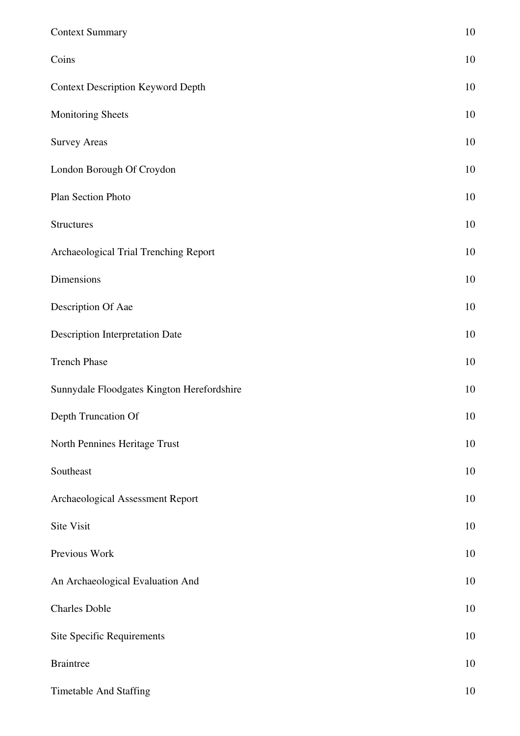| | |
|---|---|
| Context Summary | 10 |
| Coins | 10 |
| Context Description Keyword Depth | 10 |
| Monitoring Sheets | 10 |
| Survey Areas | 10 |
| London Borough Of Croydon | 10 |
| Plan Section Photo | 10 |
| Structures | 10 |
| Archaeological Trial Trenching Report | 10 |
| Dimensions | 10 |
| Description Of Aae | 10 |
| Description Interpretation Date | 10 |
| Trench Phase | 10 |
| Sunnydale Floodgates Kington Herefordshire | 10 |
| Depth Truncation Of | 10 |
| North Pennines Heritage Trust | 10 |
| Southeast | 10 |
| Archaeological Assessment Report | 10 |
| Site Visit | 10 |
| Previous Work | 10 |
| An Archaeological Evaluation And | 10 |
| Charles Doble | 10 |
| Site Specific Requirements | 10 |
| Braintree | 10 |
| Timetable And Staffing | 10 |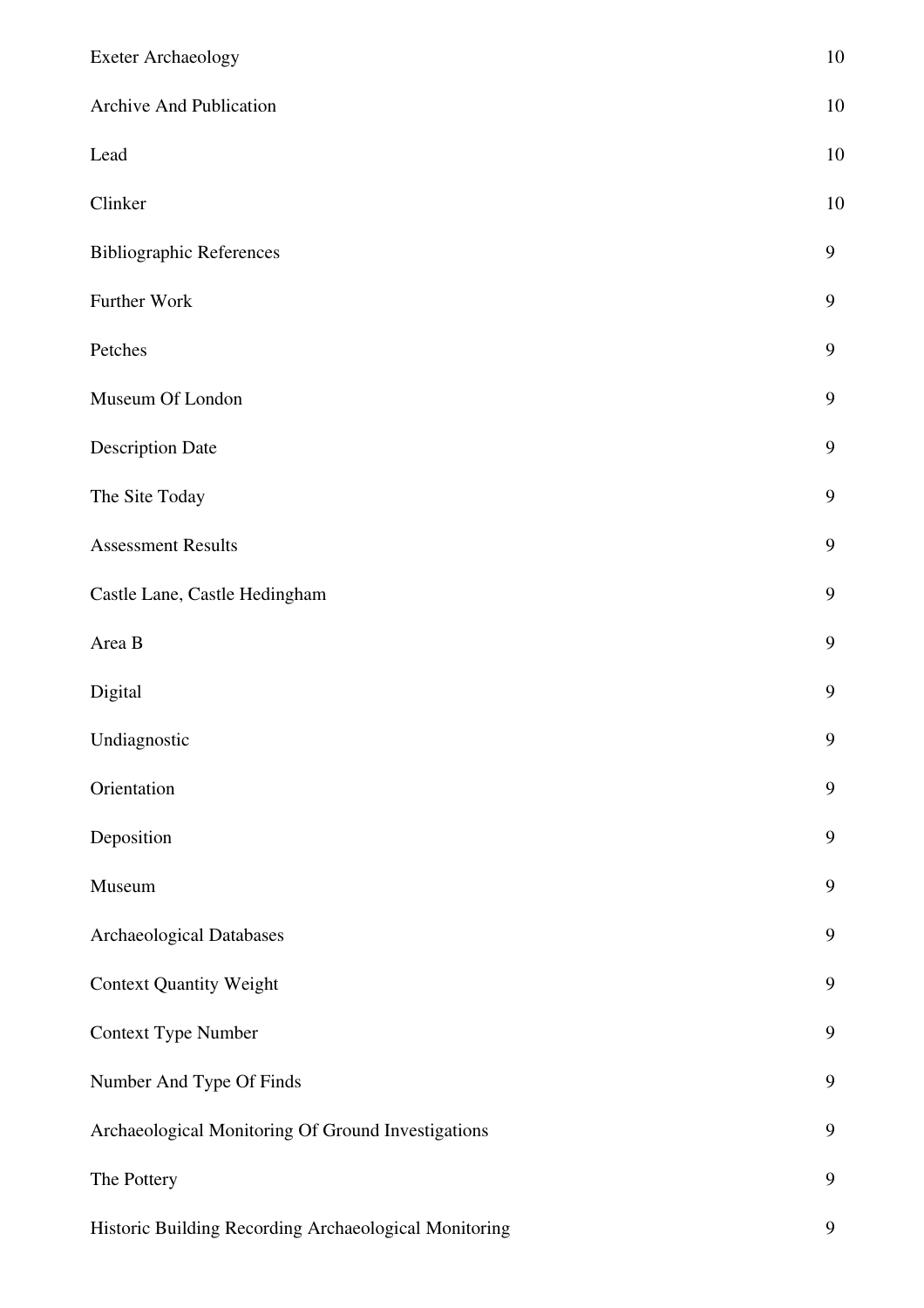| | |
|---|---|
| Exeter Archaeology | 10 |
| Archive And Publication | 10 |
| Lead | 10 |
| Clinker | 10 |
| Bibliographic References | 9 |
| Further Work | 9 |
| Petches | 9 |
| Museum Of London | 9 |
| Description Date | 9 |
| The Site Today | 9 |
| Assessment Results | 9 |
| Castle Lane, Castle Hedingham | 9 |
| Area B | 9 |
| Digital | 9 |
| Undiagnostic | 9 |
| Orientation | 9 |
| Deposition | 9 |
| Museum | 9 |
| Archaeological Databases | 9 |
| Context Quantity Weight | 9 |
| Context Type Number | 9 |
| Number And Type Of Finds | 9 |
| Archaeological Monitoring Of Ground Investigations | 9 |
| The Pottery | 9 |
| Historic Building Recording Archaeological Monitoring | 9 |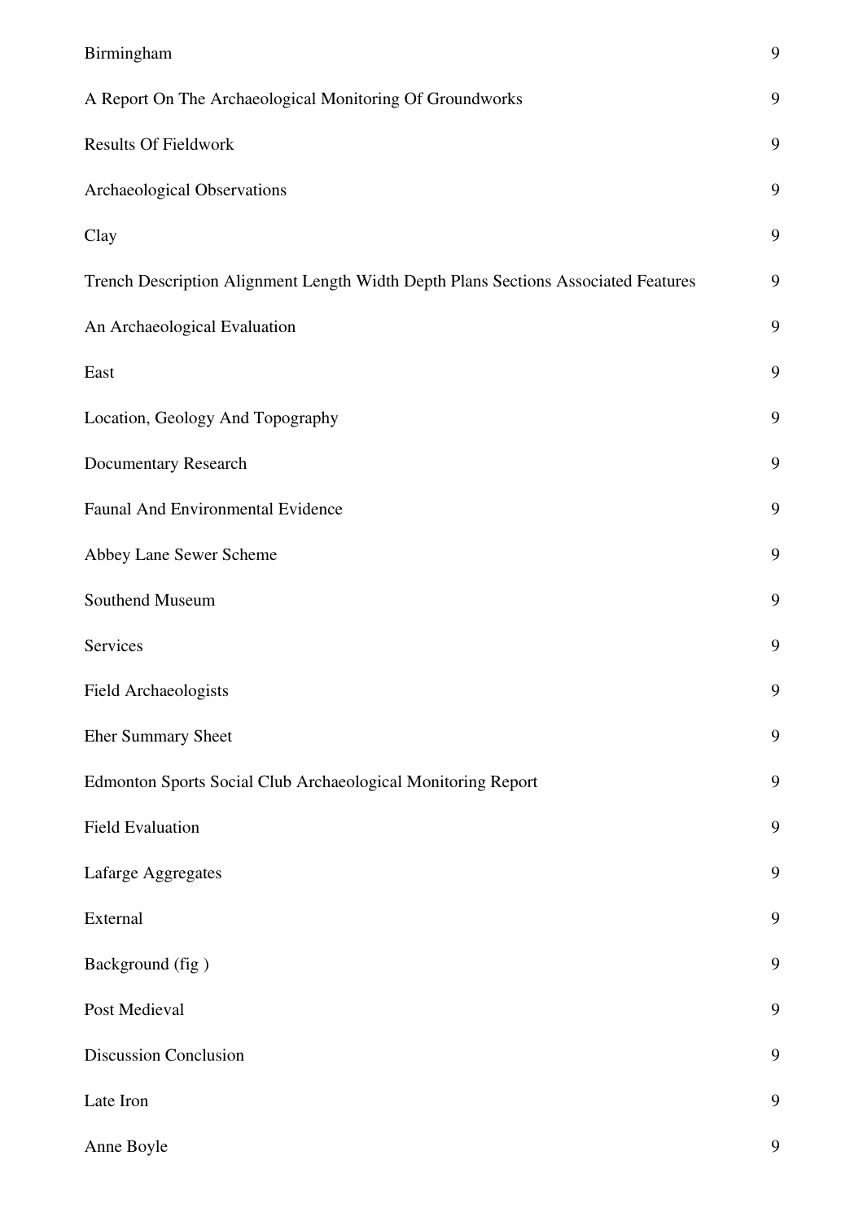| | |
|---|---|
| Birmingham | 9 |
| A Report On The Archaeological Monitoring Of Groundworks | 9 |
| Results Of Fieldwork | 9 |
| Archaeological Observations | 9 |
| Clay | 9 |
| Trench Description Alignment Length Width Depth Plans Sections Associated Features | 9 |
| An Archaeological Evaluation | 9 |
| East | 9 |
| Location, Geology And Topography | 9 |
| Documentary Research | 9 |
| Faunal And Environmental Evidence | 9 |
| Abbey Lane Sewer Scheme | 9 |
| Southend Museum | 9 |
| Services | 9 |
| Field Archaeologists | 9 |
| Eher Summary Sheet | 9 |
| Edmonton Sports Social Club Archaeological Monitoring Report | 9 |
| Field Evaluation | 9 |
| Lafarge Aggregates | 9 |
| External | 9 |
| Background (fig ) | 9 |
| Post Medieval | 9 |
| Discussion Conclusion | 9 |
| Late Iron | 9 |
| Anne Boyle | 9 |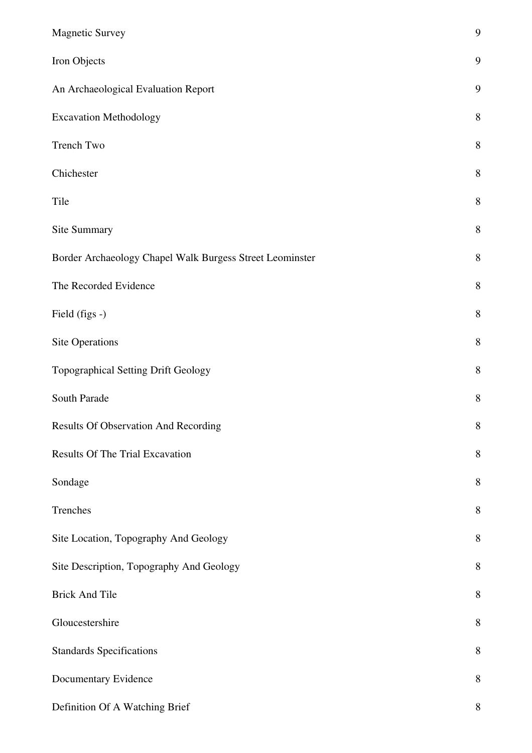| | |
|---|---|
| Magnetic Survey | 9 |
| Iron Objects | 9 |
| An Archaeological Evaluation Report | 9 |
| Excavation Methodology | 8 |
| Trench Two | 8 |
| Chichester | 8 |
| Tile | 8 |
| Site Summary | 8 |
| Border Archaeology Chapel Walk Burgess Street Leominster | 8 |
| The Recorded Evidence | 8 |
| Field (figs -) | 8 |
| Site Operations | 8 |
| Topographical Setting Drift Geology | 8 |
| South Parade | 8 |
| Results Of Observation And Recording | 8 |
| Results Of The Trial Excavation | 8 |
| Sondage | 8 |
| Trenches | 8 |
| Site Location, Topography And Geology | 8 |
| Site Description, Topography And Geology | 8 |
| Brick And Tile | 8 |
| Gloucestershire | 8 |
| Standards Specifications | 8 |
| Documentary Evidence | 8 |
| Definition Of A Watching Brief | 8 |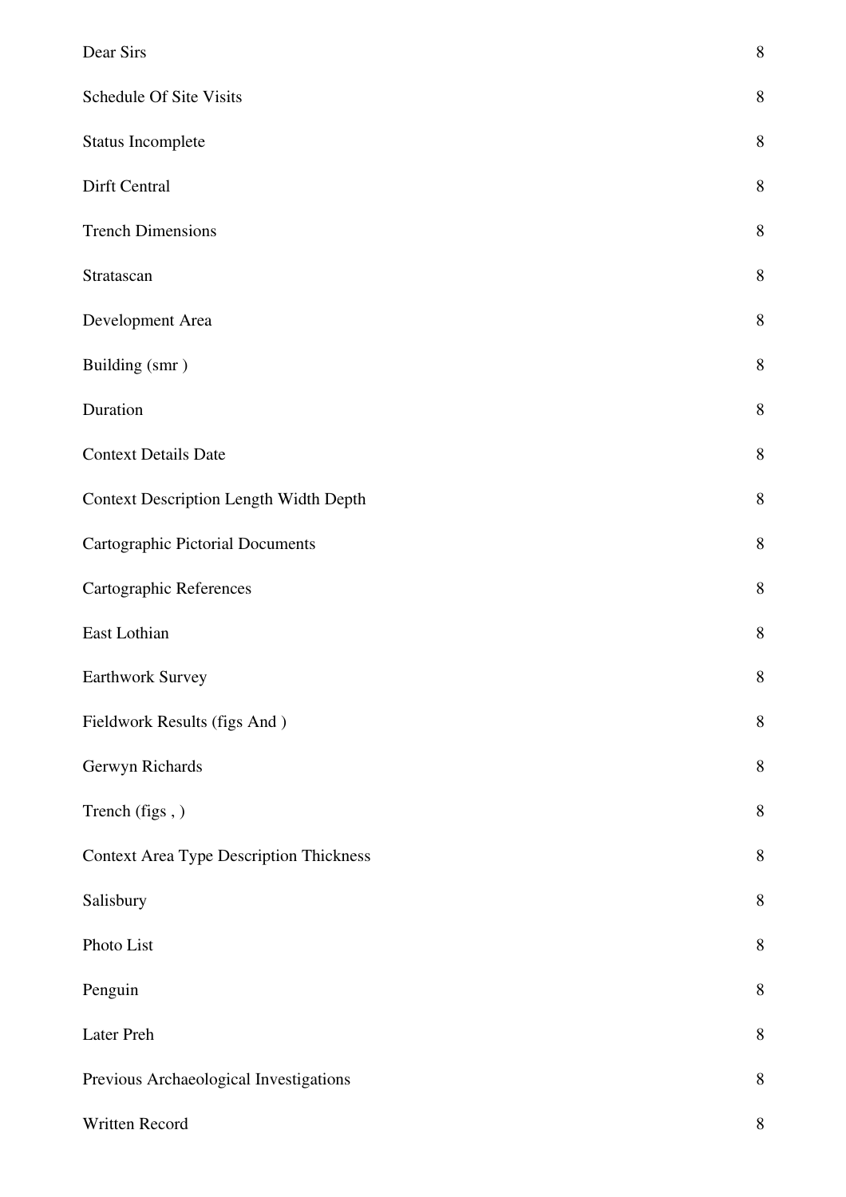| | |
|---|---|
| Dear Sirs | 8 |
| Schedule Of Site Visits | 8 |
| Status Incomplete | 8 |
| Dirft Central | 8 |
| Trench Dimensions | 8 |
| Stratascan | 8 |
| Development Area | 8 |
| Building (smr ) | 8 |
| Duration | 8 |
| Context Details Date | 8 |
| Context Description Length Width Depth | 8 |
| Cartographic Pictorial Documents | 8 |
| Cartographic References | 8 |
| East Lothian | 8 |
| Earthwork Survey | 8 |
| Fieldwork Results (figs And ) | 8 |
| Gerwyn Richards | 8 |
| Trench (figs , ) | 8 |
| Context Area Type Description Thickness | 8 |
| Salisbury | 8 |
| Photo List | 8 |
| Penguin | 8 |
| Later Preh | 8 |
| Previous Archaeological Investigations | 8 |
| Written Record | 8 |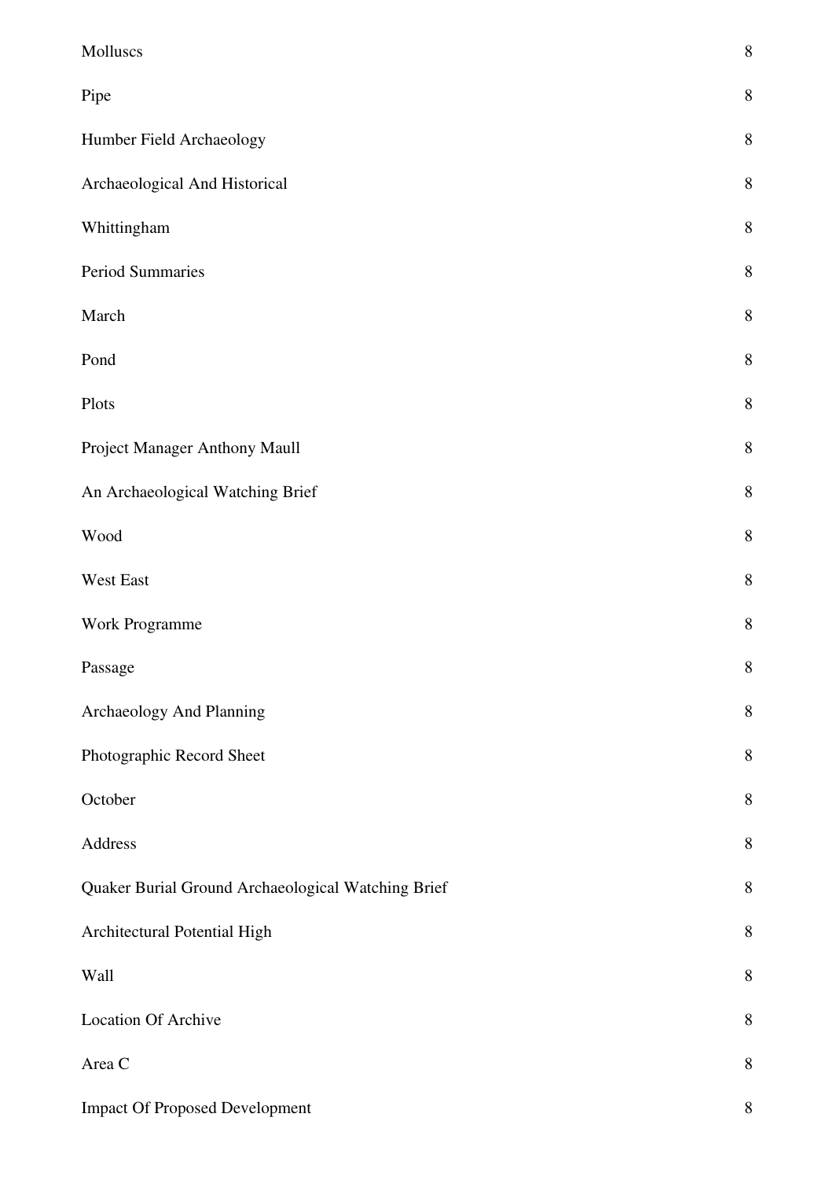| | |
|---|---|
| Molluscs | 8 |
| Pipe | 8 |
| Humber Field Archaeology | 8 |
| Archaeological And Historical | 8 |
| Whittingham | 8 |
| Period Summaries | 8 |
| March | 8 |
| Pond | 8 |
| Plots | 8 |
| Project Manager Anthony Maull | 8 |
| An Archaeological Watching Brief | 8 |
| Wood | 8 |
| West East | 8 |
| Work Programme | 8 |
| Passage | 8 |
| Archaeology And Planning | 8 |
| Photographic Record Sheet | 8 |
| October | 8 |
| Address | 8 |
| Quaker Burial Ground Archaeological Watching Brief | 8 |
| Architectural Potential High | 8 |
| Wall | 8 |
| Location Of Archive | 8 |
| Area C | 8 |
| Impact Of Proposed Development | 8 |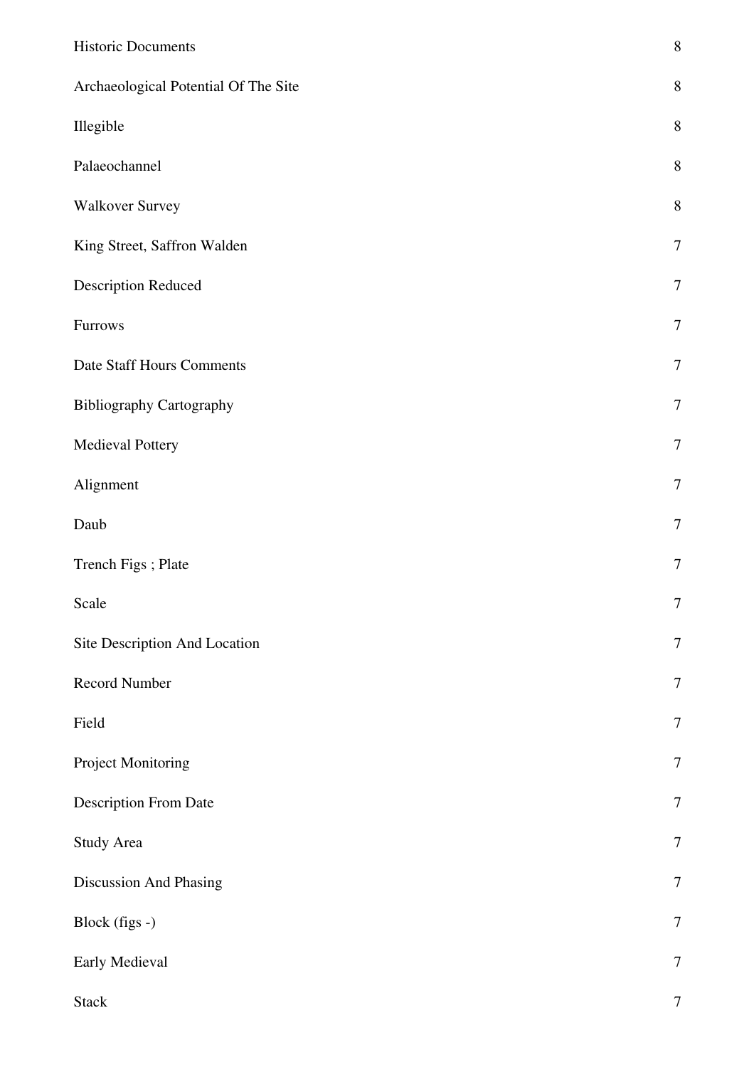| | |
|---|---|
| Historic Documents | 8 |
| Archaeological Potential Of The Site | 8 |
| Illegible | 8 |
| Palaeochannel | 8 |
| Walkover Survey | 8 |
| King Street, Saffron Walden | 7 |
| Description Reduced | 7 |
| Furrows | 7 |
| Date Staff Hours Comments | 7 |
| Bibliography Cartography | 7 |
| Medieval Pottery | 7 |
| Alignment | 7 |
| Daub | 7 |
| Trench Figs ; Plate | 7 |
| Scale | 7 |
| Site Description And Location | 7 |
| Record Number | 7 |
| Field | 7 |
| Project Monitoring | 7 |
| Description From Date | 7 |
| Study Area | 7 |
| Discussion And Phasing | 7 |
| Block (figs -) | 7 |
| Early Medieval | 7 |
| Stack | 7 |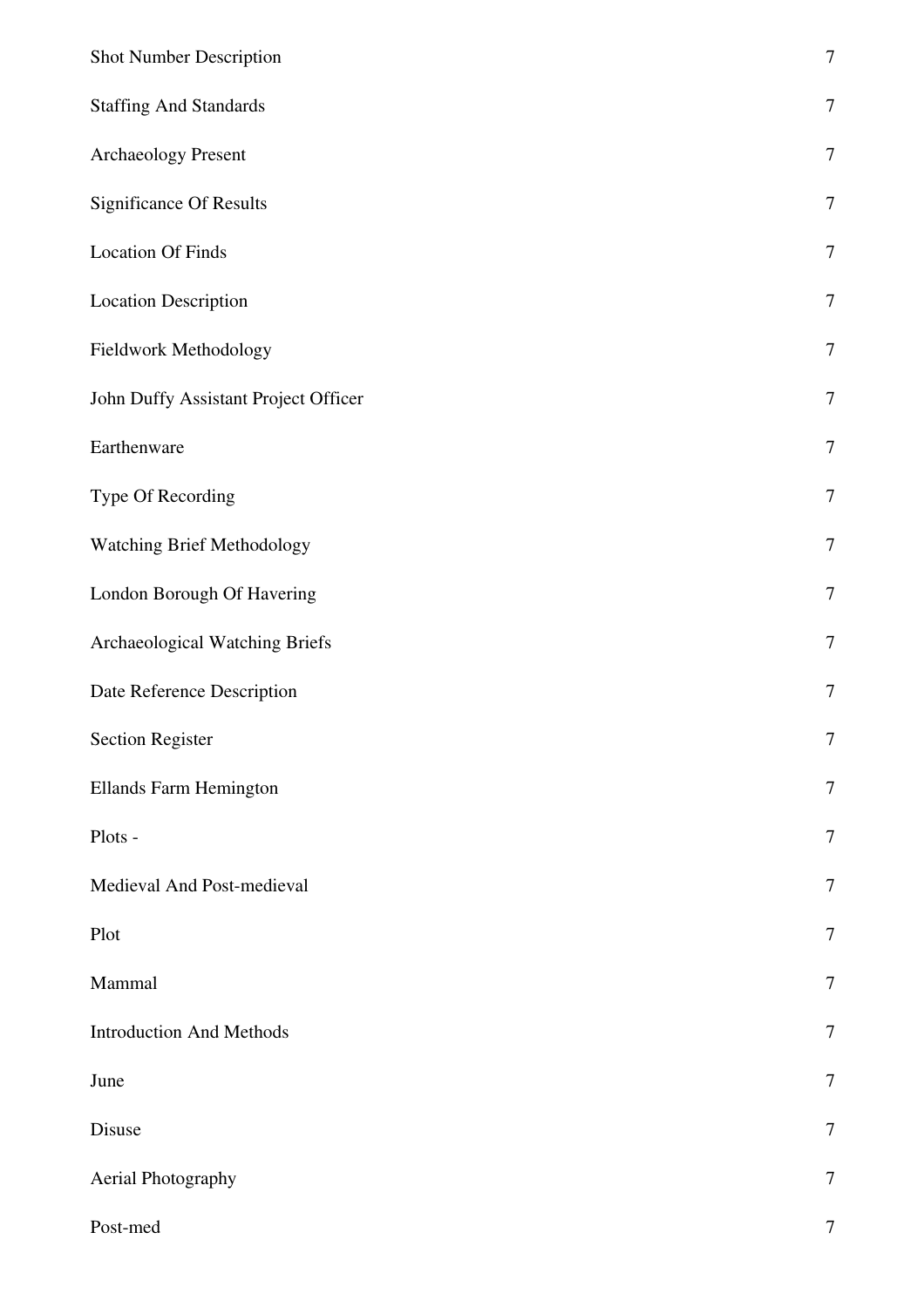| | |
|---|---|
| Shot Number Description | 7 |
| Staffing And Standards | 7 |
| Archaeology Present | 7 |
| Significance Of Results | 7 |
| Location Of Finds | 7 |
| Location Description | 7 |
| Fieldwork Methodology | 7 |
| John Duffy Assistant Project Officer | 7 |
| Earthenware | 7 |
| Type Of Recording | 7 |
| Watching Brief Methodology | 7 |
| London Borough Of Havering | 7 |
| Archaeological Watching Briefs | 7 |
| Date Reference Description | 7 |
| Section Register | 7 |
| Ellands Farm Hemington | 7 |
| Plots - | 7 |
| Medieval And Post-medieval | 7 |
| Plot | 7 |
| Mammal | 7 |
| Introduction And Methods | 7 |
| June | 7 |
| Disuse | 7 |
| Aerial Photography | 7 |
| Post-med | 7 |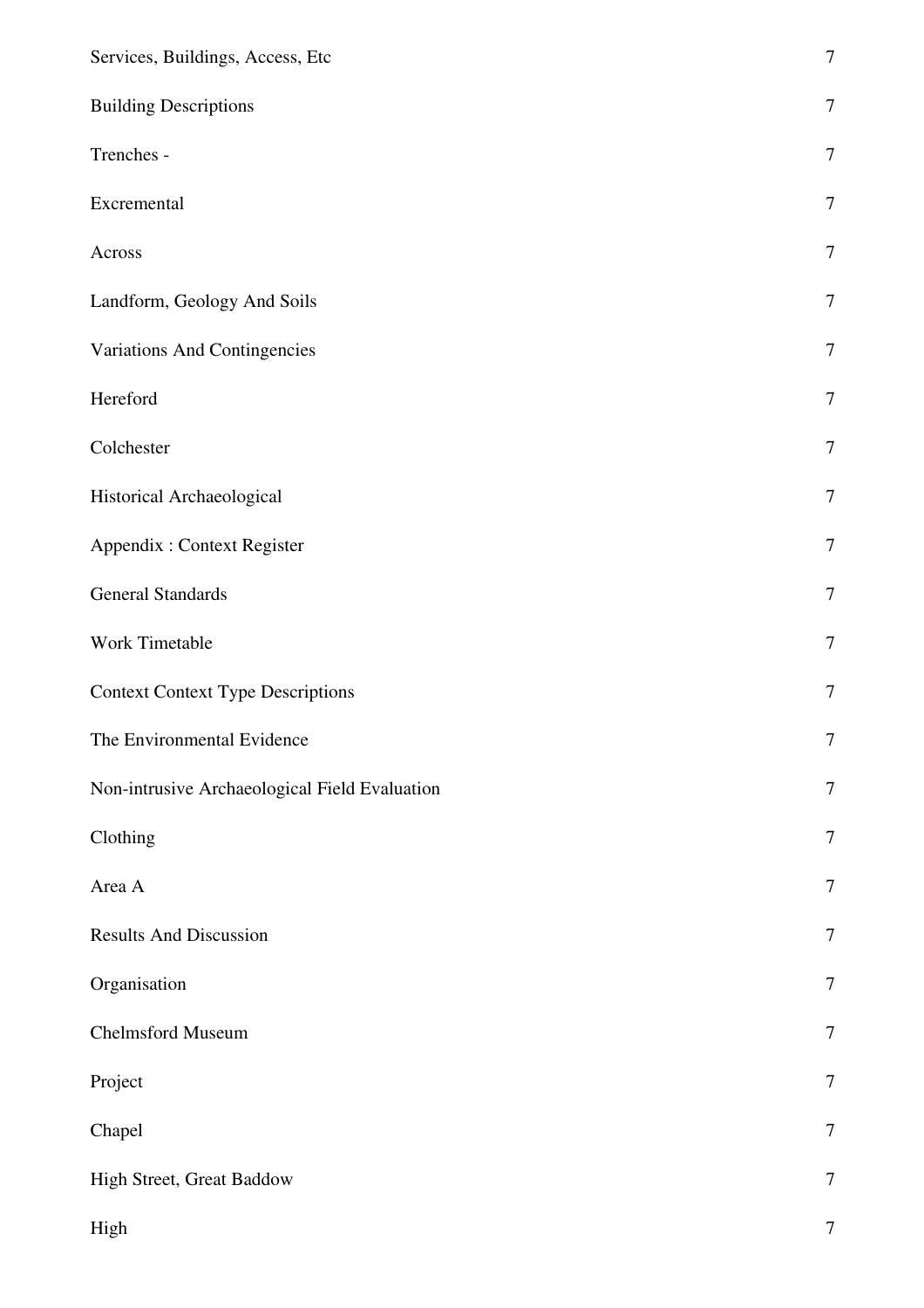| | |
|---|---|
| Services, Buildings, Access, Etc | 7 |
| Building Descriptions | 7 |
| Trenches - | 7 |
| Excremental | 7 |
| Across | 7 |
| Landform, Geology And Soils | 7 |
| Variations And Contingencies | 7 |
| Hereford | 7 |
| Colchester | 7 |
| Historical Archaeological | 7 |
| Appendix : Context Register | 7 |
| General Standards | 7 |
| Work Timetable | 7 |
| Context Context Type Descriptions | 7 |
| The Environmental Evidence | 7 |
| Non-intrusive Archaeological Field Evaluation | 7 |
| Clothing | 7 |
| Area A | 7 |
| Results And Discussion | 7 |
| Organisation | 7 |
| Chelmsford Museum | 7 |
| Project | 7 |
| Chapel | 7 |
| High Street, Great Baddow | 7 |
| High | 7 |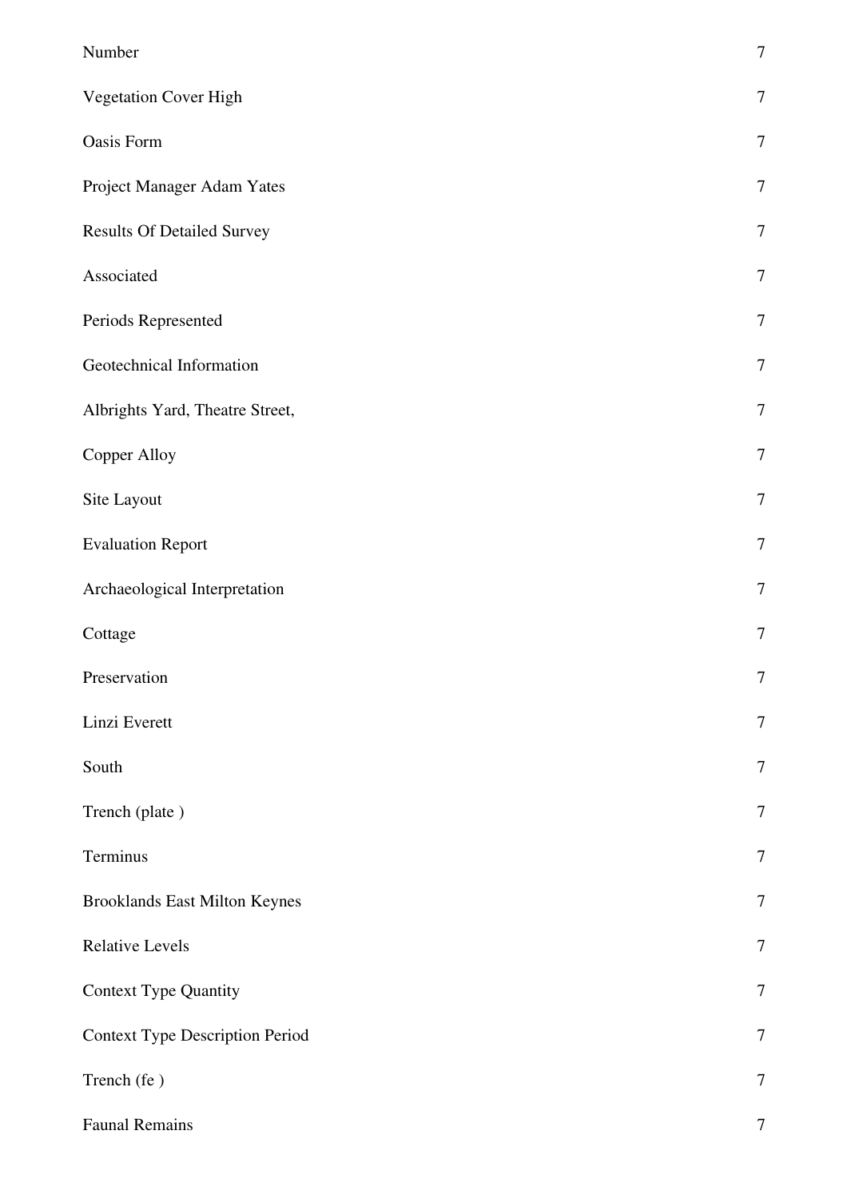| | |
|---|---|
| Number | 7 |
| Vegetation Cover High | 7 |
| Oasis Form | 7 |
| Project Manager Adam Yates | 7 |
| Results Of Detailed Survey | 7 |
| Associated | 7 |
| Periods Represented | 7 |
| Geotechnical Information | 7 |
| Albrights Yard, Theatre Street, | 7 |
| Copper Alloy | 7 |
| Site Layout | 7 |
| Evaluation Report | 7 |
| Archaeological Interpretation | 7 |
| Cottage | 7 |
| Preservation | 7 |
| Linzi Everett | 7 |
| South | 7 |
| Trench (plate ) | 7 |
| Terminus | 7 |
| Brooklands East Milton Keynes | 7 |
| Relative Levels | 7 |
| Context Type Quantity | 7 |
| Context Type Description Period | 7 |
| Trench (fe ) | 7 |
| Faunal Remains | 7 |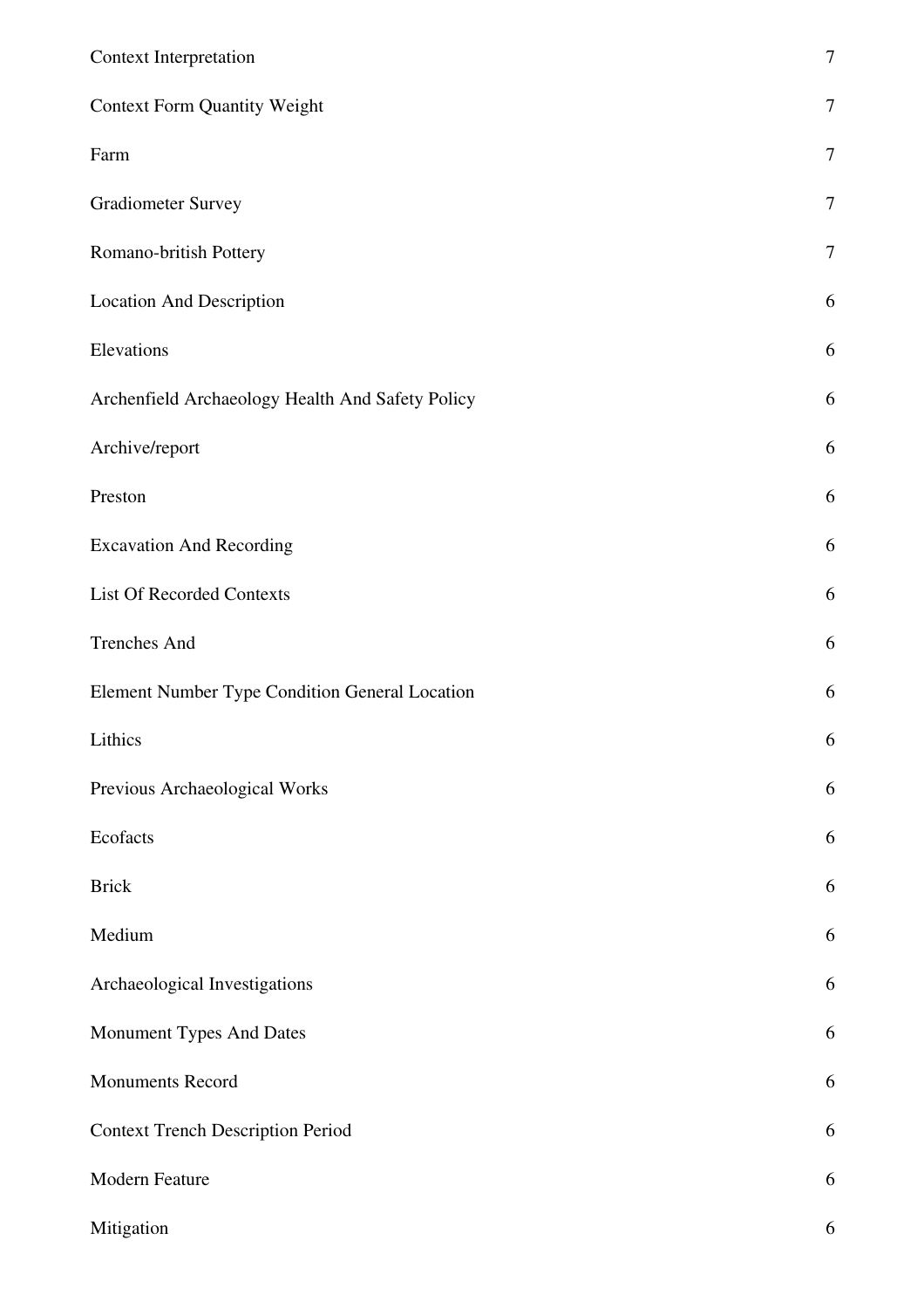| | |
|---|---|
| Context Interpretation | 7 |
| Context Form Quantity Weight | 7 |
| Farm | 7 |
| Gradiometer Survey | 7 |
| Romano-british Pottery | 7 |
| Location And Description | 6 |
| Elevations | 6 |
| Archenfield Archaeology Health And Safety Policy | 6 |
| Archive/report | 6 |
| Preston | 6 |
| Excavation And Recording | 6 |
| List Of Recorded Contexts | 6 |
| Trenches And | 6 |
| Element Number Type Condition General Location | 6 |
| Lithics | 6 |
| Previous Archaeological Works | 6 |
| Ecofacts | 6 |
| Brick | 6 |
| Medium | 6 |
| Archaeological Investigations | 6 |
| Monument Types And Dates | 6 |
| Monuments Record | 6 |
| Context Trench Description Period | 6 |
| Modern Feature | 6 |
| Mitigation | 6 |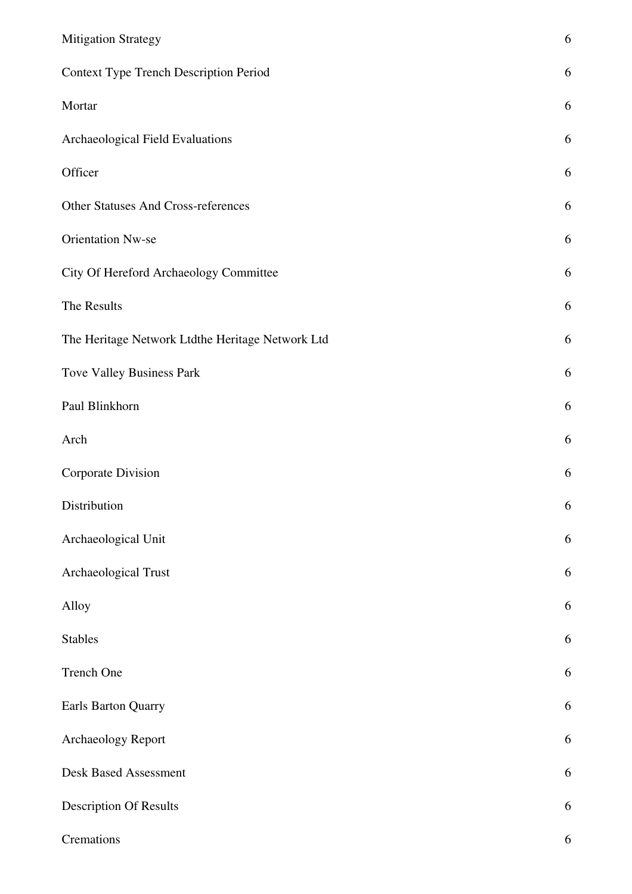| | |
|---|---|
| Mitigation Strategy | 6 |
| Context Type Trench Description Period | 6 |
| Mortar | 6 |
| Archaeological Field Evaluations | 6 |
| Officer | 6 |
| Other Statuses And Cross-references | 6 |
| Orientation Nw-se | 6 |
| City Of Hereford Archaeology Committee | 6 |
| The Results | 6 |
| The Heritage Network Ltdthe Heritage Network Ltd | 6 |
| Tove Valley Business Park | 6 |
| Paul Blinkhorn | 6 |
| Arch | 6 |
| Corporate Division | 6 |
| Distribution | 6 |
| Archaeological Unit | 6 |
| Archaeological Trust | 6 |
| Alloy | 6 |
| Stables | 6 |
| Trench One | 6 |
| Earls Barton Quarry | 6 |
| Archaeology Report | 6 |
| Desk Based Assessment | 6 |
| Description Of Results | 6 |
| Cremations | 6 |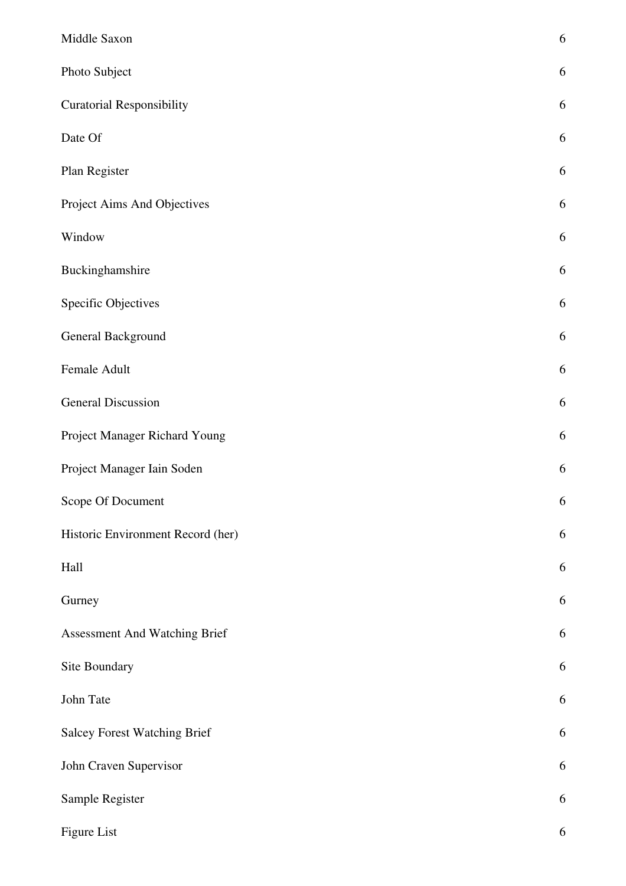| | |
|---|---|
| Middle Saxon | 6 |
| Photo Subject | 6 |
| Curatorial Responsibility | 6 |
| Date Of | 6 |
| Plan Register | 6 |
| Project Aims And Objectives | 6 |
| Window | 6 |
| Buckinghamshire | 6 |
| Specific Objectives | 6 |
| General Background | 6 |
| Female Adult | 6 |
| General Discussion | 6 |
| Project Manager Richard Young | 6 |
| Project Manager Iain Soden | 6 |
| Scope Of Document | 6 |
| Historic Environment Record (her) | 6 |
| Hall | 6 |
| Gurney | 6 |
| Assessment And Watching Brief | 6 |
| Site Boundary | 6 |
| John Tate | 6 |
| Salcey Forest Watching Brief | 6 |
| John Craven Supervisor | 6 |
| Sample Register | 6 |
| Figure List | 6 |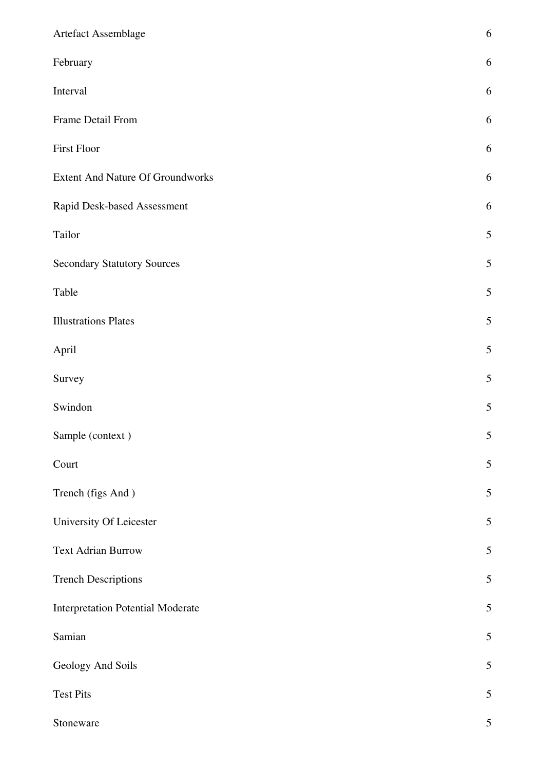| | |
|---|---|
| Artefact Assemblage | 6 |
| February | 6 |
| Interval | 6 |
| Frame Detail From | 6 |
| First Floor | 6 |
| Extent And Nature Of Groundworks | 6 |
| Rapid Desk-based Assessment | 6 |
| Tailor | 5 |
| Secondary Statutory Sources | 5 |
| Table | 5 |
| Illustrations Plates | 5 |
| April | 5 |
| Survey | 5 |
| Swindon | 5 |
| Sample (context ) | 5 |
| Court | 5 |
| Trench (figs And ) | 5 |
| University Of Leicester | 5 |
| Text Adrian Burrow | 5 |
| Trench Descriptions | 5 |
| Interpretation Potential Moderate | 5 |
| Samian | 5 |
| Geology And Soils | 5 |
| Test Pits | 5 |
| Stoneware | 5 |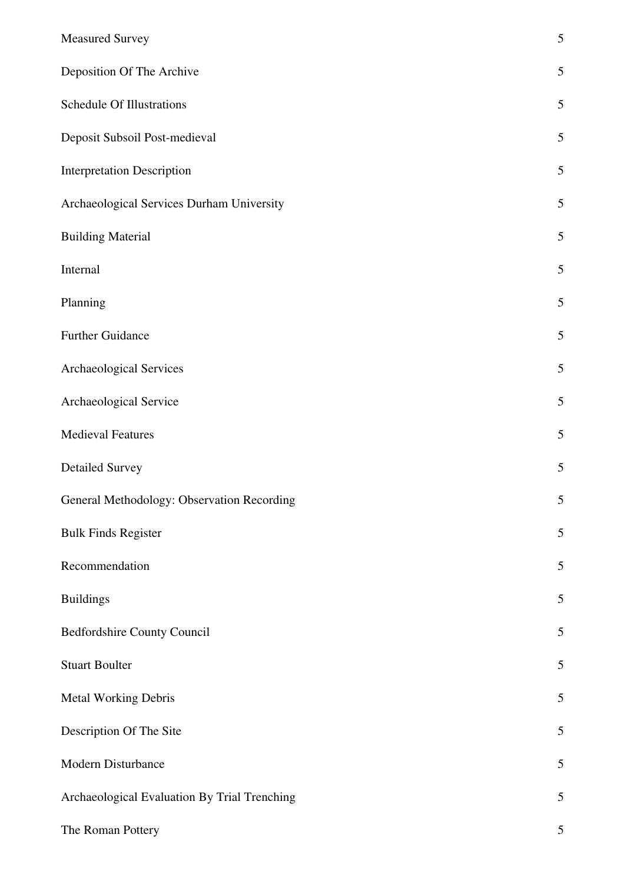| | |
|---|---|
| Measured Survey | 5 |
| Deposition Of The Archive | 5 |
| Schedule Of Illustrations | 5 |
| Deposit Subsoil Post-medieval | 5 |
| Interpretation Description | 5 |
| Archaeological Services Durham University | 5 |
| Building Material | 5 |
| Internal | 5 |
| Planning | 5 |
| Further Guidance | 5 |
| Archaeological Services | 5 |
| Archaeological Service | 5 |
| Medieval Features | 5 |
| Detailed Survey | 5 |
| General Methodology: Observation Recording | 5 |
| Bulk Finds Register | 5 |
| Recommendation | 5 |
| Buildings | 5 |
| Bedfordshire County Council | 5 |
| Stuart Boulter | 5 |
| Metal Working Debris | 5 |
| Description Of The Site | 5 |
| Modern Disturbance | 5 |
| Archaeological Evaluation By Trial Trenching | 5 |
| The Roman Pottery | 5 |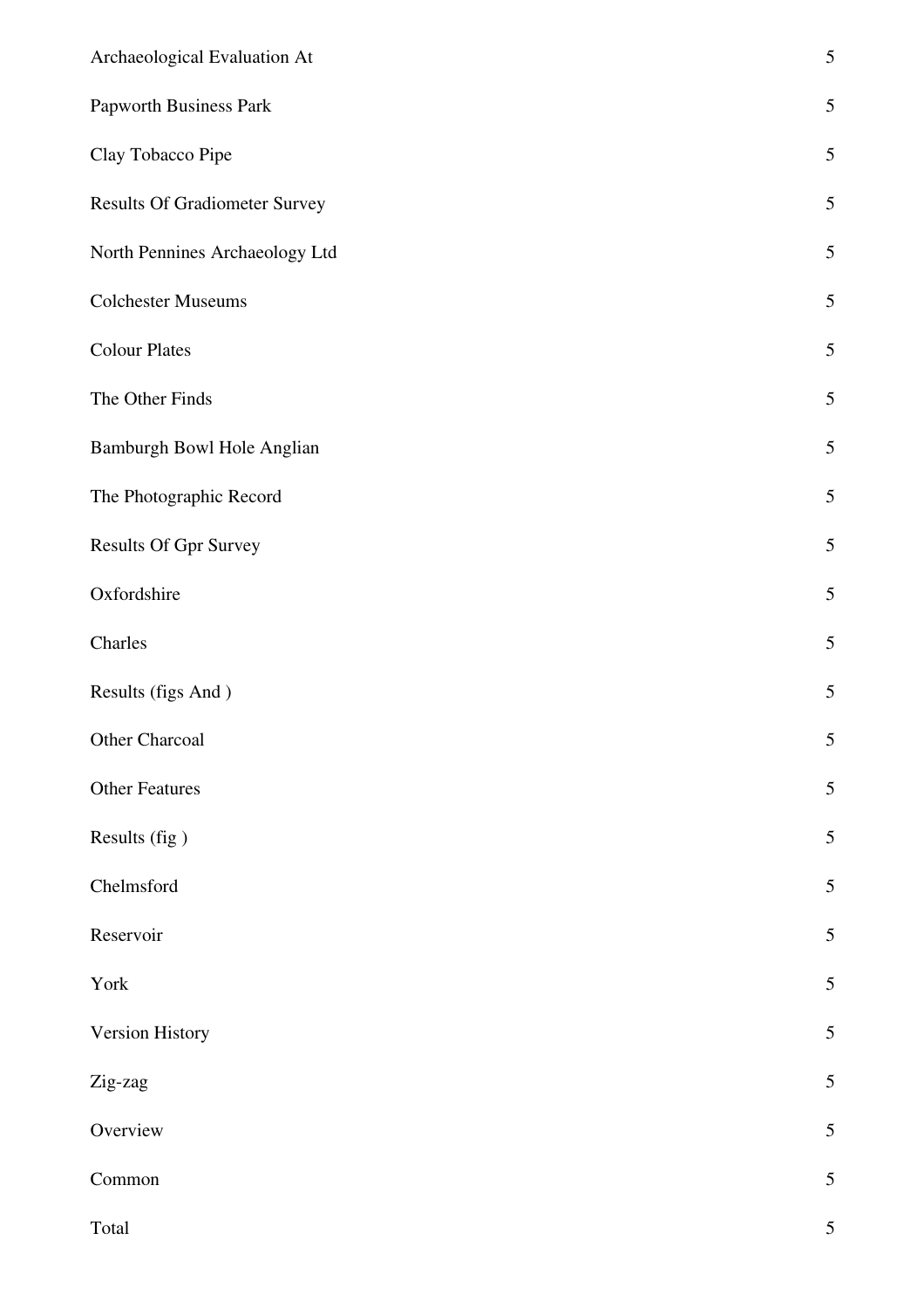| | |
|---|---|
| Archaeological Evaluation At | 5 |
| Papworth Business Park | 5 |
| Clay Tobacco Pipe | 5 |
| Results Of Gradiometer Survey | 5 |
| North Pennines Archaeology Ltd | 5 |
| Colchester Museums | 5 |
| Colour Plates | 5 |
| The Other Finds | 5 |
| Bamburgh Bowl Hole Anglian | 5 |
| The Photographic Record | 5 |
| Results Of Gpr Survey | 5 |
| Oxfordshire | 5 |
| Charles | 5 |
| Results (figs And ) | 5 |
| Other Charcoal | 5 |
| Other Features | 5 |
| Results (fig ) | 5 |
| Chelmsford | 5 |
| Reservoir | 5 |
| York | 5 |
| Version History | 5 |
| Zig-zag | 5 |
| Overview | 5 |
| Common | 5 |
| Total | 5 |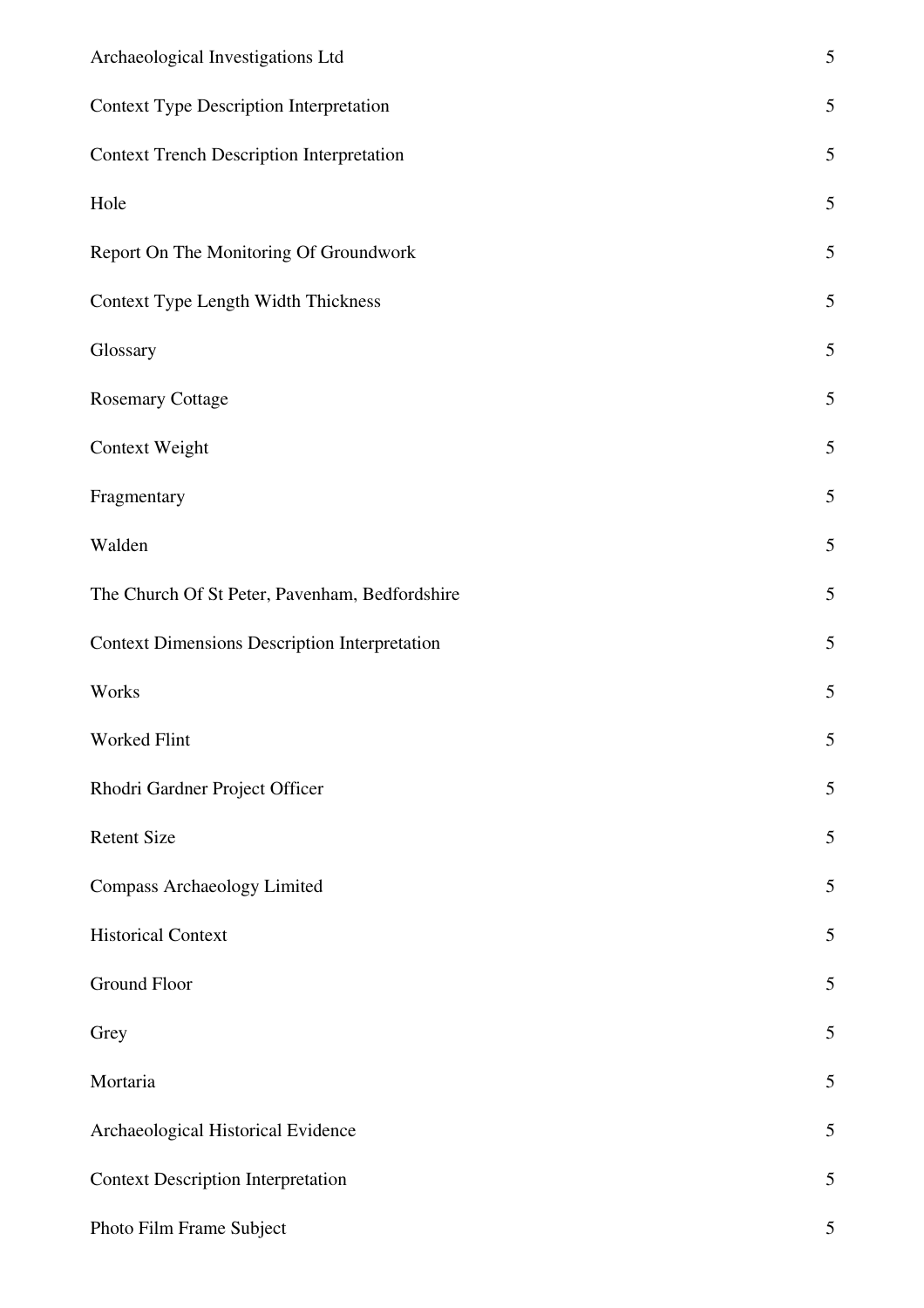| | |
|---|---|
| Archaeological Investigations Ltd | 5 |
| Context Type Description Interpretation | 5 |
| Context Trench Description Interpretation | 5 |
| Hole | 5 |
| Report On The Monitoring Of Groundwork | 5 |
| Context Type Length Width Thickness | 5 |
| Glossary | 5 |
| Rosemary Cottage | 5 |
| Context Weight | 5 |
| Fragmentary | 5 |
| Walden | 5 |
| The Church Of St Peter, Pavenham, Bedfordshire | 5 |
| Context Dimensions Description Interpretation | 5 |
| Works | 5 |
| Worked Flint | 5 |
| Rhodri Gardner Project Officer | 5 |
| Retent Size | 5 |
| Compass Archaeology Limited | 5 |
| Historical Context | 5 |
| Ground Floor | 5 |
| Grey | 5 |
| Mortaria | 5 |
| Archaeological Historical Evidence | 5 |
| Context Description Interpretation | 5 |
| Photo Film Frame Subject | 5 |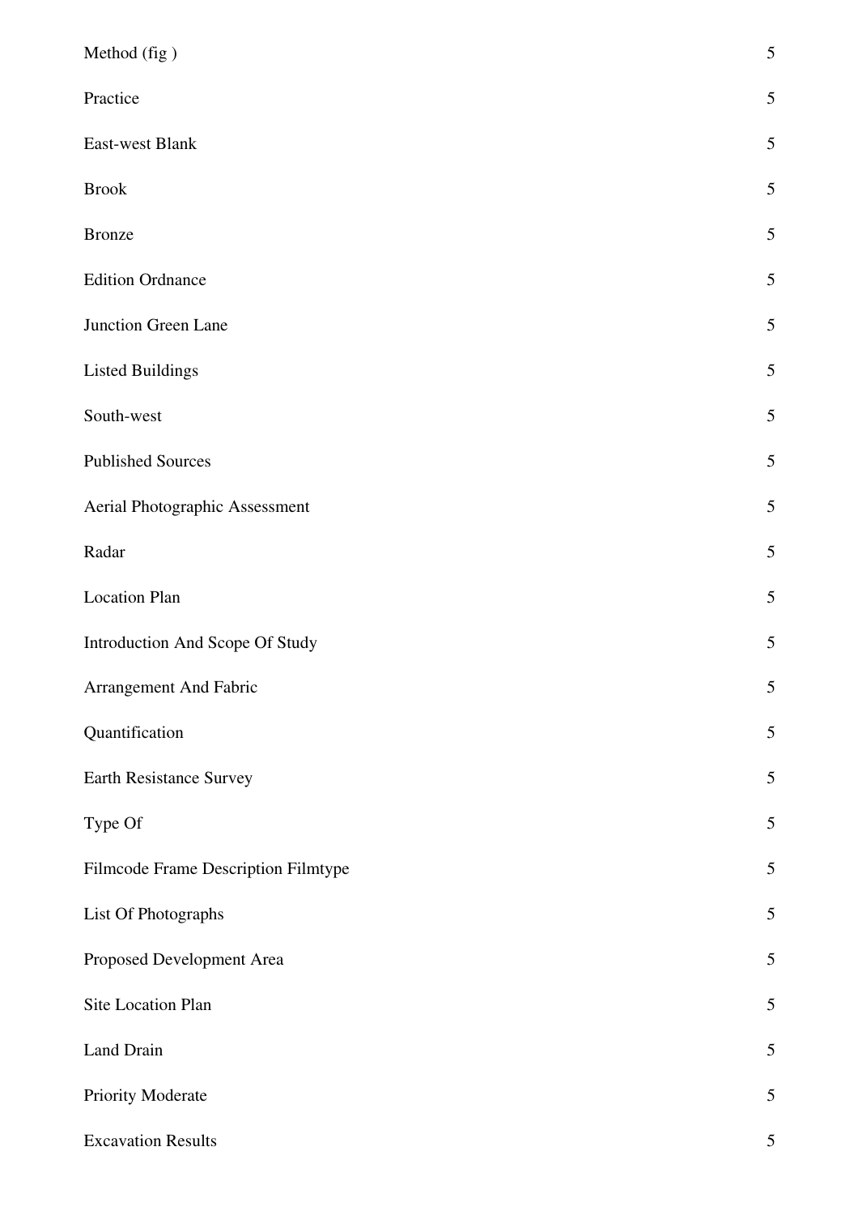| | |
|---|---|
| Method (fig ) | 5 |
| Practice | 5 |
| East-west Blank | 5 |
| Brook | 5 |
| Bronze | 5 |
| Edition Ordnance | 5 |
| Junction Green Lane | 5 |
| Listed Buildings | 5 |
| South-west | 5 |
| Published Sources | 5 |
| Aerial Photographic Assessment | 5 |
| Radar | 5 |
| Location Plan | 5 |
| Introduction And Scope Of Study | 5 |
| Arrangement And Fabric | 5 |
| Quantification | 5 |
| Earth Resistance Survey | 5 |
| Type Of | 5 |
| Filmcode Frame Description Filmtype | 5 |
| List Of Photographs | 5 |
| Proposed Development Area | 5 |
| Site Location Plan | 5 |
| Land Drain | 5 |
| Priority Moderate | 5 |
| Excavation Results | 5 |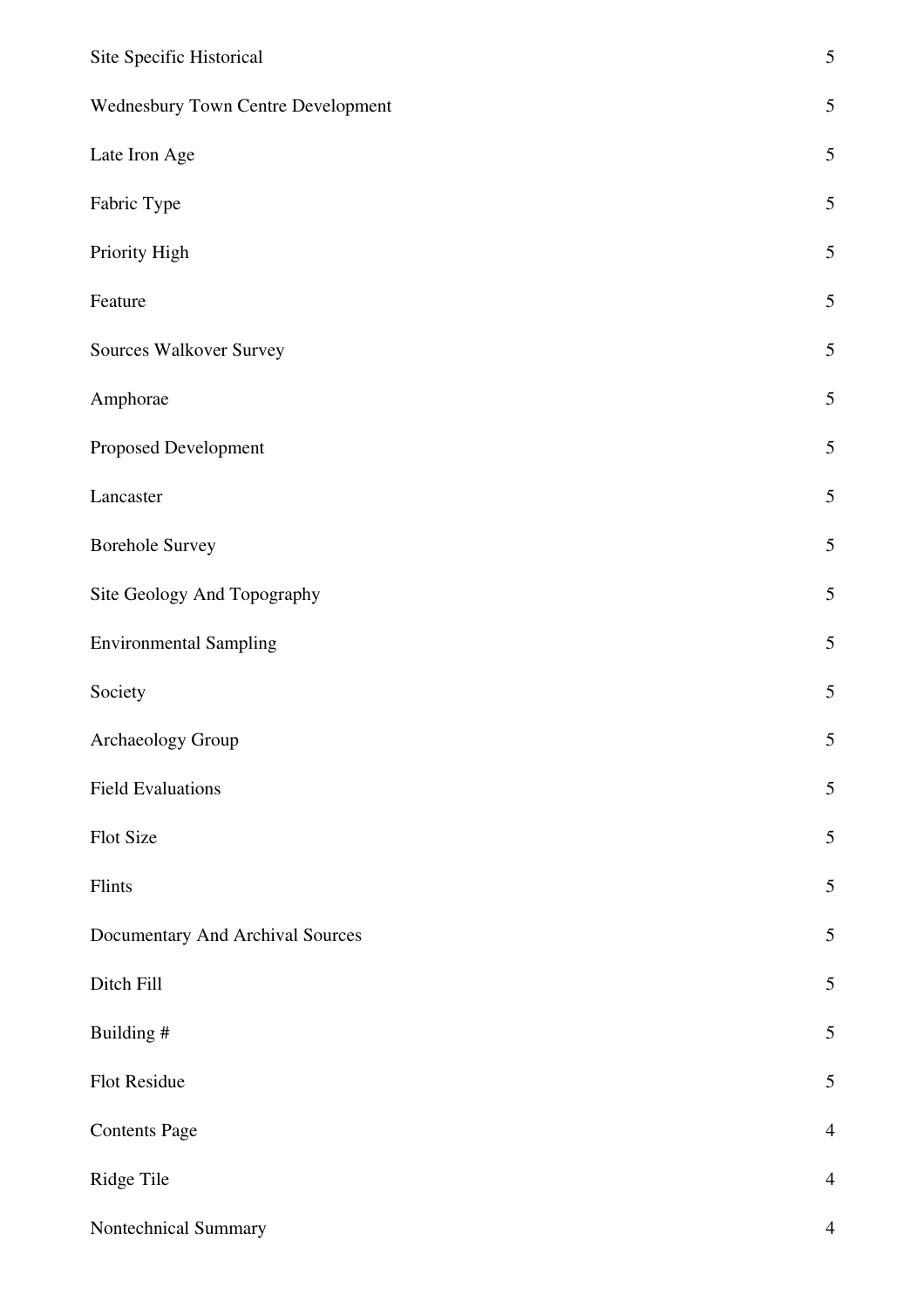| | |
|---|---|
| Site Specific Historical | 5 |
| Wednesbury Town Centre Development | 5 |
| Late Iron Age | 5 |
| Fabric Type | 5 |
| Priority High | 5 |
| Feature | 5 |
| Sources Walkover Survey | 5 |
| Amphorae | 5 |
| Proposed Development | 5 |
| Lancaster | 5 |
| Borehole Survey | 5 |
| Site Geology And Topography | 5 |
| Environmental Sampling | 5 |
| Society | 5 |
| Archaeology Group | 5 |
| Field Evaluations | 5 |
| Flot Size | 5 |
| Flints | 5 |
| Documentary And Archival Sources | 5 |
| Ditch Fill | 5 |
| Building # | 5 |
| Flot Residue | 5 |
| Contents Page | 4 |
| Ridge Tile | 4 |
| Nontechnical Summary | 4 |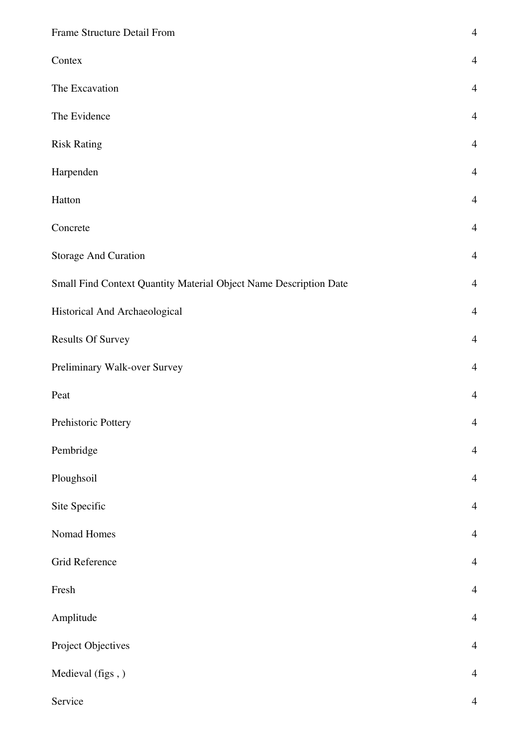| | |
|---|---|
| Frame Structure Detail From | 4 |
| Contex | 4 |
| The Excavation | 4 |
| The Evidence | 4 |
| Risk Rating | 4 |
| Harpenden | 4 |
| Hatton | 4 |
| Concrete | 4 |
| Storage And Curation | 4 |
| Small Find Context Quantity Material Object Name Description Date | 4 |
| Historical And Archaeological | 4 |
| Results Of Survey | 4 |
| Preliminary Walk-over Survey | 4 |
| Peat | 4 |
| Prehistoric Pottery | 4 |
| Pembridge | 4 |
| Ploughsoil | 4 |
| Site Specific | 4 |
| Nomad Homes | 4 |
| Grid Reference | 4 |
| Fresh | 4 |
| Amplitude | 4 |
| Project Objectives | 4 |
| Medieval (figs , ) | 4 |
| Service | 4 |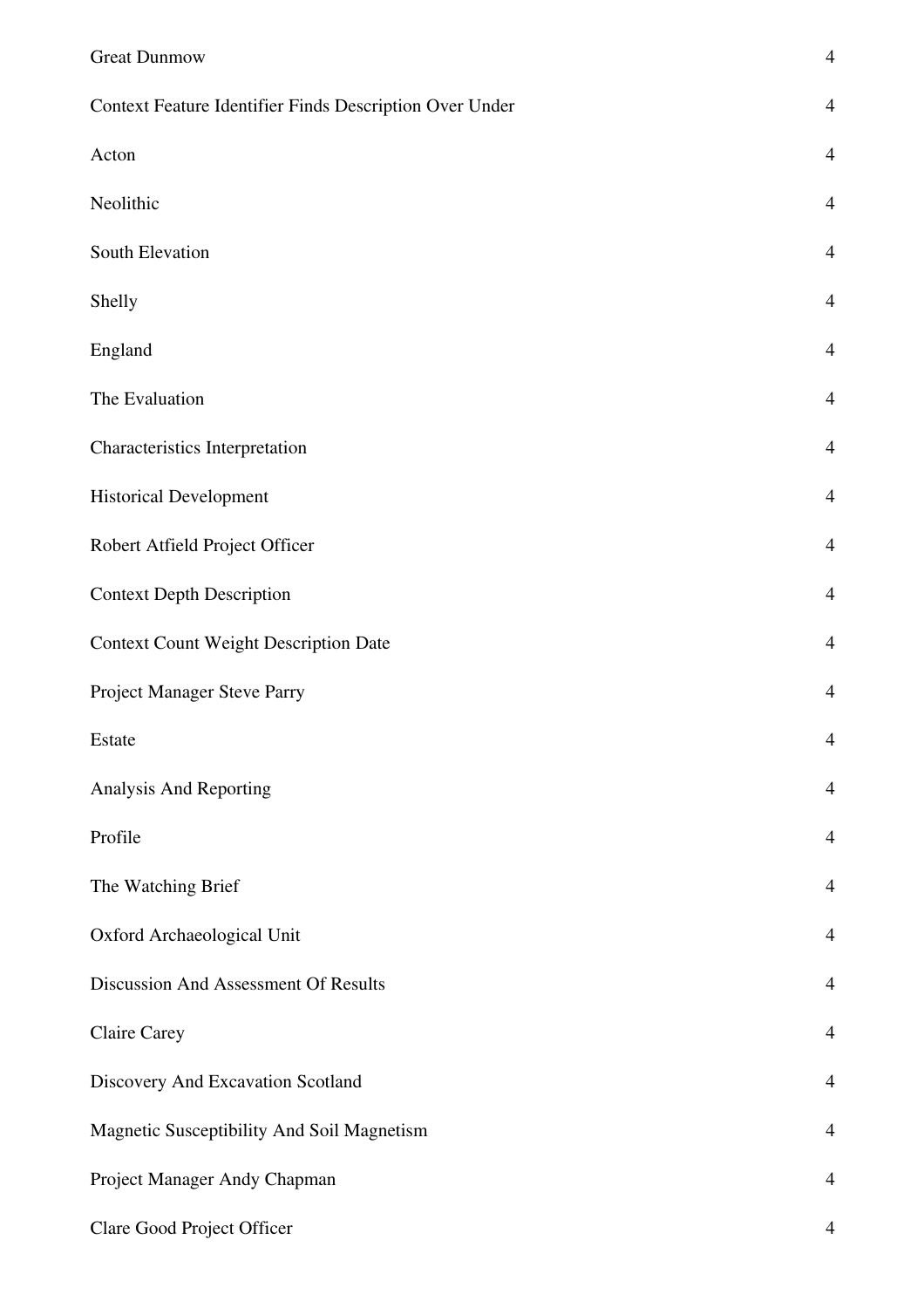| | |
|---|---|
| Great Dunmow | 4 |
| Context Feature Identifier Finds Description Over Under | 4 |
| Acton | 4 |
| Neolithic | 4 |
| South Elevation | 4 |
| Shelly | 4 |
| England | 4 |
| The Evaluation | 4 |
| Characteristics Interpretation | 4 |
| Historical Development | 4 |
| Robert Atfield Project Officer | 4 |
| Context Depth Description | 4 |
| Context Count Weight Description Date | 4 |
| Project Manager Steve Parry | 4 |
| Estate | 4 |
| Analysis And Reporting | 4 |
| Profile | 4 |
| The Watching Brief | 4 |
| Oxford Archaeological Unit | 4 |
| Discussion And Assessment Of Results | 4 |
| Claire Carey | 4 |
| Discovery And Excavation Scotland | 4 |
| Magnetic Susceptibility And Soil Magnetism | 4 |
| Project Manager Andy Chapman | 4 |
| Clare Good Project Officer | 4 |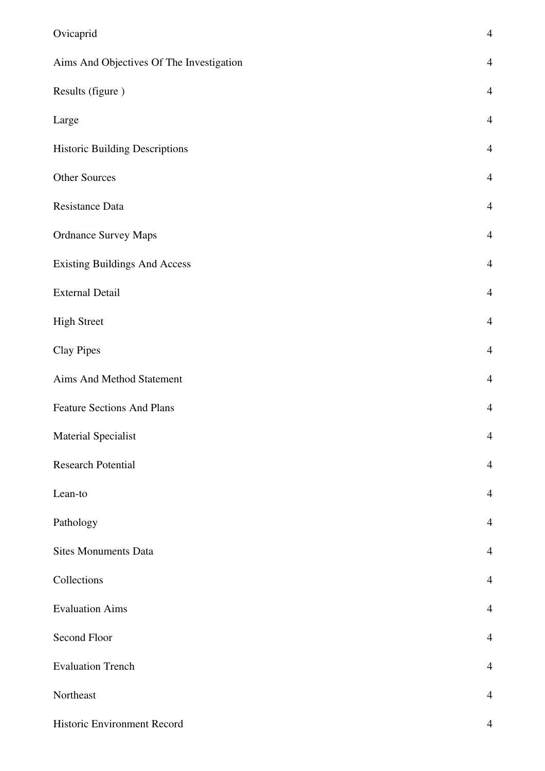| | |
|---|---|
| Ovicaprid | 4 |
| Aims And Objectives Of The Investigation | 4 |
| Results (figure ) | 4 |
| Large | 4 |
| Historic Building Descriptions | 4 |
| Other Sources | 4 |
| Resistance Data | 4 |
| Ordnance Survey Maps | 4 |
| Existing Buildings And Access | 4 |
| External Detail | 4 |
| High Street | 4 |
| Clay Pipes | 4 |
| Aims And Method Statement | 4 |
| Feature Sections And Plans | 4 |
| Material Specialist | 4 |
| Research Potential | 4 |
| Lean-to | 4 |
| Pathology | 4 |
| Sites Monuments Data | 4 |
| Collections | 4 |
| Evaluation Aims | 4 |
| Second Floor | 4 |
| Evaluation Trench | 4 |
| Northeast | 4 |
| Historic Environment Record | 4 |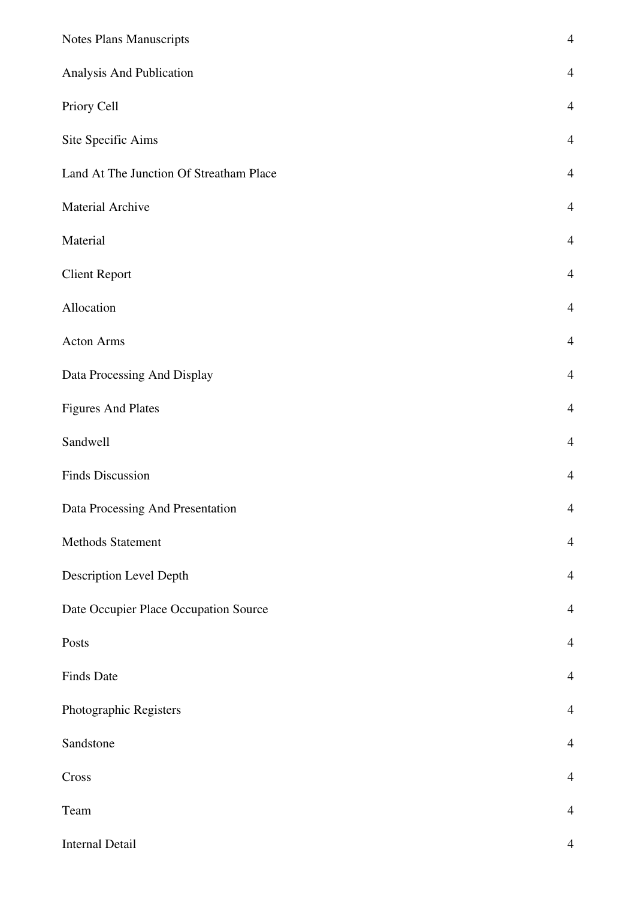| | |
|---|---|
| Notes Plans Manuscripts | 4 |
| Analysis And Publication | 4 |
| Priory Cell | 4 |
| Site Specific Aims | 4 |
| Land At The Junction Of Streatham Place | 4 |
| Material Archive | 4 |
| Material | 4 |
| Client Report | 4 |
| Allocation | 4 |
| Acton Arms | 4 |
| Data Processing And Display | 4 |
| Figures And Plates | 4 |
| Sandwell | 4 |
| Finds Discussion | 4 |
| Data Processing And Presentation | 4 |
| Methods Statement | 4 |
| Description Level Depth | 4 |
| Date Occupier Place Occupation Source | 4 |
| Posts | 4 |
| Finds Date | 4 |
| Photographic Registers | 4 |
| Sandstone | 4 |
| Cross | 4 |
| Team | 4 |
| Internal Detail | 4 |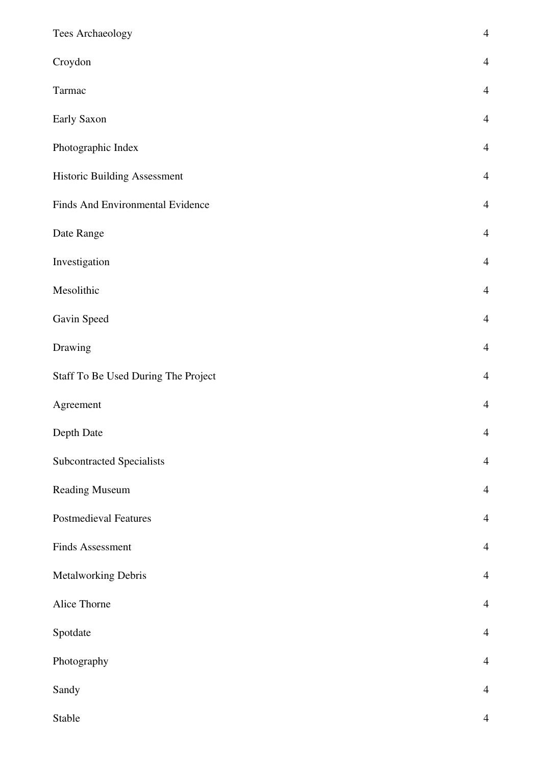| | |
|---|---|
| Tees Archaeology | 4 |
| Croydon | 4 |
| Tarmac | 4 |
| Early Saxon | 4 |
| Photographic Index | 4 |
| Historic Building Assessment | 4 |
| Finds And Environmental Evidence | 4 |
| Date Range | 4 |
| Investigation | 4 |
| Mesolithic | 4 |
| Gavin Speed | 4 |
| Drawing | 4 |
| Staff To Be Used During The Project | 4 |
| Agreement | 4 |
| Depth Date | 4 |
| Subcontracted Specialists | 4 |
| Reading Museum | 4 |
| Postmedieval Features | 4 |
| Finds Assessment | 4 |
| Metalworking Debris | 4 |
| Alice Thorne | 4 |
| Spotdate | 4 |
| Photography | 4 |
| Sandy | 4 |
| Stable | 4 |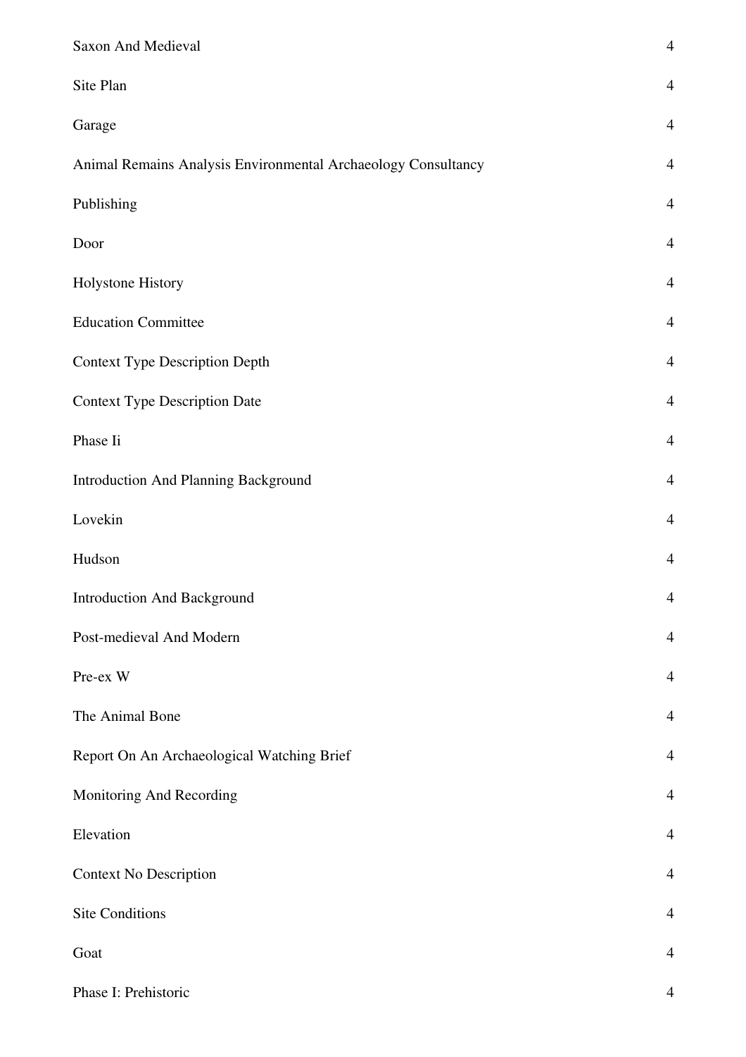| | |
|---|---|
| Saxon And Medieval | 4 |
| Site Plan | 4 |
| Garage | 4 |
| Animal Remains Analysis Environmental Archaeology Consultancy | 4 |
| Publishing | 4 |
| Door | 4 |
| Holystone History | 4 |
| Education Committee | 4 |
| Context Type Description Depth | 4 |
| Context Type Description Date | 4 |
| Phase Ii | 4 |
| Introduction And Planning Background | 4 |
| Lovekin | 4 |
| Hudson | 4 |
| Introduction And Background | 4 |
| Post-medieval And Modern | 4 |
| Pre-ex W | 4 |
| The Animal Bone | 4 |
| Report On An Archaeological Watching Brief | 4 |
| Monitoring And Recording | 4 |
| Elevation | 4 |
| Context No Description | 4 |
| Site Conditions | 4 |
| Goat | 4 |
| Phase I: Prehistoric | 4 |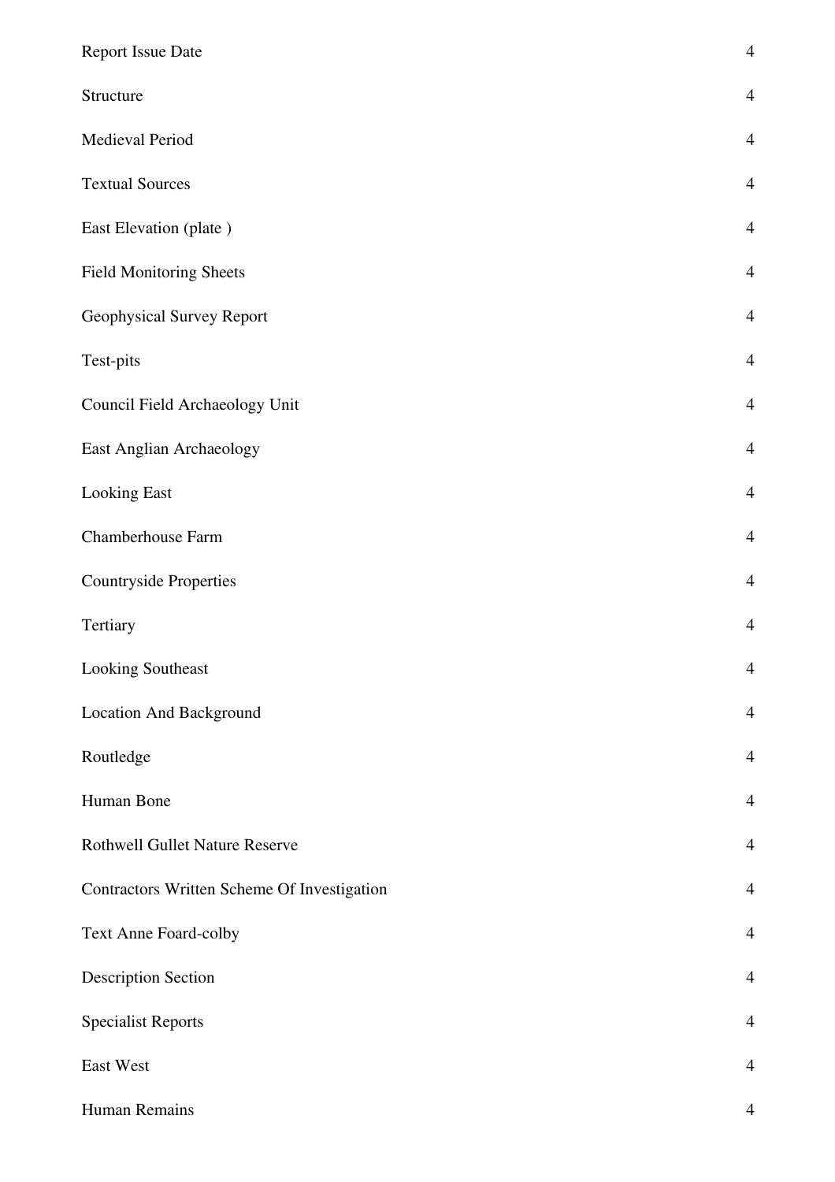| | |
|---|---|
| Report Issue Date | 4 |
| Structure | 4 |
| Medieval Period | 4 |
| Textual Sources | 4 |
| East Elevation (plate ) | 4 |
| Field Monitoring Sheets | 4 |
| Geophysical Survey Report | 4 |
| Test-pits | 4 |
| Council Field Archaeology Unit | 4 |
| East Anglian Archaeology | 4 |
| Looking East | 4 |
| Chamberhouse Farm | 4 |
| Countryside Properties | 4 |
| Tertiary | 4 |
| Looking Southeast | 4 |
| Location And Background | 4 |
| Routledge | 4 |
| Human Bone | 4 |
| Rothwell Gullet Nature Reserve | 4 |
| Contractors Written Scheme Of Investigation | 4 |
| Text Anne Foard-colby | 4 |
| Description Section | 4 |
| Specialist Reports | 4 |
| East West | 4 |
| Human Remains | 4 |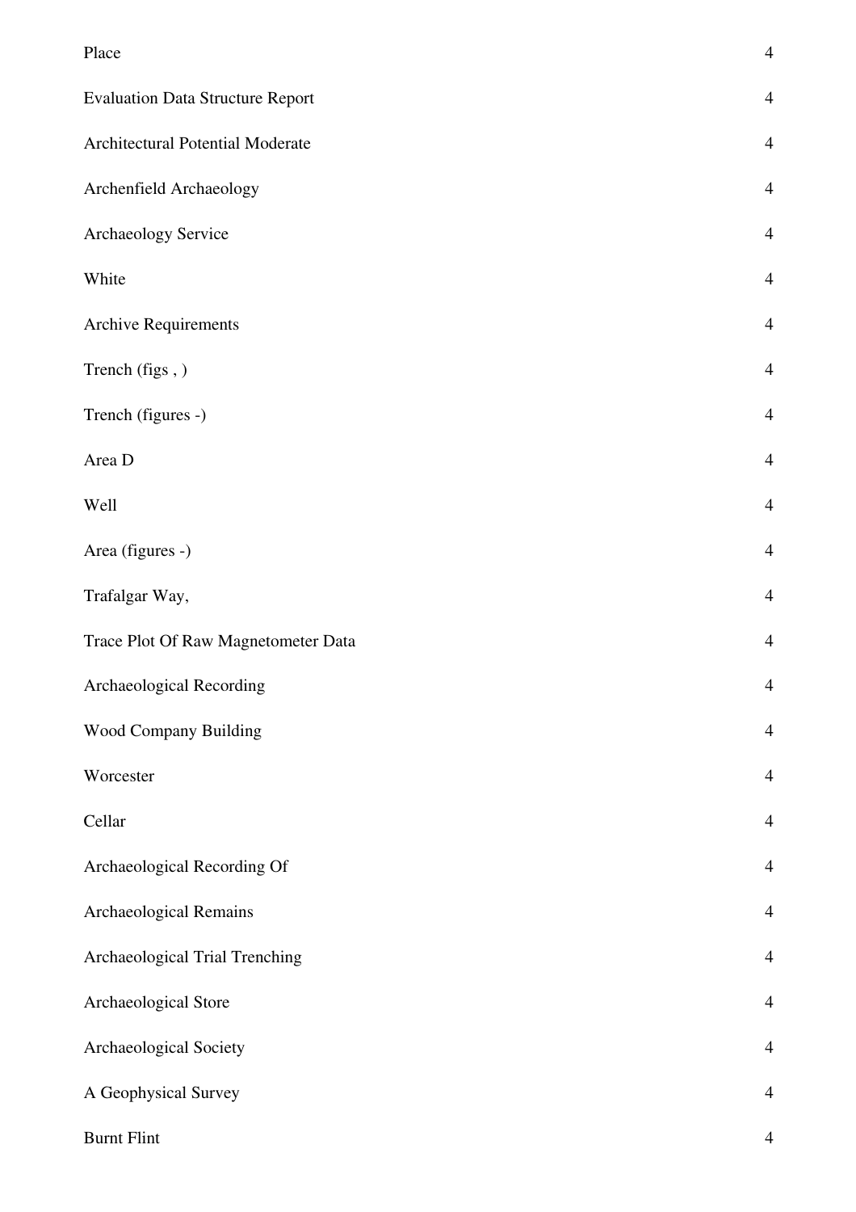| | |
|---|---|
| Place | 4 |
| Evaluation Data Structure Report | 4 |
| Architectural Potential Moderate | 4 |
| Archenfield Archaeology | 4 |
| Archaeology Service | 4 |
| White | 4 |
| Archive Requirements | 4 |
| Trench (figs , ) | 4 |
| Trench (figures -) | 4 |
| Area D | 4 |
| Well | 4 |
| Area (figures -) | 4 |
| Trafalgar Way, | 4 |
| Trace Plot Of Raw Magnetometer Data | 4 |
| Archaeological Recording | 4 |
| Wood Company Building | 4 |
| Worcester | 4 |
| Cellar | 4 |
| Archaeological Recording Of | 4 |
| Archaeological Remains | 4 |
| Archaeological Trial Trenching | 4 |
| Archaeological Store | 4 |
| Archaeological Society | 4 |
| A Geophysical Survey | 4 |
| Burnt Flint | 4 |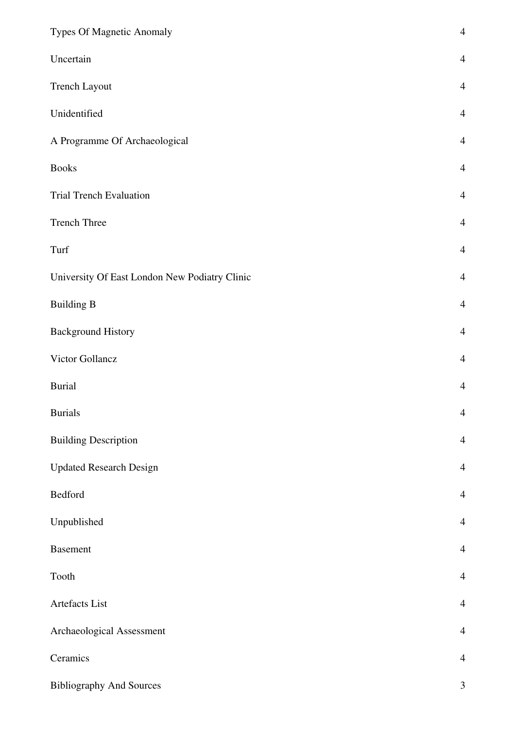| | |
|---|---|
| Types Of Magnetic Anomaly | 4 |
| Uncertain | 4 |
| Trench Layout | 4 |
| Unidentified | 4 |
| A Programme Of Archaeological | 4 |
| Books | 4 |
| Trial Trench Evaluation | 4 |
| Trench Three | 4 |
| Turf | 4 |
| University Of East London New Podiatry Clinic | 4 |
| Building B | 4 |
| Background History | 4 |
| Victor Gollancz | 4 |
| Burial | 4 |
| Burials | 4 |
| Building Description | 4 |
| Updated Research Design | 4 |
| Bedford | 4 |
| Unpublished | 4 |
| Basement | 4 |
| Tooth | 4 |
| Artefacts List | 4 |
| Archaeological Assessment | 4 |
| Ceramics | 4 |
| Bibliography And Sources | 3 |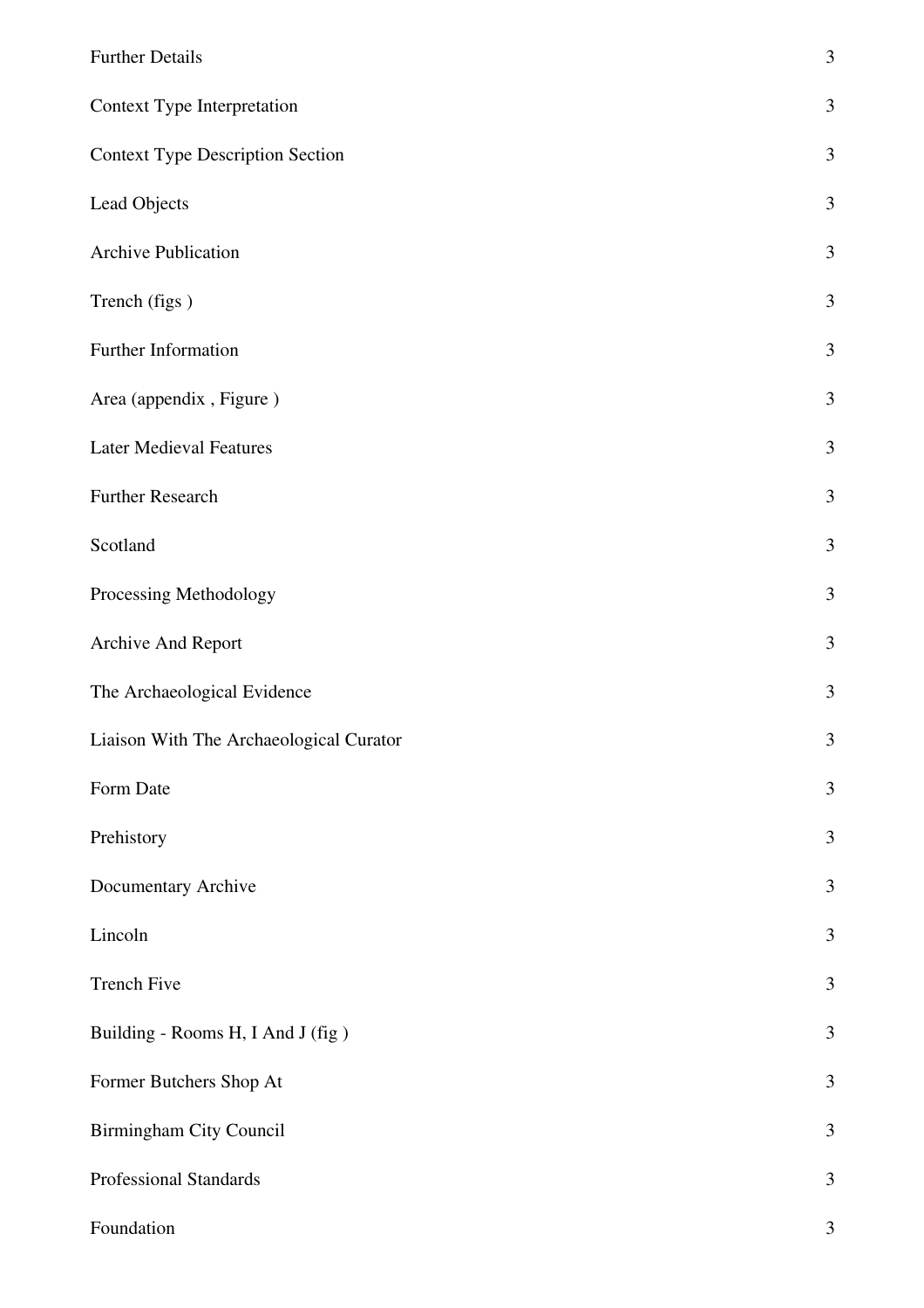| | |
|---|---|
| Further Details | 3 |
| Context Type Interpretation | 3 |
| Context Type Description Section | 3 |
| Lead Objects | 3 |
| Archive Publication | 3 |
| Trench (figs ) | 3 |
| Further Information | 3 |
| Area (appendix , Figure ) | 3 |
| Later Medieval Features | 3 |
| Further Research | 3 |
| Scotland | 3 |
| Processing Methodology | 3 |
| Archive And Report | 3 |
| The Archaeological Evidence | 3 |
| Liaison With The Archaeological Curator | 3 |
| Form Date | 3 |
| Prehistory | 3 |
| Documentary Archive | 3 |
| Lincoln | 3 |
| Trench Five | 3 |
| Building - Rooms H, I And J (fig ) | 3 |
| Former Butchers Shop At | 3 |
| Birmingham City Council | 3 |
| Professional Standards | 3 |
| Foundation | 3 |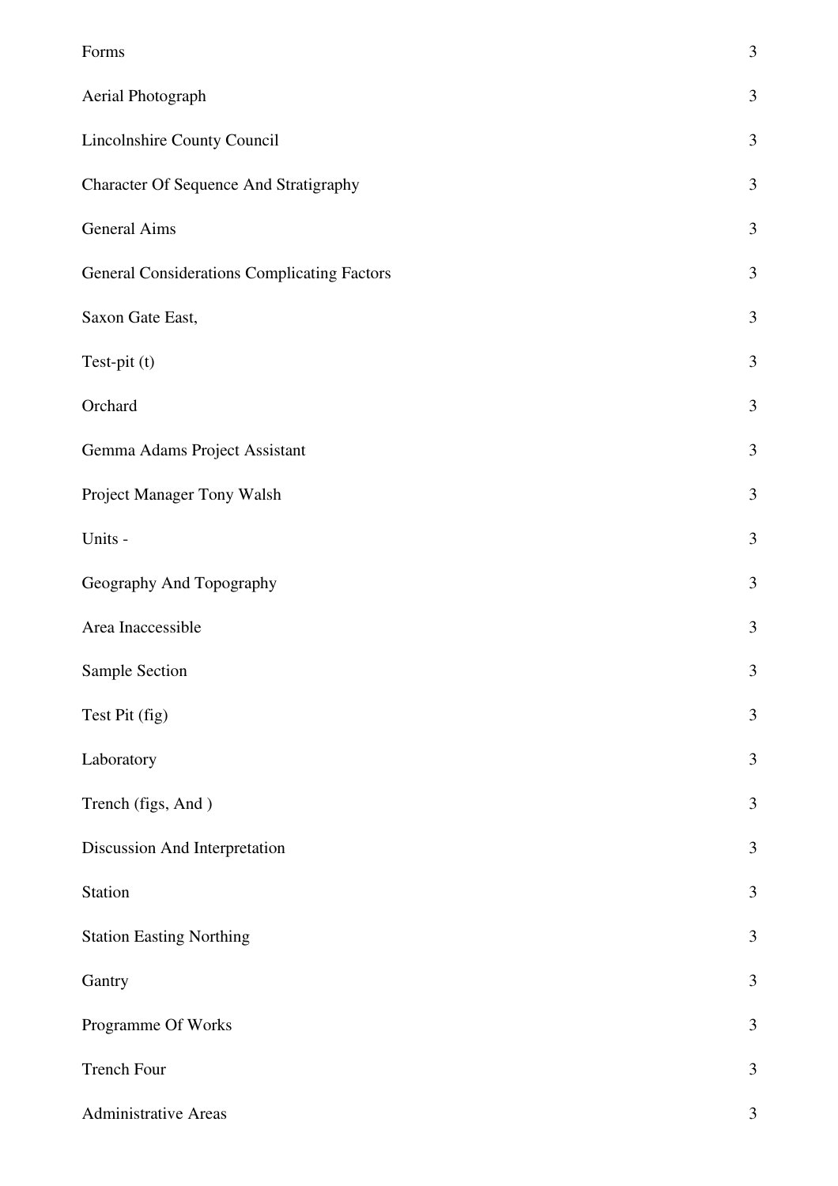| | |
|---|---|
| Forms | 3 |
| Aerial Photograph | 3 |
| Lincolnshire County Council | 3 |
| Character Of Sequence And Stratigraphy | 3 |
| General Aims | 3 |
| General Considerations Complicating Factors | 3 |
| Saxon Gate East, | 3 |
| Test-pit (t) | 3 |
| Orchard | 3 |
| Gemma Adams Project Assistant | 3 |
| Project Manager Tony Walsh | 3 |
| Units - | 3 |
| Geography And Topography | 3 |
| Area Inaccessible | 3 |
| Sample Section | 3 |
| Test Pit (fig) | 3 |
| Laboratory | 3 |
| Trench (figs, And ) | 3 |
| Discussion And Interpretation | 3 |
| Station | 3 |
| Station Easting Northing | 3 |
| Gantry | 3 |
| Programme Of Works | 3 |
| Trench Four | 3 |
| Administrative Areas | 3 |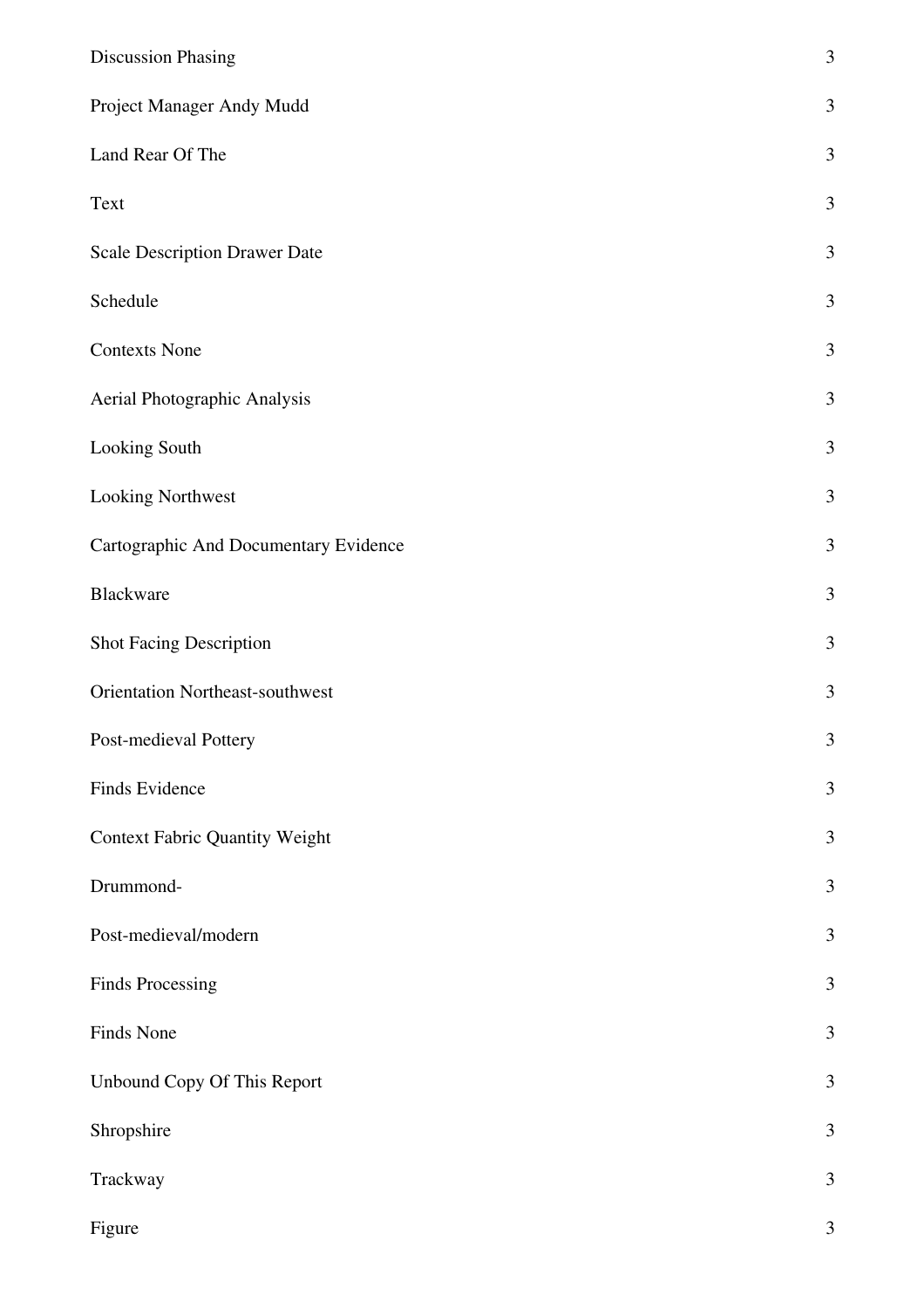| | |
|---|---|
| Discussion Phasing | 3 |
| Project Manager Andy Mudd | 3 |
| Land Rear Of The | 3 |
| Text | 3 |
| Scale Description Drawer Date | 3 |
| Schedule | 3 |
| Contexts None | 3 |
| Aerial Photographic Analysis | 3 |
| Looking South | 3 |
| Looking Northwest | 3 |
| Cartographic And Documentary Evidence | 3 |
| Blackware | 3 |
| Shot Facing Description | 3 |
| Orientation Northeast-southwest | 3 |
| Post-medieval Pottery | 3 |
| Finds Evidence | 3 |
| Context Fabric Quantity Weight | 3 |
| Drummond- | 3 |
| Post-medieval/modern | 3 |
| Finds Processing | 3 |
| Finds None | 3 |
| Unbound Copy Of This Report | 3 |
| Shropshire | 3 |
| Trackway | 3 |
| Figure | 3 |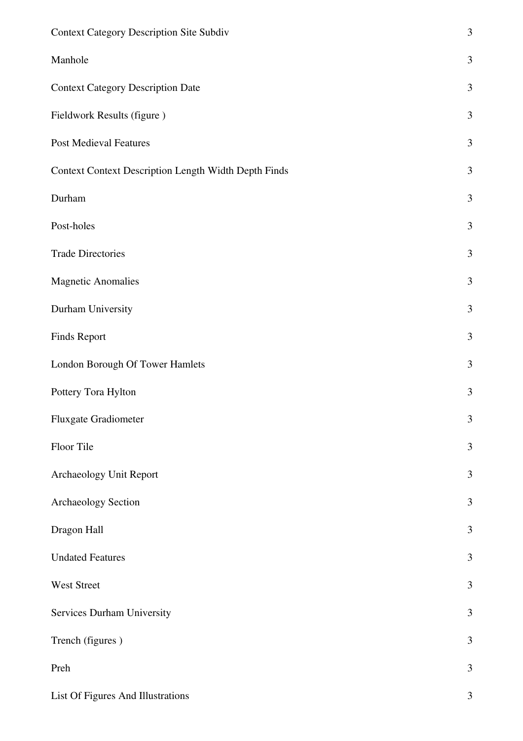| | |
|---|---|
| Context Category Description Site Subdiv | 3 |
| Manhole | 3 |
| Context Category Description Date | 3 |
| Fieldwork Results (figure ) | 3 |
| Post Medieval Features | 3 |
| Context Context Description Length Width Depth Finds | 3 |
| Durham | 3 |
| Post-holes | 3 |
| Trade Directories | 3 |
| Magnetic Anomalies | 3 |
| Durham University | 3 |
| Finds Report | 3 |
| London Borough Of Tower Hamlets | 3 |
| Pottery Tora Hylton | 3 |
| Fluxgate Gradiometer | 3 |
| Floor Tile | 3 |
| Archaeology Unit Report | 3 |
| Archaeology Section | 3 |
| Dragon Hall | 3 |
| Undated Features | 3 |
| West Street | 3 |
| Services Durham University | 3 |
| Trench (figures ) | 3 |
| Preh | 3 |
| List Of Figures And Illustrations | 3 |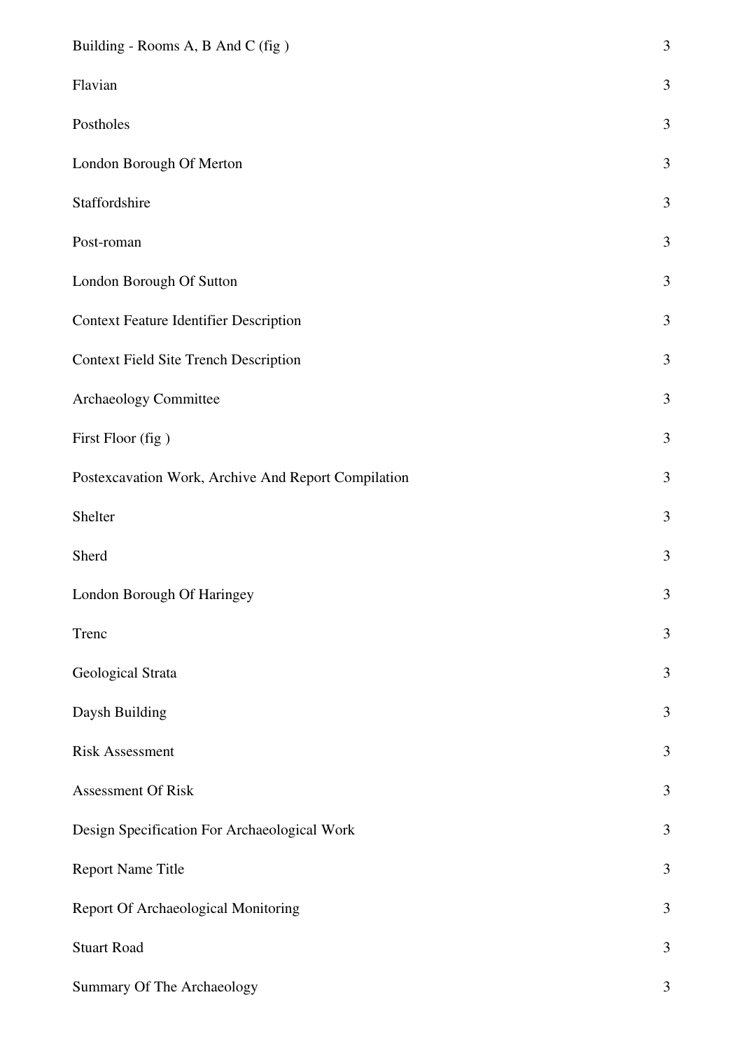| | |
|---|---|
| Building - Rooms A, B And C (fig ) | 3 |
| Flavian | 3 |
| Postholes | 3 |
| London Borough Of Merton | 3 |
| Staffordshire | 3 |
| Post-roman | 3 |
| London Borough Of Sutton | 3 |
| Context Feature Identifier Description | 3 |
| Context Field Site Trench Description | 3 |
| Archaeology Committee | 3 |
| First Floor (fig ) | 3 |
| Postexcavation Work, Archive And Report Compilation | 3 |
| Shelter | 3 |
| Sherd | 3 |
| London Borough Of Haringey | 3 |
| Trenc | 3 |
| Geological Strata | 3 |
| Daysh Building | 3 |
| Risk Assessment | 3 |
| Assessment Of Risk | 3 |
| Design Specification For Archaeological Work | 3 |
| Report Name Title | 3 |
| Report Of Archaeological Monitoring | 3 |
| Stuart Road | 3 |
| Summary Of The Archaeology | 3 |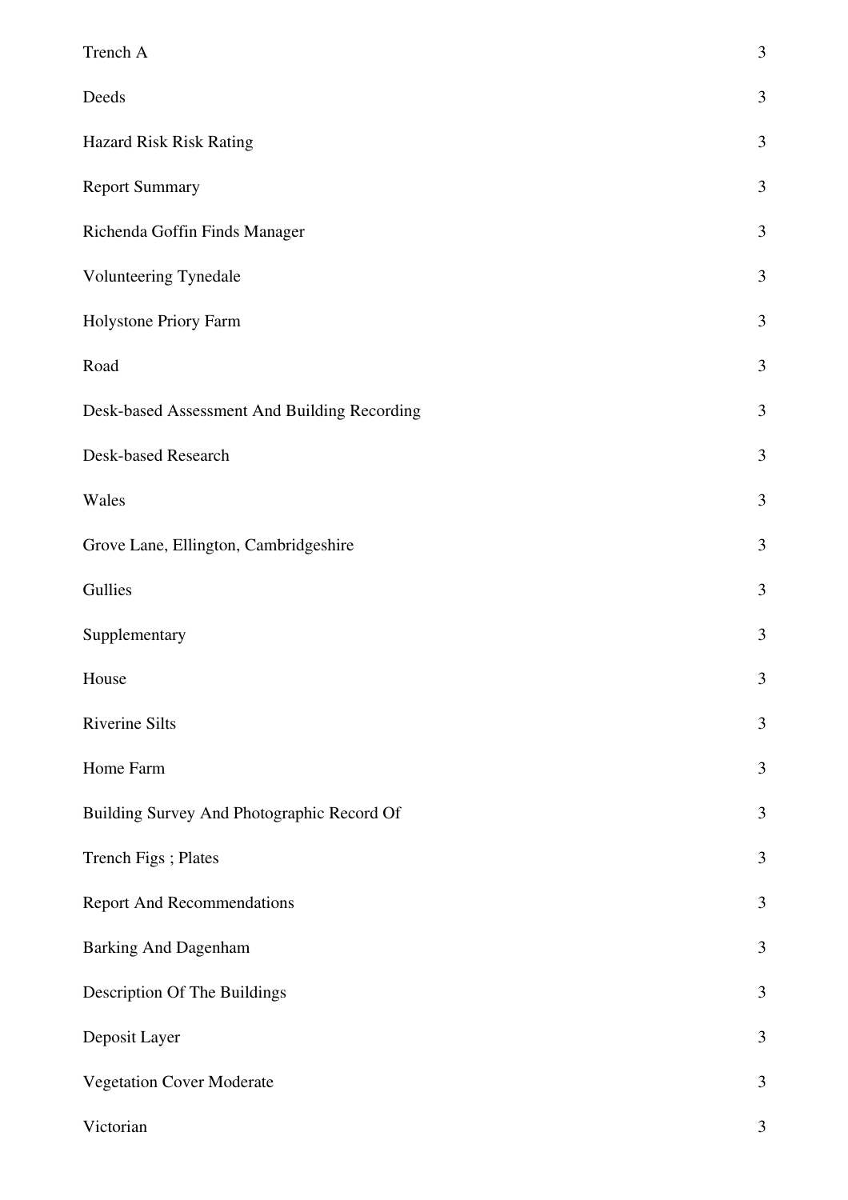| | |
|---|---|
| Trench A | 3 |
| Deeds | 3 |
| Hazard Risk Risk Rating | 3 |
| Report Summary | 3 |
| Richenda Goffin Finds Manager | 3 |
| Volunteering Tynedale | 3 |
| Holystone Priory Farm | 3 |
| Road | 3 |
| Desk-based Assessment And Building Recording | 3 |
| Desk-based Research | 3 |
| Wales | 3 |
| Grove Lane, Ellington, Cambridgeshire | 3 |
| Gullies | 3 |
| Supplementary | 3 |
| House | 3 |
| Riverine Silts | 3 |
| Home Farm | 3 |
| Building Survey And Photographic Record Of | 3 |
| Trench Figs ; Plates | 3 |
| Report And Recommendations | 3 |
| Barking And Dagenham | 3 |
| Description Of The Buildings | 3 |
| Deposit Layer | 3 |
| Vegetation Cover Moderate | 3 |
| Victorian | 3 |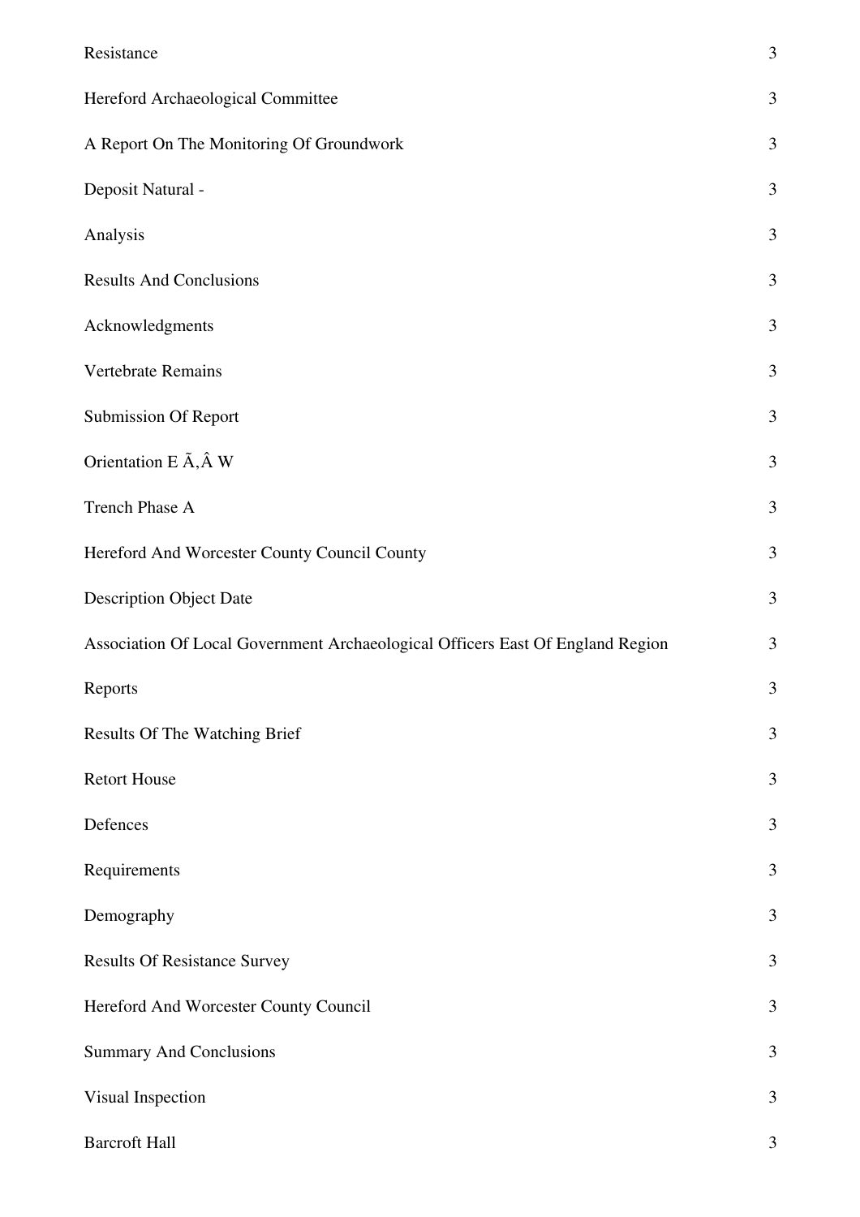| | |
|---|---|
| Resistance | 3 |
| Hereford Archaeological Committee | 3 |
| A Report On The Monitoring Of Groundwork | 3 |
| Deposit Natural - | 3 |
| Analysis | 3 |
| Results And Conclusions | 3 |
| Acknowledgments | 3 |
| Vertebrate Remains | 3 |
| Submission Of Report | 3 |
| Orientation E Ã‚Â W | 3 |
| Trench Phase A | 3 |
| Hereford And Worcester County Council County | 3 |
| Description Object Date | 3 |
| Association Of Local Government Archaeological Officers East Of England Region | 3 |
| Reports | 3 |
| Results Of The Watching Brief | 3 |
| Retort House | 3 |
| Defences | 3 |
| Requirements | 3 |
| Demography | 3 |
| Results Of Resistance Survey | 3 |
| Hereford And Worcester County Council | 3 |
| Summary And Conclusions | 3 |
| Visual Inspection | 3 |
| Barcroft Hall | 3 |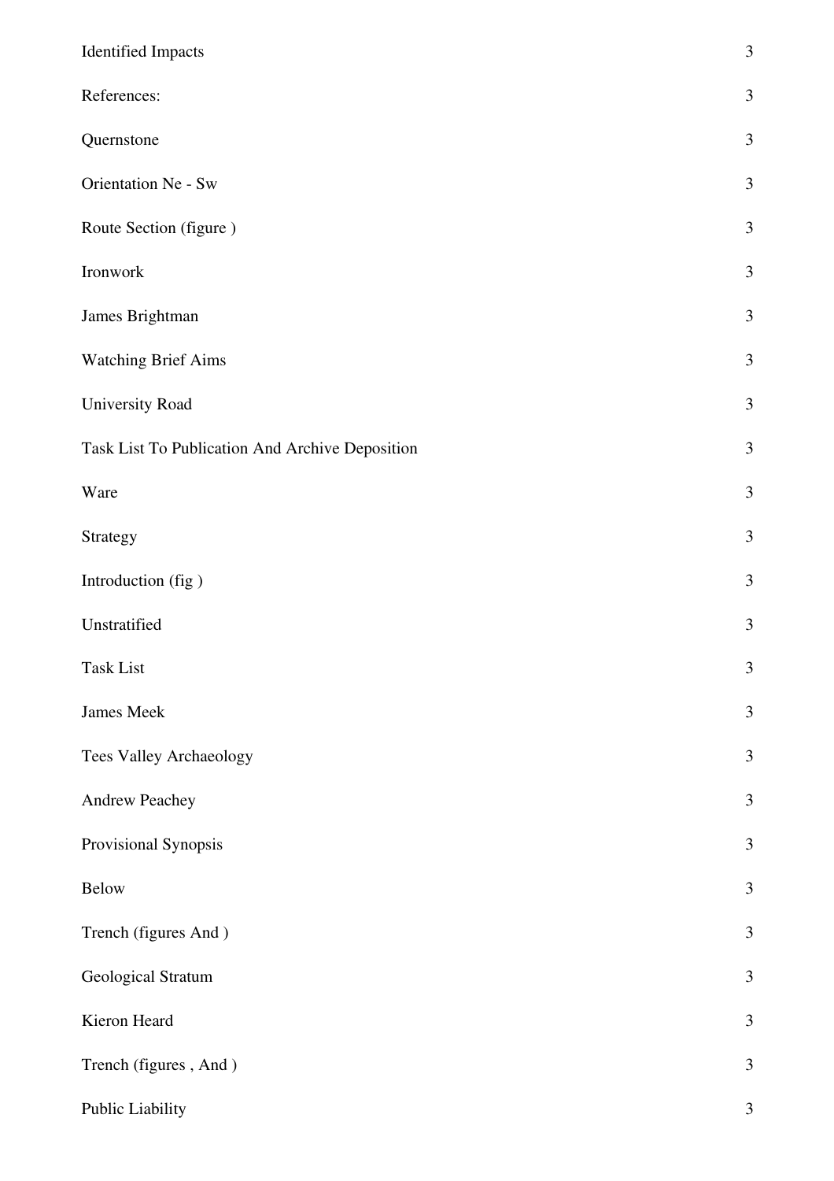| | |
|---|---|
| Identified Impacts | 3 |
| References: | 3 |
| Quernstone | 3 |
| Orientation Ne - Sw | 3 |
| Route Section (figure ) | 3 |
| Ironwork | 3 |
| James Brightman | 3 |
| Watching Brief Aims | 3 |
| University Road | 3 |
| Task List To Publication And Archive Deposition | 3 |
| Ware | 3 |
| Strategy | 3 |
| Introduction (fig ) | 3 |
| Unstratified | 3 |
| Task List | 3 |
| James Meek | 3 |
| Tees Valley Archaeology | 3 |
| Andrew Peachey | 3 |
| Provisional Synopsis | 3 |
| Below | 3 |
| Trench (figures And ) | 3 |
| Geological Stratum | 3 |
| Kieron Heard | 3 |
| Trench (figures , And ) | 3 |
| Public Liability | 3 |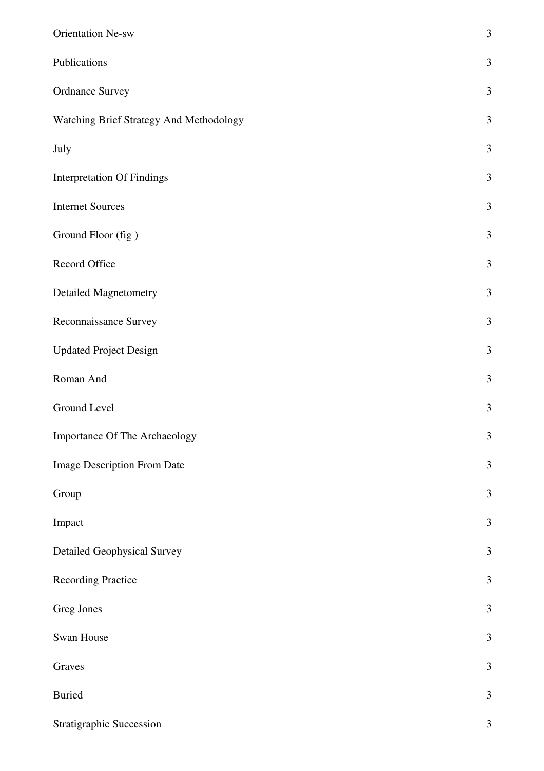| | |
|---|---|
| Orientation Ne-sw | 3 |
| Publications | 3 |
| Ordnance Survey | 3 |
| Watching Brief Strategy And Methodology | 3 |
| July | 3 |
| Interpretation Of Findings | 3 |
| Internet Sources | 3 |
| Ground Floor (fig ) | 3 |
| Record Office | 3 |
| Detailed Magnetometry | 3 |
| Reconnaissance Survey | 3 |
| Updated Project Design | 3 |
| Roman And | 3 |
| Ground Level | 3 |
| Importance Of The Archaeology | 3 |
| Image Description From Date | 3 |
| Group | 3 |
| Impact | 3 |
| Detailed Geophysical Survey | 3 |
| Recording Practice | 3 |
| Greg Jones | 3 |
| Swan House | 3 |
| Graves | 3 |
| Buried | 3 |
| Stratigraphic Succession | 3 |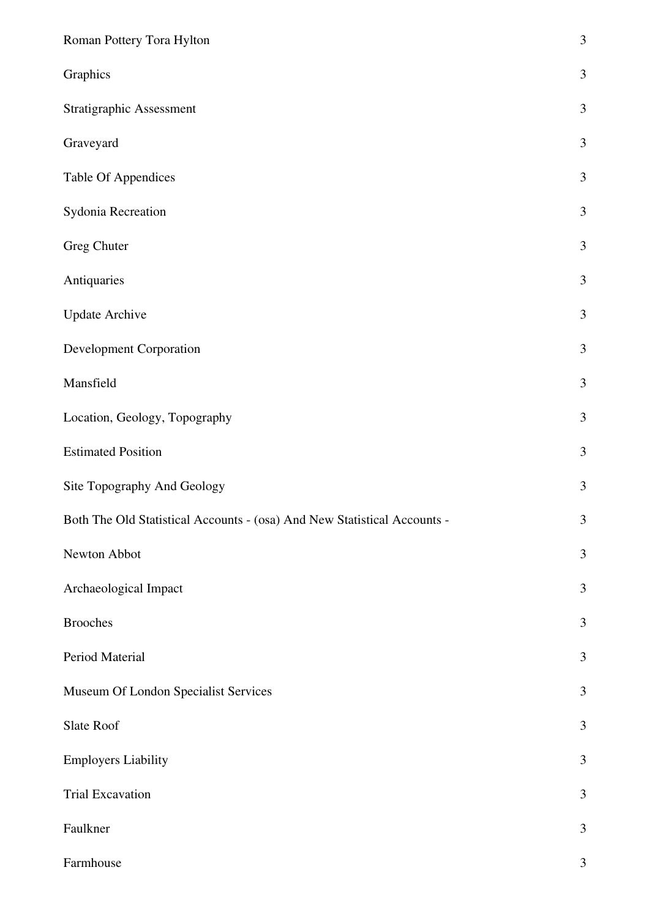| | |
|---|---|
| Roman Pottery Tora Hylton | 3 |
| Graphics | 3 |
| Stratigraphic Assessment | 3 |
| Graveyard | 3 |
| Table Of Appendices | 3 |
| Sydonia Recreation | 3 |
| Greg Chuter | 3 |
| Antiquaries | 3 |
| Update Archive | 3 |
| Development Corporation | 3 |
| Mansfield | 3 |
| Location, Geology, Topography | 3 |
| Estimated Position | 3 |
| Site Topography And Geology | 3 |
| Both The Old Statistical Accounts - (osa) And New Statistical Accounts - | 3 |
| Newton Abbot | 3 |
| Archaeological Impact | 3 |
| Brooches | 3 |
| Period Material | 3 |
| Museum Of London Specialist Services | 3 |
| Slate Roof | 3 |
| Employers Liability | 3 |
| Trial Excavation | 3 |
| Faulkner | 3 |
| Farmhouse | 3 |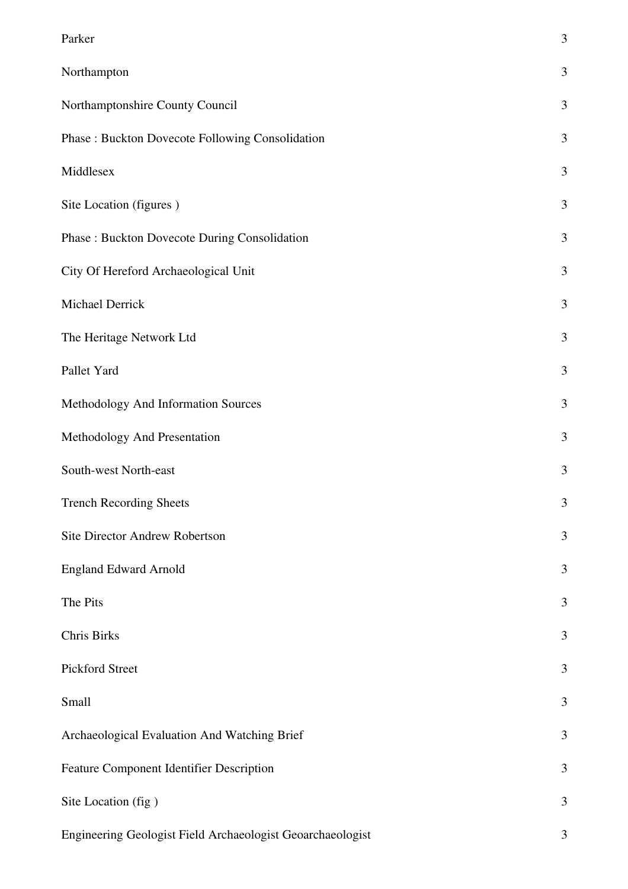| | |
|---|---|
| Parker | 3 |
| Northampton | 3 |
| Northamptonshire County Council | 3 |
| Phase : Buckton Dovecote Following Consolidation | 3 |
| Middlesex | 3 |
| Site Location (figures ) | 3 |
| Phase : Buckton Dovecote During Consolidation | 3 |
| City Of Hereford Archaeological Unit | 3 |
| Michael Derrick | 3 |
| The Heritage Network Ltd | 3 |
| Pallet Yard | 3 |
| Methodology And Information Sources | 3 |
| Methodology And Presentation | 3 |
| South-west North-east | 3 |
| Trench Recording Sheets | 3 |
| Site Director Andrew Robertson | 3 |
| England Edward Arnold | 3 |
| The Pits | 3 |
| Chris Birks | 3 |
| Pickford Street | 3 |
| Small | 3 |
| Archaeological Evaluation And Watching Brief | 3 |
| Feature Component Identifier Description | 3 |
| Site Location (fig ) | 3 |
| Engineering Geologist Field Archaeologist Geoarchaeologist | 3 |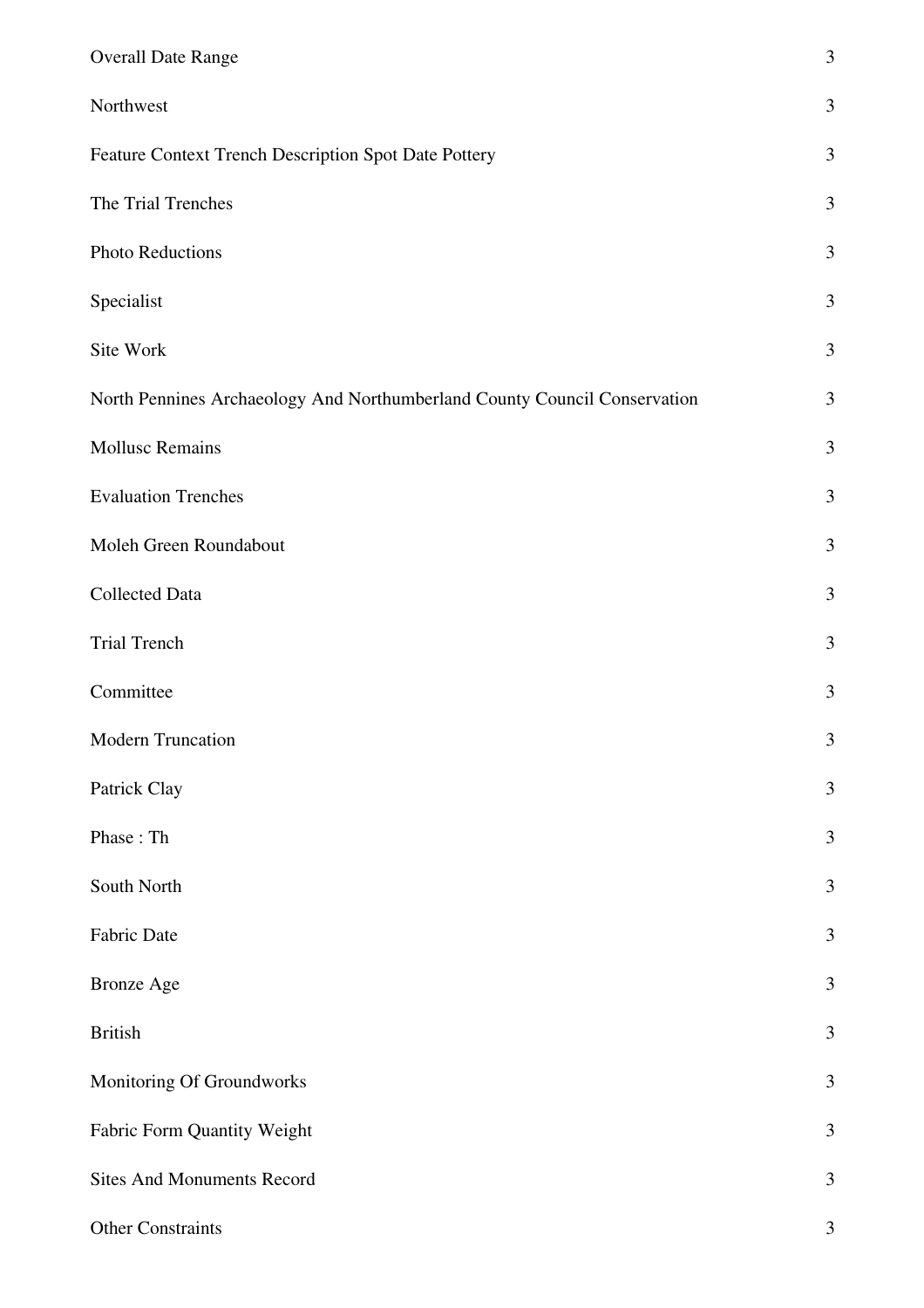| | |
|---|---|
| Overall Date Range | 3 |
| Northwest | 3 |
| Feature Context Trench Description Spot Date Pottery | 3 |
| The Trial Trenches | 3 |
| Photo Reductions | 3 |
| Specialist | 3 |
| Site Work | 3 |
| North Pennines Archaeology And Northumberland County Council Conservation | 3 |
| Mollusc Remains | 3 |
| Evaluation Trenches | 3 |
| Moleh Green Roundabout | 3 |
| Collected Data | 3 |
| Trial Trench | 3 |
| Committee | 3 |
| Modern Truncation | 3 |
| Patrick Clay | 3 |
| Phase : Th | 3 |
| South North | 3 |
| Fabric Date | 3 |
| Bronze Age | 3 |
| British | 3 |
| Monitoring Of Groundworks | 3 |
| Fabric Form Quantity Weight | 3 |
| Sites And Monuments Record | 3 |
| Other Constraints | 3 |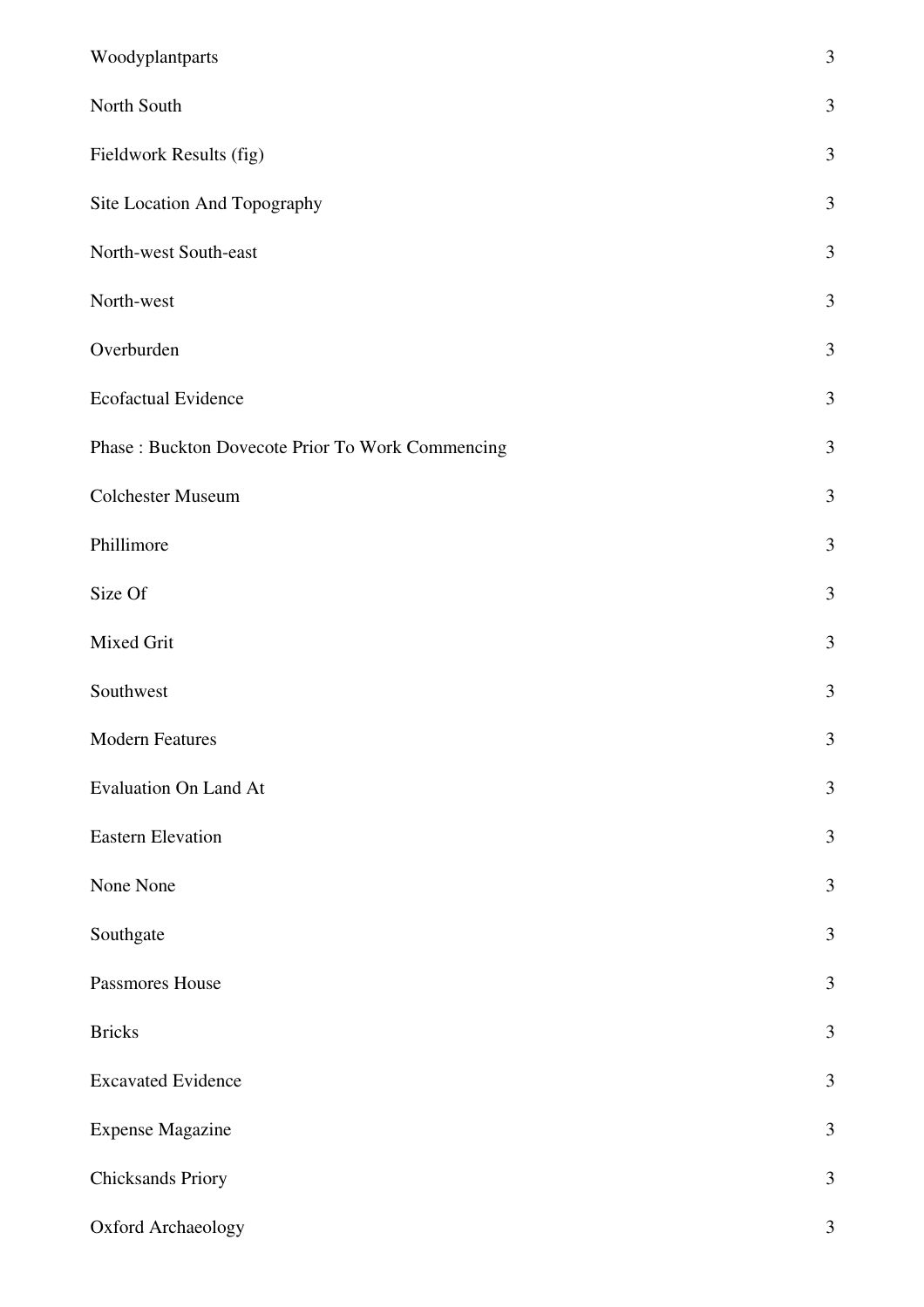| | |
|---|---|
| Woodyplantparts | 3 |
| North South | 3 |
| Fieldwork Results (fig) | 3 |
| Site Location And Topography | 3 |
| North-west South-east | 3 |
| North-west | 3 |
| Overburden | 3 |
| Ecofactual Evidence | 3 |
| Phase : Buckton Dovecote Prior To Work Commencing | 3 |
| Colchester Museum | 3 |
| Phillimore | 3 |
| Size Of | 3 |
| Mixed Grit | 3 |
| Southwest | 3 |
| Modern Features | 3 |
| Evaluation On Land At | 3 |
| Eastern Elevation | 3 |
| None None | 3 |
| Southgate | 3 |
| Passmores House | 3 |
| Bricks | 3 |
| Excavated Evidence | 3 |
| Expense Magazine | 3 |
| Chicksands Priory | 3 |
| Oxford Archaeology | 3 |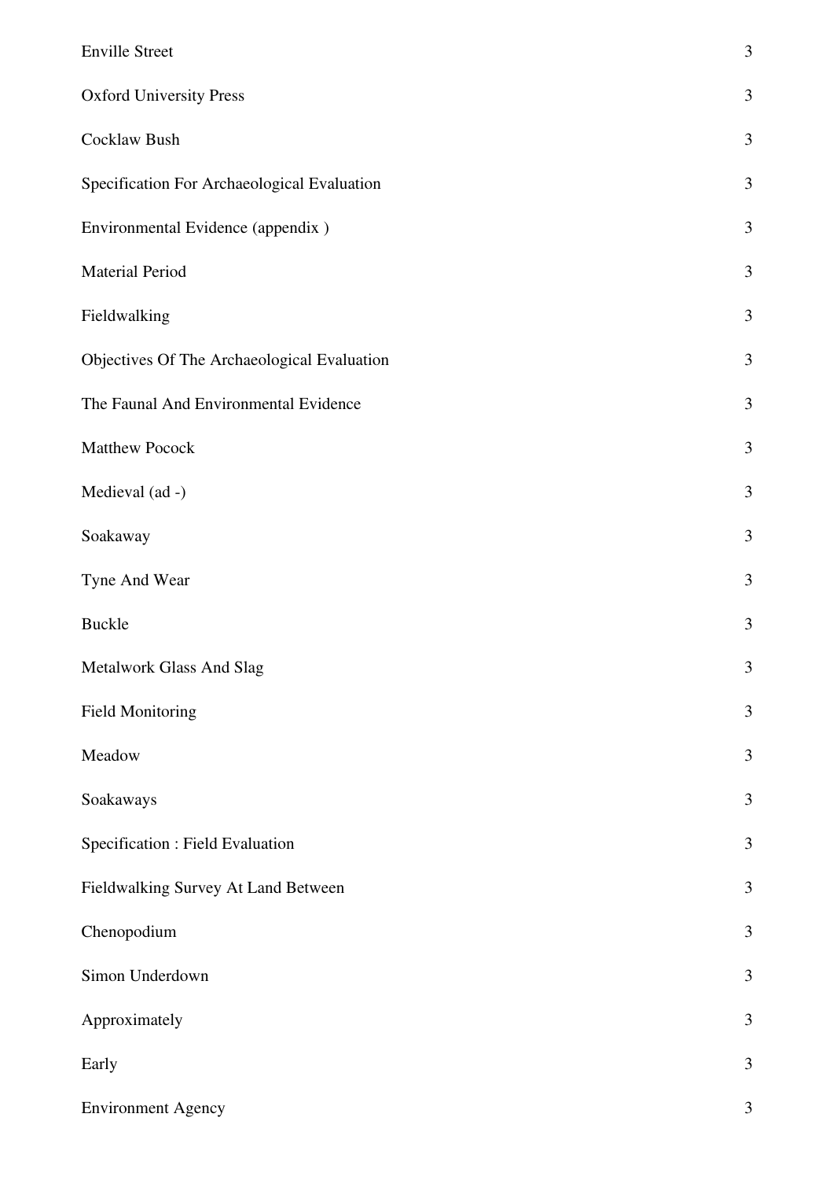| | |
|---|---|
| Enville Street | 3 |
| Oxford University Press | 3 |
| Cocklaw Bush | 3 |
| Specification For Archaeological Evaluation | 3 |
| Environmental Evidence (appendix ) | 3 |
| Material Period | 3 |
| Fieldwalking | 3 |
| Objectives Of The Archaeological Evaluation | 3 |
| The Faunal And Environmental Evidence | 3 |
| Matthew Pocock | 3 |
| Medieval (ad -) | 3 |
| Soakaway | 3 |
| Tyne And Wear | 3 |
| Buckle | 3 |
| Metalwork Glass And Slag | 3 |
| Field Monitoring | 3 |
| Meadow | 3 |
| Soakaways | 3 |
| Specification : Field Evaluation | 3 |
| Fieldwalking Survey At Land Between | 3 |
| Chenopodium | 3 |
| Simon Underdown | 3 |
| Approximately | 3 |
| Early | 3 |
| Environment Agency | 3 |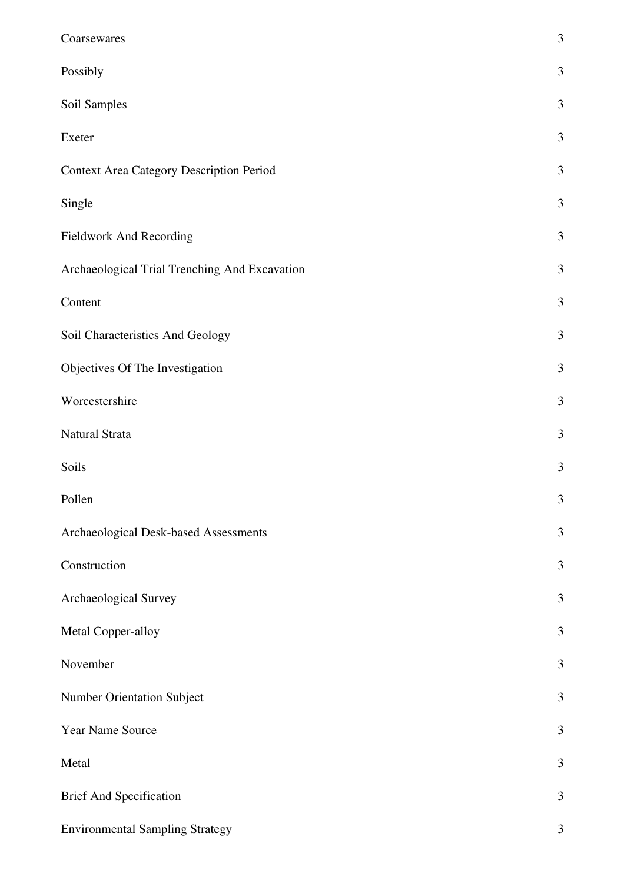| | |
|---|---|
| Coarsewares | 3 |
| Possibly | 3 |
| Soil Samples | 3 |
| Exeter | 3 |
| Context Area Category Description Period | 3 |
| Single | 3 |
| Fieldwork And Recording | 3 |
| Archaeological Trial Trenching And Excavation | 3 |
| Content | 3 |
| Soil Characteristics And Geology | 3 |
| Objectives Of The Investigation | 3 |
| Worcestershire | 3 |
| Natural Strata | 3 |
| Soils | 3 |
| Pollen | 3 |
| Archaeological Desk-based Assessments | 3 |
| Construction | 3 |
| Archaeological Survey | 3 |
| Metal Copper-alloy | 3 |
| November | 3 |
| Number Orientation Subject | 3 |
| Year Name Source | 3 |
| Metal | 3 |
| Brief And Specification | 3 |
| Environmental Sampling Strategy | 3 |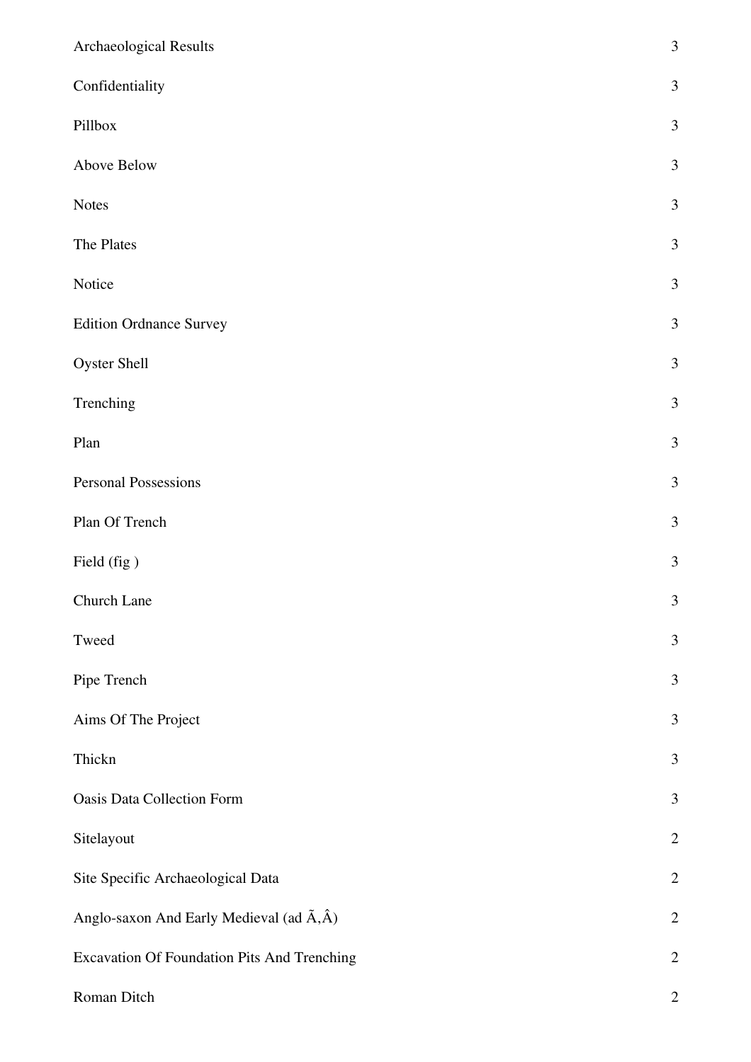| | |
|---|---|
| Archaeological Results | 3 |
| Confidentiality | 3 |
| Pillbox | 3 |
| Above Below | 3 |
| Notes | 3 |
| The Plates | 3 |
| Notice | 3 |
| Edition Ordnance Survey | 3 |
| Oyster Shell | 3 |
| Trenching | 3 |
| Plan | 3 |
| Personal Possessions | 3 |
| Plan Of Trench | 3 |
| Field (fig ) | 3 |
| Church Lane | 3 |
| Tweed | 3 |
| Pipe Trench | 3 |
| Aims Of The Project | 3 |
| Thickn | 3 |
| Oasis Data Collection Form | 3 |
| Sitelayout | 2 |
| Site Specific Archaeological Data | 2 |
| Anglo-saxon And Early Medieval (ad Ã,Â) | 2 |
| Excavation Of Foundation Pits And Trenching | 2 |
| Roman Ditch | 2 |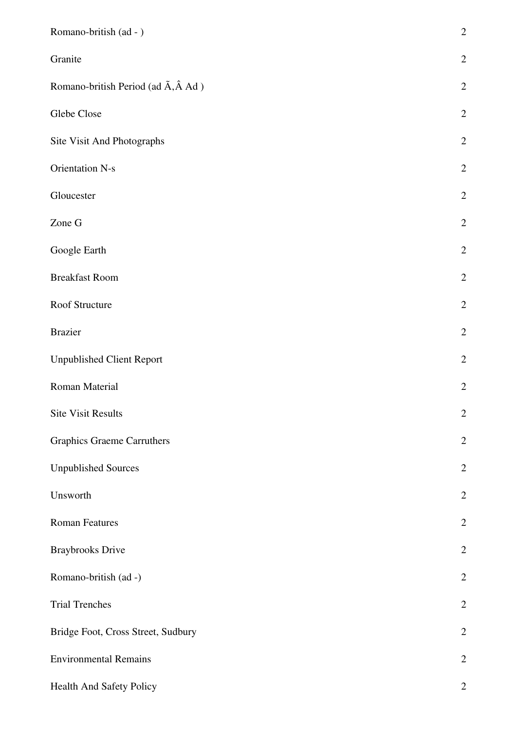| | |
|---|---|
| Romano-british (ad - ) | 2 |
| Granite | 2 |
| Romano-british Period (ad Ã‚Â Ad ) | 2 |
| Glebe Close | 2 |
| Site Visit And Photographs | 2 |
| Orientation N-s | 2 |
| Gloucester | 2 |
| Zone G | 2 |
| Google Earth | 2 |
| Breakfast Room | 2 |
| Roof Structure | 2 |
| Brazier | 2 |
| Unpublished Client Report | 2 |
| Roman Material | 2 |
| Site Visit Results | 2 |
| Graphics Graeme Carruthers | 2 |
| Unpublished Sources | 2 |
| Unsworth | 2 |
| Roman Features | 2 |
| Braybrooks Drive | 2 |
| Romano-british (ad -) | 2 |
| Trial Trenches | 2 |
| Bridge Foot, Cross Street, Sudbury | 2 |
| Environmental Remains | 2 |
| Health And Safety Policy | 2 |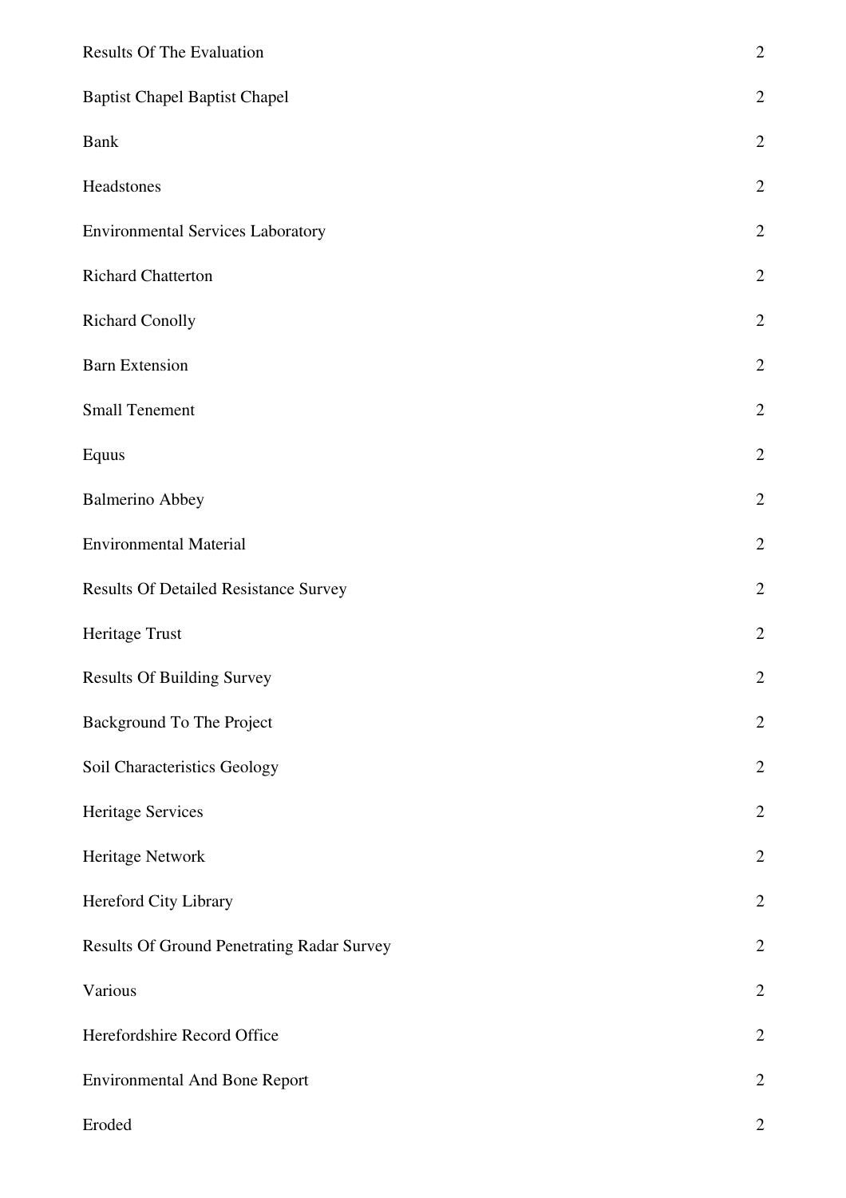| | |
|---|---|
| Results Of The Evaluation | 2 |
| Baptist Chapel Baptist Chapel | 2 |
| Bank | 2 |
| Headstones | 2 |
| Environmental Services Laboratory | 2 |
| Richard Chatterton | 2 |
| Richard Conolly | 2 |
| Barn Extension | 2 |
| Small Tenement | 2 |
| Equus | 2 |
| Balmerino Abbey | 2 |
| Environmental Material | 2 |
| Results Of Detailed Resistance Survey | 2 |
| Heritage Trust | 2 |
| Results Of Building Survey | 2 |
| Background To The Project | 2 |
| Soil Characteristics Geology | 2 |
| Heritage Services | 2 |
| Heritage Network | 2 |
| Hereford City Library | 2 |
| Results Of Ground Penetrating Radar Survey | 2 |
| Various | 2 |
| Herefordshire Record Office | 2 |
| Environmental And Bone Report | 2 |
| Eroded | 2 |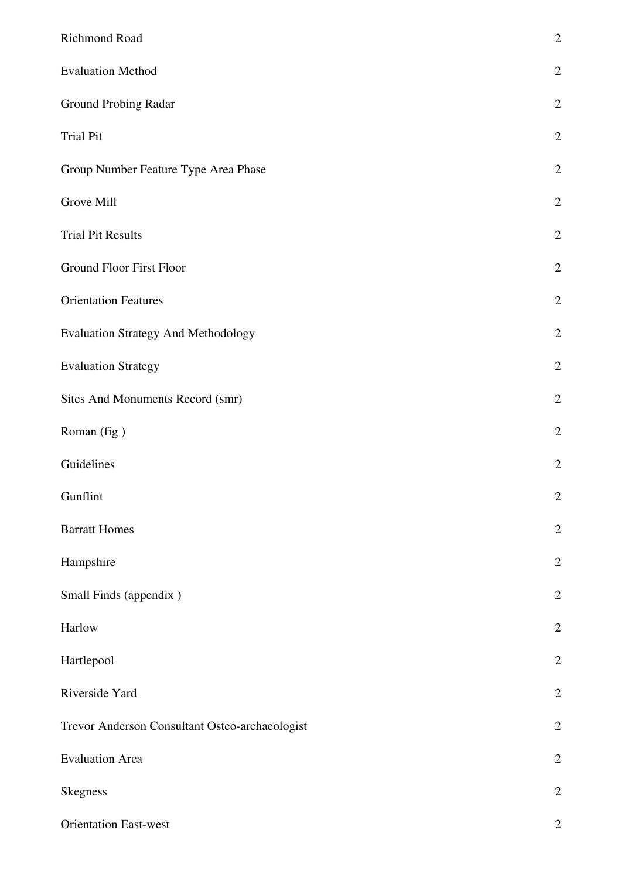| | |
|---|---|
| Richmond Road | 2 |
| Evaluation Method | 2 |
| Ground Probing Radar | 2 |
| Trial Pit | 2 |
| Group Number Feature Type Area Phase | 2 |
| Grove Mill | 2 |
| Trial Pit Results | 2 |
| Ground Floor First Floor | 2 |
| Orientation Features | 2 |
| Evaluation Strategy And Methodology | 2 |
| Evaluation Strategy | 2 |
| Sites And Monuments Record (smr) | 2 |
| Roman (fig ) | 2 |
| Guidelines | 2 |
| Gunflint | 2 |
| Barratt Homes | 2 |
| Hampshire | 2 |
| Small Finds (appendix ) | 2 |
| Harlow | 2 |
| Hartlepool | 2 |
| Riverside Yard | 2 |
| Trevor Anderson Consultant Osteo-archaeologist | 2 |
| Evaluation Area | 2 |
| Skegness | 2 |
| Orientation East-west | 2 |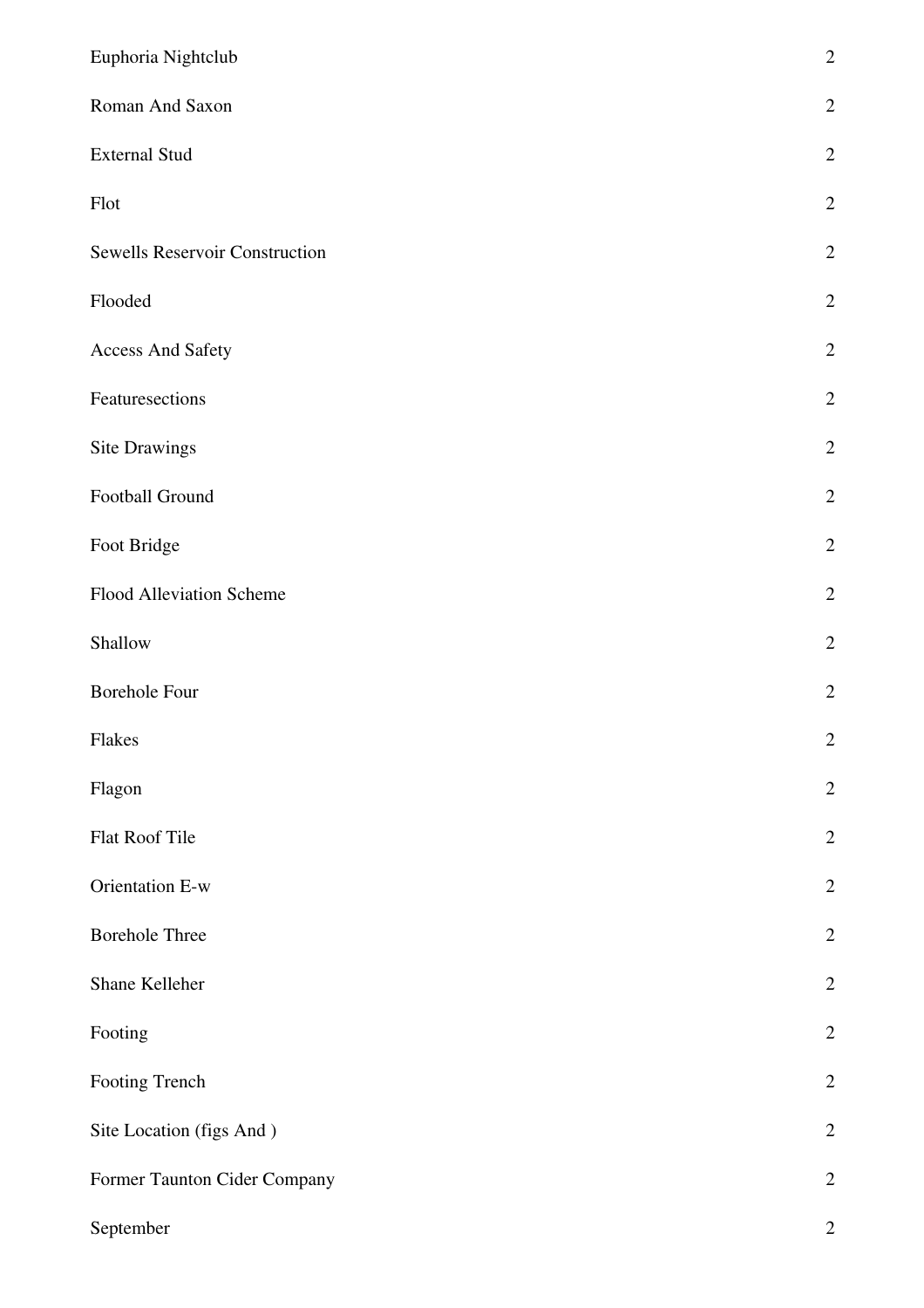| | |
|---|---|
| Euphoria Nightclub | 2 |
| Roman And Saxon | 2 |
| External Stud | 2 |
| Flot | 2 |
| Sewells Reservoir Construction | 2 |
| Flooded | 2 |
| Access And Safety | 2 |
| Featuresections | 2 |
| Site Drawings | 2 |
| Football Ground | 2 |
| Foot Bridge | 2 |
| Flood Alleviation Scheme | 2 |
| Shallow | 2 |
| Borehole Four | 2 |
| Flakes | 2 |
| Flagon | 2 |
| Flat Roof Tile | 2 |
| Orientation E-w | 2 |
| Borehole Three | 2 |
| Shane Kelleher | 2 |
| Footing | 2 |
| Footing Trench | 2 |
| Site Location (figs And ) | 2 |
| Former Taunton Cider Company | 2 |
| September | 2 |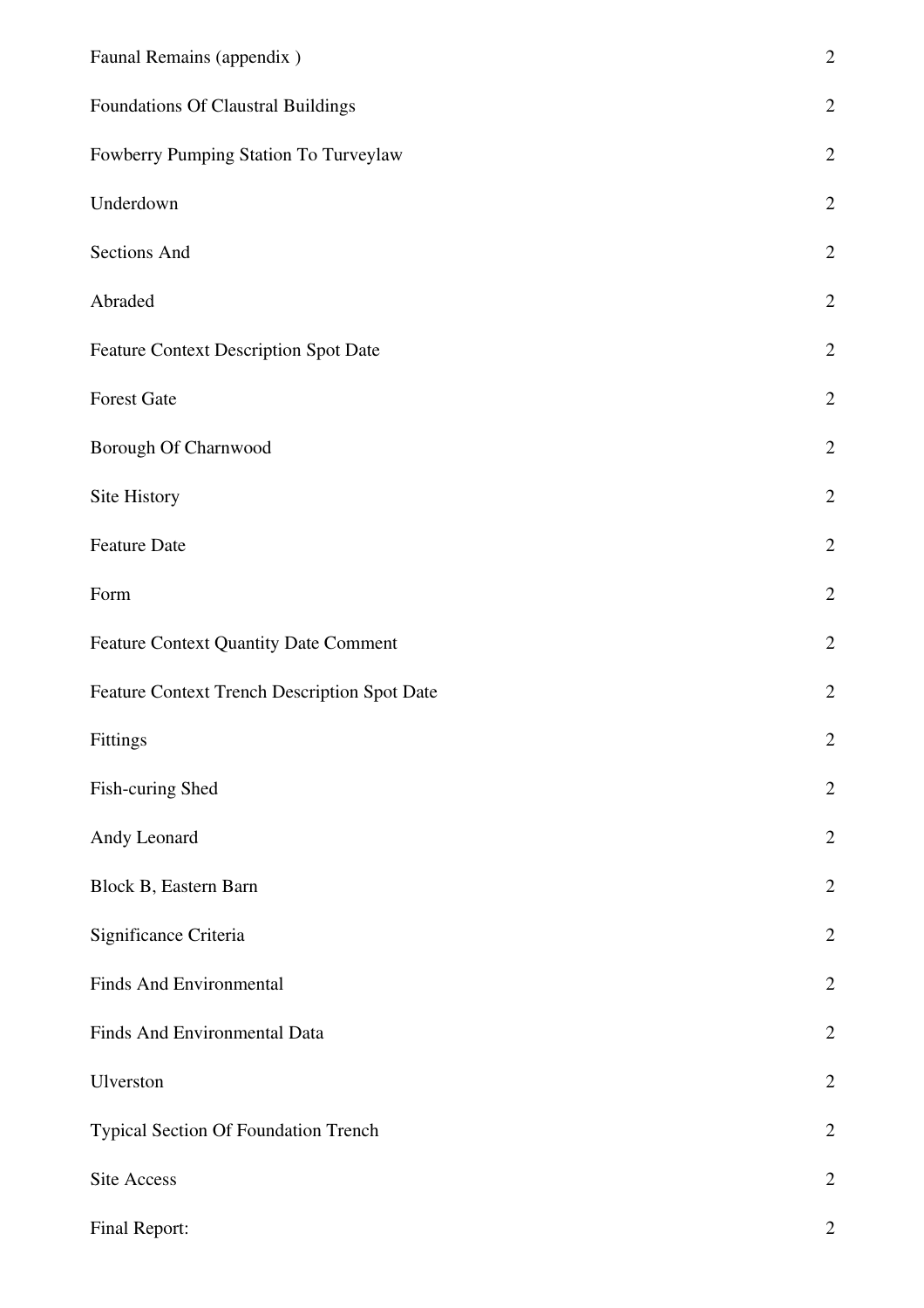| | |
|---|---|
| Faunal Remains (appendix ) | 2 |
| Foundations Of Claustral Buildings | 2 |
| Fowberry Pumping Station To Turveylaw | 2 |
| Underdown | 2 |
| Sections And | 2 |
| Abraded | 2 |
| Feature Context Description Spot Date | 2 |
| Forest Gate | 2 |
| Borough Of Charnwood | 2 |
| Site History | 2 |
| Feature Date | 2 |
| Form | 2 |
| Feature Context Quantity Date Comment | 2 |
| Feature Context Trench Description Spot Date | 2 |
| Fittings | 2 |
| Fish-curing Shed | 2 |
| Andy Leonard | 2 |
| Block B, Eastern Barn | 2 |
| Significance Criteria | 2 |
| Finds And Environmental | 2 |
| Finds And Environmental Data | 2 |
| Ulverston | 2 |
| Typical Section Of Foundation Trench | 2 |
| Site Access | 2 |
| Final Report: | 2 |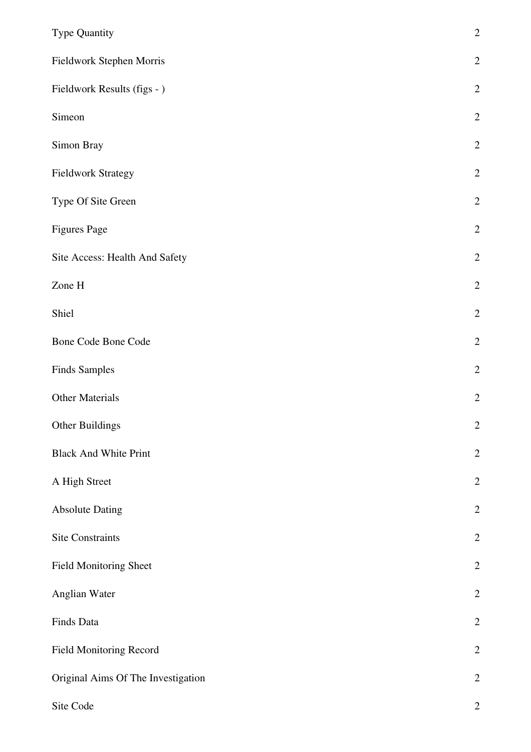| | |
|---|---|
| Type Quantity | 2 |
| Fieldwork Stephen Morris | 2 |
| Fieldwork Results (figs - ) | 2 |
| Simeon | 2 |
| Simon Bray | 2 |
| Fieldwork Strategy | 2 |
| Type Of Site Green | 2 |
| Figures Page | 2 |
| Site Access: Health And Safety | 2 |
| Zone H | 2 |
| Shiel | 2 |
| Bone Code Bone Code | 2 |
| Finds Samples | 2 |
| Other Materials | 2 |
| Other Buildings | 2 |
| Black And White Print | 2 |
| A High Street | 2 |
| Absolute Dating | 2 |
| Site Constraints | 2 |
| Field Monitoring Sheet | 2 |
| Anglian Water | 2 |
| Finds Data | 2 |
| Field Monitoring Record | 2 |
| Original Aims Of The Investigation | 2 |
| Site Code | 2 |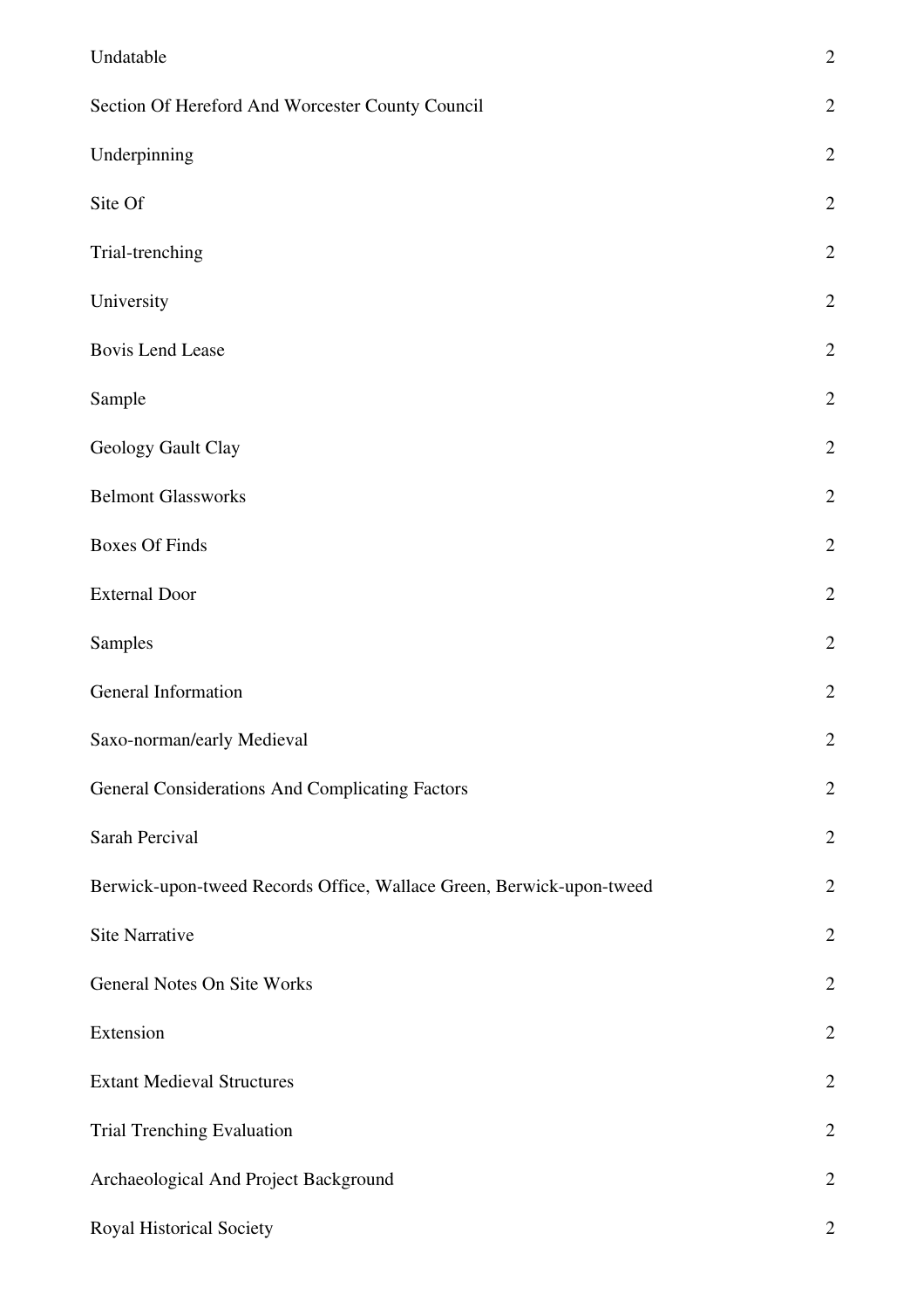| | |
|---|---|
| Undatable | 2 |
| Section Of Hereford And Worcester County Council | 2 |
| Underpinning | 2 |
| Site Of | 2 |
| Trial-trenching | 2 |
| University | 2 |
| Bovis Lend Lease | 2 |
| Sample | 2 |
| Geology Gault Clay | 2 |
| Belmont Glassworks | 2 |
| Boxes Of Finds | 2 |
| External Door | 2 |
| Samples | 2 |
| General Information | 2 |
| Saxo-norman/early Medieval | 2 |
| General Considerations And Complicating Factors | 2 |
| Sarah Percival | 2 |
| Berwick-upon-tweed Records Office, Wallace Green, Berwick-upon-tweed | 2 |
| Site Narrative | 2 |
| General Notes On Site Works | 2 |
| Extension | 2 |
| Extant Medieval Structures | 2 |
| Trial Trenching Evaluation | 2 |
| Archaeological And Project Background | 2 |
| Royal Historical Society | 2 |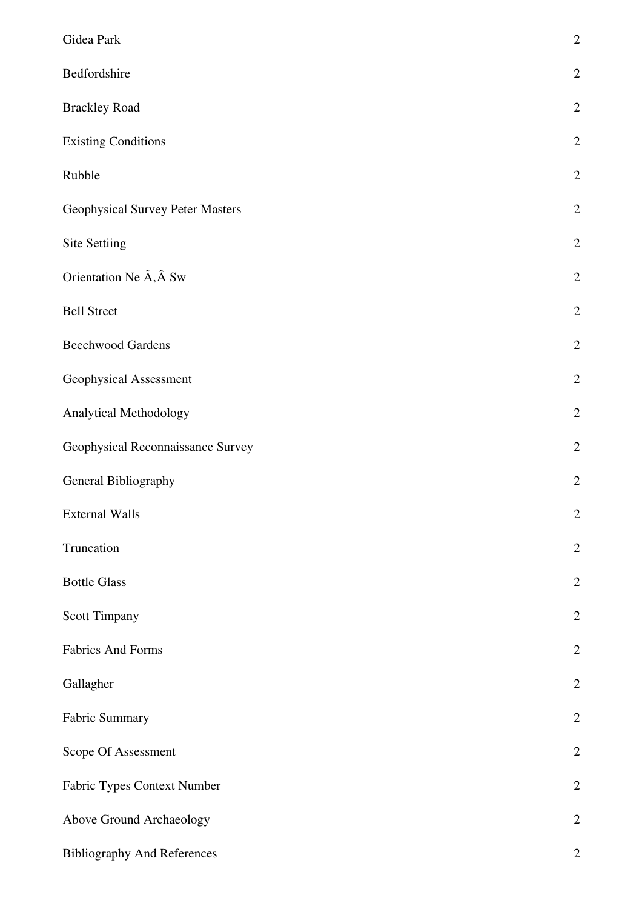| | |
|---|---|
| Gidea Park | 2 |
| Bedfordshire | 2 |
| Brackley Road | 2 |
| Existing Conditions | 2 |
| Rubble | 2 |
| Geophysical Survey Peter Masters | 2 |
| Site Settiing | 2 |
| Orientation Ne Ã‚Â Sw | 2 |
| Bell Street | 2 |
| Beechwood Gardens | 2 |
| Geophysical Assessment | 2 |
| Analytical Methodology | 2 |
| Geophysical Reconnaissance Survey | 2 |
| General Bibliography | 2 |
| External Walls | 2 |
| Truncation | 2 |
| Bottle Glass | 2 |
| Scott Timpany | 2 |
| Fabrics And Forms | 2 |
| Gallagher | 2 |
| Fabric Summary | 2 |
| Scope Of Assessment | 2 |
| Fabric Types Context Number | 2 |
| Above Ground Archaeology | 2 |
| Bibliography And References | 2 |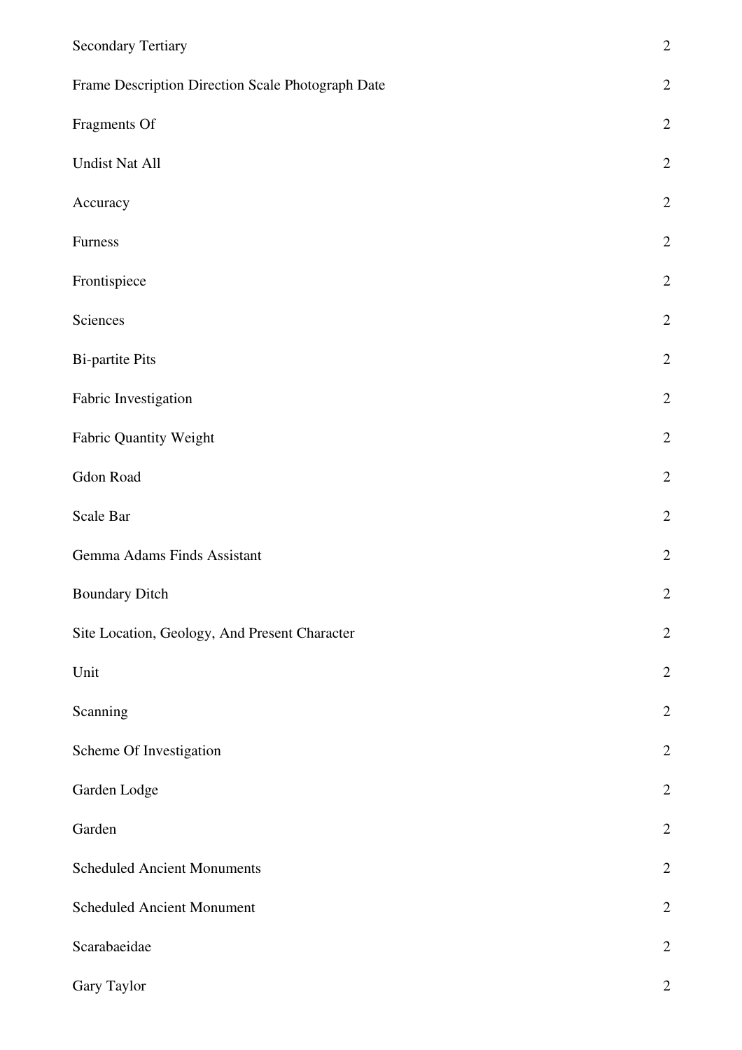| | |
|---|---|
| Secondary Tertiary | 2 |
| Frame Description Direction Scale Photograph Date | 2 |
| Fragments Of | 2 |
| Undist Nat All | 2 |
| Accuracy | 2 |
| Furness | 2 |
| Frontispiece | 2 |
| Sciences | 2 |
| Bi-partite Pits | 2 |
| Fabric Investigation | 2 |
| Fabric Quantity Weight | 2 |
| Gdon Road | 2 |
| Scale Bar | 2 |
| Gemma Adams Finds Assistant | 2 |
| Boundary Ditch | 2 |
| Site Location, Geology, And Present Character | 2 |
| Unit | 2 |
| Scanning | 2 |
| Scheme Of Investigation | 2 |
| Garden Lodge | 2 |
| Garden | 2 |
| Scheduled Ancient Monuments | 2 |
| Scheduled Ancient Monument | 2 |
| Scarabaeidae | 2 |
| Gary Taylor | 2 |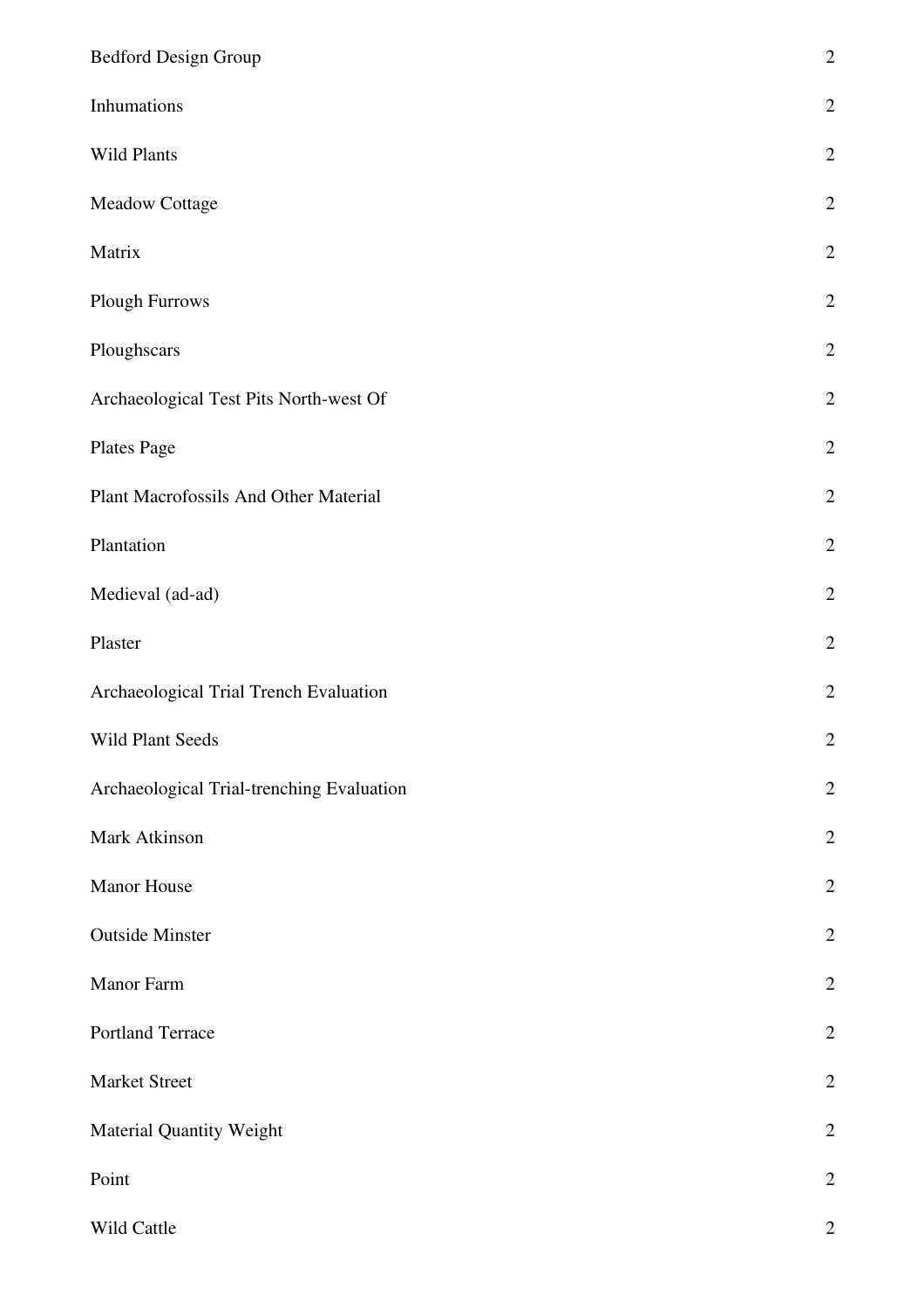| | |
|---|---|
| Bedford Design Group | 2 |
| Inhumations | 2 |
| Wild Plants | 2 |
| Meadow Cottage | 2 |
| Matrix | 2 |
| Plough Furrows | 2 |
| Ploughscars | 2 |
| Archaeological Test Pits North-west Of | 2 |
| Plates Page | 2 |
| Plant Macrofossils And Other Material | 2 |
| Plantation | 2 |
| Medieval (ad-ad) | 2 |
| Plaster | 2 |
| Archaeological Trial Trench Evaluation | 2 |
| Wild Plant Seeds | 2 |
| Archaeological Trial-trenching Evaluation | 2 |
| Mark Atkinson | 2 |
| Manor House | 2 |
| Outside Minster | 2 |
| Manor Farm | 2 |
| Portland Terrace | 2 |
| Market Street | 2 |
| Material Quantity Weight | 2 |
| Point | 2 |
| Wild Cattle | 2 |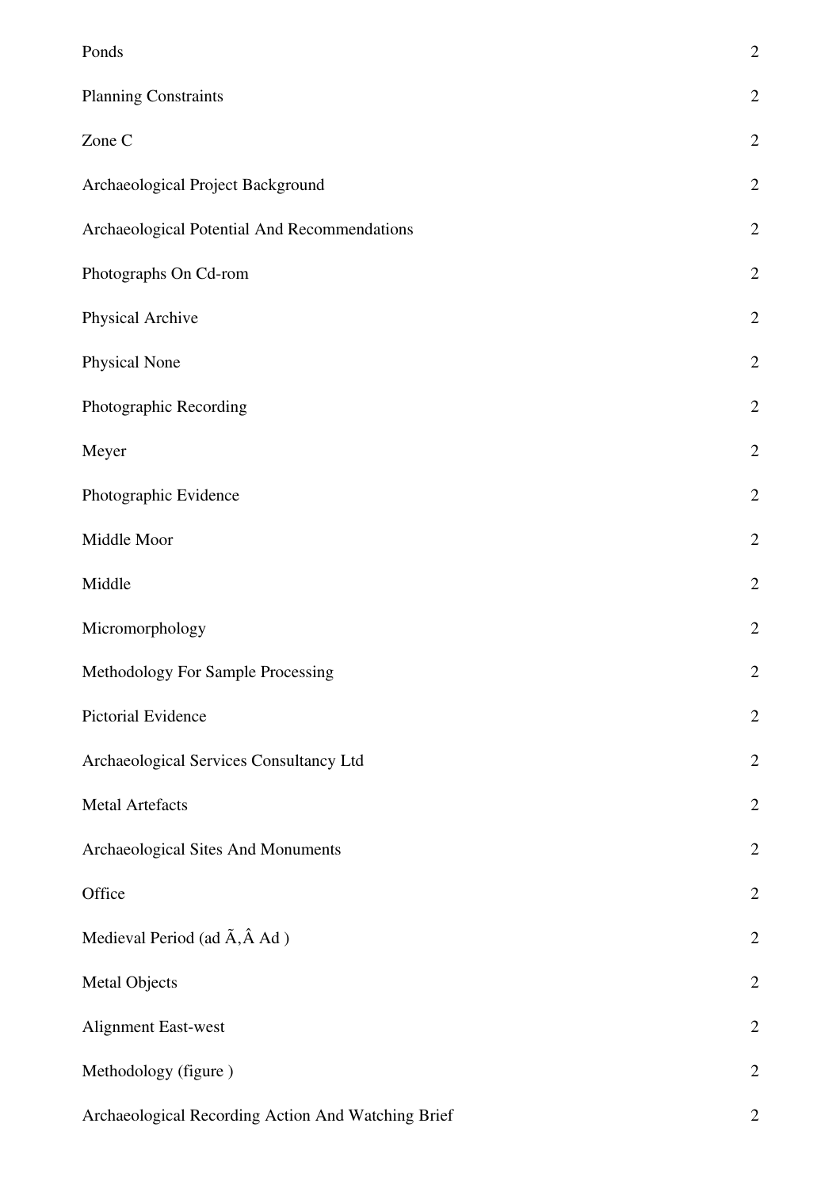| | |
|---|---|
| Ponds | 2 |
| Planning Constraints | 2 |
| Zone C | 2 |
| Archaeological Project Background | 2 |
| Archaeological Potential And Recommendations | 2 |
| Photographs On Cd-rom | 2 |
| Physical Archive | 2 |
| Physical None | 2 |
| Photographic Recording | 2 |
| Meyer | 2 |
| Photographic Evidence | 2 |
| Middle Moor | 2 |
| Middle | 2 |
| Micromorphology | 2 |
| Methodology For Sample Processing | 2 |
| Pictorial Evidence | 2 |
| Archaeological Services Consultancy Ltd | 2 |
| Metal Artefacts | 2 |
| Archaeological Sites And Monuments | 2 |
| Office | 2 |
| Medieval Period (ad Ã‚Â Ad ) | 2 |
| Metal Objects | 2 |
| Alignment East-west | 2 |
| Methodology (figure ) | 2 |
| Archaeological Recording Action And Watching Brief | 2 |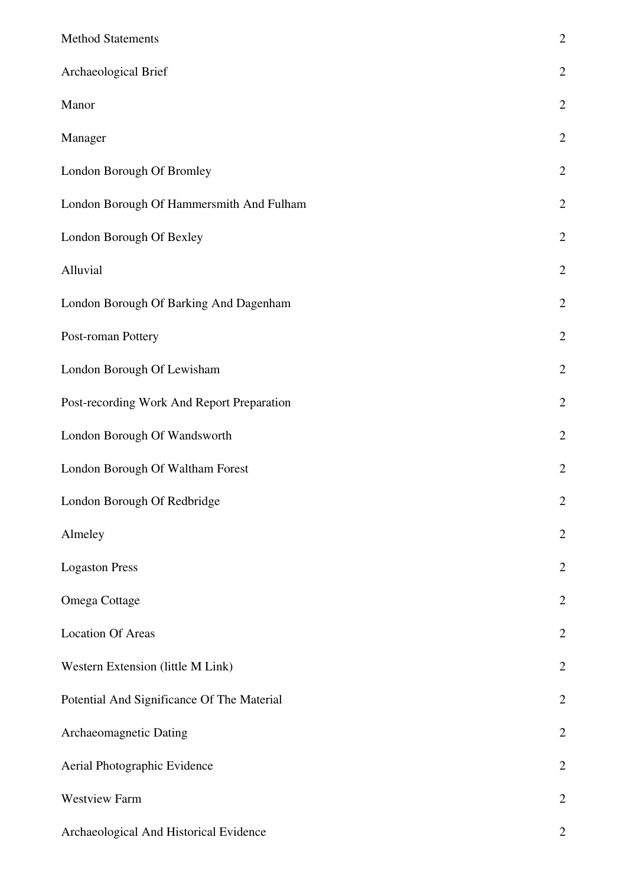| | |
|---|---|
| Method Statements | 2 |
| Archaeological Brief | 2 |
| Manor | 2 |
| Manager | 2 |
| London Borough Of Bromley | 2 |
| London Borough Of Hammersmith And Fulham | 2 |
| London Borough Of Bexley | 2 |
| Alluvial | 2 |
| London Borough Of Barking And Dagenham | 2 |
| Post-roman Pottery | 2 |
| London Borough Of Lewisham | 2 |
| Post-recording Work And Report Preparation | 2 |
| London Borough Of Wandsworth | 2 |
| London Borough Of Waltham Forest | 2 |
| London Borough Of Redbridge | 2 |
| Almeley | 2 |
| Logaston Press | 2 |
| Omega Cottage | 2 |
| Location Of Areas | 2 |
| Western Extension (little M Link) | 2 |
| Potential And Significance Of The Material | 2 |
| Archaeomagnetic Dating | 2 |
| Aerial Photographic Evidence | 2 |
| Westview Farm | 2 |
| Archaeological And Historical Evidence | 2 |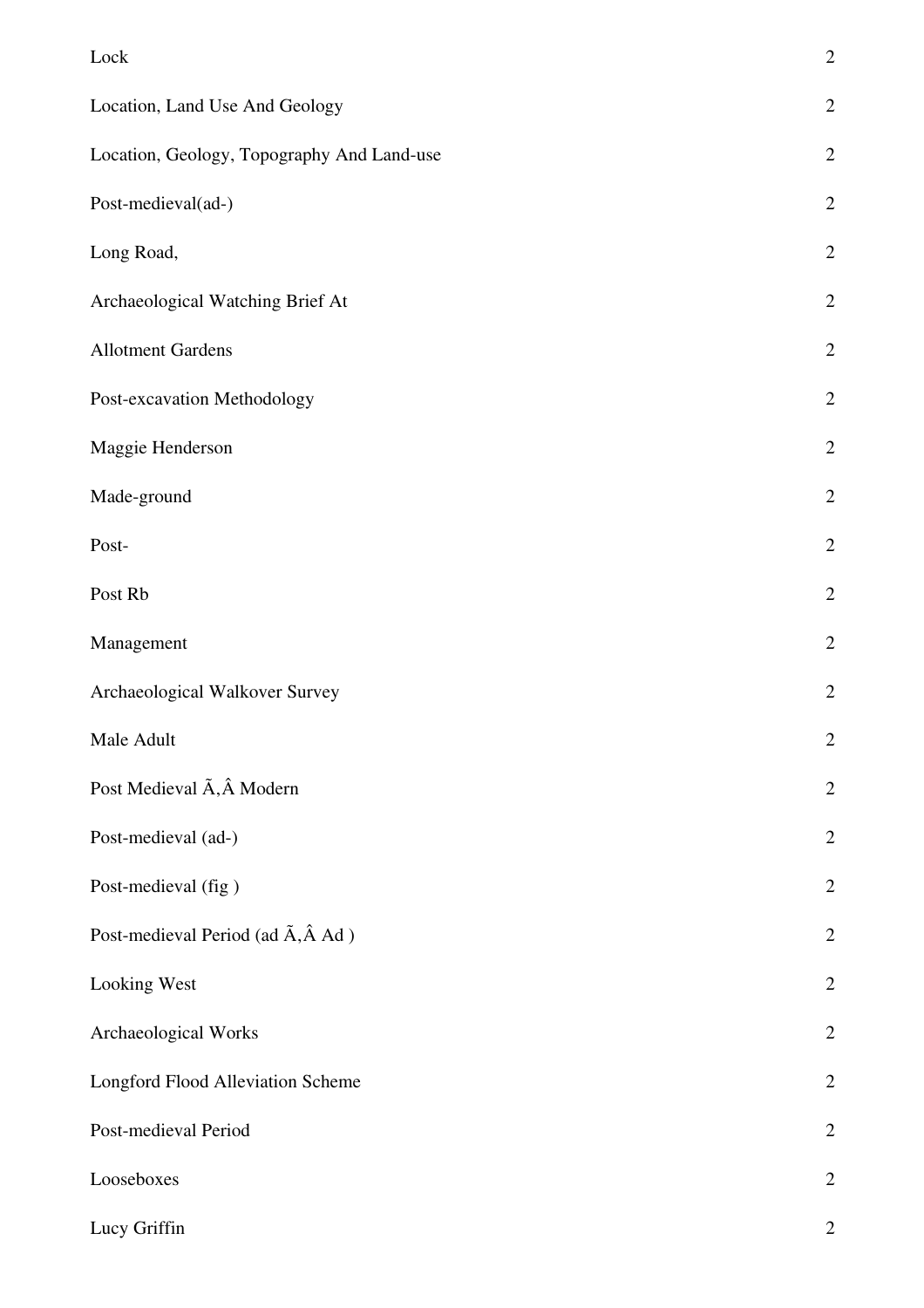| | |
|---|---|
| Lock | 2 |
| Location, Land Use And Geology | 2 |
| Location, Geology, Topography And Land-use | 2 |
| Post-medieval(ad-) | 2 |
| Long Road, | 2 |
| Archaeological Watching Brief At | 2 |
| Allotment Gardens | 2 |
| Post-excavation Methodology | 2 |
| Maggie Henderson | 2 |
| Made-ground | 2 |
| Post- | 2 |
| Post Rb | 2 |
| Management | 2 |
| Archaeological Walkover Survey | 2 |
| Male Adult | 2 |
| Post Medieval Ã‚Â Modern | 2 |
| Post-medieval (ad-) | 2 |
| Post-medieval (fig ) | 2 |
| Post-medieval Period (ad Ã‚Â Ad ) | 2 |
| Looking West | 2 |
| Archaeological Works | 2 |
| Longford Flood Alleviation Scheme | 2 |
| Post-medieval Period | 2 |
| Looseboxes | 2 |
| Lucy Griffin | 2 |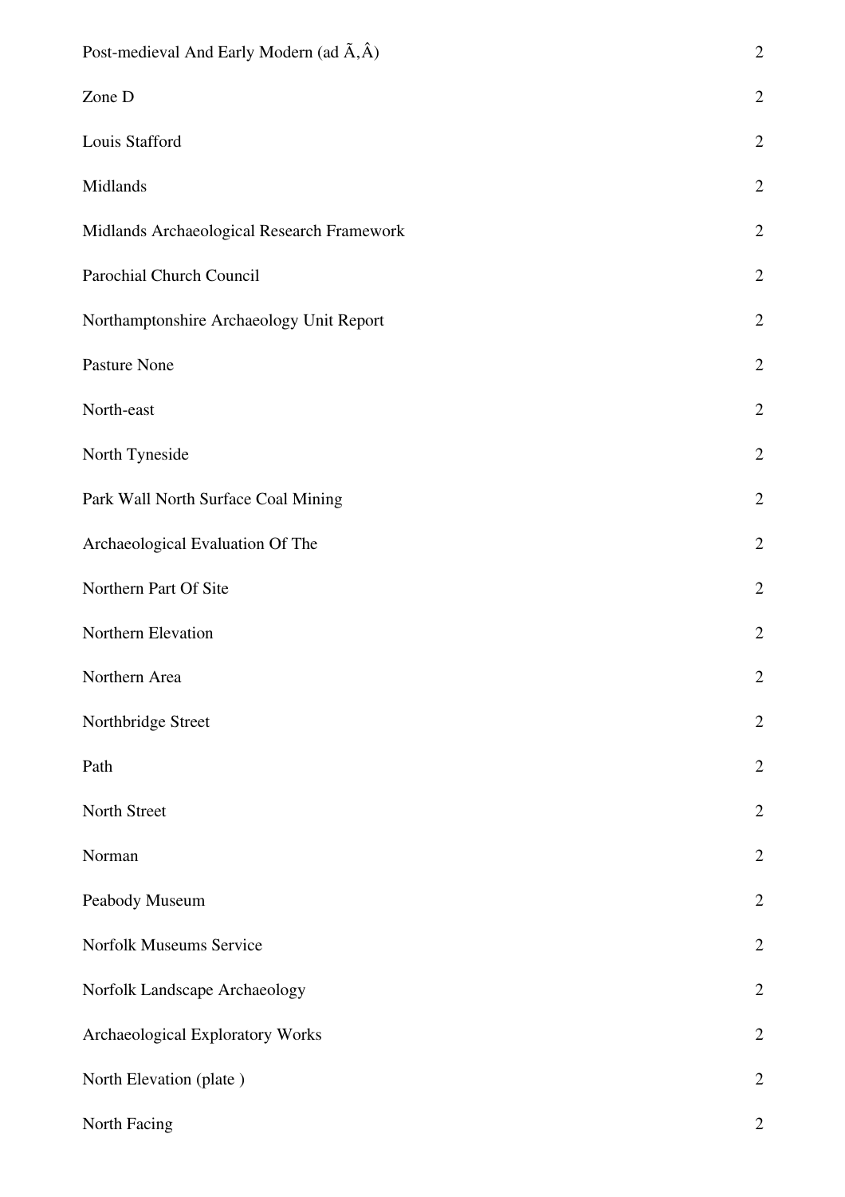| | |
|---|---|
| Post-medieval And Early Modern (ad Ã,Â) | 2 |
| Zone D | 2 |
| Louis Stafford | 2 |
| Midlands | 2 |
| Midlands Archaeological Research Framework | 2 |
| Parochial Church Council | 2 |
| Northamptonshire Archaeology Unit Report | 2 |
| Pasture None | 2 |
| North-east | 2 |
| North Tyneside | 2 |
| Park Wall North Surface Coal Mining | 2 |
| Archaeological Evaluation Of The | 2 |
| Northern Part Of Site | 2 |
| Northern Elevation | 2 |
| Northern Area | 2 |
| Northbridge Street | 2 |
| Path | 2 |
| North Street | 2 |
| Norman | 2 |
| Peabody Museum | 2 |
| Norfolk Museums Service | 2 |
| Norfolk Landscape Archaeology | 2 |
| Archaeological Exploratory Works | 2 |
| North Elevation (plate ) | 2 |
| North Facing | 2 |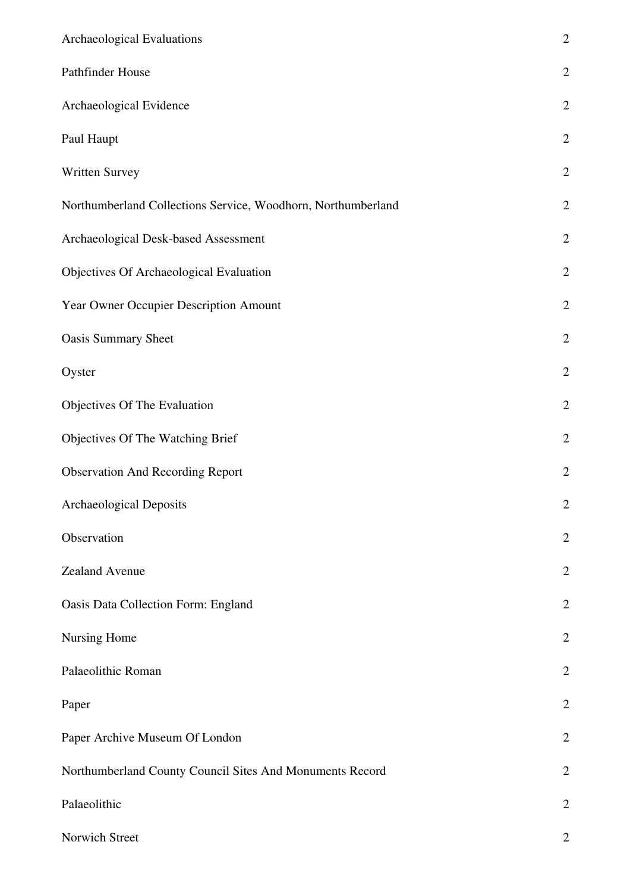| | |
|---|---|
| Archaeological Evaluations | 2 |
| Pathfinder House | 2 |
| Archaeological Evidence | 2 |
| Paul Haupt | 2 |
| Written Survey | 2 |
| Northumberland Collections Service, Woodhorn, Northumberland | 2 |
| Archaeological Desk-based Assessment | 2 |
| Objectives Of Archaeological Evaluation | 2 |
| Year Owner Occupier Description Amount | 2 |
| Oasis Summary Sheet | 2 |
| Oyster | 2 |
| Objectives Of The Evaluation | 2 |
| Objectives Of The Watching Brief | 2 |
| Observation And Recording Report | 2 |
| Archaeological Deposits | 2 |
| Observation | 2 |
| Zealand Avenue | 2 |
| Oasis Data Collection Form: England | 2 |
| Nursing Home | 2 |
| Palaeolithic Roman | 2 |
| Paper | 2 |
| Paper Archive Museum Of London | 2 |
| Northumberland County Council Sites And Monuments Record | 2 |
| Palaeolithic | 2 |
| Norwich Street | 2 |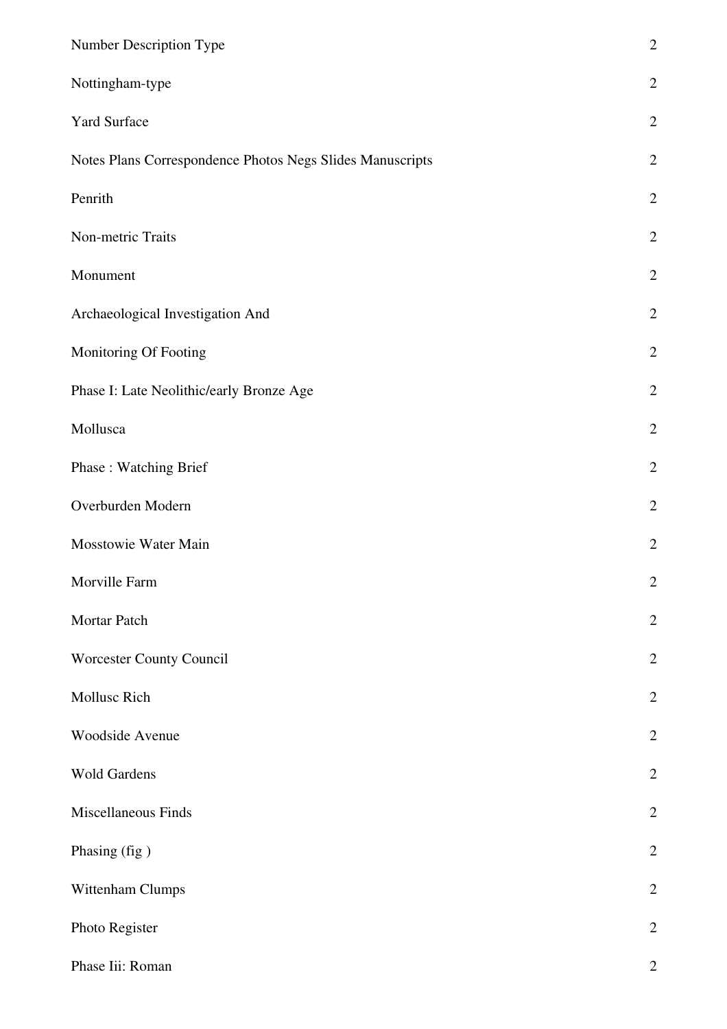| | |
|---|---|
| Number Description Type | 2 |
| Nottingham-type | 2 |
| Yard Surface | 2 |
| Notes Plans Correspondence Photos Negs Slides Manuscripts | 2 |
| Penrith | 2 |
| Non-metric Traits | 2 |
| Monument | 2 |
| Archaeological Investigation And | 2 |
| Monitoring Of Footing | 2 |
| Phase I: Late Neolithic/early Bronze Age | 2 |
| Mollusca | 2 |
| Phase : Watching Brief | 2 |
| Overburden Modern | 2 |
| Mosstowie Water Main | 2 |
| Morville Farm | 2 |
| Mortar Patch | 2 |
| Worcester County Council | 2 |
| Mollusc Rich | 2 |
| Woodside Avenue | 2 |
| Wold Gardens | 2 |
| Miscellaneous Finds | 2 |
| Phasing (fig ) | 2 |
| Wittenham Clumps | 2 |
| Photo Register | 2 |
| Phase Iii: Roman | 2 |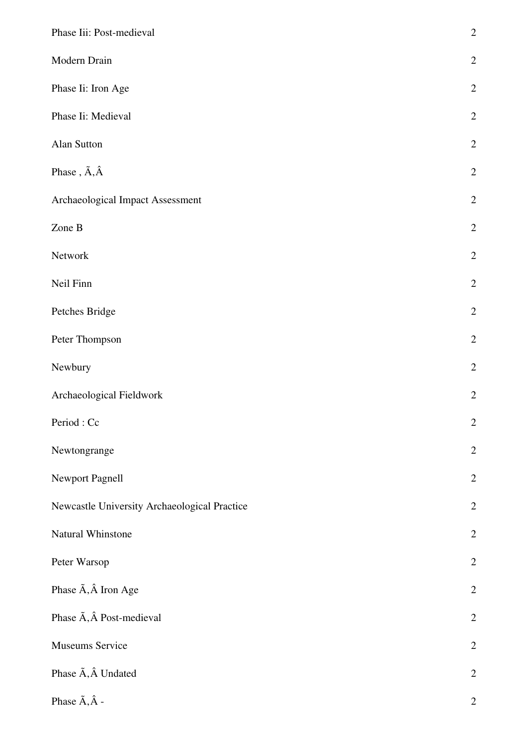| | |
|---|---|
| Phase Iii: Post-medieval | 2 |
| Modern Drain | 2 |
| Phase Ii: Iron Age | 2 |
| Phase Ii: Medieval | 2 |
| Alan Sutton | 2 |
| Phase , Ã‚Â | 2 |
| Archaeological Impact Assessment | 2 |
| Zone B | 2 |
| Network | 2 |
| Neil Finn | 2 |
| Petches Bridge | 2 |
| Peter Thompson | 2 |
| Newbury | 2 |
| Archaeological Fieldwork | 2 |
| Period : Cc | 2 |
| Newtongrange | 2 |
| Newport Pagnell | 2 |
| Newcastle University Archaeological Practice | 2 |
| Natural Whinstone | 2 |
| Peter Warsop | 2 |
| Phase Ã‚Â Iron Age | 2 |
| Phase Ã‚Â Post-medieval | 2 |
| Museums Service | 2 |
| Phase Ã‚Â Undated | 2 |
| Phase Ã‚Â - | 2 |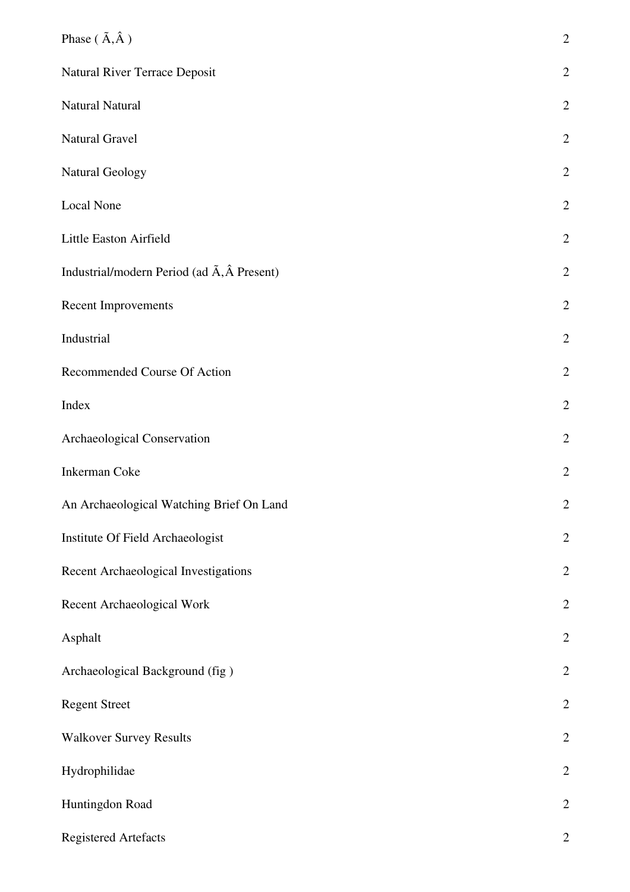| | |
|---|---|
| Phase ( Ã,Â ) | 2 |
| Natural River Terrace Deposit | 2 |
| Natural Natural | 2 |
| Natural Gravel | 2 |
| Natural Geology | 2 |
| Local None | 2 |
| Little Easton Airfield | 2 |
| Industrial/modern Period (ad Ã,Â Present) | 2 |
| Recent Improvements | 2 |
| Industrial | 2 |
| Recommended Course Of Action | 2 |
| Index | 2 |
| Archaeological Conservation | 2 |
| Inkerman Coke | 2 |
| An Archaeological Watching Brief On Land | 2 |
| Institute Of Field Archaeologist | 2 |
| Recent Archaeological Investigations | 2 |
| Recent Archaeological Work | 2 |
| Asphalt | 2 |
| Archaeological Background (fig ) | 2 |
| Regent Street | 2 |
| Walkover Survey Results | 2 |
| Hydrophilidae | 2 |
| Huntingdon Road | 2 |
| Registered Artefacts | 2 |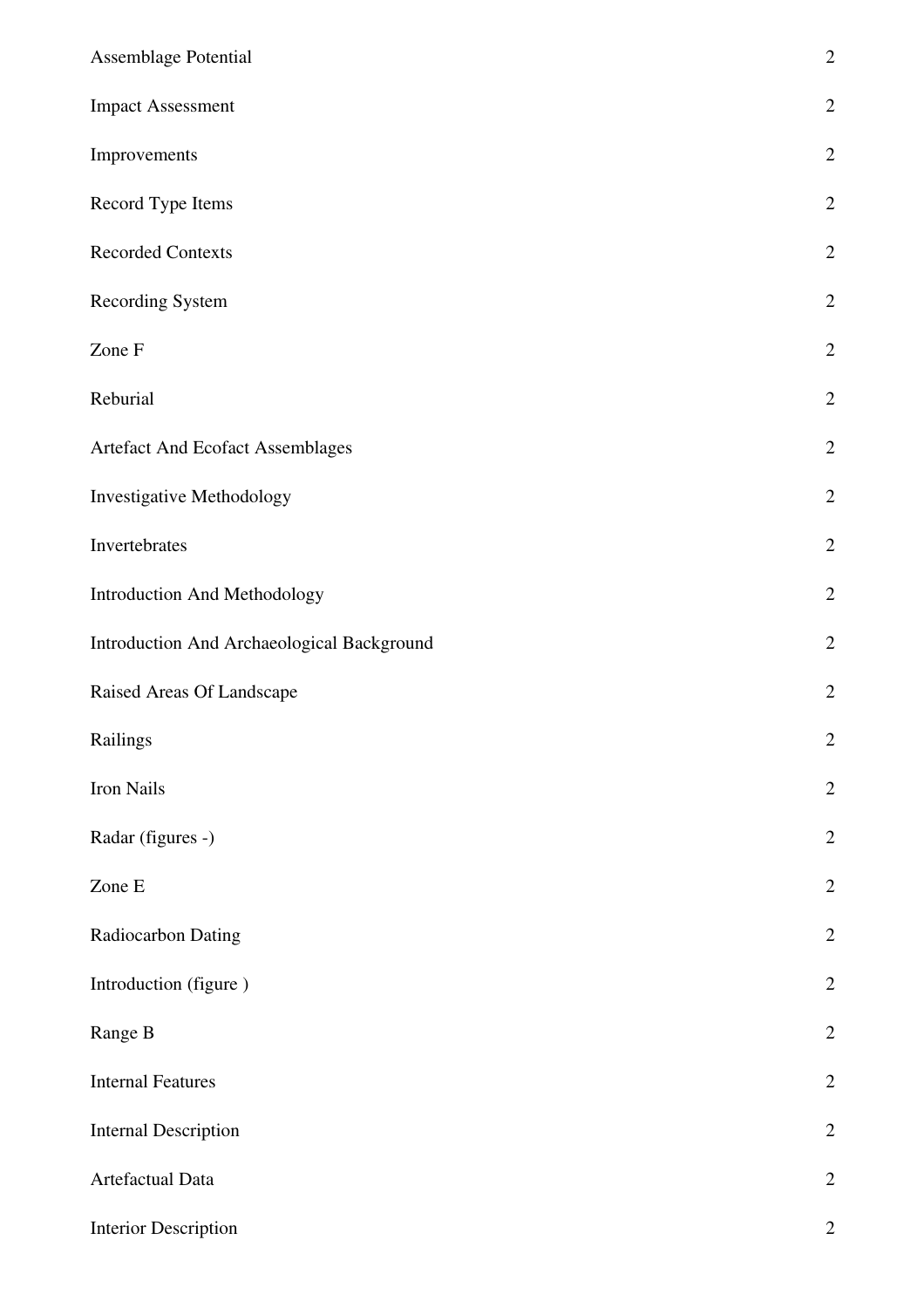| | |
|---|---|
| Assemblage Potential | 2 |
| Impact Assessment | 2 |
| Improvements | 2 |
| Record Type Items | 2 |
| Recorded Contexts | 2 |
| Recording System | 2 |
| Zone F | 2 |
| Reburial | 2 |
| Artefact And Ecofact Assemblages | 2 |
| Investigative Methodology | 2 |
| Invertebrates | 2 |
| Introduction And Methodology | 2 |
| Introduction And Archaeological Background | 2 |
| Raised Areas Of Landscape | 2 |
| Railings | 2 |
| Iron Nails | 2 |
| Radar (figures -) | 2 |
| Zone E | 2 |
| Radiocarbon Dating | 2 |
| Introduction (figure ) | 2 |
| Range B | 2 |
| Internal Features | 2 |
| Internal Description | 2 |
| Artefactual Data | 2 |
| Interior Description | 2 |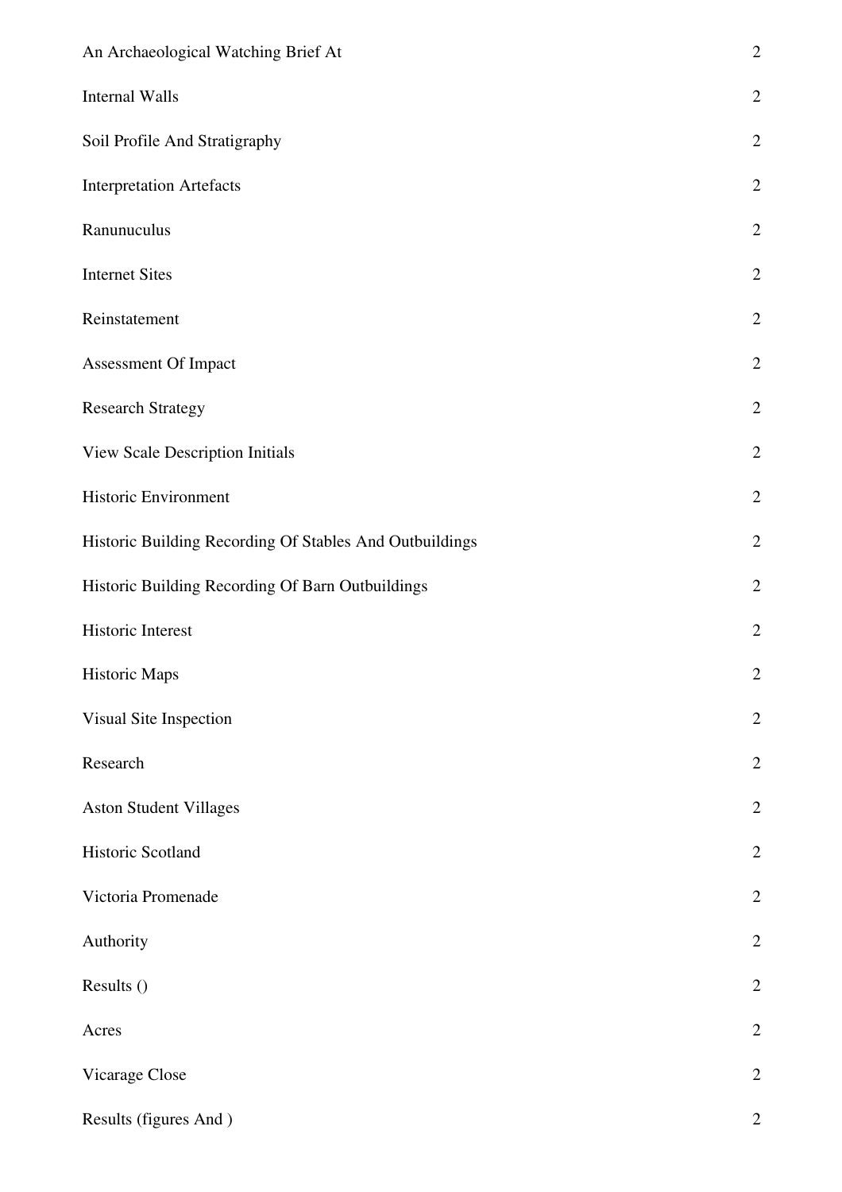| | |
|---|---|
| An Archaeological Watching Brief At | 2 |
| Internal Walls | 2 |
| Soil Profile And Stratigraphy | 2 |
| Interpretation Artefacts | 2 |
| Ranunuculus | 2 |
| Internet Sites | 2 |
| Reinstatement | 2 |
| Assessment Of Impact | 2 |
| Research Strategy | 2 |
| View Scale Description Initials | 2 |
| Historic Environment | 2 |
| Historic Building Recording Of Stables And Outbuildings | 2 |
| Historic Building Recording Of Barn Outbuildings | 2 |
| Historic Interest | 2 |
| Historic Maps | 2 |
| Visual Site Inspection | 2 |
| Research | 2 |
| Aston Student Villages | 2 |
| Historic Scotland | 2 |
| Victoria Promenade | 2 |
| Authority | 2 |
| Results () | 2 |
| Acres | 2 |
| Vicarage Close | 2 |
| Results (figures And ) | 2 |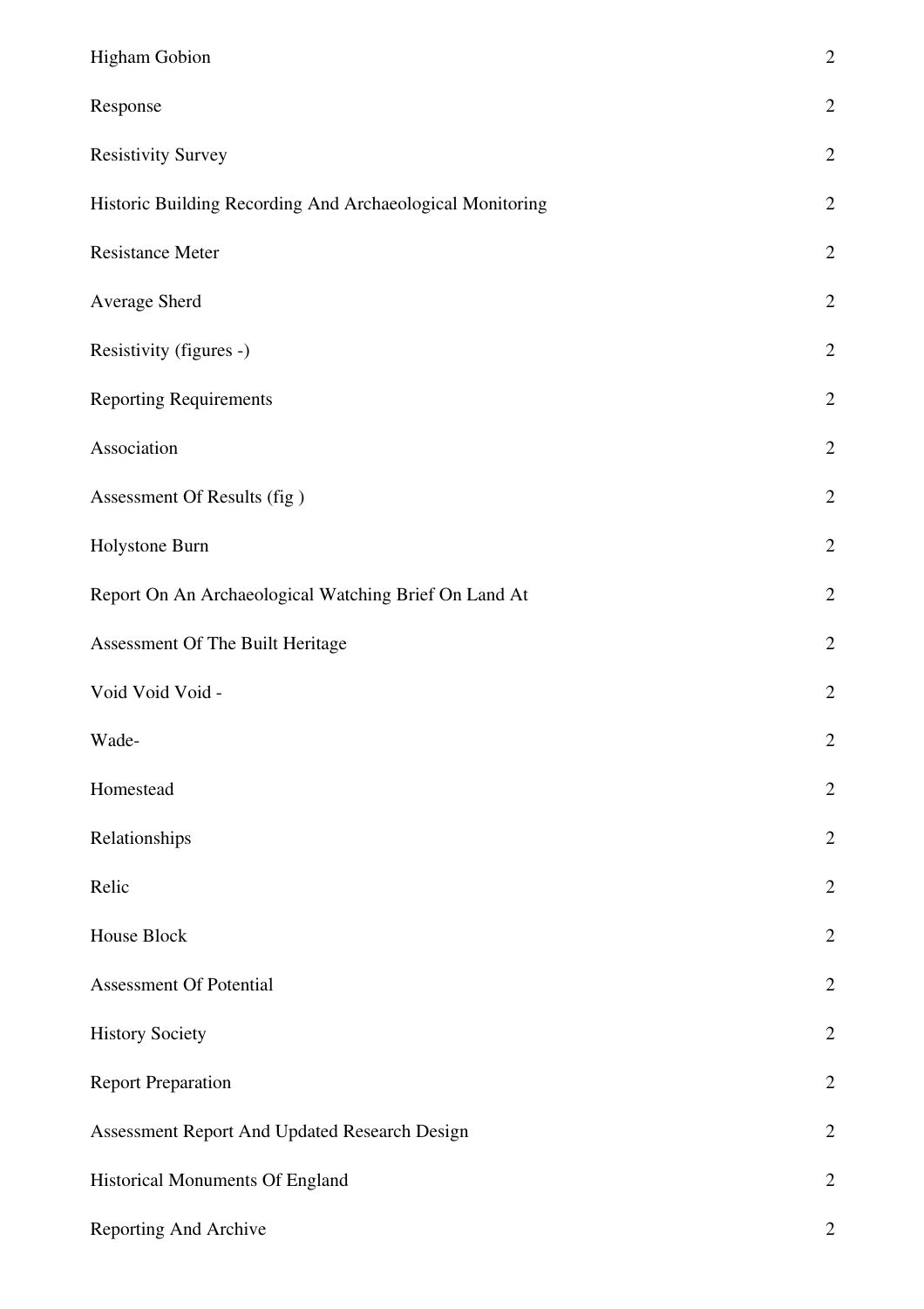| | |
|---|---|
| Higham Gobion | 2 |
| Response | 2 |
| Resistivity Survey | 2 |
| Historic Building Recording And Archaeological Monitoring | 2 |
| Resistance Meter | 2 |
| Average Sherd | 2 |
| Resistivity (figures -) | 2 |
| Reporting Requirements | 2 |
| Association | 2 |
| Assessment Of Results (fig ) | 2 |
| Holystone Burn | 2 |
| Report On An Archaeological Watching Brief On Land At | 2 |
| Assessment Of The Built Heritage | 2 |
| Void Void Void - | 2 |
| Wade- | 2 |
| Homestead | 2 |
| Relationships | 2 |
| Relic | 2 |
| House Block | 2 |
| Assessment Of Potential | 2 |
| History Society | 2 |
| Report Preparation | 2 |
| Assessment Report And Updated Research Design | 2 |
| Historical Monuments Of England | 2 |
| Reporting And Archive | 2 |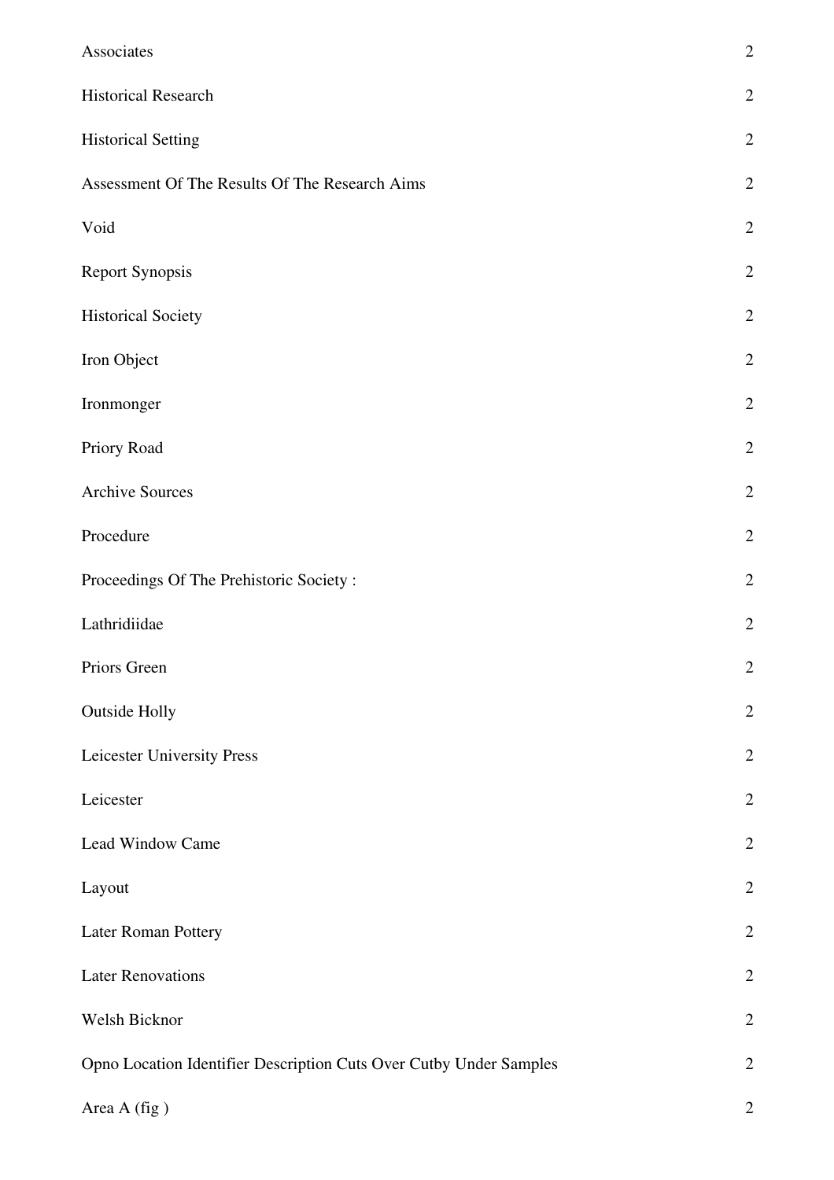| | |
|---|---|
| Associates | 2 |
| Historical Research | 2 |
| Historical Setting | 2 |
| Assessment Of The Results Of The Research Aims | 2 |
| Void | 2 |
| Report Synopsis | 2 |
| Historical Society | 2 |
| Iron Object | 2 |
| Ironmonger | 2 |
| Priory Road | 2 |
| Archive Sources | 2 |
| Procedure | 2 |
| Proceedings Of The Prehistoric Society : | 2 |
| Lathridiidae | 2 |
| Priors Green | 2 |
| Outside Holly | 2 |
| Leicester University Press | 2 |
| Leicester | 2 |
| Lead Window Came | 2 |
| Layout | 2 |
| Later Roman Pottery | 2 |
| Later Renovations | 2 |
| Welsh Bicknor | 2 |
| Opno Location Identifier Description Cuts Over Cutby Under Samples | 2 |
| Area A (fig ) | 2 |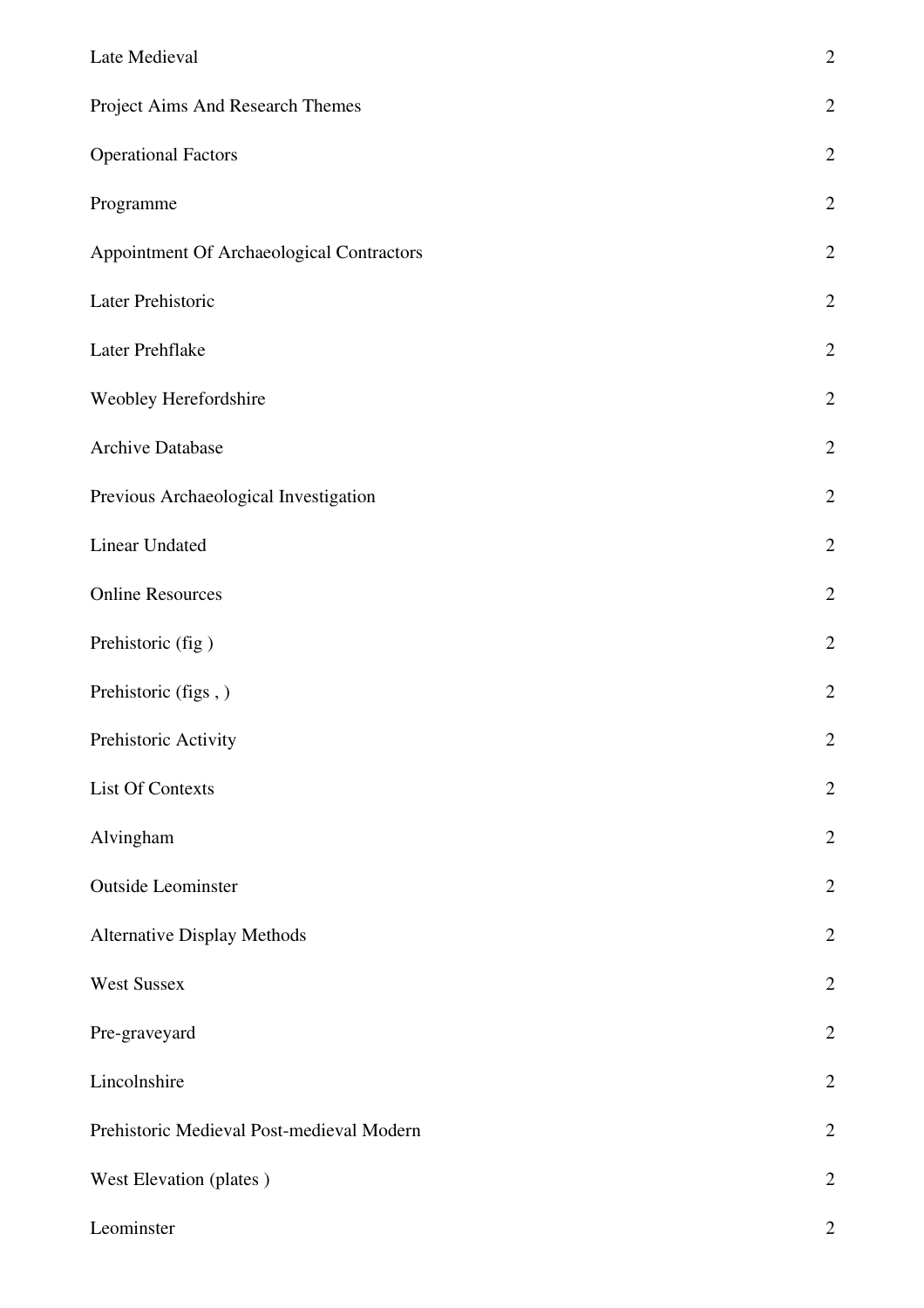| | |
|---|---|
| Late Medieval | 2 |
| Project Aims And Research Themes | 2 |
| Operational Factors | 2 |
| Programme | 2 |
| Appointment Of Archaeological Contractors | 2 |
| Later Prehistoric | 2 |
| Later Prehflake | 2 |
| Weobley Herefordshire | 2 |
| Archive Database | 2 |
| Previous Archaeological Investigation | 2 |
| Linear Undated | 2 |
| Online Resources | 2 |
| Prehistoric (fig ) | 2 |
| Prehistoric (figs , ) | 2 |
| Prehistoric Activity | 2 |
| List Of Contexts | 2 |
| Alvingham | 2 |
| Outside Leominster | 2 |
| Alternative Display Methods | 2 |
| West Sussex | 2 |
| Pre-graveyard | 2 |
| Lincolnshire | 2 |
| Prehistoric Medieval Post-medieval Modern | 2 |
| West Elevation (plates ) | 2 |
| Leominster | 2 |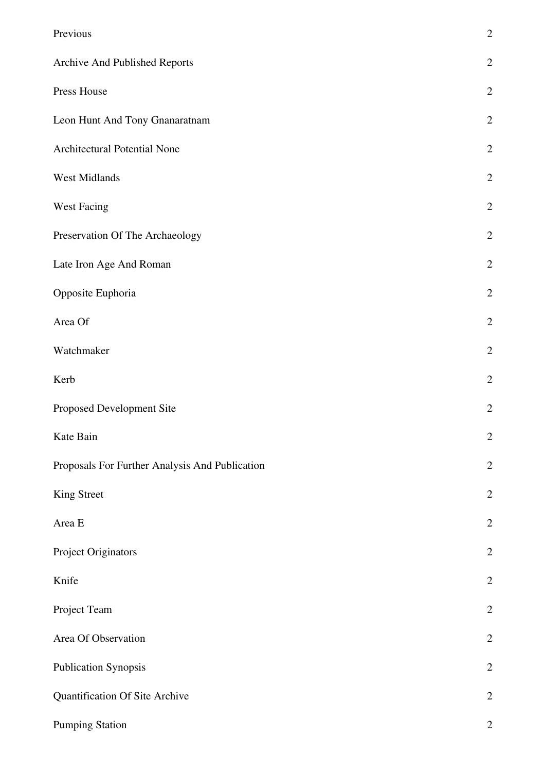| | |
|---|---|
| Previous | 2 |
| Archive And Published Reports | 2 |
| Press House | 2 |
| Leon Hunt And Tony Gnanaratnam | 2 |
| Architectural Potential None | 2 |
| West Midlands | 2 |
| West Facing | 2 |
| Preservation Of The Archaeology | 2 |
| Late Iron Age And Roman | 2 |
| Opposite Euphoria | 2 |
| Area Of | 2 |
| Watchmaker | 2 |
| Kerb | 2 |
| Proposed Development Site | 2 |
| Kate Bain | 2 |
| Proposals For Further Analysis And Publication | 2 |
| King Street | 2 |
| Area E | 2 |
| Project Originators | 2 |
| Knife | 2 |
| Project Team | 2 |
| Area Of Observation | 2 |
| Publication Synopsis | 2 |
| Quantification Of Site Archive | 2 |
| Pumping Station | 2 |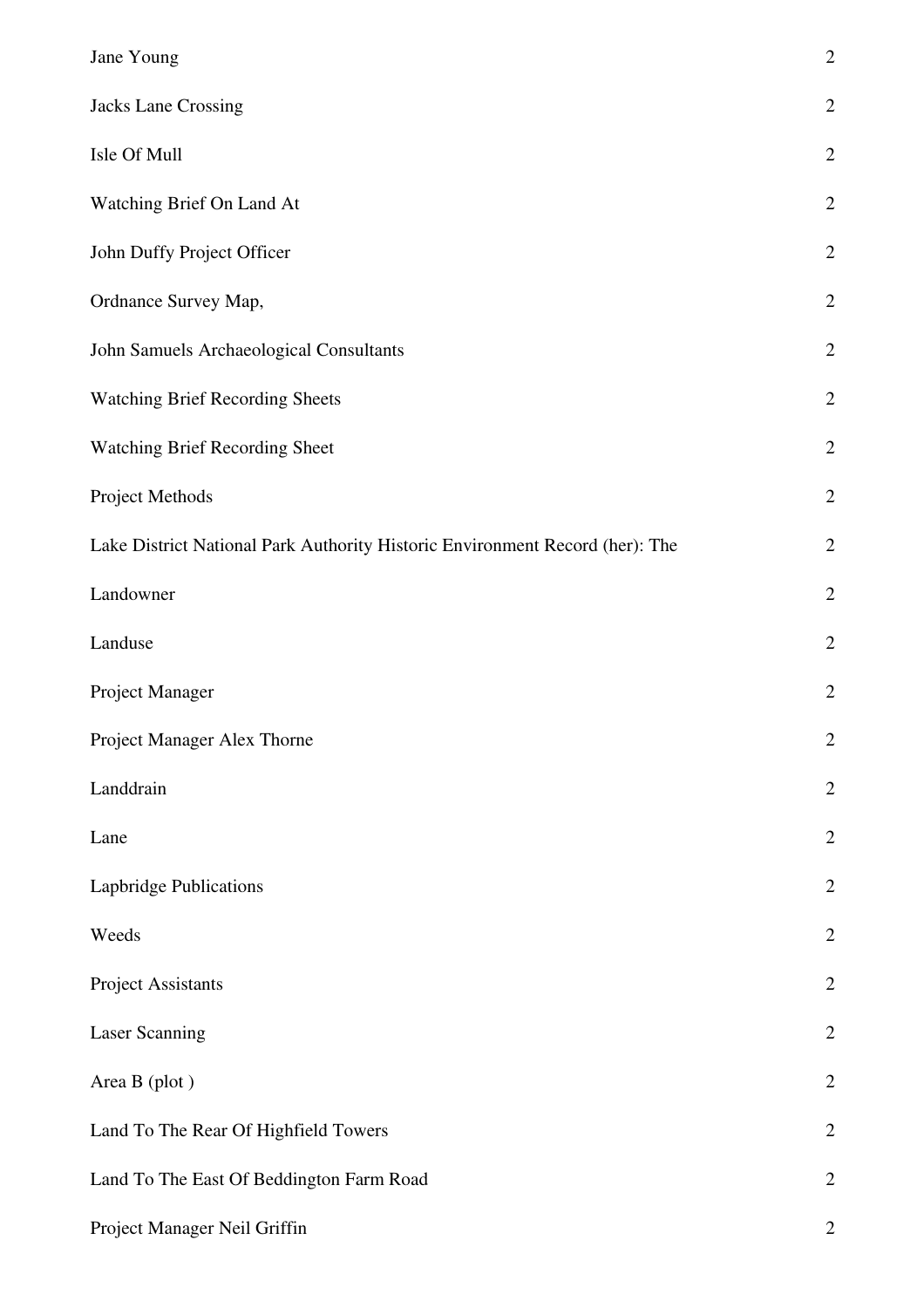| | |
|---|---|
| Jane Young | 2 |
| Jacks Lane Crossing | 2 |
| Isle Of Mull | 2 |
| Watching Brief On Land At | 2 |
| John Duffy Project Officer | 2 |
| Ordnance Survey Map, | 2 |
| John Samuels Archaeological Consultants | 2 |
| Watching Brief Recording Sheets | 2 |
| Watching Brief Recording Sheet | 2 |
| Project Methods | 2 |
| Lake District National Park Authority Historic Environment Record (her): The | 2 |
| Landowner | 2 |
| Landuse | 2 |
| Project Manager | 2 |
| Project Manager Alex Thorne | 2 |
| Landdrain | 2 |
| Lane | 2 |
| Lapbridge Publications | 2 |
| Weeds | 2 |
| Project Assistants | 2 |
| Laser Scanning | 2 |
| Area B (plot ) | 2 |
| Land To The Rear Of Highfield Towers | 2 |
| Land To The East Of Beddington Farm Road | 2 |
| Project Manager Neil Griffin | 2 |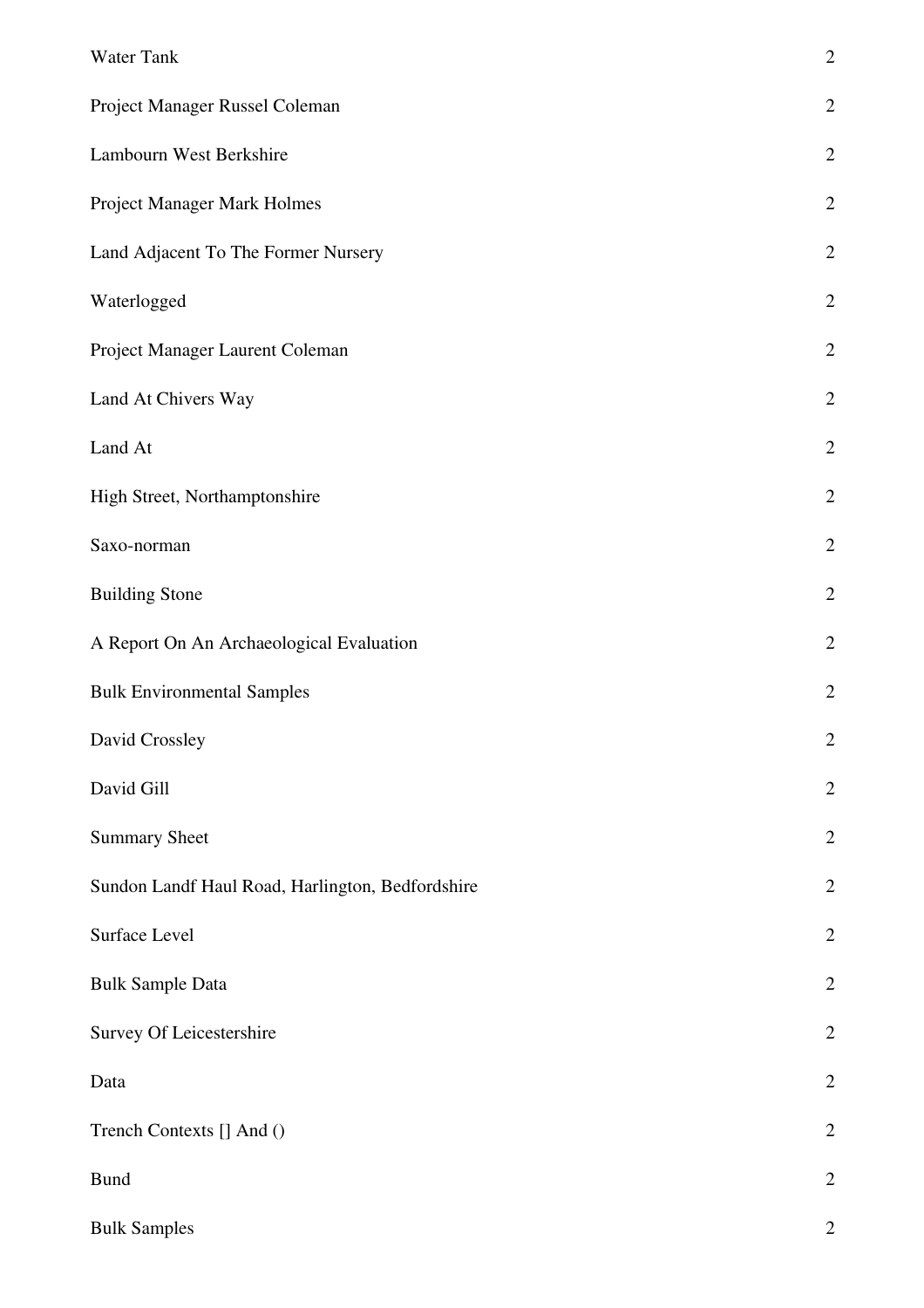| | |
|---|---|
| Water Tank | 2 |
| Project Manager Russel Coleman | 2 |
| Lambourn West Berkshire | 2 |
| Project Manager Mark Holmes | 2 |
| Land Adjacent To The Former Nursery | 2 |
| Waterlogged | 2 |
| Project Manager Laurent Coleman | 2 |
| Land At Chivers Way | 2 |
| Land At | 2 |
| High Street, Northamptonshire | 2 |
| Saxo-norman | 2 |
| Building Stone | 2 |
| A Report On An Archaeological Evaluation | 2 |
| Bulk Environmental Samples | 2 |
| David Crossley | 2 |
| David Gill | 2 |
| Summary Sheet | 2 |
| Sundon Landf Haul Road, Harlington, Bedfordshire | 2 |
| Surface Level | 2 |
| Bulk Sample Data | 2 |
| Survey Of Leicestershire | 2 |
| Data | 2 |
| Trench Contexts [] And () | 2 |
| Bund | 2 |
| Bulk Samples | 2 |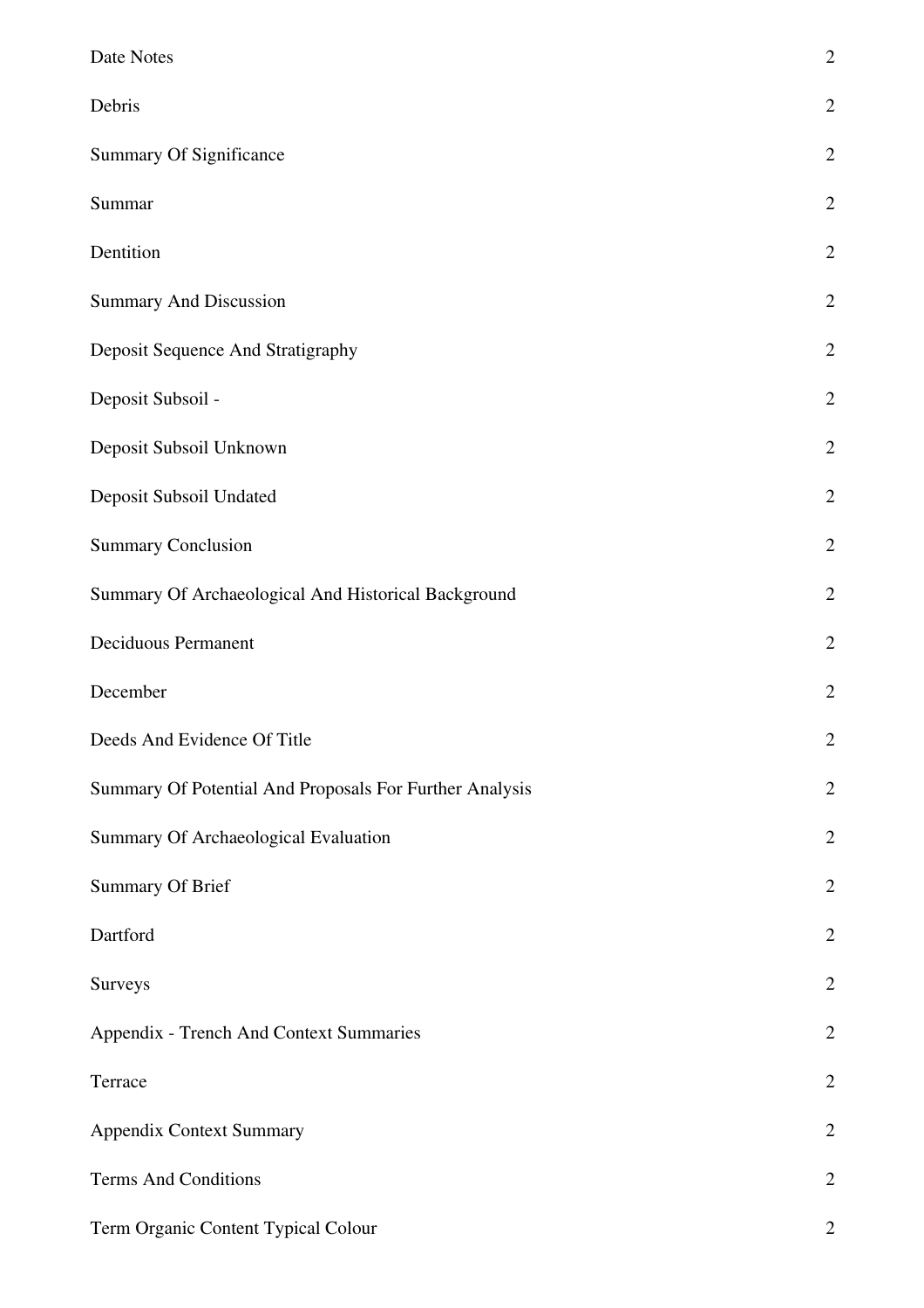| | |
|---|---|
| Date Notes | 2 |
| Debris | 2 |
| Summary Of Significance | 2 |
| Summar | 2 |
| Dentition | 2 |
| Summary And Discussion | 2 |
| Deposit Sequence And Stratigraphy | 2 |
| Deposit Subsoil - | 2 |
| Deposit Subsoil Unknown | 2 |
| Deposit Subsoil Undated | 2 |
| Summary Conclusion | 2 |
| Summary Of Archaeological And Historical Background | 2 |
| Deciduous Permanent | 2 |
| December | 2 |
| Deeds And Evidence Of Title | 2 |
| Summary Of Potential And Proposals For Further Analysis | 2 |
| Summary Of Archaeological Evaluation | 2 |
| Summary Of Brief | 2 |
| Dartford | 2 |
| Surveys | 2 |
| Appendix - Trench And Context Summaries | 2 |
| Terrace | 2 |
| Appendix Context Summary | 2 |
| Terms And Conditions | 2 |
| Term Organic Content Typical Colour | 2 |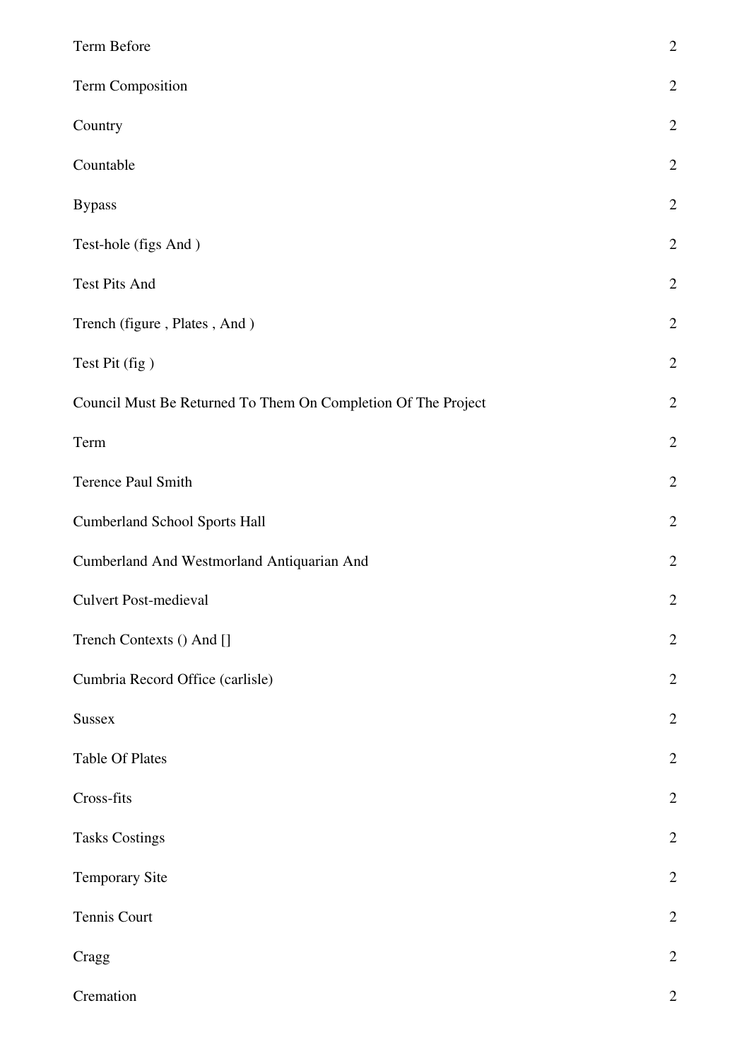| | |
|---|---|
| Term Before | 2 |
| Term Composition | 2 |
| Country | 2 |
| Countable | 2 |
| Bypass | 2 |
| Test-hole (figs And ) | 2 |
| Test Pits And | 2 |
| Trench (figure , Plates , And ) | 2 |
| Test Pit (fig ) | 2 |
| Council Must Be Returned To Them On Completion Of The Project | 2 |
| Term | 2 |
| Terence Paul Smith | 2 |
| Cumberland School Sports Hall | 2 |
| Cumberland And Westmorland Antiquarian And | 2 |
| Culvert Post-medieval | 2 |
| Trench Contexts () And [] | 2 |
| Cumbria Record Office (carlisle) | 2 |
| Sussex | 2 |
| Table Of Plates | 2 |
| Cross-fits | 2 |
| Tasks Costings | 2 |
| Temporary Site | 2 |
| Tennis Court | 2 |
| Cragg | 2 |
| Cremation | 2 |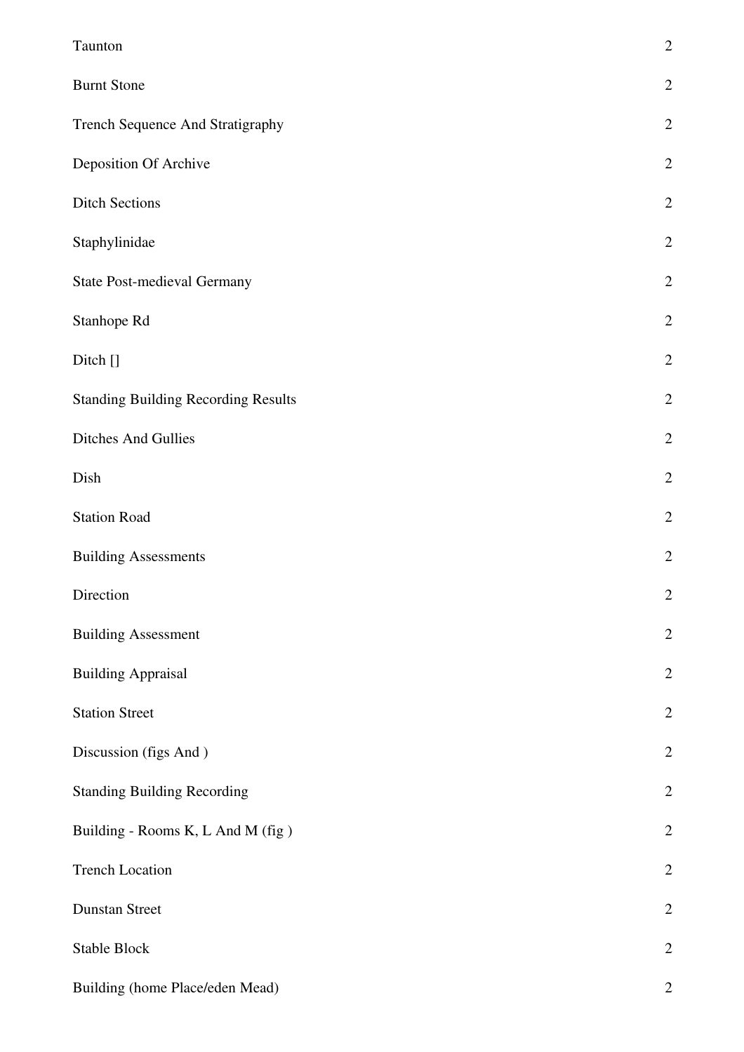| | |
|---|---|
| Taunton | 2 |
| Burnt Stone | 2 |
| Trench Sequence And Stratigraphy | 2 |
| Deposition Of Archive | 2 |
| Ditch Sections | 2 |
| Staphylinidae | 2 |
| State Post-medieval Germany | 2 |
| Stanhope Rd | 2 |
| Ditch [] | 2 |
| Standing Building Recording Results | 2 |
| Ditches And Gullies | 2 |
| Dish | 2 |
| Station Road | 2 |
| Building Assessments | 2 |
| Direction | 2 |
| Building Assessment | 2 |
| Building Appraisal | 2 |
| Station Street | 2 |
| Discussion (figs And ) | 2 |
| Standing Building Recording | 2 |
| Building - Rooms K, L And M (fig ) | 2 |
| Trench Location | 2 |
| Dunstan Street | 2 |
| Stable Block | 2 |
| Building (home Place/eden Mead) | 2 |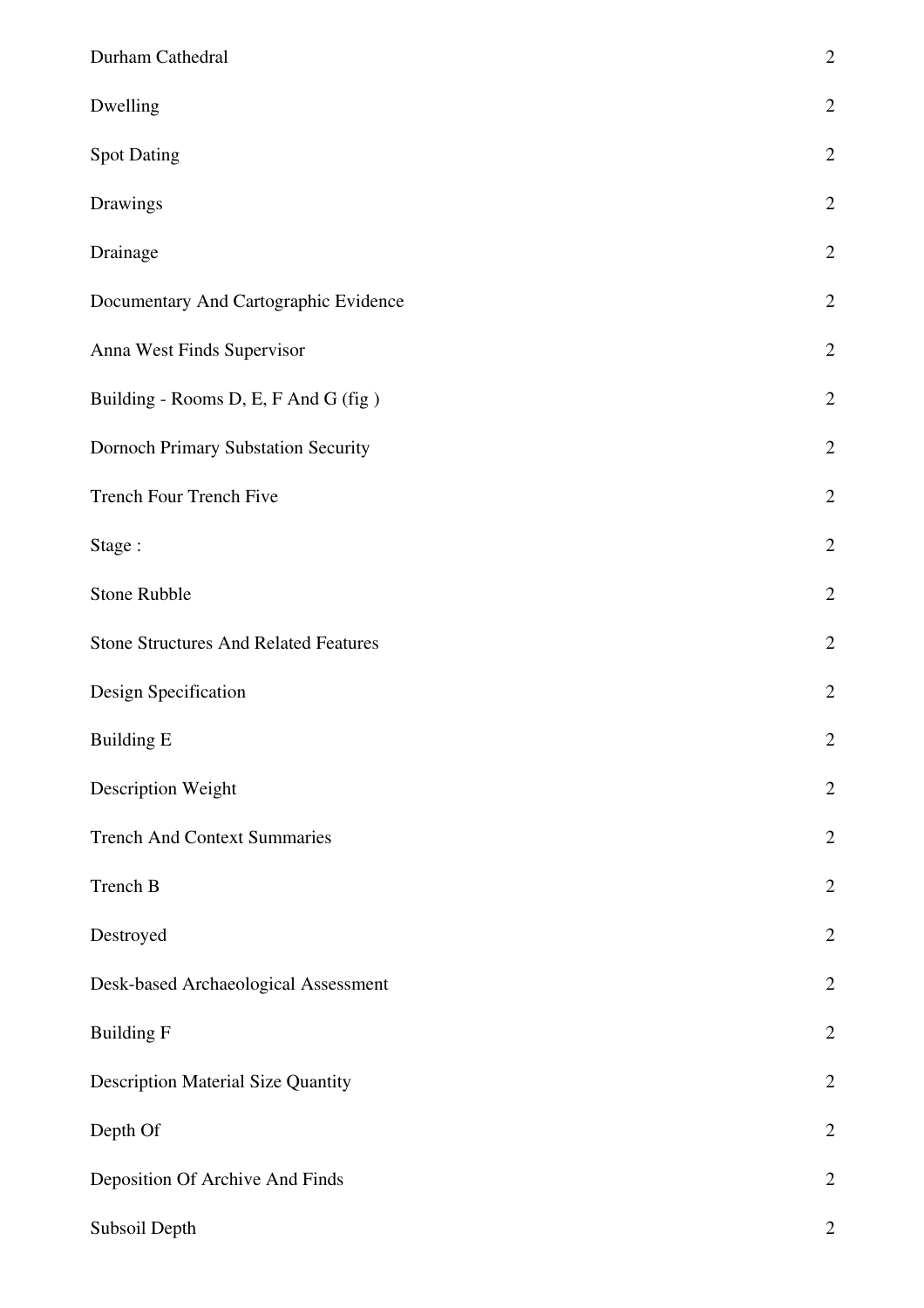| | |
|---|---|
| Durham Cathedral | 2 |
| Dwelling | 2 |
| Spot Dating | 2 |
| Drawings | 2 |
| Drainage | 2 |
| Documentary And Cartographic Evidence | 2 |
| Anna West Finds Supervisor | 2 |
| Building - Rooms D, E, F And G (fig ) | 2 |
| Dornoch Primary Substation Security | 2 |
| Trench Four Trench Five | 2 |
| Stage : | 2 |
| Stone Rubble | 2 |
| Stone Structures And Related Features | 2 |
| Design Specification | 2 |
| Building E | 2 |
| Description Weight | 2 |
| Trench And Context Summaries | 2 |
| Trench B | 2 |
| Destroyed | 2 |
| Desk-based Archaeological Assessment | 2 |
| Building F | 2 |
| Description Material Size Quantity | 2 |
| Depth Of | 2 |
| Deposition Of Archive And Finds | 2 |
| Subsoil Depth | 2 |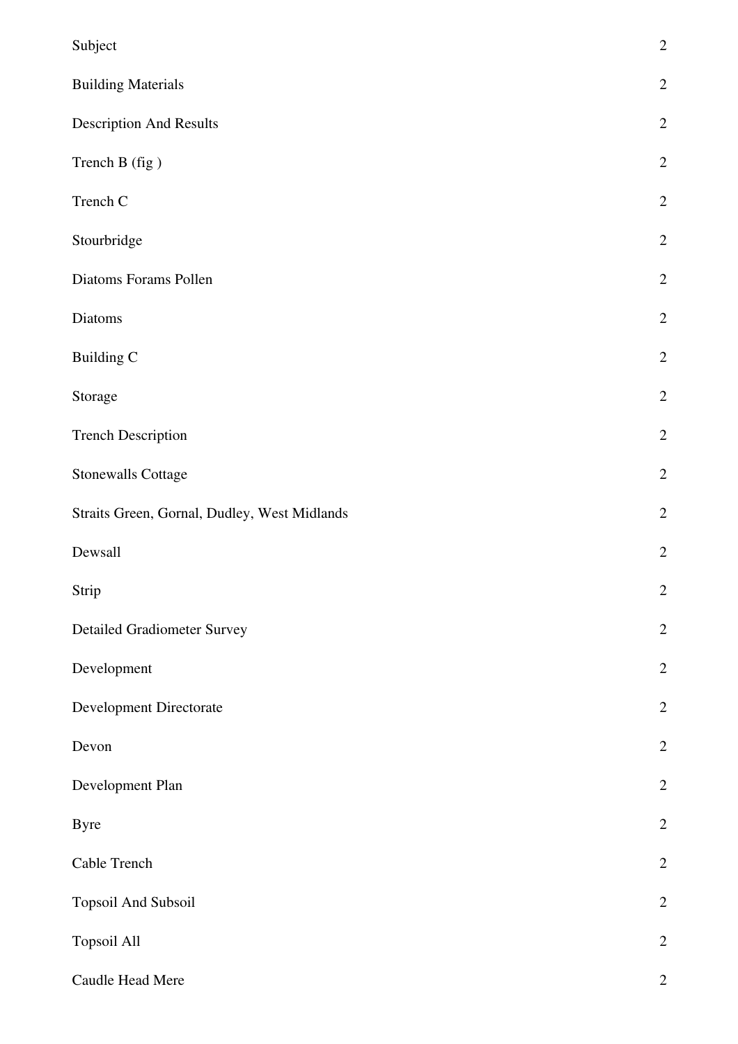| | |
|---|---|
| Subject | 2 |
| Building Materials | 2 |
| Description And Results | 2 |
| Trench B (fig ) | 2 |
| Trench C | 2 |
| Stourbridge | 2 |
| Diatoms Forams Pollen | 2 |
| Diatoms | 2 |
| Building C | 2 |
| Storage | 2 |
| Trench Description | 2 |
| Stonewalls Cottage | 2 |
| Straits Green, Gornal, Dudley, West Midlands | 2 |
| Dewsall | 2 |
| Strip | 2 |
| Detailed Gradiometer Survey | 2 |
| Development | 2 |
| Development Directorate | 2 |
| Devon | 2 |
| Development Plan | 2 |
| Byre | 2 |
| Cable Trench | 2 |
| Topsoil And Subsoil | 2 |
| Topsoil All | 2 |
| Caudle Head Mere | 2 |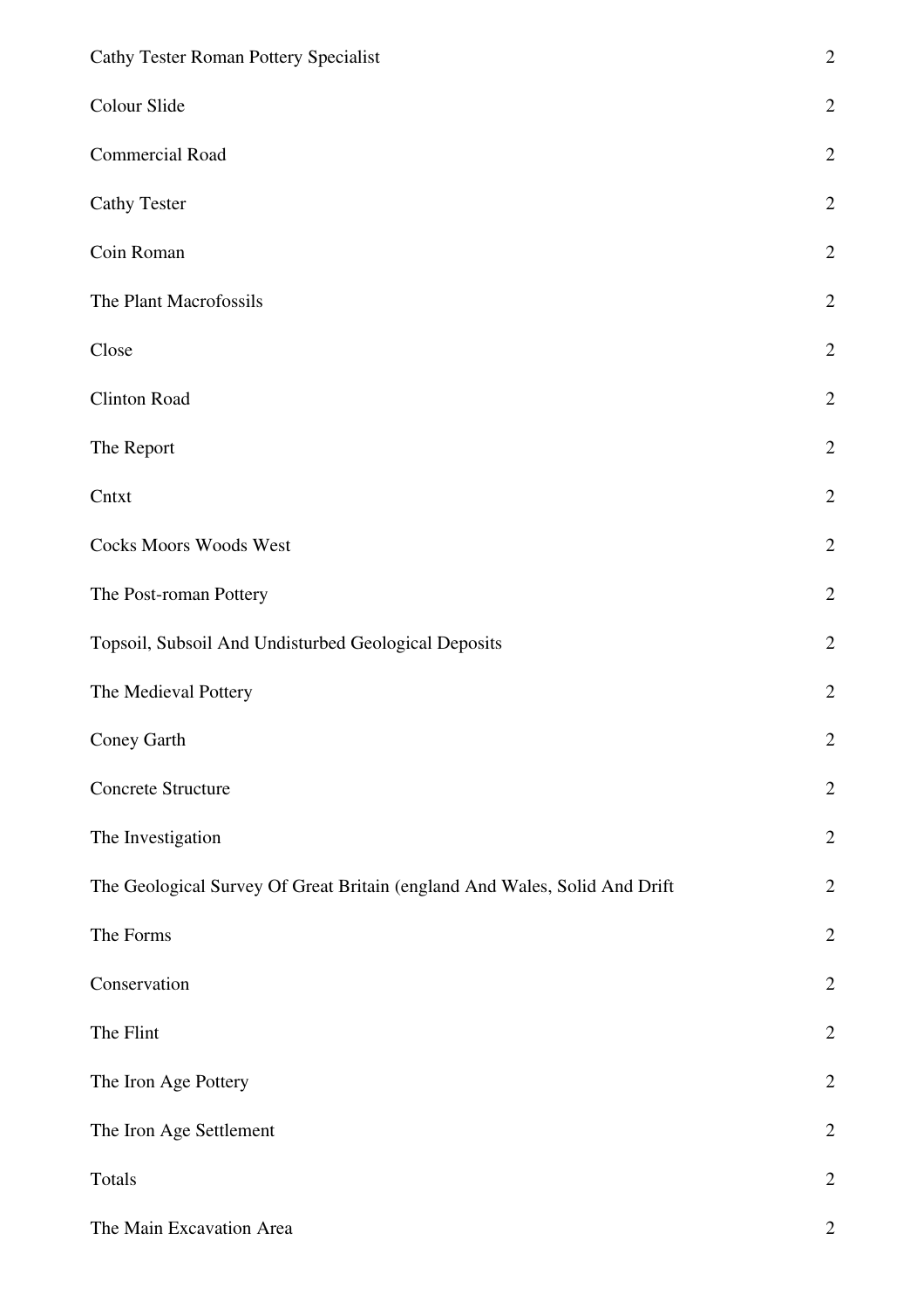| | |
|---|---|
| Cathy Tester Roman Pottery Specialist | 2 |
| Colour Slide | 2 |
| Commercial Road | 2 |
| Cathy Tester | 2 |
| Coin Roman | 2 |
| The Plant Macrofossils | 2 |
| Close | 2 |
| Clinton Road | 2 |
| The Report | 2 |
| Cntxt | 2 |
| Cocks Moors Woods West | 2 |
| The Post-roman Pottery | 2 |
| Topsoil, Subsoil And Undisturbed Geological Deposits | 2 |
| The Medieval Pottery | 2 |
| Coney Garth | 2 |
| Concrete Structure | 2 |
| The Investigation | 2 |
| The Geological Survey Of Great Britain (england And Wales, Solid And Drift | 2 |
| The Forms | 2 |
| Conservation | 2 |
| The Flint | 2 |
| The Iron Age Pottery | 2 |
| The Iron Age Settlement | 2 |
| Totals | 2 |
| The Main Excavation Area | 2 |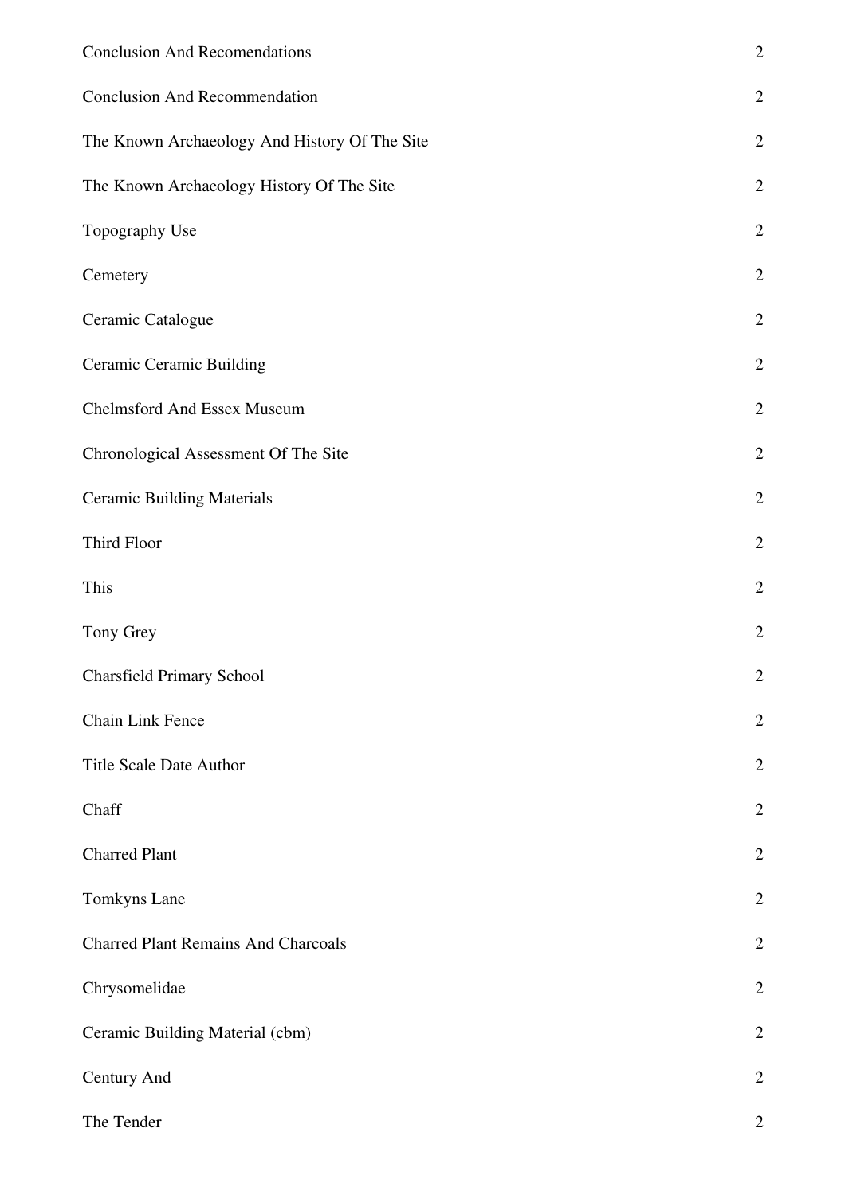| | |
|---|---|
| Conclusion And Recomendations | 2 |
| Conclusion And Recommendation | 2 |
| The Known Archaeology And History Of The Site | 2 |
| The Known Archaeology History Of The Site | 2 |
| Topography Use | 2 |
| Cemetery | 2 |
| Ceramic Catalogue | 2 |
| Ceramic Ceramic Building | 2 |
| Chelmsford And Essex Museum | 2 |
| Chronological Assessment Of The Site | 2 |
| Ceramic Building Materials | 2 |
| Third Floor | 2 |
| This | 2 |
| Tony Grey | 2 |
| Charsfield Primary School | 2 |
| Chain Link Fence | 2 |
| Title Scale Date Author | 2 |
| Chaff | 2 |
| Charred Plant | 2 |
| Tomkyns Lane | 2 |
| Charred Plant Remains And Charcoals | 2 |
| Chrysomelidae | 2 |
| Ceramic Building Material (cbm) | 2 |
| Century And | 2 |
| The Tender | 2 |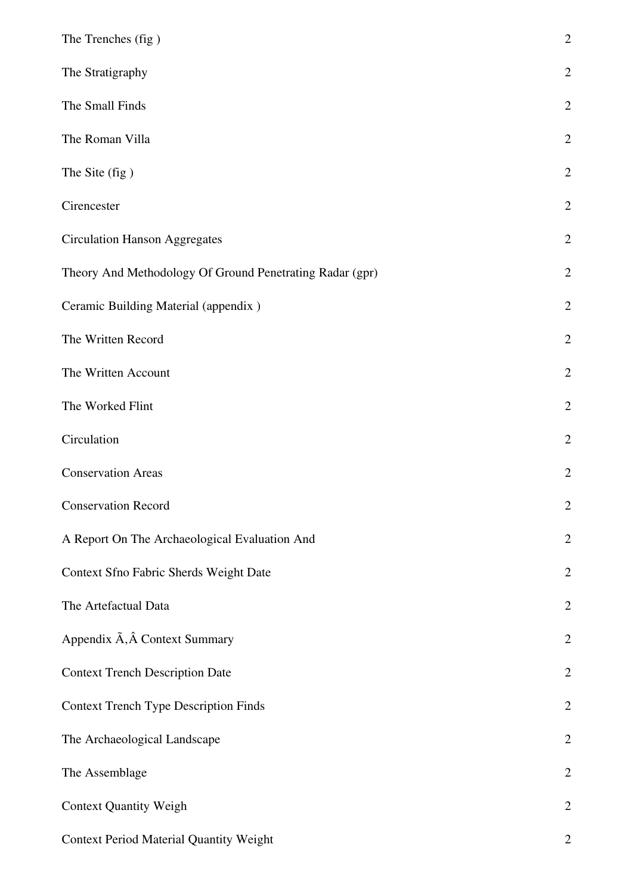| | |
|---|---|
| The Trenches (fig ) | 2 |
| The Stratigraphy | 2 |
| The Small Finds | 2 |
| The Roman Villa | 2 |
| The Site (fig ) | 2 |
| Cirencester | 2 |
| Circulation Hanson Aggregates | 2 |
| Theory And Methodology Of Ground Penetrating Radar (gpr) | 2 |
| Ceramic Building Material (appendix ) | 2 |
| The Written Record | 2 |
| The Written Account | 2 |
| The Worked Flint | 2 |
| Circulation | 2 |
| Conservation Areas | 2 |
| Conservation Record | 2 |
| A Report On The Archaeological Evaluation And | 2 |
| Context Sfno Fabric Sherds Weight Date | 2 |
| The Artefactual Data | 2 |
| Appendix Ã,Â Context Summary | 2 |
| Context Trench Description Date | 2 |
| Context Trench Type Description Finds | 2 |
| The Archaeological Landscape | 2 |
| The Assemblage | 2 |
| Context Quantity Weigh | 2 |
| Context Period Material Quantity Weight | 2 |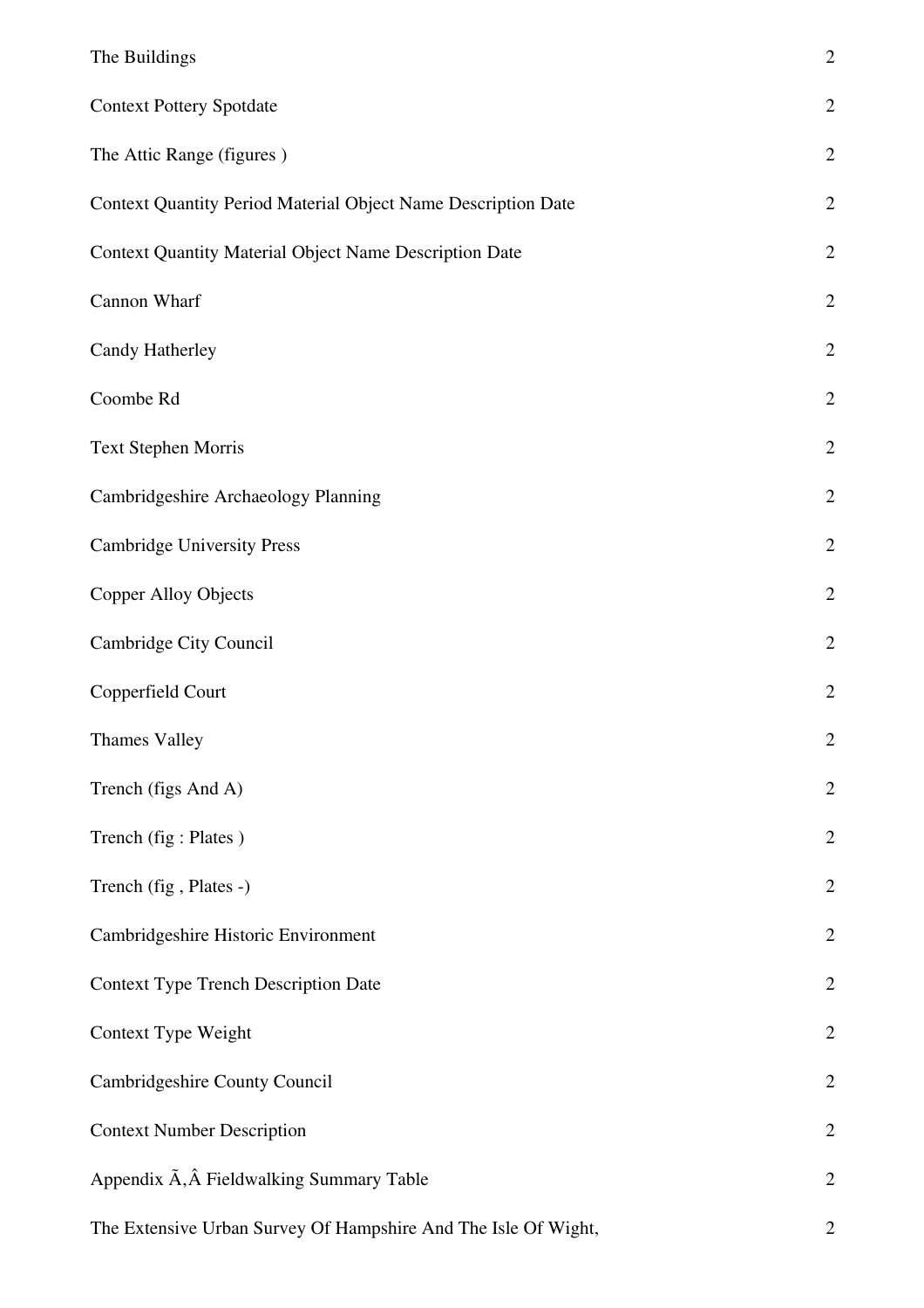| | |
|---|---|
| The Buildings | 2 |
| Context Pottery Spotdate | 2 |
| The Attic Range (figures ) | 2 |
| Context Quantity Period Material Object Name Description Date | 2 |
| Context Quantity Material Object Name Description Date | 2 |
| Cannon Wharf | 2 |
| Candy Hatherley | 2 |
| Coombe Rd | 2 |
| Text Stephen Morris | 2 |
| Cambridgeshire Archaeology Planning | 2 |
| Cambridge University Press | 2 |
| Copper Alloy Objects | 2 |
| Cambridge City Council | 2 |
| Copperfield Court | 2 |
| Thames Valley | 2 |
| Trench (figs And A) | 2 |
| Trench (fig : Plates ) | 2 |
| Trench (fig , Plates -) | 2 |
| Cambridgeshire Historic Environment | 2 |
| Context Type Trench Description Date | 2 |
| Context Type Weight | 2 |
| Cambridgeshire County Council | 2 |
| Context Number Description | 2 |
| Appendix Ã‚Â Fieldwalking Summary Table | 2 |
| The Extensive Urban Survey Of Hampshire And The Isle Of Wight, | 2 |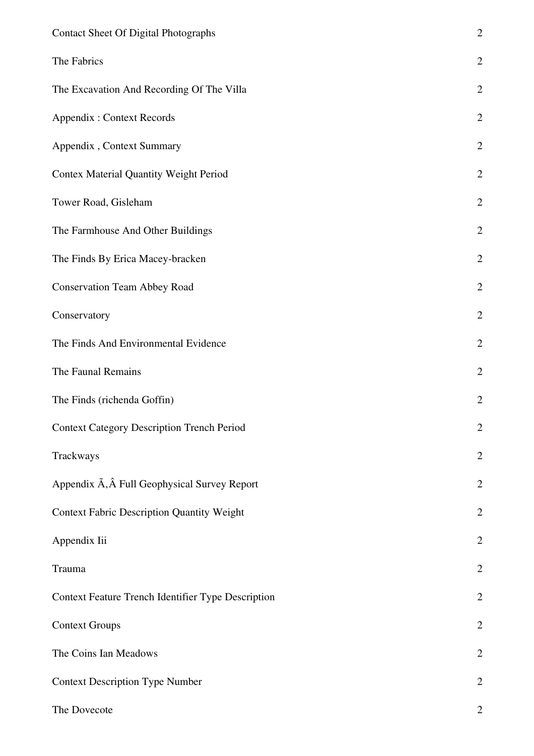| | |
|---|---|
| Contact Sheet Of Digital Photographs | 2 |
| The Fabrics | 2 |
| The Excavation And Recording Of The Villa | 2 |
| Appendix : Context Records | 2 |
| Appendix , Context Summary | 2 |
| Contex Material Quantity Weight Period | 2 |
| Tower Road, Gisleham | 2 |
| The Farmhouse And Other Buildings | 2 |
| The Finds By Erica Macey-bracken | 2 |
| Conservation Team Abbey Road | 2 |
| Conservatory | 2 |
| The Finds And Environmental Evidence | 2 |
| The Faunal Remains | 2 |
| The Finds (richenda Goffin) | 2 |
| Context Category Description Trench Period | 2 |
| Trackways | 2 |
| Appendix Ã,Â Full Geophysical Survey Report | 2 |
| Context Fabric Description Quantity Weight | 2 |
| Appendix Iii | 2 |
| Trauma | 2 |
| Context Feature Trench Identifier Type Description | 2 |
| Context Groups | 2 |
| The Coins Ian Meadows | 2 |
| Context Description Type Number | 2 |
| The Dovecote | 2 |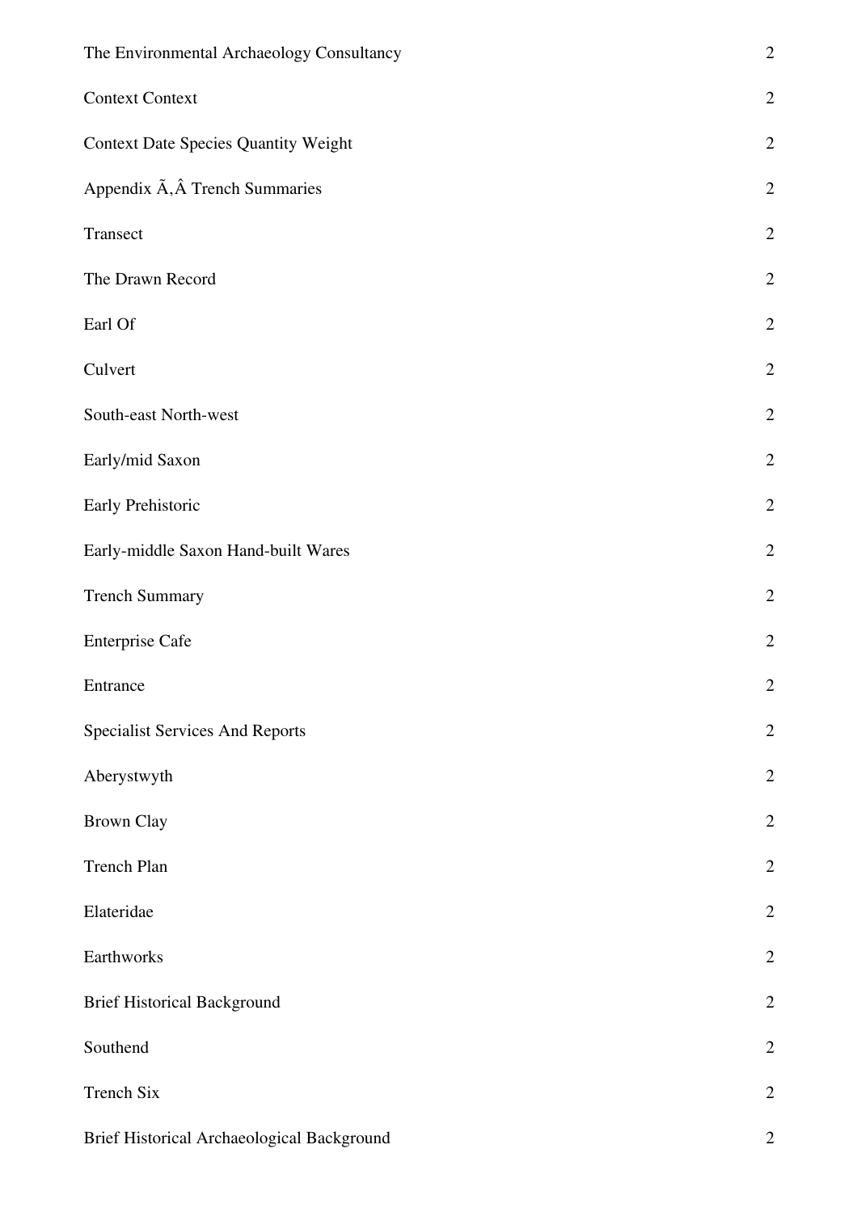| | |
|---|---|
| The Environmental Archaeology Consultancy | 2 |
| Context Context | 2 |
| Context Date Species Quantity Weight | 2 |
| Appendix Ã‚Â Trench Summaries | 2 |
| Transect | 2 |
| The Drawn Record | 2 |
| Earl Of | 2 |
| Culvert | 2 |
| South-east North-west | 2 |
| Early/mid Saxon | 2 |
| Early Prehistoric | 2 |
| Early-middle Saxon Hand-built Wares | 2 |
| Trench Summary | 2 |
| Enterprise Cafe | 2 |
| Entrance | 2 |
| Specialist Services And Reports | 2 |
| Aberystwyth | 2 |
| Brown Clay | 2 |
| Trench Plan | 2 |
| Elateridae | 2 |
| Earthworks | 2 |
| Brief Historical Background | 2 |
| Southend | 2 |
| Trench Six | 2 |
| Brief Historical Archaeological Background | 2 |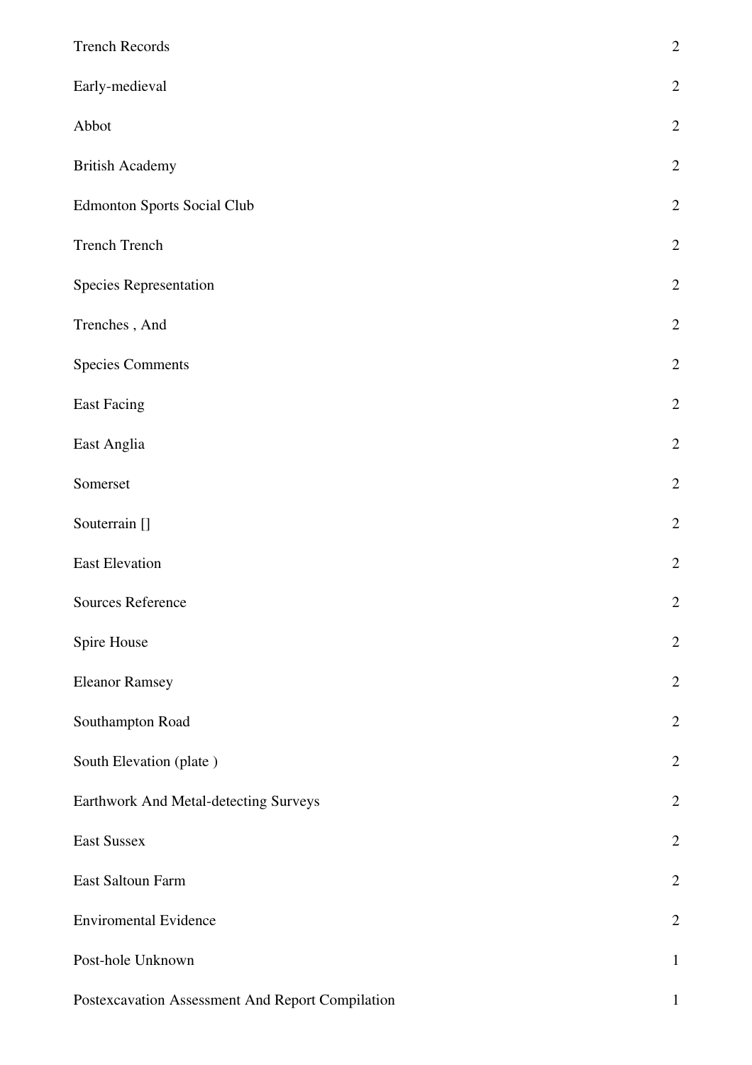| | |
|---|---|
| Trench Records | 2 |
| Early-medieval | 2 |
| Abbot | 2 |
| British Academy | 2 |
| Edmonton Sports Social Club | 2 |
| Trench Trench | 2 |
| Species Representation | 2 |
| Trenches , And | 2 |
| Species Comments | 2 |
| East Facing | 2 |
| East Anglia | 2 |
| Somerset | 2 |
| Souterrain [] | 2 |
| East Elevation | 2 |
| Sources Reference | 2 |
| Spire House | 2 |
| Eleanor Ramsey | 2 |
| Southampton Road | 2 |
| South Elevation (plate ) | 2 |
| Earthwork And Metal-detecting Surveys | 2 |
| East Sussex | 2 |
| East Saltoun Farm | 2 |
| Enviromental Evidence | 2 |
| Post-hole Unknown | 1 |
| Postexcavation Assessment And Report Compilation | 1 |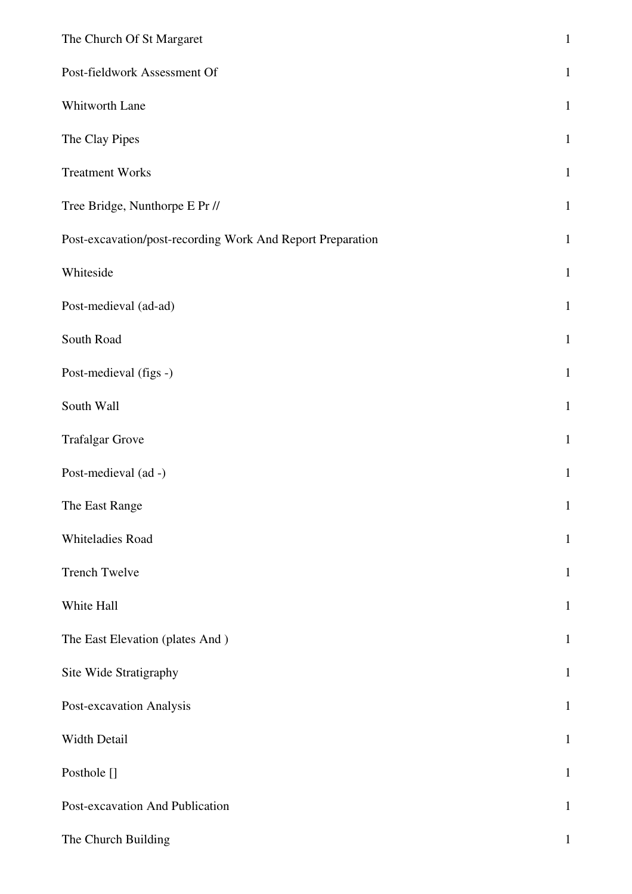| | |
|---|---|
| The Church Of St Margaret | 1 |
| Post-fieldwork Assessment Of | 1 |
| Whitworth Lane | 1 |
| The Clay Pipes | 1 |
| Treatment Works | 1 |
| Tree Bridge, Nunthorpe E Pr // | 1 |
| Post-excavation/post-recording Work And Report Preparation | 1 |
| Whiteside | 1 |
| Post-medieval (ad-ad) | 1 |
| South Road | 1 |
| Post-medieval (figs -) | 1 |
| South Wall | 1 |
| Trafalgar Grove | 1 |
| Post-medieval (ad -) | 1 |
| The East Range | 1 |
| Whiteladies Road | 1 |
| Trench Twelve | 1 |
| White Hall | 1 |
| The East Elevation (plates And ) | 1 |
| Site Wide Stratigraphy | 1 |
| Post-excavation Analysis | 1 |
| Width Detail | 1 |
| Posthole [] | 1 |
| Post-excavation And Publication | 1 |
| The Church Building | 1 |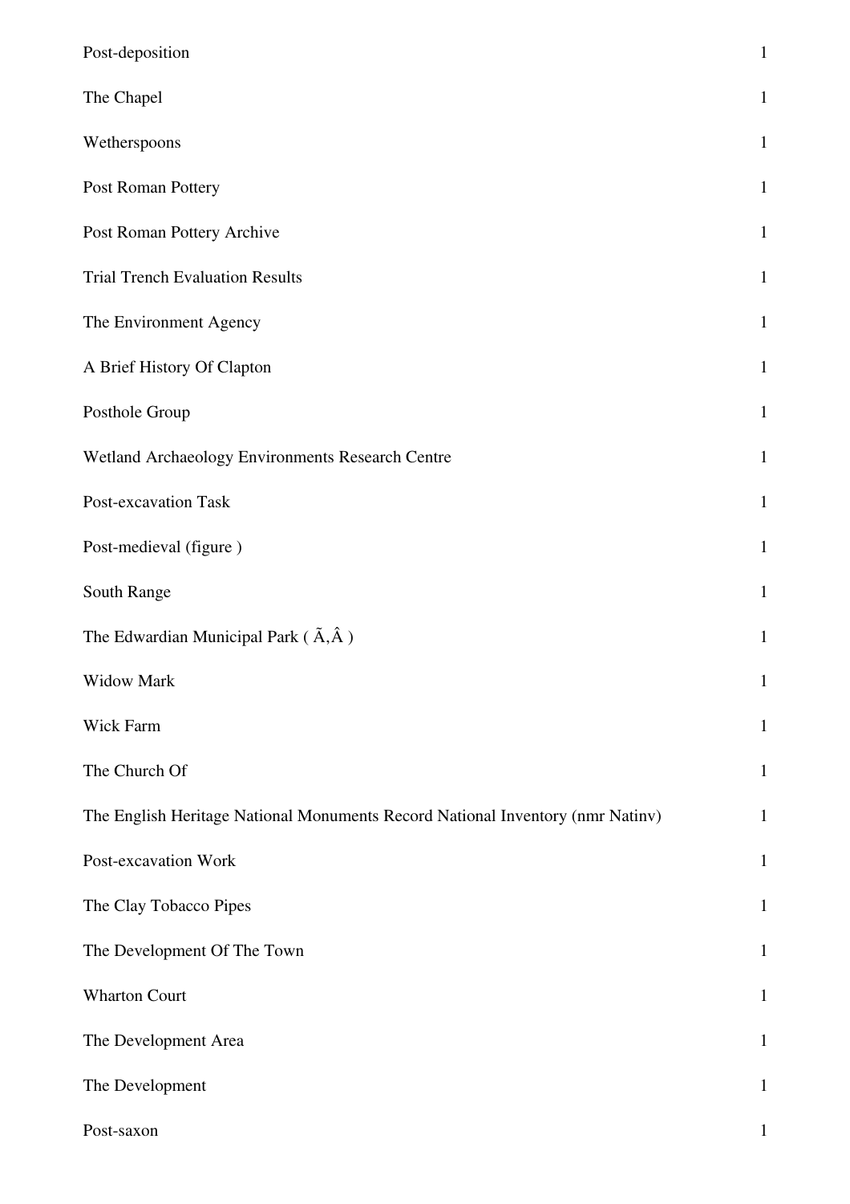| | |
|---|---|
| Post-deposition | 1 |
| The Chapel | 1 |
| Wetherspoons | 1 |
| Post Roman Pottery | 1 |
| Post Roman Pottery Archive | 1 |
| Trial Trench Evaluation Results | 1 |
| The Environment Agency | 1 |
| A Brief History Of Clapton | 1 |
| Posthole Group | 1 |
| Wetland Archaeology Environments Research Centre | 1 |
| Post-excavation Task | 1 |
| Post-medieval (figure ) | 1 |
| South Range | 1 |
| The Edwardian Municipal Park ( Ã‚Â ) | 1 |
| Widow Mark | 1 |
| Wick Farm | 1 |
| The Church Of | 1 |
| The English Heritage National Monuments Record National Inventory (nmr Natinv) | 1 |
| Post-excavation Work | 1 |
| The Clay Tobacco Pipes | 1 |
| The Development Of The Town | 1 |
| Wharton Court | 1 |
| The Development Area | 1 |
| The Development | 1 |
| Post-saxon | 1 |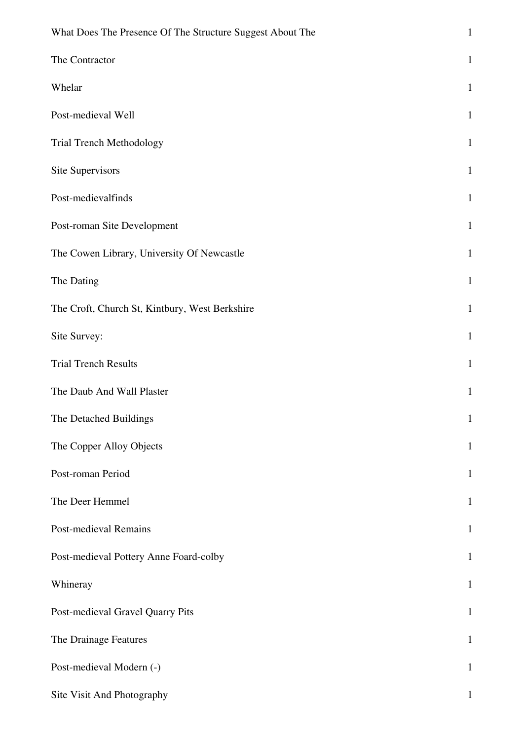| | |
|---|---|
| What Does The Presence Of The Structure Suggest About The | 1 |
| The Contractor | 1 |
| Whelar | 1 |
| Post-medieval Well | 1 |
| Trial Trench Methodology | 1 |
| Site Supervisors | 1 |
| Post-medievalfinds | 1 |
| Post-roman Site Development | 1 |
| The Cowen Library, University Of Newcastle | 1 |
| The Dating | 1 |
| The Croft, Church St, Kintbury, West Berkshire | 1 |
| Site Survey: | 1 |
| Trial Trench Results | 1 |
| The Daub And Wall Plaster | 1 |
| The Detached Buildings | 1 |
| The Copper Alloy Objects | 1 |
| Post-roman Period | 1 |
| The Deer Hemmel | 1 |
| Post-medieval Remains | 1 |
| Post-medieval Pottery Anne Foard-colby | 1 |
| Whineray | 1 |
| Post-medieval Gravel Quarry Pits | 1 |
| The Drainage Features | 1 |
| Post-medieval Modern (-) | 1 |
| Site Visit And Photography | 1 |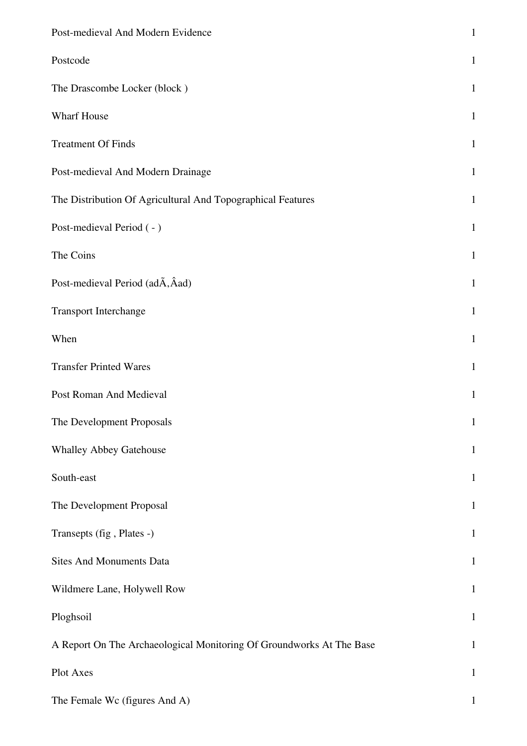| | |
|---|---|
| Post-medieval And Modern Evidence | 1 |
| Postcode | 1 |
| The Drascombe Locker (block ) | 1 |
| Wharf House | 1 |
| Treatment Of Finds | 1 |
| Post-medieval And Modern Drainage | 1 |
| The Distribution Of Agricultural And Topographical Features | 1 |
| Post-medieval Period ( - ) | 1 |
| The Coins | 1 |
| Post-medieval Period (adÃ‚Âad) | 1 |
| Transport Interchange | 1 |
| When | 1 |
| Transfer Printed Wares | 1 |
| Post Roman And Medieval | 1 |
| The Development Proposals | 1 |
| Whalley Abbey Gatehouse | 1 |
| South-east | 1 |
| The Development Proposal | 1 |
| Transepts (fig , Plates -) | 1 |
| Sites And Monuments Data | 1 |
| Wildmere Lane, Holywell Row | 1 |
| Ploghsoil | 1 |
| A Report On The Archaeological Monitoring Of Groundworks At The Base | 1 |
| Plot Axes | 1 |
| The Female Wc (figures And A) | 1 |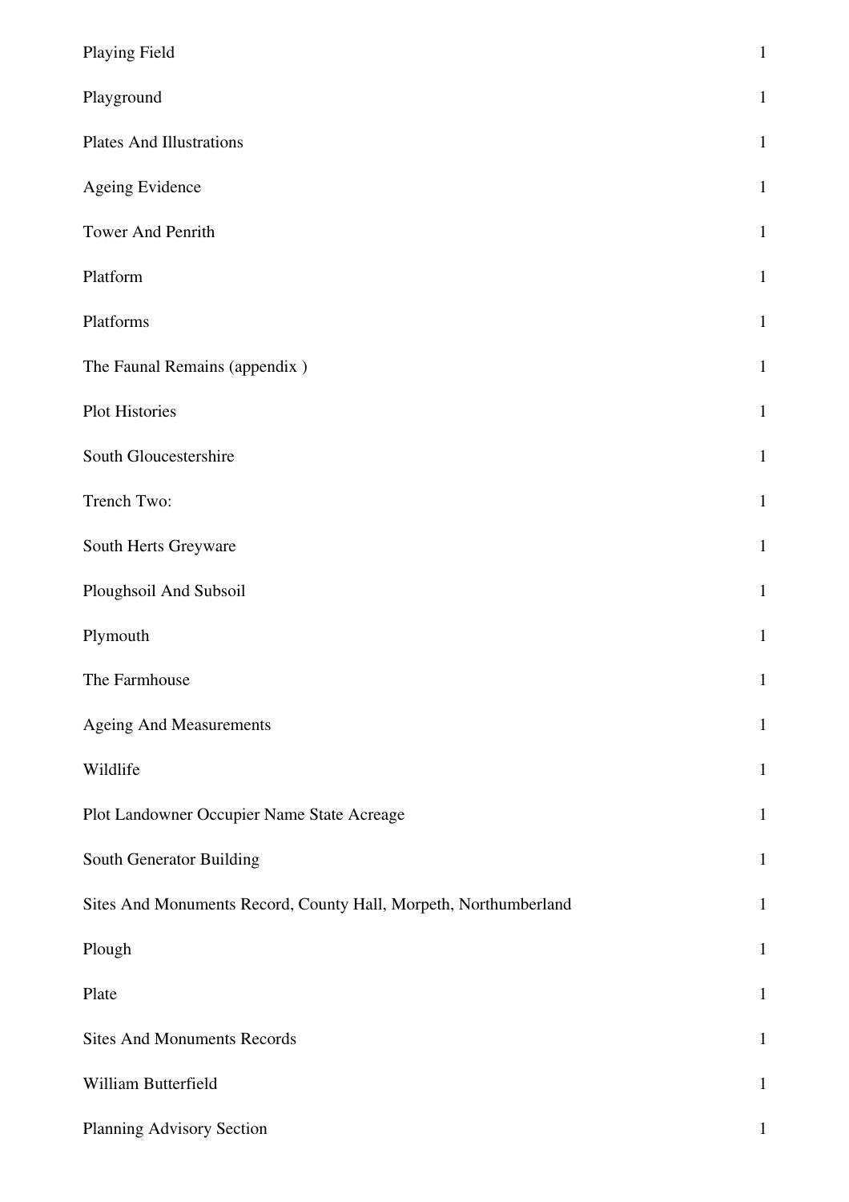| | |
|---|---|
| Playing Field | 1 |
| Playground | 1 |
| Plates And Illustrations | 1 |
| Ageing Evidence | 1 |
| Tower And Penrith | 1 |
| Platform | 1 |
| Platforms | 1 |
| The Faunal Remains (appendix ) | 1 |
| Plot Histories | 1 |
| South Gloucestershire | 1 |
| Trench Two: | 1 |
| South Herts Greyware | 1 |
| Ploughsoil And Subsoil | 1 |
| Plymouth | 1 |
| The Farmhouse | 1 |
| Ageing And Measurements | 1 |
| Wildlife | 1 |
| Plot Landowner Occupier Name State Acreage | 1 |
| South Generator Building | 1 |
| Sites And Monuments Record, County Hall, Morpeth, Northumberland | 1 |
| Plough | 1 |
| Plate | 1 |
| Sites And Monuments Records | 1 |
| William Butterfield | 1 |
| Planning Advisory Section | 1 |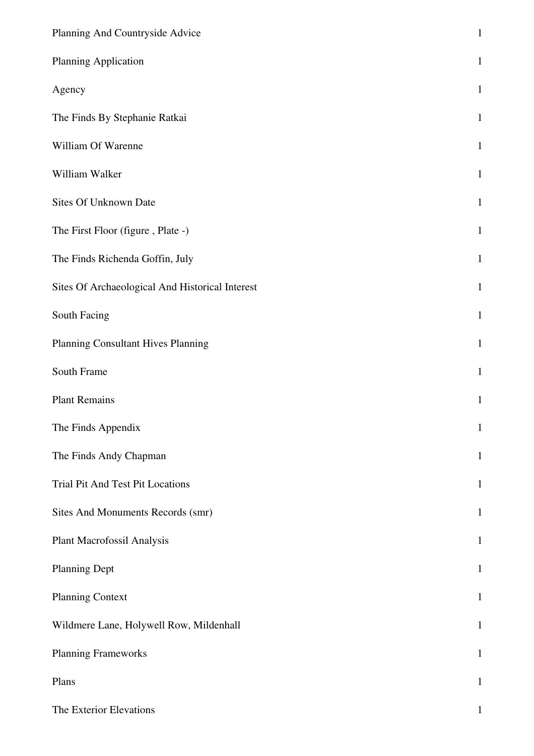| | |
|---|---|
| Planning And Countryside Advice | 1 |
| Planning Application | 1 |
| Agency | 1 |
| The Finds By Stephanie Ratkai | 1 |
| William Of Warenne | 1 |
| William Walker | 1 |
| Sites Of Unknown Date | 1 |
| The First Floor (figure , Plate -) | 1 |
| The Finds Richenda Goffin, July | 1 |
| Sites Of Archaeological And Historical Interest | 1 |
| South Facing | 1 |
| Planning Consultant Hives Planning | 1 |
| South Frame | 1 |
| Plant Remains | 1 |
| The Finds Appendix | 1 |
| The Finds Andy Chapman | 1 |
| Trial Pit And Test Pit Locations | 1 |
| Sites And Monuments Records (smr) | 1 |
| Plant Macrofossil Analysis | 1 |
| Planning Dept | 1 |
| Planning Context | 1 |
| Wildmere Lane, Holywell Row, Mildenhall | 1 |
| Planning Frameworks | 1 |
| Plans | 1 |
| The Exterior Elevations | 1 |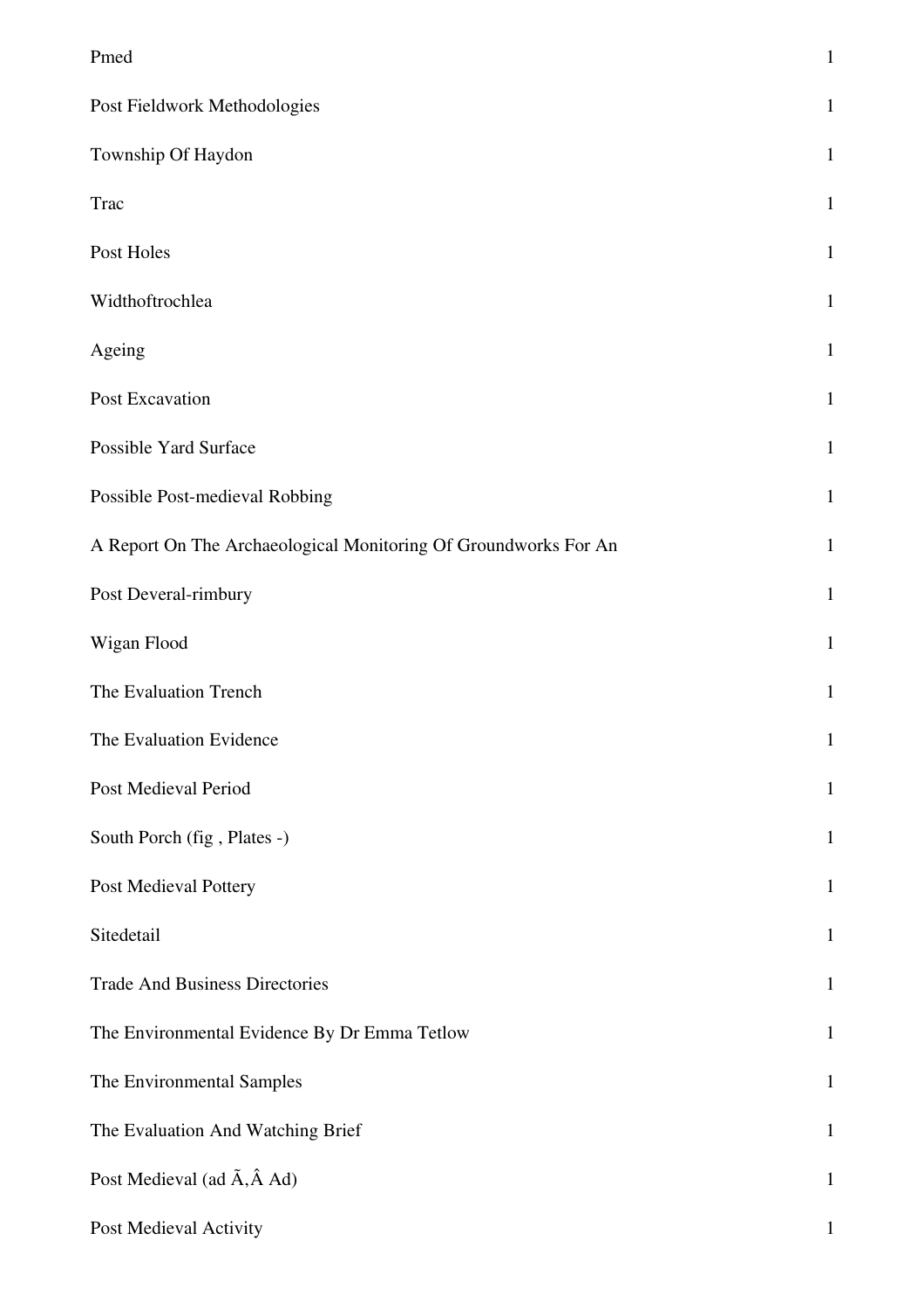| | |
|---|---|
| Pmed | 1 |
| Post Fieldwork Methodologies | 1 |
| Township Of Haydon | 1 |
| Trac | 1 |
| Post Holes | 1 |
| Widthoftrochlea | 1 |
| Ageing | 1 |
| Post Excavation | 1 |
| Possible Yard Surface | 1 |
| Possible Post-medieval Robbing | 1 |
| A Report On The Archaeological Monitoring Of Groundworks For An | 1 |
| Post Deveral-rimbury | 1 |
| Wigan Flood | 1 |
| The Evaluation Trench | 1 |
| The Evaluation Evidence | 1 |
| Post Medieval Period | 1 |
| South Porch (fig , Plates -) | 1 |
| Post Medieval Pottery | 1 |
| Sitedetail | 1 |
| Trade And Business Directories | 1 |
| The Environmental Evidence By Dr Emma Tetlow | 1 |
| The Environmental Samples | 1 |
| The Evaluation And Watching Brief | 1 |
| Post Medieval (ad Ã‚Â Ad) | 1 |
| Post Medieval Activity | 1 |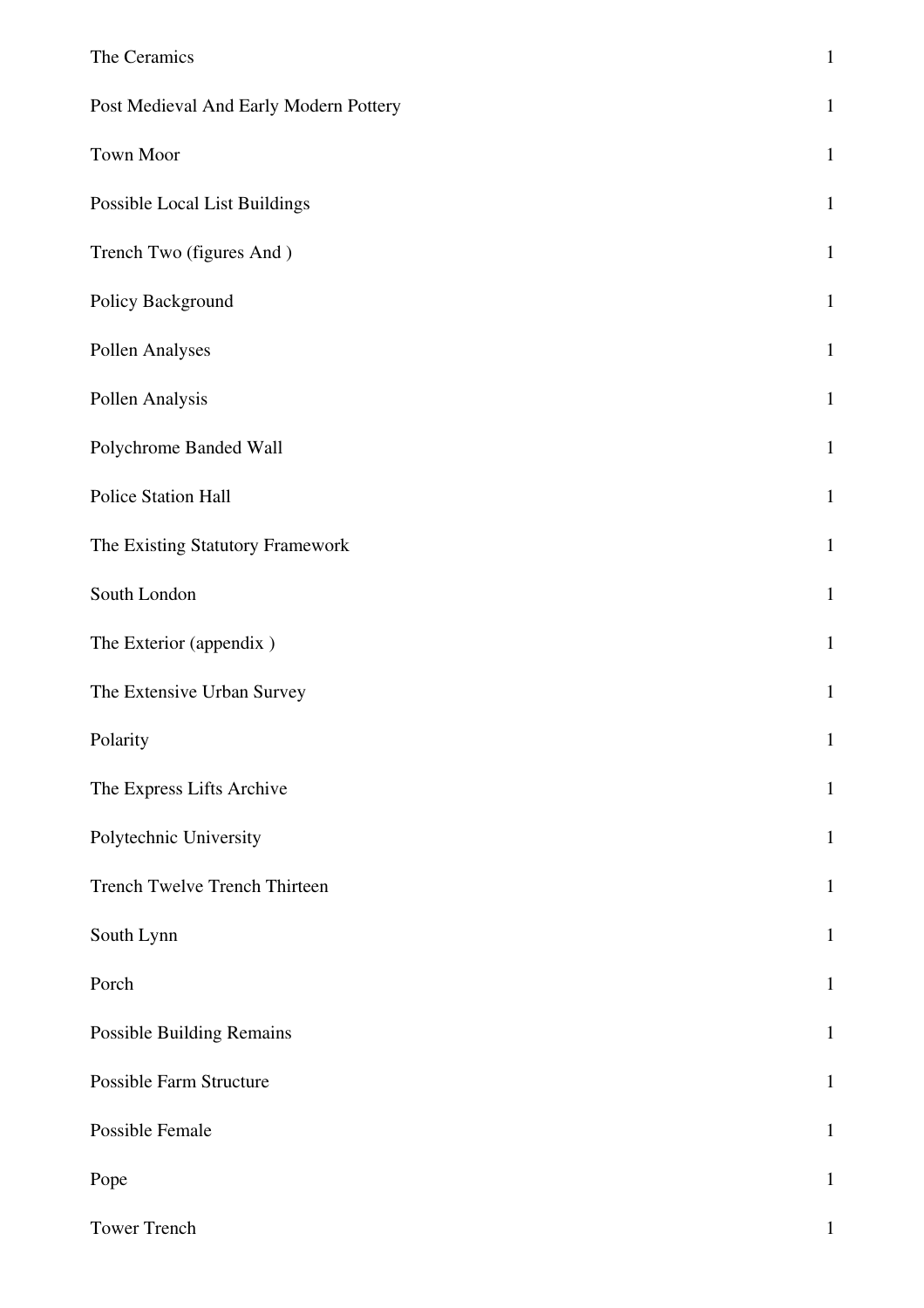| | |
|---|---|
| The Ceramics | 1 |
| Post Medieval And Early Modern Pottery | 1 |
| Town Moor | 1 |
| Possible Local List Buildings | 1 |
| Trench Two (figures And ) | 1 |
| Policy Background | 1 |
| Pollen Analyses | 1 |
| Pollen Analysis | 1 |
| Polychrome Banded Wall | 1 |
| Police Station Hall | 1 |
| The Existing Statutory Framework | 1 |
| South London | 1 |
| The Exterior (appendix ) | 1 |
| The Extensive Urban Survey | 1 |
| Polarity | 1 |
| The Express Lifts Archive | 1 |
| Polytechnic University | 1 |
| Trench Twelve Trench Thirteen | 1 |
| South Lynn | 1 |
| Porch | 1 |
| Possible Building Remains | 1 |
| Possible Farm Structure | 1 |
| Possible Female | 1 |
| Pope | 1 |
| Tower Trench | 1 |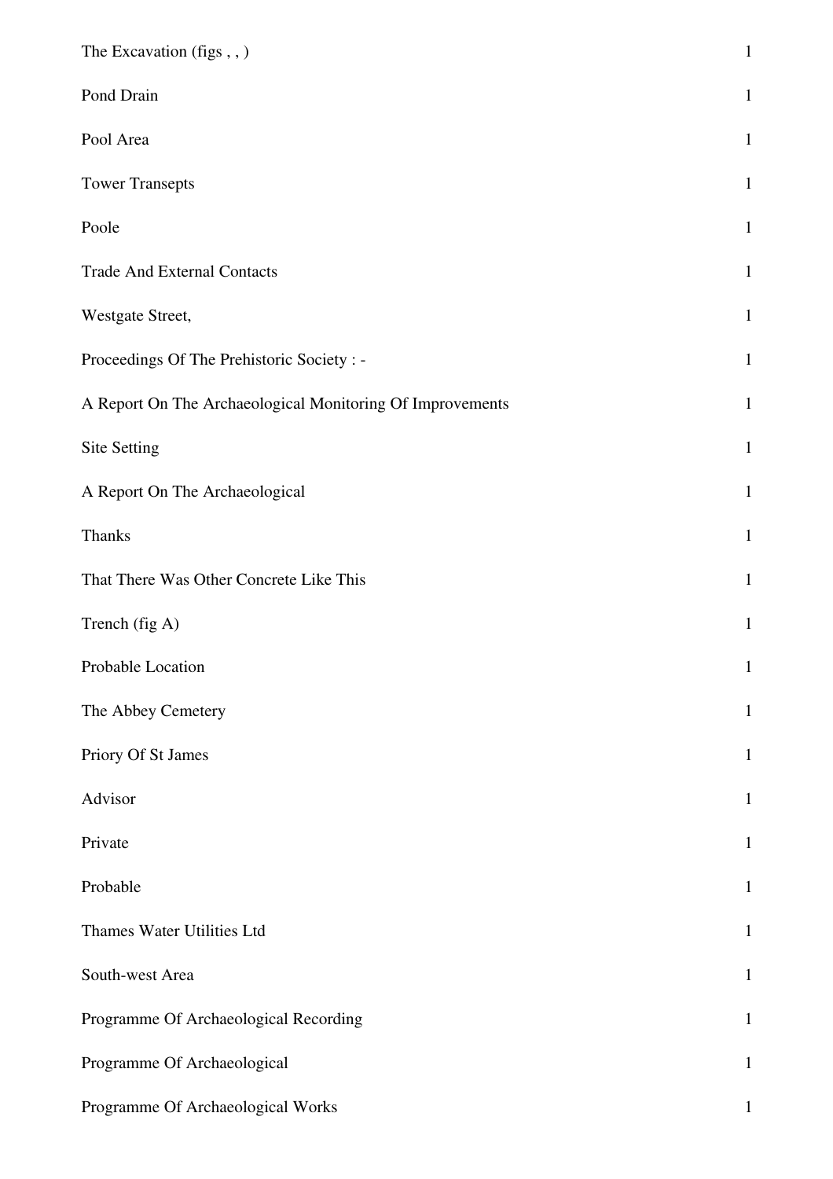| | |
|---|---|
| The Excavation (figs , , ) | 1 |
| Pond Drain | 1 |
| Pool Area | 1 |
| Tower Transepts | 1 |
| Poole | 1 |
| Trade And External Contacts | 1 |
| Westgate Street, | 1 |
| Proceedings Of The Prehistoric Society : - | 1 |
| A Report On The Archaeological Monitoring Of Improvements | 1 |
| Site Setting | 1 |
| A Report On The Archaeological | 1 |
| Thanks | 1 |
| That There Was Other Concrete Like This | 1 |
| Trench (fig A) | 1 |
| Probable Location | 1 |
| The Abbey Cemetery | 1 |
| Priory Of St James | 1 |
| Advisor | 1 |
| Private | 1 |
| Probable | 1 |
| Thames Water Utilities Ltd | 1 |
| South-west Area | 1 |
| Programme Of Archaeological Recording | 1 |
| Programme Of Archaeological | 1 |
| Programme Of Archaeological Works | 1 |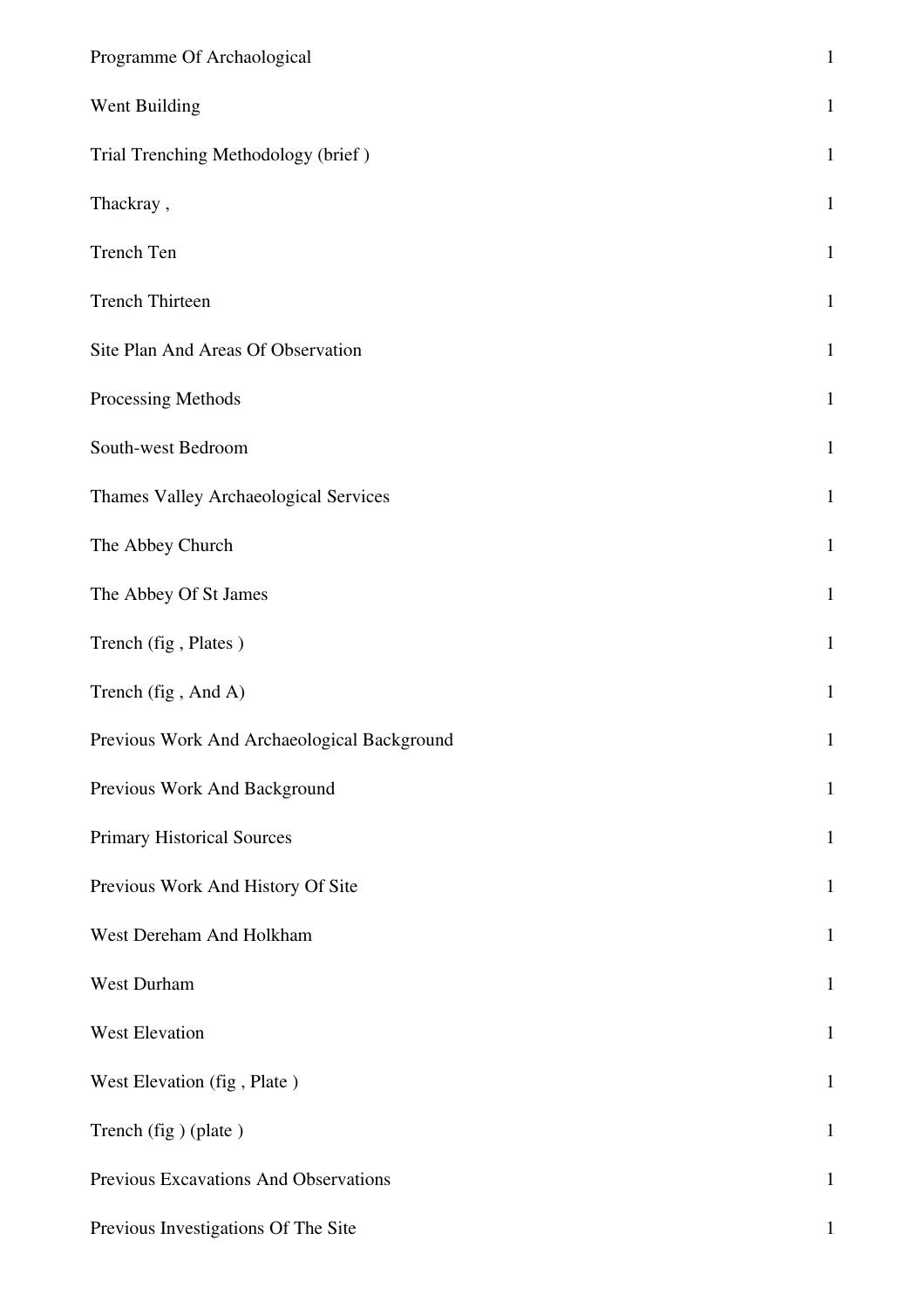| | |
|---|---|
| Programme Of Archaological | 1 |
| Went Building | 1 |
| Trial Trenching Methodology (brief ) | 1 |
| Thackray , | 1 |
| Trench Ten | 1 |
| Trench Thirteen | 1 |
| Site Plan And Areas Of Observation | 1 |
| Processing Methods | 1 |
| South-west Bedroom | 1 |
| Thames Valley Archaeological Services | 1 |
| The Abbey Church | 1 |
| The Abbey Of St James | 1 |
| Trench (fig , Plates ) | 1 |
| Trench (fig , And A) | 1 |
| Previous Work And Archaeological Background | 1 |
| Previous Work And Background | 1 |
| Primary Historical Sources | 1 |
| Previous Work And History Of Site | 1 |
| West Dereham And Holkham | 1 |
| West Durham | 1 |
| West Elevation | 1 |
| West Elevation (fig , Plate ) | 1 |
| Trench (fig ) (plate ) | 1 |
| Previous Excavations And Observations | 1 |
| Previous Investigations Of The Site | 1 |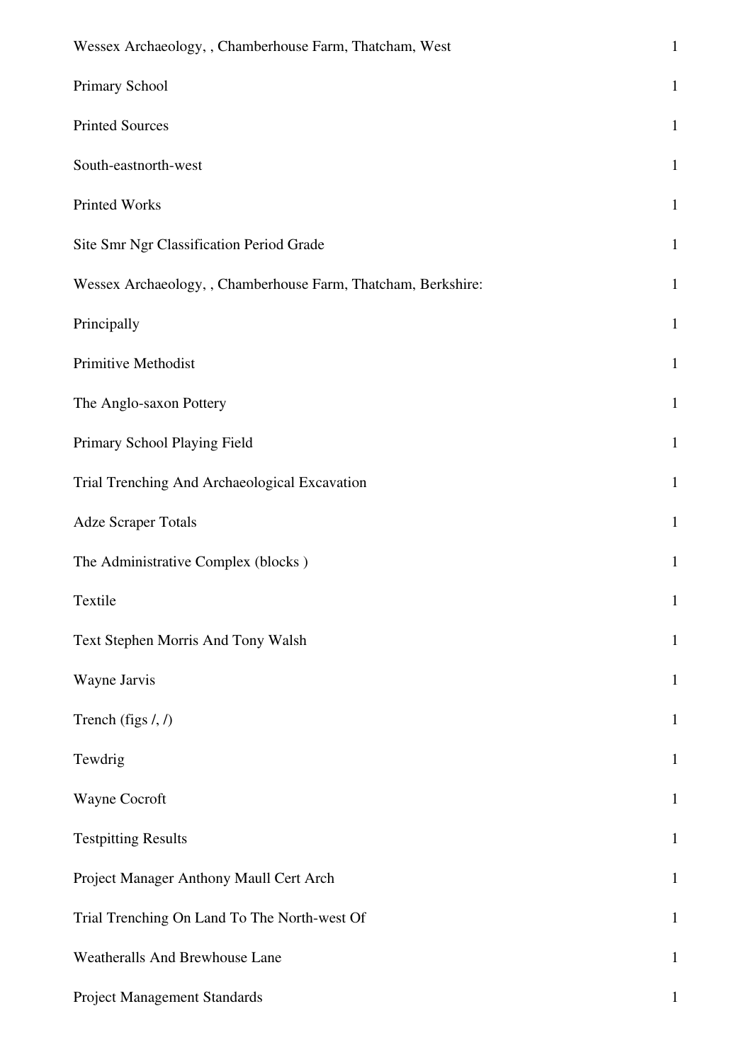| | |
|---|---|
| Wessex Archaeology, , Chamberhouse Farm, Thatcham, West | 1 |
| Primary School | 1 |
| Printed Sources | 1 |
| South-eastnorth-west | 1 |
| Printed Works | 1 |
| Site Smr Ngr Classification Period Grade | 1 |
| Wessex Archaeology, , Chamberhouse Farm, Thatcham, Berkshire: | 1 |
| Principally | 1 |
| Primitive Methodist | 1 |
| The Anglo-saxon Pottery | 1 |
| Primary School Playing Field | 1 |
| Trial Trenching And Archaeological Excavation | 1 |
| Adze Scraper Totals | 1 |
| The Administrative Complex (blocks ) | 1 |
| Textile | 1 |
| Text Stephen Morris And Tony Walsh | 1 |
| Wayne Jarvis | 1 |
| Trench (figs /, /) | 1 |
| Tewdrig | 1 |
| Wayne Cocroft | 1 |
| Testpitting Results | 1 |
| Project Manager Anthony Maull Cert Arch | 1 |
| Trial Trenching On Land To The North-west Of | 1 |
| Weatheralls And Brewhouse Lane | 1 |
| Project Management Standards | 1 |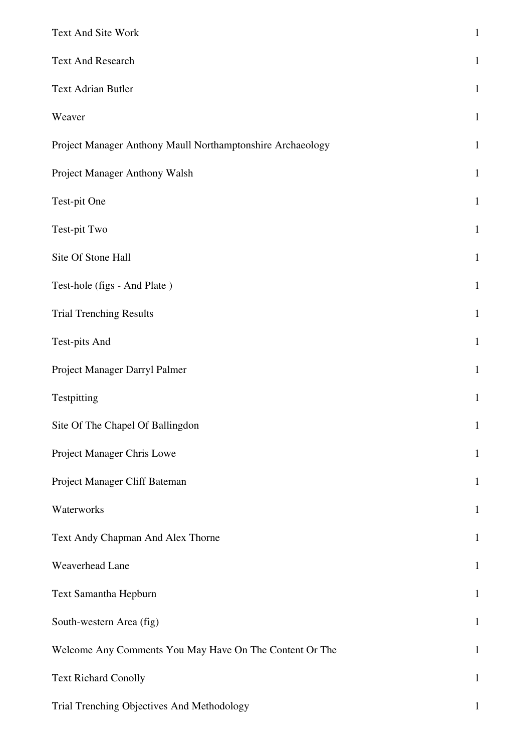| | |
|---|---|
| Text And Site Work | 1 |
| Text And Research | 1 |
| Text Adrian Butler | 1 |
| Weaver | 1 |
| Project Manager Anthony Maull Northamptonshire Archaeology | 1 |
| Project Manager Anthony Walsh | 1 |
| Test-pit One | 1 |
| Test-pit Two | 1 |
| Site Of Stone Hall | 1 |
| Test-hole (figs - And Plate ) | 1 |
| Trial Trenching Results | 1 |
| Test-pits And | 1 |
| Project Manager Darryl Palmer | 1 |
| Testpitting | 1 |
| Site Of The Chapel Of Ballingdon | 1 |
| Project Manager Chris Lowe | 1 |
| Project Manager Cliff Bateman | 1 |
| Waterworks | 1 |
| Text Andy Chapman And Alex Thorne | 1 |
| Weaverhead Lane | 1 |
| Text Samantha Hepburn | 1 |
| South-western Area (fig) | 1 |
| Welcome Any Comments You May Have On The Content Or The | 1 |
| Text Richard Conolly | 1 |
| Trial Trenching Objectives And Methodology | 1 |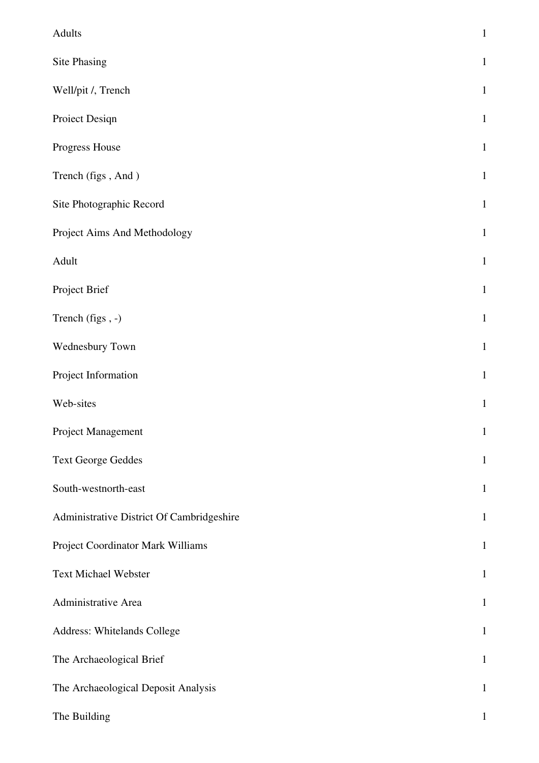| | |
|---|---|
| Adults | 1 |
| Site Phasing | 1 |
| Well/pit /, Trench | 1 |
| Proiect Desiqn | 1 |
| Progress House | 1 |
| Trench (figs , And ) | 1 |
| Site Photographic Record | 1 |
| Project Aims And Methodology | 1 |
| Adult | 1 |
| Project Brief | 1 |
| Trench (figs , -) | 1 |
| Wednesbury Town | 1 |
| Project Information | 1 |
| Web-sites | 1 |
| Project Management | 1 |
| Text George Geddes | 1 |
| South-westnorth-east | 1 |
| Administrative District Of Cambridgeshire | 1 |
| Project Coordinator Mark Williams | 1 |
| Text Michael Webster | 1 |
| Administrative Area | 1 |
| Address: Whitelands College | 1 |
| The Archaeological Brief | 1 |
| The Archaeological Deposit Analysis | 1 |
| The Building | 1 |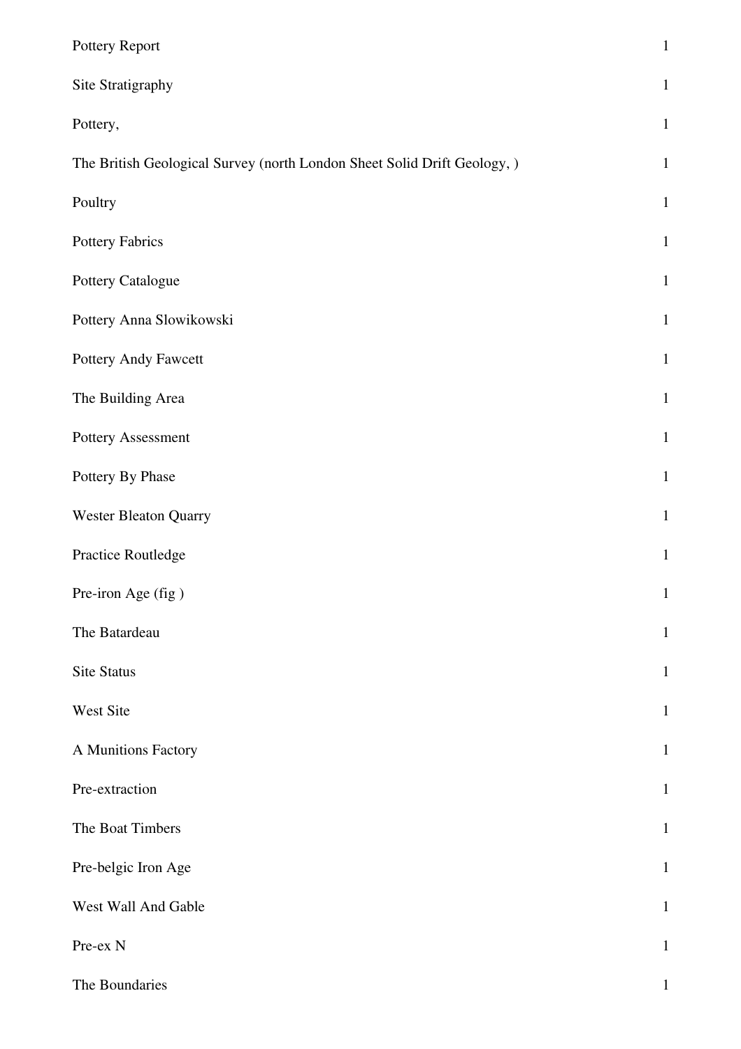| | |
|---|---|
| Pottery Report | 1 |
| Site Stratigraphy | 1 |
| Pottery, | 1 |
| The British Geological Survey (north London Sheet Solid Drift Geology, ) | 1 |
| Poultry | 1 |
| Pottery Fabrics | 1 |
| Pottery Catalogue | 1 |
| Pottery Anna Slowikowski | 1 |
| Pottery Andy Fawcett | 1 |
| The Building Area | 1 |
| Pottery Assessment | 1 |
| Pottery By Phase | 1 |
| Wester Bleaton Quarry | 1 |
| Practice Routledge | 1 |
| Pre-iron Age (fig ) | 1 |
| The Batardeau | 1 |
| Site Status | 1 |
| West Site | 1 |
| A Munitions Factory | 1 |
| Pre-extraction | 1 |
| The Boat Timbers | 1 |
| Pre-belgic Iron Age | 1 |
| West Wall And Gable | 1 |
| Pre-ex N | 1 |
| The Boundaries | 1 |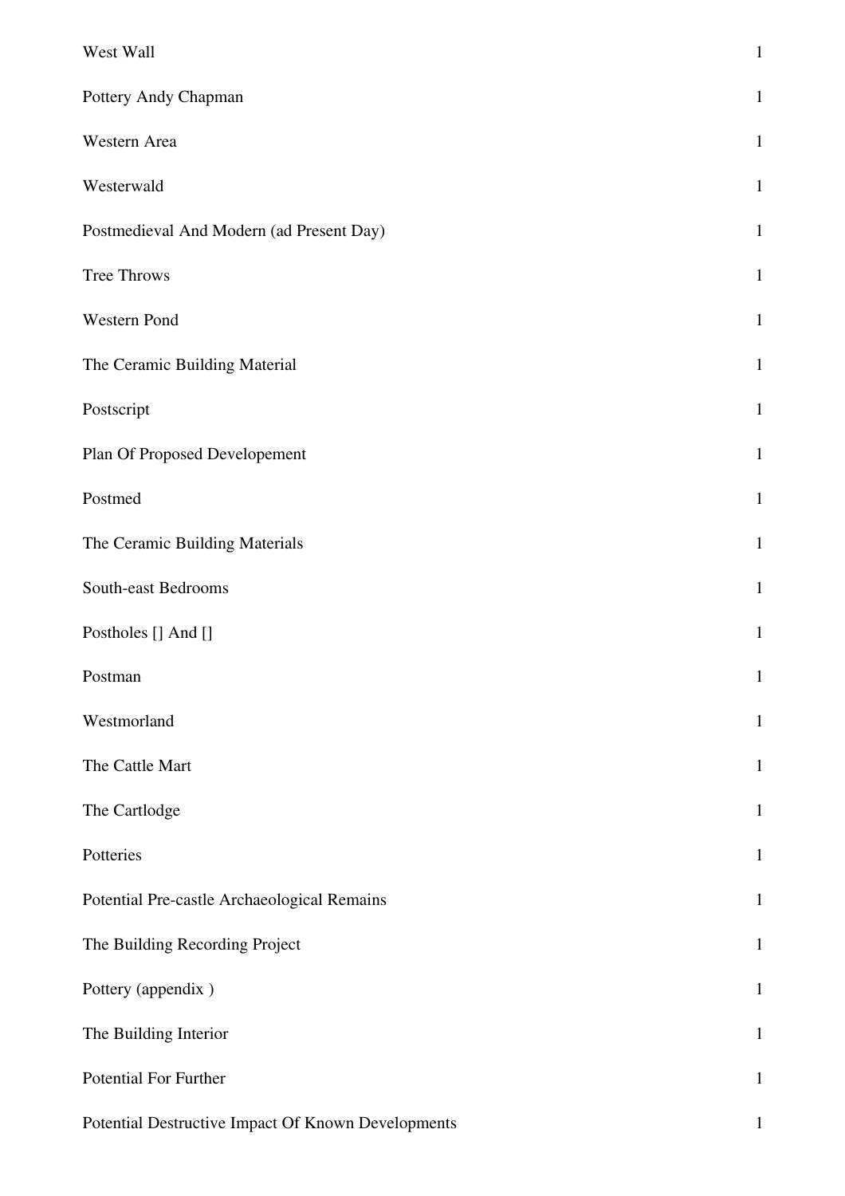| | |
|---|---|
| West Wall | 1 |
| Pottery Andy Chapman | 1 |
| Western Area | 1 |
| Westerwald | 1 |
| Postmedieval And Modern (ad Present Day) | 1 |
| Tree Throws | 1 |
| Western Pond | 1 |
| The Ceramic Building Material | 1 |
| Postscript | 1 |
| Plan Of Proposed Developement | 1 |
| Postmed | 1 |
| The Ceramic Building Materials | 1 |
| South-east Bedrooms | 1 |
| Postholes [] And [] | 1 |
| Postman | 1 |
| Westmorland | 1 |
| The Cattle Mart | 1 |
| The Cartlodge | 1 |
| Potteries | 1 |
| Potential Pre-castle Archaeological Remains | 1 |
| The Building Recording Project | 1 |
| Pottery (appendix ) | 1 |
| The Building Interior | 1 |
| Potential For Further | 1 |
| Potential Destructive Impact Of Known Developments | 1 |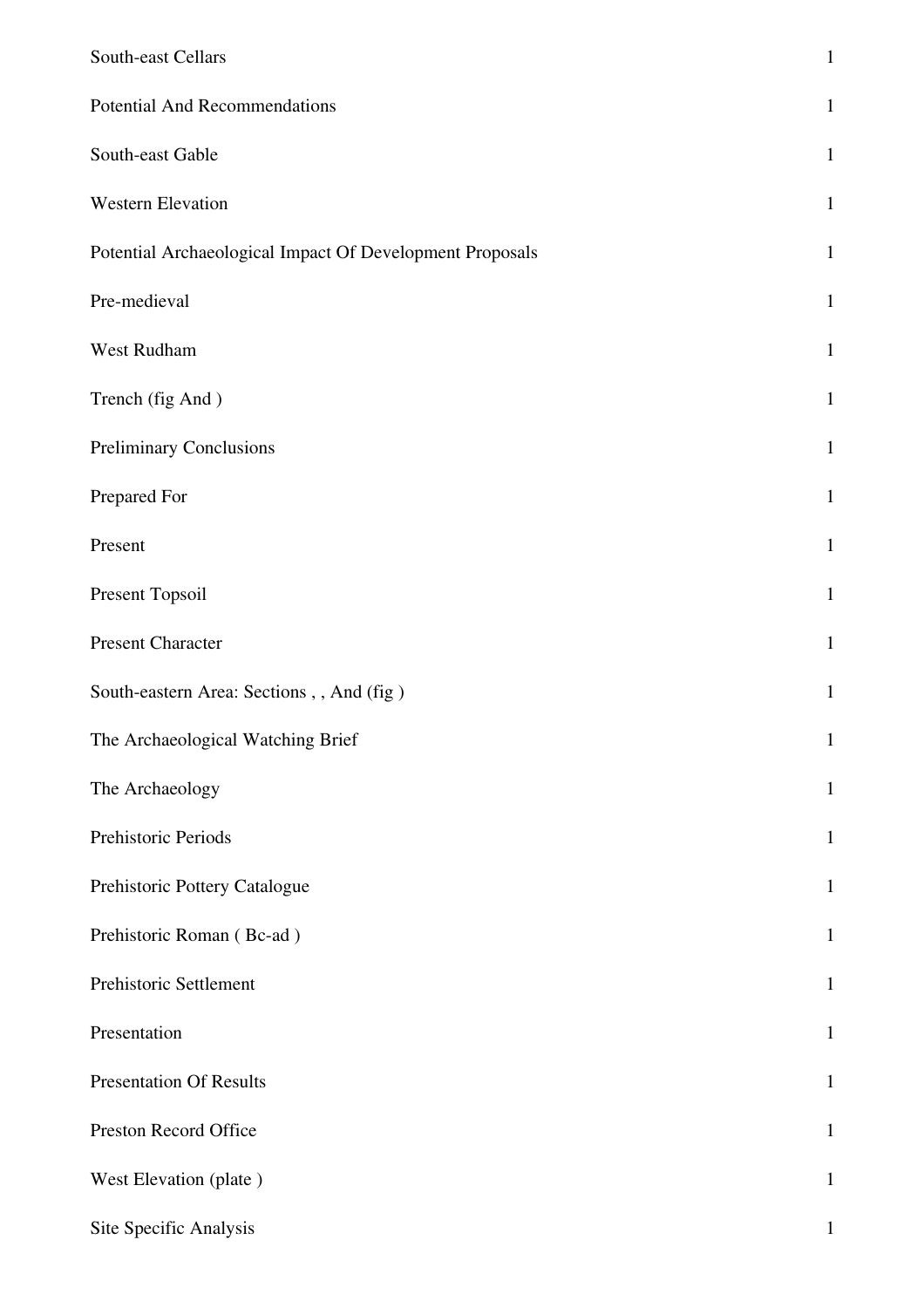| | |
|---|---|
| South-east Cellars | 1 |
| Potential And Recommendations | 1 |
| South-east Gable | 1 |
| Western Elevation | 1 |
| Potential Archaeological Impact Of Development Proposals | 1 |
| Pre-medieval | 1 |
| West Rudham | 1 |
| Trench (fig And ) | 1 |
| Preliminary Conclusions | 1 |
| Prepared For | 1 |
| Present | 1 |
| Present Topsoil | 1 |
| Present Character | 1 |
| South-eastern Area: Sections , , And (fig ) | 1 |
| The Archaeological Watching Brief | 1 |
| The Archaeology | 1 |
| Prehistoric Periods | 1 |
| Prehistoric Pottery Catalogue | 1 |
| Prehistoric Roman ( Bc-ad ) | 1 |
| Prehistoric Settlement | 1 |
| Presentation | 1 |
| Presentation Of Results | 1 |
| Preston Record Office | 1 |
| West Elevation (plate ) | 1 |
| Site Specific Analysis | 1 |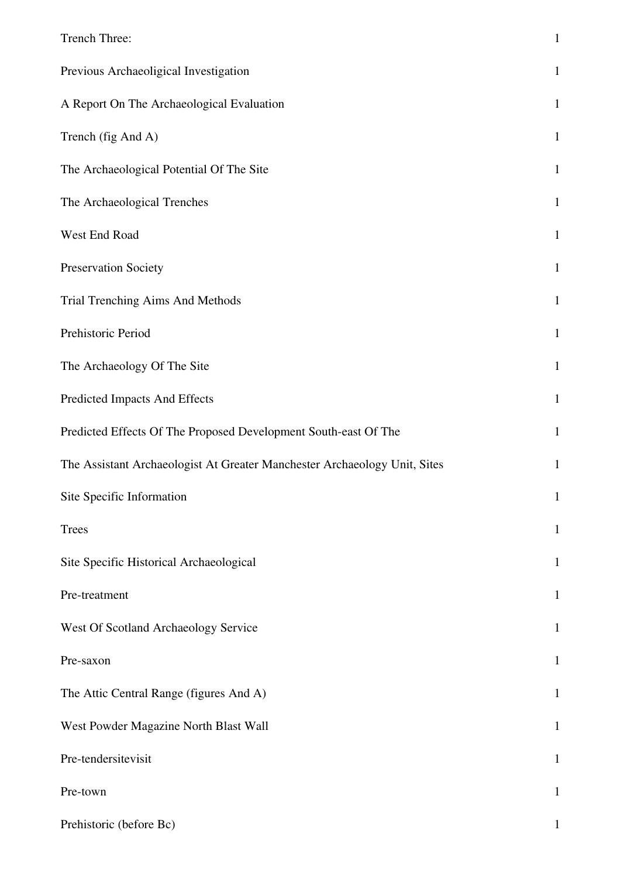| | |
|---|---|
| Trench Three: | 1 |
| Previous Archaeoligical Investigation | 1 |
| A Report On The Archaeological Evaluation | 1 |
| Trench (fig And A) | 1 |
| The Archaeological Potential Of The Site | 1 |
| The Archaeological Trenches | 1 |
| West End Road | 1 |
| Preservation Society | 1 |
| Trial Trenching Aims And Methods | 1 |
| Prehistoric Period | 1 |
| The Archaeology Of The Site | 1 |
| Predicted Impacts And Effects | 1 |
| Predicted Effects Of The Proposed Development South-east Of The | 1 |
| The Assistant Archaeologist At Greater Manchester Archaeology Unit, Sites | 1 |
| Site Specific Information | 1 |
| Trees | 1 |
| Site Specific Historical Archaeological | 1 |
| Pre-treatment | 1 |
| West Of Scotland Archaeology Service | 1 |
| Pre-saxon | 1 |
| The Attic Central Range (figures And A) | 1 |
| West Powder Magazine North Blast Wall | 1 |
| Pre-tendersitevisit | 1 |
| Pre-town | 1 |
| Prehistoric (before Bc) | 1 |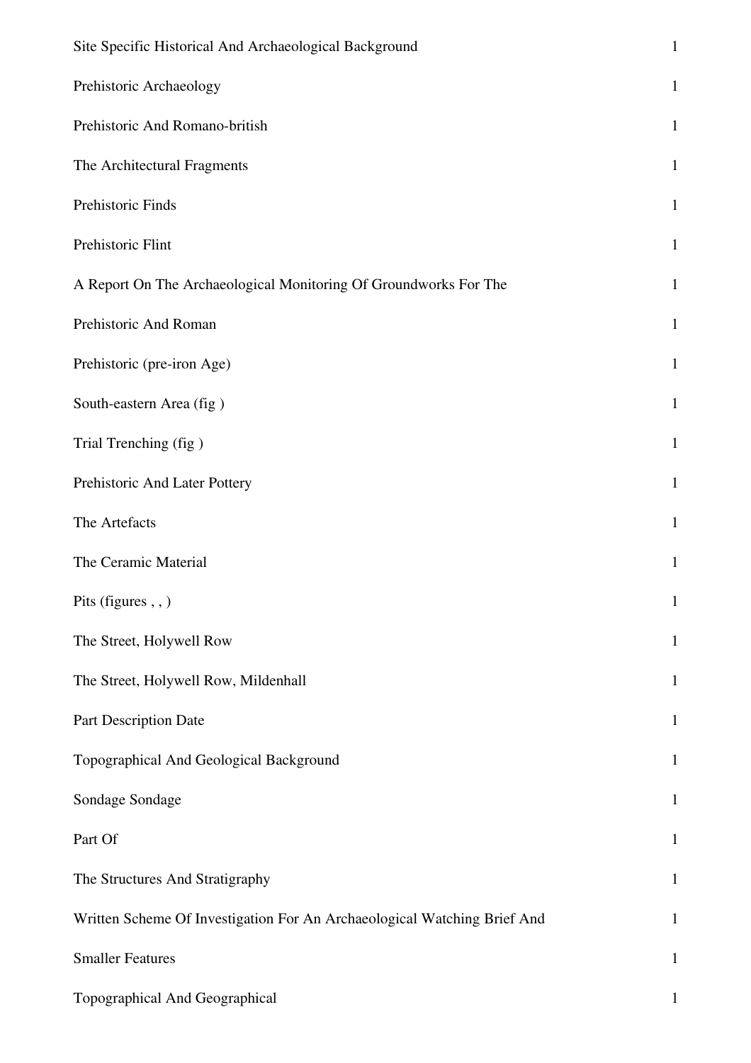| | |
|---|---|
| Site Specific Historical And Archaeological Background | 1 |
| Prehistoric Archaeology | 1 |
| Prehistoric And Romano-british | 1 |
| The Architectural Fragments | 1 |
| Prehistoric Finds | 1 |
| Prehistoric Flint | 1 |
| A Report On The Archaeological Monitoring Of Groundworks For The | 1 |
| Prehistoric And Roman | 1 |
| Prehistoric (pre-iron Age) | 1 |
| South-eastern Area (fig ) | 1 |
| Trial Trenching (fig ) | 1 |
| Prehistoric And Later Pottery | 1 |
| The Artefacts | 1 |
| The Ceramic Material | 1 |
| Pits (figures , , ) | 1 |
| The Street, Holywell Row | 1 |
| The Street, Holywell Row, Mildenhall | 1 |
| Part Description Date | 1 |
| Topographical And Geological Background | 1 |
| Sondage Sondage | 1 |
| Part Of | 1 |
| The Structures And Stratigraphy | 1 |
| Written Scheme Of Investigation For An Archaeological Watching Brief And | 1 |
| Smaller Features | 1 |
| Topographical And Geographical | 1 |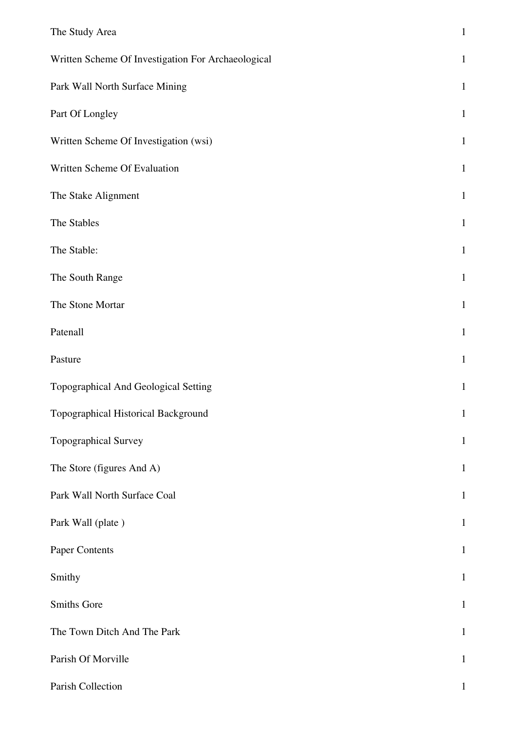| | |
|---|---|
| The Study Area | 1 |
| Written Scheme Of Investigation For Archaeological | 1 |
| Park Wall North Surface Mining | 1 |
| Part Of Longley | 1 |
| Written Scheme Of Investigation (wsi) | 1 |
| Written Scheme Of Evaluation | 1 |
| The Stake Alignment | 1 |
| The Stables | 1 |
| The Stable: | 1 |
| The South Range | 1 |
| The Stone Mortar | 1 |
| Patenall | 1 |
| Pasture | 1 |
| Topographical And Geological Setting | 1 |
| Topographical Historical Background | 1 |
| Topographical Survey | 1 |
| The Store (figures And A) | 1 |
| Park Wall North Surface Coal | 1 |
| Park Wall (plate ) | 1 |
| Paper Contents | 1 |
| Smithy | 1 |
| Smiths Gore | 1 |
| The Town Ditch And The Park | 1 |
| Parish Of Morville | 1 |
| Parish Collection | 1 |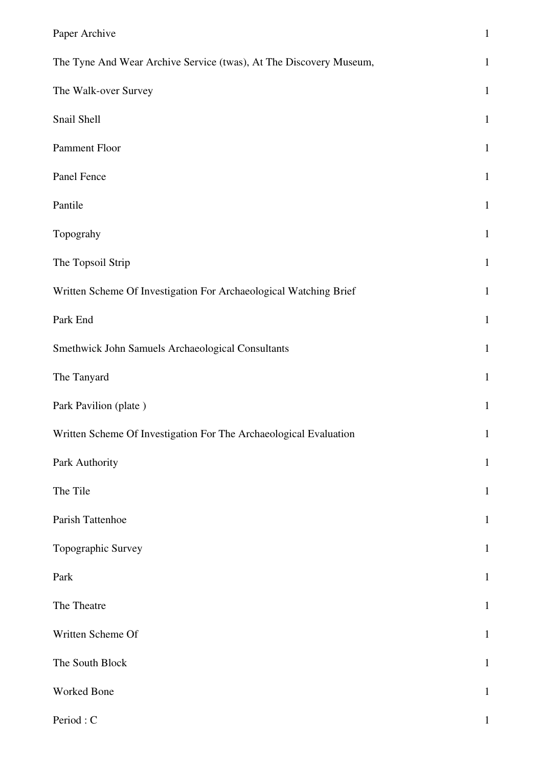| | |
|---|---|
| Paper Archive | 1 |
| The Tyne And Wear Archive Service (twas), At The Discovery Museum, | 1 |
| The Walk-over Survey | 1 |
| Snail Shell | 1 |
| Pamment Floor | 1 |
| Panel Fence | 1 |
| Pantile | 1 |
| Topograhy | 1 |
| The Topsoil Strip | 1 |
| Written Scheme Of Investigation For Archaeological Watching Brief | 1 |
| Park End | 1 |
| Smethwick John Samuels Archaeological Consultants | 1 |
| The Tanyard | 1 |
| Park Pavilion (plate ) | 1 |
| Written Scheme Of Investigation For The Archaeological Evaluation | 1 |
| Park Authority | 1 |
| The Tile | 1 |
| Parish Tattenhoe | 1 |
| Topographic Survey | 1 |
| Park | 1 |
| The Theatre | 1 |
| Written Scheme Of | 1 |
| The South Block | 1 |
| Worked Bone | 1 |
| Period : C | 1 |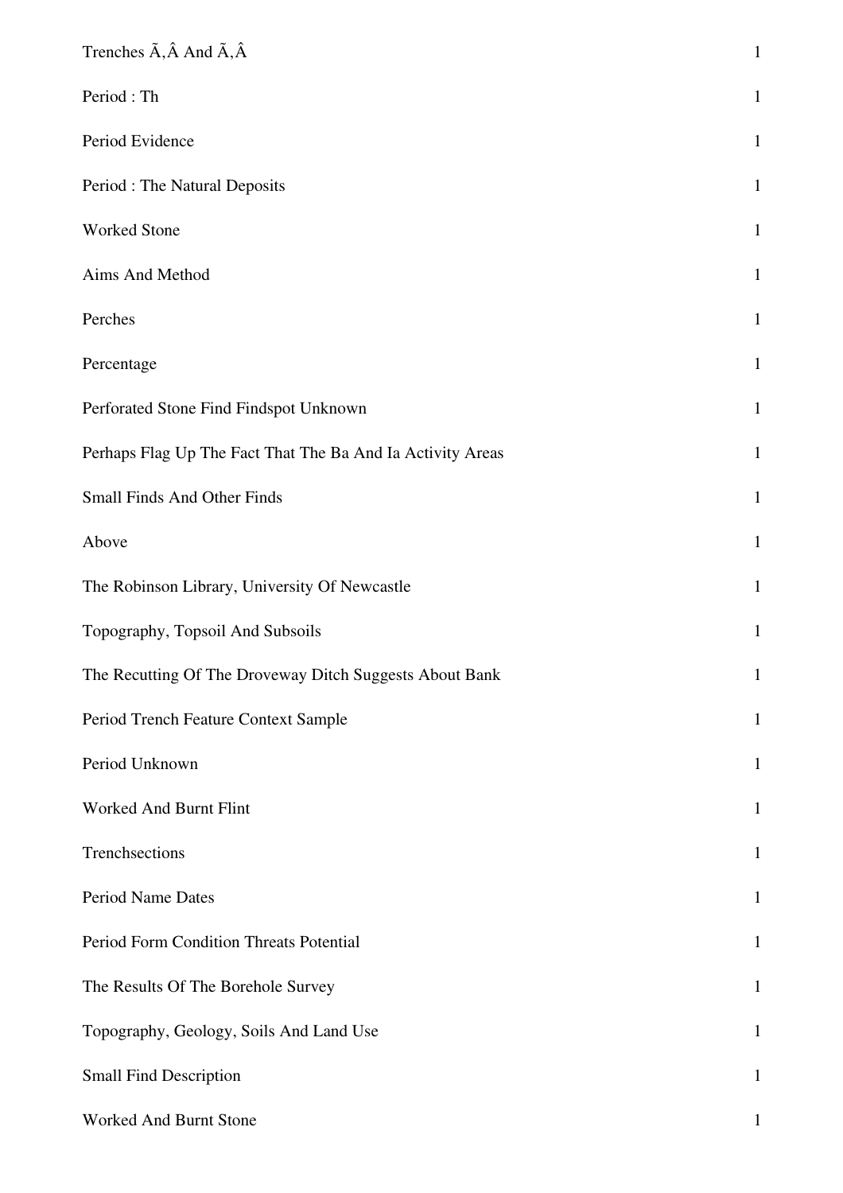| | |
|---|---|
| Trenches Ã‚Â And Ã‚Â | 1 |
| Period : Th | 1 |
| Period Evidence | 1 |
| Period : The Natural Deposits | 1 |
| Worked Stone | 1 |
| Aims And Method | 1 |
| Perches | 1 |
| Percentage | 1 |
| Perforated Stone Find Findspot Unknown | 1 |
| Perhaps Flag Up The Fact That The Ba And Ia Activity Areas | 1 |
| Small Finds And Other Finds | 1 |
| Above | 1 |
| The Robinson Library, University Of Newcastle | 1 |
| Topography, Topsoil And Subsoils | 1 |
| The Recutting Of The Droveway Ditch Suggests About Bank | 1 |
| Period Trench Feature Context Sample | 1 |
| Period Unknown | 1 |
| Worked And Burnt Flint | 1 |
| Trenchsections | 1 |
| Period Name Dates | 1 |
| Period Form Condition Threats Potential | 1 |
| The Results Of The Borehole Survey | 1 |
| Topography, Geology, Soils And Land Use | 1 |
| Small Find Description | 1 |
| Worked And Burnt Stone | 1 |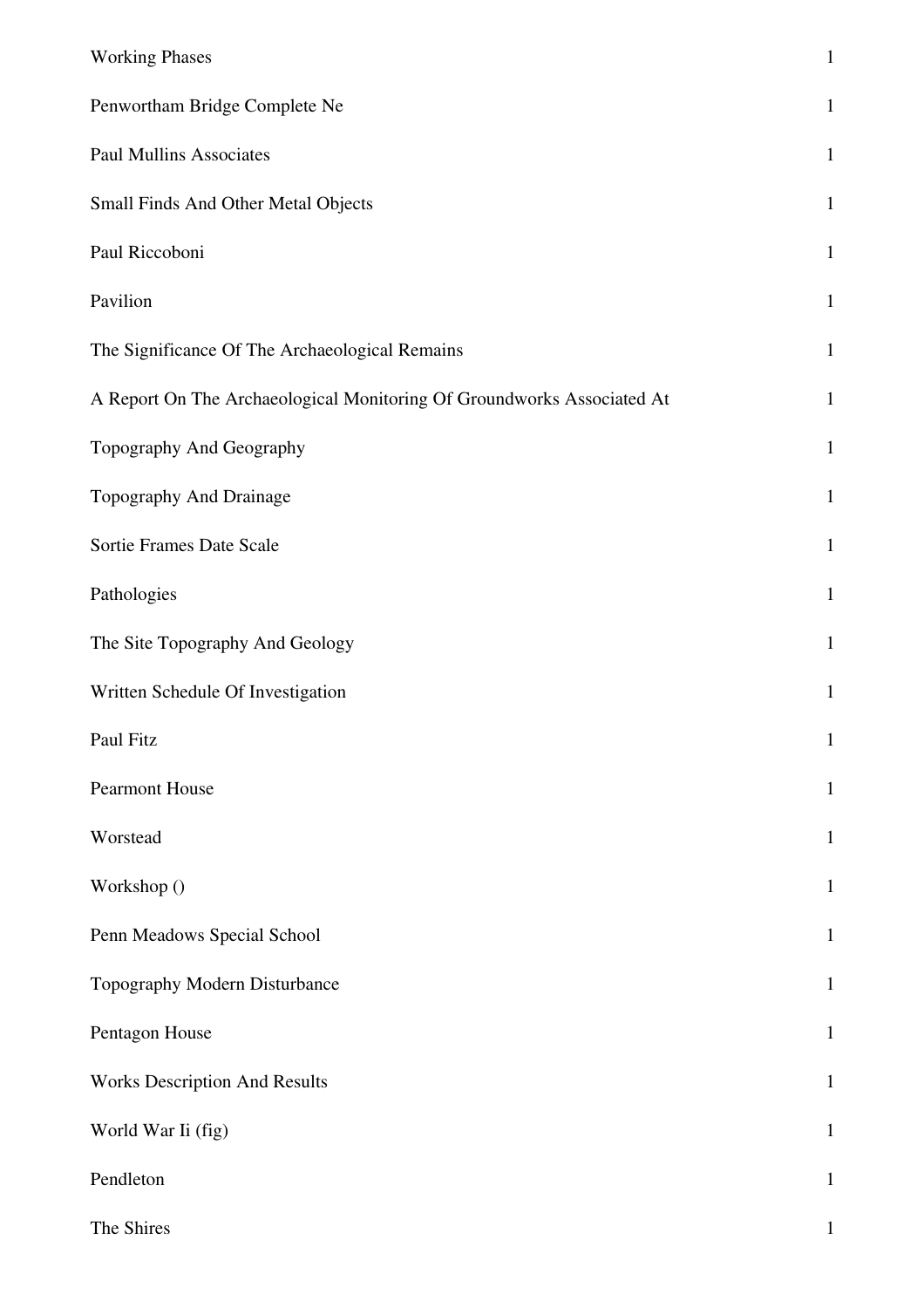| | |
|---|---|
| Working Phases | 1 |
| Penwortham Bridge Complete Ne | 1 |
| Paul Mullins Associates | 1 |
| Small Finds And Other Metal Objects | 1 |
| Paul Riccoboni | 1 |
| Pavilion | 1 |
| The Significance Of The Archaeological Remains | 1 |
| A Report On The Archaeological Monitoring Of Groundworks Associated At | 1 |
| Topography And Geography | 1 |
| Topography And Drainage | 1 |
| Sortie Frames Date Scale | 1 |
| Pathologies | 1 |
| The Site Topography And Geology | 1 |
| Written Schedule Of Investigation | 1 |
| Paul Fitz | 1 |
| Pearmont House | 1 |
| Worstead | 1 |
| Workshop () | 1 |
| Penn Meadows Special School | 1 |
| Topography Modern Disturbance | 1 |
| Pentagon House | 1 |
| Works Description And Results | 1 |
| World War Ii (fig) | 1 |
| Pendleton | 1 |
| The Shires | 1 |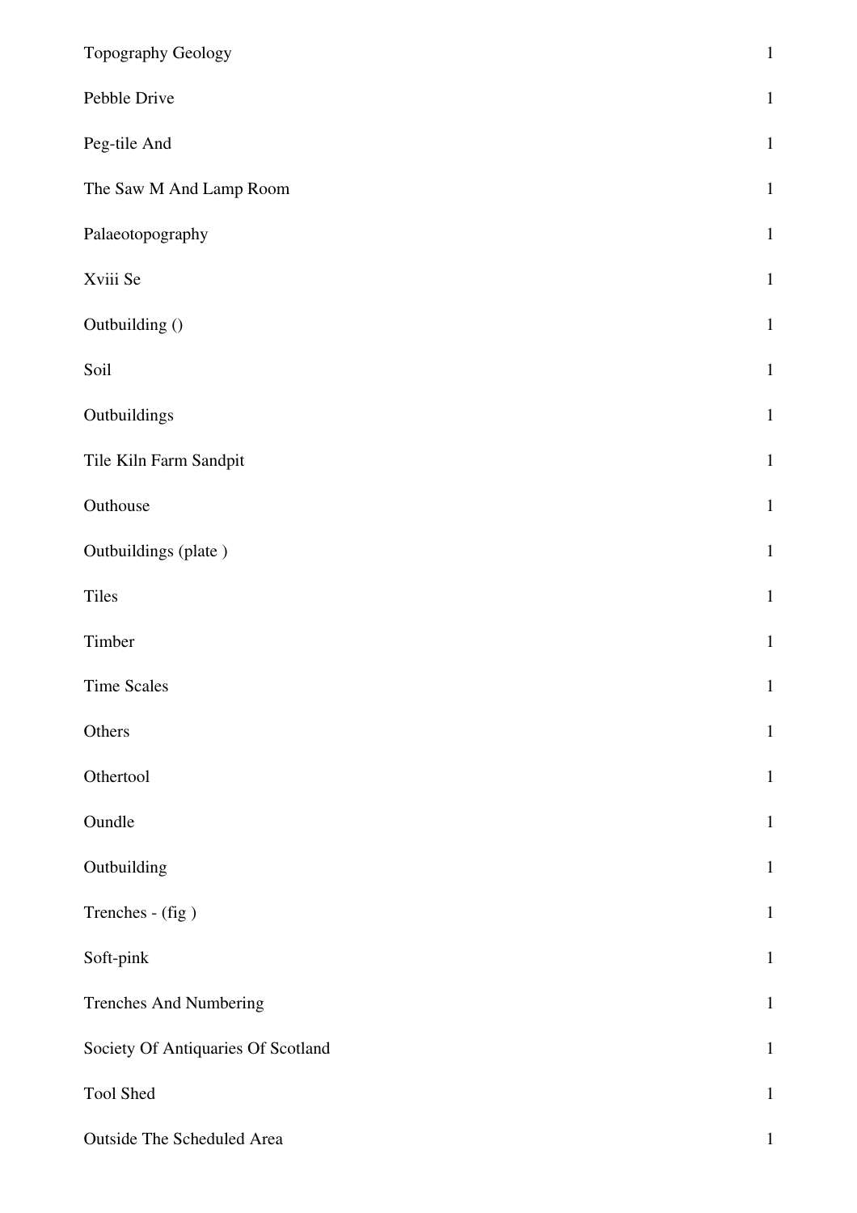| | |
|---|---|
| Topography Geology | 1 |
| Pebble Drive | 1 |
| Peg-tile And | 1 |
| The Saw M And Lamp Room | 1 |
| Palaeotopography | 1 |
| Xviii Se | 1 |
| Outbuilding () | 1 |
| Soil | 1 |
| Outbuildings | 1 |
| Tile Kiln Farm Sandpit | 1 |
| Outhouse | 1 |
| Outbuildings (plate ) | 1 |
| Tiles | 1 |
| Timber | 1 |
| Time Scales | 1 |
| Others | 1 |
| Othertool | 1 |
| Oundle | 1 |
| Outbuilding | 1 |
| Trenches - (fig ) | 1 |
| Soft-pink | 1 |
| Trenches And Numbering | 1 |
| Society Of Antiquaries Of Scotland | 1 |
| Tool Shed | 1 |
| Outside The Scheduled Area | 1 |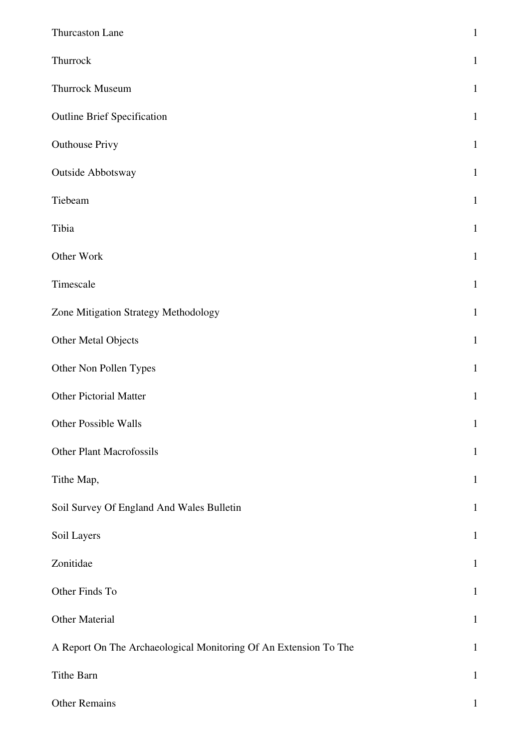| | |
|---|---|
| Thurcaston Lane | 1 |
| Thurrock | 1 |
| Thurrock Museum | 1 |
| Outline Brief Specification | 1 |
| Outhouse Privy | 1 |
| Outside Abbotsway | 1 |
| Tiebeam | 1 |
| Tibia | 1 |
| Other Work | 1 |
| Timescale | 1 |
| Zone Mitigation Strategy Methodology | 1 |
| Other Metal Objects | 1 |
| Other Non Pollen Types | 1 |
| Other Pictorial Matter | 1 |
| Other Possible Walls | 1 |
| Other Plant Macrofossils | 1 |
| Tithe Map, | 1 |
| Soil Survey Of England And Wales Bulletin | 1 |
| Soil Layers | 1 |
| Zonitidae | 1 |
| Other Finds To | 1 |
| Other Material | 1 |
| A Report On The Archaeological Monitoring Of An Extension To The | 1 |
| Tithe Barn | 1 |
| Other Remains | 1 |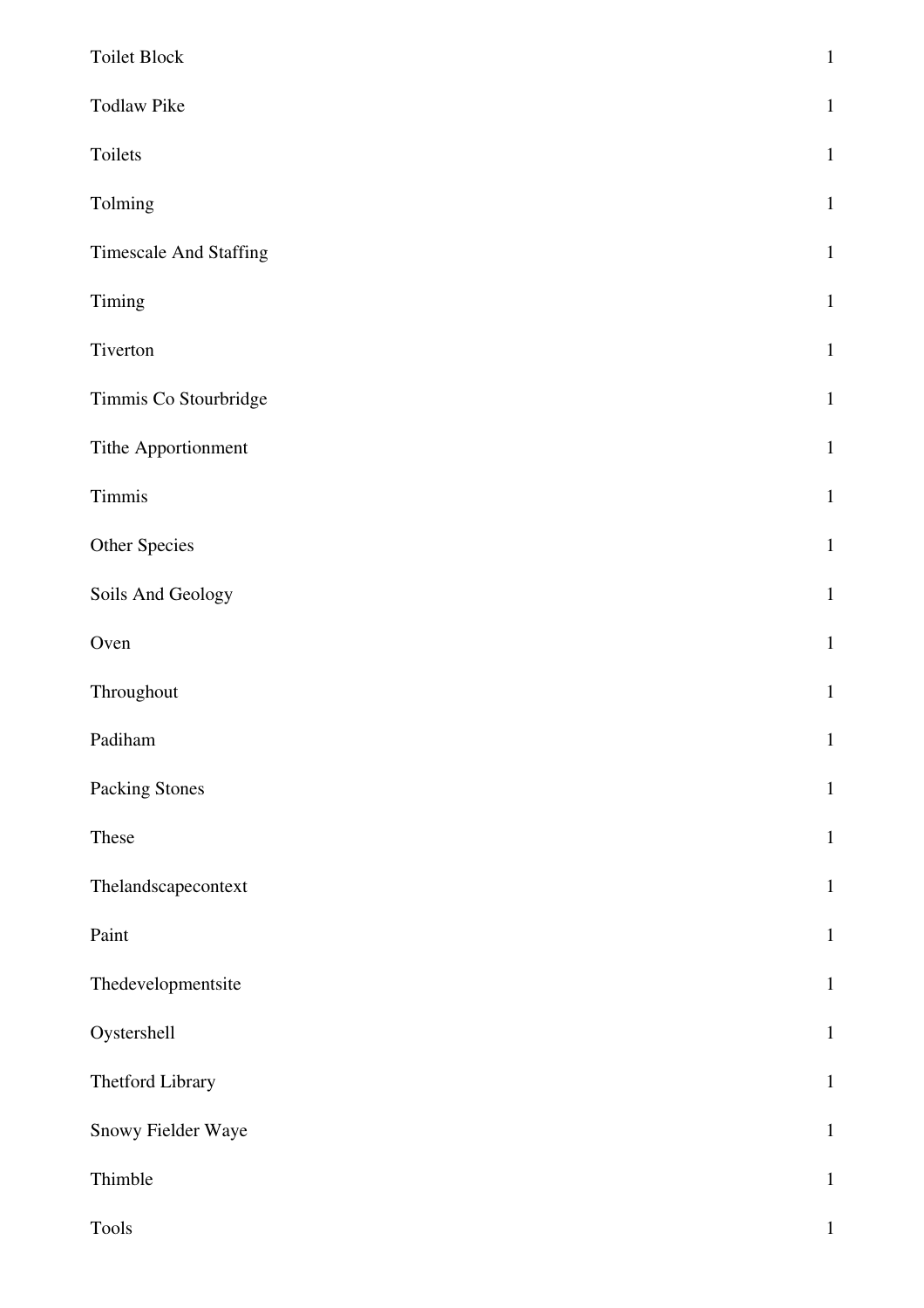| | |
|---|---|
| Toilet Block | 1 |
| Todlaw Pike | 1 |
| Toilets | 1 |
| Tolming | 1 |
| Timescale And Staffing | 1 |
| Timing | 1 |
| Tiverton | 1 |
| Timmis Co Stourbridge | 1 |
| Tithe Apportionment | 1 |
| Timmis | 1 |
| Other Species | 1 |
| Soils And Geology | 1 |
| Oven | 1 |
| Throughout | 1 |
| Padiham | 1 |
| Packing Stones | 1 |
| These | 1 |
| Thelandscapecontext | 1 |
| Paint | 1 |
| Thedevelopmentsite | 1 |
| Oystershell | 1 |
| Thetford Library | 1 |
| Snowy Fielder Waye | 1 |
| Thimble | 1 |
| Tools | 1 |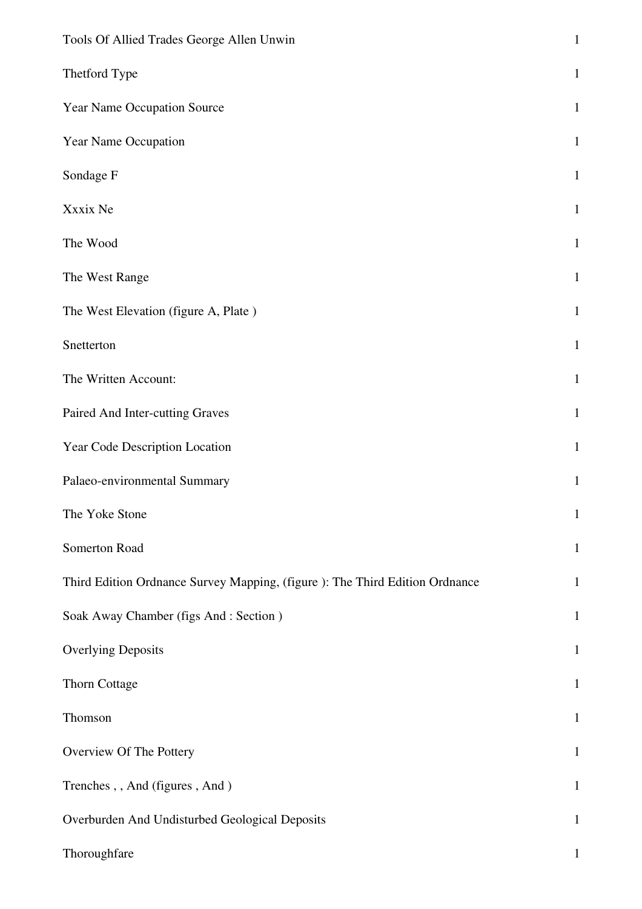| | |
|---|---|
| Tools Of Allied Trades George Allen Unwin | 1 |
| Thetford Type | 1 |
| Year Name Occupation Source | 1 |
| Year Name Occupation | 1 |
| Sondage F | 1 |
| Xxxix Ne | 1 |
| The Wood | 1 |
| The West Range | 1 |
| The West Elevation (figure A, Plate ) | 1 |
| Snetterton | 1 |
| The Written Account: | 1 |
| Paired And Inter-cutting Graves | 1 |
| Year Code Description Location | 1 |
| Palaeo-environmental Summary | 1 |
| The Yoke Stone | 1 |
| Somerton Road | 1 |
| Third Edition Ordnance Survey Mapping, (figure ): The Third Edition Ordnance | 1 |
| Soak Away Chamber (figs And : Section ) | 1 |
| Overlying Deposits | 1 |
| Thorn Cottage | 1 |
| Thomson | 1 |
| Overview Of The Pottery | 1 |
| Trenches , , And (figures , And ) | 1 |
| Overburden And Undisturbed Geological Deposits | 1 |
| Thoroughfare | 1 |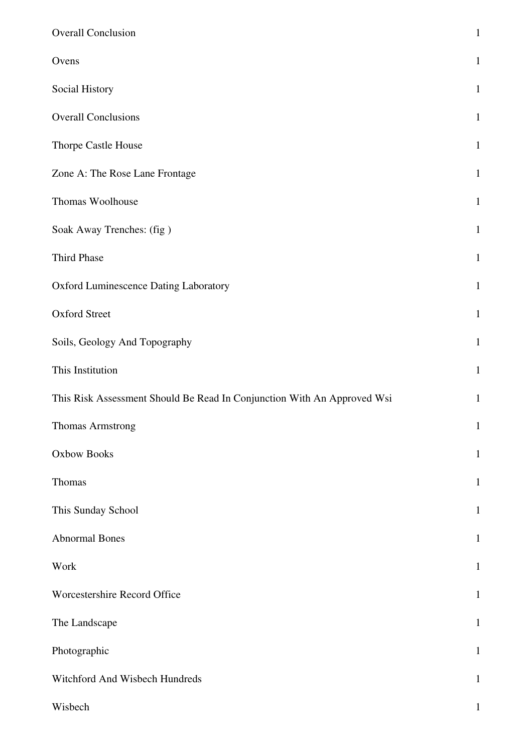| | |
|---|---|
| Overall Conclusion | 1 |
| Ovens | 1 |
| Social History | 1 |
| Overall Conclusions | 1 |
| Thorpe Castle House | 1 |
| Zone A: The Rose Lane Frontage | 1 |
| Thomas Woolhouse | 1 |
| Soak Away Trenches: (fig ) | 1 |
| Third Phase | 1 |
| Oxford Luminescence Dating Laboratory | 1 |
| Oxford Street | 1 |
| Soils, Geology And Topography | 1 |
| This Institution | 1 |
| This Risk Assessment Should Be Read In Conjunction With An Approved Wsi | 1 |
| Thomas Armstrong | 1 |
| Oxbow Books | 1 |
| Thomas | 1 |
| This Sunday School | 1 |
| Abnormal Bones | 1 |
| Work | 1 |
| Worcestershire Record Office | 1 |
| The Landscape | 1 |
| Photographic | 1 |
| Witchford And Wisbech Hundreds | 1 |
| Wisbech | 1 |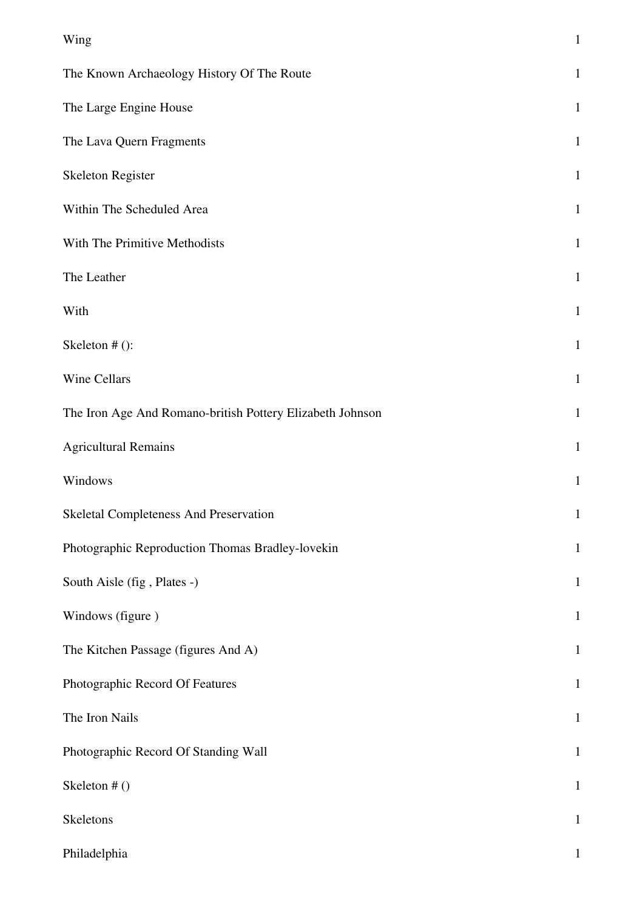| | |
|---|---|
| Wing | 1 |
| The Known Archaeology History Of The Route | 1 |
| The Large Engine House | 1 |
| The Lava Quern Fragments | 1 |
| Skeleton Register | 1 |
| Within The Scheduled Area | 1 |
| With The Primitive Methodists | 1 |
| The Leather | 1 |
| With | 1 |
| Skeleton # (): | 1 |
| Wine Cellars | 1 |
| The Iron Age And Romano-british Pottery Elizabeth Johnson | 1 |
| Agricultural Remains | 1 |
| Windows | 1 |
| Skeletal Completeness And Preservation | 1 |
| Photographic Reproduction Thomas Bradley-lovekin | 1 |
| South Aisle (fig , Plates -) | 1 |
| Windows (figure ) | 1 |
| The Kitchen Passage (figures And A) | 1 |
| Photographic Record Of Features | 1 |
| The Iron Nails | 1 |
| Photographic Record Of Standing Wall | 1 |
| Skeleton # () | 1 |
| Skeletons | 1 |
| Philadelphia | 1 |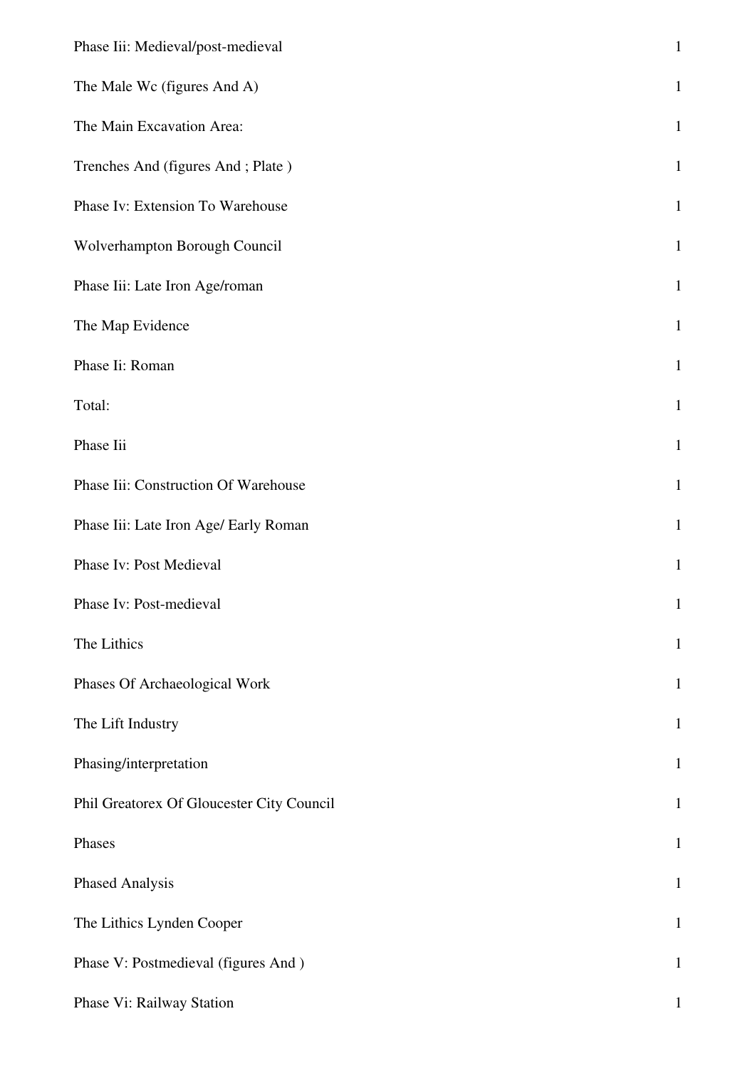| | |
|---|---|
| Phase Iii: Medieval/post-medieval | 1 |
| The Male Wc (figures And A) | 1 |
| The Main Excavation Area: | 1 |
| Trenches And (figures And ; Plate ) | 1 |
| Phase Iv: Extension To Warehouse | 1 |
| Wolverhampton Borough Council | 1 |
| Phase Iii: Late Iron Age/roman | 1 |
| The Map Evidence | 1 |
| Phase Ii: Roman | 1 |
| Total: | 1 |
| Phase Iii | 1 |
| Phase Iii: Construction Of Warehouse | 1 |
| Phase Iii: Late Iron Age/ Early Roman | 1 |
| Phase Iv: Post Medieval | 1 |
| Phase Iv: Post-medieval | 1 |
| The Lithics | 1 |
| Phases Of Archaeological Work | 1 |
| The Lift Industry | 1 |
| Phasing/interpretation | 1 |
| Phil Greatorex Of Gloucester City Council | 1 |
| Phases | 1 |
| Phased Analysis | 1 |
| The Lithics Lynden Cooper | 1 |
| Phase V: Postmedieval (figures And ) | 1 |
| Phase Vi: Railway Station | 1 |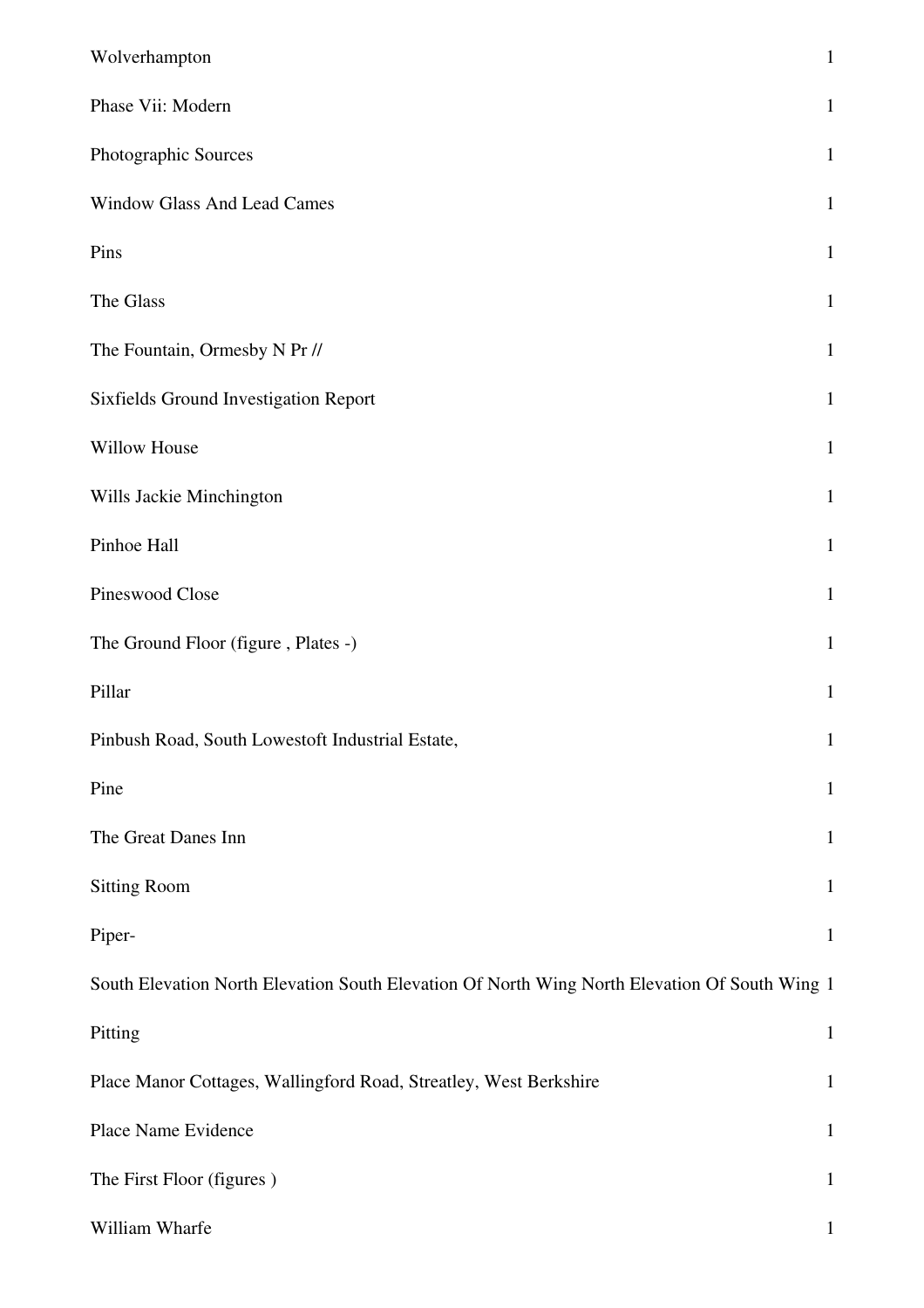| | |
|---|---|
| Wolverhampton | 1 |
| Phase Vii: Modern | 1 |
| Photographic Sources | 1 |
| Window Glass And Lead Cames | 1 |
| Pins | 1 |
| The Glass | 1 |
| The Fountain, Ormesby N Pr // | 1 |
| Sixfields Ground Investigation Report | 1 |
| Willow House | 1 |
| Wills Jackie Minchington | 1 |
| Pinhoe Hall | 1 |
| Pineswood Close | 1 |
| The Ground Floor (figure , Plates -) | 1 |
| Pillar | 1 |
| Pinbush Road, South Lowestoft Industrial Estate, | 1 |
| Pine | 1 |
| The Great Danes Inn | 1 |
| Sitting Room | 1 |
| Piper- | 1 |
| South Elevation North Elevation South Elevation Of North Wing North Elevation Of South Wing | 1 |
| Pitting | 1 |
| Place Manor Cottages, Wallingford Road, Streatley, West Berkshire | 1 |
| Place Name Evidence | 1 |
| The First Floor (figures ) | 1 |
| William Wharfe | 1 |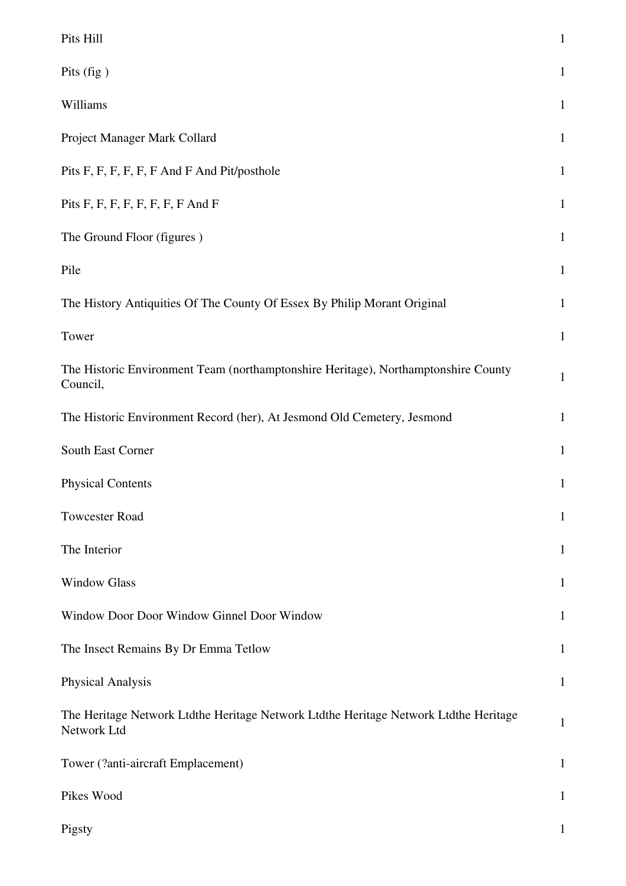| | |
|---|---|
| Pits Hill | 1 |
| Pits (fig ) | 1 |
| Williams | 1 |
| Project Manager Mark Collard | 1 |
| Pits F, F, F, F, F, F And F And Pit/posthole | 1 |
| Pits F, F, F, F, F, F, F, F And F | 1 |
| The Ground Floor (figures ) | 1 |
| Pile | 1 |
| The History Antiquities Of The County Of Essex By Philip Morant Original | 1 |
| Tower | 1 |
| The Historic Environment Team (northamptonshire Heritage), Northamptonshire County Council, | 1 |
| The Historic Environment Record (her), At Jesmond Old Cemetery, Jesmond | 1 |
| South East Corner | 1 |
| Physical Contents | 1 |
| Towcester Road | 1 |
| The Interior | 1 |
| Window Glass | 1 |
| Window Door Door Window Ginnel Door Window | 1 |
| The Insect Remains By Dr Emma Tetlow | 1 |
| Physical Analysis | 1 |
| The Heritage Network Ltdthe Heritage Network Ltdthe Heritage Network Ltdthe Heritage Network Ltd | 1 |
| Tower (?anti-aircraft Emplacement) | 1 |
| Pikes Wood | 1 |
| Pigsty | 1 |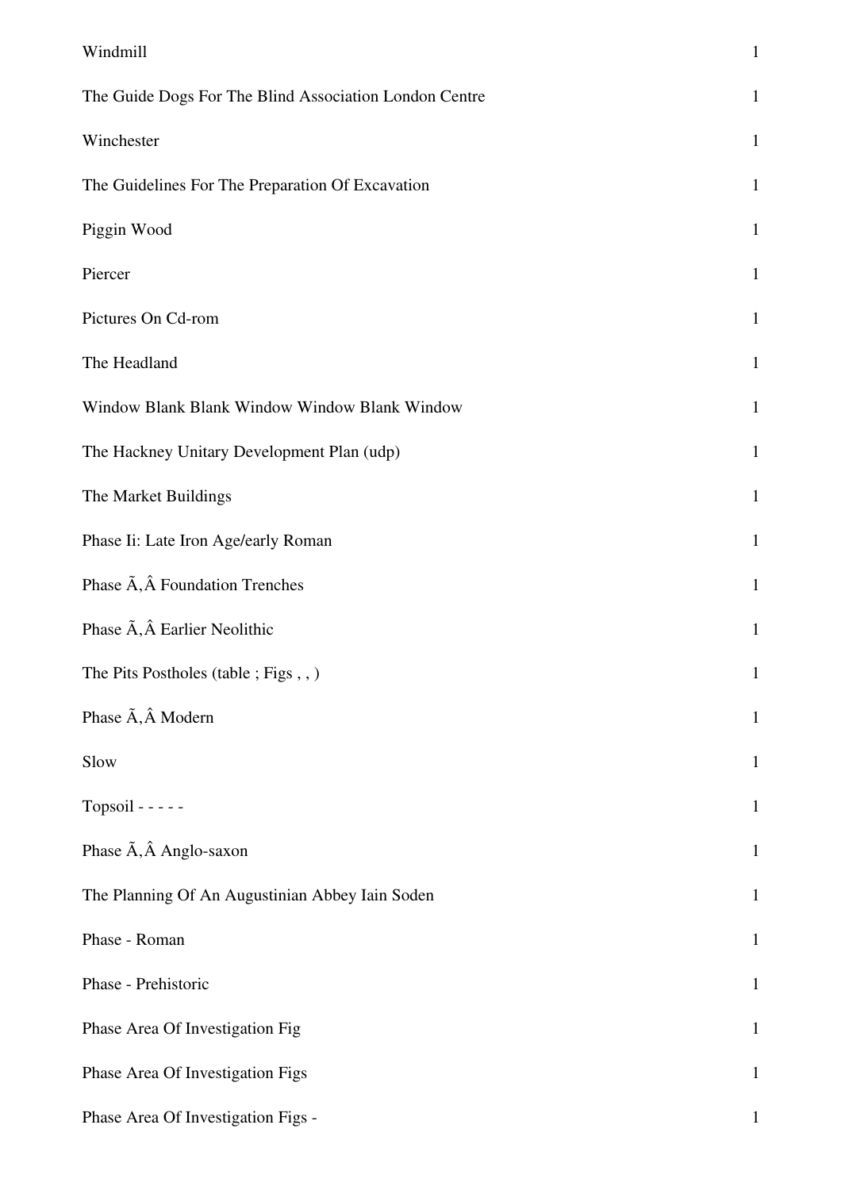| | |
|---|---|
| Windmill | 1 |
| The Guide Dogs For The Blind Association London Centre | 1 |
| Winchester | 1 |
| The Guidelines For The Preparation Of Excavation | 1 |
| Piggin Wood | 1 |
| Piercer | 1 |
| Pictures On Cd-rom | 1 |
| The Headland | 1 |
| Window Blank Blank Window Window Blank Window | 1 |
| The Hackney Unitary Development Plan (udp) | 1 |
| The Market Buildings | 1 |
| Phase Ii: Late Iron Age/early Roman | 1 |
| Phase Ã,Â Foundation Trenches | 1 |
| Phase Ã,Â Earlier Neolithic | 1 |
| The Pits Postholes (table ; Figs , , ) | 1 |
| Phase Ã,Â Modern | 1 |
| Slow | 1 |
| Topsoil - - - - - | 1 |
| Phase Ã,Â Anglo-saxon | 1 |
| The Planning Of An Augustinian Abbey Iain Soden | 1 |
| Phase - Roman | 1 |
| Phase - Prehistoric | 1 |
| Phase Area Of Investigation Fig | 1 |
| Phase Area Of Investigation Figs | 1 |
| Phase Area Of Investigation Figs - | 1 |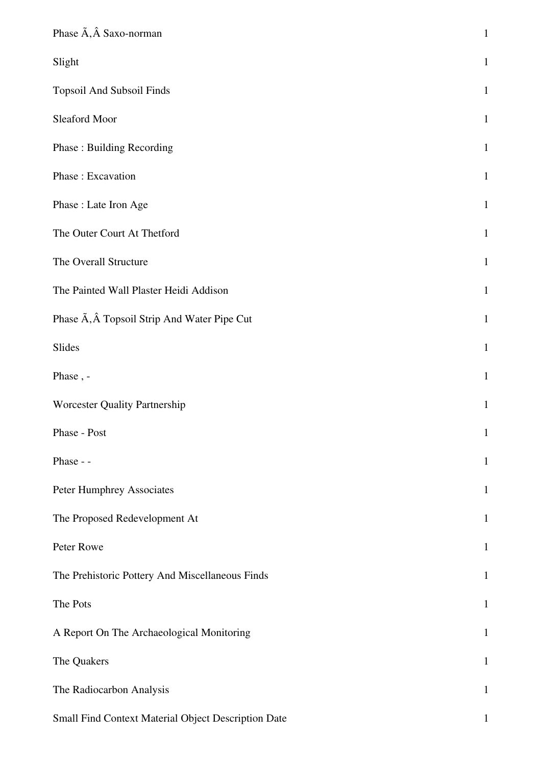| | |
|---|---|
| Phase Ã‚Â Saxo-norman | 1 |
| Slight | 1 |
| Topsoil And Subsoil Finds | 1 |
| Sleaford Moor | 1 |
| Phase : Building Recording | 1 |
| Phase : Excavation | 1 |
| Phase : Late Iron Age | 1 |
| The Outer Court At Thetford | 1 |
| The Overall Structure | 1 |
| The Painted Wall Plaster Heidi Addison | 1 |
| Phase Ã‚Â Topsoil Strip And Water Pipe Cut | 1 |
| Slides | 1 |
| Phase , - | 1 |
| Worcester Quality Partnership | 1 |
| Phase - Post | 1 |
| Phase - - | 1 |
| Peter Humphrey Associates | 1 |
| The Proposed Redevelopment At | 1 |
| Peter Rowe | 1 |
| The Prehistoric Pottery And Miscellaneous Finds | 1 |
| The Pots | 1 |
| A Report On The Archaeological Monitoring | 1 |
| The Quakers | 1 |
| The Radiocarbon Analysis | 1 |
| Small Find Context Material Object Description Date | 1 |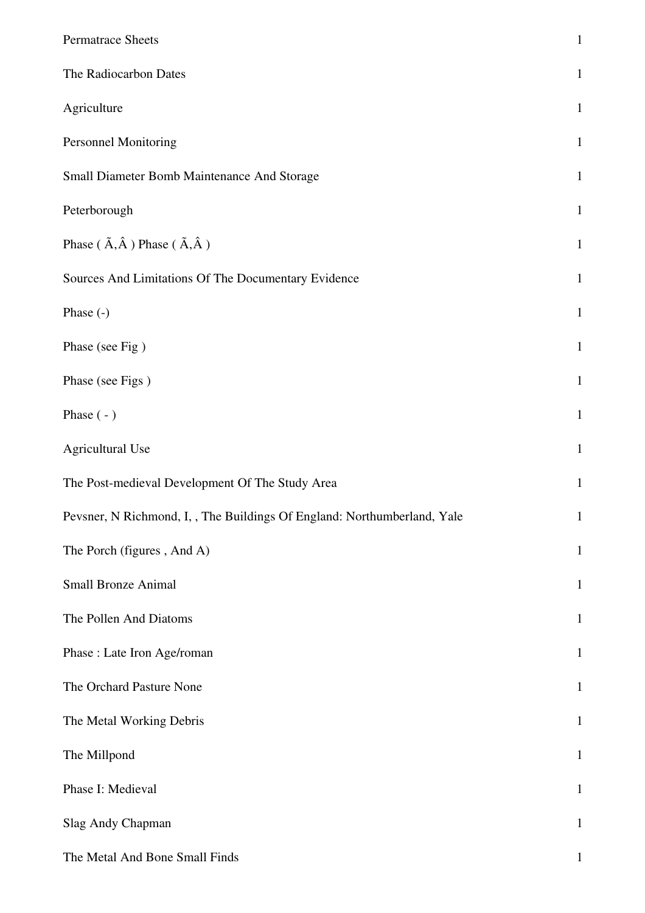| | |
|---|---|
| Permatrace Sheets | 1 |
| The Radiocarbon Dates | 1 |
| Agriculture | 1 |
| Personnel Monitoring | 1 |
| Small Diameter Bomb Maintenance And Storage | 1 |
| Peterborough | 1 |
| Phase ( Ã,Â ) Phase ( Ã,Â ) | 1 |
| Sources And Limitations Of The Documentary Evidence | 1 |
| Phase (-) | 1 |
| Phase (see Fig ) | 1 |
| Phase (see Figs ) | 1 |
| Phase ( - ) | 1 |
| Agricultural Use | 1 |
| The Post-medieval Development Of The Study Area | 1 |
| Pevsner, N Richmond, I, , The Buildings Of England: Northumberland, Yale | 1 |
| The Porch (figures , And A) | 1 |
| Small Bronze Animal | 1 |
| The Pollen And Diatoms | 1 |
| Phase : Late Iron Age/roman | 1 |
| The Orchard Pasture None | 1 |
| The Metal Working Debris | 1 |
| The Millpond | 1 |
| Phase I: Medieval | 1 |
| Slag Andy Chapman | 1 |
| The Metal And Bone Small Finds | 1 |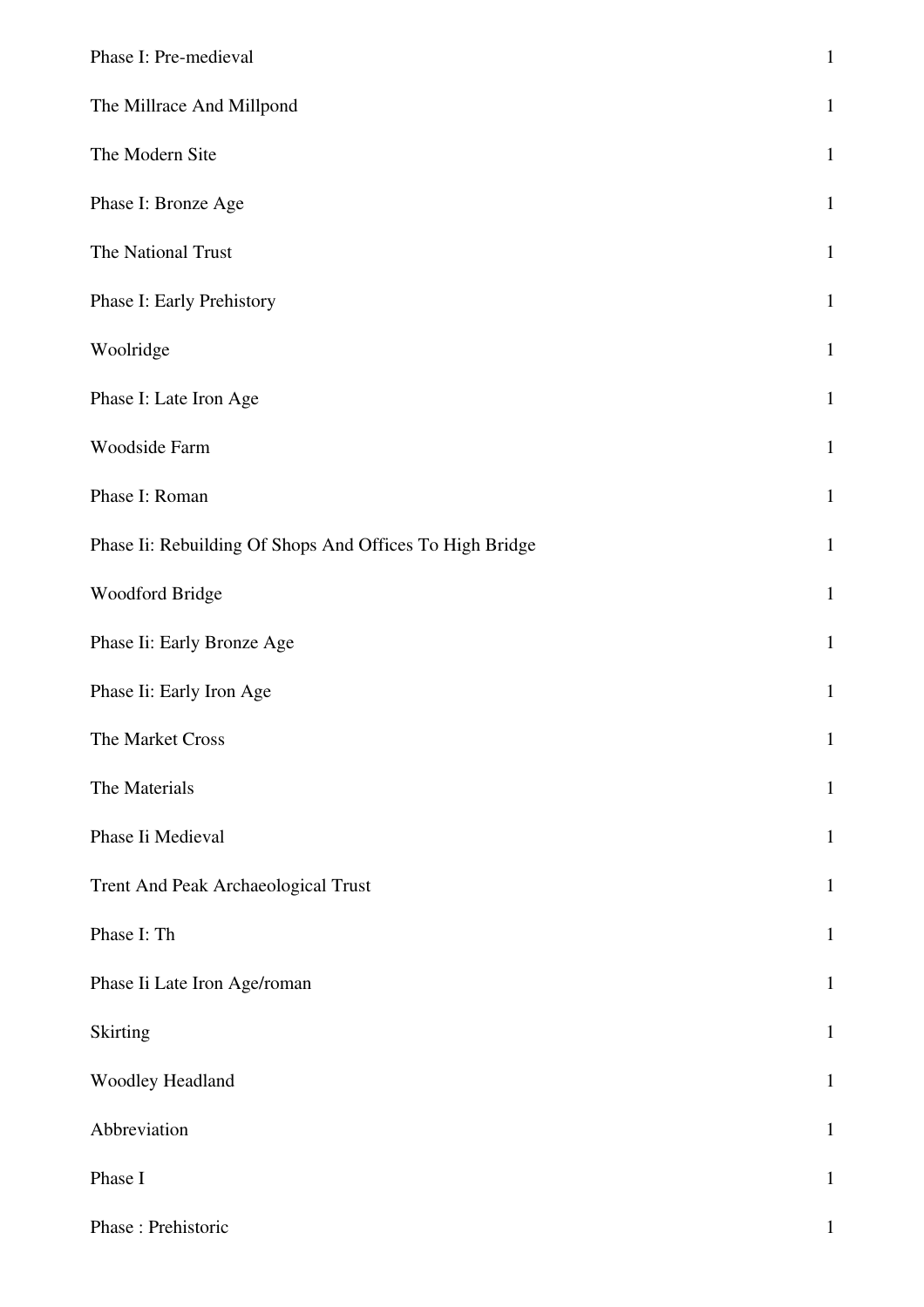| | |
|---|---|
| Phase I: Pre-medieval | 1 |
| The Millrace And Millpond | 1 |
| The Modern Site | 1 |
| Phase I: Bronze Age | 1 |
| The National Trust | 1 |
| Phase I: Early Prehistory | 1 |
| Woolridge | 1 |
| Phase I: Late Iron Age | 1 |
| Woodside Farm | 1 |
| Phase I: Roman | 1 |
| Phase Ii: Rebuilding Of Shops And Offices To High Bridge | 1 |
| Woodford Bridge | 1 |
| Phase Ii: Early Bronze Age | 1 |
| Phase Ii: Early Iron Age | 1 |
| The Market Cross | 1 |
| The Materials | 1 |
| Phase Ii Medieval | 1 |
| Trent And Peak Archaeological Trust | 1 |
| Phase I: Th | 1 |
| Phase Ii Late Iron Age/roman | 1 |
| Skirting | 1 |
| Woodley Headland | 1 |
| Abbreviation | 1 |
| Phase I | 1 |
| Phase : Prehistoric | 1 |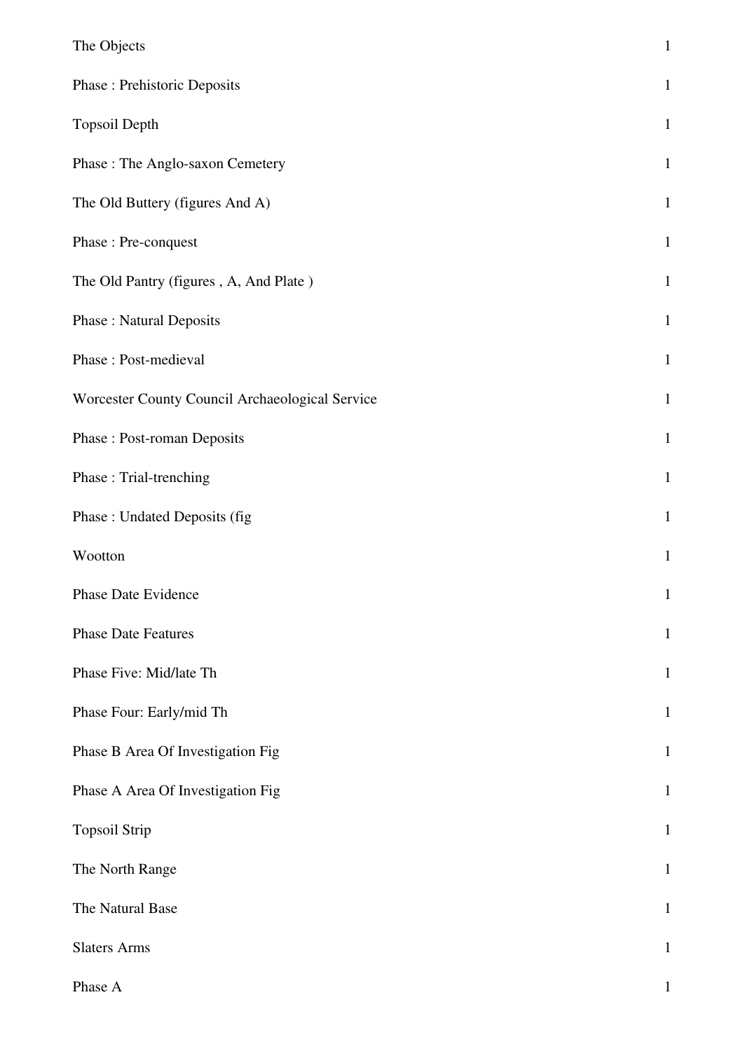| | |
|---|---|
| The Objects | 1 |
| Phase : Prehistoric Deposits | 1 |
| Topsoil Depth | 1 |
| Phase : The Anglo-saxon Cemetery | 1 |
| The Old Buttery (figures And A) | 1 |
| Phase : Pre-conquest | 1 |
| The Old Pantry (figures , A, And Plate ) | 1 |
| Phase : Natural Deposits | 1 |
| Phase : Post-medieval | 1 |
| Worcester County Council Archaeological Service | 1 |
| Phase : Post-roman Deposits | 1 |
| Phase : Trial-trenching | 1 |
| Phase : Undated Deposits (fig | 1 |
| Wootton | 1 |
| Phase Date Evidence | 1 |
| Phase Date Features | 1 |
| Phase Five: Mid/late Th | 1 |
| Phase Four: Early/mid Th | 1 |
| Phase B Area Of Investigation Fig | 1 |
| Phase A Area Of Investigation Fig | 1 |
| Topsoil Strip | 1 |
| The North Range | 1 |
| The Natural Base | 1 |
| Slaters Arms | 1 |
| Phase A | 1 |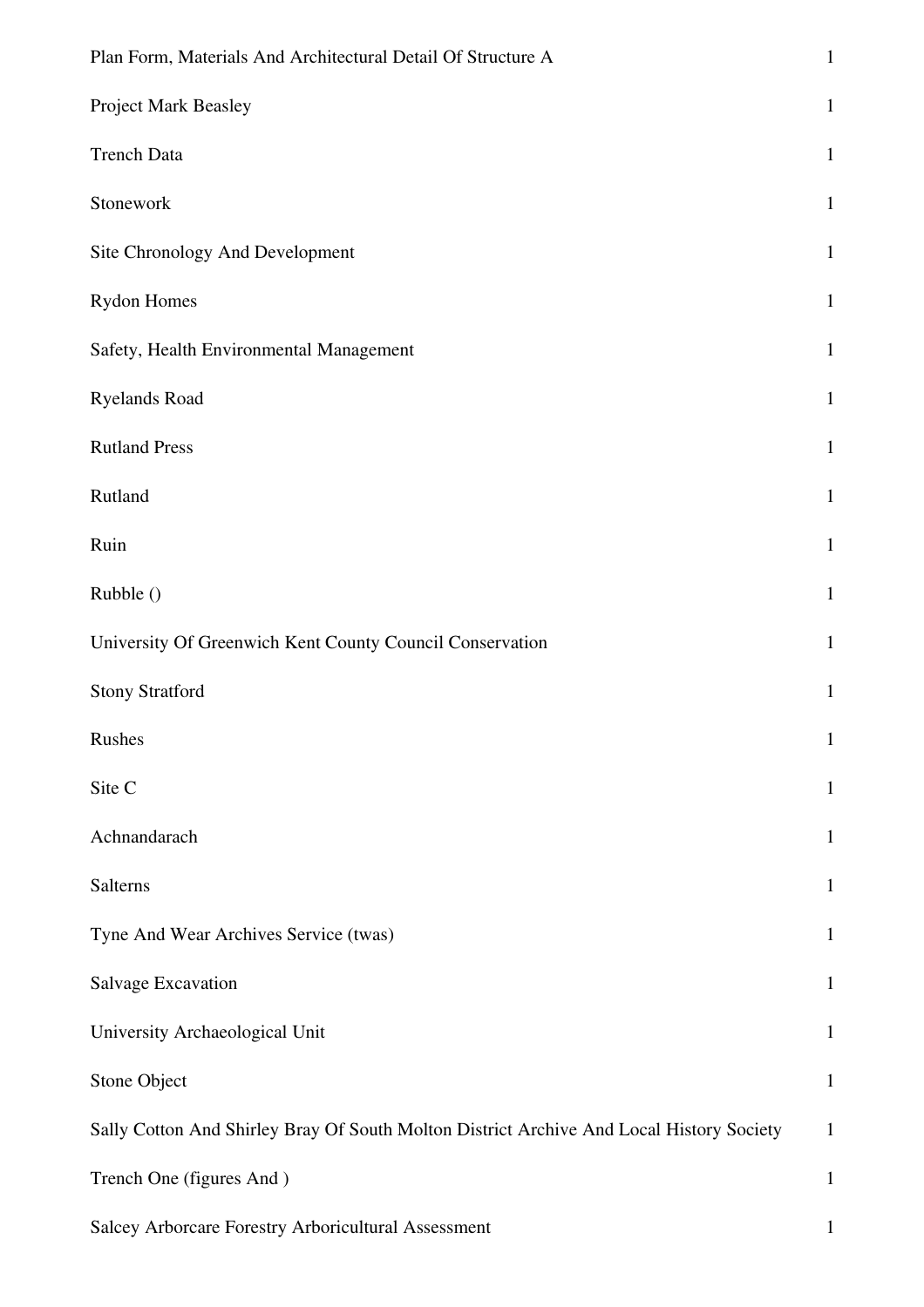| | |
|---|---|
| Plan Form, Materials And Architectural Detail Of Structure A | 1 |
| Project Mark Beasley | 1 |
| Trench Data | 1 |
| Stonework | 1 |
| Site Chronology And Development | 1 |
| Rydon Homes | 1 |
| Safety, Health Environmental Management | 1 |
| Ryelands Road | 1 |
| Rutland Press | 1 |
| Rutland | 1 |
| Ruin | 1 |
| Rubble () | 1 |
| University Of Greenwich Kent County Council Conservation | 1 |
| Stony Stratford | 1 |
| Rushes | 1 |
| Site C | 1 |
| Achnandarach | 1 |
| Salterns | 1 |
| Tyne And Wear Archives Service (twas) | 1 |
| Salvage Excavation | 1 |
| University Archaeological Unit | 1 |
| Stone Object | 1 |
| Sally Cotton And Shirley Bray Of South Molton District Archive And Local History Society | 1 |
| Trench One (figures And ) | 1 |
| Salcey Arborcare Forestry Arboricultural Assessment | 1 |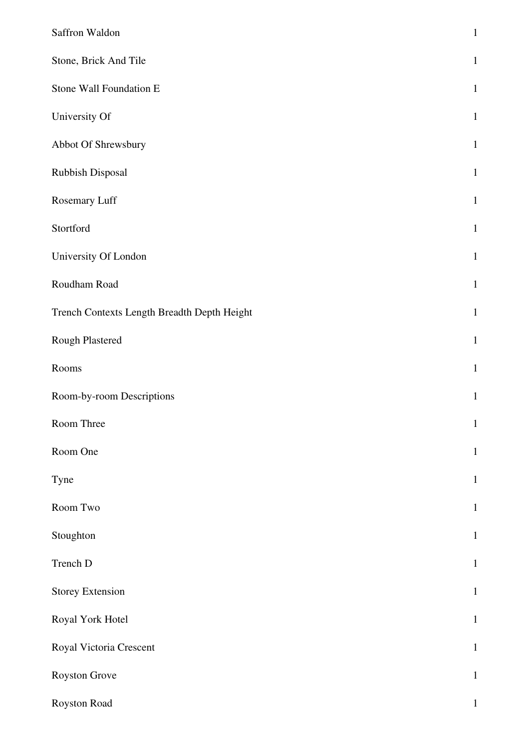| | |
|---|---|
| Saffron Waldon | 1 |
| Stone, Brick And Tile | 1 |
| Stone Wall Foundation E | 1 |
| University Of | 1 |
| Abbot Of Shrewsbury | 1 |
| Rubbish Disposal | 1 |
| Rosemary Luff | 1 |
| Stortford | 1 |
| University Of London | 1 |
| Roudham Road | 1 |
| Trench Contexts Length Breadth Depth Height | 1 |
| Rough Plastered | 1 |
| Rooms | 1 |
| Room-by-room Descriptions | 1 |
| Room Three | 1 |
| Room One | 1 |
| Tyne | 1 |
| Room Two | 1 |
| Stoughton | 1 |
| Trench D | 1 |
| Storey Extension | 1 |
| Royal York Hotel | 1 |
| Royal Victoria Crescent | 1 |
| Royston Grove | 1 |
| Royston Road | 1 |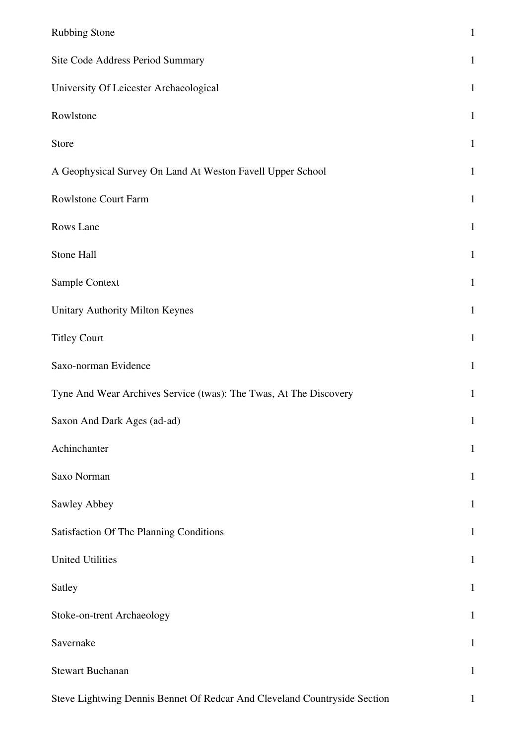| | |
|---|---|
| Rubbing Stone | 1 |
| Site Code Address Period Summary | 1 |
| University Of Leicester Archaeological | 1 |
| Rowlstone | 1 |
| Store | 1 |
| A Geophysical Survey On Land At Weston Favell Upper School | 1 |
| Rowlstone Court Farm | 1 |
| Rows Lane | 1 |
| Stone Hall | 1 |
| Sample Context | 1 |
| Unitary Authority Milton Keynes | 1 |
| Titley Court | 1 |
| Saxo-norman Evidence | 1 |
| Tyne And Wear Archives Service (twas): The Twas, At The Discovery | 1 |
| Saxon And Dark Ages (ad-ad) | 1 |
| Achinchanter | 1 |
| Saxo Norman | 1 |
| Sawley Abbey | 1 |
| Satisfaction Of The Planning Conditions | 1 |
| United Utilities | 1 |
| Satley | 1 |
| Stoke-on-trent Archaeology | 1 |
| Savernake | 1 |
| Stewart Buchanan | 1 |
| Steve Lightwing Dennis Bennet Of Redcar And Cleveland Countryside Section | 1 |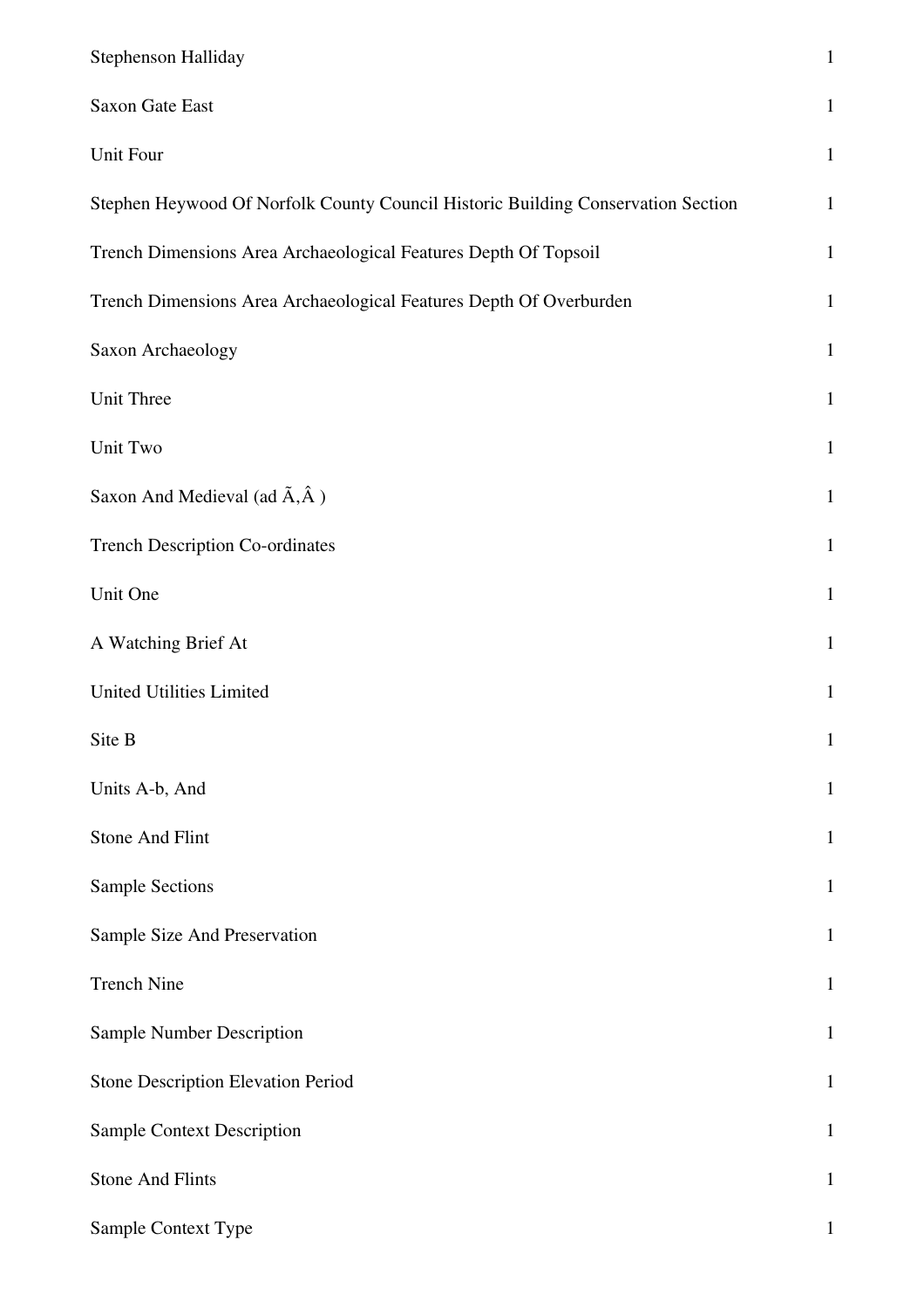| | |
|---|---|
| Stephenson Halliday | 1 |
| Saxon Gate East | 1 |
| Unit Four | 1 |
| Stephen Heywood Of Norfolk County Council Historic Building Conservation Section | 1 |
| Trench Dimensions Area Archaeological Features Depth Of Topsoil | 1 |
| Trench Dimensions Area Archaeological Features Depth Of Overburden | 1 |
| Saxon Archaeology | 1 |
| Unit Three | 1 |
| Unit Two | 1 |
| Saxon And Medieval (ad Ã‚Â ) | 1 |
| Trench Description Co-ordinates | 1 |
| Unit One | 1 |
| A Watching Brief At | 1 |
| United Utilities Limited | 1 |
| Site B | 1 |
| Units A-b, And | 1 |
| Stone And Flint | 1 |
| Sample Sections | 1 |
| Sample Size And Preservation | 1 |
| Trench Nine | 1 |
| Sample Number Description | 1 |
| Stone Description Elevation Period | 1 |
| Sample Context Description | 1 |
| Stone And Flints | 1 |
| Sample Context Type | 1 |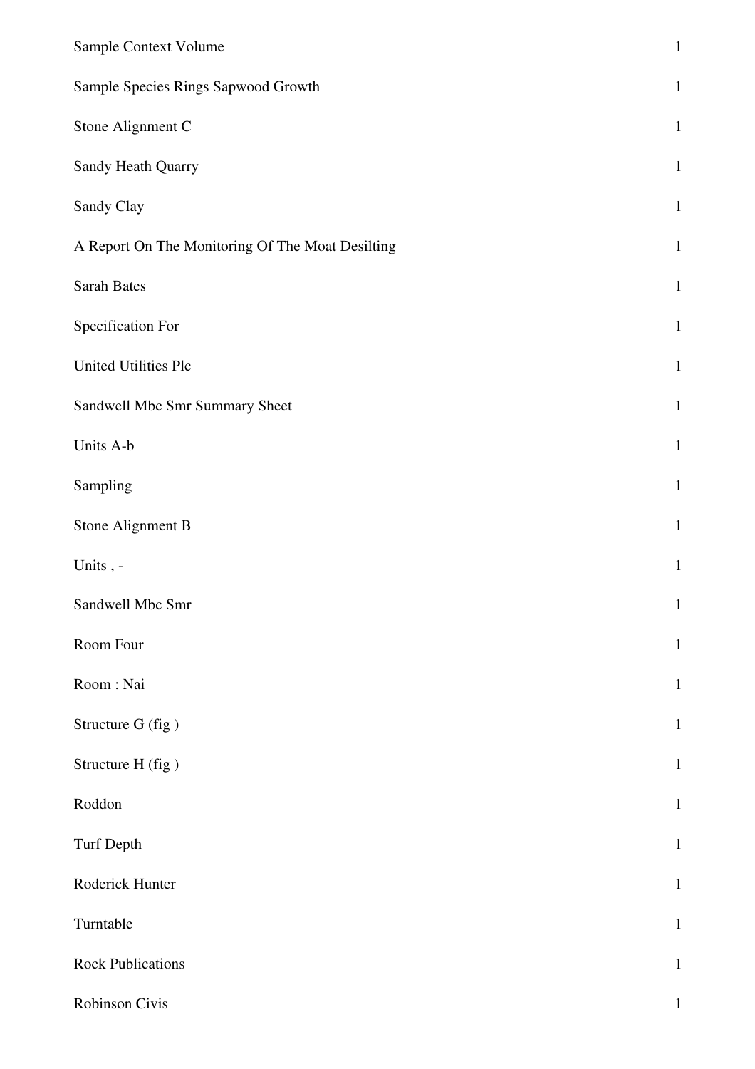| | |
|---|---|
| Sample Context Volume | 1 |
| Sample Species Rings Sapwood Growth | 1 |
| Stone Alignment C | 1 |
| Sandy Heath Quarry | 1 |
| Sandy Clay | 1 |
| A Report On The Monitoring Of The Moat Desilting | 1 |
| Sarah Bates | 1 |
| Specification For | 1 |
| United Utilities Plc | 1 |
| Sandwell Mbc Smr Summary Sheet | 1 |
| Units A-b | 1 |
| Sampling | 1 |
| Stone Alignment B | 1 |
| Units , - | 1 |
| Sandwell Mbc Smr | 1 |
| Room Four | 1 |
| Room : Nai | 1 |
| Structure G (fig ) | 1 |
| Structure H (fig ) | 1 |
| Roddon | 1 |
| Turf Depth | 1 |
| Roderick Hunter | 1 |
| Turntable | 1 |
| Rock Publications | 1 |
| Robinson Civis | 1 |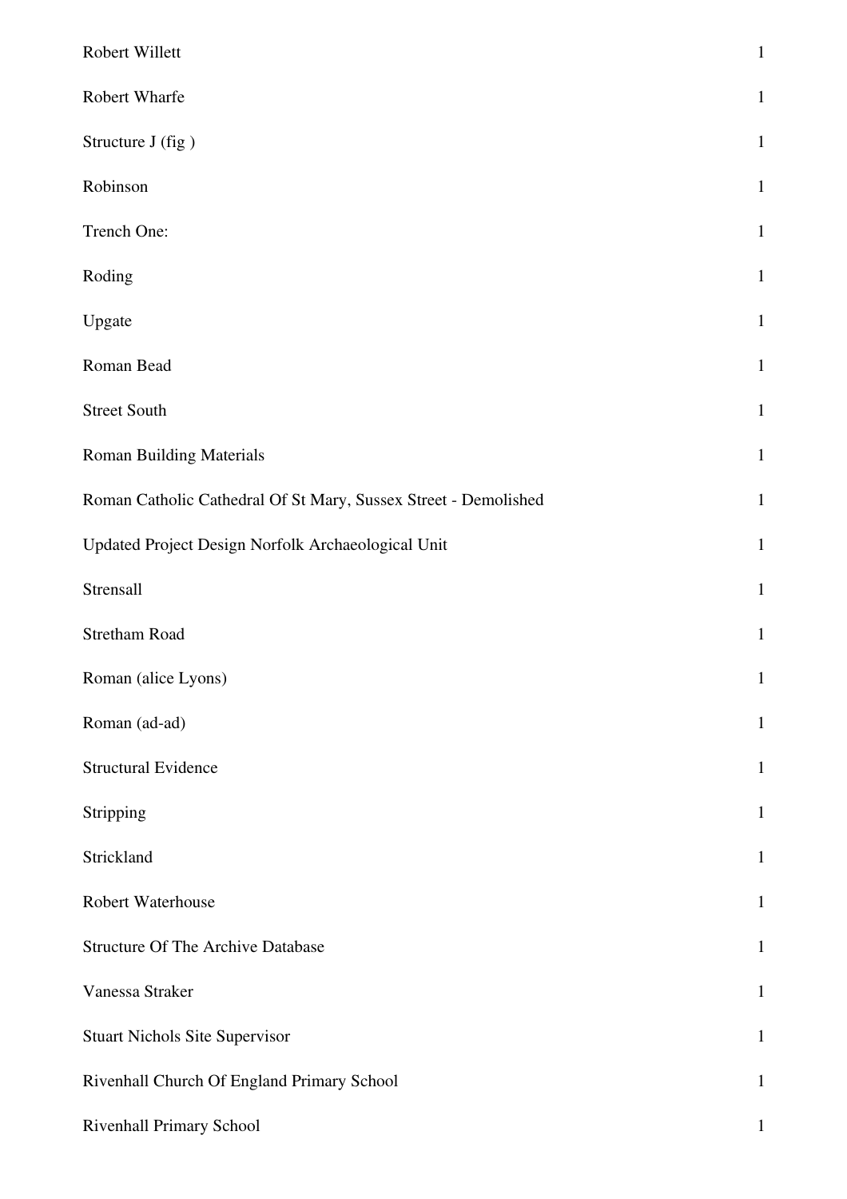| | |
|---|---|
| Robert Willett | 1 |
| Robert Wharfe | 1 |
| Structure J (fig ) | 1 |
| Robinson | 1 |
| Trench One: | 1 |
| Roding | 1 |
| Upgate | 1 |
| Roman Bead | 1 |
| Street South | 1 |
| Roman Building Materials | 1 |
| Roman Catholic Cathedral Of St Mary, Sussex Street - Demolished | 1 |
| Updated Project Design Norfolk Archaeological Unit | 1 |
| Strensall | 1 |
| Stretham Road | 1 |
| Roman (alice Lyons) | 1 |
| Roman (ad-ad) | 1 |
| Structural Evidence | 1 |
| Stripping | 1 |
| Strickland | 1 |
| Robert Waterhouse | 1 |
| Structure Of The Archive Database | 1 |
| Vanessa Straker | 1 |
| Stuart Nichols Site Supervisor | 1 |
| Rivenhall Church Of England Primary School | 1 |
| Rivenhall Primary School | 1 |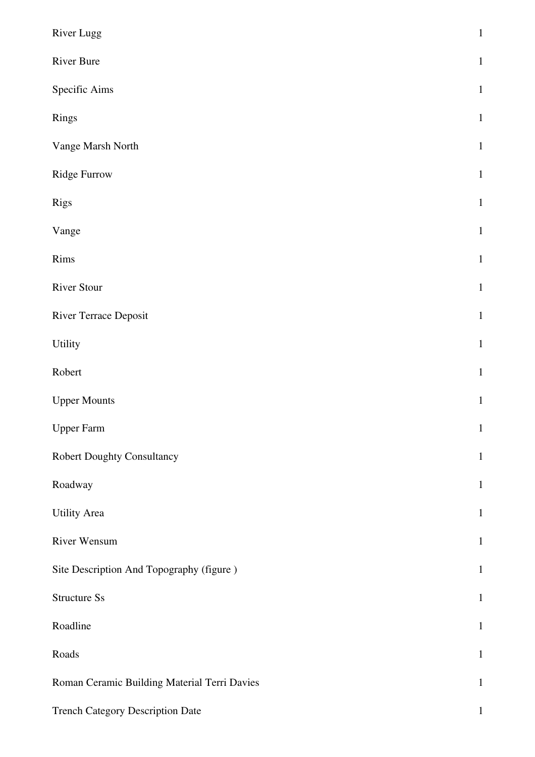| | |
|---|---|
| River Lugg | 1 |
| River Bure | 1 |
| Specific Aims | 1 |
| Rings | 1 |
| Vange Marsh North | 1 |
| Ridge Furrow | 1 |
| Rigs | 1 |
| Vange | 1 |
| Rims | 1 |
| River Stour | 1 |
| River Terrace Deposit | 1 |
| Utility | 1 |
| Robert | 1 |
| Upper Mounts | 1 |
| Upper Farm | 1 |
| Robert Doughty Consultancy | 1 |
| Roadway | 1 |
| Utility Area | 1 |
| River Wensum | 1 |
| Site Description And Topography (figure ) | 1 |
| Structure Ss | 1 |
| Roadline | 1 |
| Roads | 1 |
| Roman Ceramic Building Material Terri Davies | 1 |
| Trench Category Description Date | 1 |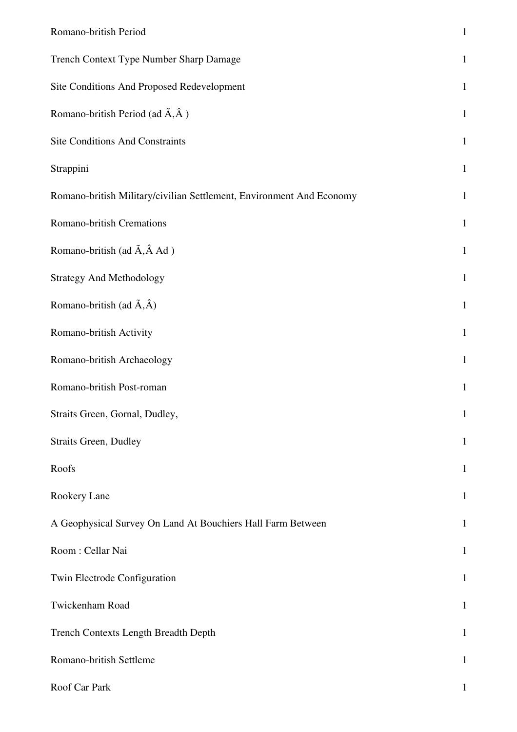| | |
|---|---|
| Romano-british Period | 1 |
| Trench Context Type Number Sharp Damage | 1 |
| Site Conditions And Proposed Redevelopment | 1 |
| Romano-british Period (ad Ã‚Â ) | 1 |
| Site Conditions And Constraints | 1 |
| Strappini | 1 |
| Romano-british Military/civilian Settlement, Environment And Economy | 1 |
| Romano-british Cremations | 1 |
| Romano-british (ad Ã‚Â Ad ) | 1 |
| Strategy And Methodology | 1 |
| Romano-british (ad Ã‚Â) | 1 |
| Romano-british Activity | 1 |
| Romano-british Archaeology | 1 |
| Romano-british Post-roman | 1 |
| Straits Green, Gornal, Dudley, | 1 |
| Straits Green, Dudley | 1 |
| Roofs | 1 |
| Rookery Lane | 1 |
| A Geophysical Survey On Land At Bouchiers Hall Farm Between | 1 |
| Room : Cellar Nai | 1 |
| Twin Electrode Configuration | 1 |
| Twickenham Road | 1 |
| Trench Contexts Length Breadth Depth | 1 |
| Romano-british Settleme | 1 |
| Roof Car Park | 1 |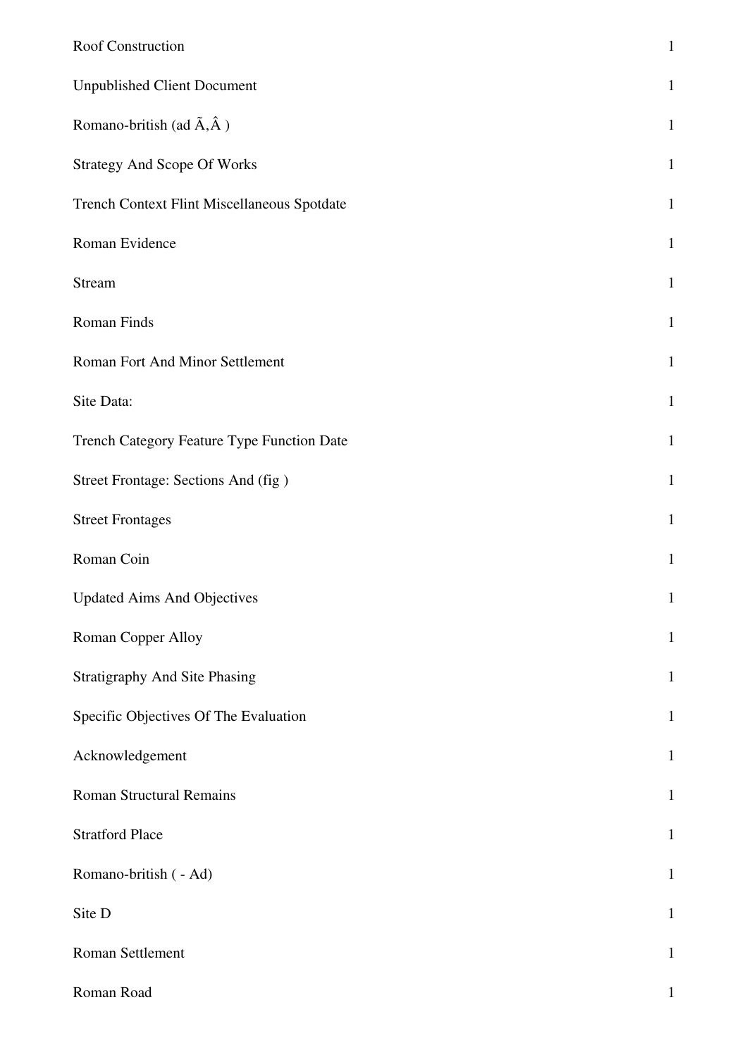| | |
|---|---|
| Roof Construction | 1 |
| Unpublished Client Document | 1 |
| Romano-british (ad Ã,Â ) | 1 |
| Strategy And Scope Of Works | 1 |
| Trench Context Flint Miscellaneous Spotdate | 1 |
| Roman Evidence | 1 |
| Stream | 1 |
| Roman Finds | 1 |
| Roman Fort And Minor Settlement | 1 |
| Site Data: | 1 |
| Trench Category Feature Type Function Date | 1 |
| Street Frontage: Sections And (fig ) | 1 |
| Street Frontages | 1 |
| Roman Coin | 1 |
| Updated Aims And Objectives | 1 |
| Roman Copper Alloy | 1 |
| Stratigraphy And Site Phasing | 1 |
| Specific Objectives Of The Evaluation | 1 |
| Acknowledgement | 1 |
| Roman Structural Remains | 1 |
| Stratford Place | 1 |
| Romano-british ( - Ad) | 1 |
| Site D | 1 |
| Roman Settlement | 1 |
| Roman Road | 1 |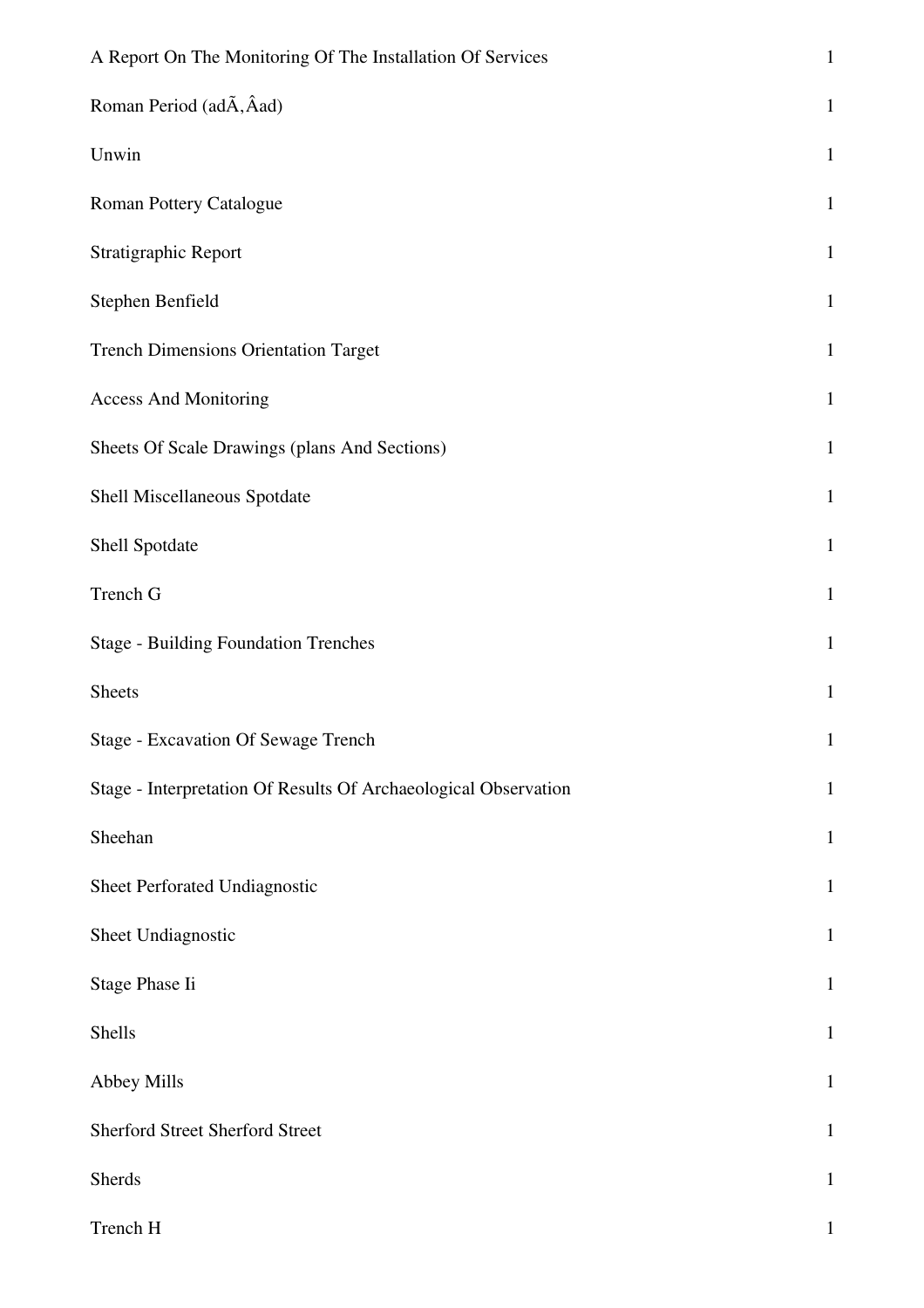| | |
|---|---|
| A Report On The Monitoring Of The Installation Of Services | 1 |
| Roman Period (adÃ‚Âad) | 1 |
| Unwin | 1 |
| Roman Pottery Catalogue | 1 |
| Stratigraphic Report | 1 |
| Stephen Benfield | 1 |
| Trench Dimensions Orientation Target | 1 |
| Access And Monitoring | 1 |
| Sheets Of Scale Drawings (plans And Sections) | 1 |
| Shell Miscellaneous Spotdate | 1 |
| Shell Spotdate | 1 |
| Trench G | 1 |
| Stage - Building Foundation Trenches | 1 |
| Sheets | 1 |
| Stage - Excavation Of Sewage Trench | 1 |
| Stage - Interpretation Of Results Of Archaeological Observation | 1 |
| Sheehan | 1 |
| Sheet Perforated Undiagnostic | 1 |
| Sheet Undiagnostic | 1 |
| Stage Phase Ii | 1 |
| Shells | 1 |
| Abbey Mills | 1 |
| Sherford Street Sherford Street | 1 |
| Sherds | 1 |
| Trench H | 1 |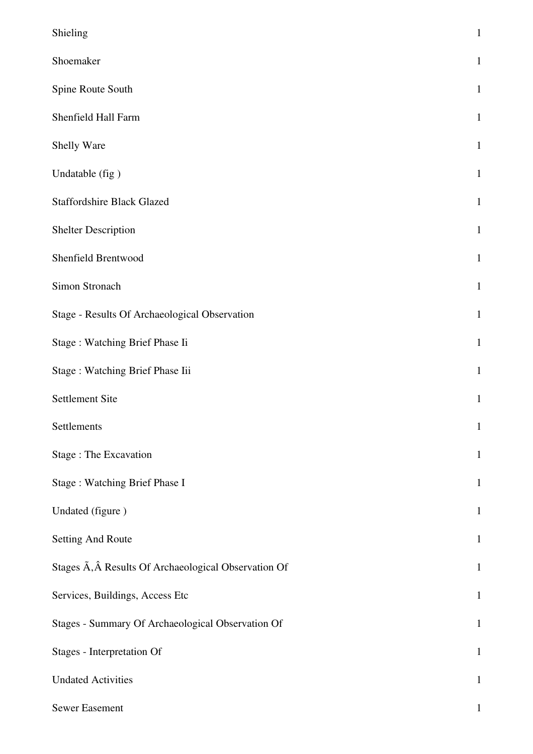| | |
|---|---|
| Shieling | 1 |
| Shoemaker | 1 |
| Spine Route South | 1 |
| Shenfield Hall Farm | 1 |
| Shelly Ware | 1 |
| Undatable (fig ) | 1 |
| Staffordshire Black Glazed | 1 |
| Shelter Description | 1 |
| Shenfield Brentwood | 1 |
| Simon Stronach | 1 |
| Stage - Results Of Archaeological Observation | 1 |
| Stage : Watching Brief Phase Ii | 1 |
| Stage : Watching Brief Phase Iii | 1 |
| Settlement Site | 1 |
| Settlements | 1 |
| Stage : The Excavation | 1 |
| Stage : Watching Brief Phase I | 1 |
| Undated (figure ) | 1 |
| Setting And Route | 1 |
| Stages Ã‚Â Results Of Archaeological Observation Of | 1 |
| Services, Buildings, Access Etc | 1 |
| Stages - Summary Of Archaeological Observation Of | 1 |
| Stages - Interpretation Of | 1 |
| Undated Activities | 1 |
| Sewer Easement | 1 |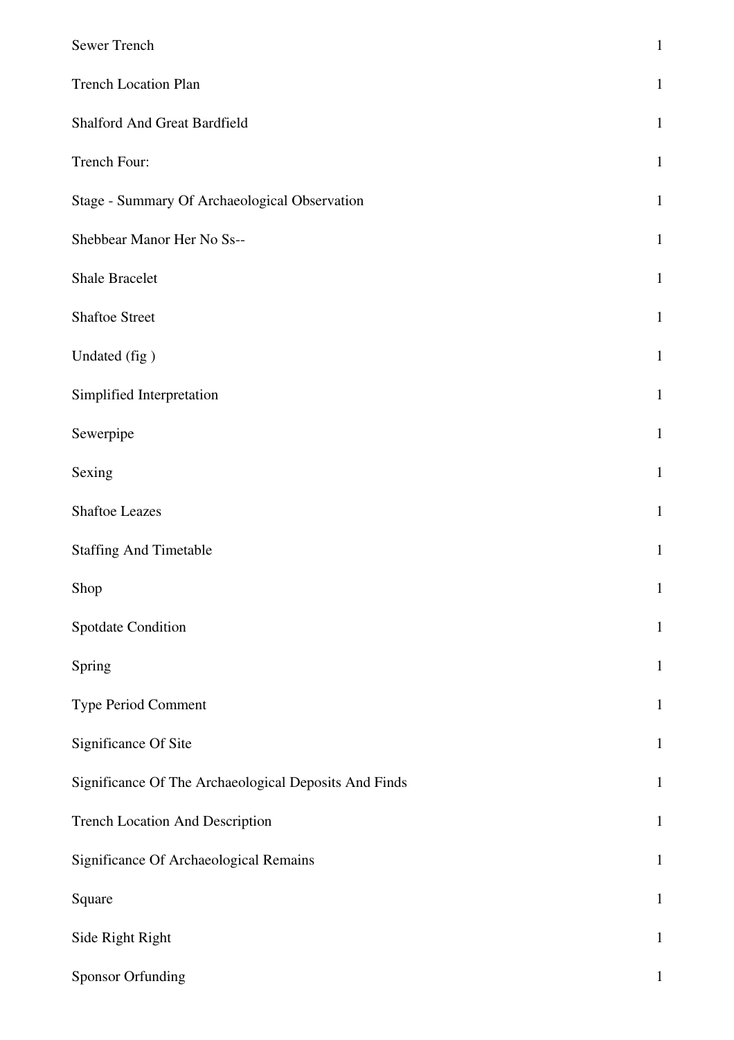| | |
|---|---|
| Sewer Trench | 1 |
| Trench Location Plan | 1 |
| Shalford And Great Bardfield | 1 |
| Trench Four: | 1 |
| Stage - Summary Of Archaeological Observation | 1 |
| Shebbear Manor Her No Ss-- | 1 |
| Shale Bracelet | 1 |
| Shaftoe Street | 1 |
| Undated (fig ) | 1 |
| Simplified Interpretation | 1 |
| Sewerpipe | 1 |
| Sexing | 1 |
| Shaftoe Leazes | 1 |
| Staffing And Timetable | 1 |
| Shop | 1 |
| Spotdate Condition | 1 |
| Spring | 1 |
| Type Period Comment | 1 |
| Significance Of Site | 1 |
| Significance Of The Archaeological Deposits And Finds | 1 |
| Trench Location And Description | 1 |
| Significance Of Archaeological Remains | 1 |
| Square | 1 |
| Side Right Right | 1 |
| Sponsor Orfunding | 1 |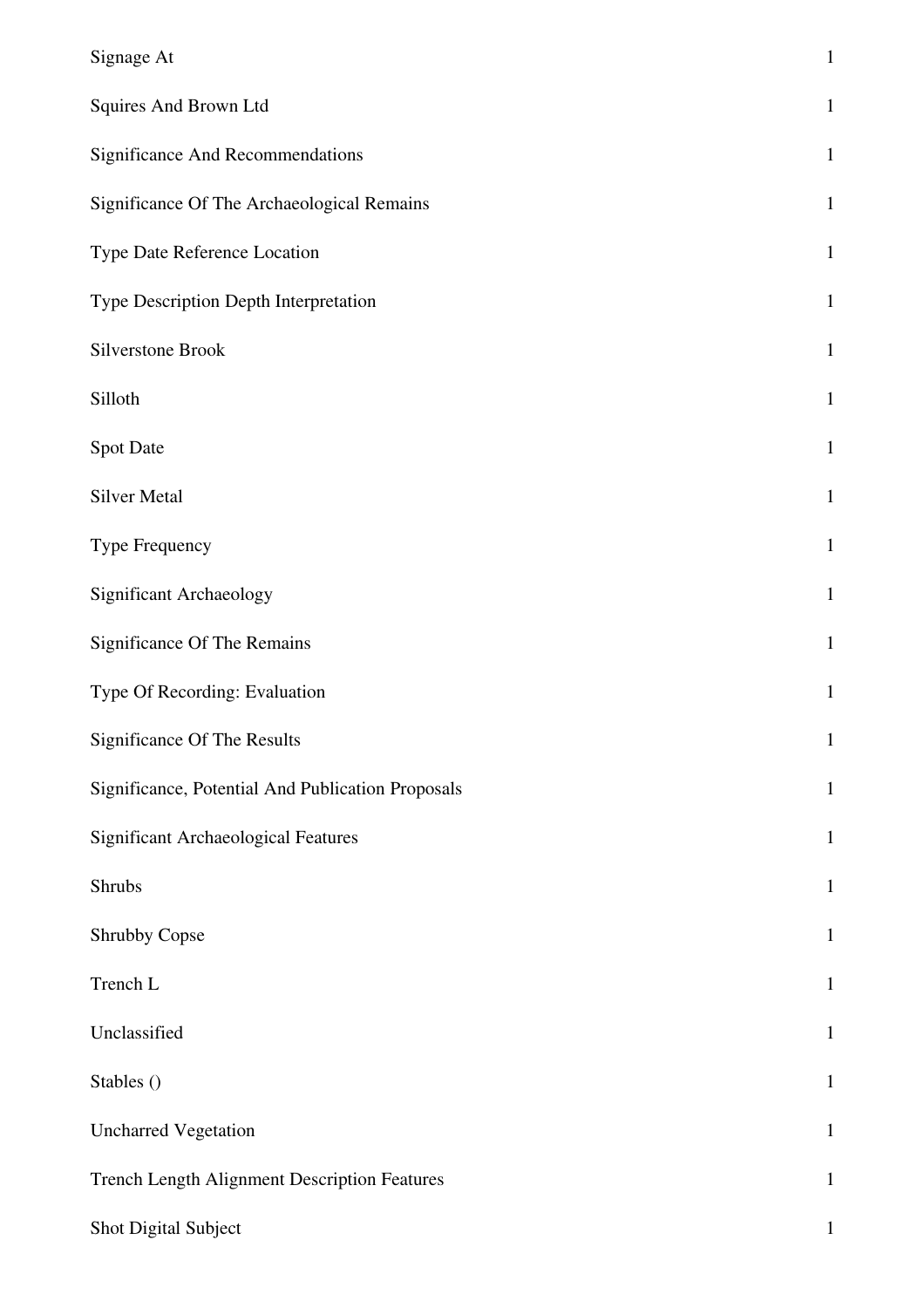| | |
|---|---|
| Signage At | 1 |
| Squires And Brown Ltd | 1 |
| Significance And Recommendations | 1 |
| Significance Of The Archaeological Remains | 1 |
| Type Date Reference Location | 1 |
| Type Description Depth Interpretation | 1 |
| Silverstone Brook | 1 |
| Silloth | 1 |
| Spot Date | 1 |
| Silver Metal | 1 |
| Type Frequency | 1 |
| Significant Archaeology | 1 |
| Significance Of The Remains | 1 |
| Type Of Recording: Evaluation | 1 |
| Significance Of The Results | 1 |
| Significance, Potential And Publication Proposals | 1 |
| Significant Archaeological Features | 1 |
| Shrubs | 1 |
| Shrubby Copse | 1 |
| Trench L | 1 |
| Unclassified | 1 |
| Stables () | 1 |
| Uncharred Vegetation | 1 |
| Trench Length Alignment Description Features | 1 |
| Shot Digital Subject | 1 |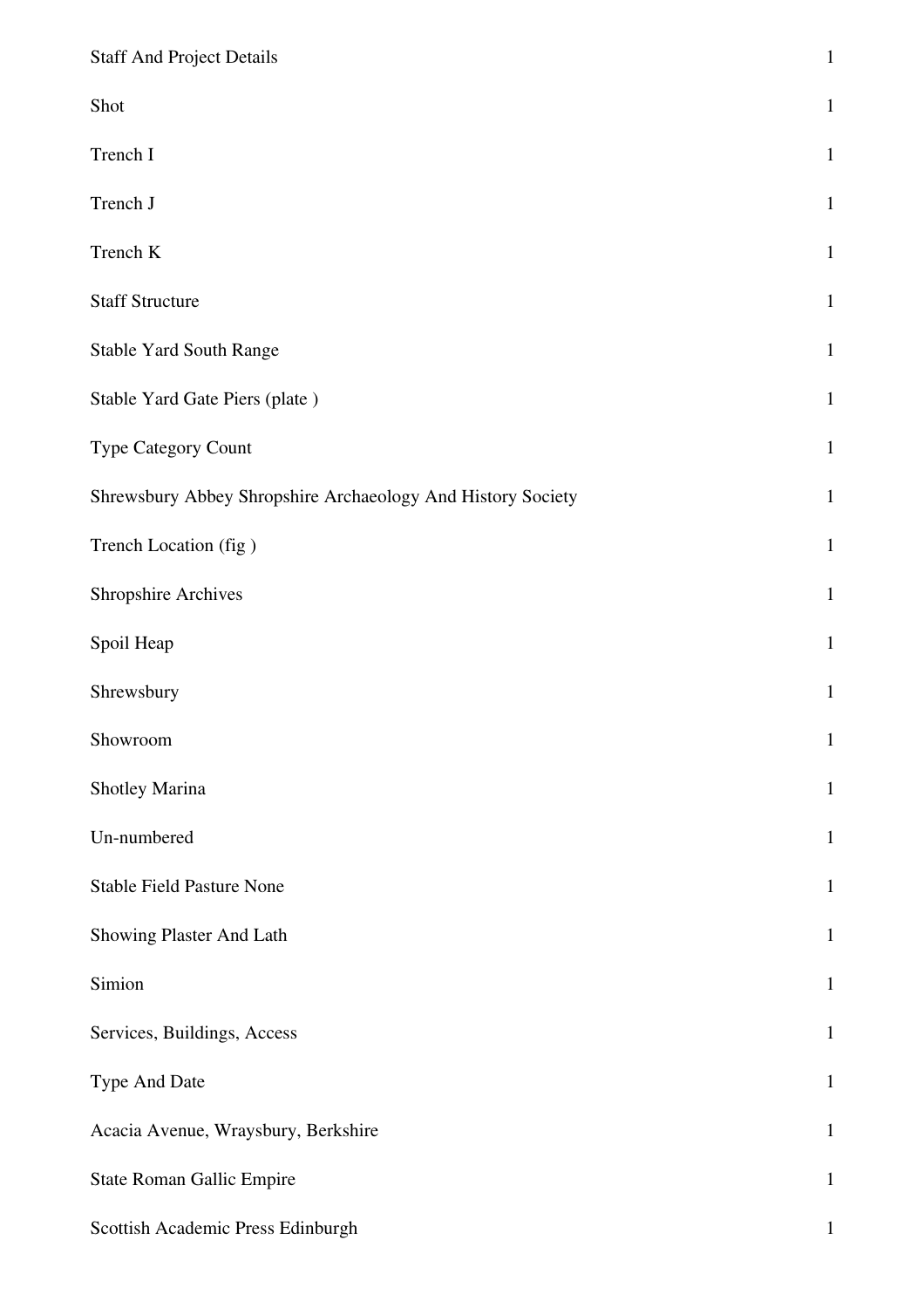| | |
|---|---|
| Staff And Project Details | 1 |
| Shot | 1 |
| Trench I | 1 |
| Trench J | 1 |
| Trench K | 1 |
| Staff Structure | 1 |
| Stable Yard South Range | 1 |
| Stable Yard Gate Piers (plate ) | 1 |
| Type Category Count | 1 |
| Shrewsbury Abbey Shropshire Archaeology And History Society | 1 |
| Trench Location (fig ) | 1 |
| Shropshire Archives | 1 |
| Spoil Heap | 1 |
| Shrewsbury | 1 |
| Showroom | 1 |
| Shotley Marina | 1 |
| Un-numbered | 1 |
| Stable Field Pasture None | 1 |
| Showing Plaster And Lath | 1 |
| Simion | 1 |
| Services, Buildings, Access | 1 |
| Type And Date | 1 |
| Acacia Avenue, Wraysbury, Berkshire | 1 |
| State Roman Gallic Empire | 1 |
| Scottish Academic Press Edinburgh | 1 |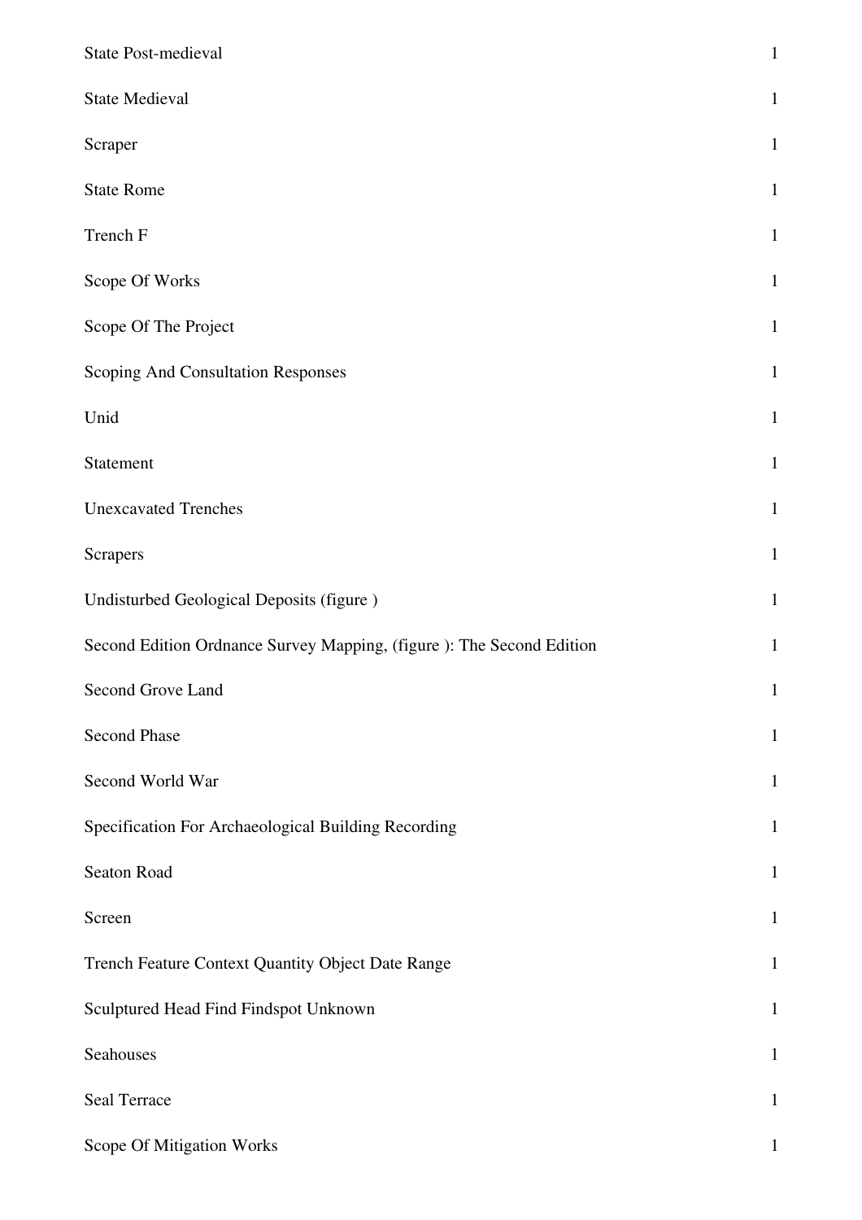| | |
|---|---|
| State Post-medieval | 1 |
| State Medieval | 1 |
| Scraper | 1 |
| State Rome | 1 |
| Trench F | 1 |
| Scope Of Works | 1 |
| Scope Of The Project | 1 |
| Scoping And Consultation Responses | 1 |
| Unid | 1 |
| Statement | 1 |
| Unexcavated Trenches | 1 |
| Scrapers | 1 |
| Undisturbed Geological Deposits (figure ) | 1 |
| Second Edition Ordnance Survey Mapping, (figure ): The Second Edition | 1 |
| Second Grove Land | 1 |
| Second Phase | 1 |
| Second World War | 1 |
| Specification For Archaeological Building Recording | 1 |
| Seaton Road | 1 |
| Screen | 1 |
| Trench Feature Context Quantity Object Date Range | 1 |
| Sculptured Head Find Findspot Unknown | 1 |
| Seahouses | 1 |
| Seal Terrace | 1 |
| Scope Of Mitigation Works | 1 |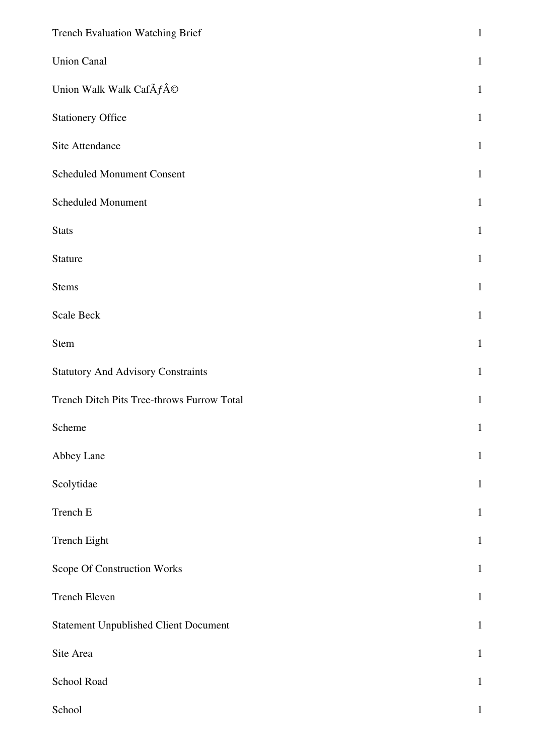| | |
|---|---|
| Trench Evaluation Watching Brief | 1 |
| Union Canal | 1 |
| Union Walk Walk CafÃƒÂ© | 1 |
| Stationery Office | 1 |
| Site Attendance | 1 |
| Scheduled Monument Consent | 1 |
| Scheduled Monument | 1 |
| Stats | 1 |
| Stature | 1 |
| Stems | 1 |
| Scale Beck | 1 |
| Stem | 1 |
| Statutory And Advisory Constraints | 1 |
| Trench Ditch Pits Tree-throws Furrow Total | 1 |
| Scheme | 1 |
| Abbey Lane | 1 |
| Scolytidae | 1 |
| Trench E | 1 |
| Trench Eight | 1 |
| Scope Of Construction Works | 1 |
| Trench Eleven | 1 |
| Statement Unpublished Client Document | 1 |
| Site Area | 1 |
| School Road | 1 |
| School | 1 |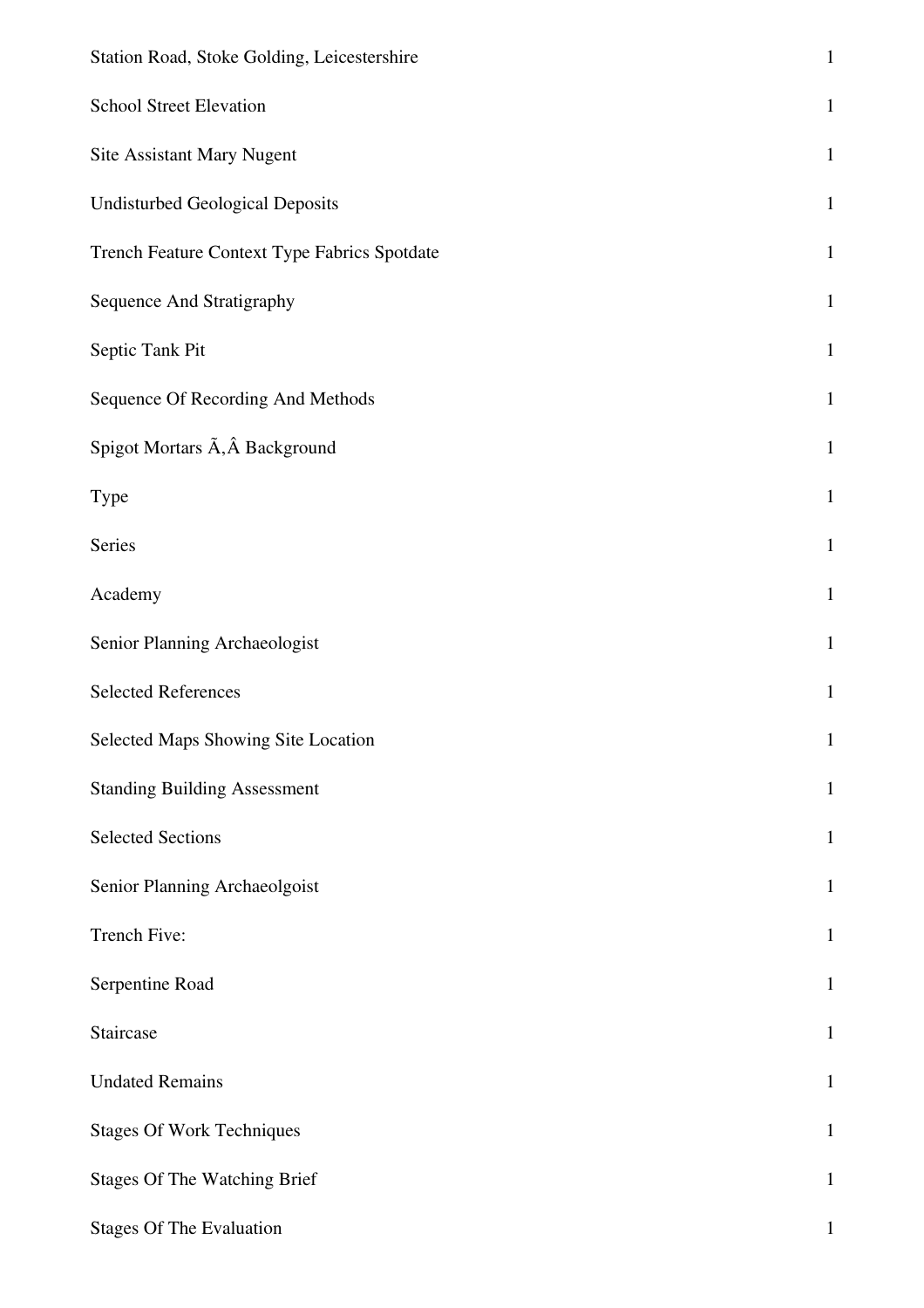| | |
|---|---|
| Station Road, Stoke Golding, Leicestershire | 1 |
| School Street Elevation | 1 |
| Site Assistant Mary Nugent | 1 |
| Undisturbed Geological Deposits | 1 |
| Trench Feature Context Type Fabrics Spotdate | 1 |
| Sequence And Stratigraphy | 1 |
| Septic Tank Pit | 1 |
| Sequence Of Recording And Methods | 1 |
| Spigot Mortars Ã‚Â Background | 1 |
| Type | 1 |
| Series | 1 |
| Academy | 1 |
| Senior Planning Archaeologist | 1 |
| Selected References | 1 |
| Selected Maps Showing Site Location | 1 |
| Standing Building Assessment | 1 |
| Selected Sections | 1 |
| Senior Planning Archaeolgoist | 1 |
| Trench Five: | 1 |
| Serpentine Road | 1 |
| Staircase | 1 |
| Undated Remains | 1 |
| Stages Of Work Techniques | 1 |
| Stages Of The Watching Brief | 1 |
| Stages Of The Evaluation | 1 |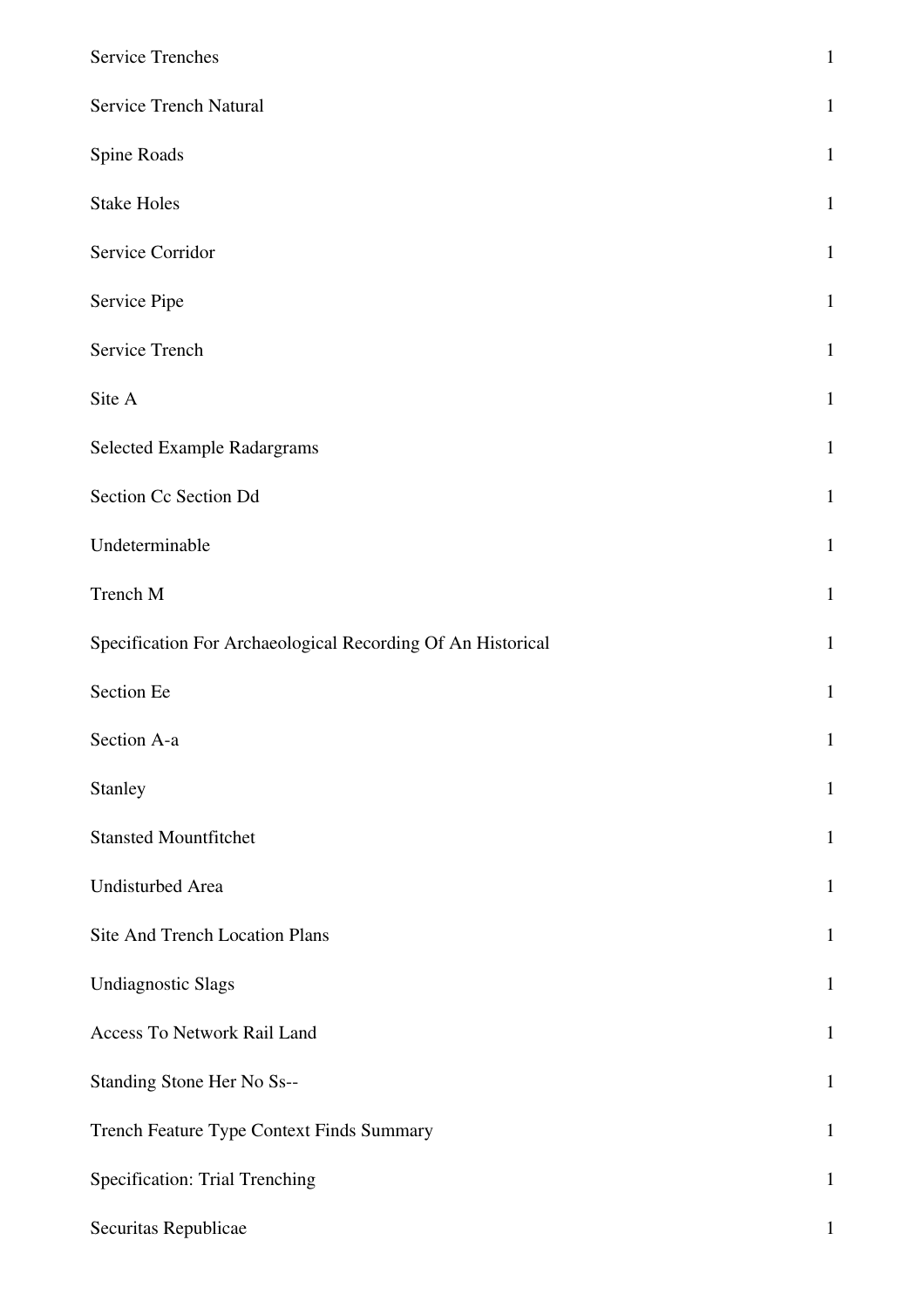| | |
|---|---|
| Service Trenches | 1 |
| Service Trench Natural | 1 |
| Spine Roads | 1 |
| Stake Holes | 1 |
| Service Corridor | 1 |
| Service Pipe | 1 |
| Service Trench | 1 |
| Site A | 1 |
| Selected Example Radargrams | 1 |
| Section Cc Section Dd | 1 |
| Undeterminable | 1 |
| Trench M | 1 |
| Specification For Archaeological Recording Of An Historical | 1 |
| Section Ee | 1 |
| Section A-a | 1 |
| Stanley | 1 |
| Stansted Mountfitchet | 1 |
| Undisturbed Area | 1 |
| Site And Trench Location Plans | 1 |
| Undiagnostic Slags | 1 |
| Access To Network Rail Land | 1 |
| Standing Stone Her No Ss-- | 1 |
| Trench Feature Type Context Finds Summary | 1 |
| Specification: Trial Trenching | 1 |
| Securitas Republicae | 1 |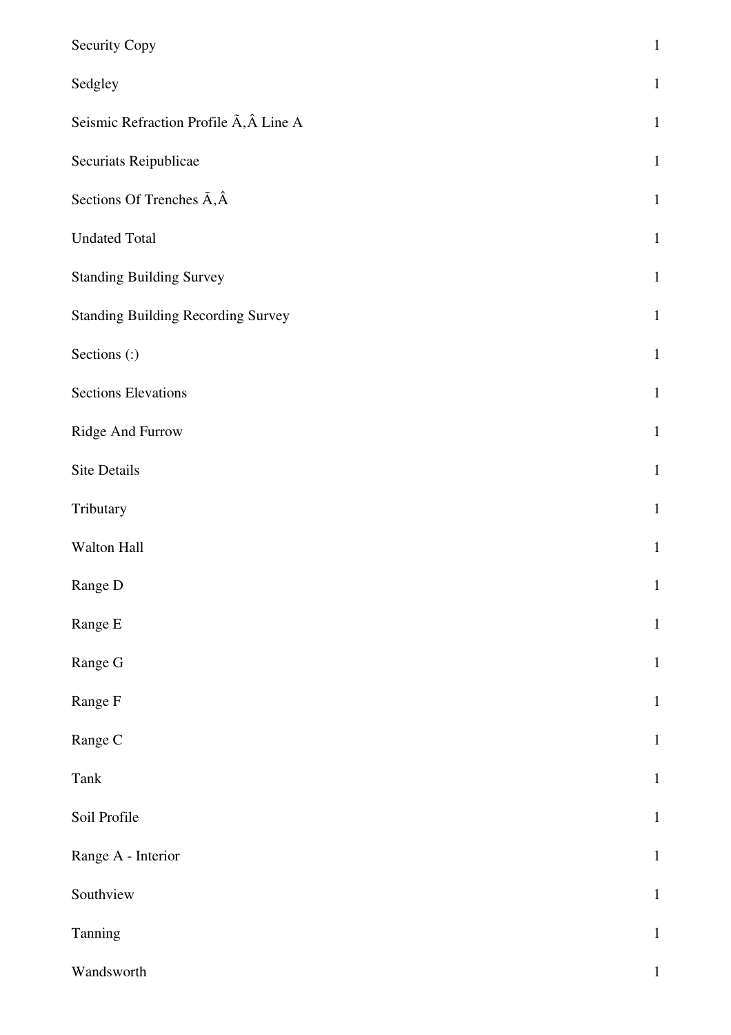| | |
|---|---|
| Security Copy | 1 |
| Sedgley | 1 |
| Seismic Refraction Profile Ã‚Â Line A | 1 |
| Securiats Reipublicae | 1 |
| Sections Of Trenches Ã‚Â | 1 |
| Undated Total | 1 |
| Standing Building Survey | 1 |
| Standing Building Recording Survey | 1 |
| Sections (:) | 1 |
| Sections Elevations | 1 |
| Ridge And Furrow | 1 |
| Site Details | 1 |
| Tributary | 1 |
| Walton Hall | 1 |
| Range D | 1 |
| Range E | 1 |
| Range G | 1 |
| Range F | 1 |
| Range C | 1 |
| Tank | 1 |
| Soil Profile | 1 |
| Range A - Interior | 1 |
| Southview | 1 |
| Tanning | 1 |
| Wandsworth | 1 |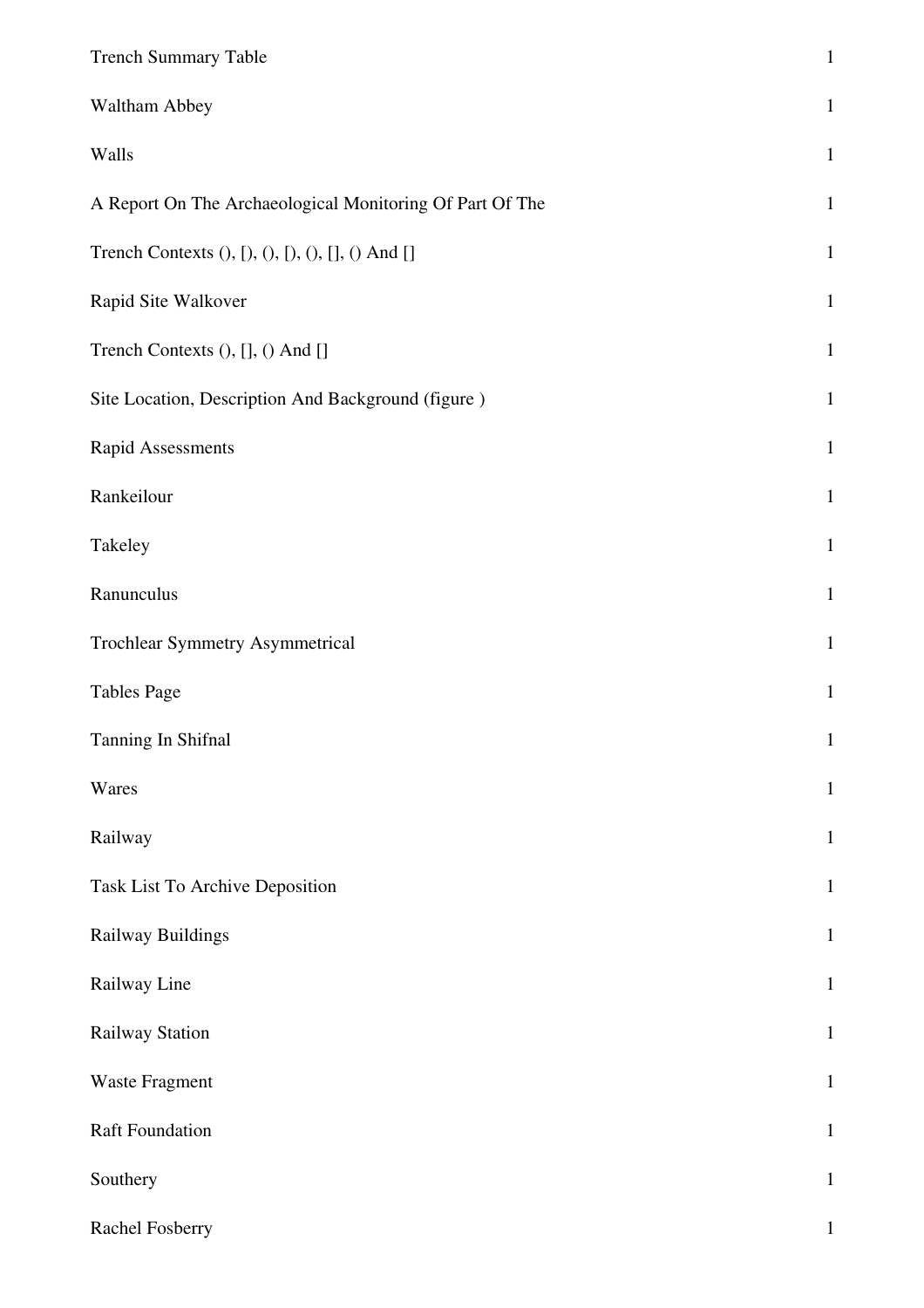| | |
|---|---|
| Trench Summary Table | 1 |
| Waltham Abbey | 1 |
| Walls | 1 |
| A Report On The Archaeological Monitoring Of Part Of The | 1 |
| Trench Contexts (), [), (), [), (), [], () And [] | 1 |
| Rapid Site Walkover | 1 |
| Trench Contexts (), [], () And [] | 1 |
| Site Location, Description And Background (figure ) | 1 |
| Rapid Assessments | 1 |
| Rankeilour | 1 |
| Takeley | 1 |
| Ranunculus | 1 |
| Trochlear Symmetry Asymmetrical | 1 |
| Tables Page | 1 |
| Tanning In Shifnal | 1 |
| Wares | 1 |
| Railway | 1 |
| Task List To Archive Deposition | 1 |
| Railway Buildings | 1 |
| Railway Line | 1 |
| Railway Station | 1 |
| Waste Fragment | 1 |
| Raft Foundation | 1 |
| Southery | 1 |
| Rachel Fosberry | 1 |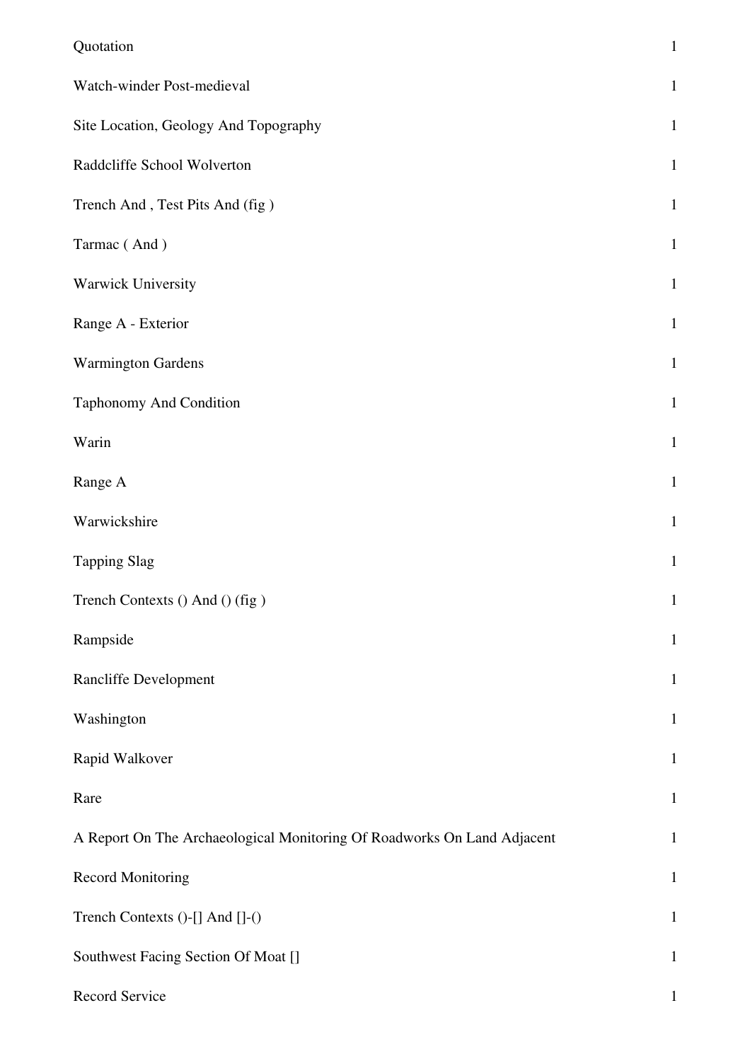| | |
|---|---|
| Quotation | 1 |
| Watch-winder Post-medieval | 1 |
| Site Location, Geology And Topography | 1 |
| Raddcliffe School Wolverton | 1 |
| Trench And , Test Pits And (fig ) | 1 |
| Tarmac ( And ) | 1 |
| Warwick University | 1 |
| Range A - Exterior | 1 |
| Warmington Gardens | 1 |
| Taphonomy And Condition | 1 |
| Warin | 1 |
| Range A | 1 |
| Warwickshire | 1 |
| Tapping Slag | 1 |
| Trench Contexts () And () (fig ) | 1 |
| Rampside | 1 |
| Rancliffe Development | 1 |
| Washington | 1 |
| Rapid Walkover | 1 |
| Rare | 1 |
| A Report On The Archaeological Monitoring Of Roadworks On Land Adjacent | 1 |
| Record Monitoring | 1 |
| Trench Contexts ()-[] And []-() | 1 |
| Southwest Facing Section Of Moat [] | 1 |
| Record Service | 1 |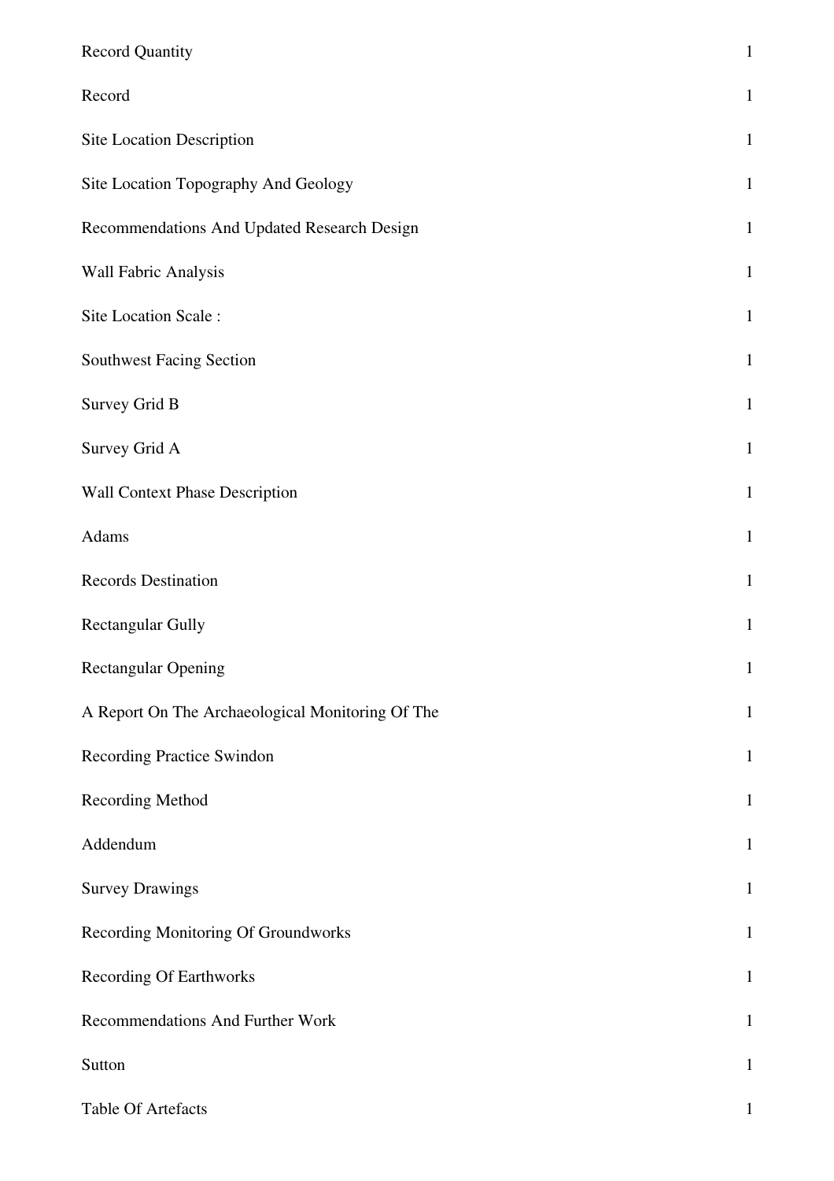| | |
|---|---|
| Record Quantity | 1 |
| Record | 1 |
| Site Location Description | 1 |
| Site Location Topography And Geology | 1 |
| Recommendations And Updated Research Design | 1 |
| Wall Fabric Analysis | 1 |
| Site Location Scale : | 1 |
| Southwest Facing Section | 1 |
| Survey Grid B | 1 |
| Survey Grid A | 1 |
| Wall Context Phase Description | 1 |
| Adams | 1 |
| Records Destination | 1 |
| Rectangular Gully | 1 |
| Rectangular Opening | 1 |
| A Report On The Archaeological Monitoring Of The | 1 |
| Recording Practice Swindon | 1 |
| Recording Method | 1 |
| Addendum | 1 |
| Survey Drawings | 1 |
| Recording Monitoring Of Groundworks | 1 |
| Recording Of Earthworks | 1 |
| Recommendations And Further Work | 1 |
| Sutton | 1 |
| Table Of Artefacts | 1 |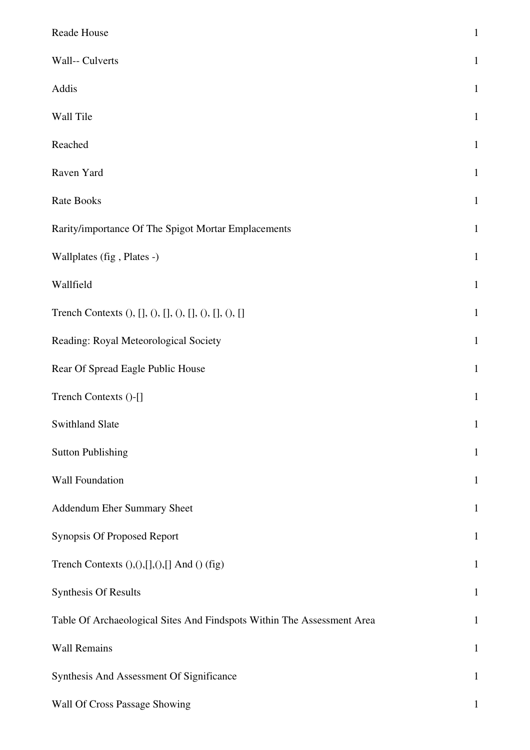| | |
|---|---|
| Reade House | 1 |
| Wall-- Culverts | 1 |
| Addis | 1 |
| Wall Tile | 1 |
| Reached | 1 |
| Raven Yard | 1 |
| Rate Books | 1 |
| Rarity/importance Of The Spigot Mortar Emplacements | 1 |
| Wallplates (fig , Plates -) | 1 |
| Wallfield | 1 |
| Trench Contexts (), [], (), [], (), [], (), [], (), [] | 1 |
| Reading: Royal Meteorological Society | 1 |
| Rear Of Spread Eagle Public House | 1 |
| Trench Contexts ()-[] | 1 |
| Swithland Slate | 1 |
| Sutton Publishing | 1 |
| Wall Foundation | 1 |
| Addendum Eher Summary Sheet | 1 |
| Synopsis Of Proposed Report | 1 |
| Trench Contexts (),(),[],(),[] And () (fig) | 1 |
| Synthesis Of Results | 1 |
| Table Of Archaeological Sites And Findspots Within The Assessment Area | 1 |
| Wall Remains | 1 |
| Synthesis And Assessment Of Significance | 1 |
| Wall Of Cross Passage Showing | 1 |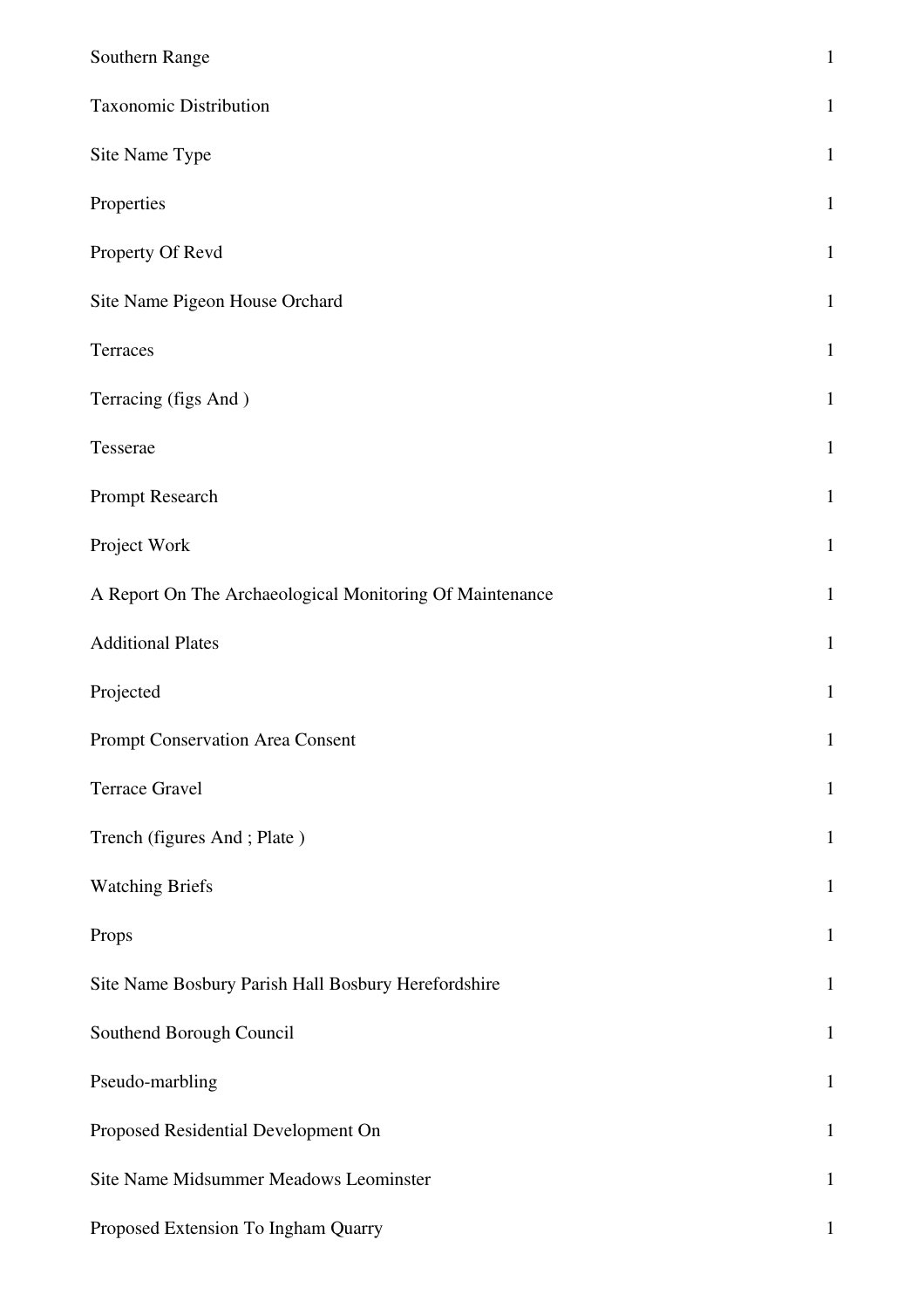| | |
|---|---|
| Southern Range | 1 |
| Taxonomic Distribution | 1 |
| Site Name Type | 1 |
| Properties | 1 |
| Property Of Revd | 1 |
| Site Name Pigeon House Orchard | 1 |
| Terraces | 1 |
| Terracing (figs And ) | 1 |
| Tesserae | 1 |
| Prompt Research | 1 |
| Project Work | 1 |
| A Report On The Archaeological Monitoring Of Maintenance | 1 |
| Additional Plates | 1 |
| Projected | 1 |
| Prompt Conservation Area Consent | 1 |
| Terrace Gravel | 1 |
| Trench (figures And ; Plate ) | 1 |
| Watching Briefs | 1 |
| Props | 1 |
| Site Name Bosbury Parish Hall Bosbury Herefordshire | 1 |
| Southend Borough Council | 1 |
| Pseudo-marbling | 1 |
| Proposed Residential Development On | 1 |
| Site Name Midsummer Meadows Leominster | 1 |
| Proposed Extension To Ingham Quarry | 1 |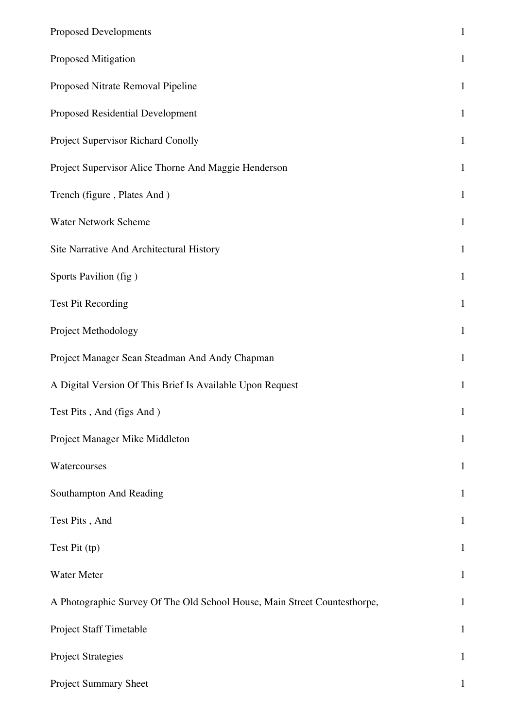| | |
|---|---|
| Proposed Developments | 1 |
| Proposed Mitigation | 1 |
| Proposed Nitrate Removal Pipeline | 1 |
| Proposed Residential Development | 1 |
| Project Supervisor Richard Conolly | 1 |
| Project Supervisor Alice Thorne And Maggie Henderson | 1 |
| Trench (figure , Plates And ) | 1 |
| Water Network Scheme | 1 |
| Site Narrative And Architectural History | 1 |
| Sports Pavilion (fig ) | 1 |
| Test Pit Recording | 1 |
| Project Methodology | 1 |
| Project Manager Sean Steadman And Andy Chapman | 1 |
| A Digital Version Of This Brief Is Available Upon Request | 1 |
| Test Pits , And (figs And ) | 1 |
| Project Manager Mike Middleton | 1 |
| Watercourses | 1 |
| Southampton And Reading | 1 |
| Test Pits , And | 1 |
| Test Pit (tp) | 1 |
| Water Meter | 1 |
| A Photographic Survey Of The Old School House, Main Street Countesthorpe, | 1 |
| Project Staff Timetable | 1 |
| Project Strategies | 1 |
| Project Summary Sheet | 1 |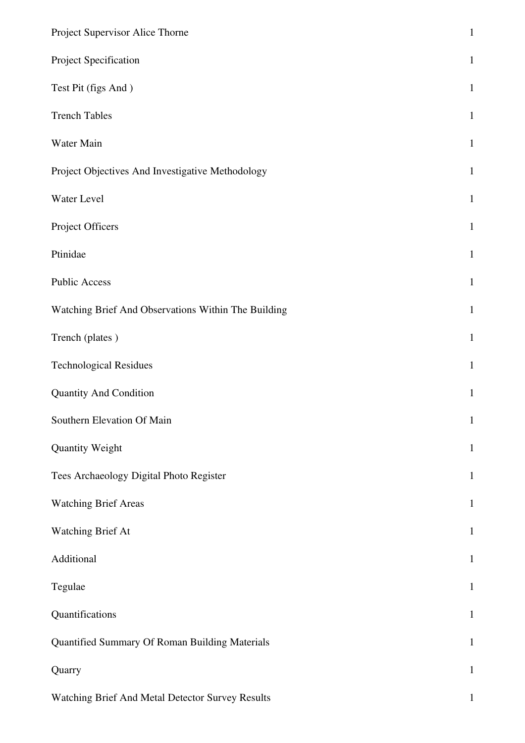| | |
|---|---|
| Project Supervisor Alice Thorne | 1 |
| Project Specification | 1 |
| Test Pit (figs And ) | 1 |
| Trench Tables | 1 |
| Water Main | 1 |
| Project Objectives And Investigative Methodology | 1 |
| Water Level | 1 |
| Project Officers | 1 |
| Ptinidae | 1 |
| Public Access | 1 |
| Watching Brief And Observations Within The Building | 1 |
| Trench (plates ) | 1 |
| Technological Residues | 1 |
| Quantity And Condition | 1 |
| Southern Elevation Of Main | 1 |
| Quantity Weight | 1 |
| Tees Archaeology Digital Photo Register | 1 |
| Watching Brief Areas | 1 |
| Watching Brief At | 1 |
| Additional | 1 |
| Tegulae | 1 |
| Quantifications | 1 |
| Quantified Summary Of Roman Building Materials | 1 |
| Quarry | 1 |
| Watching Brief And Metal Detector Survey Results | 1 |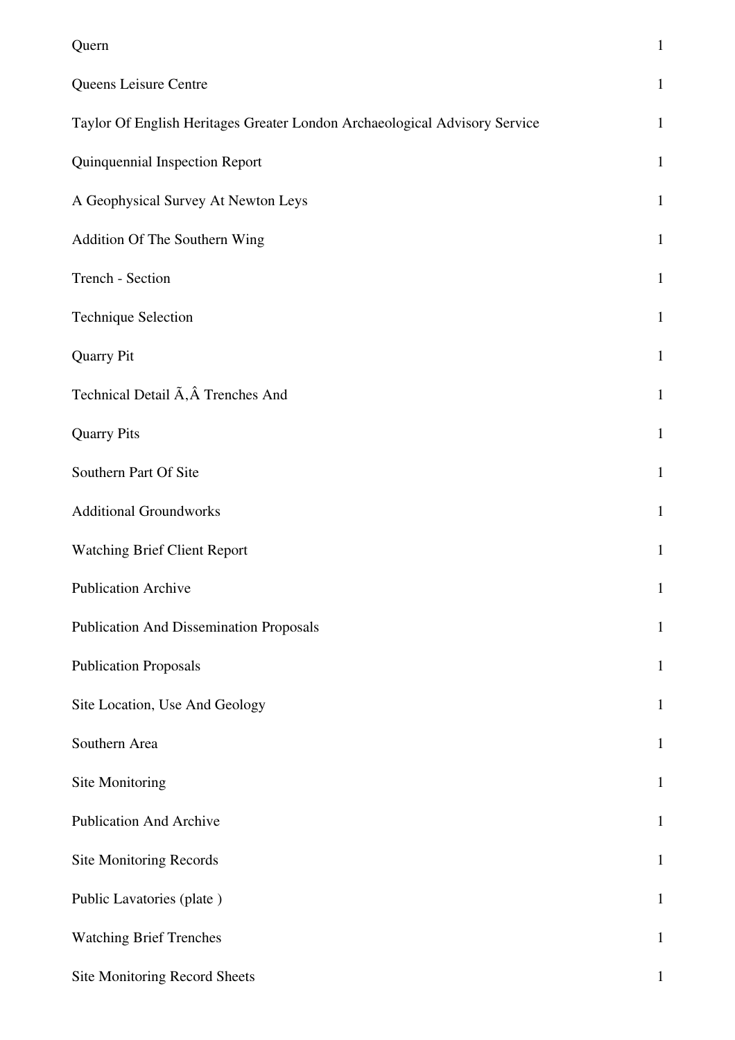| | |
|---|---|
| Quern | 1 |
| Queens Leisure Centre | 1 |
| Taylor Of English Heritages Greater London Archaeological Advisory Service | 1 |
| Quinquennial Inspection Report | 1 |
| A Geophysical Survey At Newton Leys | 1 |
| Addition Of The Southern Wing | 1 |
| Trench - Section | 1 |
| Technique Selection | 1 |
| Quarry Pit | 1 |
| Technical Detail Ã‚Â Trenches And | 1 |
| Quarry Pits | 1 |
| Southern Part Of Site | 1 |
| Additional Groundworks | 1 |
| Watching Brief Client Report | 1 |
| Publication Archive | 1 |
| Publication And Dissemination Proposals | 1 |
| Publication Proposals | 1 |
| Site Location, Use And Geology | 1 |
| Southern Area | 1 |
| Site Monitoring | 1 |
| Publication And Archive | 1 |
| Site Monitoring Records | 1 |
| Public Lavatories (plate ) | 1 |
| Watching Brief Trenches | 1 |
| Site Monitoring Record Sheets | 1 |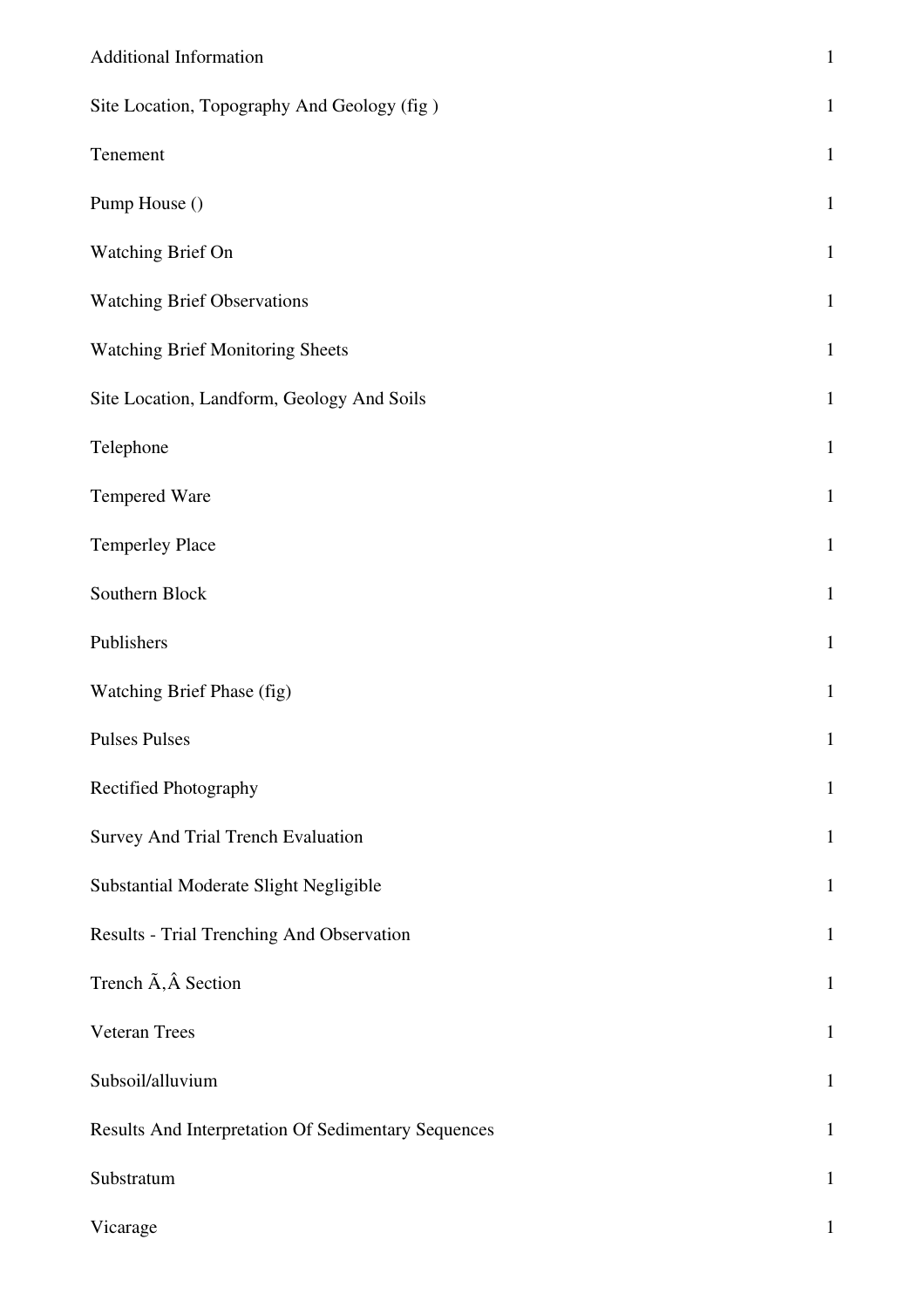| | |
|---|---|
| Additional Information | 1 |
| Site Location, Topography And Geology (fig ) | 1 |
| Tenement | 1 |
| Pump House () | 1 |
| Watching Brief On | 1 |
| Watching Brief Observations | 1 |
| Watching Brief Monitoring Sheets | 1 |
| Site Location, Landform, Geology And Soils | 1 |
| Telephone | 1 |
| Tempered Ware | 1 |
| Temperley Place | 1 |
| Southern Block | 1 |
| Publishers | 1 |
| Watching Brief Phase (fig) | 1 |
| Pulses Pulses | 1 |
| Rectified Photography | 1 |
| Survey And Trial Trench Evaluation | 1 |
| Substantial Moderate Slight Negligible | 1 |
| Results - Trial Trenching And Observation | 1 |
| Trench Ã‚Â Section | 1 |
| Veteran Trees | 1 |
| Subsoil/alluvium | 1 |
| Results And Interpretation Of Sedimentary Sequences | 1 |
| Substratum | 1 |
| Vicarage | 1 |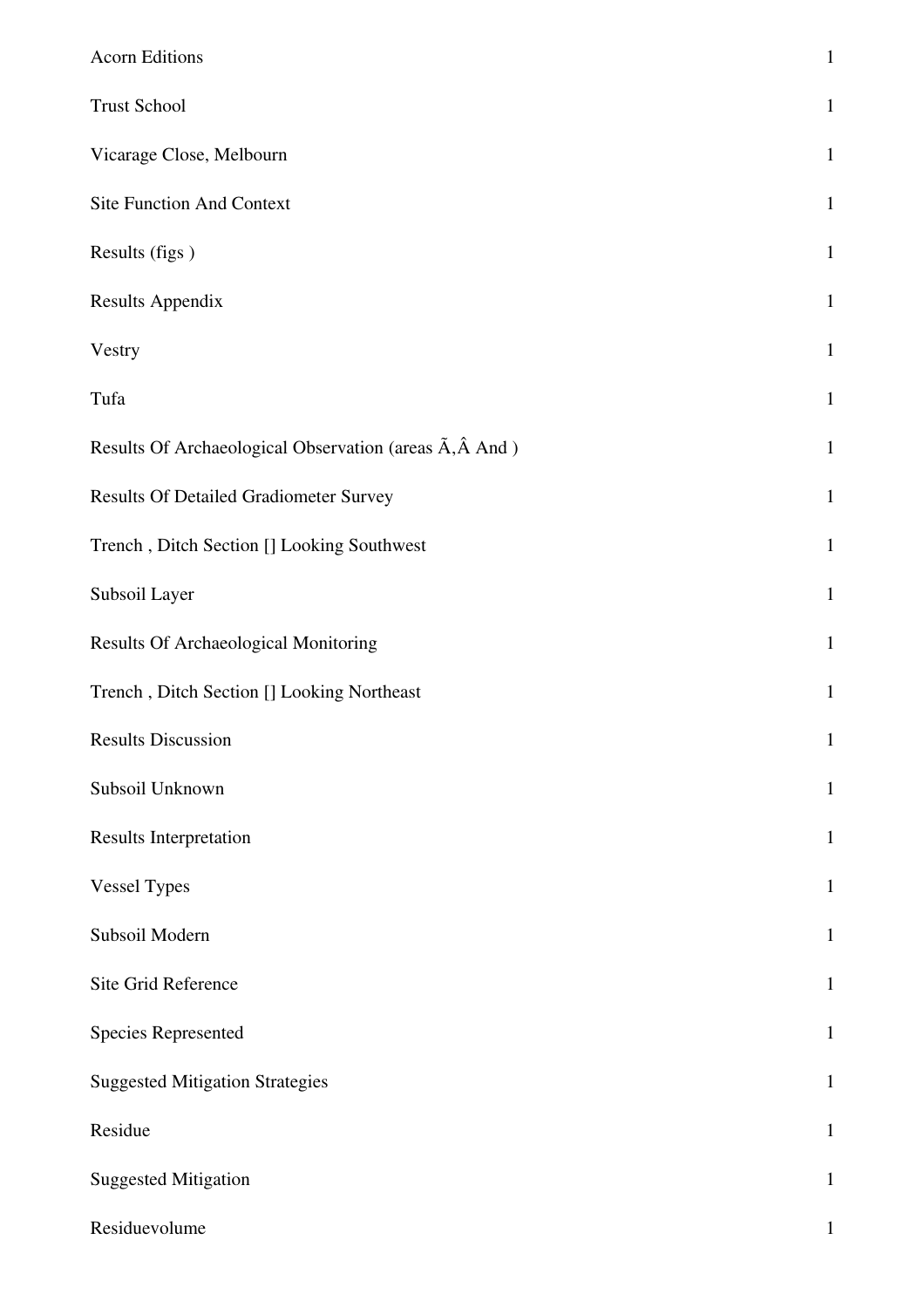| | |
|---|---|
| Acorn Editions | 1 |
| Trust School | 1 |
| Vicarage Close, Melbourn | 1 |
| Site Function And Context | 1 |
| Results (figs ) | 1 |
| Results Appendix | 1 |
| Vestry | 1 |
| Tufa | 1 |
| Results Of Archaeological Observation (areas Ã,Â And ) | 1 |
| Results Of Detailed Gradiometer Survey | 1 |
| Trench , Ditch Section [] Looking Southwest | 1 |
| Subsoil Layer | 1 |
| Results Of Archaeological Monitoring | 1 |
| Trench , Ditch Section [] Looking Northeast | 1 |
| Results Discussion | 1 |
| Subsoil Unknown | 1 |
| Results Interpretation | 1 |
| Vessel Types | 1 |
| Subsoil Modern | 1 |
| Site Grid Reference | 1 |
| Species Represented | 1 |
| Suggested Mitigation Strategies | 1 |
| Residue | 1 |
| Suggested Mitigation | 1 |
| Residuevolume | 1 |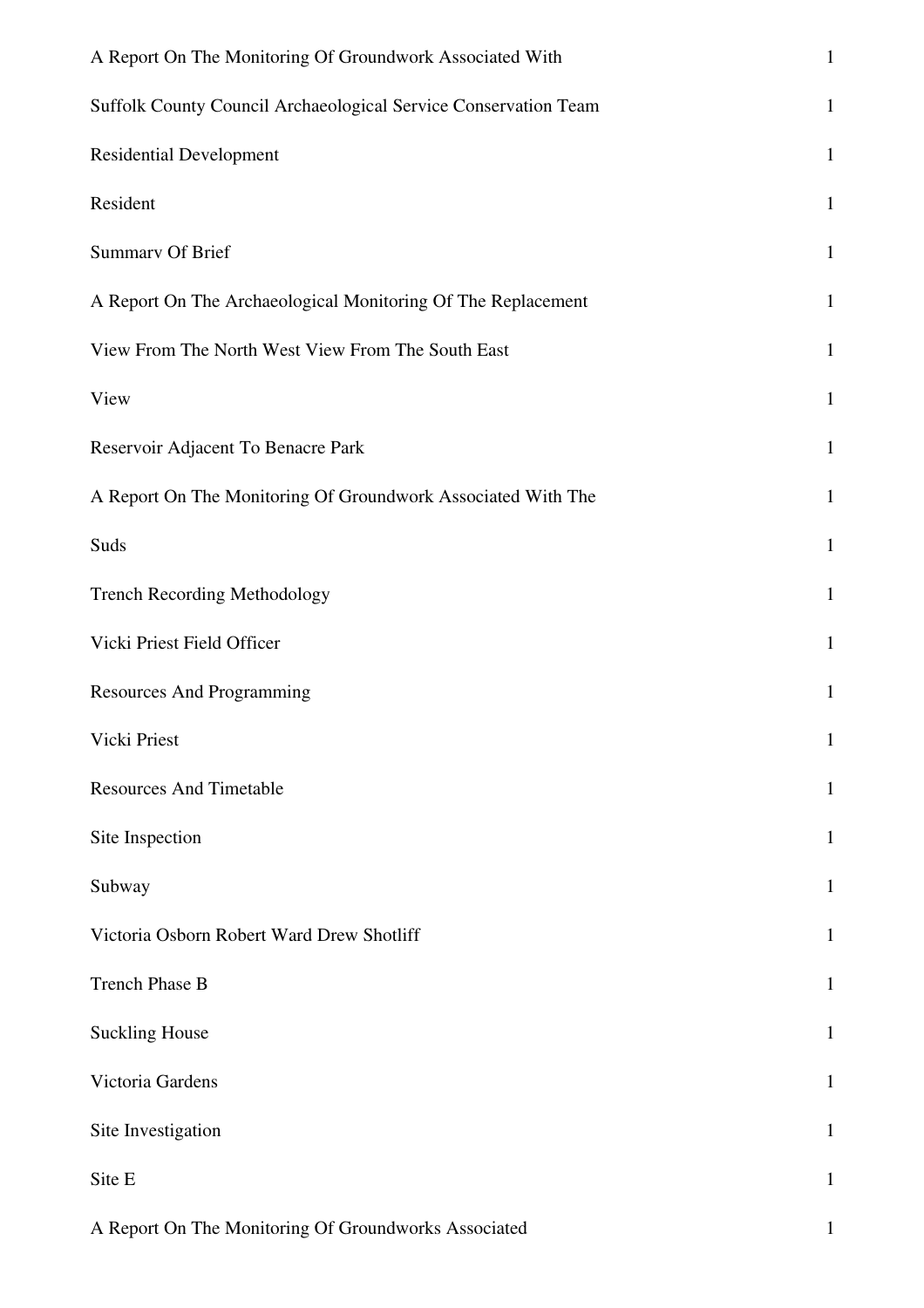| | |
|---|---|
| A Report On The Monitoring Of Groundwork Associated With | 1 |
| Suffolk County Council Archaeological Service Conservation Team | 1 |
| Residential Development | 1 |
| Resident | 1 |
| Summary Of Brief | 1 |
| A Report On The Archaeological Monitoring Of The Replacement | 1 |
| View From The North West View From The South East | 1 |
| View | 1 |
| Reservoir Adjacent To Benacre Park | 1 |
| A Report On The Monitoring Of Groundwork Associated With The | 1 |
| Suds | 1 |
| Trench Recording Methodology | 1 |
| Vicki Priest Field Officer | 1 |
| Resources And Programming | 1 |
| Vicki Priest | 1 |
| Resources And Timetable | 1 |
| Site Inspection | 1 |
| Subway | 1 |
| Victoria Osborn Robert Ward Drew Shotliff | 1 |
| Trench Phase B | 1 |
| Suckling House | 1 |
| Victoria Gardens | 1 |
| Site Investigation | 1 |
| Site E | 1 |
| A Report On The Monitoring Of Groundworks Associated | 1 |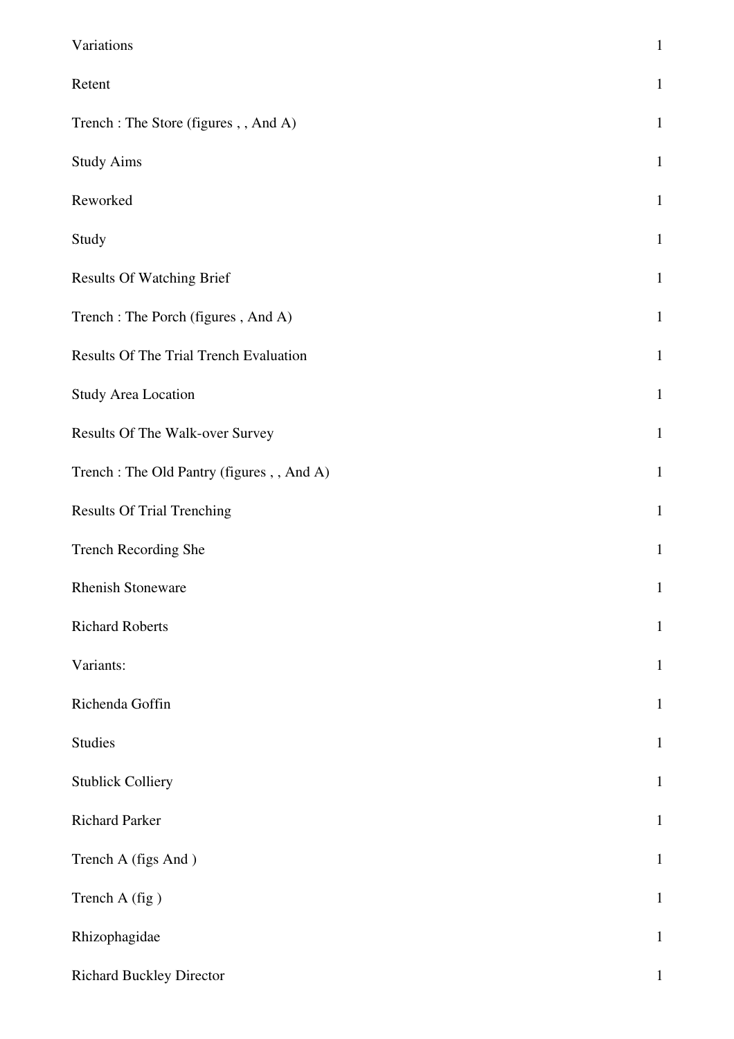| | |
|---|---|
| Variations | 1 |
| Retent | 1 |
| Trench : The Store (figures , , And A) | 1 |
| Study Aims | 1 |
| Reworked | 1 |
| Study | 1 |
| Results Of Watching Brief | 1 |
| Trench : The Porch (figures , And A) | 1 |
| Results Of The Trial Trench Evaluation | 1 |
| Study Area Location | 1 |
| Results Of The Walk-over Survey | 1 |
| Trench : The Old Pantry (figures , , And A) | 1 |
| Results Of Trial Trenching | 1 |
| Trench Recording She | 1 |
| Rhenish Stoneware | 1 |
| Richard Roberts | 1 |
| Variants: | 1 |
| Richenda Goffin | 1 |
| Studies | 1 |
| Stublick Colliery | 1 |
| Richard Parker | 1 |
| Trench A (figs And ) | 1 |
| Trench A (fig ) | 1 |
| Rhizophagidae | 1 |
| Richard Buckley Director | 1 |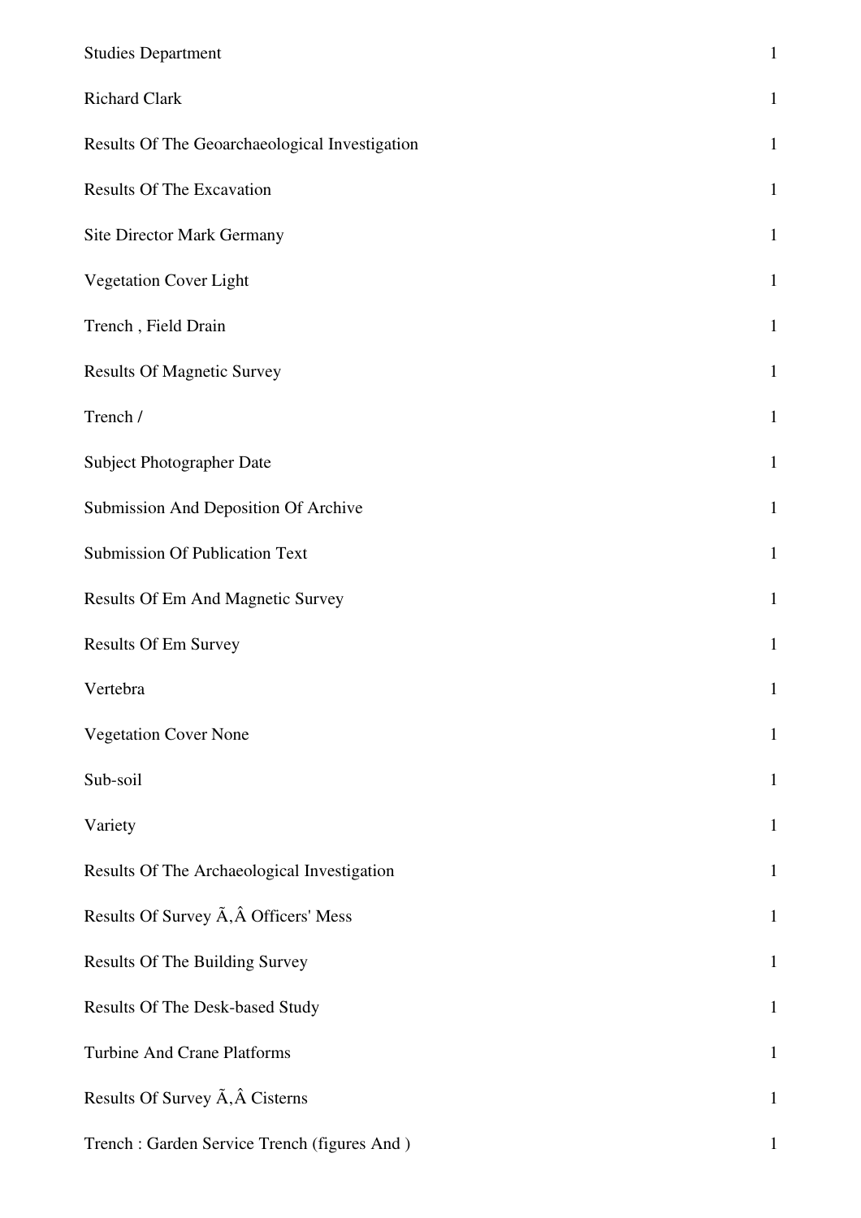| | |
|---|---|
| Studies Department | 1 |
| Richard Clark | 1 |
| Results Of The Geoarchaeological Investigation | 1 |
| Results Of The Excavation | 1 |
| Site Director Mark Germany | 1 |
| Vegetation Cover Light | 1 |
| Trench , Field Drain | 1 |
| Results Of Magnetic Survey | 1 |
| Trench / | 1 |
| Subject Photographer Date | 1 |
| Submission And Deposition Of Archive | 1 |
| Submission Of Publication Text | 1 |
| Results Of Em And Magnetic Survey | 1 |
| Results Of Em Survey | 1 |
| Vertebra | 1 |
| Vegetation Cover None | 1 |
| Sub-soil | 1 |
| Variety | 1 |
| Results Of The Archaeological Investigation | 1 |
| Results Of Survey Ã‚Â Officers' Mess | 1 |
| Results Of The Building Survey | 1 |
| Results Of The Desk-based Study | 1 |
| Turbine And Crane Platforms | 1 |
| Results Of Survey Ã‚Â Cisterns | 1 |
| Trench : Garden Service Trench (figures And ) | 1 |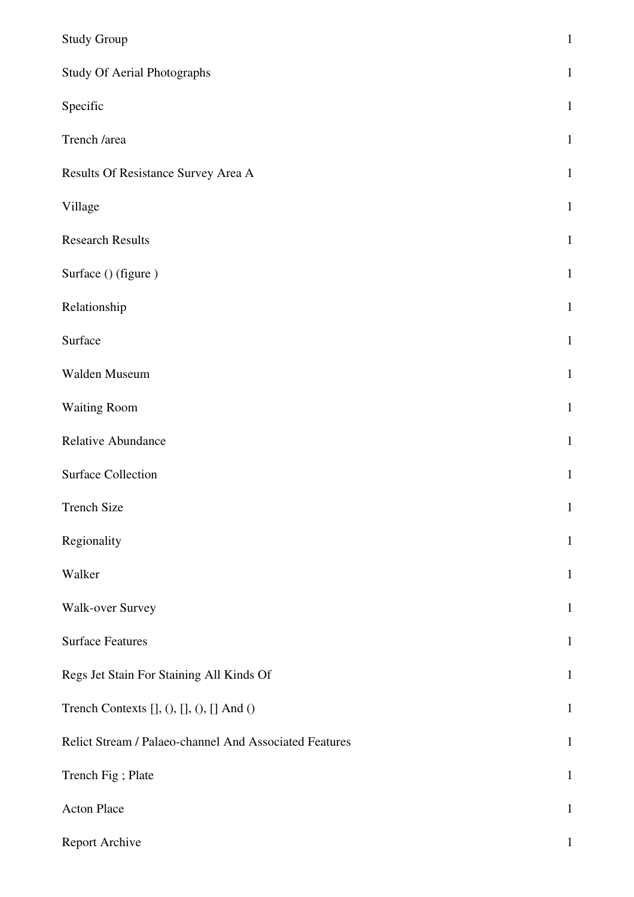| | |
|---|---|
| Study Group | 1 |
| Study Of Aerial Photographs | 1 |
| Specific | 1 |
| Trench /area | 1 |
| Results Of Resistance Survey Area A | 1 |
| Village | 1 |
| Research Results | 1 |
| Surface () (figure ) | 1 |
| Relationship | 1 |
| Surface | 1 |
| Walden Museum | 1 |
| Waiting Room | 1 |
| Relative Abundance | 1 |
| Surface Collection | 1 |
| Trench Size | 1 |
| Regionality | 1 |
| Walker | 1 |
| Walk-over Survey | 1 |
| Surface Features | 1 |
| Regs Jet Stain For Staining All Kinds Of | 1 |
| Trench Contexts [], (), [], (), [] And () | 1 |
| Relict Stream / Palaeo-channel And Associated Features | 1 |
| Trench Fig ; Plate | 1 |
| Acton Place | 1 |
| Report Archive | 1 |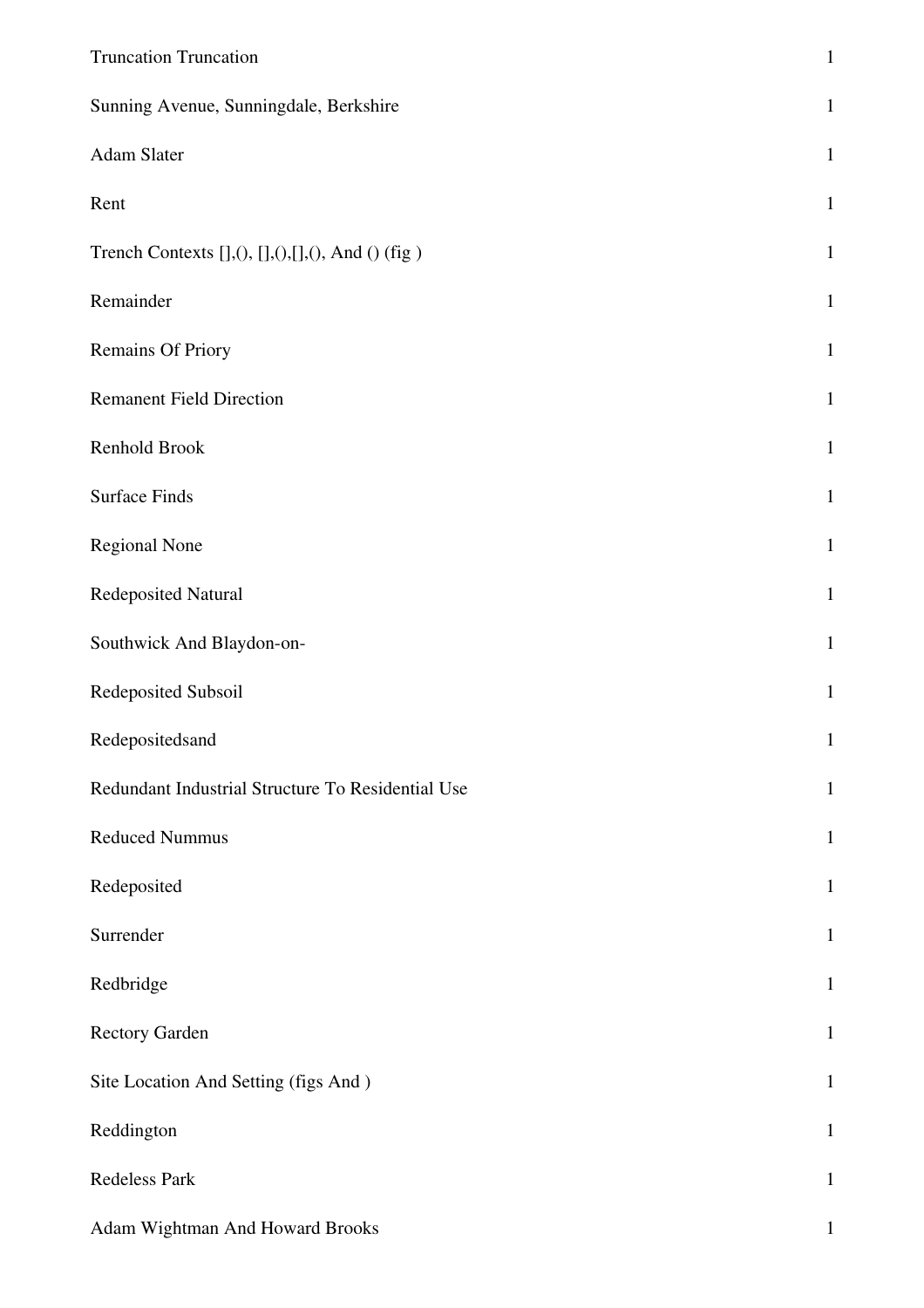| | |
|---|---|
| Truncation Truncation | 1 |
| Sunning Avenue, Sunningdale, Berkshire | 1 |
| Adam Slater | 1 |
| Rent | 1 |
| Trench Contexts [],(), [],(),[],(), And () (fig ) | 1 |
| Remainder | 1 |
| Remains Of Priory | 1 |
| Remanent Field Direction | 1 |
| Renhold Brook | 1 |
| Surface Finds | 1 |
| Regional None | 1 |
| Redeposited Natural | 1 |
| Southwick And Blaydon-on- | 1 |
| Redeposited Subsoil | 1 |
| Redepositedsand | 1 |
| Redundant Industrial Structure To Residential Use | 1 |
| Reduced Nummus | 1 |
| Redeposited | 1 |
| Surrender | 1 |
| Redbridge | 1 |
| Rectory Garden | 1 |
| Site Location And Setting (figs And ) | 1 |
| Reddington | 1 |
| Redeless Park | 1 |
| Adam Wightman And Howard Brooks | 1 |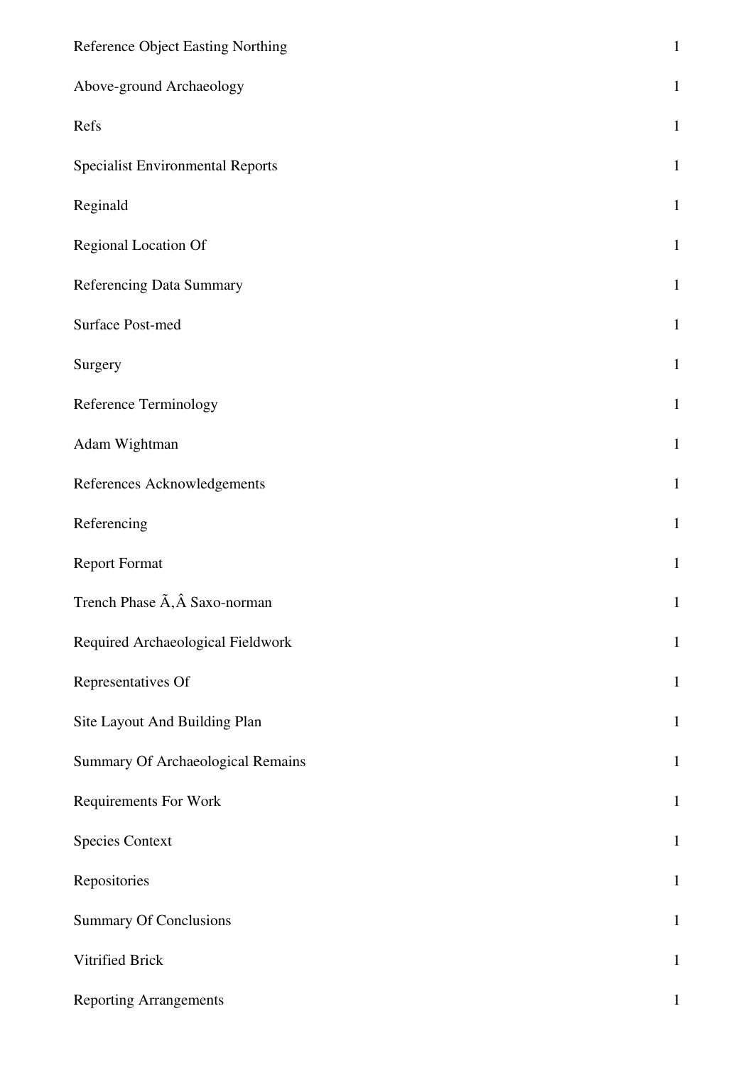| | |
|---|---|
| Reference Object Easting Northing | 1 |
| Above-ground Archaeology | 1 |
| Refs | 1 |
| Specialist Environmental Reports | 1 |
| Reginald | 1 |
| Regional Location Of | 1 |
| Referencing Data Summary | 1 |
| Surface Post-med | 1 |
| Surgery | 1 |
| Reference Terminology | 1 |
| Adam Wightman | 1 |
| References Acknowledgements | 1 |
| Referencing | 1 |
| Report Format | 1 |
| Trench Phase Ã‚Â Saxo-norman | 1 |
| Required Archaeological Fieldwork | 1 |
| Representatives Of | 1 |
| Site Layout And Building Plan | 1 |
| Summary Of Archaeological Remains | 1 |
| Requirements For Work | 1 |
| Species Context | 1 |
| Repositories | 1 |
| Summary Of Conclusions | 1 |
| Vitrified Brick | 1 |
| Reporting Arrangements | 1 |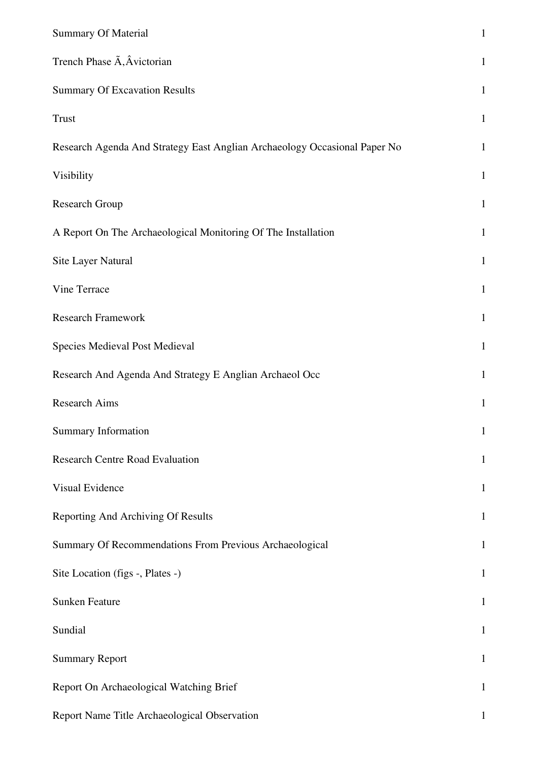| | |
|---|---|
| Summary Of Material | 1 |
| Trench Phase Ã‚Âvictorian | 1 |
| Summary Of Excavation Results | 1 |
| Trust | 1 |
| Research Agenda And Strategy East Anglian Archaeology Occasional Paper No | 1 |
| Visibility | 1 |
| Research Group | 1 |
| A Report On The Archaeological Monitoring Of The Installation | 1 |
| Site Layer Natural | 1 |
| Vine Terrace | 1 |
| Research Framework | 1 |
| Species Medieval Post Medieval | 1 |
| Research And Agenda And Strategy E Anglian Archaeol Occ | 1 |
| Research Aims | 1 |
| Summary Information | 1 |
| Research Centre Road Evaluation | 1 |
| Visual Evidence | 1 |
| Reporting And Archiving Of Results | 1 |
| Summary Of Recommendations From Previous Archaeological | 1 |
| Site Location (figs -, Plates -) | 1 |
| Sunken Feature | 1 |
| Sundial | 1 |
| Summary Report | 1 |
| Report On Archaeological Watching Brief | 1 |
| Report Name Title Archaeological Observation | 1 |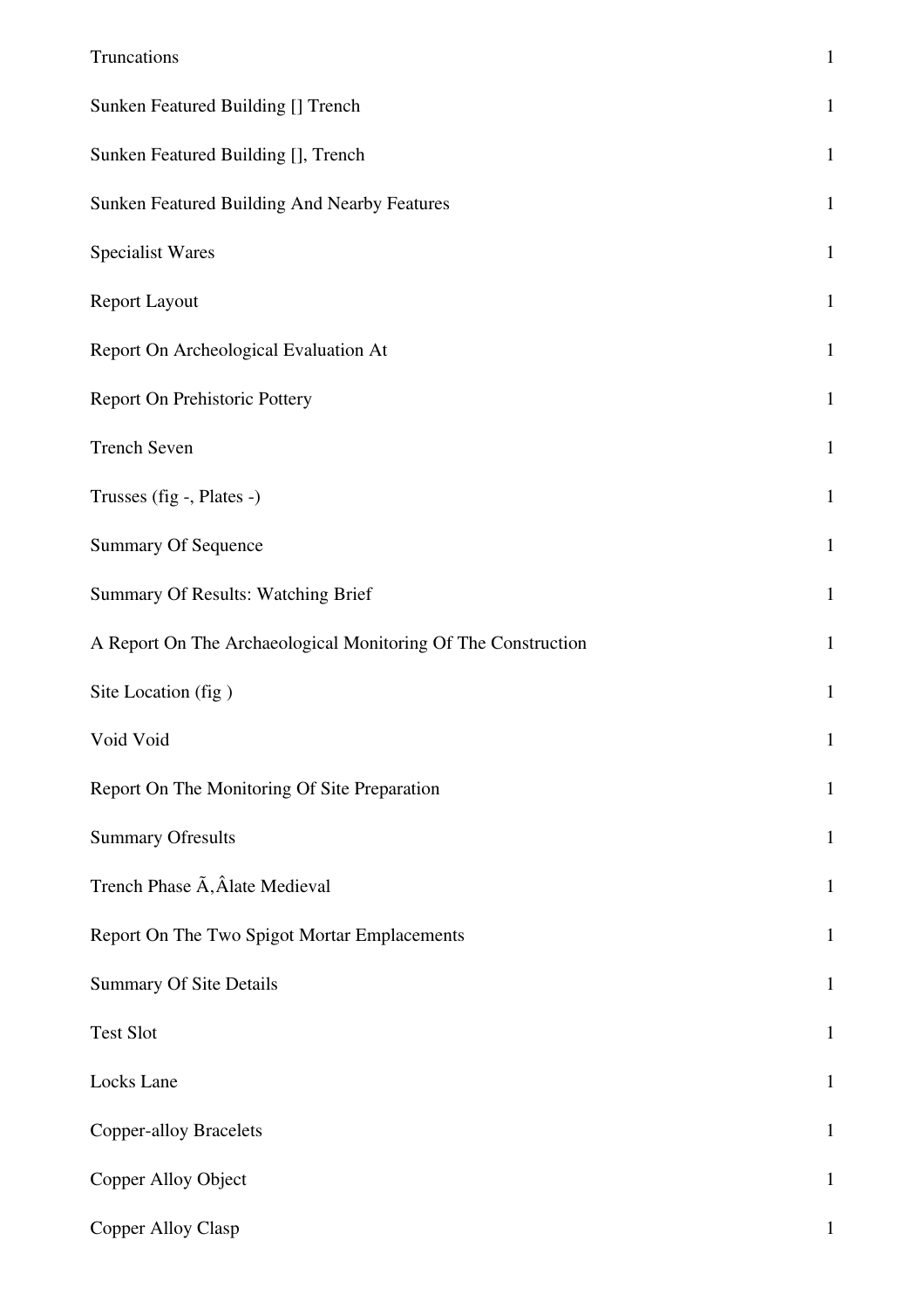| | |
|---|---|
| Truncations | 1 |
| Sunken Featured Building [] Trench | 1 |
| Sunken Featured Building [], Trench | 1 |
| Sunken Featured Building And Nearby Features | 1 |
| Specialist Wares | 1 |
| Report Layout | 1 |
| Report On Archeological Evaluation At | 1 |
| Report On Prehistoric Pottery | 1 |
| Trench Seven | 1 |
| Trusses (fig -, Plates -) | 1 |
| Summary Of Sequence | 1 |
| Summary Of Results: Watching Brief | 1 |
| A Report On The Archaeological Monitoring Of The Construction | 1 |
| Site Location (fig ) | 1 |
| Void Void | 1 |
| Report On The Monitoring Of Site Preparation | 1 |
| Summary Ofresults | 1 |
| Trench Phase Ã‚Âlate Medieval | 1 |
| Report On The Two Spigot Mortar Emplacements | 1 |
| Summary Of Site Details | 1 |
| Test Slot | 1 |
| Locks Lane | 1 |
| Copper-alloy Bracelets | 1 |
| Copper Alloy Object | 1 |
| Copper Alloy Clasp | 1 |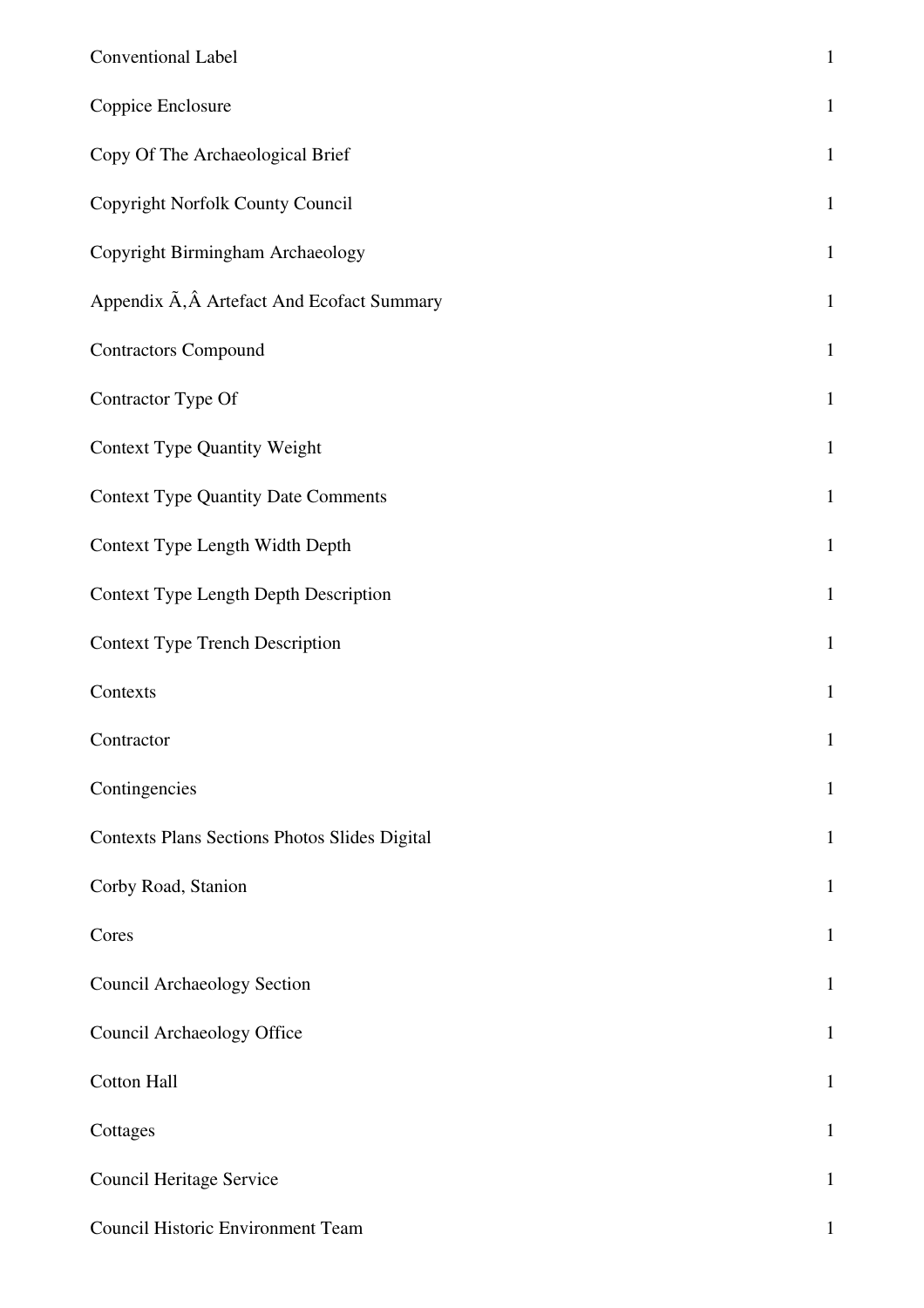| | |
|---|---|
| Conventional Label | 1 |
| Coppice Enclosure | 1 |
| Copy Of The Archaeological Brief | 1 |
| Copyright Norfolk County Council | 1 |
| Copyright Birmingham Archaeology | 1 |
| Appendix Ã‚Â Artefact And Ecofact Summary | 1 |
| Contractors Compound | 1 |
| Contractor Type Of | 1 |
| Context Type Quantity Weight | 1 |
| Context Type Quantity Date Comments | 1 |
| Context Type Length Width Depth | 1 |
| Context Type Length Depth Description | 1 |
| Context Type Trench Description | 1 |
| Contexts | 1 |
| Contractor | 1 |
| Contingencies | 1 |
| Contexts Plans Sections Photos Slides Digital | 1 |
| Corby Road, Stanion | 1 |
| Cores | 1 |
| Council Archaeology Section | 1 |
| Council Archaeology Office | 1 |
| Cotton Hall | 1 |
| Cottages | 1 |
| Council Heritage Service | 1 |
| Council Historic Environment Team | 1 |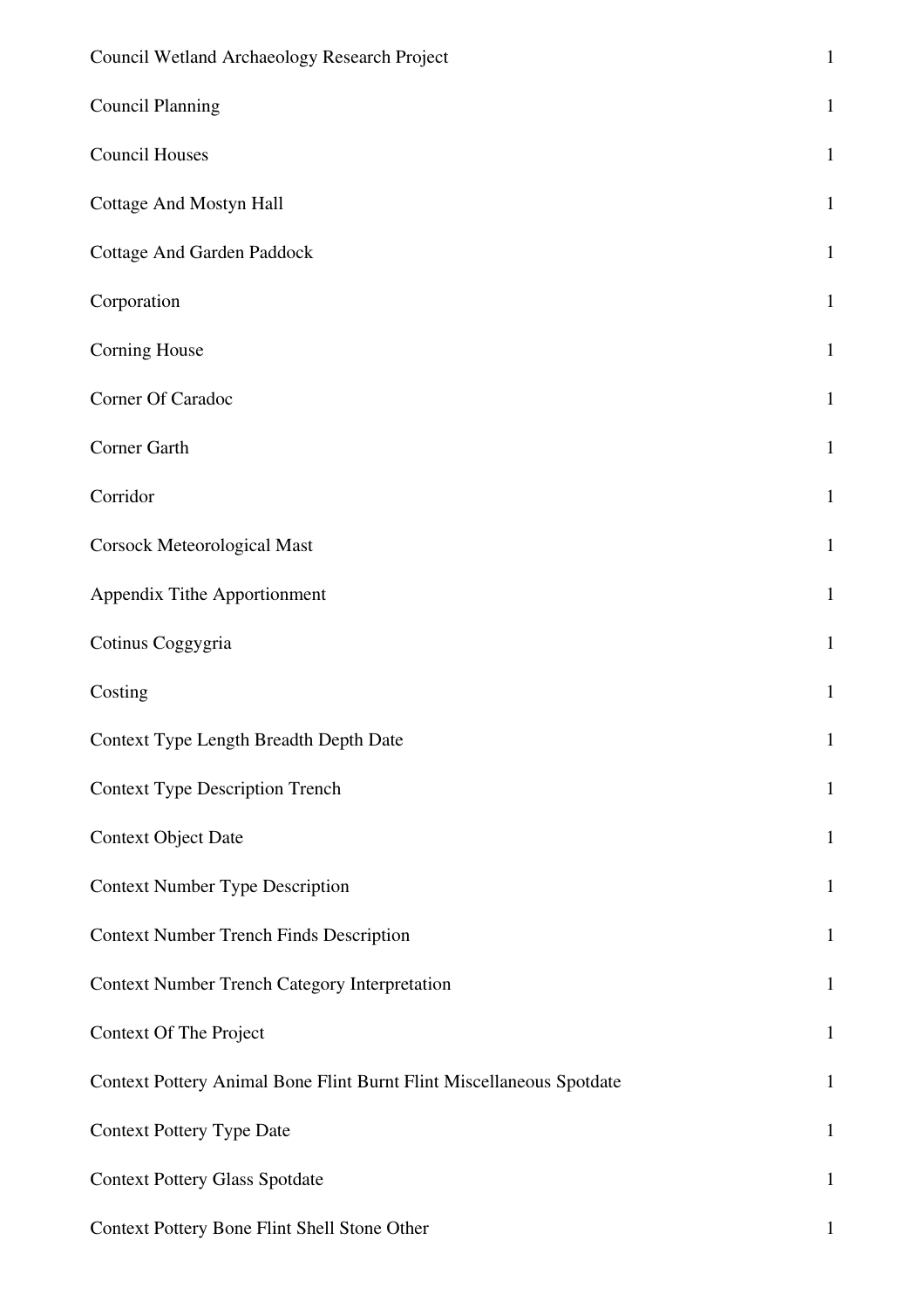| | |
|---|---|
| Council Wetland Archaeology Research Project | 1 |
| Council Planning | 1 |
| Council Houses | 1 |
| Cottage And Mostyn Hall | 1 |
| Cottage And Garden Paddock | 1 |
| Corporation | 1 |
| Corning House | 1 |
| Corner Of Caradoc | 1 |
| Corner Garth | 1 |
| Corridor | 1 |
| Corsock Meteorological Mast | 1 |
| Appendix Tithe Apportionment | 1 |
| Cotinus Coggygria | 1 |
| Costing | 1 |
| Context Type Length Breadth Depth Date | 1 |
| Context Type Description Trench | 1 |
| Context Object Date | 1 |
| Context Number Type Description | 1 |
| Context Number Trench Finds Description | 1 |
| Context Number Trench Category Interpretation | 1 |
| Context Of The Project | 1 |
| Context Pottery Animal Bone Flint Burnt Flint Miscellaneous Spotdate | 1 |
| Context Pottery Type Date | 1 |
| Context Pottery Glass Spotdate | 1 |
| Context Pottery Bone Flint Shell Stone Other | 1 |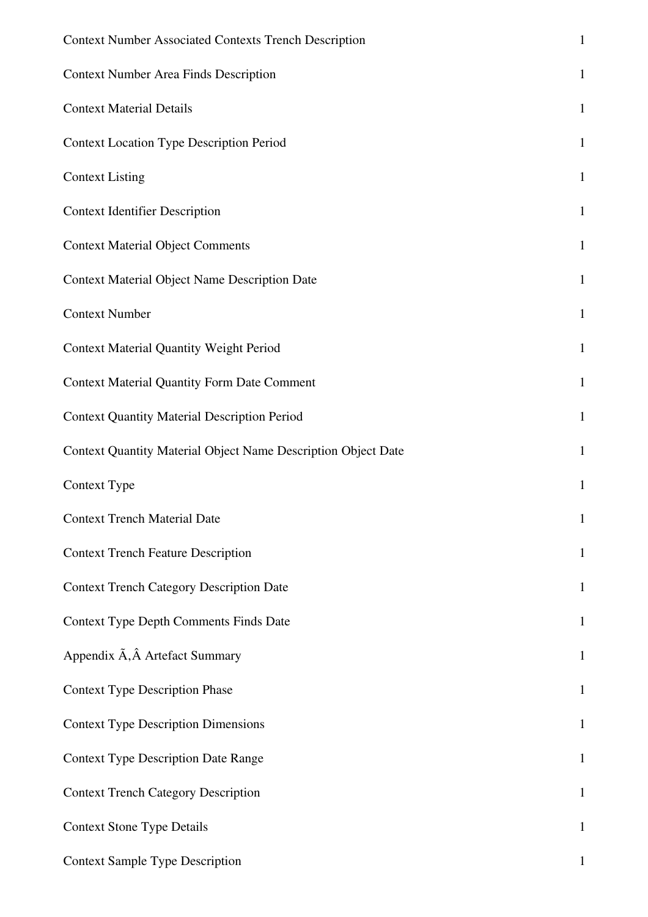| | |
|---|---|
| Context Number Associated Contexts Trench Description | 1 |
| Context Number Area Finds Description | 1 |
| Context Material Details | 1 |
| Context Location Type Description Period | 1 |
| Context Listing | 1 |
| Context Identifier Description | 1 |
| Context Material Object Comments | 1 |
| Context Material Object Name Description Date | 1 |
| Context Number | 1 |
| Context Material Quantity Weight Period | 1 |
| Context Material Quantity Form Date Comment | 1 |
| Context Quantity Material Description Period | 1 |
| Context Quantity Material Object Name Description Object Date | 1 |
| Context Type | 1 |
| Context Trench Material Date | 1 |
| Context Trench Feature Description | 1 |
| Context Trench Category Description Date | 1 |
| Context Type Depth Comments Finds Date | 1 |
| Appendix Ã‚Â Artefact Summary | 1 |
| Context Type Description Phase | 1 |
| Context Type Description Dimensions | 1 |
| Context Type Description Date Range | 1 |
| Context Trench Category Description | 1 |
| Context Stone Type Details | 1 |
| Context Sample Type Description | 1 |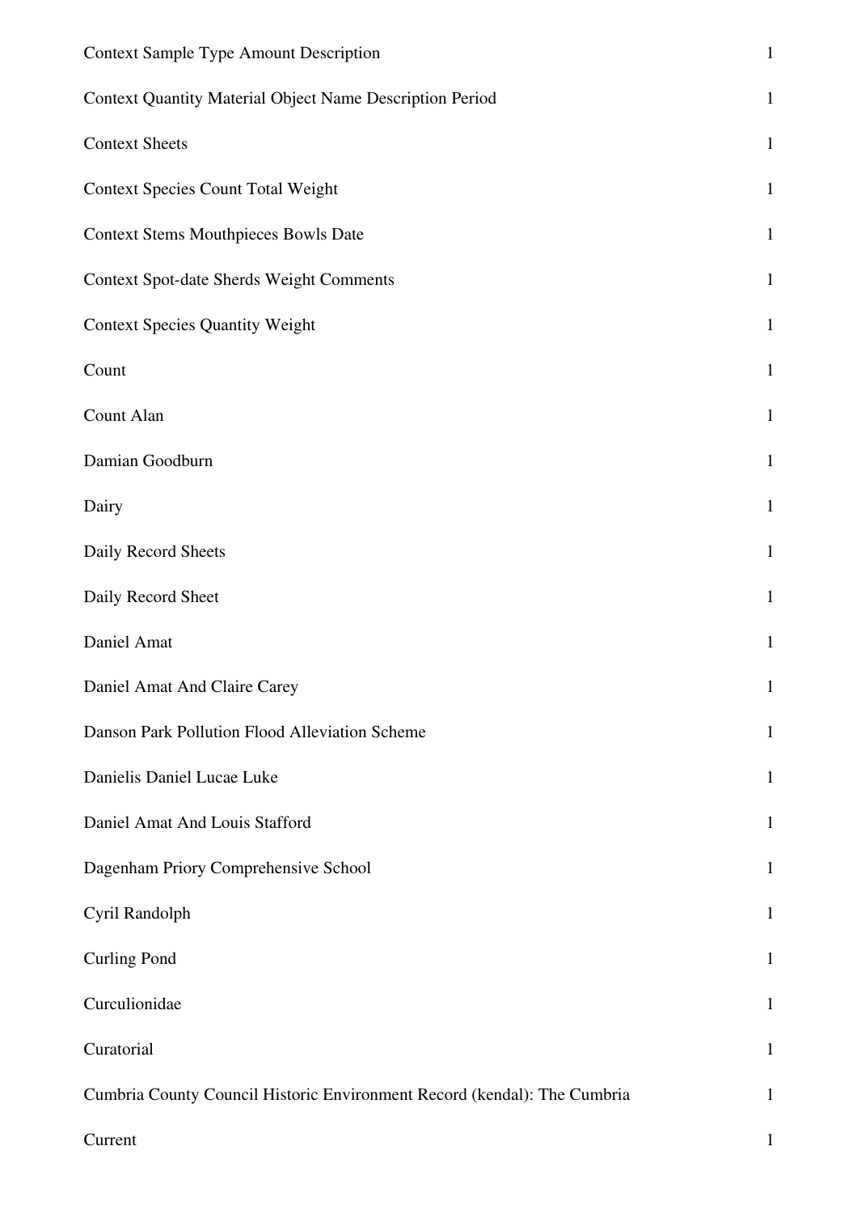| | |
|---|---|
| Context Sample Type Amount Description | 1 |
| Context Quantity Material Object Name Description Period | 1 |
| Context Sheets | 1 |
| Context Species Count Total Weight | 1 |
| Context Stems Mouthpieces Bowls Date | 1 |
| Context Spot-date Sherds Weight Comments | 1 |
| Context Species Quantity Weight | 1 |
| Count | 1 |
| Count Alan | 1 |
| Damian Goodburn | 1 |
| Dairy | 1 |
| Daily Record Sheets | 1 |
| Daily Record Sheet | 1 |
| Daniel Amat | 1 |
| Daniel Amat And Claire Carey | 1 |
| Danson Park Pollution Flood Alleviation Scheme | 1 |
| Danielis Daniel Lucae Luke | 1 |
| Daniel Amat And Louis Stafford | 1 |
| Dagenham Priory Comprehensive School | 1 |
| Cyril Randolph | 1 |
| Curling Pond | 1 |
| Curculionidae | 1 |
| Curatorial | 1 |
| Cumbria County Council Historic Environment Record (kendal): The Cumbria | 1 |
| Current | 1 |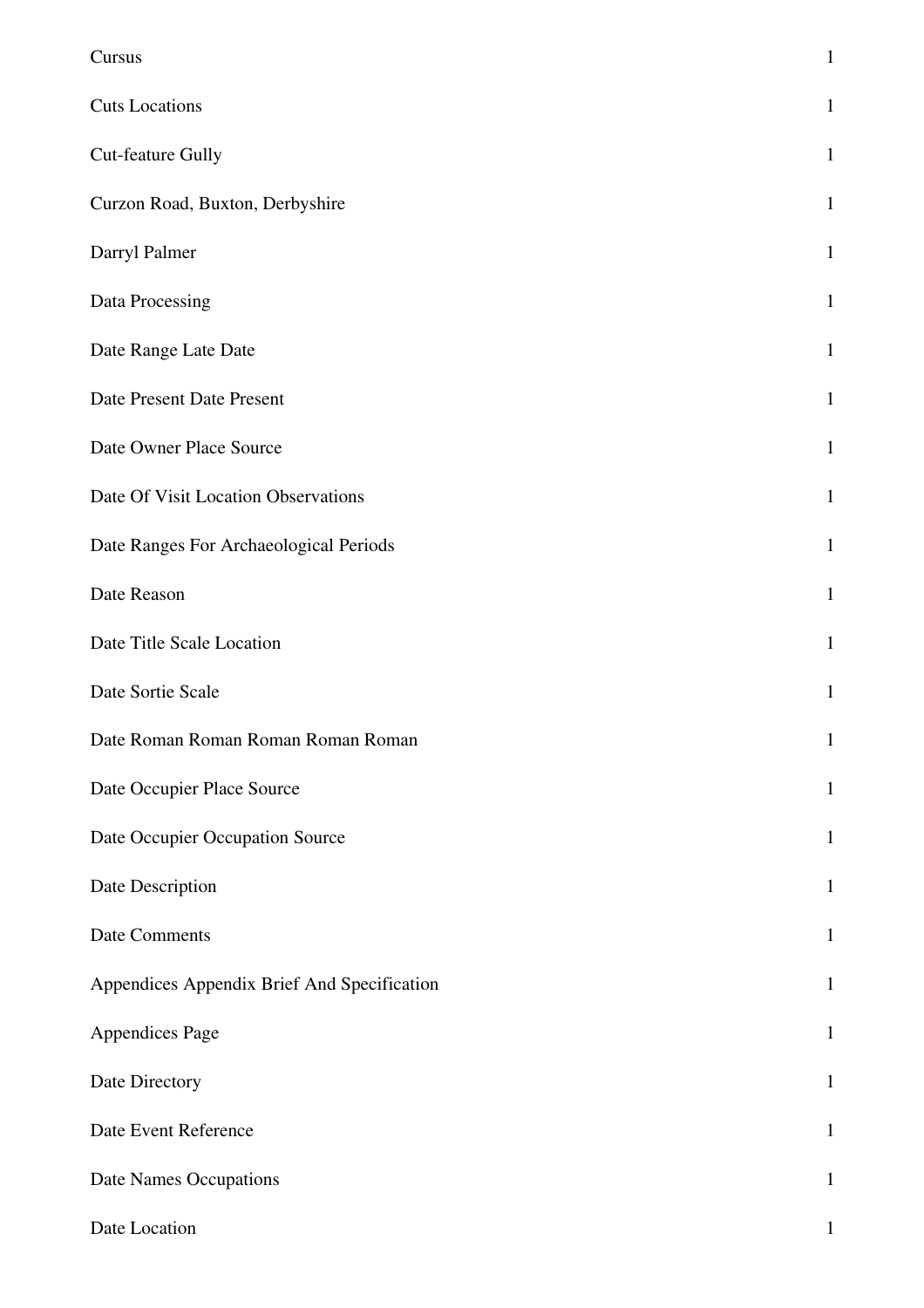| | |
|---|---|
| Cursus | 1 |
| Cuts Locations | 1 |
| Cut-feature Gully | 1 |
| Curzon Road, Buxton, Derbyshire | 1 |
| Darryl Palmer | 1 |
| Data Processing | 1 |
| Date Range Late Date | 1 |
| Date Present Date Present | 1 |
| Date Owner Place Source | 1 |
| Date Of Visit Location Observations | 1 |
| Date Ranges For Archaeological Periods | 1 |
| Date Reason | 1 |
| Date Title Scale Location | 1 |
| Date Sortie Scale | 1 |
| Date Roman Roman Roman Roman Roman | 1 |
| Date Occupier Place Source | 1 |
| Date Occupier Occupation Source | 1 |
| Date Description | 1 |
| Date Comments | 1 |
| Appendices Appendix Brief And Specification | 1 |
| Appendices Page | 1 |
| Date Directory | 1 |
| Date Event Reference | 1 |
| Date Names Occupations | 1 |
| Date Location | 1 |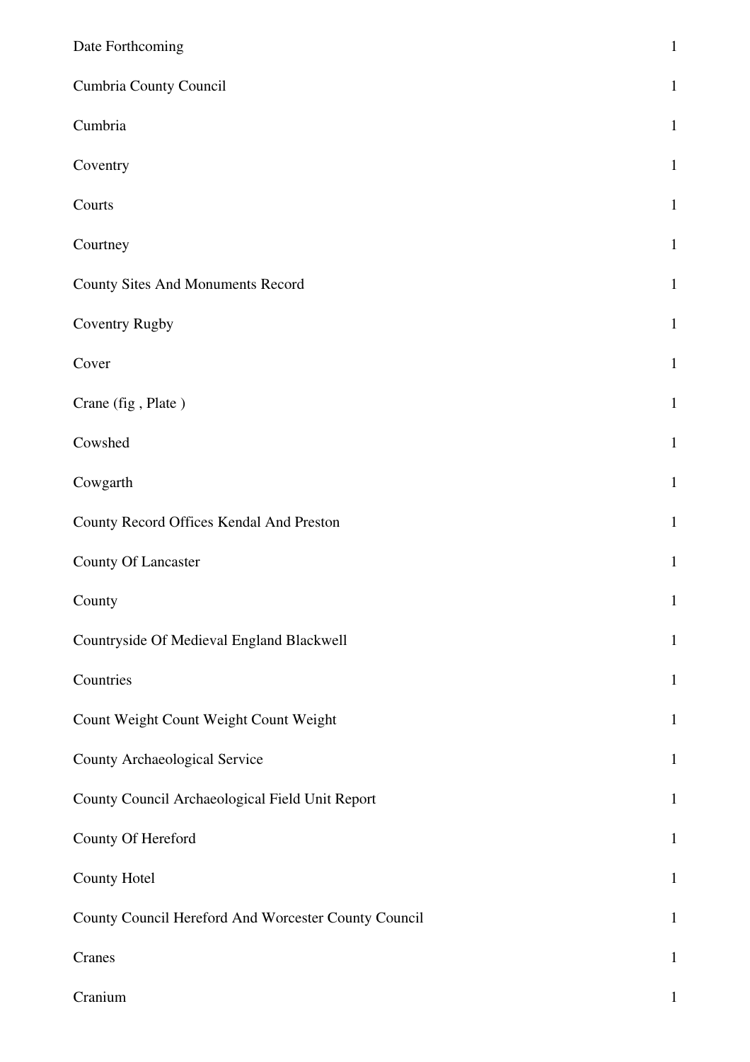| | |
|---|---|
| Date Forthcoming | 1 |
| Cumbria County Council | 1 |
| Cumbria | 1 |
| Coventry | 1 |
| Courts | 1 |
| Courtney | 1 |
| County Sites And Monuments Record | 1 |
| Coventry Rugby | 1 |
| Cover | 1 |
| Crane (fig , Plate ) | 1 |
| Cowshed | 1 |
| Cowgarth | 1 |
| County Record Offices Kendal And Preston | 1 |
| County Of Lancaster | 1 |
| County | 1 |
| Countryside Of Medieval England Blackwell | 1 |
| Countries | 1 |
| Count Weight Count Weight Count Weight | 1 |
| County Archaeological Service | 1 |
| County Council Archaeological Field Unit Report | 1 |
| County Of Hereford | 1 |
| County Hotel | 1 |
| County Council Hereford And Worcester County Council | 1 |
| Cranes | 1 |
| Cranium | 1 |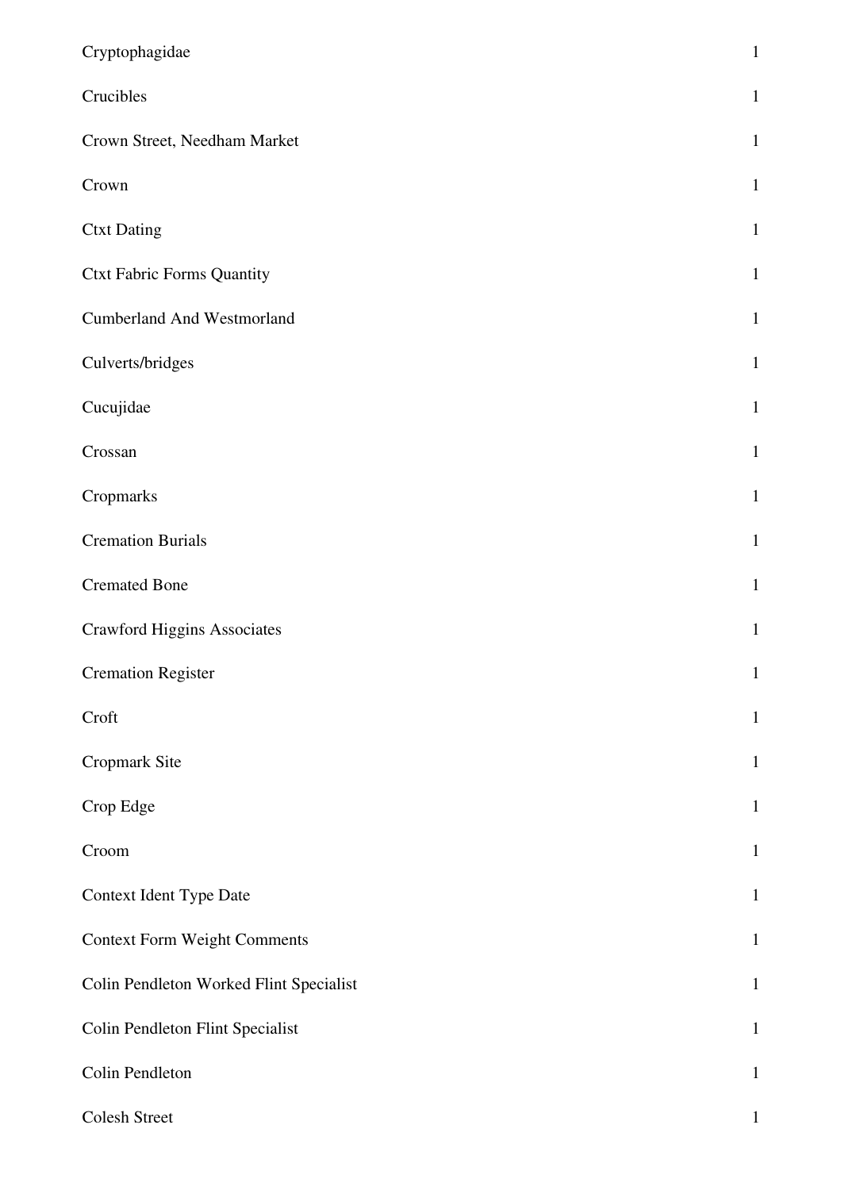| | |
|---|---|
| Cryptophagidae | 1 |
| Crucibles | 1 |
| Crown Street, Needham Market | 1 |
| Crown | 1 |
| Ctxt Dating | 1 |
| Ctxt Fabric Forms Quantity | 1 |
| Cumberland And Westmorland | 1 |
| Culverts/bridges | 1 |
| Cucujidae | 1 |
| Crossan | 1 |
| Cropmarks | 1 |
| Cremation Burials | 1 |
| Cremated Bone | 1 |
| Crawford Higgins Associates | 1 |
| Cremation Register | 1 |
| Croft | 1 |
| Cropmark Site | 1 |
| Crop Edge | 1 |
| Croom | 1 |
| Context Ident Type Date | 1 |
| Context Form Weight Comments | 1 |
| Colin Pendleton Worked Flint Specialist | 1 |
| Colin Pendleton Flint Specialist | 1 |
| Colin Pendleton | 1 |
| Colesh Street | 1 |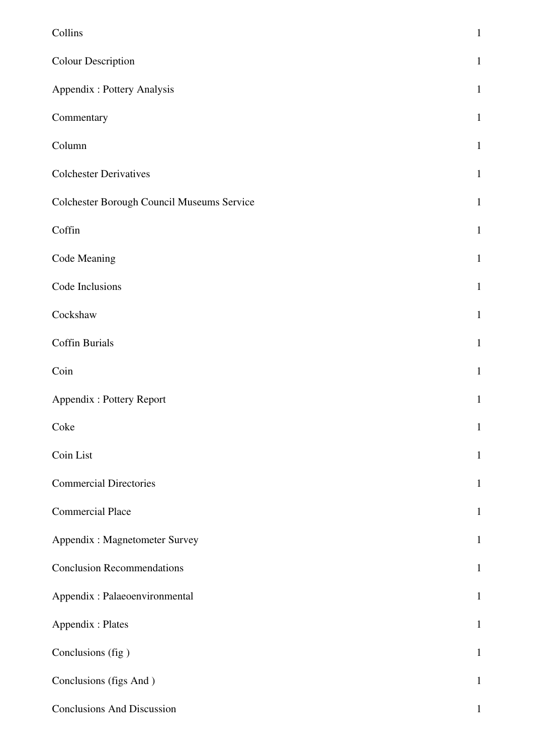| | |
|---|---|
| Collins | 1 |
| Colour Description | 1 |
| Appendix : Pottery Analysis | 1 |
| Commentary | 1 |
| Column | 1 |
| Colchester Derivatives | 1 |
| Colchester Borough Council Museums Service | 1 |
| Coffin | 1 |
| Code Meaning | 1 |
| Code Inclusions | 1 |
| Cockshaw | 1 |
| Coffin Burials | 1 |
| Coin | 1 |
| Appendix : Pottery Report | 1 |
| Coke | 1 |
| Coin List | 1 |
| Commercial Directories | 1 |
| Commercial Place | 1 |
| Appendix : Magnetometer Survey | 1 |
| Conclusion Recommendations | 1 |
| Appendix : Palaeoenvironmental | 1 |
| Appendix : Plates | 1 |
| Conclusions (fig ) | 1 |
| Conclusions (figs And ) | 1 |
| Conclusions And Discussion | 1 |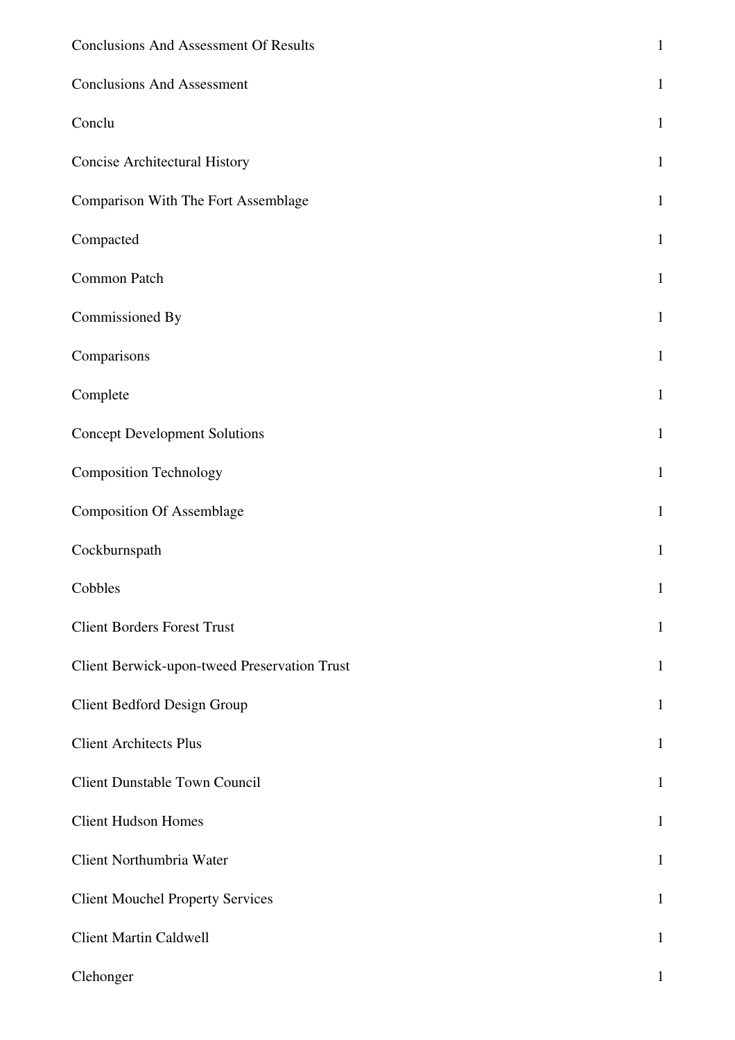| | |
|---|---|
| Conclusions And Assessment Of Results | 1 |
| Conclusions And Assessment | 1 |
| Conclu | 1 |
| Concise Architectural History | 1 |
| Comparison With The Fort Assemblage | 1 |
| Compacted | 1 |
| Common Patch | 1 |
| Commissioned By | 1 |
| Comparisons | 1 |
| Complete | 1 |
| Concept Development Solutions | 1 |
| Composition Technology | 1 |
| Composition Of Assemblage | 1 |
| Cockburnspath | 1 |
| Cobbles | 1 |
| Client Borders Forest Trust | 1 |
| Client Berwick-upon-tweed Preservation Trust | 1 |
| Client Bedford Design Group | 1 |
| Client Architects Plus | 1 |
| Client Dunstable Town Council | 1 |
| Client Hudson Homes | 1 |
| Client Northumbria Water | 1 |
| Client Mouchel Property Services | 1 |
| Client Martin Caldwell | 1 |
| Clehonger | 1 |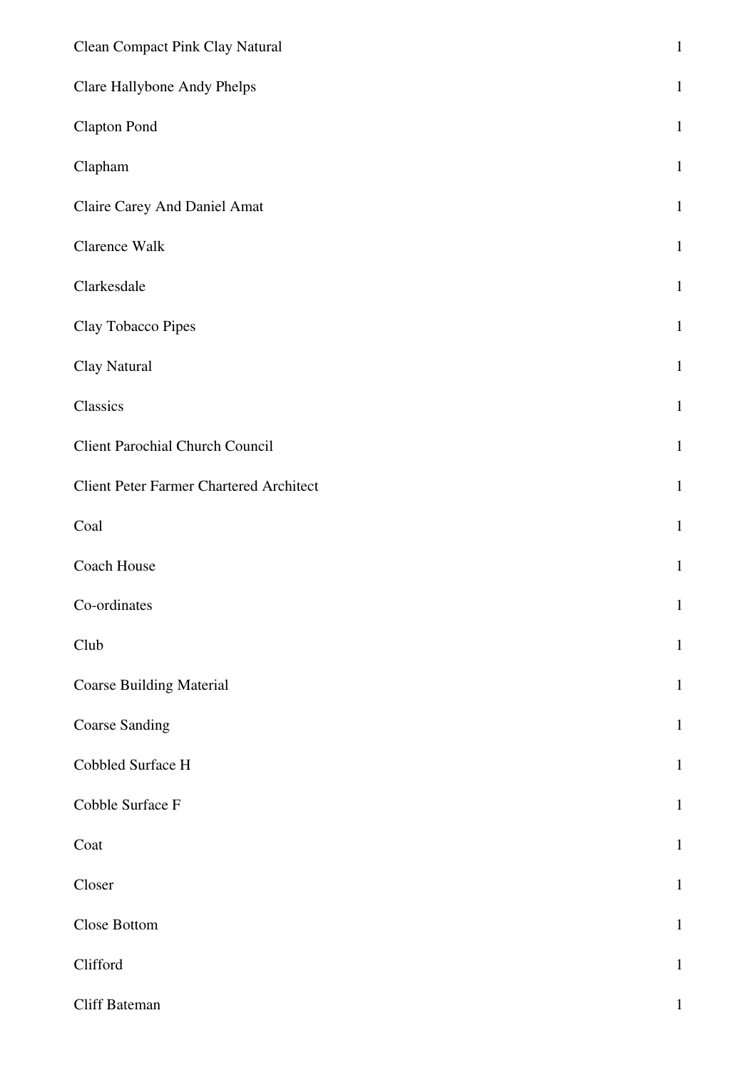| | |
|---|---|
| Clean Compact Pink Clay Natural | 1 |
| Clare Hallybone Andy Phelps | 1 |
| Clapton Pond | 1 |
| Clapham | 1 |
| Claire Carey And Daniel Amat | 1 |
| Clarence Walk | 1 |
| Clarkesdale | 1 |
| Clay Tobacco Pipes | 1 |
| Clay Natural | 1 |
| Classics | 1 |
| Client Parochial Church Council | 1 |
| Client Peter Farmer Chartered Architect | 1 |
| Coal | 1 |
| Coach House | 1 |
| Co-ordinates | 1 |
| Club | 1 |
| Coarse Building Material | 1 |
| Coarse Sanding | 1 |
| Cobbled Surface H | 1 |
| Cobble Surface F | 1 |
| Coat | 1 |
| Closer | 1 |
| Close Bottom | 1 |
| Clifford | 1 |
| Cliff Bateman | 1 |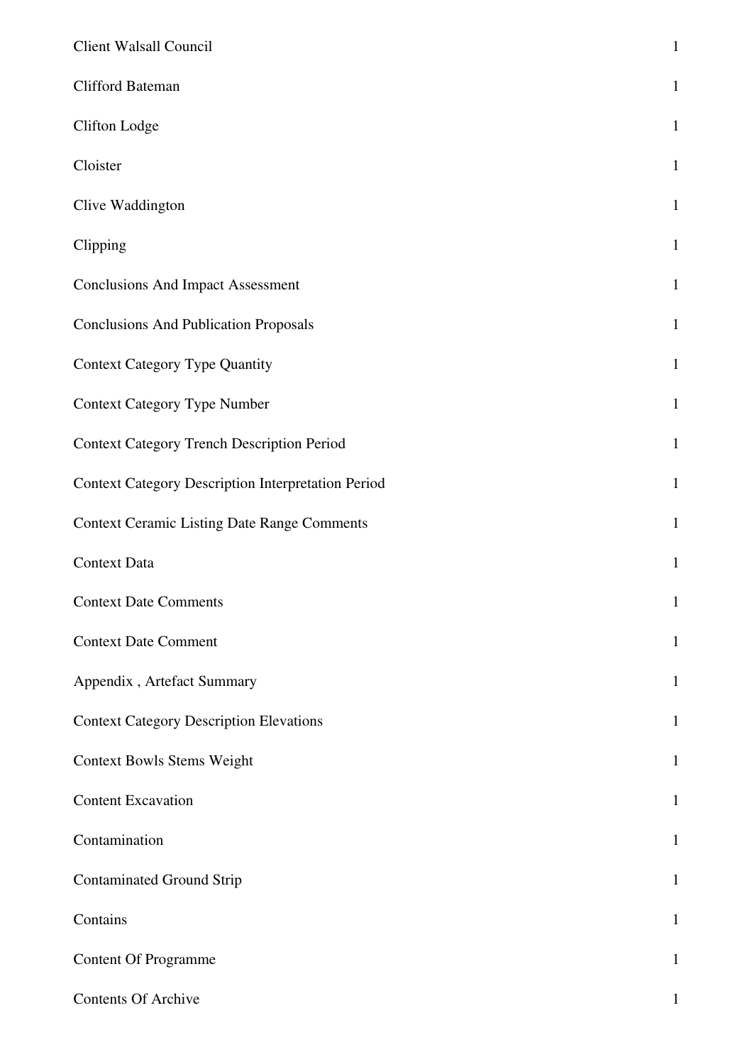| | |
|---|---|
| Client Walsall Council | 1 |
| Clifford Bateman | 1 |
| Clifton Lodge | 1 |
| Cloister | 1 |
| Clive Waddington | 1 |
| Clipping | 1 |
| Conclusions And Impact Assessment | 1 |
| Conclusions And Publication Proposals | 1 |
| Context Category Type Quantity | 1 |
| Context Category Type Number | 1 |
| Context Category Trench Description Period | 1 |
| Context Category Description Interpretation Period | 1 |
| Context Ceramic Listing Date Range Comments | 1 |
| Context Data | 1 |
| Context Date Comments | 1 |
| Context Date Comment | 1 |
| Appendix , Artefact Summary | 1 |
| Context Category Description Elevations | 1 |
| Context Bowls Stems Weight | 1 |
| Content Excavation | 1 |
| Contamination | 1 |
| Contaminated Ground Strip | 1 |
| Contains | 1 |
| Content Of Programme | 1 |
| Contents Of Archive | 1 |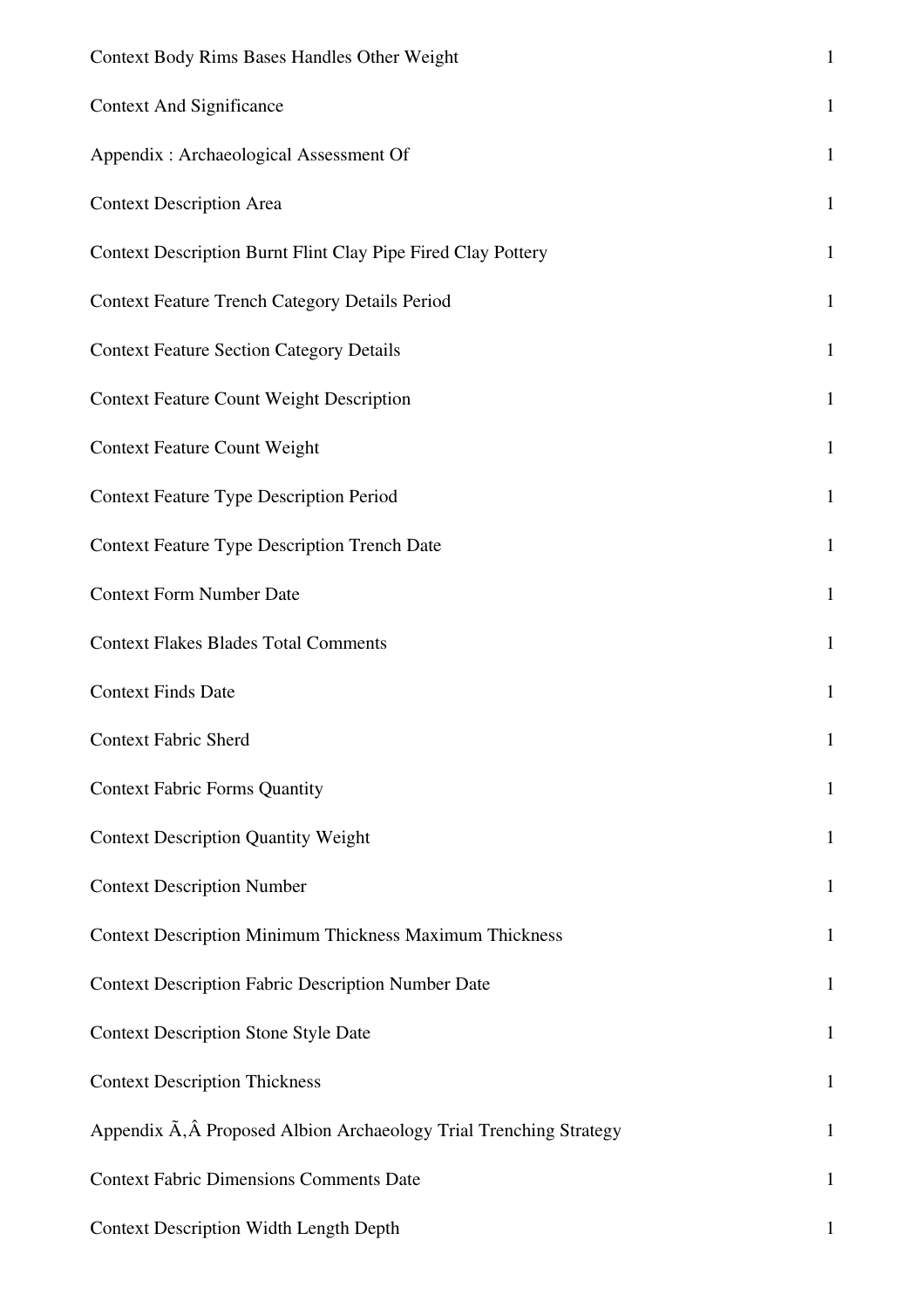| | |
|---|---|
| Context Body Rims Bases Handles Other Weight | 1 |
| Context And Significance | 1 |
| Appendix : Archaeological Assessment Of | 1 |
| Context Description Area | 1 |
| Context Description Burnt Flint Clay Pipe Fired Clay Pottery | 1 |
| Context Feature Trench Category Details Period | 1 |
| Context Feature Section Category Details | 1 |
| Context Feature Count Weight Description | 1 |
| Context Feature Count Weight | 1 |
| Context Feature Type Description Period | 1 |
| Context Feature Type Description Trench Date | 1 |
| Context Form Number Date | 1 |
| Context Flakes Blades Total Comments | 1 |
| Context Finds Date | 1 |
| Context Fabric Sherd | 1 |
| Context Fabric Forms Quantity | 1 |
| Context Description Quantity Weight | 1 |
| Context Description Number | 1 |
| Context Description Minimum Thickness Maximum Thickness | 1 |
| Context Description Fabric Description Number Date | 1 |
| Context Description Stone Style Date | 1 |
| Context Description Thickness | 1 |
| Appendix Ã‚Â Proposed Albion Archaeology Trial Trenching Strategy | 1 |
| Context Fabric Dimensions Comments Date | 1 |
| Context Description Width Length Depth | 1 |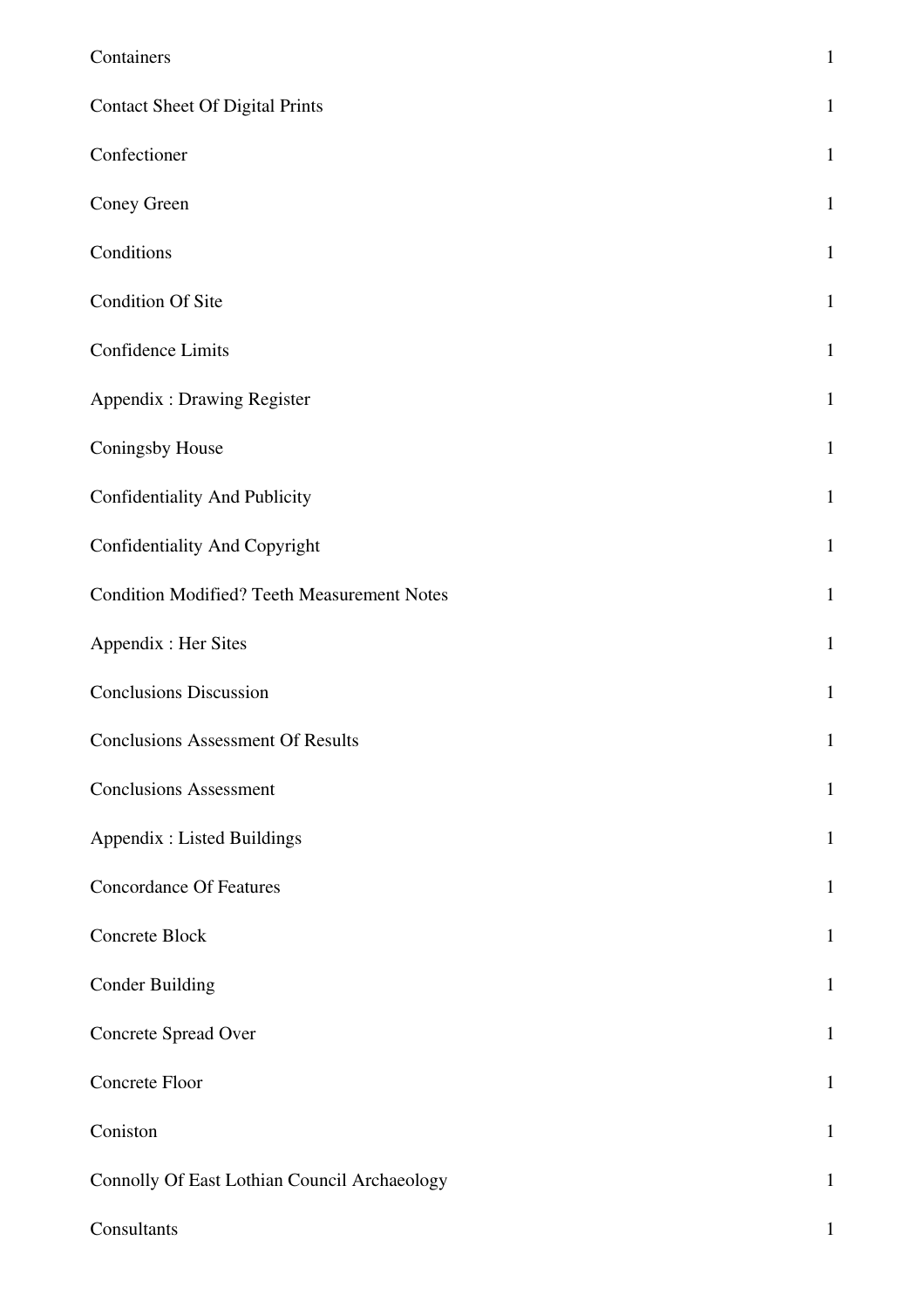| | |
|---|---|
| Containers | 1 |
| Contact Sheet Of Digital Prints | 1 |
| Confectioner | 1 |
| Coney Green | 1 |
| Conditions | 1 |
| Condition Of Site | 1 |
| Confidence Limits | 1 |
| Appendix : Drawing Register | 1 |
| Coningsby House | 1 |
| Confidentiality And Publicity | 1 |
| Confidentiality And Copyright | 1 |
| Condition Modified? Teeth Measurement Notes | 1 |
| Appendix : Her Sites | 1 |
| Conclusions Discussion | 1 |
| Conclusions Assessment Of Results | 1 |
| Conclusions Assessment | 1 |
| Appendix : Listed Buildings | 1 |
| Concordance Of Features | 1 |
| Concrete Block | 1 |
| Conder Building | 1 |
| Concrete Spread Over | 1 |
| Concrete Floor | 1 |
| Coniston | 1 |
| Connolly Of East Lothian Council Archaeology | 1 |
| Consultants | 1 |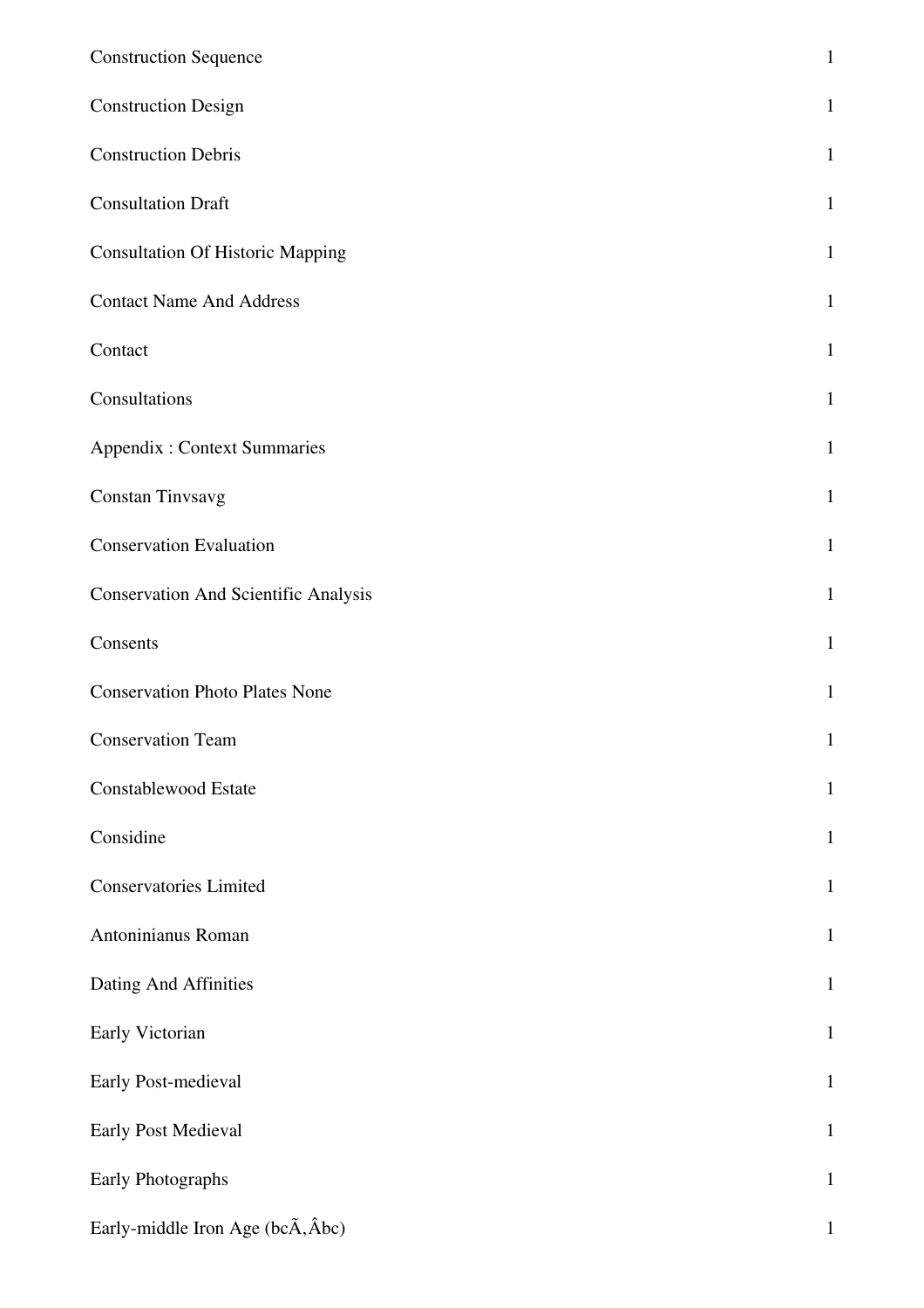| | |
|---|---|
| Construction Sequence | 1 |
| Construction Design | 1 |
| Construction Debris | 1 |
| Consultation Draft | 1 |
| Consultation Of Historic Mapping | 1 |
| Contact Name And Address | 1 |
| Contact | 1 |
| Consultations | 1 |
| Appendix : Context Summaries | 1 |
| Constan Tinvsavg | 1 |
| Conservation Evaluation | 1 |
| Conservation And Scientific Analysis | 1 |
| Consents | 1 |
| Conservation Photo Plates None | 1 |
| Conservation Team | 1 |
| Constablewood Estate | 1 |
| Considine | 1 |
| Conservatories Limited | 1 |
| Antoninianus Roman | 1 |
| Dating And Affinities | 1 |
| Early Victorian | 1 |
| Early Post-medieval | 1 |
| Early Post Medieval | 1 |
| Early Photographs | 1 |
| Early-middle Iron Age (bcÃ‚Âbc) | 1 |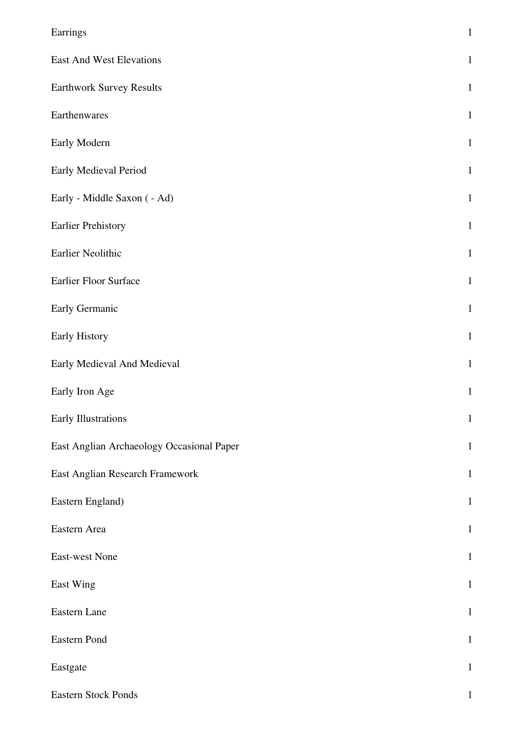| | |
|---|---|
| Earrings | 1 |
| East And West Elevations | 1 |
| Earthwork Survey Results | 1 |
| Earthenwares | 1 |
| Early Modern | 1 |
| Early Medieval Period | 1 |
| Early - Middle Saxon ( - Ad) | 1 |
| Earlier Prehistory | 1 |
| Earlier Neolithic | 1 |
| Earlier Floor Surface | 1 |
| Early Germanic | 1 |
| Early History | 1 |
| Early Medieval And Medieval | 1 |
| Early Iron Age | 1 |
| Early Illustrations | 1 |
| East Anglian Archaeology Occasional Paper | 1 |
| East Anglian Research Framework | 1 |
| Eastern England) | 1 |
| Eastern Area | 1 |
| East-west None | 1 |
| East Wing | 1 |
| Eastern Lane | 1 |
| Eastern Pond | 1 |
| Eastgate | 1 |
| Eastern Stock Ponds | 1 |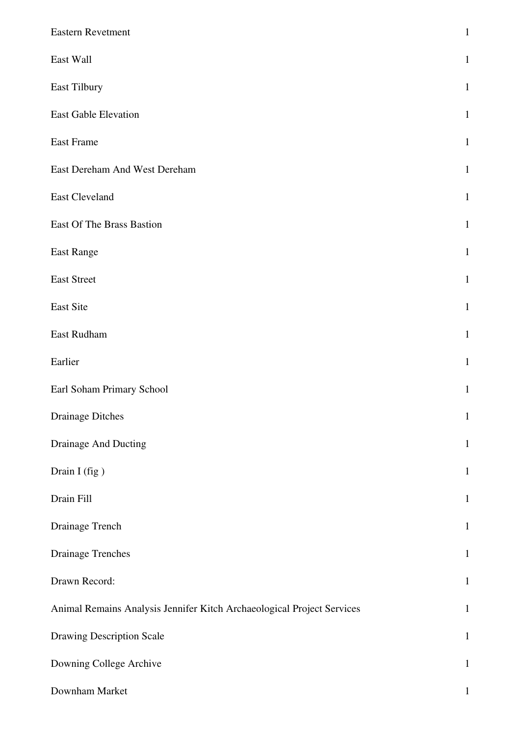| | |
|---|---|
| Eastern Revetment | 1 |
| East Wall | 1 |
| East Tilbury | 1 |
| East Gable Elevation | 1 |
| East Frame | 1 |
| East Dereham And West Dereham | 1 |
| East Cleveland | 1 |
| East Of The Brass Bastion | 1 |
| East Range | 1 |
| East Street | 1 |
| East Site | 1 |
| East Rudham | 1 |
| Earlier | 1 |
| Earl Soham Primary School | 1 |
| Drainage Ditches | 1 |
| Drainage And Ducting | 1 |
| Drain I (fig ) | 1 |
| Drain Fill | 1 |
| Drainage Trench | 1 |
| Drainage Trenches | 1 |
| Drawn Record: | 1 |
| Animal Remains Analysis Jennifer Kitch Archaeological Project Services | 1 |
| Drawing Description Scale | 1 |
| Downing College Archive | 1 |
| Downham Market | 1 |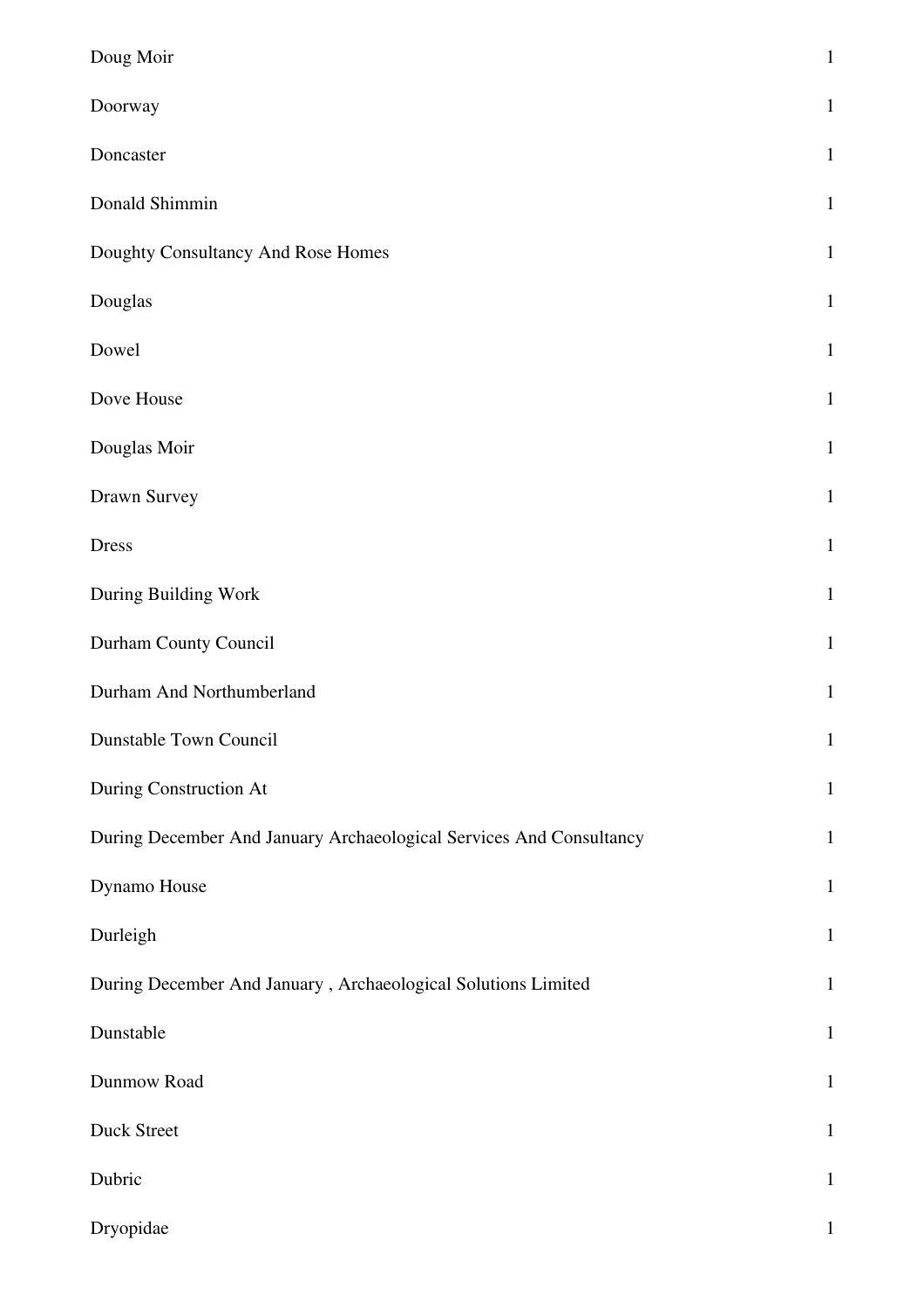| | |
|---|---|
| Doug Moir | 1 |
| Doorway | 1 |
| Doncaster | 1 |
| Donald Shimmin | 1 |
| Doughty Consultancy And Rose Homes | 1 |
| Douglas | 1 |
| Dowel | 1 |
| Dove House | 1 |
| Douglas Moir | 1 |
| Drawn Survey | 1 |
| Dress | 1 |
| During Building Work | 1 |
| Durham County Council | 1 |
| Durham And Northumberland | 1 |
| Dunstable Town Council | 1 |
| During Construction At | 1 |
| During December And January Archaeological Services And Consultancy | 1 |
| Dynamo House | 1 |
| Durleigh | 1 |
| During December And January , Archaeological Solutions Limited | 1 |
| Dunstable | 1 |
| Dunmow Road | 1 |
| Duck Street | 1 |
| Dubric | 1 |
| Dryopidae | 1 |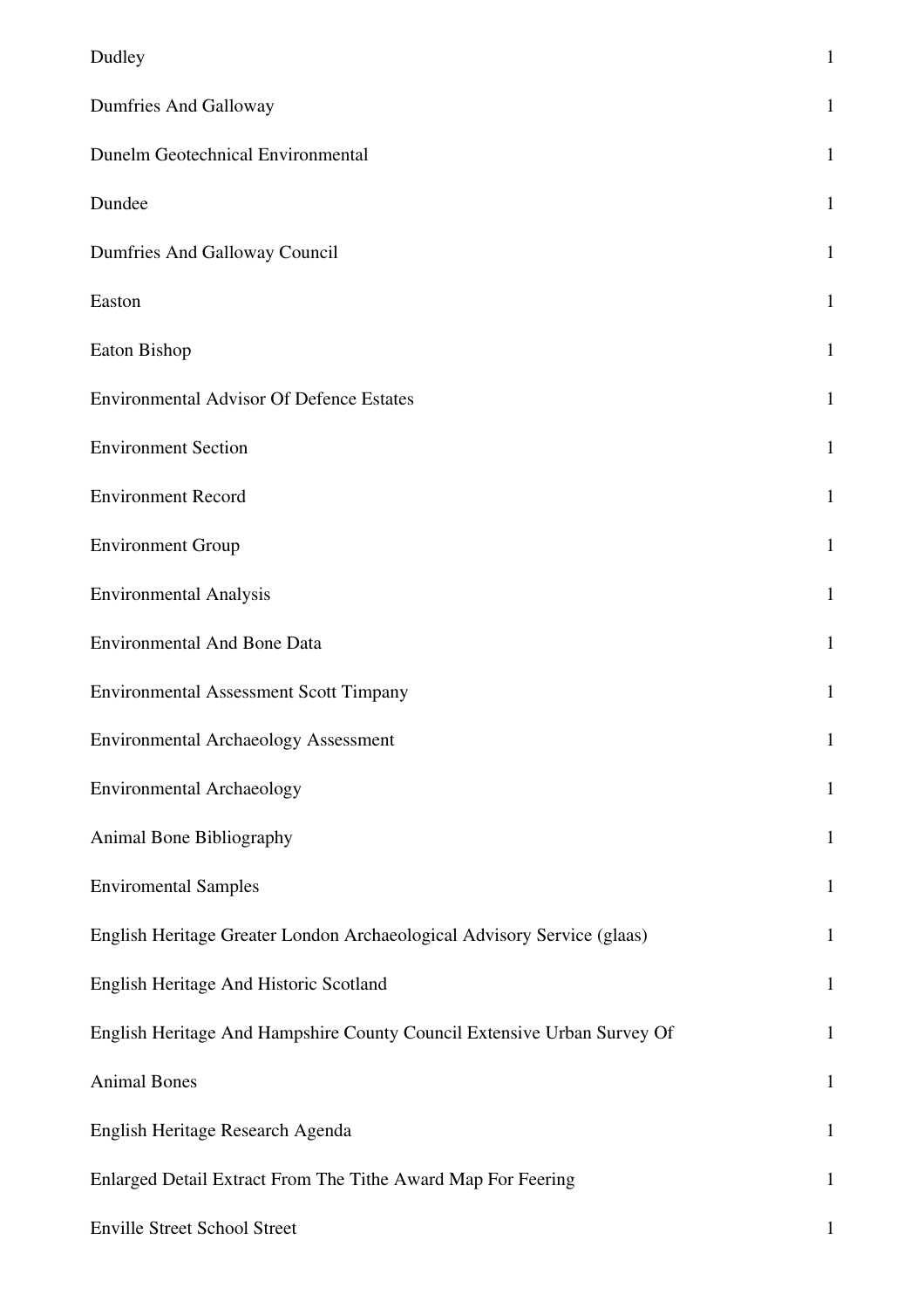| | |
|---|---|
| Dudley | 1 |
| Dumfries And Galloway | 1 |
| Dunelm Geotechnical Environmental | 1 |
| Dundee | 1 |
| Dumfries And Galloway Council | 1 |
| Easton | 1 |
| Eaton Bishop | 1 |
| Environmental Advisor Of Defence Estates | 1 |
| Environment Section | 1 |
| Environment Record | 1 |
| Environment Group | 1 |
| Environmental Analysis | 1 |
| Environmental And Bone Data | 1 |
| Environmental Assessment Scott Timpany | 1 |
| Environmental Archaeology Assessment | 1 |
| Environmental Archaeology | 1 |
| Animal Bone Bibliography | 1 |
| Enviromental Samples | 1 |
| English Heritage Greater London Archaeological Advisory Service (glaas) | 1 |
| English Heritage And Historic Scotland | 1 |
| English Heritage And Hampshire County Council Extensive Urban Survey Of | 1 |
| Animal Bones | 1 |
| English Heritage Research Agenda | 1 |
| Enlarged Detail Extract From The Tithe Award Map For Feering | 1 |
| Enville Street School Street | 1 |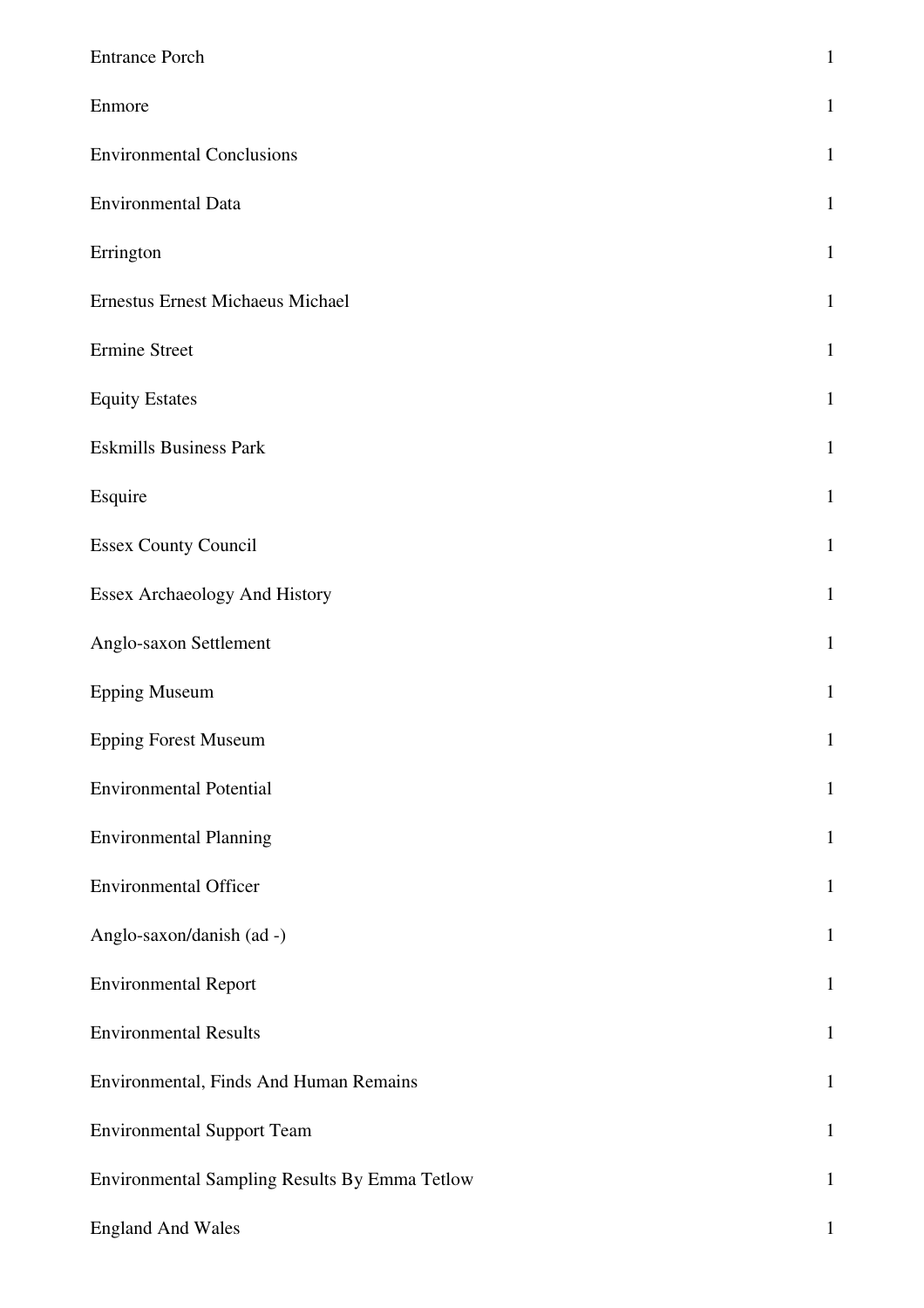| | |
|---|---|
| Entrance Porch | 1 |
| Enmore | 1 |
| Environmental Conclusions | 1 |
| Environmental Data | 1 |
| Errington | 1 |
| Ernestus Ernest Michaeus Michael | 1 |
| Ermine Street | 1 |
| Equity Estates | 1 |
| Eskmills Business Park | 1 |
| Esquire | 1 |
| Essex County Council | 1 |
| Essex Archaeology And History | 1 |
| Anglo-saxon Settlement | 1 |
| Epping Museum | 1 |
| Epping Forest Museum | 1 |
| Environmental Potential | 1 |
| Environmental Planning | 1 |
| Environmental Officer | 1 |
| Anglo-saxon/danish (ad -) | 1 |
| Environmental Report | 1 |
| Environmental Results | 1 |
| Environmental, Finds And Human Remains | 1 |
| Environmental Support Team | 1 |
| Environmental Sampling Results By Emma Tetlow | 1 |
| England And Wales | 1 |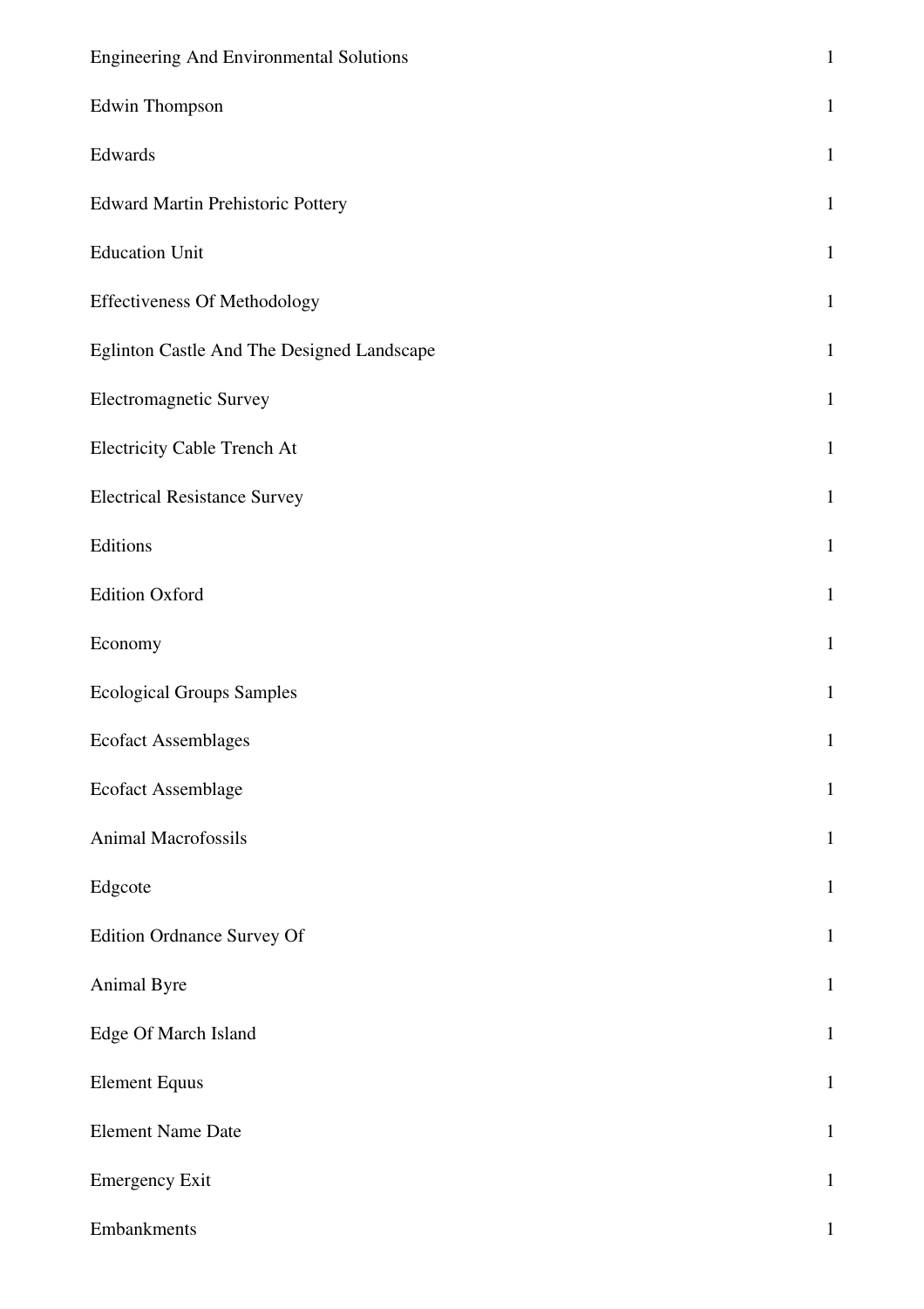| | |
|---|---|
| Engineering And Environmental Solutions | 1 |
| Edwin Thompson | 1 |
| Edwards | 1 |
| Edward Martin Prehistoric Pottery | 1 |
| Education Unit | 1 |
| Effectiveness Of Methodology | 1 |
| Eglinton Castle And The Designed Landscape | 1 |
| Electromagnetic Survey | 1 |
| Electricity Cable Trench At | 1 |
| Electrical Resistance Survey | 1 |
| Editions | 1 |
| Edition Oxford | 1 |
| Economy | 1 |
| Ecological Groups Samples | 1 |
| Ecofact Assemblages | 1 |
| Ecofact Assemblage | 1 |
| Animal Macrofossils | 1 |
| Edgcote | 1 |
| Edition Ordnance Survey Of | 1 |
| Animal Byre | 1 |
| Edge Of March Island | 1 |
| Element Equus | 1 |
| Element Name Date | 1 |
| Emergency Exit | 1 |
| Embankments | 1 |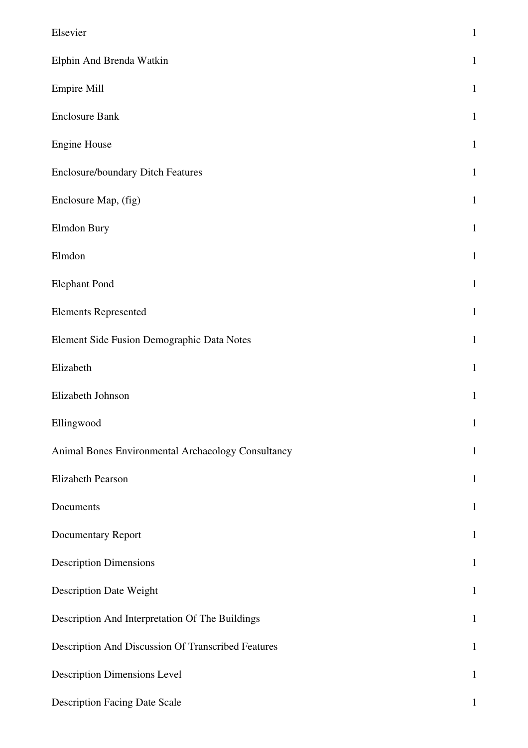| | |
|---|---|
| Elsevier | 1 |
| Elphin And Brenda Watkin | 1 |
| Empire Mill | 1 |
| Enclosure Bank | 1 |
| Engine House | 1 |
| Enclosure/boundary Ditch Features | 1 |
| Enclosure Map, (fig) | 1 |
| Elmdon Bury | 1 |
| Elmdon | 1 |
| Elephant Pond | 1 |
| Elements Represented | 1 |
| Element Side Fusion Demographic Data Notes | 1 |
| Elizabeth | 1 |
| Elizabeth Johnson | 1 |
| Ellingwood | 1 |
| Animal Bones Environmental Archaeology Consultancy | 1 |
| Elizabeth Pearson | 1 |
| Documents | 1 |
| Documentary Report | 1 |
| Description Dimensions | 1 |
| Description Date Weight | 1 |
| Description And Interpretation Of The Buildings | 1 |
| Description And Discussion Of Transcribed Features | 1 |
| Description Dimensions Level | 1 |
| Description Facing Date Scale | 1 |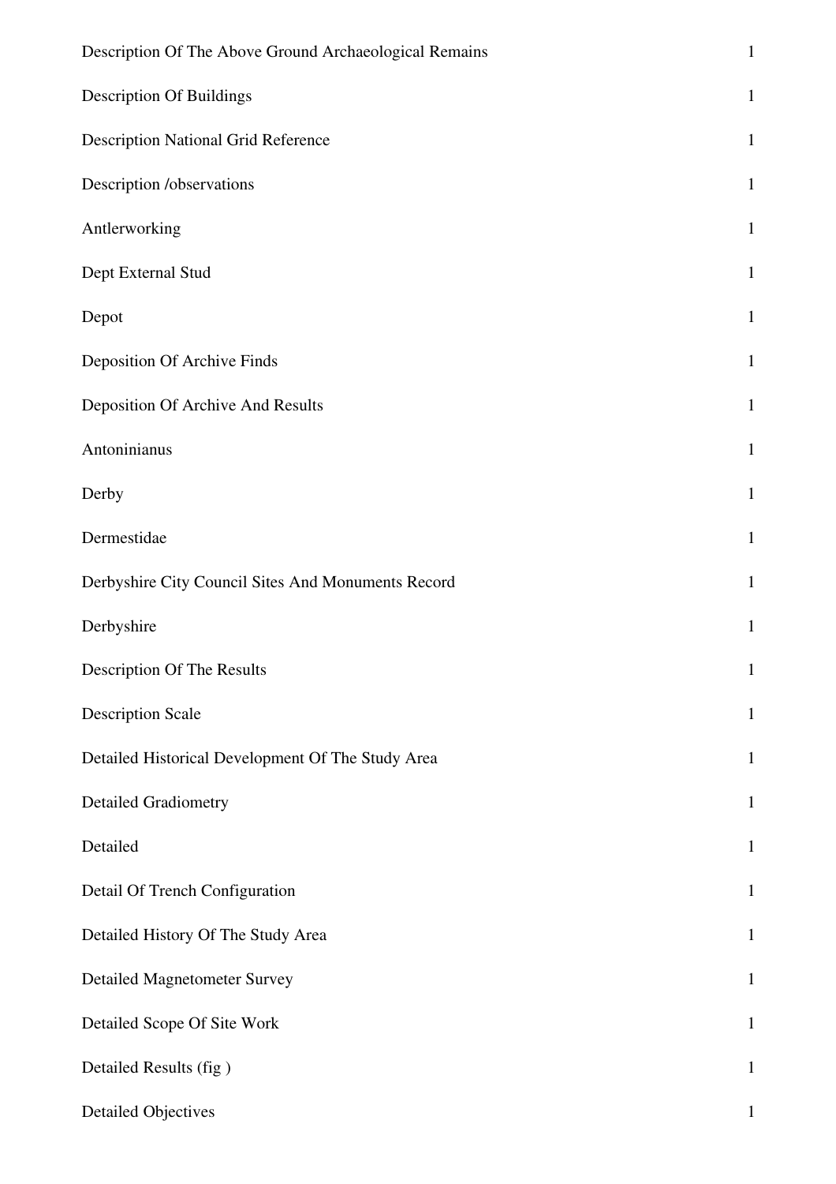| | |
|---|---|
| Description Of The Above Ground Archaeological Remains | 1 |
| Description Of Buildings | 1 |
| Description National Grid Reference | 1 |
| Description /observations | 1 |
| Antlerworking | 1 |
| Dept External Stud | 1 |
| Depot | 1 |
| Deposition Of Archive Finds | 1 |
| Deposition Of Archive And Results | 1 |
| Antoninianus | 1 |
| Derby | 1 |
| Dermestidae | 1 |
| Derbyshire City Council Sites And Monuments Record | 1 |
| Derbyshire | 1 |
| Description Of The Results | 1 |
| Description Scale | 1 |
| Detailed Historical Development Of The Study Area | 1 |
| Detailed Gradiometry | 1 |
| Detailed | 1 |
| Detail Of Trench Configuration | 1 |
| Detailed History Of The Study Area | 1 |
| Detailed Magnetometer Survey | 1 |
| Detailed Scope Of Site Work | 1 |
| Detailed Results (fig ) | 1 |
| Detailed Objectives | 1 |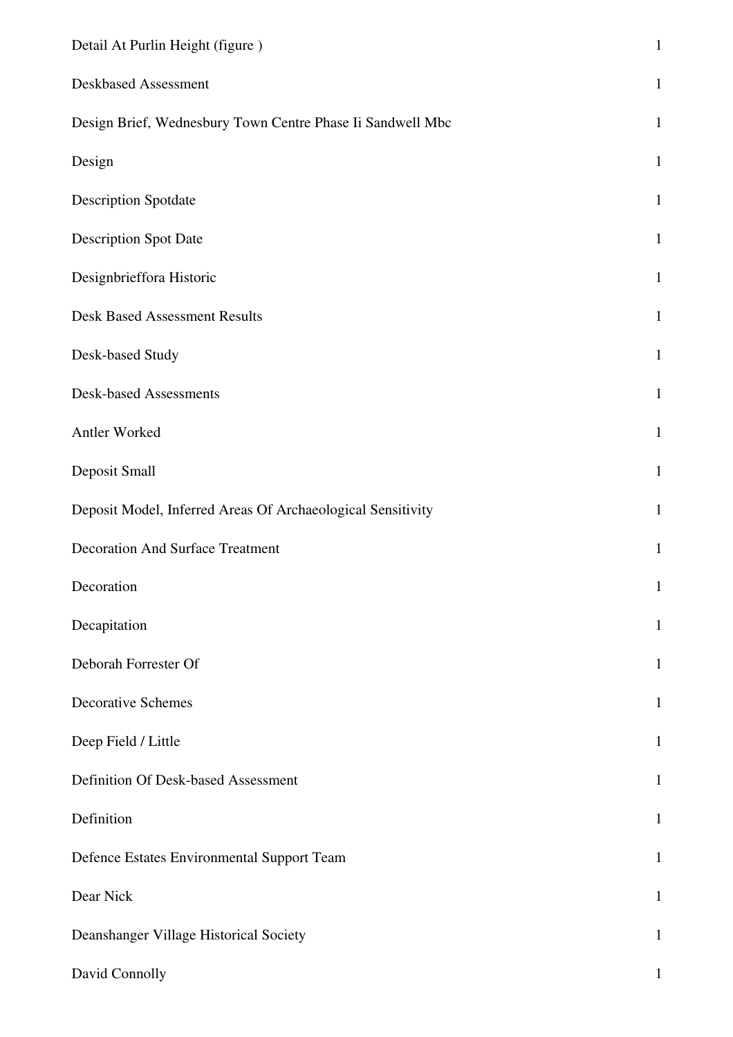| | |
|---|---|
| Detail At Purlin Height (figure ) | 1 |
| Deskbased Assessment | 1 |
| Design Brief, Wednesbury Town Centre Phase Ii Sandwell Mbc | 1 |
| Design | 1 |
| Description Spotdate | 1 |
| Description Spot Date | 1 |
| Designbrieffora Historic | 1 |
| Desk Based Assessment Results | 1 |
| Desk-based Study | 1 |
| Desk-based Assessments | 1 |
| Antler Worked | 1 |
| Deposit Small | 1 |
| Deposit Model, Inferred Areas Of Archaeological Sensitivity | 1 |
| Decoration And Surface Treatment | 1 |
| Decoration | 1 |
| Decapitation | 1 |
| Deborah Forrester Of | 1 |
| Decorative Schemes | 1 |
| Deep Field / Little | 1 |
| Definition Of Desk-based Assessment | 1 |
| Definition | 1 |
| Defence Estates Environmental Support Team | 1 |
| Dear Nick | 1 |
| Deanshanger Village Historical Society | 1 |
| David Connolly | 1 |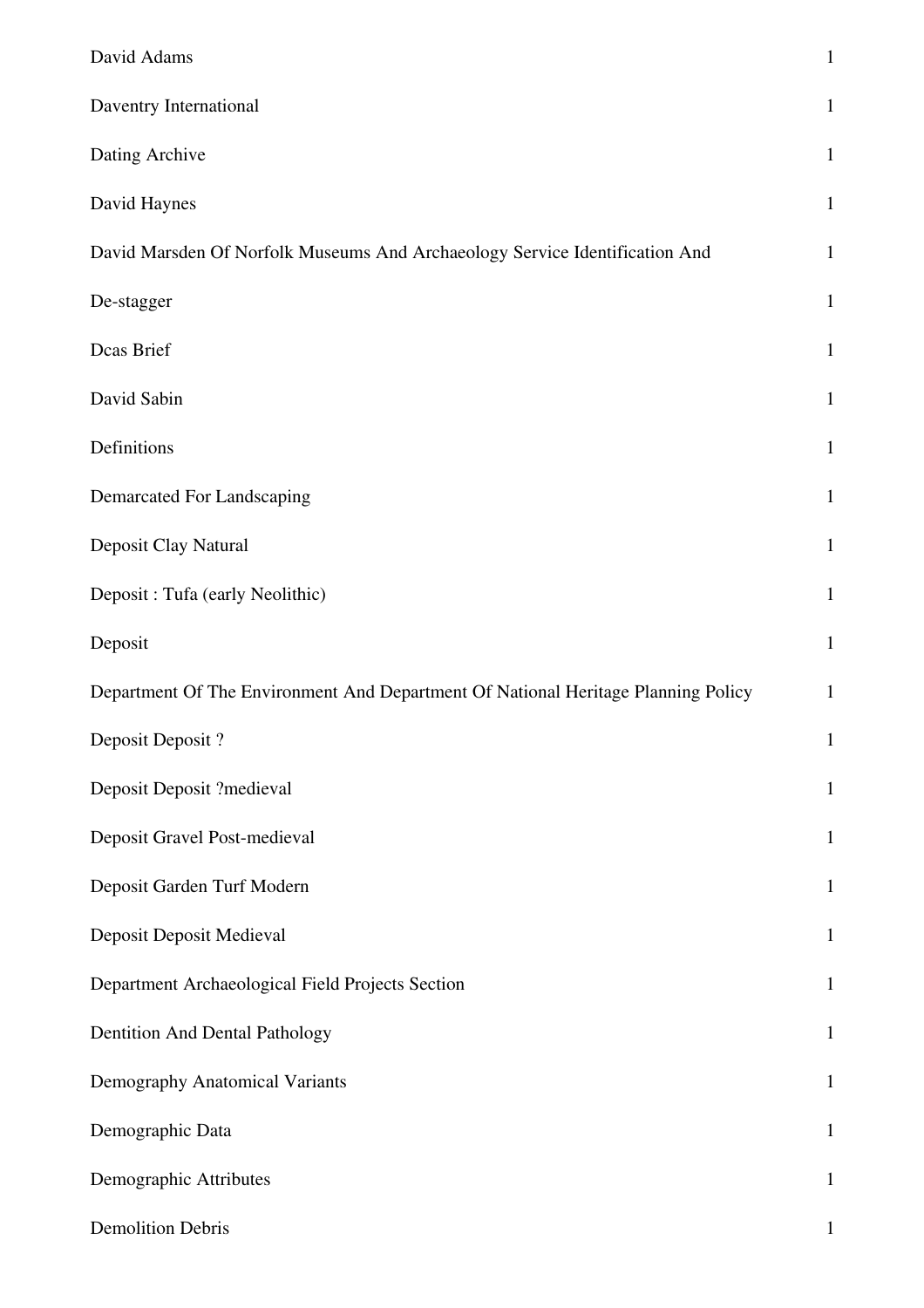| | |
|---|---|
| David Adams | 1 |
| Daventry International | 1 |
| Dating Archive | 1 |
| David Haynes | 1 |
| David Marsden Of Norfolk Museums And Archaeology Service Identification And | 1 |
| De-stagger | 1 |
| Dcas Brief | 1 |
| David Sabin | 1 |
| Definitions | 1 |
| Demarcated For Landscaping | 1 |
| Deposit Clay Natural | 1 |
| Deposit : Tufa (early Neolithic) | 1 |
| Deposit | 1 |
| Department Of The Environment And Department Of National Heritage Planning Policy | 1 |
| Deposit Deposit ? | 1 |
| Deposit Deposit ?medieval | 1 |
| Deposit Gravel Post-medieval | 1 |
| Deposit Garden Turf Modern | 1 |
| Deposit Deposit Medieval | 1 |
| Department Archaeological Field Projects Section | 1 |
| Dentition And Dental Pathology | 1 |
| Demography Anatomical Variants | 1 |
| Demographic Data | 1 |
| Demographic Attributes | 1 |
| Demolition Debris | 1 |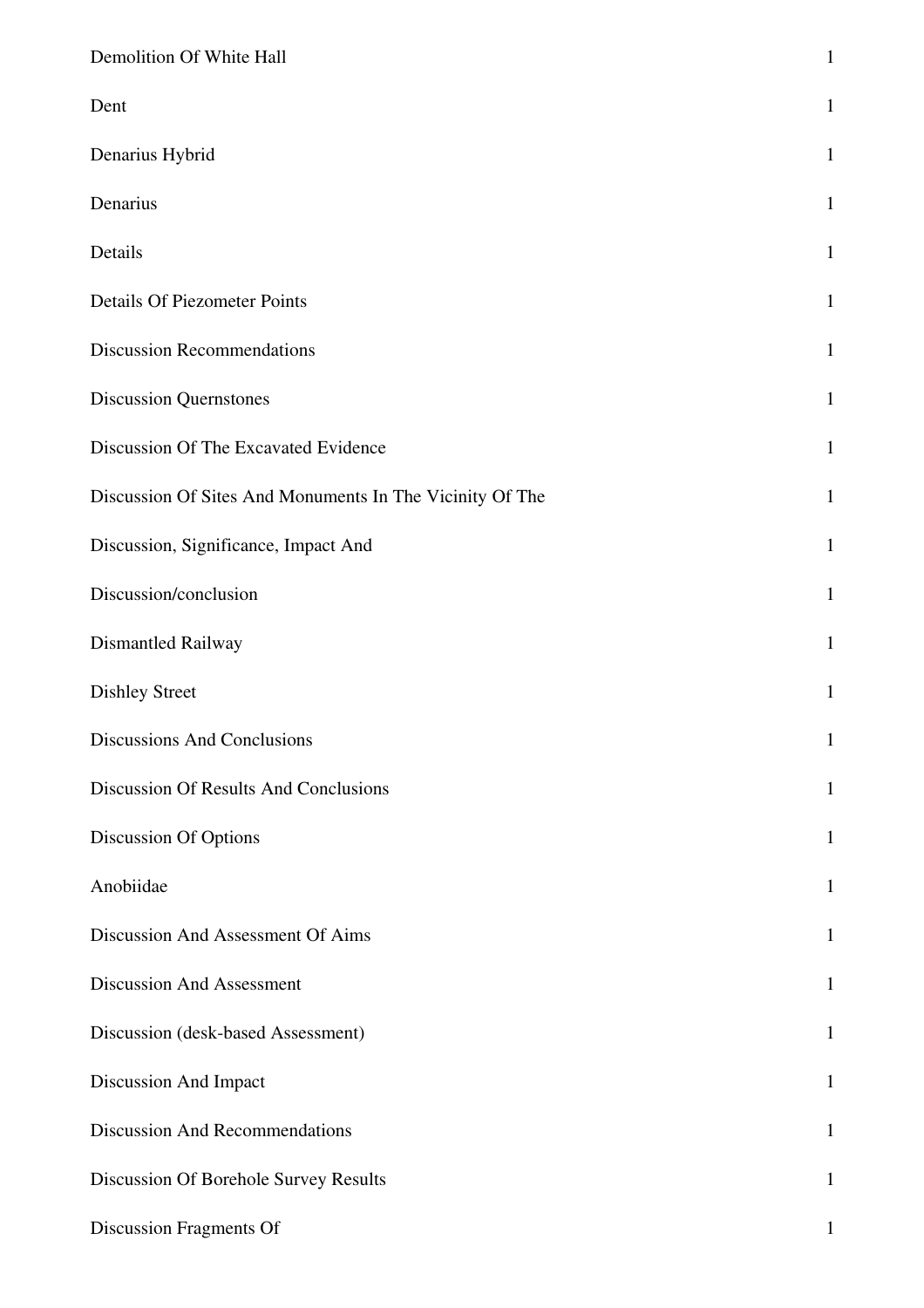| | |
|---|---|
| Demolition Of White Hall | 1 |
| Dent | 1 |
| Denarius Hybrid | 1 |
| Denarius | 1 |
| Details | 1 |
| Details Of Piezometer Points | 1 |
| Discussion Recommendations | 1 |
| Discussion Quernstones | 1 |
| Discussion Of The Excavated Evidence | 1 |
| Discussion Of Sites And Monuments In The Vicinity Of The | 1 |
| Discussion, Significance, Impact And | 1 |
| Discussion/conclusion | 1 |
| Dismantled Railway | 1 |
| Dishley Street | 1 |
| Discussions And Conclusions | 1 |
| Discussion Of Results And Conclusions | 1 |
| Discussion Of Options | 1 |
| Anobiidae | 1 |
| Discussion And Assessment Of Aims | 1 |
| Discussion And Assessment | 1 |
| Discussion (desk-based Assessment) | 1 |
| Discussion And Impact | 1 |
| Discussion And Recommendations | 1 |
| Discussion Of Borehole Survey Results | 1 |
| Discussion Fragments Of | 1 |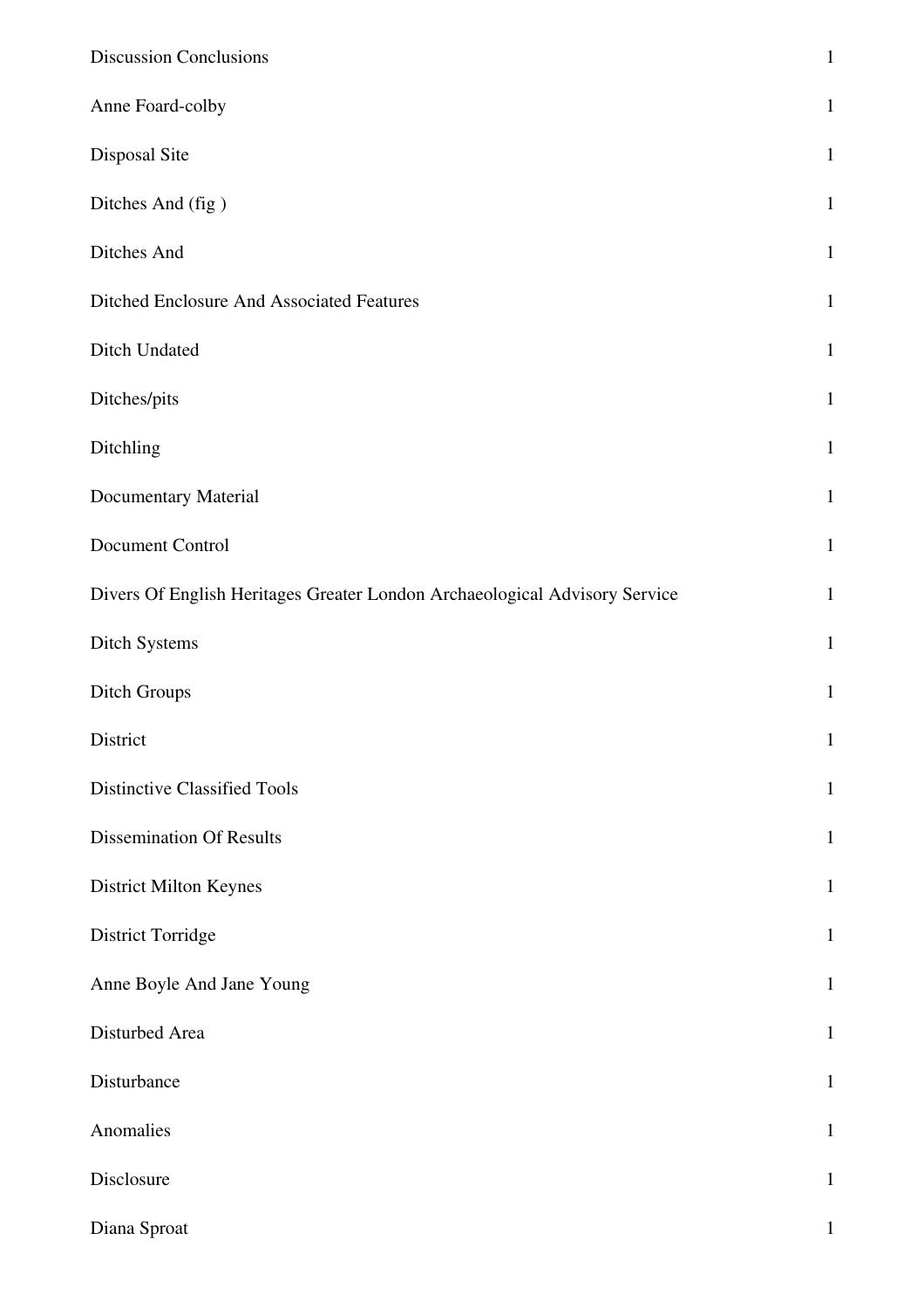| | |
|---|---|
| Discussion Conclusions | 1 |
| Anne Foard-colby | 1 |
| Disposal Site | 1 |
| Ditches And (fig ) | 1 |
| Ditches And | 1 |
| Ditched Enclosure And Associated Features | 1 |
| Ditch Undated | 1 |
| Ditches/pits | 1 |
| Ditchling | 1 |
| Documentary Material | 1 |
| Document Control | 1 |
| Divers Of English Heritages Greater London Archaeological Advisory Service | 1 |
| Ditch Systems | 1 |
| Ditch Groups | 1 |
| District | 1 |
| Distinctive Classified Tools | 1 |
| Dissemination Of Results | 1 |
| District Milton Keynes | 1 |
| District Torridge | 1 |
| Anne Boyle And Jane Young | 1 |
| Disturbed Area | 1 |
| Disturbance | 1 |
| Anomalies | 1 |
| Disclosure | 1 |
| Diana Sproat | 1 |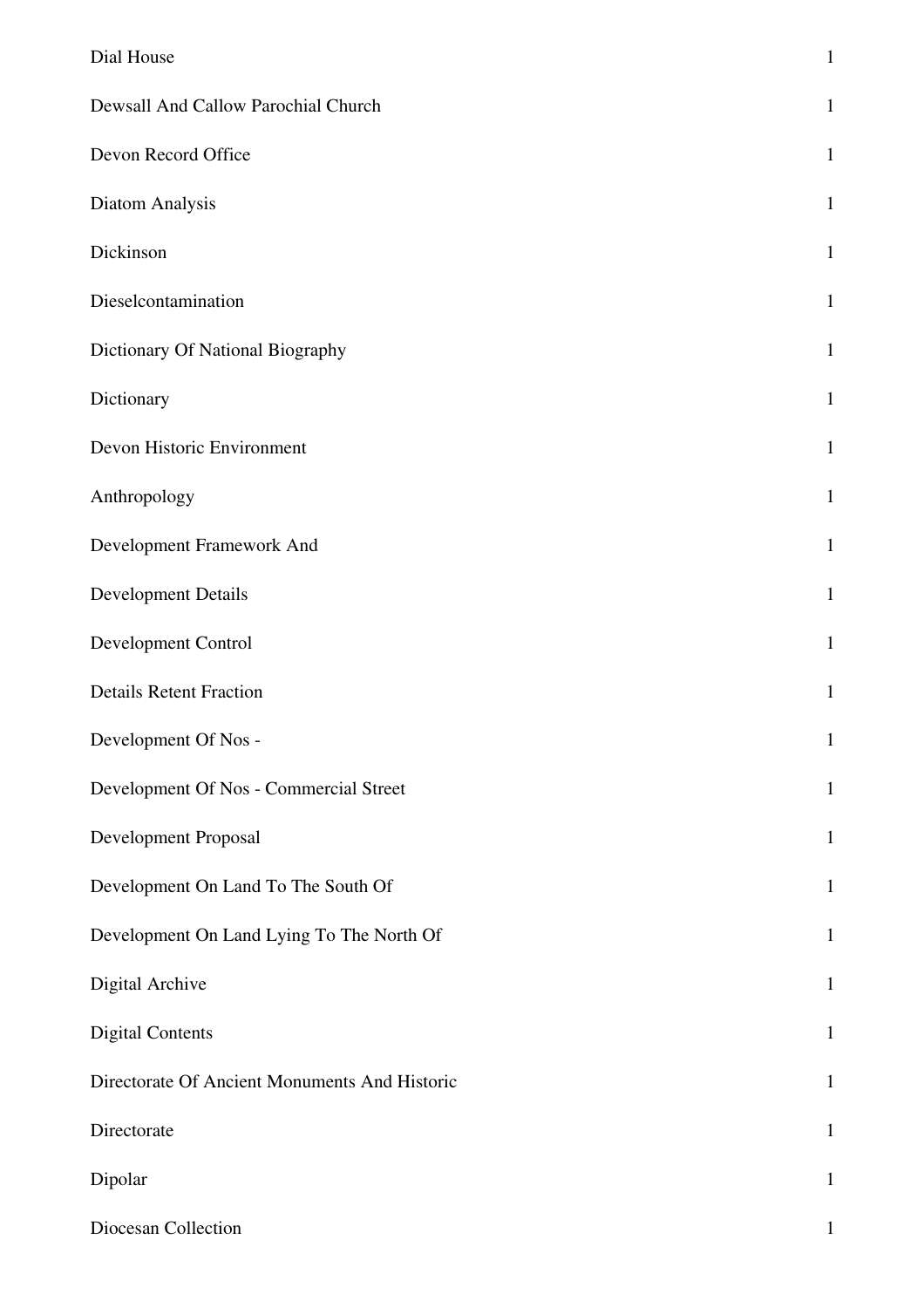| | |
|---|---|
| Dial House | 1 |
| Dewsall And Callow Parochial Church | 1 |
| Devon Record Office | 1 |
| Diatom Analysis | 1 |
| Dickinson | 1 |
| Dieselcontamination | 1 |
| Dictionary Of National Biography | 1 |
| Dictionary | 1 |
| Devon Historic Environment | 1 |
| Anthropology | 1 |
| Development Framework And | 1 |
| Development Details | 1 |
| Development Control | 1 |
| Details Retent Fraction | 1 |
| Development Of Nos - | 1 |
| Development Of Nos - Commercial Street | 1 |
| Development Proposal | 1 |
| Development On Land To The South Of | 1 |
| Development On Land Lying To The North Of | 1 |
| Digital Archive | 1 |
| Digital Contents | 1 |
| Directorate Of Ancient Monuments And Historic | 1 |
| Directorate | 1 |
| Dipolar | 1 |
| Diocesan Collection | 1 |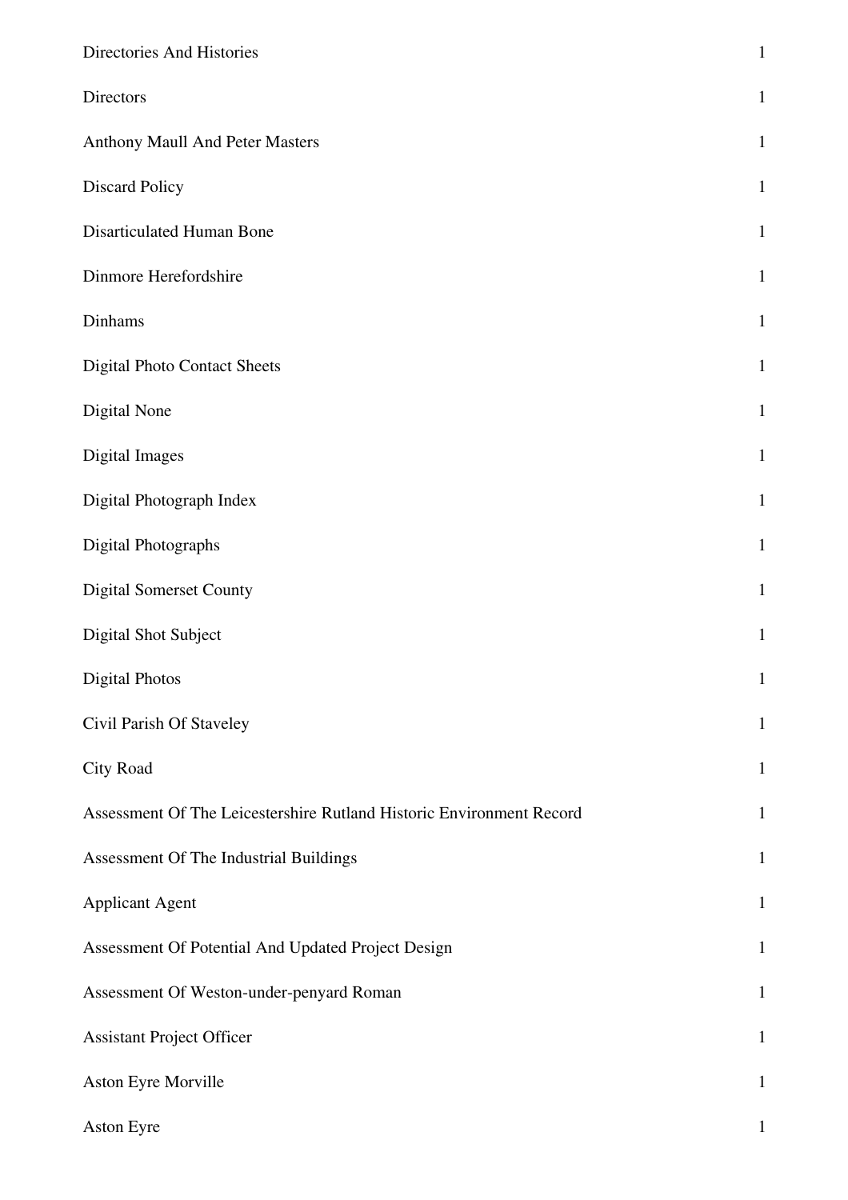| | |
|---|---|
| Directories And Histories | 1 |
| Directors | 1 |
| Anthony Maull And Peter Masters | 1 |
| Discard Policy | 1 |
| Disarticulated Human Bone | 1 |
| Dinmore Herefordshire | 1 |
| Dinhams | 1 |
| Digital Photo Contact Sheets | 1 |
| Digital None | 1 |
| Digital Images | 1 |
| Digital Photograph Index | 1 |
| Digital Photographs | 1 |
| Digital Somerset County | 1 |
| Digital Shot Subject | 1 |
| Digital Photos | 1 |
| Civil Parish Of Staveley | 1 |
| City Road | 1 |
| Assessment Of The Leicestershire Rutland Historic Environment Record | 1 |
| Assessment Of The Industrial Buildings | 1 |
| Applicant Agent | 1 |
| Assessment Of Potential And Updated Project Design | 1 |
| Assessment Of Weston-under-penyard Roman | 1 |
| Assistant Project Officer | 1 |
| Aston Eyre Morville | 1 |
| Aston Eyre | 1 |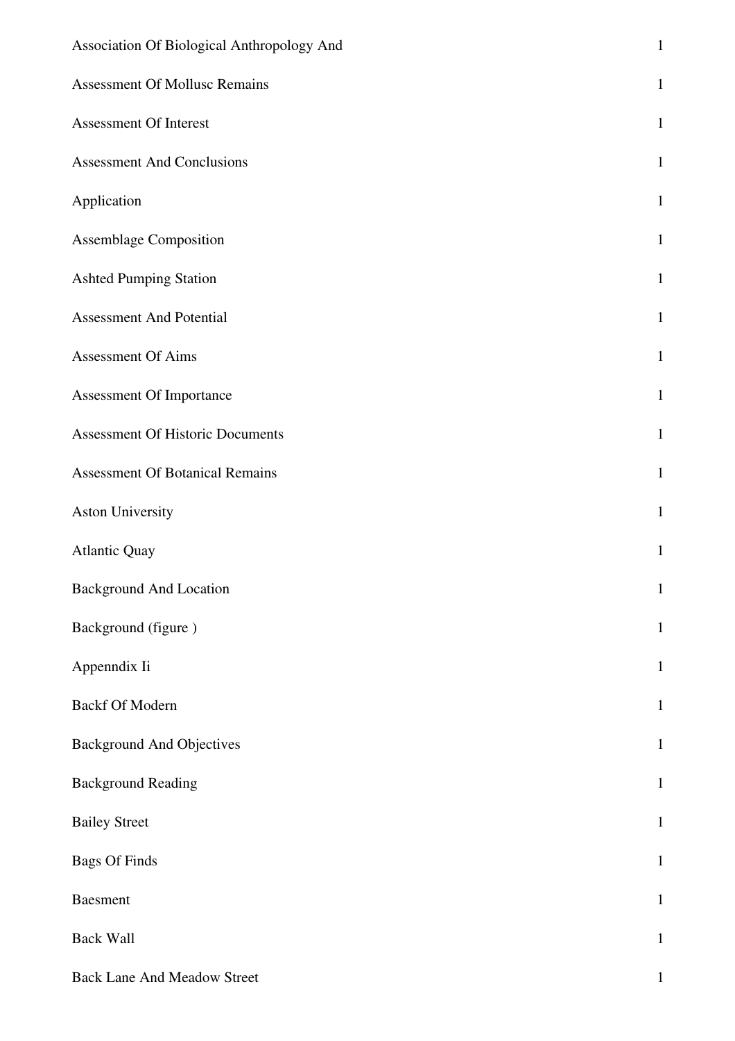| | |
|---|---|
| Association Of Biological Anthropology And | 1 |
| Assessment Of Mollusc Remains | 1 |
| Assessment Of Interest | 1 |
| Assessment And Conclusions | 1 |
| Application | 1 |
| Assemblage Composition | 1 |
| Ashted Pumping Station | 1 |
| Assessment And Potential | 1 |
| Assessment Of Aims | 1 |
| Assessment Of Importance | 1 |
| Assessment Of Historic Documents | 1 |
| Assessment Of Botanical Remains | 1 |
| Aston University | 1 |
| Atlantic Quay | 1 |
| Background And Location | 1 |
| Background (figure ) | 1 |
| Appenndix Ii | 1 |
| Backf Of Modern | 1 |
| Background And Objectives | 1 |
| Background Reading | 1 |
| Bailey Street | 1 |
| Bags Of Finds | 1 |
| Baesment | 1 |
| Back Wall | 1 |
| Back Lane And Meadow Street | 1 |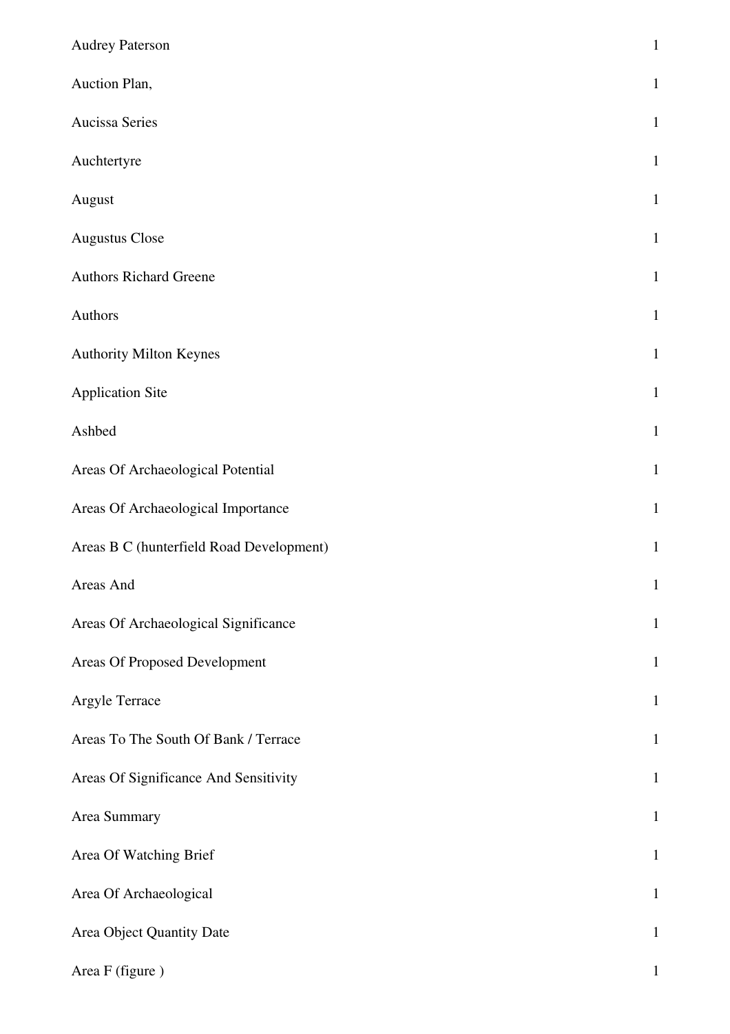| | |
|---|---|
| Audrey Paterson | 1 |
| Auction Plan, | 1 |
| Aucissa Series | 1 |
| Auchtertyre | 1 |
| August | 1 |
| Augustus Close | 1 |
| Authors Richard Greene | 1 |
| Authors | 1 |
| Authority Milton Keynes | 1 |
| Application Site | 1 |
| Ashbed | 1 |
| Areas Of Archaeological Potential | 1 |
| Areas Of Archaeological Importance | 1 |
| Areas B C (hunterfield Road Development) | 1 |
| Areas And | 1 |
| Areas Of Archaeological Significance | 1 |
| Areas Of Proposed Development | 1 |
| Argyle Terrace | 1 |
| Areas To The South Of Bank / Terrace | 1 |
| Areas Of Significance And Sensitivity | 1 |
| Area Summary | 1 |
| Area Of Watching Brief | 1 |
| Area Of Archaeological | 1 |
| Area Object Quantity Date | 1 |
| Area F (figure ) | 1 |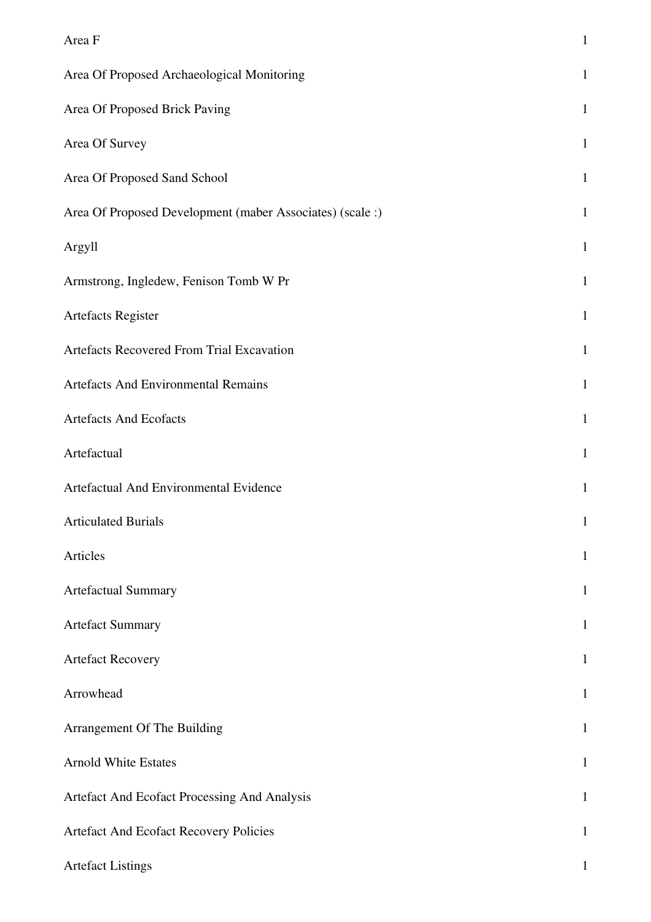| | |
|---|---|
| Area F | 1 |
| Area Of Proposed Archaeological Monitoring | 1 |
| Area Of Proposed Brick Paving | 1 |
| Area Of Survey | 1 |
| Area Of Proposed Sand School | 1 |
| Area Of Proposed Development (maber Associates) (scale :) | 1 |
| Argyll | 1 |
| Armstrong, Ingledew, Fenison Tomb W Pr | 1 |
| Artefacts Register | 1 |
| Artefacts Recovered From Trial Excavation | 1 |
| Artefacts And Environmental Remains | 1 |
| Artefacts And Ecofacts | 1 |
| Artefactual | 1 |
| Artefactual And Environmental Evidence | 1 |
| Articulated Burials | 1 |
| Articles | 1 |
| Artefactual Summary | 1 |
| Artefact Summary | 1 |
| Artefact Recovery | 1 |
| Arrowhead | 1 |
| Arrangement Of The Building | 1 |
| Arnold White Estates | 1 |
| Artefact And Ecofact Processing And Analysis | 1 |
| Artefact And Ecofact Recovery Policies | 1 |
| Artefact Listings | 1 |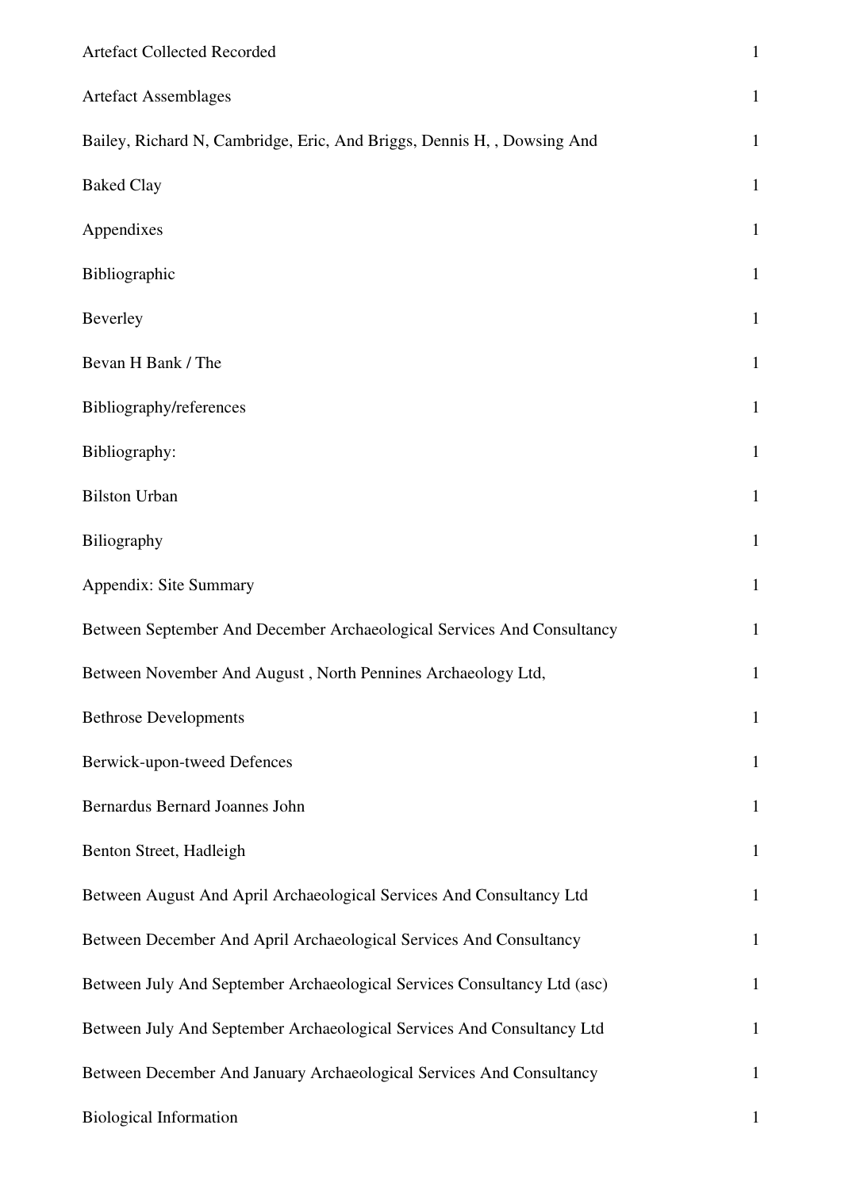| | |
|---|---|
| Artefact Collected Recorded | 1 |
| Artefact Assemblages | 1 |
| Bailey, Richard N, Cambridge, Eric, And Briggs, Dennis H, , Dowsing And | 1 |
| Baked Clay | 1 |
| Appendixes | 1 |
| Bibliographic | 1 |
| Beverley | 1 |
| Bevan H Bank / The | 1 |
| Bibliography/references | 1 |
| Bibliography: | 1 |
| Bilston Urban | 1 |
| Biliography | 1 |
| Appendix: Site Summary | 1 |
| Between September And December Archaeological Services And Consultancy | 1 |
| Between November And August , North Pennines Archaeology Ltd, | 1 |
| Bethrose Developments | 1 |
| Berwick-upon-tweed Defences | 1 |
| Bernardus Bernard Joannes John | 1 |
| Benton Street, Hadleigh | 1 |
| Between August And April Archaeological Services And Consultancy Ltd | 1 |
| Between December And April Archaeological Services And Consultancy | 1 |
| Between July And September Archaeological Services Consultancy Ltd (asc) | 1 |
| Between July And September Archaeological Services And Consultancy Ltd | 1 |
| Between December And January Archaeological Services And Consultancy | 1 |
| Biological Information | 1 |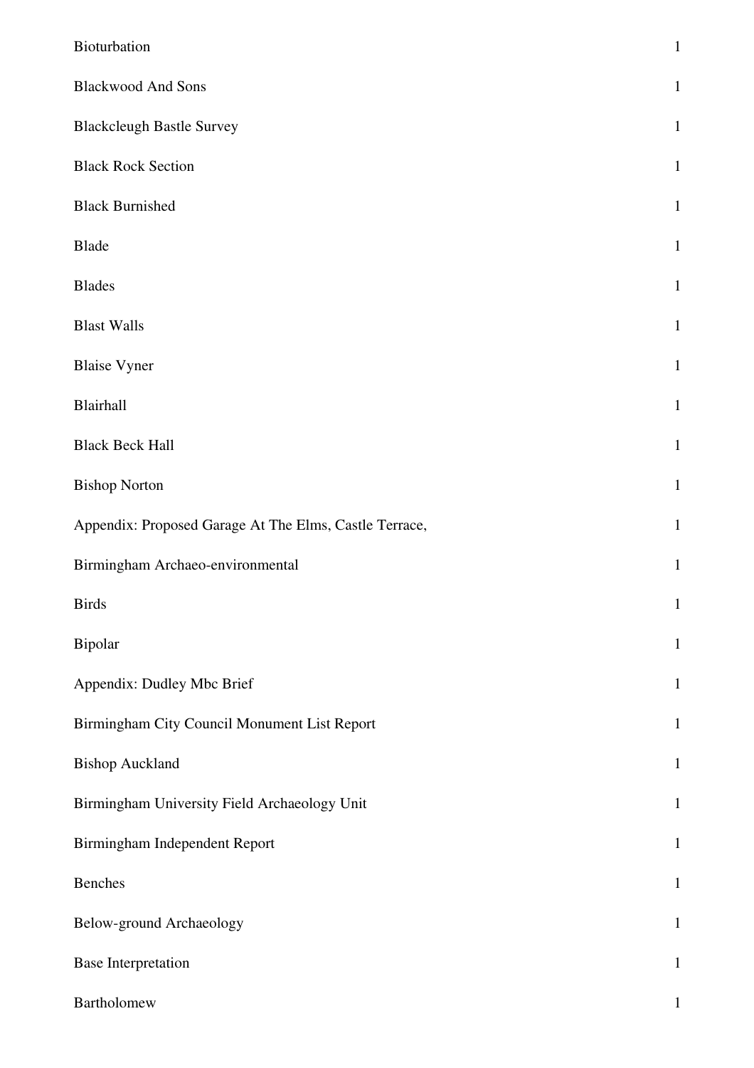| | |
|---|---|
| Bioturbation | 1 |
| Blackwood And Sons | 1 |
| Blackcleugh Bastle Survey | 1 |
| Black Rock Section | 1 |
| Black Burnished | 1 |
| Blade | 1 |
| Blades | 1 |
| Blast Walls | 1 |
| Blaise Vyner | 1 |
| Blairhall | 1 |
| Black Beck Hall | 1 |
| Bishop Norton | 1 |
| Appendix: Proposed Garage At The Elms, Castle Terrace, | 1 |
| Birmingham Archaeo-environmental | 1 |
| Birds | 1 |
| Bipolar | 1 |
| Appendix: Dudley Mbc Brief | 1 |
| Birmingham City Council Monument List Report | 1 |
| Bishop Auckland | 1 |
| Birmingham University Field Archaeology Unit | 1 |
| Birmingham Independent Report | 1 |
| Benches | 1 |
| Below-ground Archaeology | 1 |
| Base Interpretation | 1 |
| Bartholomew | 1 |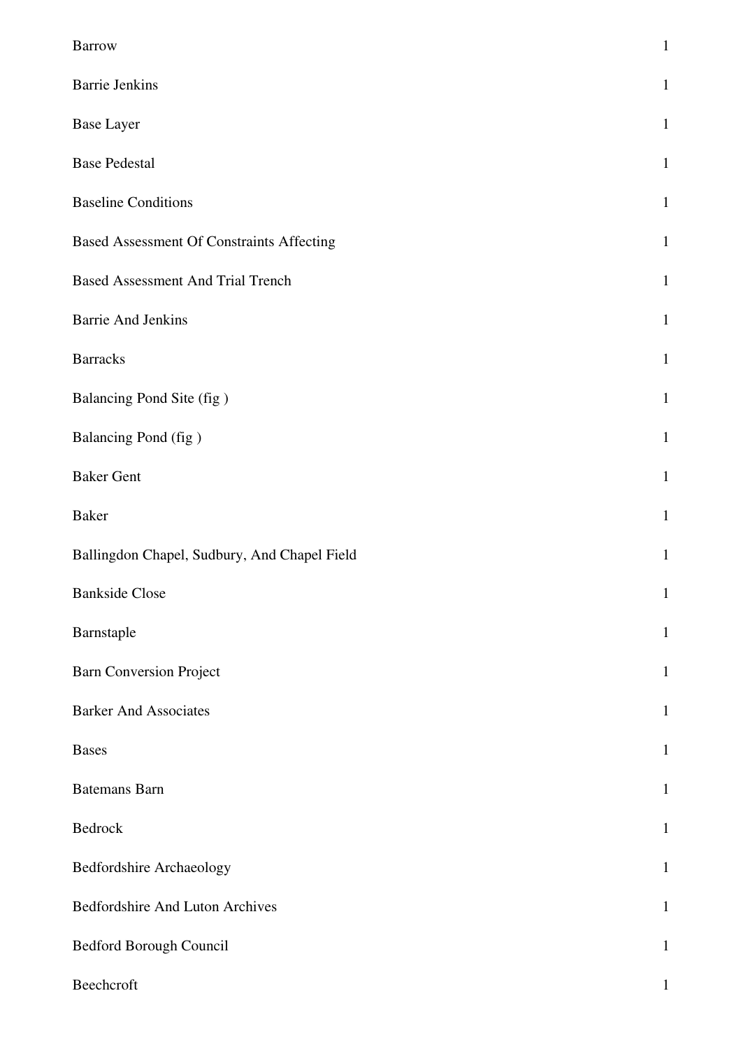| | |
|---|---|
| Barrow | 1 |
| Barrie Jenkins | 1 |
| Base Layer | 1 |
| Base Pedestal | 1 |
| Baseline Conditions | 1 |
| Based Assessment Of Constraints Affecting | 1 |
| Based Assessment And Trial Trench | 1 |
| Barrie And Jenkins | 1 |
| Barracks | 1 |
| Balancing Pond Site (fig ) | 1 |
| Balancing Pond (fig ) | 1 |
| Baker Gent | 1 |
| Baker | 1 |
| Ballingdon Chapel, Sudbury, And Chapel Field | 1 |
| Bankside Close | 1 |
| Barnstaple | 1 |
| Barn Conversion Project | 1 |
| Barker And Associates | 1 |
| Bases | 1 |
| Batemans Barn | 1 |
| Bedrock | 1 |
| Bedfordshire Archaeology | 1 |
| Bedfordshire And Luton Archives | 1 |
| Bedford Borough Council | 1 |
| Beechcroft | 1 |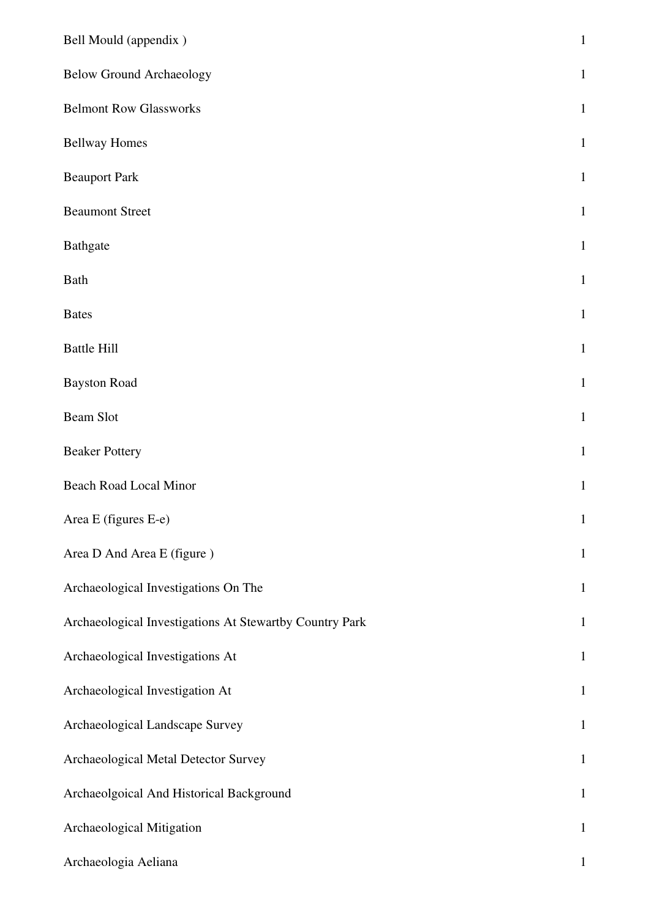| | |
|---|---|
| Bell Mould (appendix ) | 1 |
| Below Ground Archaeology | 1 |
| Belmont Row Glassworks | 1 |
| Bellway Homes | 1 |
| Beauport Park | 1 |
| Beaumont Street | 1 |
| Bathgate | 1 |
| Bath | 1 |
| Bates | 1 |
| Battle Hill | 1 |
| Bayston Road | 1 |
| Beam Slot | 1 |
| Beaker Pottery | 1 |
| Beach Road Local Minor | 1 |
| Area E (figures E-e) | 1 |
| Area D And Area E (figure ) | 1 |
| Archaeological Investigations On The | 1 |
| Archaeological Investigations At Stewartby Country Park | 1 |
| Archaeological Investigations At | 1 |
| Archaeological Investigation At | 1 |
| Archaeological Landscape Survey | 1 |
| Archaeological Metal Detector Survey | 1 |
| Archaeolgoical And Historical Background | 1 |
| Archaeological Mitigation | 1 |
| Archaeologia Aeliana | 1 |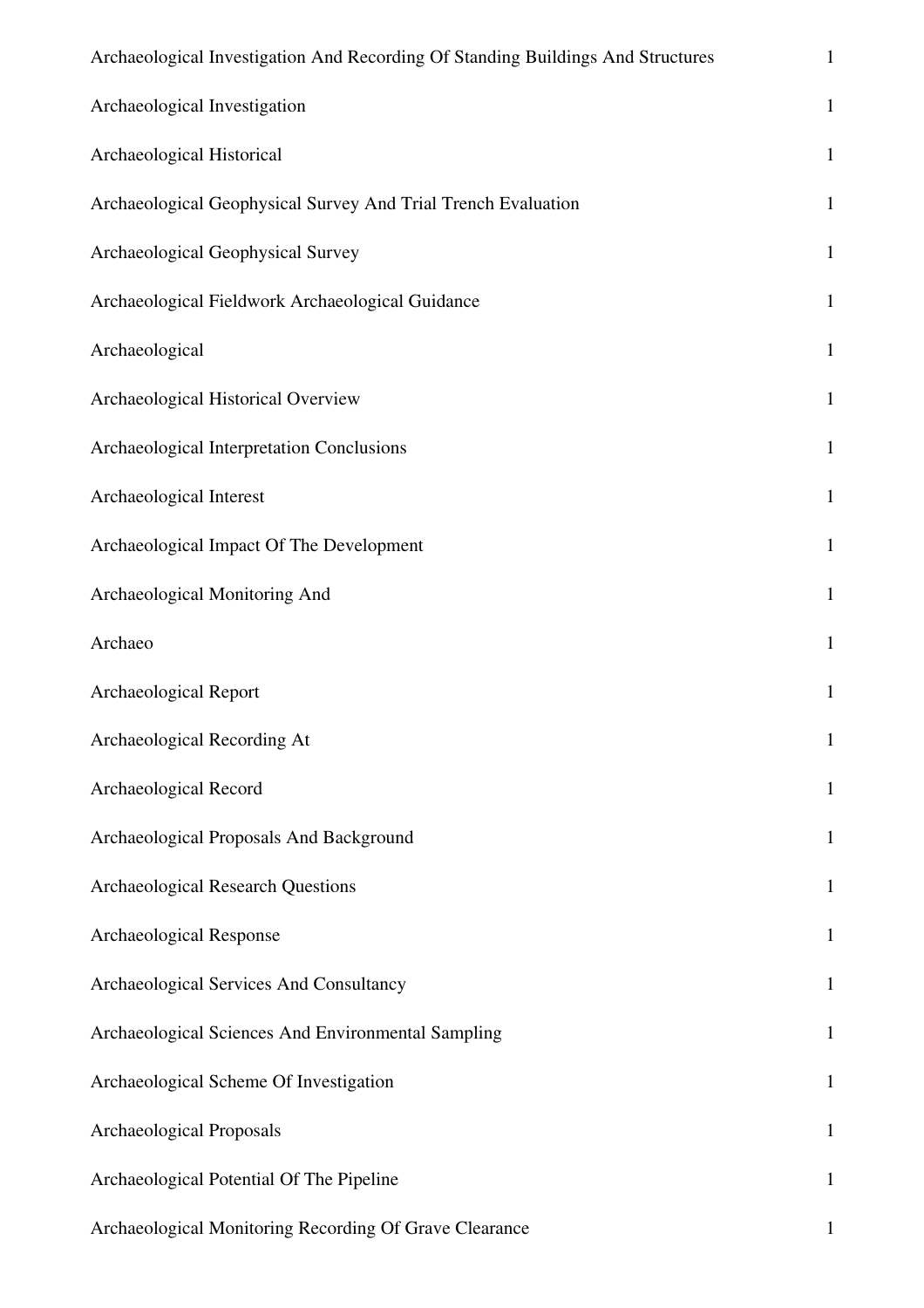| | |
|---|---|
| Archaeological Investigation And Recording Of Standing Buildings And Structures | 1 |
| Archaeological Investigation | 1 |
| Archaeological Historical | 1 |
| Archaeological Geophysical Survey And Trial Trench Evaluation | 1 |
| Archaeological Geophysical Survey | 1 |
| Archaeological Fieldwork Archaeological Guidance | 1 |
| Archaeological | 1 |
| Archaeological Historical Overview | 1 |
| Archaeological Interpretation Conclusions | 1 |
| Archaeological Interest | 1 |
| Archaeological Impact Of The Development | 1 |
| Archaeological Monitoring And | 1 |
| Archaeo | 1 |
| Archaeological Report | 1 |
| Archaeological Recording At | 1 |
| Archaeological Record | 1 |
| Archaeological Proposals And Background | 1 |
| Archaeological Research Questions | 1 |
| Archaeological Response | 1 |
| Archaeological Services And Consultancy | 1 |
| Archaeological Sciences And Environmental Sampling | 1 |
| Archaeological Scheme Of Investigation | 1 |
| Archaeological Proposals | 1 |
| Archaeological Potential Of The Pipeline | 1 |
| Archaeological Monitoring Recording Of Grave Clearance | 1 |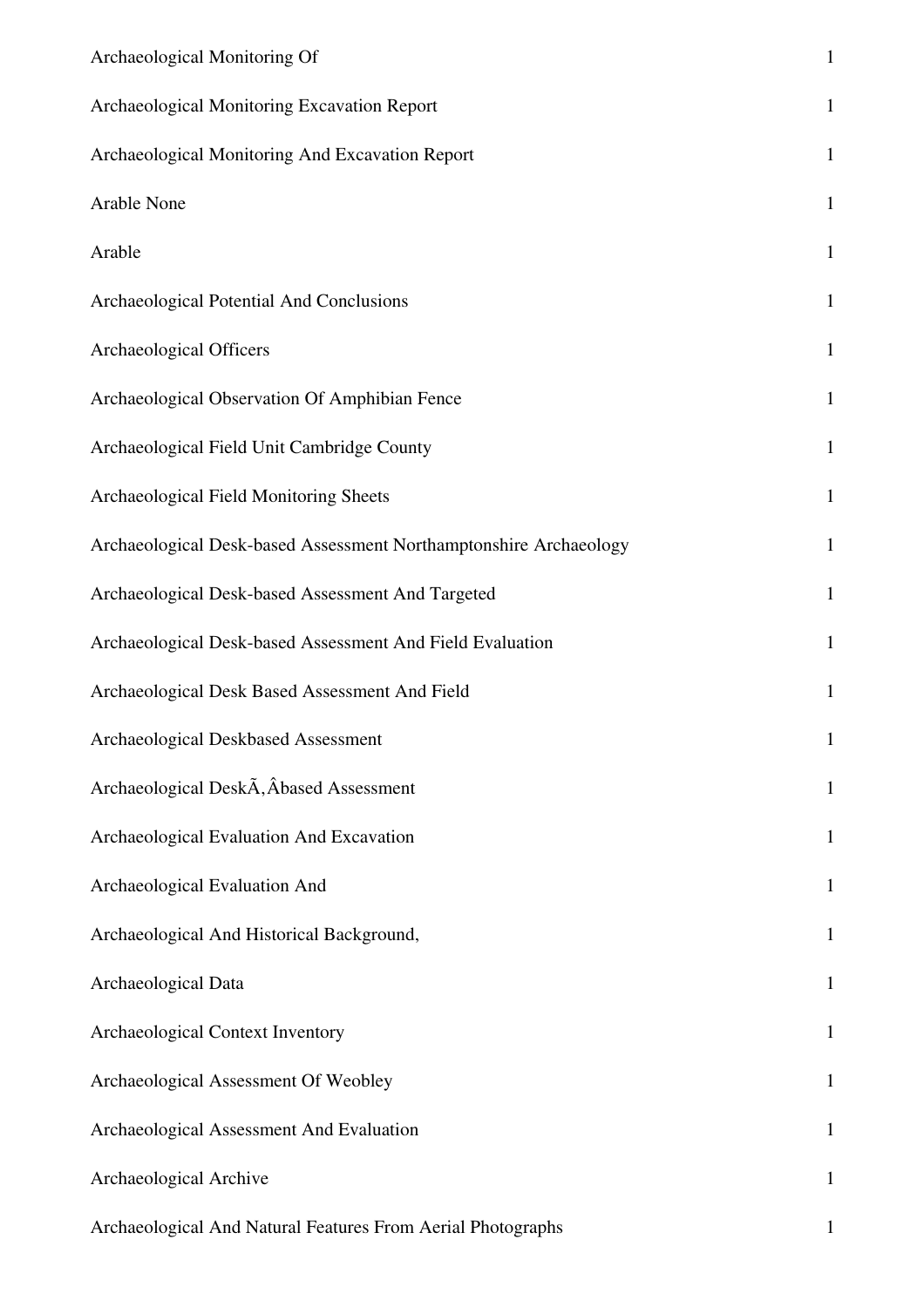| | |
|---|---|
| Archaeological Monitoring Of | 1 |
| Archaeological Monitoring Excavation Report | 1 |
| Archaeological Monitoring And Excavation Report | 1 |
| Arable None | 1 |
| Arable | 1 |
| Archaeological Potential And Conclusions | 1 |
| Archaeological Officers | 1 |
| Archaeological Observation Of Amphibian Fence | 1 |
| Archaeological Field Unit Cambridge County | 1 |
| Archaeological Field Monitoring Sheets | 1 |
| Archaeological Desk-based Assessment Northamptonshire Archaeology | 1 |
| Archaeological Desk-based Assessment And Targeted | 1 |
| Archaeological Desk-based Assessment And Field Evaluation | 1 |
| Archaeological Desk Based Assessment And Field | 1 |
| Archaeological Deskbased Assessment | 1 |
| Archaeological DeskÃ‚Âbased Assessment | 1 |
| Archaeological Evaluation And Excavation | 1 |
| Archaeological Evaluation And | 1 |
| Archaeological And Historical Background, | 1 |
| Archaeological Data | 1 |
| Archaeological Context Inventory | 1 |
| Archaeological Assessment Of Weobley | 1 |
| Archaeological Assessment And Evaluation | 1 |
| Archaeological Archive | 1 |
| Archaeological And Natural Features From Aerial Photographs | 1 |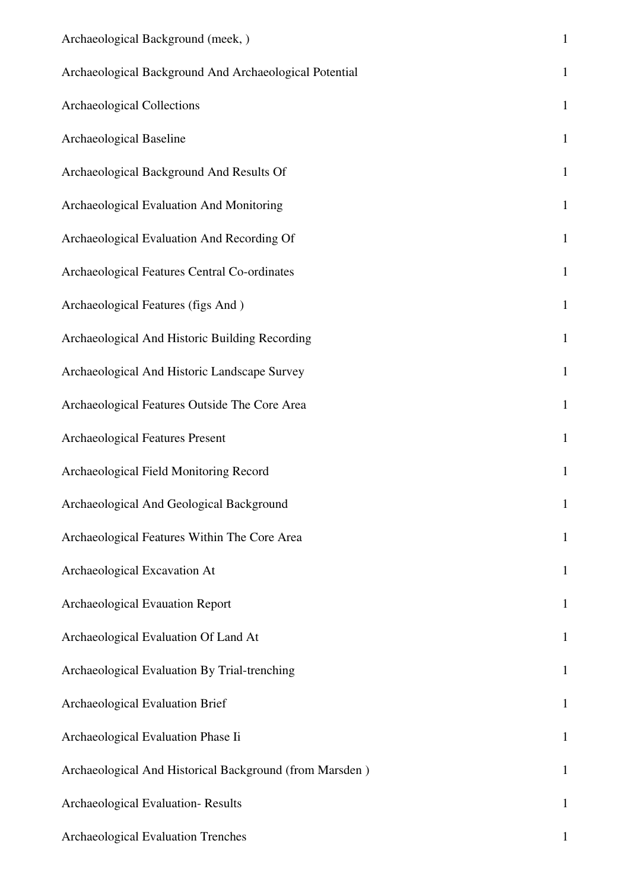| | |
|---|---|
| Archaeological Background (meek, ) | 1 |
| Archaeological Background And Archaeological Potential | 1 |
| Archaeological Collections | 1 |
| Archaeological Baseline | 1 |
| Archaeological Background And Results Of | 1 |
| Archaeological Evaluation And Monitoring | 1 |
| Archaeological Evaluation And Recording Of | 1 |
| Archaeological Features Central Co-ordinates | 1 |
| Archaeological Features (figs And ) | 1 |
| Archaeological And Historic Building Recording | 1 |
| Archaeological And Historic Landscape Survey | 1 |
| Archaeological Features Outside The Core Area | 1 |
| Archaeological Features Present | 1 |
| Archaeological Field Monitoring Record | 1 |
| Archaeological And Geological Background | 1 |
| Archaeological Features Within The Core Area | 1 |
| Archaeological Excavation At | 1 |
| Archaeological Evauation Report | 1 |
| Archaeological Evaluation Of Land At | 1 |
| Archaeological Evaluation By Trial-trenching | 1 |
| Archaeological Evaluation Brief | 1 |
| Archaeological Evaluation Phase Ii | 1 |
| Archaeological And Historical Background (from Marsden ) | 1 |
| Archaeological Evaluation- Results | 1 |
| Archaeological Evaluation Trenches | 1 |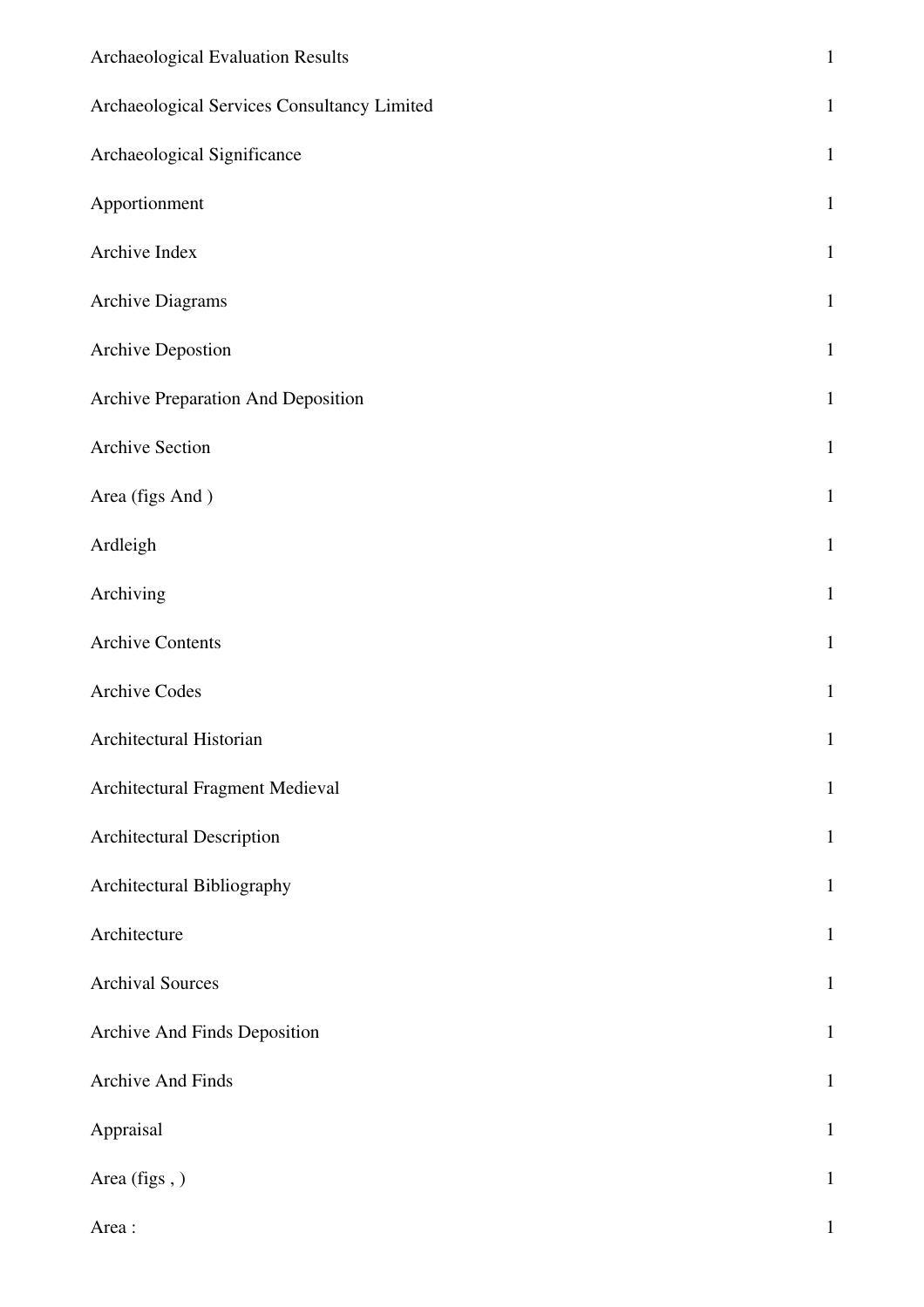| | |
|---|---|
| Archaeological Evaluation Results | 1 |
| Archaeological Services Consultancy Limited | 1 |
| Archaeological Significance | 1 |
| Apportionment | 1 |
| Archive Index | 1 |
| Archive Diagrams | 1 |
| Archive Depostion | 1 |
| Archive Preparation And Deposition | 1 |
| Archive Section | 1 |
| Area (figs And ) | 1 |
| Ardleigh | 1 |
| Archiving | 1 |
| Archive Contents | 1 |
| Archive Codes | 1 |
| Architectural Historian | 1 |
| Architectural Fragment Medieval | 1 |
| Architectural Description | 1 |
| Architectural Bibliography | 1 |
| Architecture | 1 |
| Archival Sources | 1 |
| Archive And Finds Deposition | 1 |
| Archive And Finds | 1 |
| Appraisal | 1 |
| Area (figs , ) | 1 |
| Area : | 1 |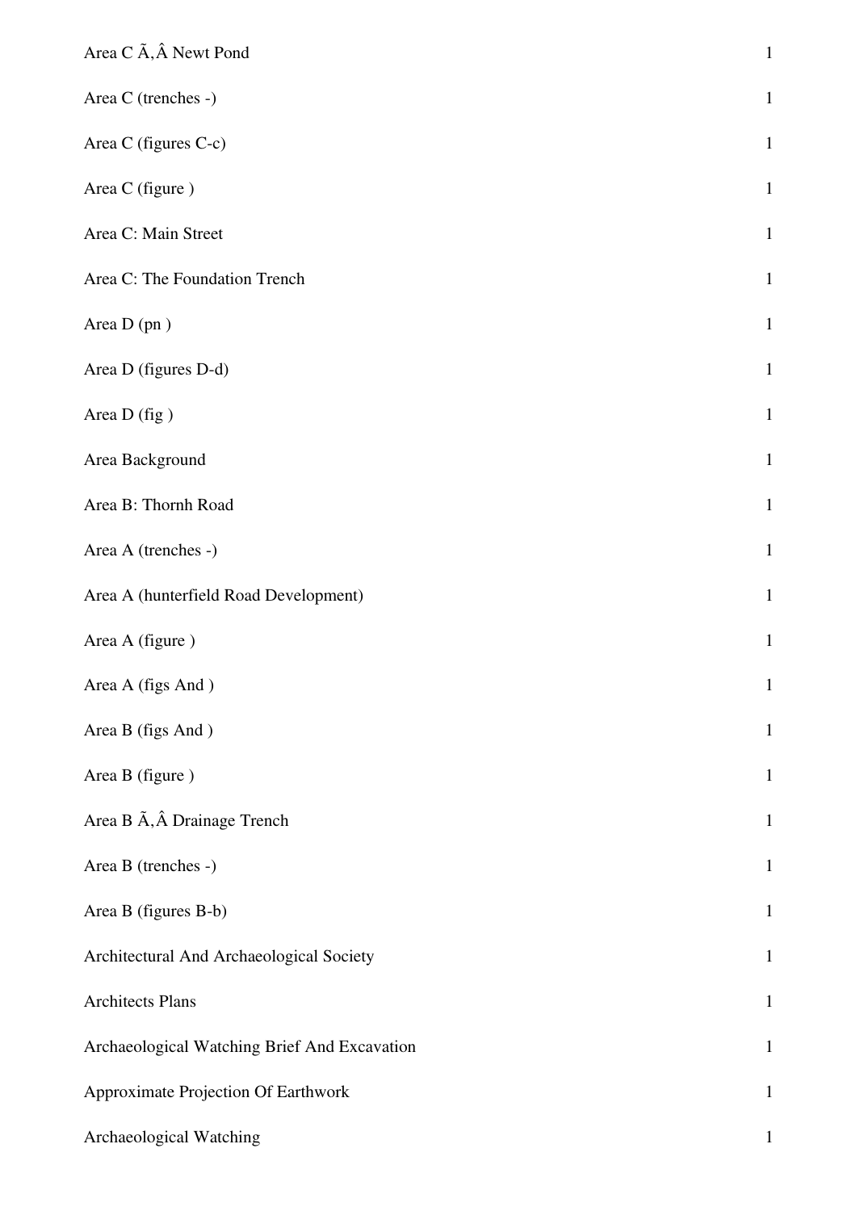| | |
|---|---|
| Area C Ã‚Â Newt Pond | 1 |
| Area C (trenches -) | 1 |
| Area C (figures C-c) | 1 |
| Area C (figure ) | 1 |
| Area C: Main Street | 1 |
| Area C: The Foundation Trench | 1 |
| Area D (pn ) | 1 |
| Area D (figures D-d) | 1 |
| Area D (fig ) | 1 |
| Area Background | 1 |
| Area B: Thornh Road | 1 |
| Area A (trenches -) | 1 |
| Area A (hunterfield Road Development) | 1 |
| Area A (figure ) | 1 |
| Area A (figs And ) | 1 |
| Area B (figs And ) | 1 |
| Area B (figure ) | 1 |
| Area B Ã‚Â Drainage Trench | 1 |
| Area B (trenches -) | 1 |
| Area B (figures B-b) | 1 |
| Architectural And Archaeological Society | 1 |
| Architects Plans | 1 |
| Archaeological Watching Brief And Excavation | 1 |
| Approximate Projection Of Earthwork | 1 |
| Archaeological Watching | 1 |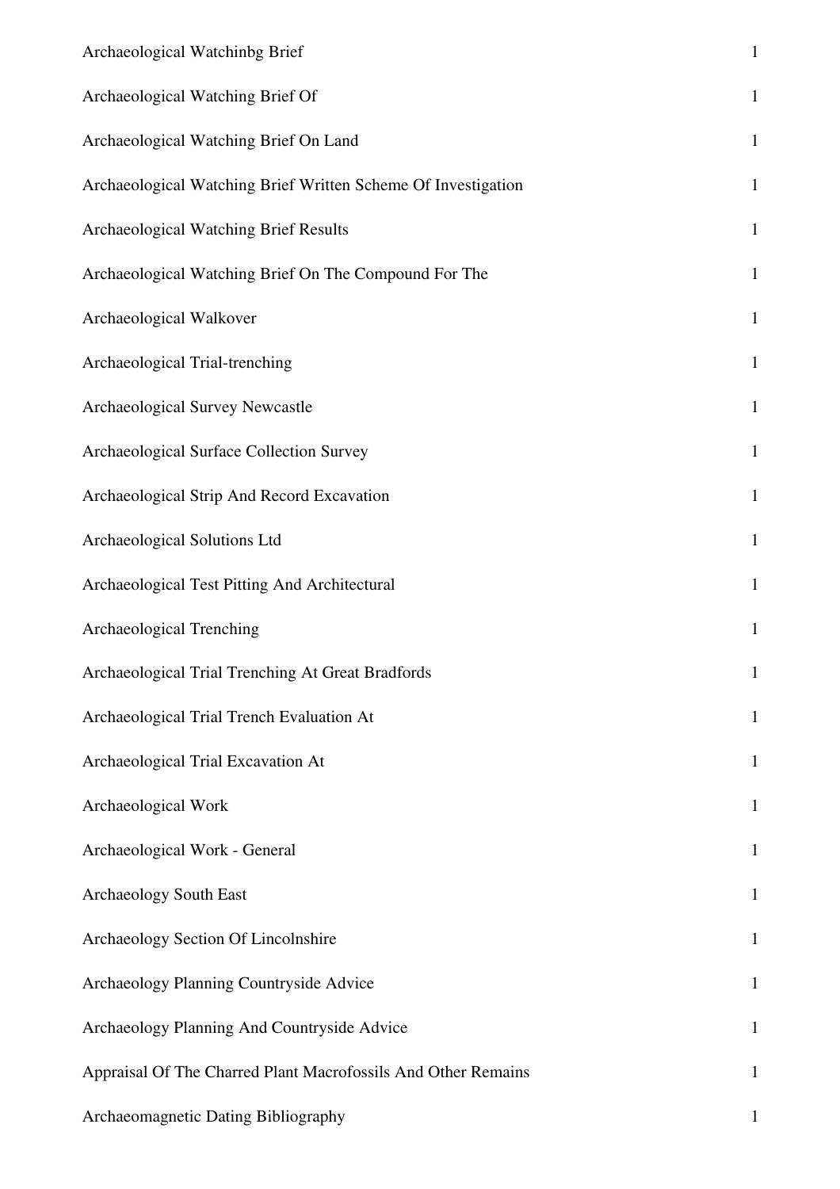| | |
|---|---|
| Archaeological Watchinbg Brief | 1 |
| Archaeological Watching Brief Of | 1 |
| Archaeological Watching Brief On Land | 1 |
| Archaeological Watching Brief Written Scheme Of Investigation | 1 |
| Archaeological Watching Brief Results | 1 |
| Archaeological Watching Brief On The Compound For The | 1 |
| Archaeological Walkover | 1 |
| Archaeological Trial-trenching | 1 |
| Archaeological Survey Newcastle | 1 |
| Archaeological Surface Collection Survey | 1 |
| Archaeological Strip And Record Excavation | 1 |
| Archaeological Solutions Ltd | 1 |
| Archaeological Test Pitting And Architectural | 1 |
| Archaeological Trenching | 1 |
| Archaeological Trial Trenching At Great Bradfords | 1 |
| Archaeological Trial Trench Evaluation At | 1 |
| Archaeological Trial Excavation At | 1 |
| Archaeological Work | 1 |
| Archaeological Work - General | 1 |
| Archaeology South East | 1 |
| Archaeology Section Of Lincolnshire | 1 |
| Archaeology Planning Countryside Advice | 1 |
| Archaeology Planning And Countryside Advice | 1 |
| Appraisal Of The Charred Plant Macrofossils And Other Remains | 1 |
| Archaeomagnetic Dating Bibliography | 1 |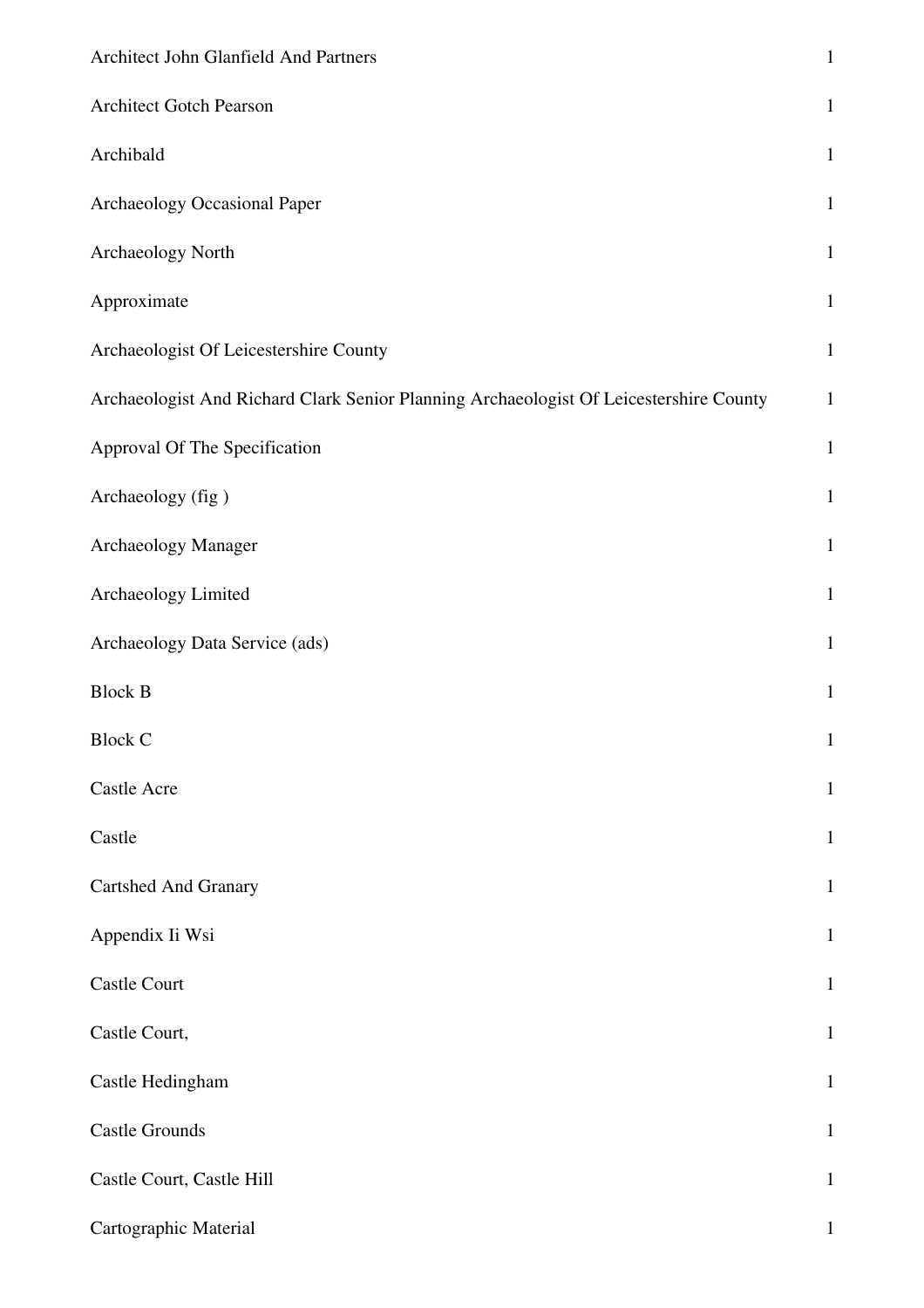| | |
|---|---|
| Architect John Glanfield And Partners | 1 |
| Architect Gotch Pearson | 1 |
| Archibald | 1 |
| Archaeology Occasional Paper | 1 |
| Archaeology North | 1 |
| Approximate | 1 |
| Archaeologist Of Leicestershire County | 1 |
| Archaeologist And Richard Clark Senior Planning Archaeologist Of Leicestershire County | 1 |
| Approval Of The Specification | 1 |
| Archaeology (fig ) | 1 |
| Archaeology Manager | 1 |
| Archaeology Limited | 1 |
| Archaeology Data Service (ads) | 1 |
| Block B | 1 |
| Block C | 1 |
| Castle Acre | 1 |
| Castle | 1 |
| Cartshed And Granary | 1 |
| Appendix Ii Wsi | 1 |
| Castle Court | 1 |
| Castle Court, | 1 |
| Castle Hedingham | 1 |
| Castle Grounds | 1 |
| Castle Court, Castle Hill | 1 |
| Cartographic Material | 1 |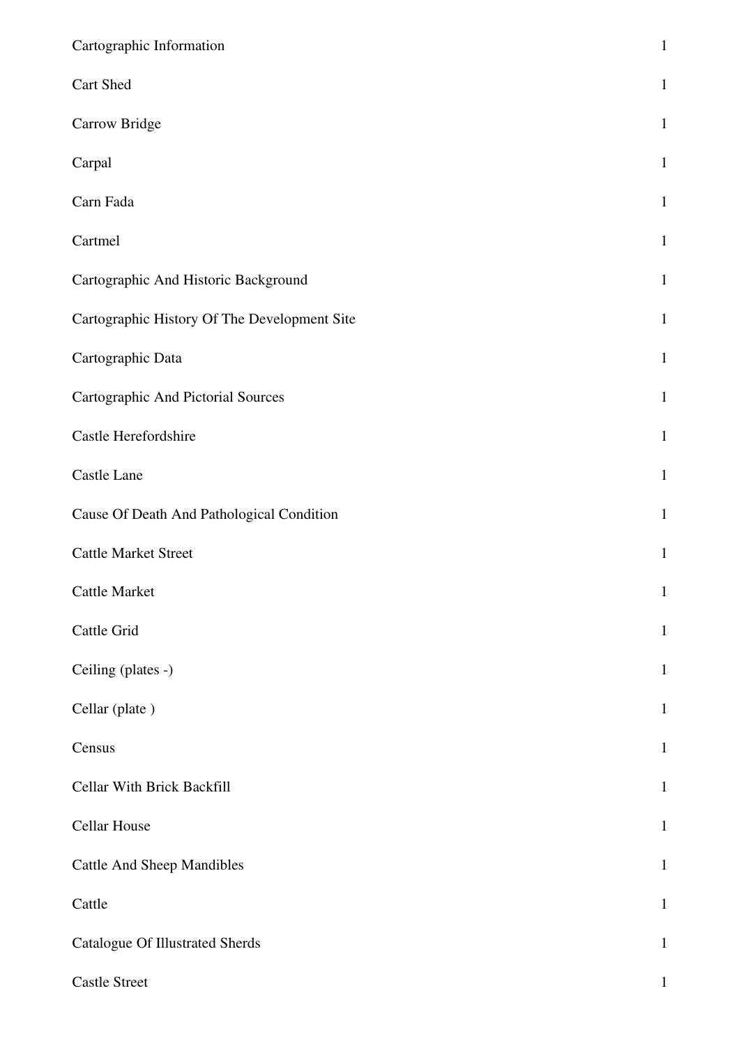| | |
|---|---|
| Cartographic Information | 1 |
| Cart Shed | 1 |
| Carrow Bridge | 1 |
| Carpal | 1 |
| Carn Fada | 1 |
| Cartmel | 1 |
| Cartographic And Historic Background | 1 |
| Cartographic History Of The Development Site | 1 |
| Cartographic Data | 1 |
| Cartographic And Pictorial Sources | 1 |
| Castle Herefordshire | 1 |
| Castle Lane | 1 |
| Cause Of Death And Pathological Condition | 1 |
| Cattle Market Street | 1 |
| Cattle Market | 1 |
| Cattle Grid | 1 |
| Ceiling (plates -) | 1 |
| Cellar (plate ) | 1 |
| Census | 1 |
| Cellar With Brick Backfill | 1 |
| Cellar House | 1 |
| Cattle And Sheep Mandibles | 1 |
| Cattle | 1 |
| Catalogue Of Illustrated Sherds | 1 |
| Castle Street | 1 |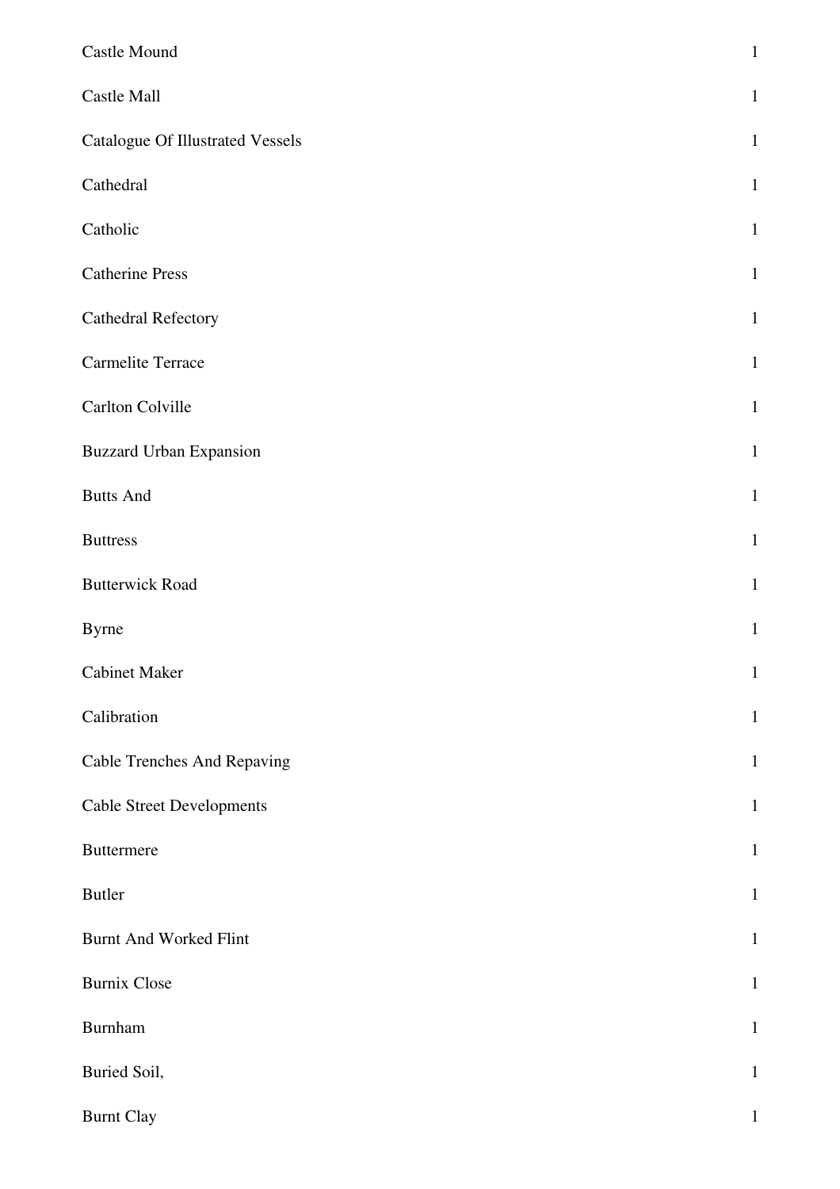| | |
|---|---|
| Castle Mound | 1 |
| Castle Mall | 1 |
| Catalogue Of Illustrated Vessels | 1 |
| Cathedral | 1 |
| Catholic | 1 |
| Catherine Press | 1 |
| Cathedral Refectory | 1 |
| Carmelite Terrace | 1 |
| Carlton Colville | 1 |
| Buzzard Urban Expansion | 1 |
| Butts And | 1 |
| Buttress | 1 |
| Butterwick Road | 1 |
| Byrne | 1 |
| Cabinet Maker | 1 |
| Calibration | 1 |
| Cable Trenches And Repaving | 1 |
| Cable Street Developments | 1 |
| Buttermere | 1 |
| Butler | 1 |
| Burnt And Worked Flint | 1 |
| Burnix Close | 1 |
| Burnham | 1 |
| Buried Soil, | 1 |
| Burnt Clay | 1 |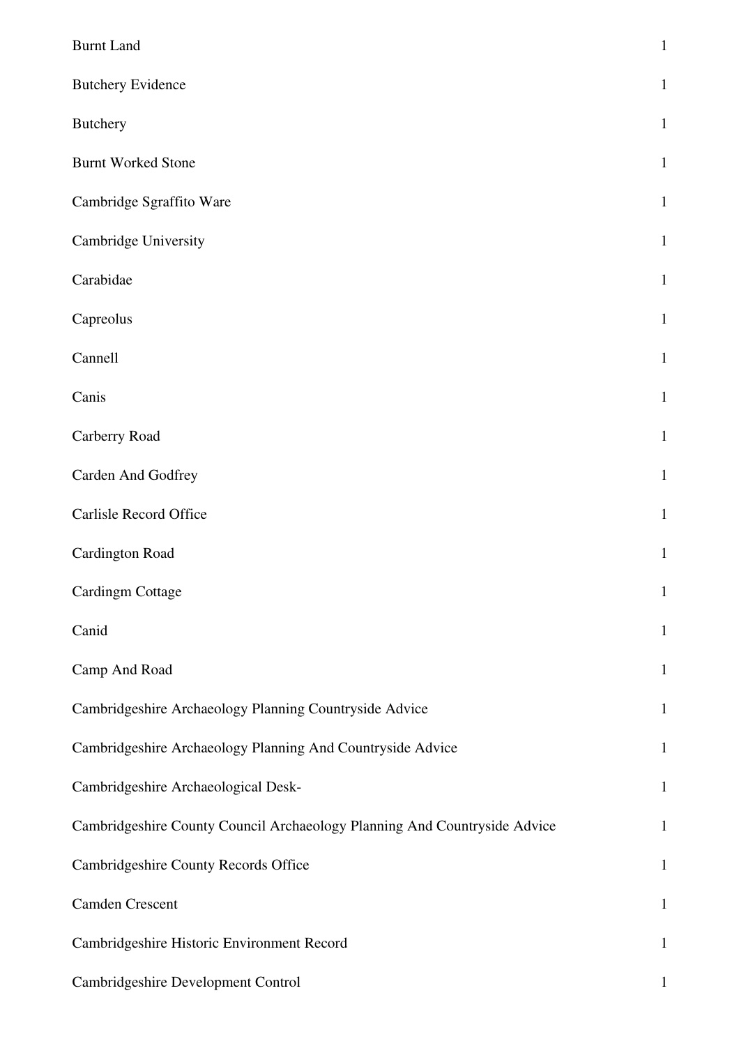| | |
|---|---|
| Burnt Land | 1 |
| Butchery Evidence | 1 |
| Butchery | 1 |
| Burnt Worked Stone | 1 |
| Cambridge Sgraffito Ware | 1 |
| Cambridge University | 1 |
| Carabidae | 1 |
| Capreolus | 1 |
| Cannell | 1 |
| Canis | 1 |
| Carberry Road | 1 |
| Carden And Godfrey | 1 |
| Carlisle Record Office | 1 |
| Cardington Road | 1 |
| Cardingm Cottage | 1 |
| Canid | 1 |
| Camp And Road | 1 |
| Cambridgeshire Archaeology Planning Countryside Advice | 1 |
| Cambridgeshire Archaeology Planning And Countryside Advice | 1 |
| Cambridgeshire Archaeological Desk- | 1 |
| Cambridgeshire County Council Archaeology Planning And Countryside Advice | 1 |
| Cambridgeshire County Records Office | 1 |
| Camden Crescent | 1 |
| Cambridgeshire Historic Environment Record | 1 |
| Cambridgeshire Development Control | 1 |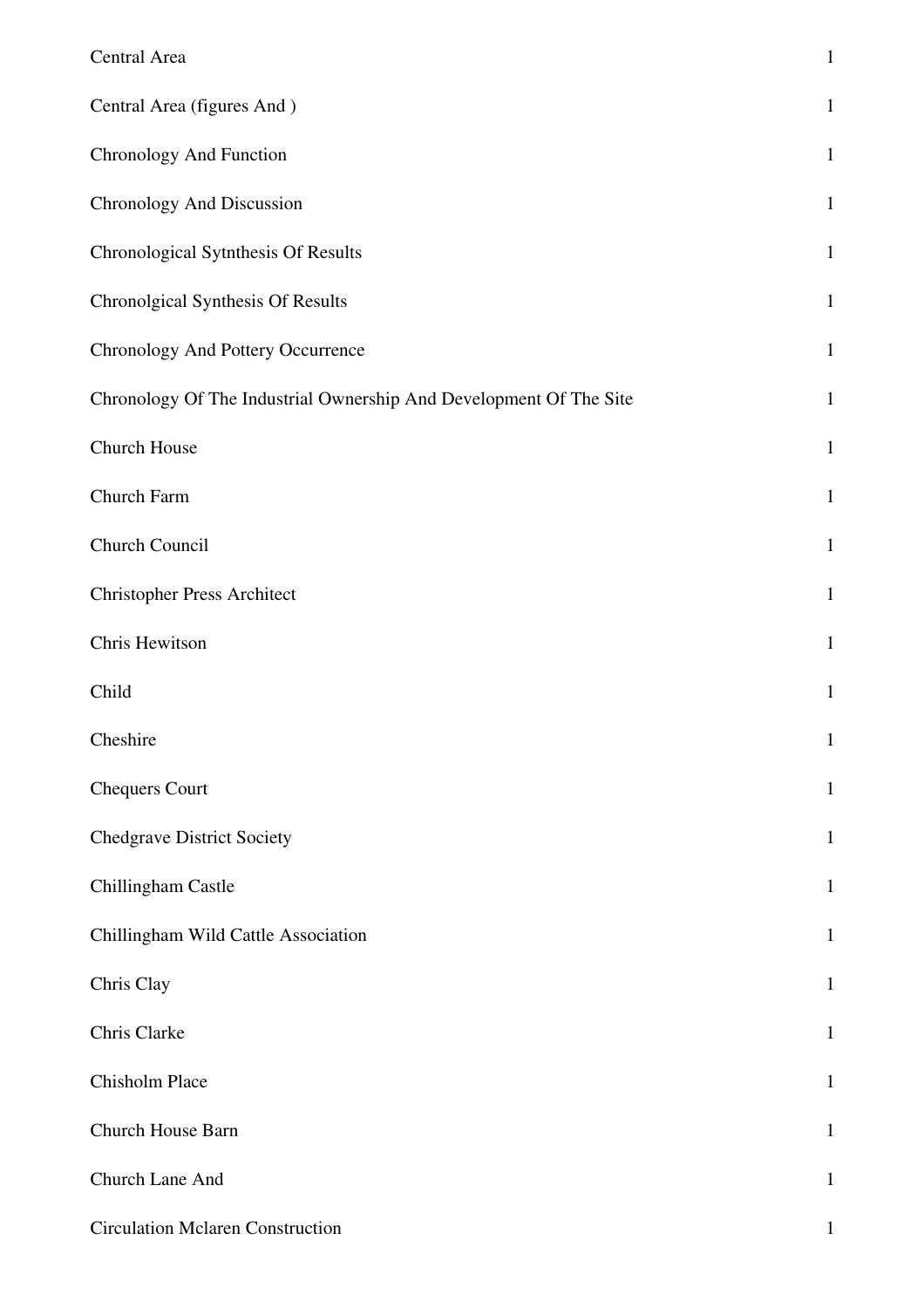| | |
|---|---|
| Central Area | 1 |
| Central Area (figures And ) | 1 |
| Chronology And Function | 1 |
| Chronology And Discussion | 1 |
| Chronological Sytnthesis Of Results | 1 |
| Chronolgical Synthesis Of Results | 1 |
| Chronology And Pottery Occurrence | 1 |
| Chronology Of The Industrial Ownership And Development Of The Site | 1 |
| Church House | 1 |
| Church Farm | 1 |
| Church Council | 1 |
| Christopher Press Architect | 1 |
| Chris Hewitson | 1 |
| Child | 1 |
| Cheshire | 1 |
| Chequers Court | 1 |
| Chedgrave District Society | 1 |
| Chillingham Castle | 1 |
| Chillingham Wild Cattle Association | 1 |
| Chris Clay | 1 |
| Chris Clarke | 1 |
| Chisholm Place | 1 |
| Church House Barn | 1 |
| Church Lane And | 1 |
| Circulation Mclaren Construction | 1 |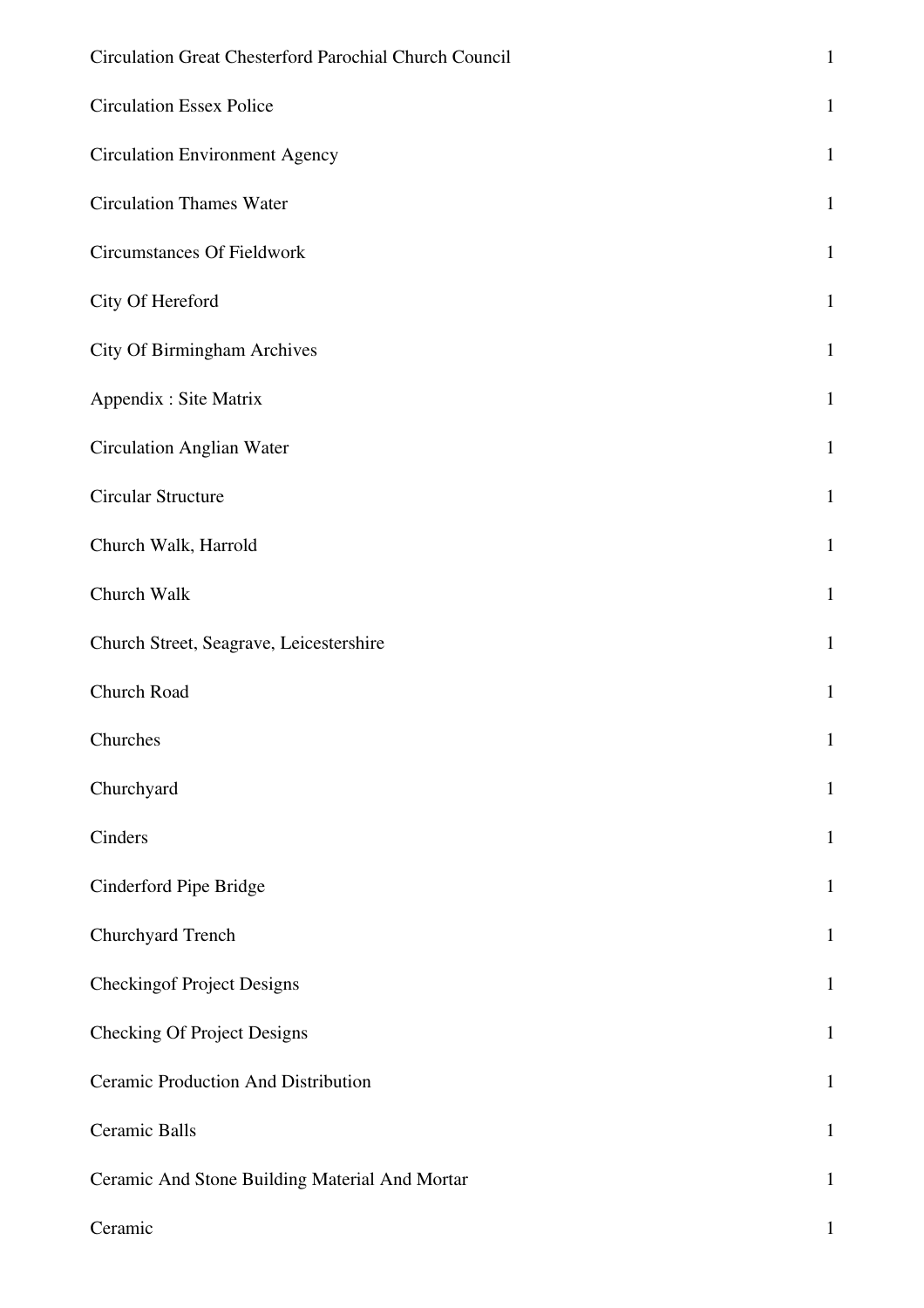| | |
|---|---|
| Circulation Great Chesterford Parochial Church Council | 1 |
| Circulation Essex Police | 1 |
| Circulation Environment Agency | 1 |
| Circulation Thames Water | 1 |
| Circumstances Of Fieldwork | 1 |
| City Of Hereford | 1 |
| City Of Birmingham Archives | 1 |
| Appendix : Site Matrix | 1 |
| Circulation Anglian Water | 1 |
| Circular Structure | 1 |
| Church Walk, Harrold | 1 |
| Church Walk | 1 |
| Church Street, Seagrave, Leicestershire | 1 |
| Church Road | 1 |
| Churches | 1 |
| Churchyard | 1 |
| Cinders | 1 |
| Cinderford Pipe Bridge | 1 |
| Churchyard Trench | 1 |
| Checkingof Project Designs | 1 |
| Checking Of Project Designs | 1 |
| Ceramic Production And Distribution | 1 |
| Ceramic Balls | 1 |
| Ceramic And Stone Building Material And Mortar | 1 |
| Ceramic | 1 |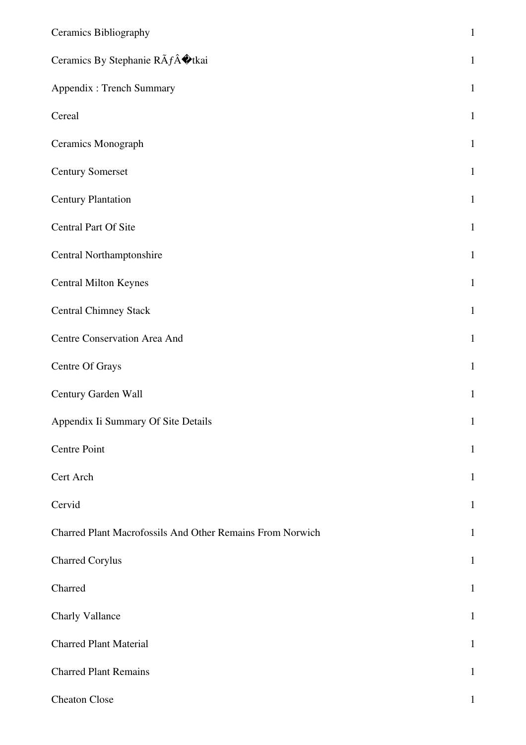| | |
|---|---|
| Ceramics Bibliography | 1 |
| Ceramics By Stephanie RÃƒÂ�tkai | 1 |
| Appendix : Trench Summary | 1 |
| Cereal | 1 |
| Ceramics Monograph | 1 |
| Century Somerset | 1 |
| Century Plantation | 1 |
| Central Part Of Site | 1 |
| Central Northamptonshire | 1 |
| Central Milton Keynes | 1 |
| Central Chimney Stack | 1 |
| Centre Conservation Area And | 1 |
| Centre Of Grays | 1 |
| Century Garden Wall | 1 |
| Appendix Ii Summary Of Site Details | 1 |
| Centre Point | 1 |
| Cert Arch | 1 |
| Cervid | 1 |
| Charred Plant Macrofossils And Other Remains From Norwich | 1 |
| Charred Corylus | 1 |
| Charred | 1 |
| Charly Vallance | 1 |
| Charred Plant Material | 1 |
| Charred Plant Remains | 1 |
| Cheaton Close | 1 |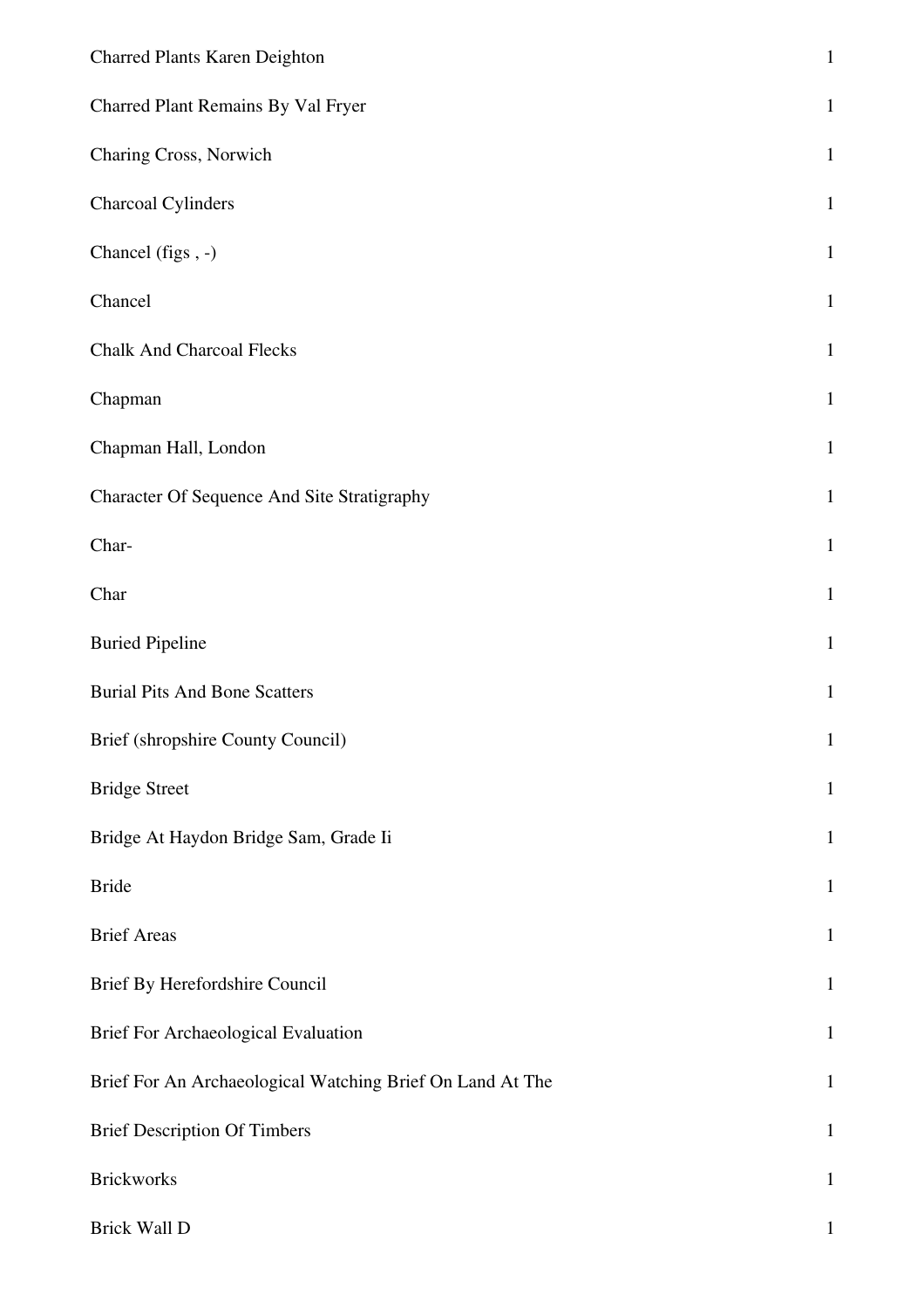| | |
|---|---|
| Charred Plants Karen Deighton | 1 |
| Charred Plant Remains By Val Fryer | 1 |
| Charing Cross, Norwich | 1 |
| Charcoal Cylinders | 1 |
| Chancel (figs , -) | 1 |
| Chancel | 1 |
| Chalk And Charcoal Flecks | 1 |
| Chapman | 1 |
| Chapman Hall, London | 1 |
| Character Of Sequence And Site Stratigraphy | 1 |
| Char- | 1 |
| Char | 1 |
| Buried Pipeline | 1 |
| Burial Pits And Bone Scatters | 1 |
| Brief (shropshire County Council) | 1 |
| Bridge Street | 1 |
| Bridge At Haydon Bridge Sam, Grade Ii | 1 |
| Bride | 1 |
| Brief Areas | 1 |
| Brief By Herefordshire Council | 1 |
| Brief For Archaeological Evaluation | 1 |
| Brief For An Archaeological Watching Brief On Land At The | 1 |
| Brief Description Of Timbers | 1 |
| Brickworks | 1 |
| Brick Wall D | 1 |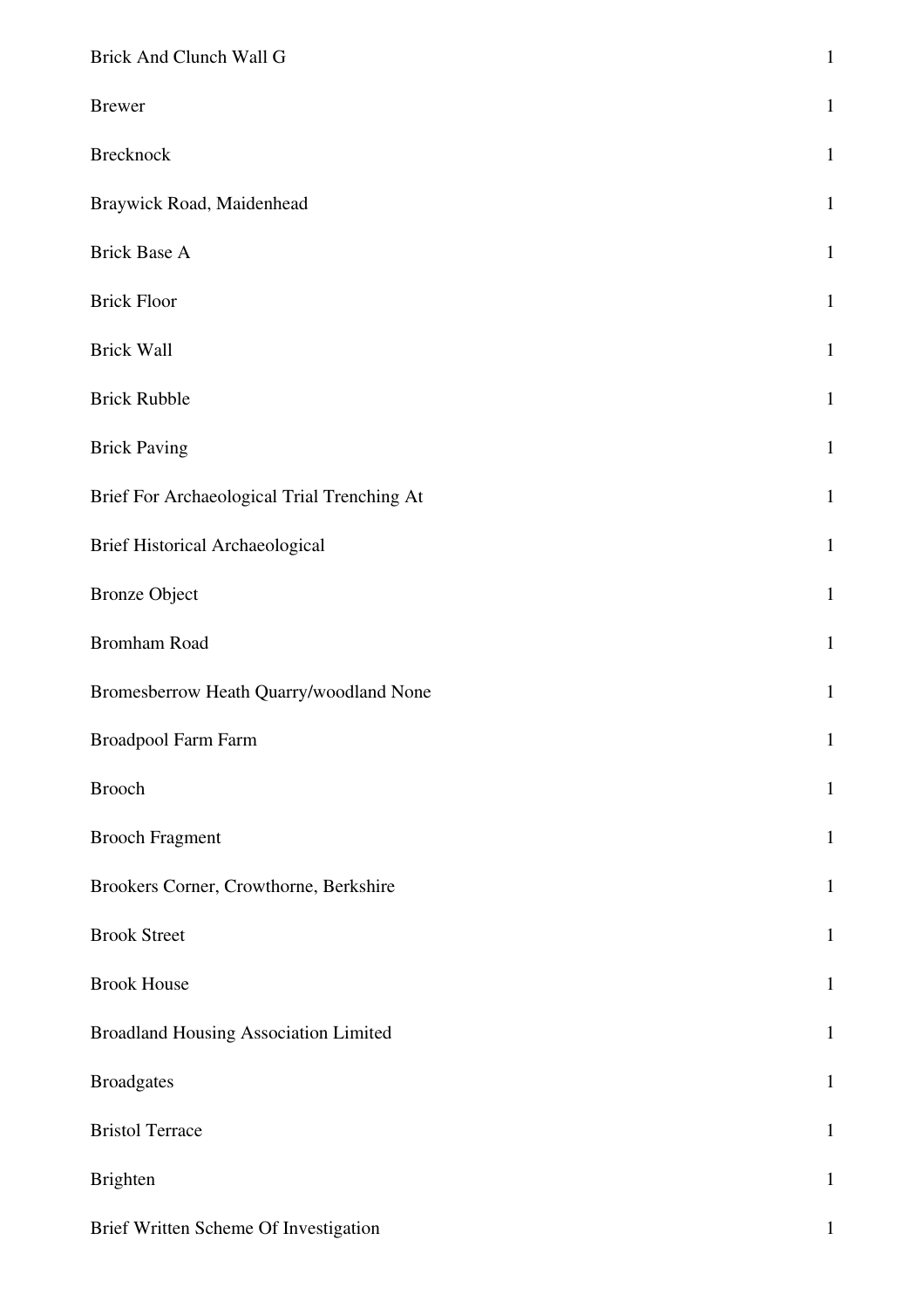| | |
|---|---|
| Brick And Clunch Wall G | 1 |
| Brewer | 1 |
| Brecknock | 1 |
| Braywick Road, Maidenhead | 1 |
| Brick Base A | 1 |
| Brick Floor | 1 |
| Brick Wall | 1 |
| Brick Rubble | 1 |
| Brick Paving | 1 |
| Brief For Archaeological Trial Trenching At | 1 |
| Brief Historical Archaeological | 1 |
| Bronze Object | 1 |
| Bromham Road | 1 |
| Bromesberrow Heath Quarry/woodland None | 1 |
| Broadpool Farm Farm | 1 |
| Brooch | 1 |
| Brooch Fragment | 1 |
| Brookers Corner, Crowthorne, Berkshire | 1 |
| Brook Street | 1 |
| Brook House | 1 |
| Broadland Housing Association Limited | 1 |
| Broadgates | 1 |
| Bristol Terrace | 1 |
| Brighten | 1 |
| Brief Written Scheme Of Investigation | 1 |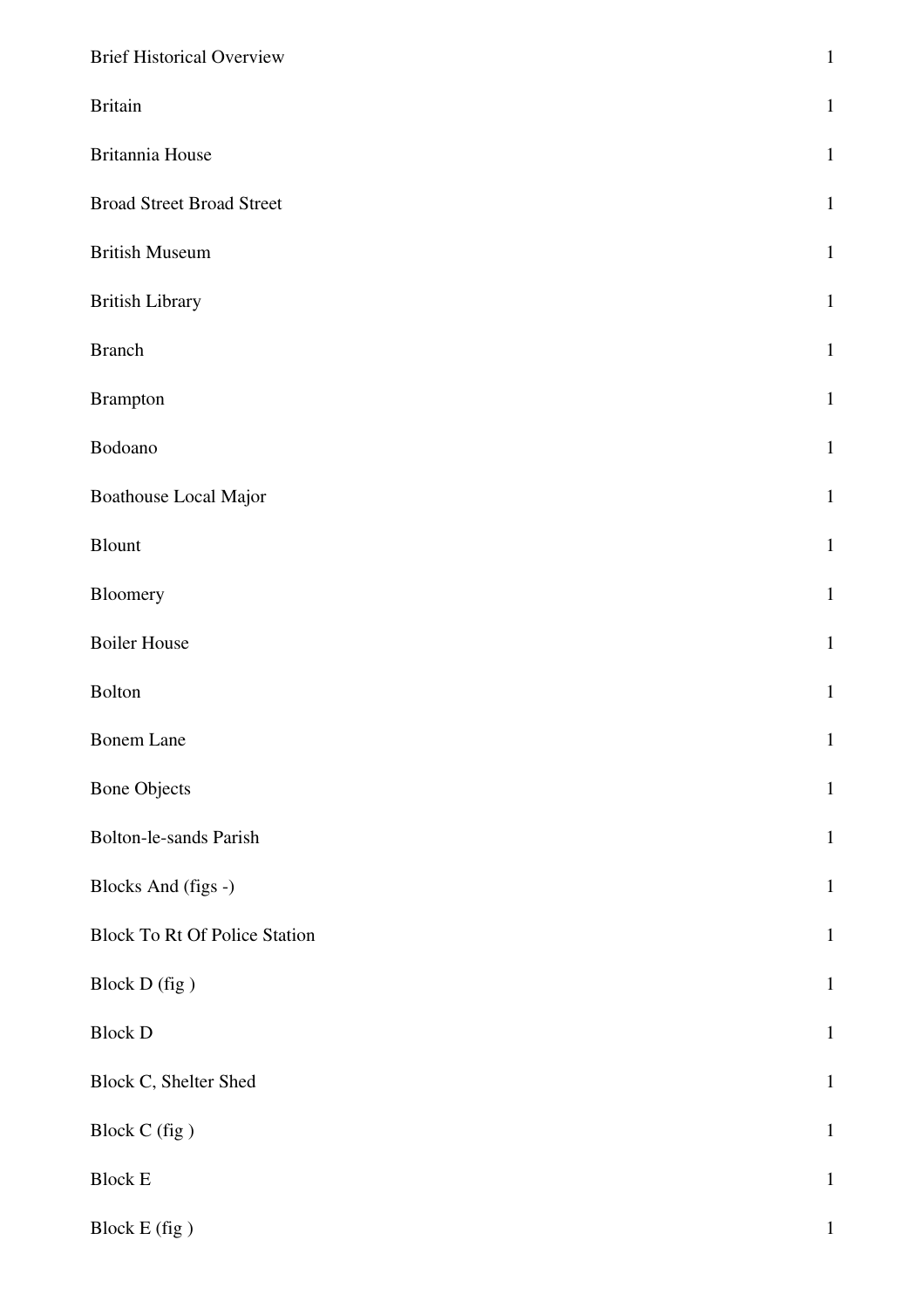| | |
|---|---|
| Brief Historical Overview | 1 |
| Britain | 1 |
| Britannia House | 1 |
| Broad Street Broad Street | 1 |
| British Museum | 1 |
| British Library | 1 |
| Branch | 1 |
| Brampton | 1 |
| Bodoano | 1 |
| Boathouse Local Major | 1 |
| Blount | 1 |
| Bloomery | 1 |
| Boiler House | 1 |
| Bolton | 1 |
| Bonem Lane | 1 |
| Bone Objects | 1 |
| Bolton-le-sands Parish | 1 |
| Blocks And (figs -) | 1 |
| Block To Rt Of Police Station | 1 |
| Block D (fig ) | 1 |
| Block D | 1 |
| Block C, Shelter Shed | 1 |
| Block C (fig ) | 1 |
| Block E | 1 |
| Block E (fig ) | 1 |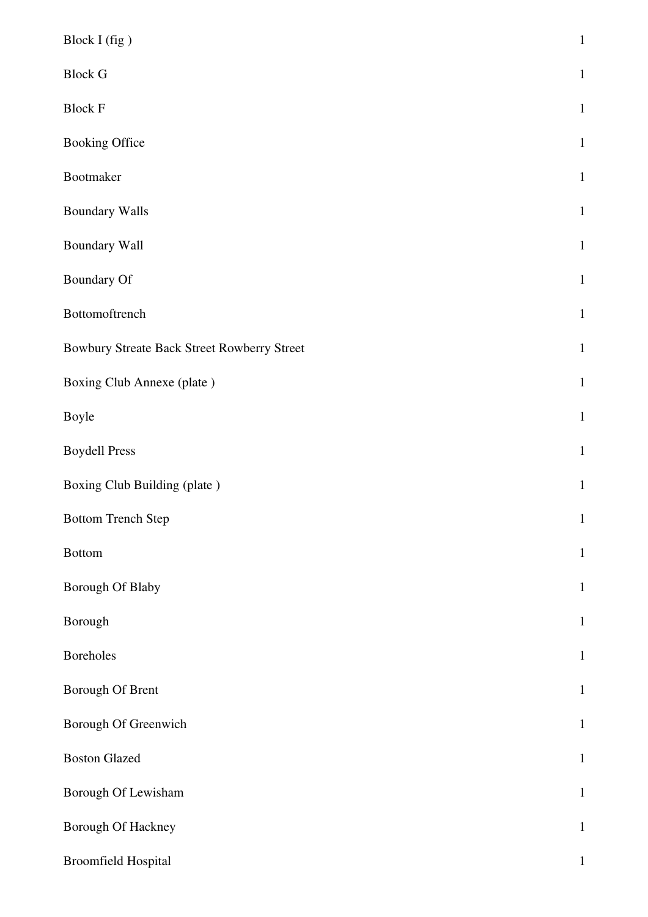| | |
|---|---|
| Block I (fig ) | 1 |
| Block G | 1 |
| Block F | 1 |
| Booking Office | 1 |
| Bootmaker | 1 |
| Boundary Walls | 1 |
| Boundary Wall | 1 |
| Boundary Of | 1 |
| Bottomoftrench | 1 |
| Bowbury Streate Back Street Rowberry Street | 1 |
| Boxing Club Annexe (plate ) | 1 |
| Boyle | 1 |
| Boydell Press | 1 |
| Boxing Club Building (plate ) | 1 |
| Bottom Trench Step | 1 |
| Bottom | 1 |
| Borough Of Blaby | 1 |
| Borough | 1 |
| Boreholes | 1 |
| Borough Of Brent | 1 |
| Borough Of Greenwich | 1 |
| Boston Glazed | 1 |
| Borough Of Lewisham | 1 |
| Borough Of Hackney | 1 |
| Broomfield Hospital | 1 |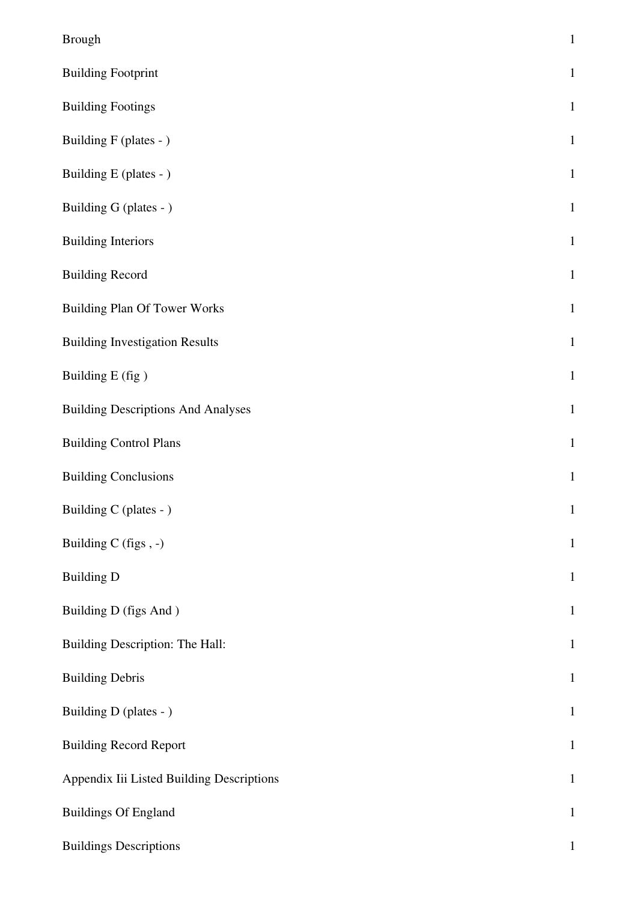| | |
|---|---|
| Brough | 1 |
| Building Footprint | 1 |
| Building Footings | 1 |
| Building F (plates - ) | 1 |
| Building E (plates - ) | 1 |
| Building G (plates - ) | 1 |
| Building Interiors | 1 |
| Building Record | 1 |
| Building Plan Of Tower Works | 1 |
| Building Investigation Results | 1 |
| Building E (fig ) | 1 |
| Building Descriptions And Analyses | 1 |
| Building Control Plans | 1 |
| Building Conclusions | 1 |
| Building C (plates - ) | 1 |
| Building C (figs , -) | 1 |
| Building D | 1 |
| Building D (figs And ) | 1 |
| Building Description: The Hall: | 1 |
| Building Debris | 1 |
| Building D (plates - ) | 1 |
| Building Record Report | 1 |
| Appendix Iii Listed Building Descriptions | 1 |
| Buildings Of England | 1 |
| Buildings Descriptions | 1 |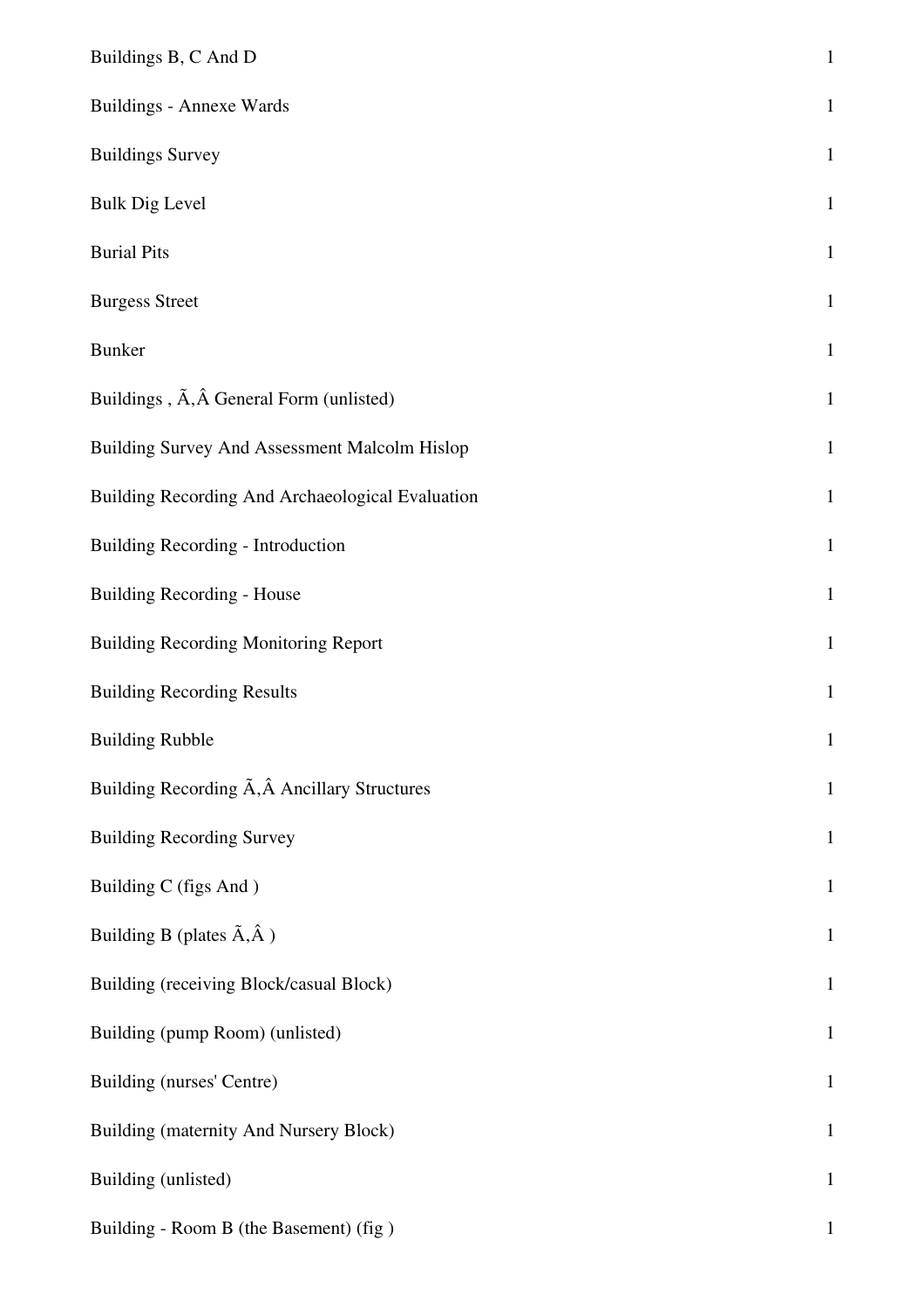| | |
|---|---|
| Buildings B, C And D | 1 |
| Buildings - Annexe Wards | 1 |
| Buildings Survey | 1 |
| Bulk Dig Level | 1 |
| Burial Pits | 1 |
| Burgess Street | 1 |
| Bunker | 1 |
| Buildings , Ã‚Â General Form (unlisted) | 1 |
| Building Survey And Assessment Malcolm Hislop | 1 |
| Building Recording And Archaeological Evaluation | 1 |
| Building Recording - Introduction | 1 |
| Building Recording - House | 1 |
| Building Recording Monitoring Report | 1 |
| Building Recording Results | 1 |
| Building Rubble | 1 |
| Building Recording Ã‚Â Ancillary Structures | 1 |
| Building Recording Survey | 1 |
| Building C (figs And ) | 1 |
| Building B (plates Ã‚Â ) | 1 |
| Building (receiving Block/casual Block) | 1 |
| Building (pump Room) (unlisted) | 1 |
| Building (nurses' Centre) | 1 |
| Building (maternity And Nursery Block) | 1 |
| Building (unlisted) | 1 |
| Building - Room B (the Basement) (fig ) | 1 |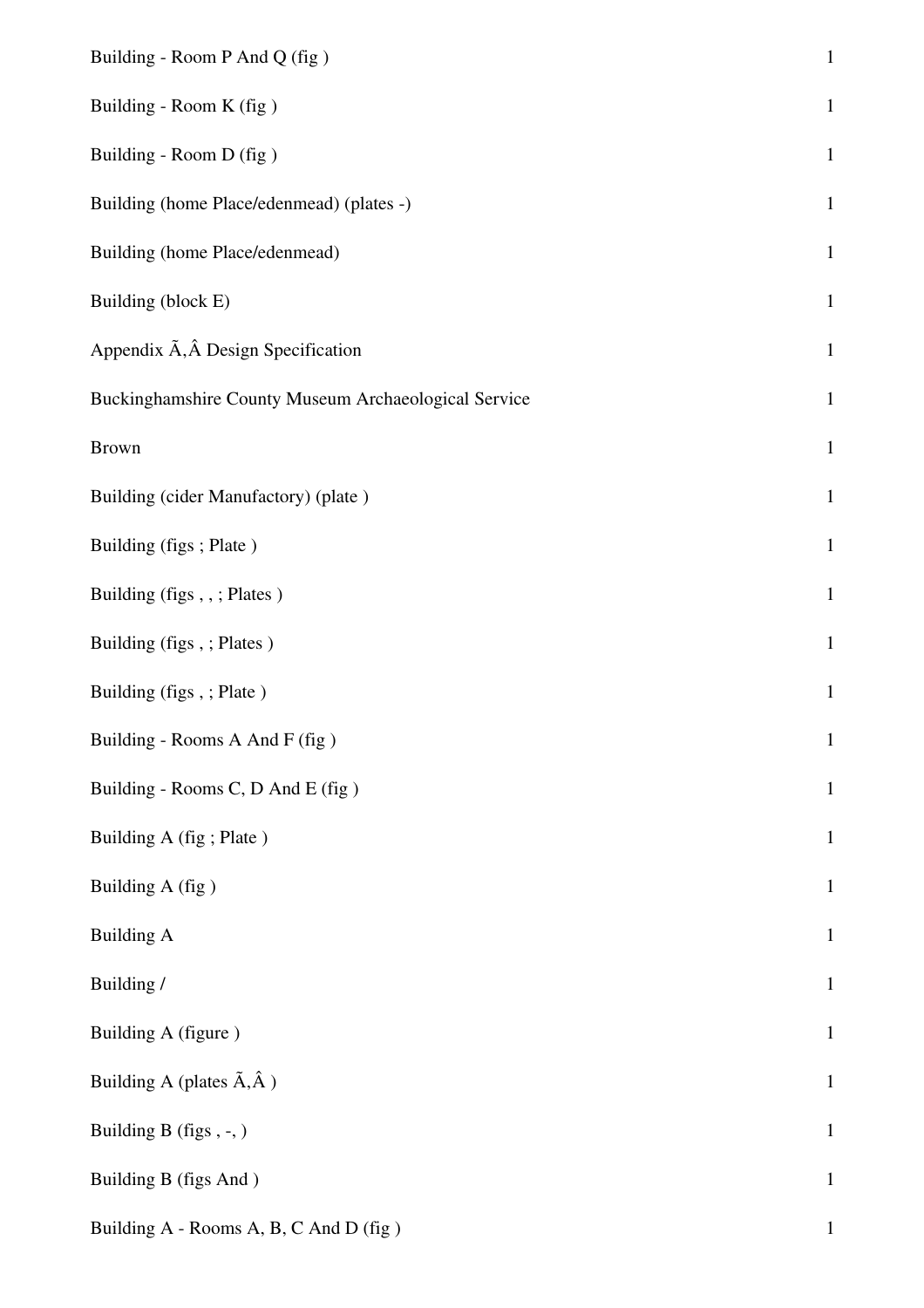| | |
|---|---|
| Building - Room P And Q (fig ) | 1 |
| Building - Room K (fig ) | 1 |
| Building - Room D (fig ) | 1 |
| Building (home Place/edenmead) (plates -) | 1 |
| Building (home Place/edenmead) | 1 |
| Building (block E) | 1 |
| Appendix Ã‚Â Design Specification | 1 |
| Buckinghamshire County Museum Archaeological Service | 1 |
| Brown | 1 |
| Building (cider Manufactory) (plate ) | 1 |
| Building (figs ; Plate ) | 1 |
| Building (figs , , ; Plates ) | 1 |
| Building (figs , ; Plates ) | 1 |
| Building (figs , ; Plate ) | 1 |
| Building - Rooms A And F (fig ) | 1 |
| Building - Rooms C, D And E (fig ) | 1 |
| Building A (fig ; Plate ) | 1 |
| Building A (fig ) | 1 |
| Building A | 1 |
| Building / | 1 |
| Building A (figure ) | 1 |
| Building A (plates Ã‚Â ) | 1 |
| Building B (figs , -, ) | 1 |
| Building B (figs And ) | 1 |
| Building A - Rooms A, B, C And D (fig ) | 1 |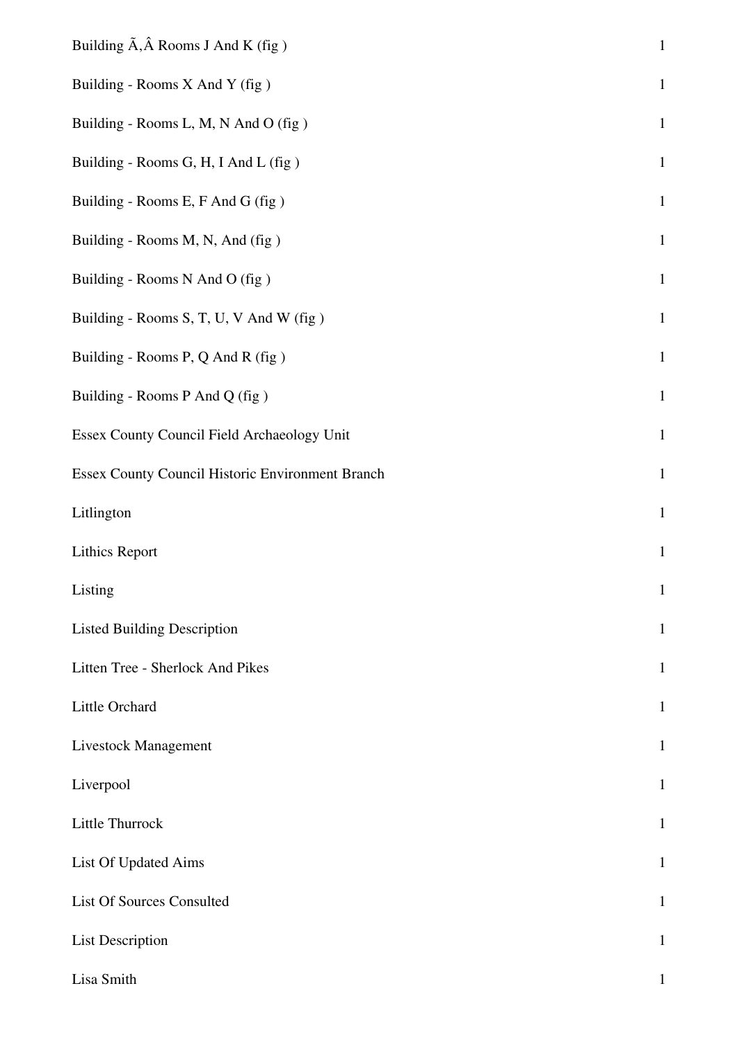| | |
|---|---|
| Building Ã‚Â Rooms J And K (fig ) | 1 |
| Building - Rooms X And Y (fig ) | 1 |
| Building - Rooms L, M, N And O (fig ) | 1 |
| Building - Rooms G, H, I And L (fig ) | 1 |
| Building - Rooms E, F And G (fig ) | 1 |
| Building - Rooms M, N, And (fig ) | 1 |
| Building - Rooms N And O (fig ) | 1 |
| Building - Rooms S, T, U, V And W (fig ) | 1 |
| Building - Rooms P, Q And R (fig ) | 1 |
| Building - Rooms P And Q (fig ) | 1 |
| Essex County Council Field Archaeology Unit | 1 |
| Essex County Council Historic Environment Branch | 1 |
| Litlington | 1 |
| Lithics Report | 1 |
| Listing | 1 |
| Listed Building Description | 1 |
| Litten Tree - Sherlock And Pikes | 1 |
| Little Orchard | 1 |
| Livestock Management | 1 |
| Liverpool | 1 |
| Little Thurrock | 1 |
| List Of Updated Aims | 1 |
| List Of Sources Consulted | 1 |
| List Description | 1 |
| Lisa Smith | 1 |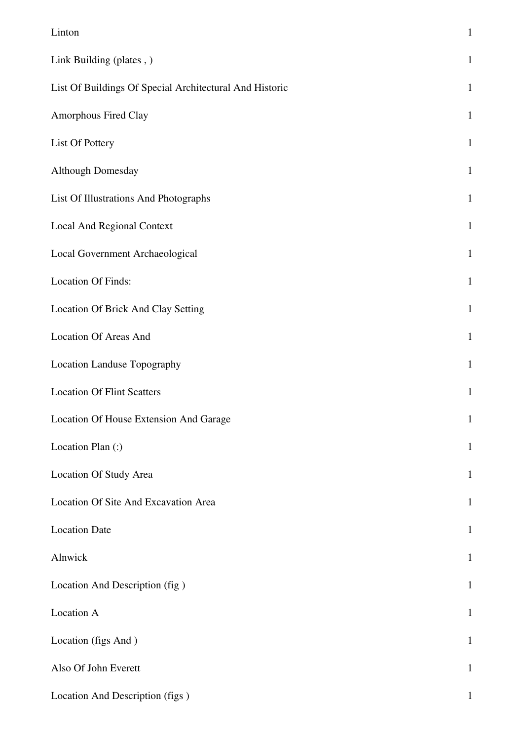| | |
|---|---|
| Linton | 1 |
| Link Building (plates , ) | 1 |
| List Of Buildings Of Special Architectural And Historic | 1 |
| Amorphous Fired Clay | 1 |
| List Of Pottery | 1 |
| Although Domesday | 1 |
| List Of Illustrations And Photographs | 1 |
| Local And Regional Context | 1 |
| Local Government Archaeological | 1 |
| Location Of Finds: | 1 |
| Location Of Brick And Clay Setting | 1 |
| Location Of Areas And | 1 |
| Location Landuse Topography | 1 |
| Location Of Flint Scatters | 1 |
| Location Of House Extension And Garage | 1 |
| Location Plan (:) | 1 |
| Location Of Study Area | 1 |
| Location Of Site And Excavation Area | 1 |
| Location Date | 1 |
| Alnwick | 1 |
| Location And Description (fig ) | 1 |
| Location A | 1 |
| Location (figs And ) | 1 |
| Also Of John Everett | 1 |
| Location And Description (figs ) | 1 |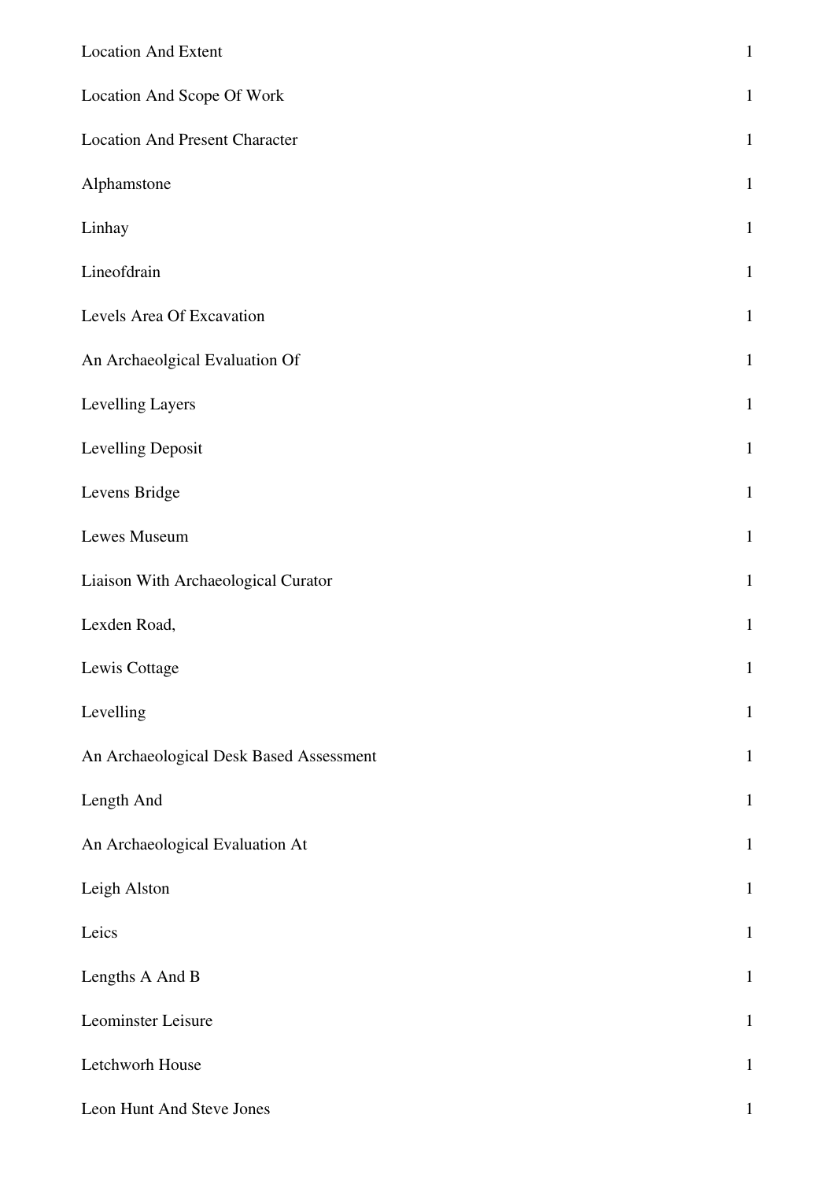| | |
|---|---|
| Location And Extent | 1 |
| Location And Scope Of Work | 1 |
| Location And Present Character | 1 |
| Alphamstone | 1 |
| Linhay | 1 |
| Lineofdrain | 1 |
| Levels Area Of Excavation | 1 |
| An Archaeolgical Evaluation Of | 1 |
| Levelling Layers | 1 |
| Levelling Deposit | 1 |
| Levens Bridge | 1 |
| Lewes Museum | 1 |
| Liaison With Archaeological Curator | 1 |
| Lexden Road, | 1 |
| Lewis Cottage | 1 |
| Levelling | 1 |
| An Archaeological Desk Based Assessment | 1 |
| Length And | 1 |
| An Archaeological Evaluation At | 1 |
| Leigh Alston | 1 |
| Leics | 1 |
| Lengths A And B | 1 |
| Leominster Leisure | 1 |
| Letchworh House | 1 |
| Leon Hunt And Steve Jones | 1 |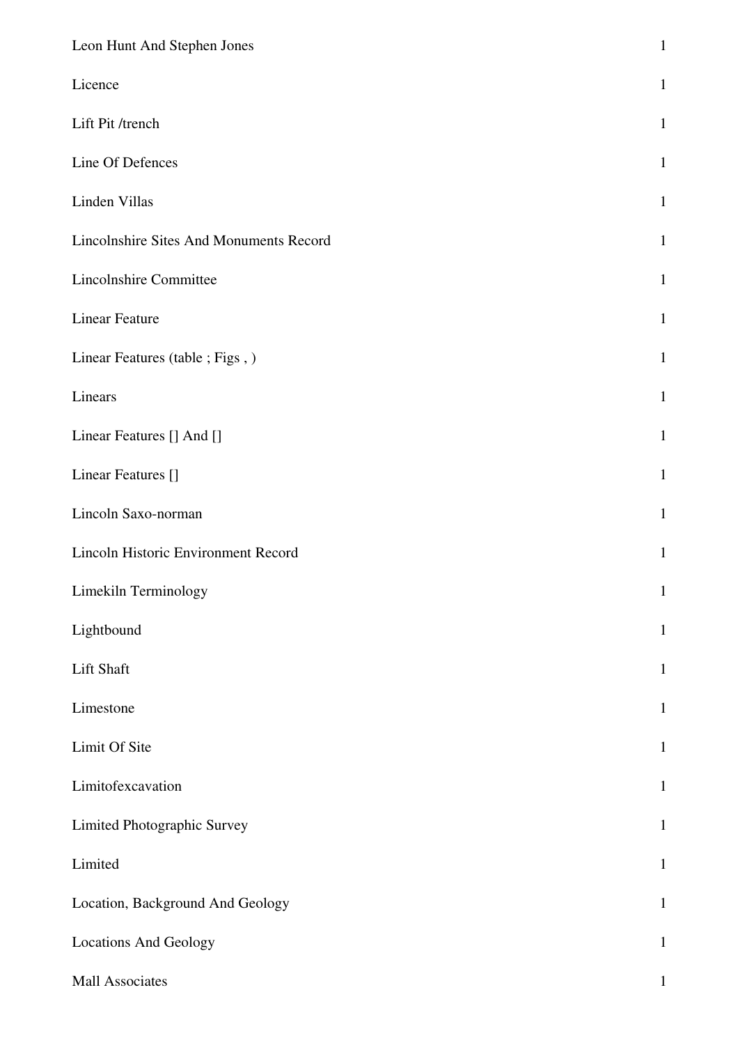| | |
|---|---|
| Leon Hunt And Stephen Jones | 1 |
| Licence | 1 |
| Lift Pit /trench | 1 |
| Line Of Defences | 1 |
| Linden Villas | 1 |
| Lincolnshire Sites And Monuments Record | 1 |
| Lincolnshire Committee | 1 |
| Linear Feature | 1 |
| Linear Features (table ; Figs , ) | 1 |
| Linears | 1 |
| Linear Features [] And [] | 1 |
| Linear Features [] | 1 |
| Lincoln Saxo-norman | 1 |
| Lincoln Historic Environment Record | 1 |
| Limekiln Terminology | 1 |
| Lightbound | 1 |
| Lift Shaft | 1 |
| Limestone | 1 |
| Limit Of Site | 1 |
| Limitofexcavation | 1 |
| Limited Photographic Survey | 1 |
| Limited | 1 |
| Location, Background And Geology | 1 |
| Locations And Geology | 1 |
| Mall Associates | 1 |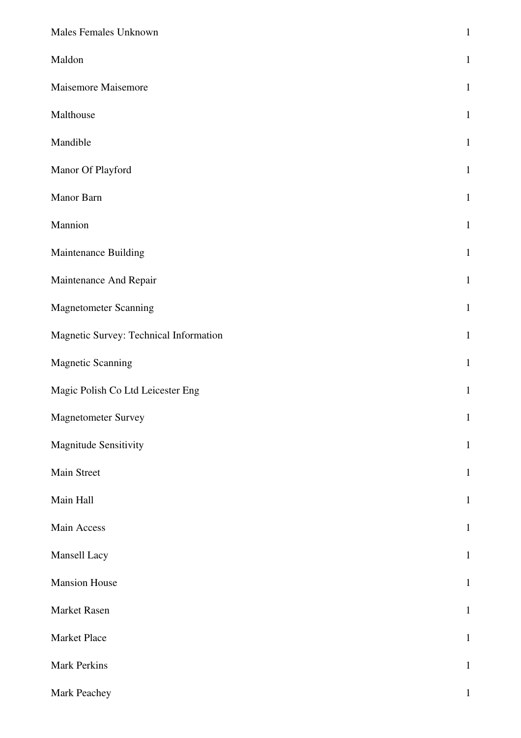| | |
|---|---|
| Males Females Unknown | 1 |
| Maldon | 1 |
| Maisemore Maisemore | 1 |
| Malthouse | 1 |
| Mandible | 1 |
| Manor Of Playford | 1 |
| Manor Barn | 1 |
| Mannion | 1 |
| Maintenance Building | 1 |
| Maintenance And Repair | 1 |
| Magnetometer Scanning | 1 |
| Magnetic Survey: Technical Information | 1 |
| Magnetic Scanning | 1 |
| Magic Polish Co Ltd Leicester Eng | 1 |
| Magnetometer Survey | 1 |
| Magnitude Sensitivity | 1 |
| Main Street | 1 |
| Main Hall | 1 |
| Main Access | 1 |
| Mansell Lacy | 1 |
| Mansion House | 1 |
| Market Rasen | 1 |
| Market Place | 1 |
| Mark Perkins | 1 |
| Mark Peachey | 1 |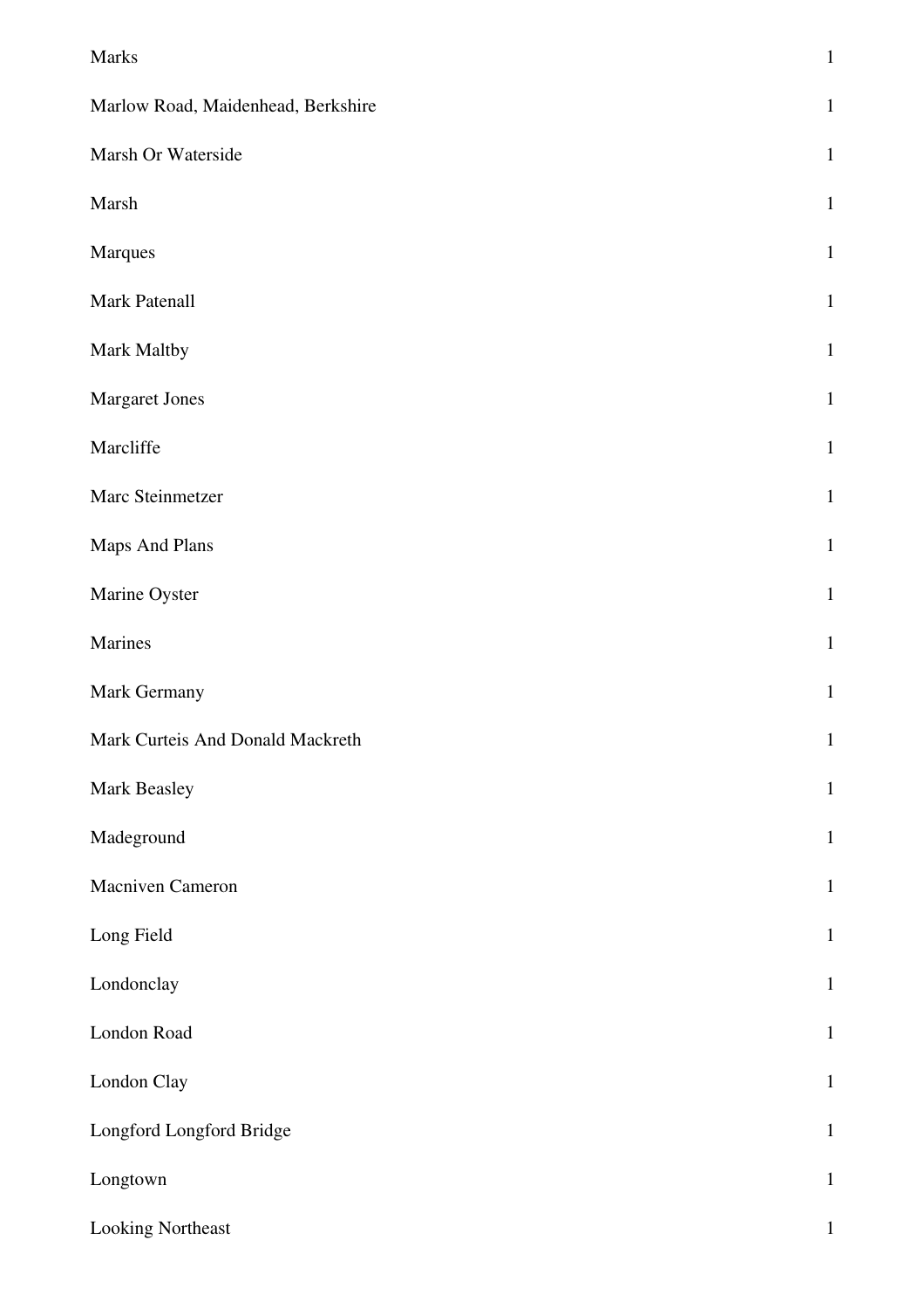| | |
|---|---|
| Marks | 1 |
| Marlow Road, Maidenhead, Berkshire | 1 |
| Marsh Or Waterside | 1 |
| Marsh | 1 |
| Marques | 1 |
| Mark Patenall | 1 |
| Mark Maltby | 1 |
| Margaret Jones | 1 |
| Marcliffe | 1 |
| Marc Steinmetzer | 1 |
| Maps And Plans | 1 |
| Marine Oyster | 1 |
| Marines | 1 |
| Mark Germany | 1 |
| Mark Curteis And Donald Mackreth | 1 |
| Mark Beasley | 1 |
| Madeground | 1 |
| Macniven Cameron | 1 |
| Long Field | 1 |
| Londonclay | 1 |
| London Road | 1 |
| London Clay | 1 |
| Longford Longford Bridge | 1 |
| Longtown | 1 |
| Looking Northeast | 1 |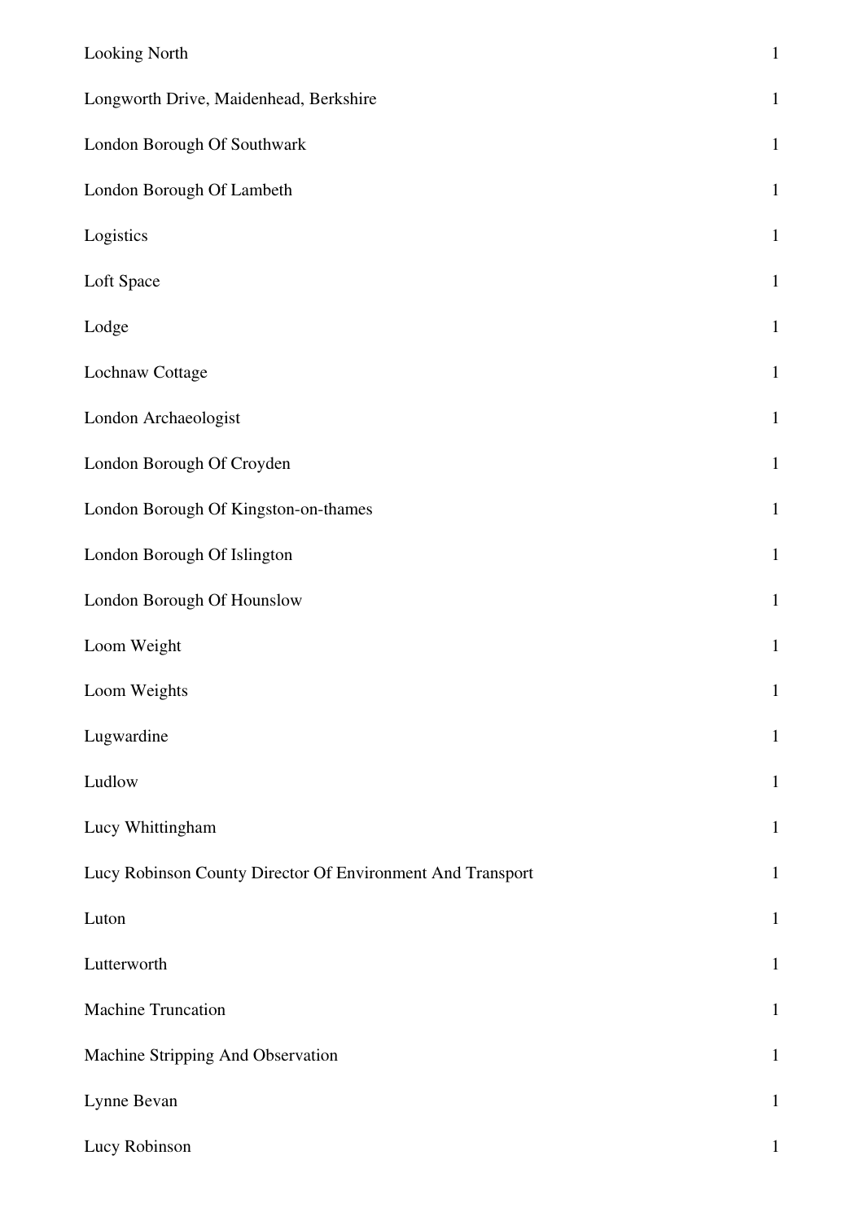| | |
|---|---|
| Looking North | 1 |
| Longworth Drive, Maidenhead, Berkshire | 1 |
| London Borough Of Southwark | 1 |
| London Borough Of Lambeth | 1 |
| Logistics | 1 |
| Loft Space | 1 |
| Lodge | 1 |
| Lochnaw Cottage | 1 |
| London Archaeologist | 1 |
| London Borough Of Croyden | 1 |
| London Borough Of Kingston-on-thames | 1 |
| London Borough Of Islington | 1 |
| London Borough Of Hounslow | 1 |
| Loom Weight | 1 |
| Loom Weights | 1 |
| Lugwardine | 1 |
| Ludlow | 1 |
| Lucy Whittingham | 1 |
| Lucy Robinson County Director Of Environment And Transport | 1 |
| Luton | 1 |
| Lutterworth | 1 |
| Machine Truncation | 1 |
| Machine Stripping And Observation | 1 |
| Lynne Bevan | 1 |
| Lucy Robinson | 1 |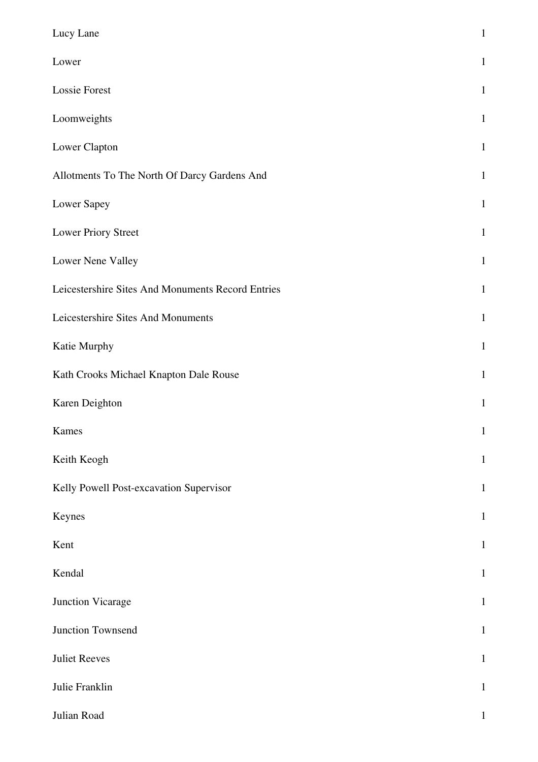| | |
|---|---|
| Lucy Lane | 1 |
| Lower | 1 |
| Lossie Forest | 1 |
| Loomweights | 1 |
| Lower Clapton | 1 |
| Allotments To The North Of Darcy Gardens And | 1 |
| Lower Sapey | 1 |
| Lower Priory Street | 1 |
| Lower Nene Valley | 1 |
| Leicestershire Sites And Monuments Record Entries | 1 |
| Leicestershire Sites And Monuments | 1 |
| Katie Murphy | 1 |
| Kath Crooks Michael Knapton Dale Rouse | 1 |
| Karen Deighton | 1 |
| Kames | 1 |
| Keith Keogh | 1 |
| Kelly Powell Post-excavation Supervisor | 1 |
| Keynes | 1 |
| Kent | 1 |
| Kendal | 1 |
| Junction Vicarage | 1 |
| Junction Townsend | 1 |
| Juliet Reeves | 1 |
| Julie Franklin | 1 |
| Julian Road | 1 |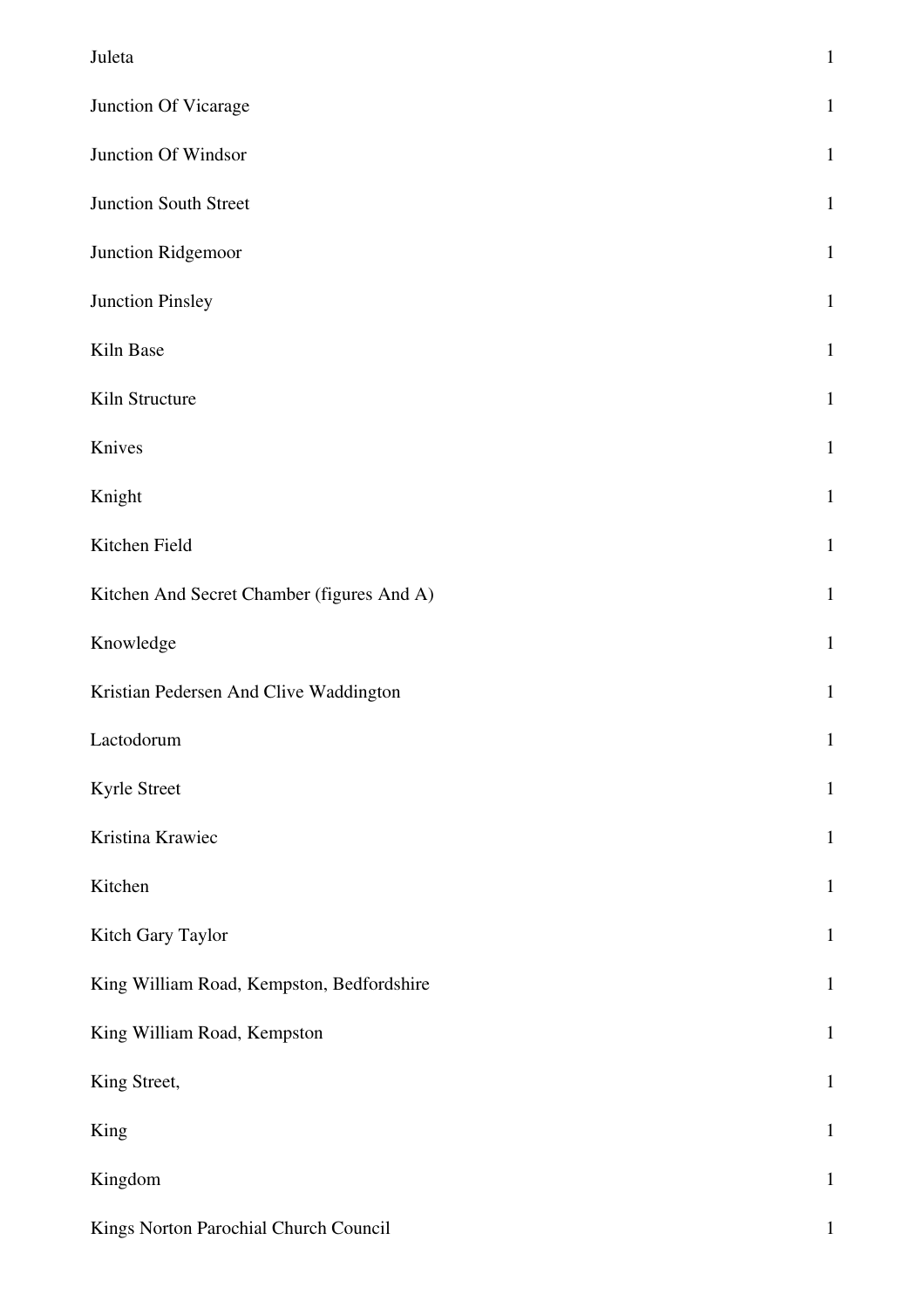| | |
|---|---|
| Juleta | 1 |
| Junction Of Vicarage | 1 |
| Junction Of Windsor | 1 |
| Junction South Street | 1 |
| Junction Ridgemoor | 1 |
| Junction Pinsley | 1 |
| Kiln Base | 1 |
| Kiln Structure | 1 |
| Knives | 1 |
| Knight | 1 |
| Kitchen Field | 1 |
| Kitchen And Secret Chamber (figures And A) | 1 |
| Knowledge | 1 |
| Kristian Pedersen And Clive Waddington | 1 |
| Lactodorum | 1 |
| Kyrle Street | 1 |
| Kristina Krawiec | 1 |
| Kitchen | 1 |
| Kitch Gary Taylor | 1 |
| King William Road, Kempston, Bedfordshire | 1 |
| King William Road, Kempston | 1 |
| King Street, | 1 |
| King | 1 |
| Kingdom | 1 |
| Kings Norton Parochial Church Council | 1 |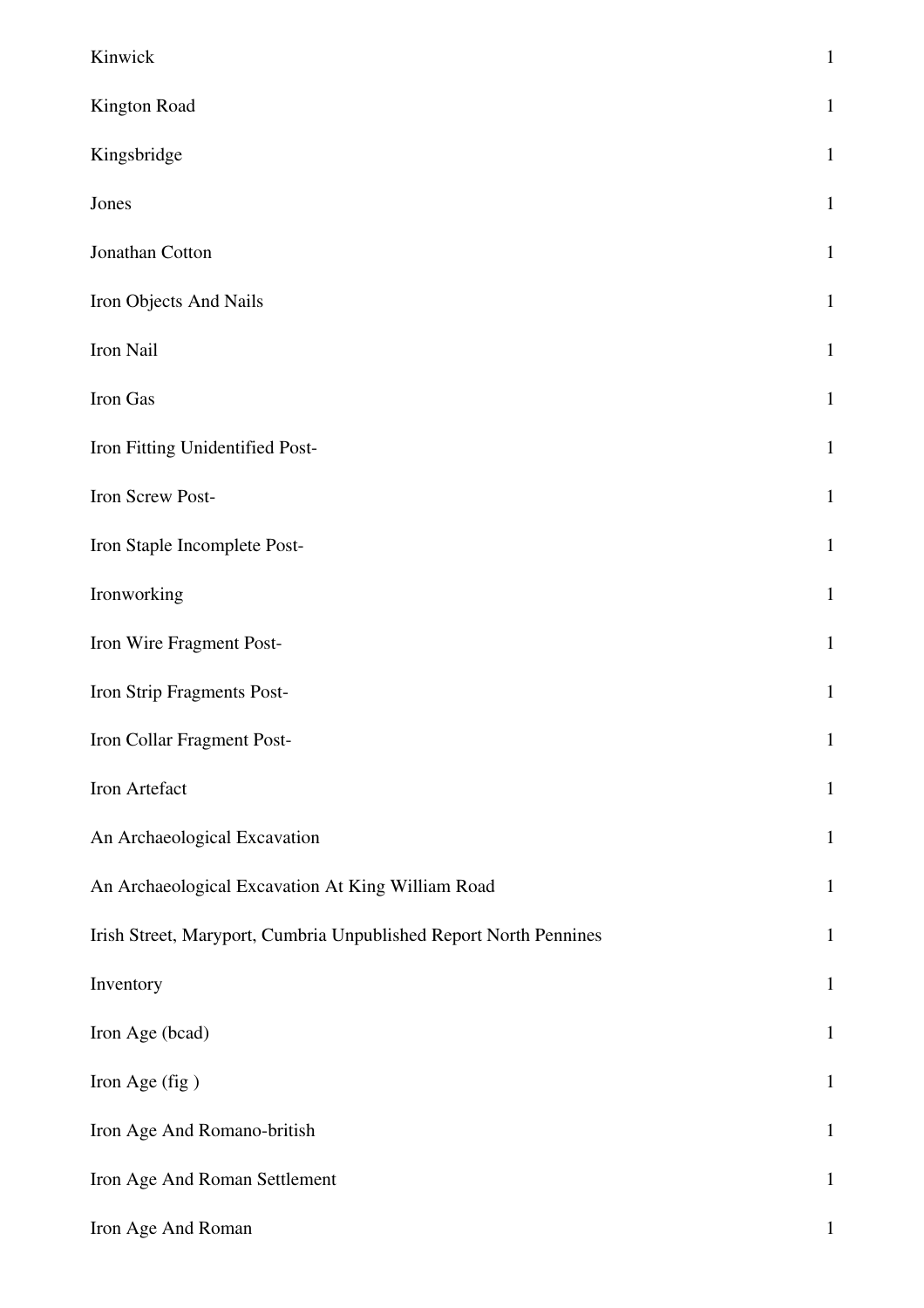| | |
|---|---|
| Kinwick | 1 |
| Kington Road | 1 |
| Kingsbridge | 1 |
| Jones | 1 |
| Jonathan Cotton | 1 |
| Iron Objects And Nails | 1 |
| Iron Nail | 1 |
| Iron Gas | 1 |
| Iron Fitting Unidentified Post- | 1 |
| Iron Screw Post- | 1 |
| Iron Staple Incomplete Post- | 1 |
| Ironworking | 1 |
| Iron Wire Fragment Post- | 1 |
| Iron Strip Fragments Post- | 1 |
| Iron Collar Fragment Post- | 1 |
| Iron Artefact | 1 |
| An Archaeological Excavation | 1 |
| An Archaeological Excavation At King William Road | 1 |
| Irish Street, Maryport, Cumbria Unpublished Report North Pennines | 1 |
| Inventory | 1 |
| Iron Age (bcad) | 1 |
| Iron Age (fig ) | 1 |
| Iron Age And Romano-british | 1 |
| Iron Age And Roman Settlement | 1 |
| Iron Age And Roman | 1 |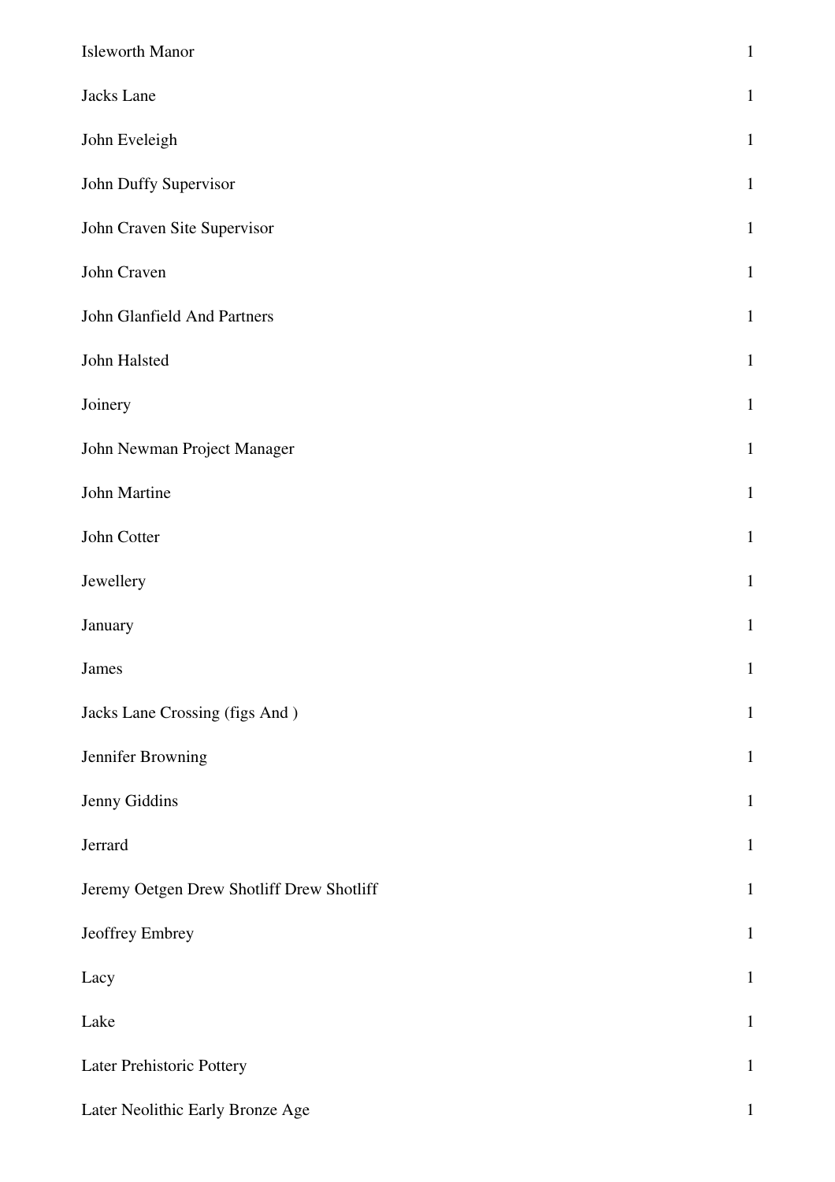| | |
|---|---|
| Isleworth Manor | 1 |
| Jacks Lane | 1 |
| John Eveleigh | 1 |
| John Duffy Supervisor | 1 |
| John Craven Site Supervisor | 1 |
| John Craven | 1 |
| John Glanfield And Partners | 1 |
| John Halsted | 1 |
| Joinery | 1 |
| John Newman Project Manager | 1 |
| John Martine | 1 |
| John Cotter | 1 |
| Jewellery | 1 |
| January | 1 |
| James | 1 |
| Jacks Lane Crossing (figs And ) | 1 |
| Jennifer Browning | 1 |
| Jenny Giddins | 1 |
| Jerrard | 1 |
| Jeremy Oetgen Drew Shotliff Drew Shotliff | 1 |
| Jeoffrey Embrey | 1 |
| Lacy | 1 |
| Lake | 1 |
| Later Prehistoric Pottery | 1 |
| Later Neolithic Early Bronze Age | 1 |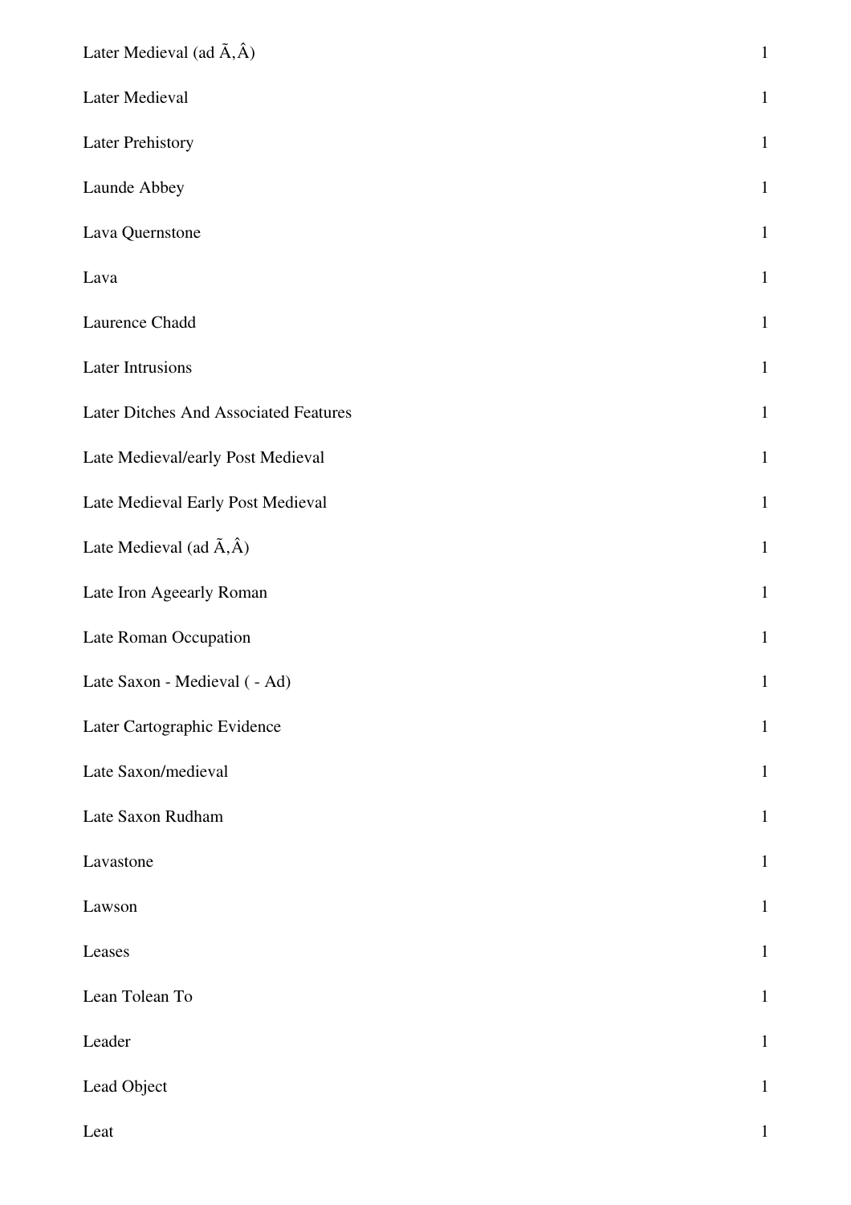| | |
|---|---|
| Later Medieval (ad Ã,Â) | 1 |
| Later Medieval | 1 |
| Later Prehistory | 1 |
| Launde Abbey | 1 |
| Lava Quernstone | 1 |
| Lava | 1 |
| Laurence Chadd | 1 |
| Later Intrusions | 1 |
| Later Ditches And Associated Features | 1 |
| Late Medieval/early Post Medieval | 1 |
| Late Medieval Early Post Medieval | 1 |
| Late Medieval (ad Ã,Â) | 1 |
| Late Iron Ageearly Roman | 1 |
| Late Roman Occupation | 1 |
| Late Saxon - Medieval ( - Ad) | 1 |
| Later Cartographic Evidence | 1 |
| Late Saxon/medieval | 1 |
| Late Saxon Rudham | 1 |
| Lavastone | 1 |
| Lawson | 1 |
| Leases | 1 |
| Lean Tolean To | 1 |
| Leader | 1 |
| Lead Object | 1 |
| Leat | 1 |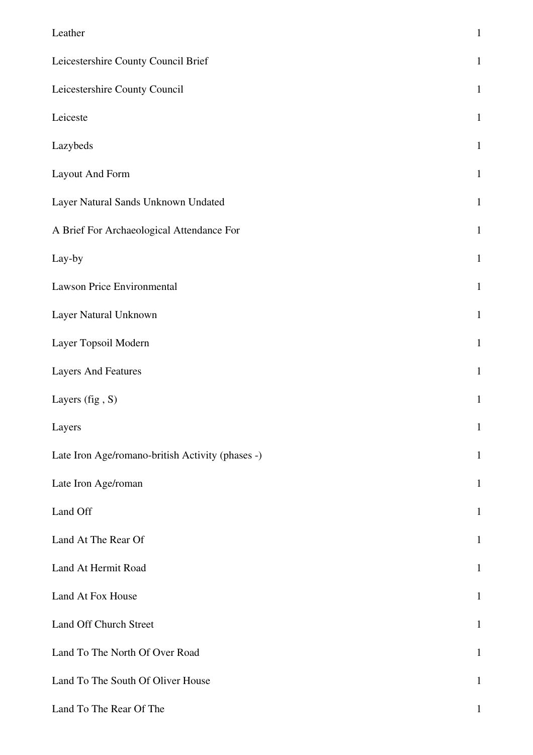| | |
|---|---|
| Leather | 1 |
| Leicestershire County Council Brief | 1 |
| Leicestershire County Council | 1 |
| Leiceste | 1 |
| Lazybeds | 1 |
| Layout And Form | 1 |
| Layer Natural Sands Unknown Undated | 1 |
| A Brief For Archaeological Attendance For | 1 |
| Lay-by | 1 |
| Lawson Price Environmental | 1 |
| Layer Natural Unknown | 1 |
| Layer Topsoil Modern | 1 |
| Layers And Features | 1 |
| Layers (fig , S) | 1 |
| Layers | 1 |
| Late Iron Age/romano-british Activity (phases -) | 1 |
| Late Iron Age/roman | 1 |
| Land Off | 1 |
| Land At The Rear Of | 1 |
| Land At Hermit Road | 1 |
| Land At Fox House | 1 |
| Land Off Church Street | 1 |
| Land To The North Of Over Road | 1 |
| Land To The South Of Oliver House | 1 |
| Land To The Rear Of The | 1 |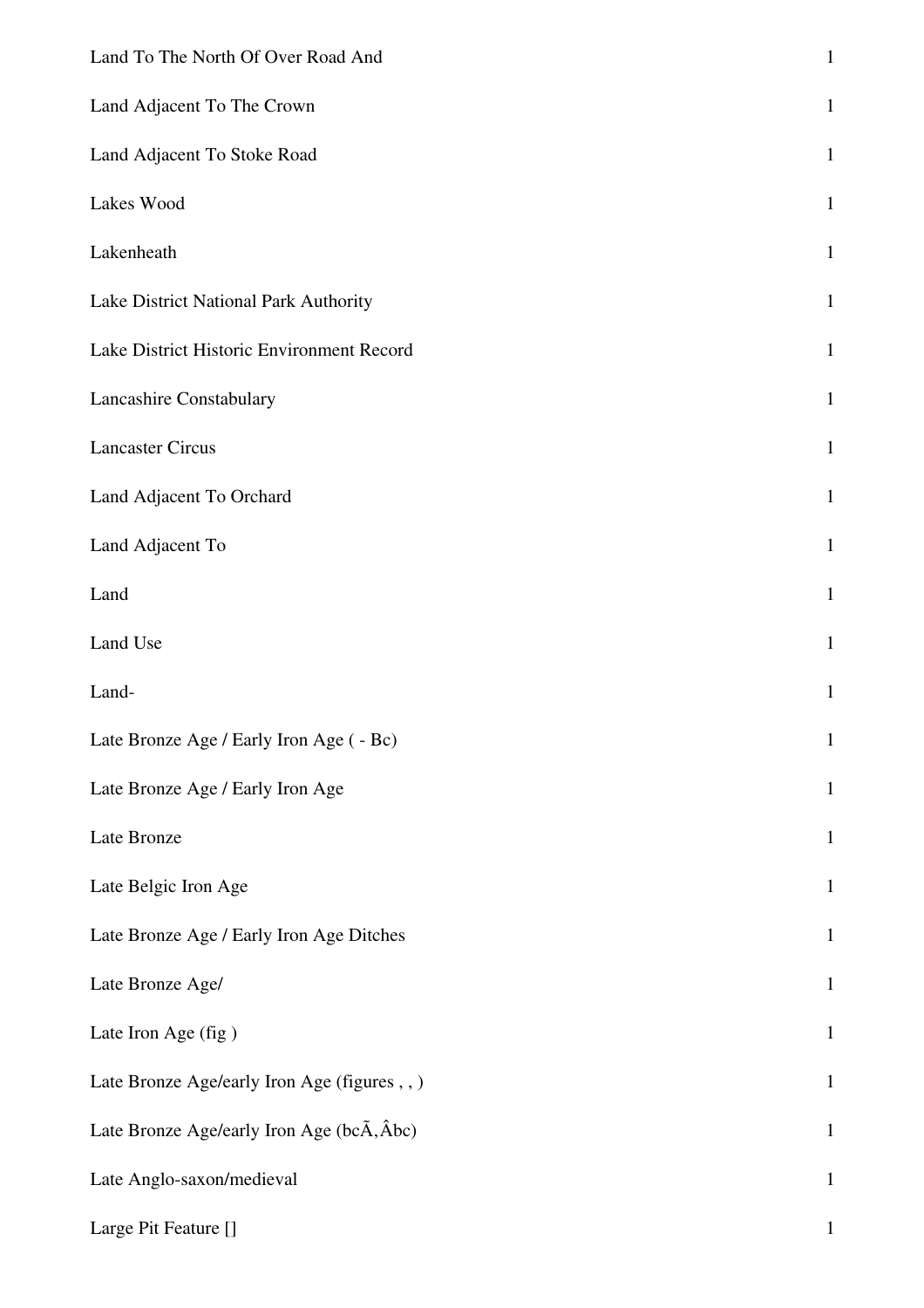| | |
|---|---|
| Land To The North Of Over Road And | 1 |
| Land Adjacent To The Crown | 1 |
| Land Adjacent To Stoke Road | 1 |
| Lakes Wood | 1 |
| Lakenheath | 1 |
| Lake District National Park Authority | 1 |
| Lake District Historic Environment Record | 1 |
| Lancashire Constabulary | 1 |
| Lancaster Circus | 1 |
| Land Adjacent To Orchard | 1 |
| Land Adjacent To | 1 |
| Land | 1 |
| Land Use | 1 |
| Land- | 1 |
| Late Bronze Age / Early Iron Age ( - Bc) | 1 |
| Late Bronze Age / Early Iron Age | 1 |
| Late Bronze | 1 |
| Late Belgic Iron Age | 1 |
| Late Bronze Age / Early Iron Age Ditches | 1 |
| Late Bronze Age/ | 1 |
| Late Iron Age (fig ) | 1 |
| Late Bronze Age/early Iron Age (figures , , ) | 1 |
| Late Bronze Age/early Iron Age (bcÃ,Âbc) | 1 |
| Late Anglo-saxon/medieval | 1 |
| Large Pit Feature [] | 1 |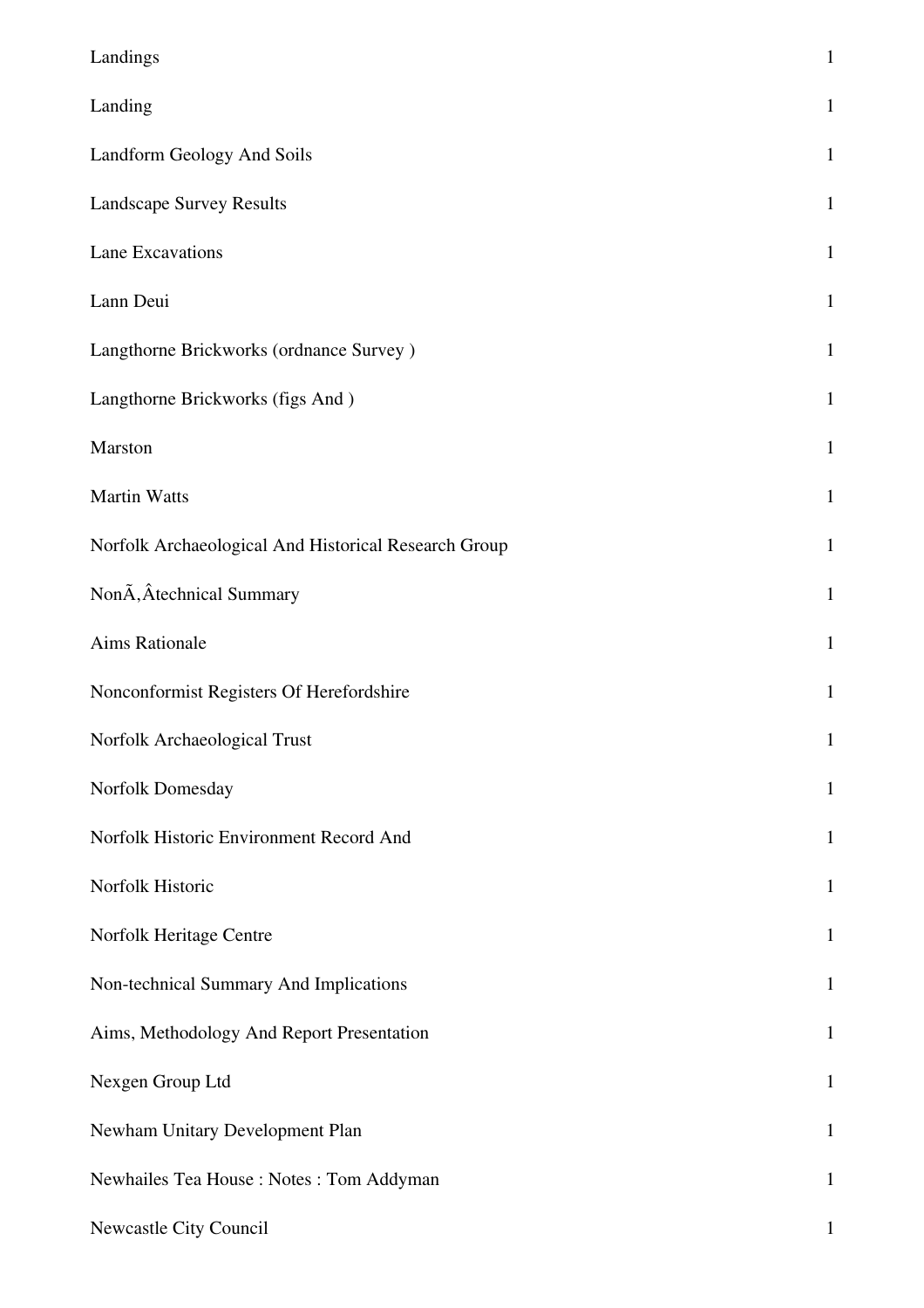| | |
|---|---|
| Landings | 1 |
| Landing | 1 |
| Landform Geology And Soils | 1 |
| Landscape Survey Results | 1 |
| Lane Excavations | 1 |
| Lann Deui | 1 |
| Langthorne Brickworks (ordnance Survey ) | 1 |
| Langthorne Brickworks (figs And ) | 1 |
| Marston | 1 |
| Martin Watts | 1 |
| Norfolk Archaeological And Historical Research Group | 1 |
| NonÃ‚Âtechnical Summary | 1 |
| Aims Rationale | 1 |
| Nonconformist Registers Of Herefordshire | 1 |
| Norfolk Archaeological Trust | 1 |
| Norfolk Domesday | 1 |
| Norfolk Historic Environment Record And | 1 |
| Norfolk Historic | 1 |
| Norfolk Heritage Centre | 1 |
| Non-technical Summary And Implications | 1 |
| Aims, Methodology And Report Presentation | 1 |
| Nexgen Group Ltd | 1 |
| Newham Unitary Development Plan | 1 |
| Newhailes Tea House : Notes : Tom Addyman | 1 |
| Newcastle City Council | 1 |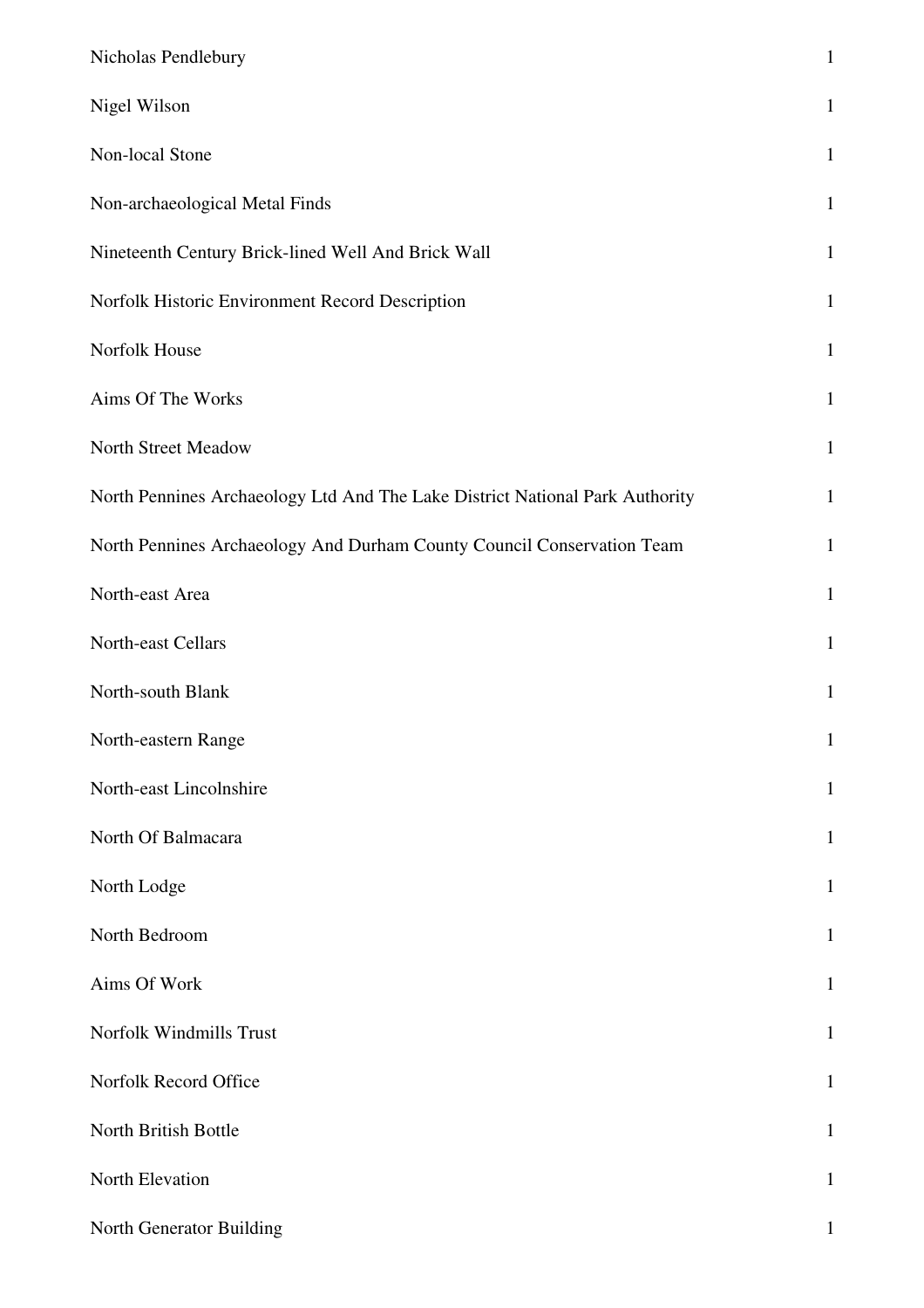| | |
|---|---|
| Nicholas Pendlebury | 1 |
| Nigel Wilson | 1 |
| Non-local Stone | 1 |
| Non-archaeological Metal Finds | 1 |
| Nineteenth Century Brick-lined Well And Brick Wall | 1 |
| Norfolk Historic Environment Record Description | 1 |
| Norfolk House | 1 |
| Aims Of The Works | 1 |
| North Street Meadow | 1 |
| North Pennines Archaeology Ltd And The Lake District National Park Authority | 1 |
| North Pennines Archaeology And Durham County Council Conservation Team | 1 |
| North-east Area | 1 |
| North-east Cellars | 1 |
| North-south Blank | 1 |
| North-eastern Range | 1 |
| North-east Lincolnshire | 1 |
| North Of Balmacara | 1 |
| North Lodge | 1 |
| North Bedroom | 1 |
| Aims Of Work | 1 |
| Norfolk Windmills Trust | 1 |
| Norfolk Record Office | 1 |
| North British Bottle | 1 |
| North Elevation | 1 |
| North Generator Building | 1 |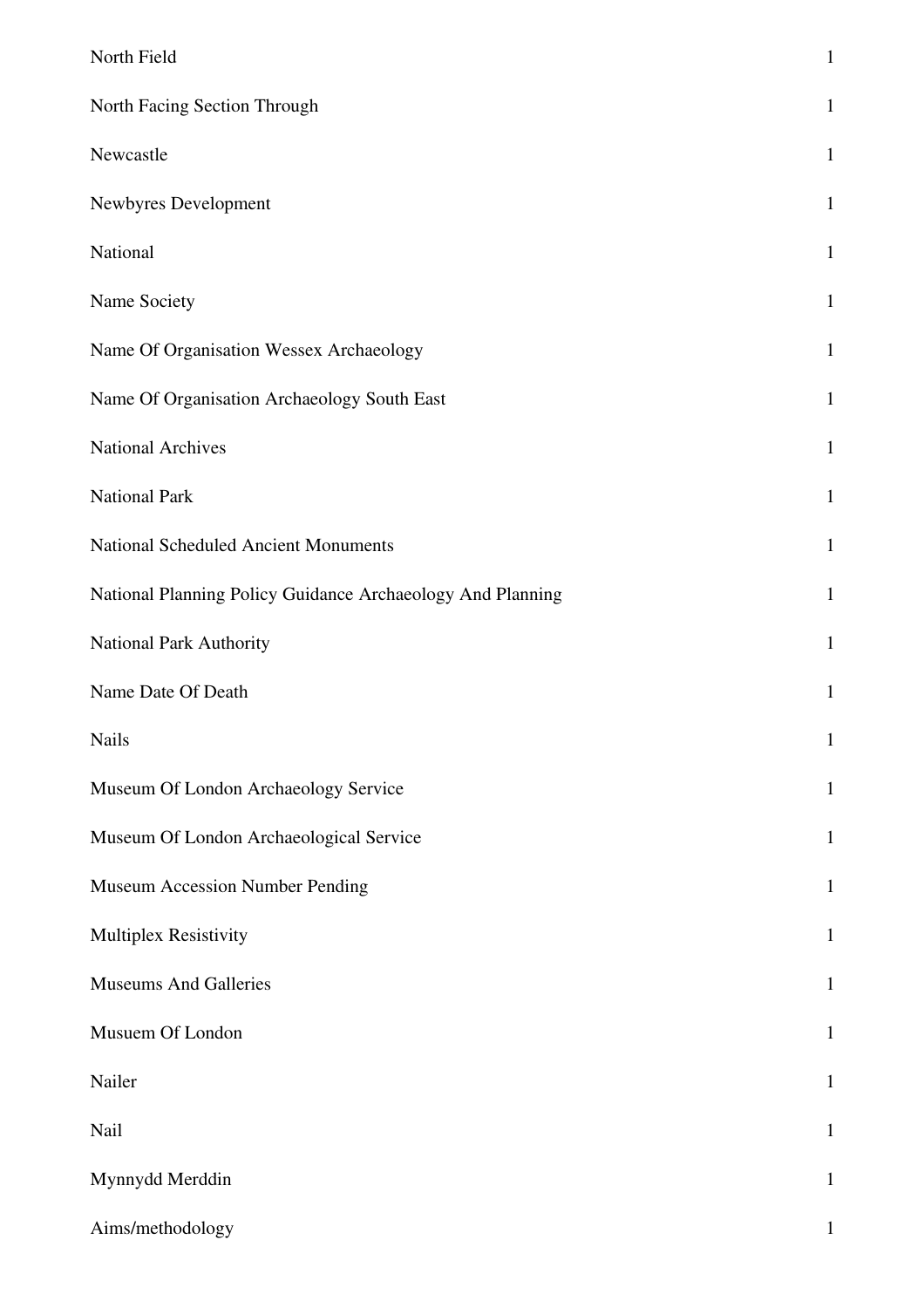| | |
|---|---|
| North Field | 1 |
| North Facing Section Through | 1 |
| Newcastle | 1 |
| Newbyres Development | 1 |
| National | 1 |
| Name Society | 1 |
| Name Of Organisation Wessex Archaeology | 1 |
| Name Of Organisation Archaeology South East | 1 |
| National Archives | 1 |
| National Park | 1 |
| National Scheduled Ancient Monuments | 1 |
| National Planning Policy Guidance Archaeology And Planning | 1 |
| National Park Authority | 1 |
| Name Date Of Death | 1 |
| Nails | 1 |
| Museum Of London Archaeology Service | 1 |
| Museum Of London Archaeological Service | 1 |
| Museum Accession Number Pending | 1 |
| Multiplex Resistivity | 1 |
| Museums And Galleries | 1 |
| Musuem Of London | 1 |
| Nailer | 1 |
| Nail | 1 |
| Mynnydd Merddin | 1 |
| Aims/methodology | 1 |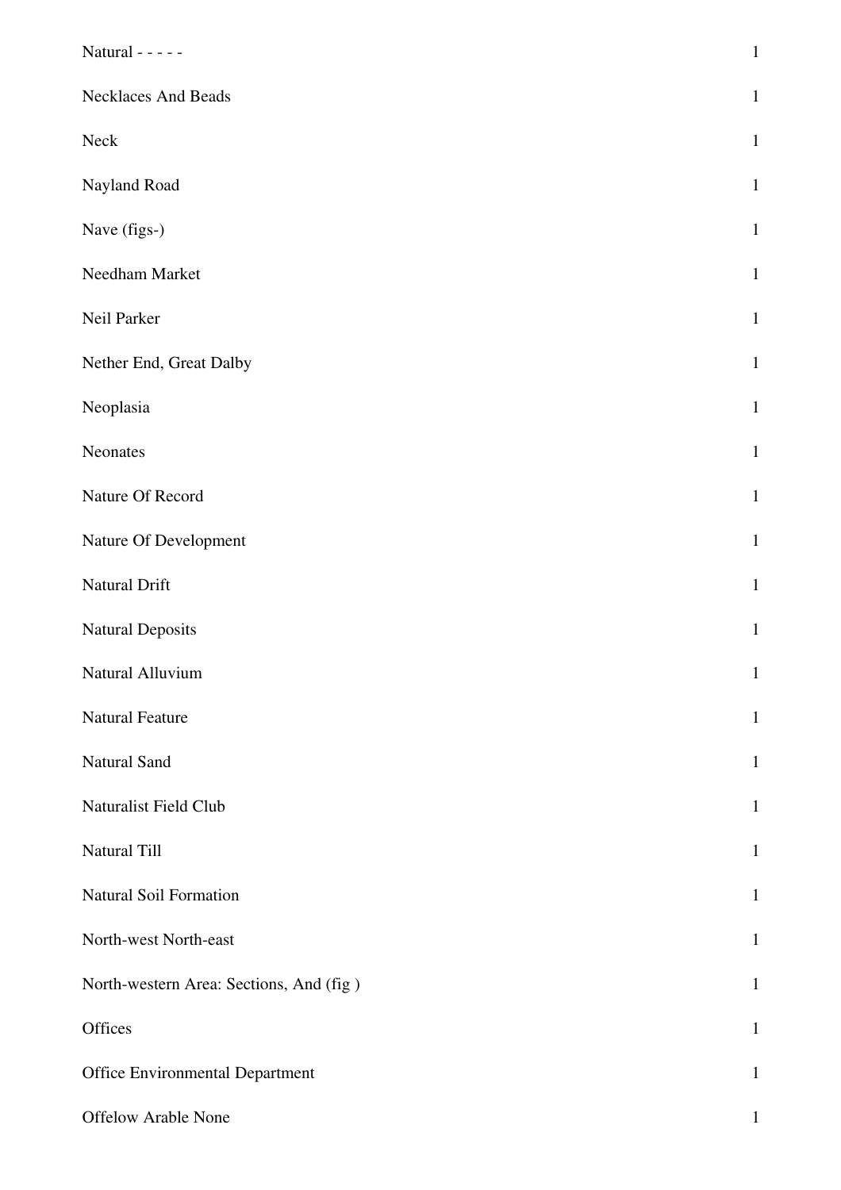| | |
|---|---|
| Natural - - - - - | 1 |
| Necklaces And Beads | 1 |
| Neck | 1 |
| Nayland Road | 1 |
| Nave (figs-) | 1 |
| Needham Market | 1 |
| Neil Parker | 1 |
| Nether End, Great Dalby | 1 |
| Neoplasia | 1 |
| Neonates | 1 |
| Nature Of Record | 1 |
| Nature Of Development | 1 |
| Natural Drift | 1 |
| Natural Deposits | 1 |
| Natural Alluvium | 1 |
| Natural Feature | 1 |
| Natural Sand | 1 |
| Naturalist Field Club | 1 |
| Natural Till | 1 |
| Natural Soil Formation | 1 |
| North-west North-east | 1 |
| North-western Area: Sections, And (fig ) | 1 |
| Offices | 1 |
| Office Environmental Department | 1 |
| Offelow Arable None | 1 |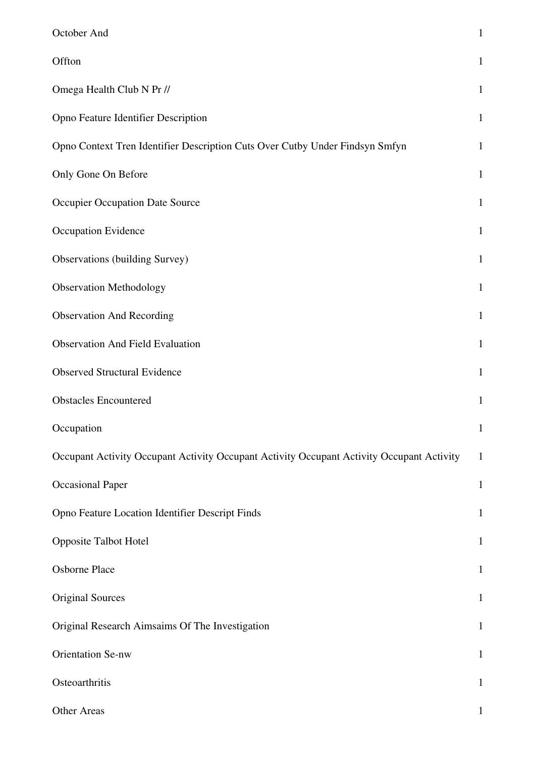| | |
|---|---|
| October And | 1 |
| Offton | 1 |
| Omega Health Club N Pr // | 1 |
| Opno Feature Identifier Description | 1 |
| Opno Context Tren Identifier Description Cuts Over Cutby Under Findsyn Smfyn | 1 |
| Only Gone On Before | 1 |
| Occupier Occupation Date Source | 1 |
| Occupation Evidence | 1 |
| Observations (building Survey) | 1 |
| Observation Methodology | 1 |
| Observation And Recording | 1 |
| Observation And Field Evaluation | 1 |
| Observed Structural Evidence | 1 |
| Obstacles Encountered | 1 |
| Occupation | 1 |
| Occupant Activity Occupant Activity Occupant Activity Occupant Activity Occupant Activity | 1 |
| Occasional Paper | 1 |
| Opno Feature Location Identifier Descript Finds | 1 |
| Opposite Talbot Hotel | 1 |
| Osborne Place | 1 |
| Original Sources | 1 |
| Original Research Aimsaims Of The Investigation | 1 |
| Orientation Se-nw | 1 |
| Osteoarthritis | 1 |
| Other Areas | 1 |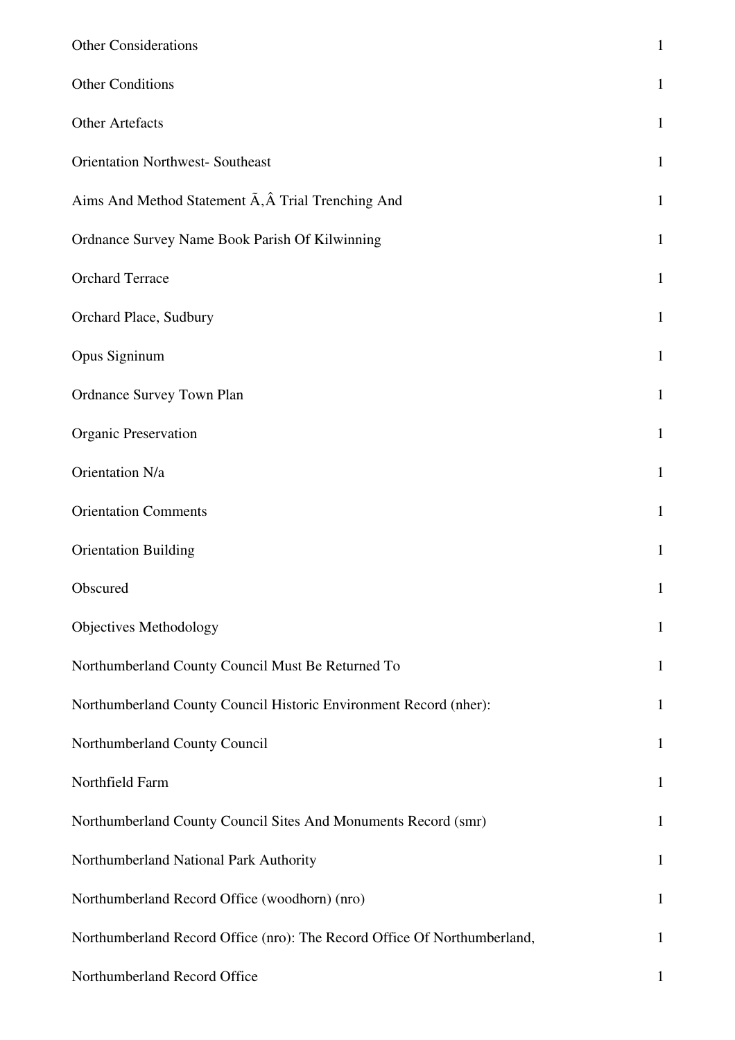| | |
|---|---|
| Other Considerations | 1 |
| Other Conditions | 1 |
| Other Artefacts | 1 |
| Orientation Northwest- Southeast | 1 |
| Aims And Method Statement Ã,Â Trial Trenching And | 1 |
| Ordnance Survey Name Book Parish Of Kilwinning | 1 |
| Orchard Terrace | 1 |
| Orchard Place, Sudbury | 1 |
| Opus Signinum | 1 |
| Ordnance Survey Town Plan | 1 |
| Organic Preservation | 1 |
| Orientation N/a | 1 |
| Orientation Comments | 1 |
| Orientation Building | 1 |
| Obscured | 1 |
| Objectives Methodology | 1 |
| Northumberland County Council Must Be Returned To | 1 |
| Northumberland County Council Historic Environment Record (nher): | 1 |
| Northumberland County Council | 1 |
| Northfield Farm | 1 |
| Northumberland County Council Sites And Monuments Record (smr) | 1 |
| Northumberland National Park Authority | 1 |
| Northumberland Record Office (woodhorn) (nro) | 1 |
| Northumberland Record Office (nro): The Record Office Of Northumberland, | 1 |
| Northumberland Record Office | 1 |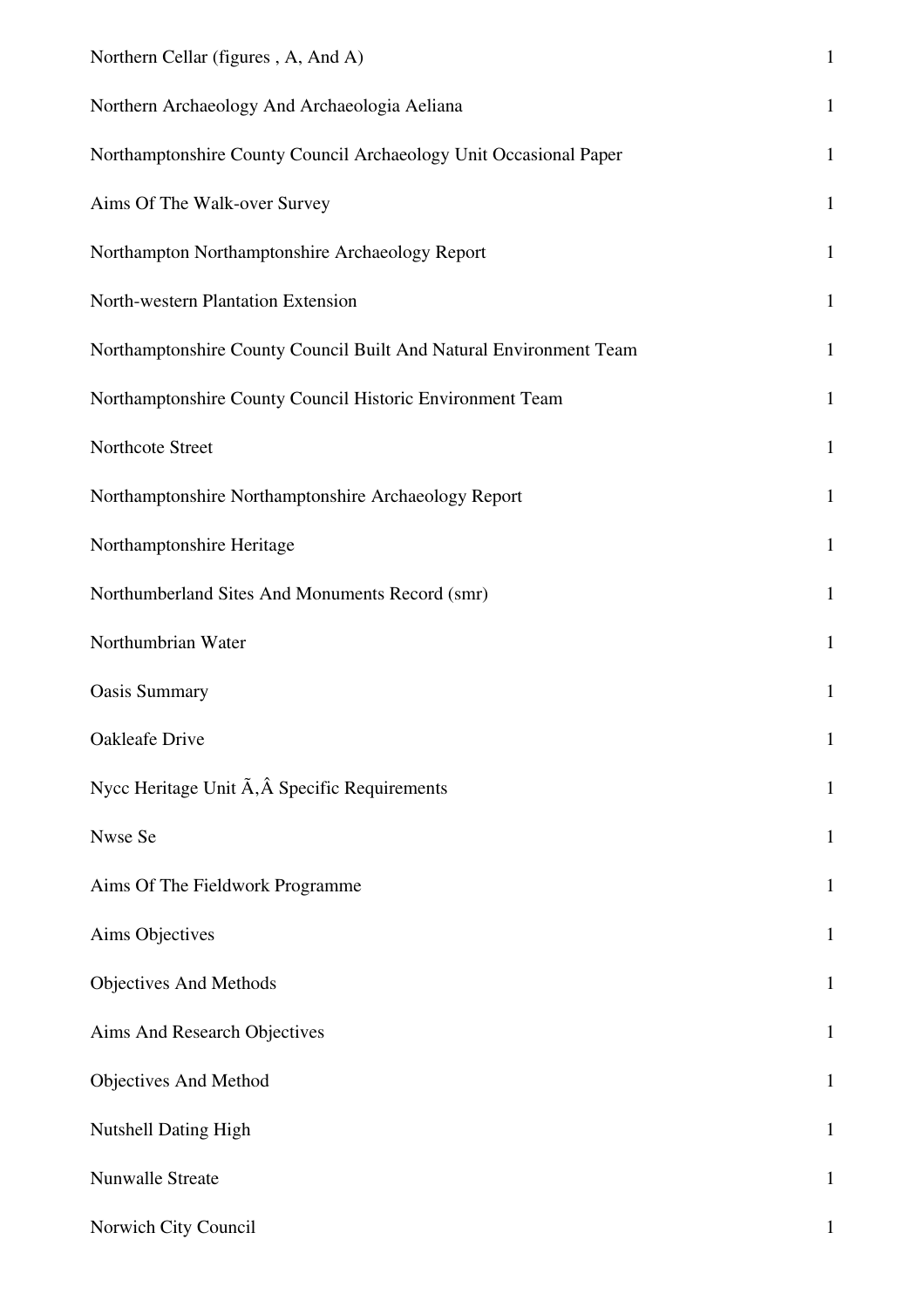| | |
|---|---|
| Northern Cellar (figures , A, And A) | 1 |
| Northern Archaeology And Archaeologia Aeliana | 1 |
| Northamptonshire County Council Archaeology Unit Occasional Paper | 1 |
| Aims Of The Walk-over Survey | 1 |
| Northampton Northamptonshire Archaeology Report | 1 |
| North-western Plantation Extension | 1 |
| Northamptonshire County Council Built And Natural Environment Team | 1 |
| Northamptonshire County Council Historic Environment Team | 1 |
| Northcote Street | 1 |
| Northamptonshire Northamptonshire Archaeology Report | 1 |
| Northamptonshire Heritage | 1 |
| Northumberland Sites And Monuments Record (smr) | 1 |
| Northumbrian Water | 1 |
| Oasis Summary | 1 |
| Oakleafe Drive | 1 |
| Nycc Heritage Unit Ã,Â Specific Requirements | 1 |
| Nwse Se | 1 |
| Aims Of The Fieldwork Programme | 1 |
| Aims Objectives | 1 |
| Objectives And Methods | 1 |
| Aims And Research Objectives | 1 |
| Objectives And Method | 1 |
| Nutshell Dating High | 1 |
| Nunwalle Streate | 1 |
| Norwich City Council | 1 |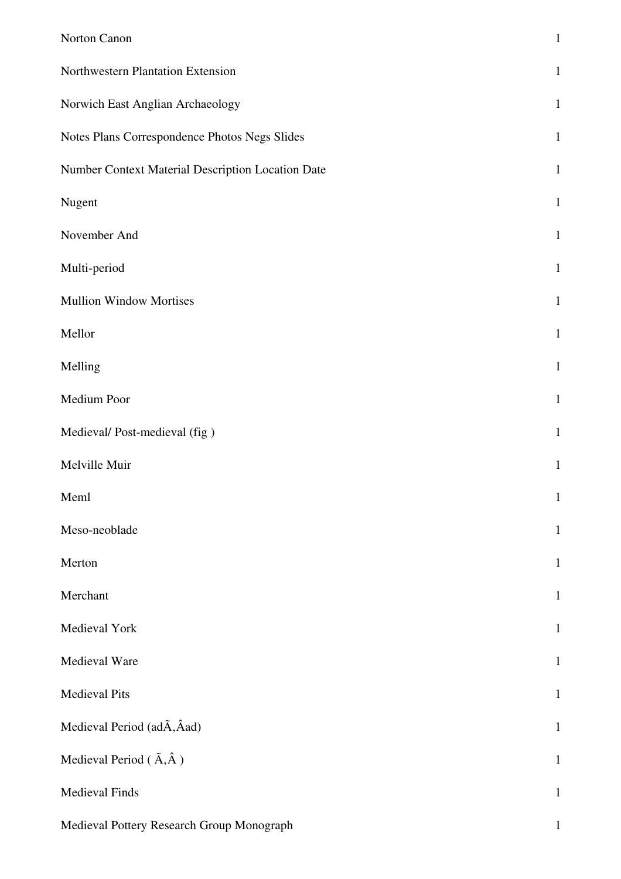| | |
|---|---|
| Norton Canon | 1 |
| Northwestern Plantation Extension | 1 |
| Norwich East Anglian Archaeology | 1 |
| Notes Plans Correspondence Photos Negs Slides | 1 |
| Number Context Material Description Location Date | 1 |
| Nugent | 1 |
| November And | 1 |
| Multi-period | 1 |
| Mullion Window Mortises | 1 |
| Mellor | 1 |
| Melling | 1 |
| Medium Poor | 1 |
| Medieval/ Post-medieval (fig ) | 1 |
| Melville Muir | 1 |
| Meml | 1 |
| Meso-neoblade | 1 |
| Merton | 1 |
| Merchant | 1 |
| Medieval York | 1 |
| Medieval Ware | 1 |
| Medieval Pits | 1 |
| Medieval Period (adÃ‚,Âad) | 1 |
| Medieval Period ( Ã‚,Â ) | 1 |
| Medieval Finds | 1 |
| Medieval Pottery Research Group Monograph | 1 |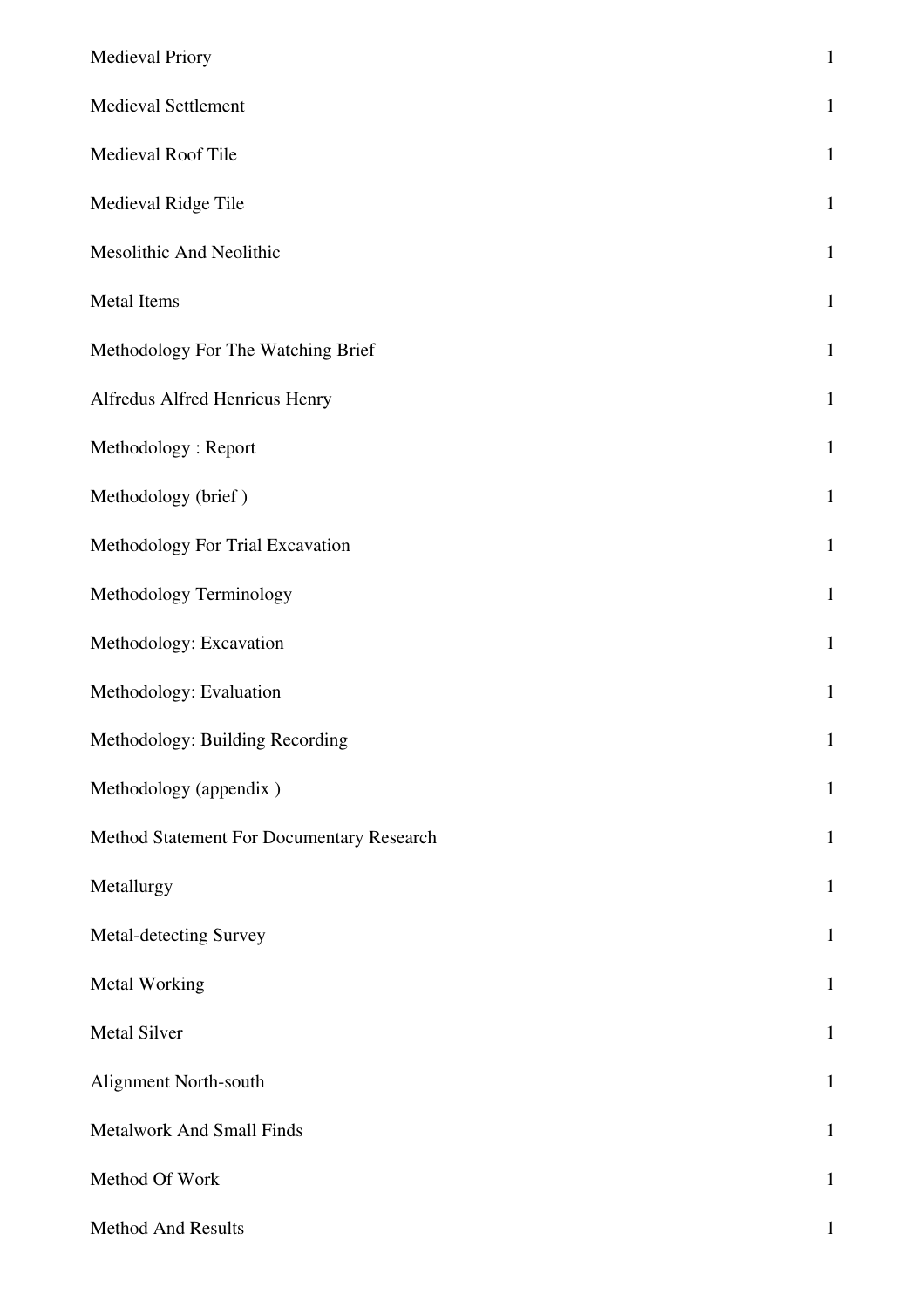| | |
|---|---|
| Medieval Priory | 1 |
| Medieval Settlement | 1 |
| Medieval Roof Tile | 1 |
| Medieval Ridge Tile | 1 |
| Mesolithic And Neolithic | 1 |
| Metal Items | 1 |
| Methodology For The Watching Brief | 1 |
| Alfredus Alfred Henricus Henry | 1 |
| Methodology : Report | 1 |
| Methodology (brief ) | 1 |
| Methodology For Trial Excavation | 1 |
| Methodology Terminology | 1 |
| Methodology: Excavation | 1 |
| Methodology: Evaluation | 1 |
| Methodology: Building Recording | 1 |
| Methodology (appendix ) | 1 |
| Method Statement For Documentary Research | 1 |
| Metallurgy | 1 |
| Metal-detecting Survey | 1 |
| Metal Working | 1 |
| Metal Silver | 1 |
| Alignment North-south | 1 |
| Metalwork And Small Finds | 1 |
| Method Of Work | 1 |
| Method And Results | 1 |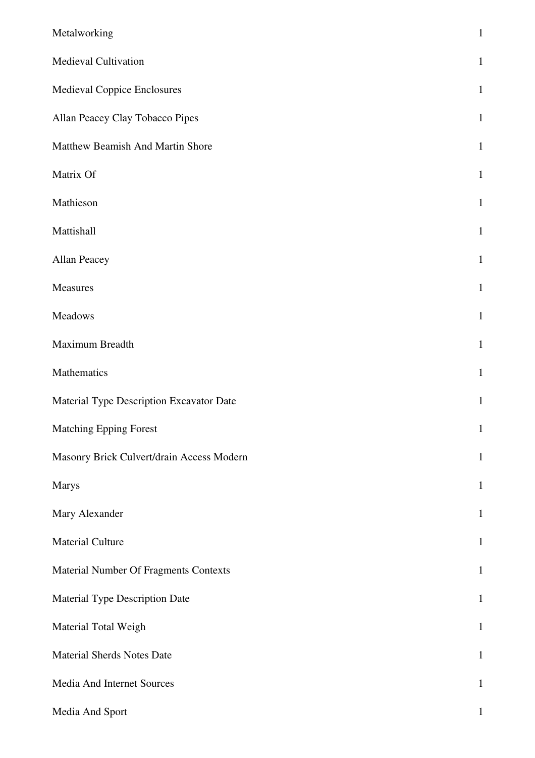| | |
|---|---|
| Metalworking | 1 |
| Medieval Cultivation | 1 |
| Medieval Coppice Enclosures | 1 |
| Allan Peacey Clay Tobacco Pipes | 1 |
| Matthew Beamish And Martin Shore | 1 |
| Matrix Of | 1 |
| Mathieson | 1 |
| Mattishall | 1 |
| Allan Peacey | 1 |
| Measures | 1 |
| Meadows | 1 |
| Maximum Breadth | 1 |
| Mathematics | 1 |
| Material Type Description Excavator Date | 1 |
| Matching Epping Forest | 1 |
| Masonry Brick Culvert/drain Access Modern | 1 |
| Marys | 1 |
| Mary Alexander | 1 |
| Material Culture | 1 |
| Material Number Of Fragments Contexts | 1 |
| Material Type Description Date | 1 |
| Material Total Weigh | 1 |
| Material Sherds Notes Date | 1 |
| Media And Internet Sources | 1 |
| Media And Sport | 1 |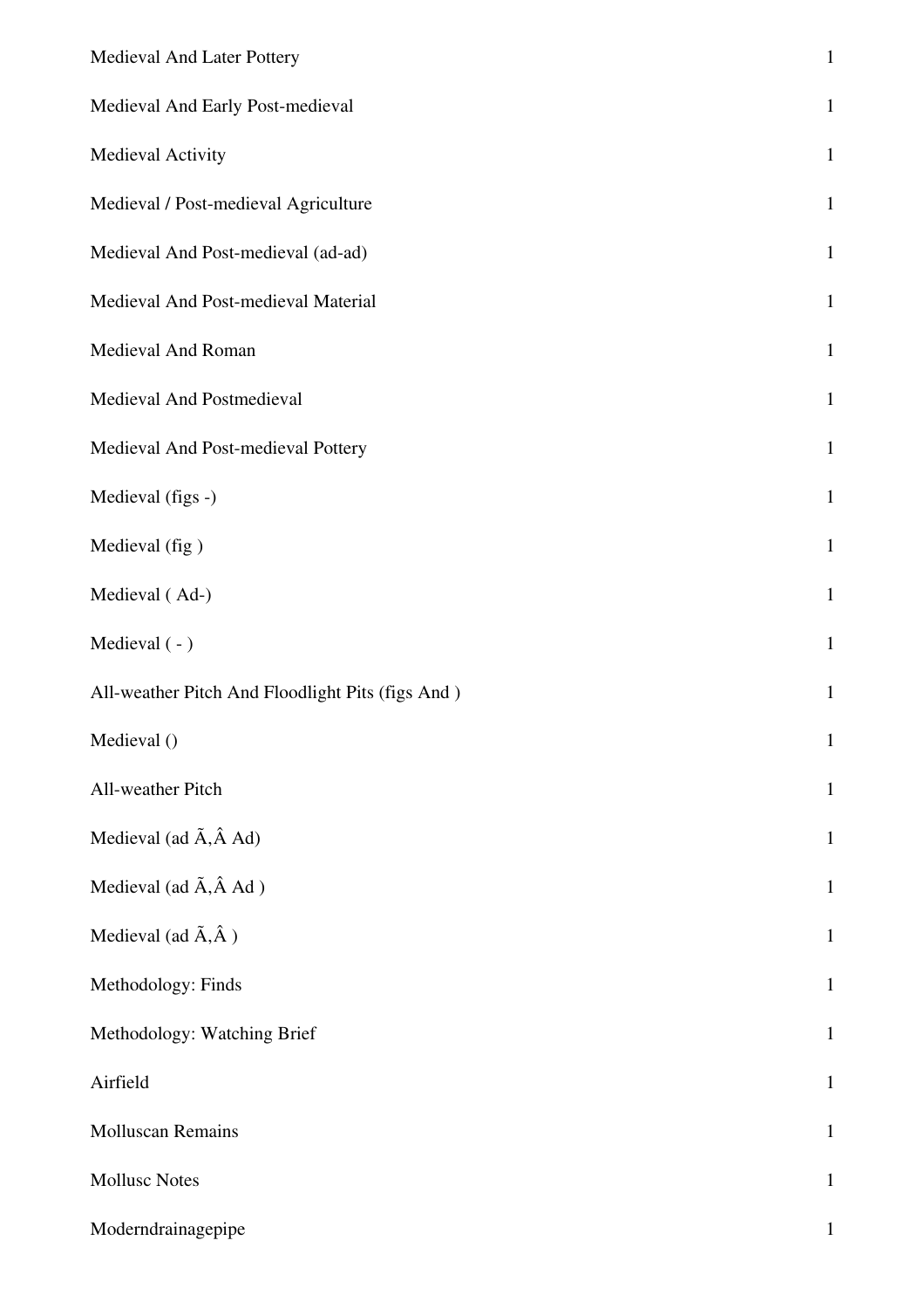| | |
|---|---|
| Medieval And Later Pottery | 1 |
| Medieval And Early Post-medieval | 1 |
| Medieval Activity | 1 |
| Medieval / Post-medieval Agriculture | 1 |
| Medieval And Post-medieval (ad-ad) | 1 |
| Medieval And Post-medieval Material | 1 |
| Medieval And Roman | 1 |
| Medieval And Postmedieval | 1 |
| Medieval And Post-medieval Pottery | 1 |
| Medieval (figs -) | 1 |
| Medieval (fig ) | 1 |
| Medieval ( Ad-) | 1 |
| Medieval ( - ) | 1 |
| All-weather Pitch And Floodlight Pits (figs And ) | 1 |
| Medieval () | 1 |
| All-weather Pitch | 1 |
| Medieval (ad Ã‚Â Ad) | 1 |
| Medieval (ad Ã‚Â Ad ) | 1 |
| Medieval (ad Ã‚Â ) | 1 |
| Methodology: Finds | 1 |
| Methodology: Watching Brief | 1 |
| Airfield | 1 |
| Molluscan Remains | 1 |
| Mollusc Notes | 1 |
| Moderndrainagepipe | 1 |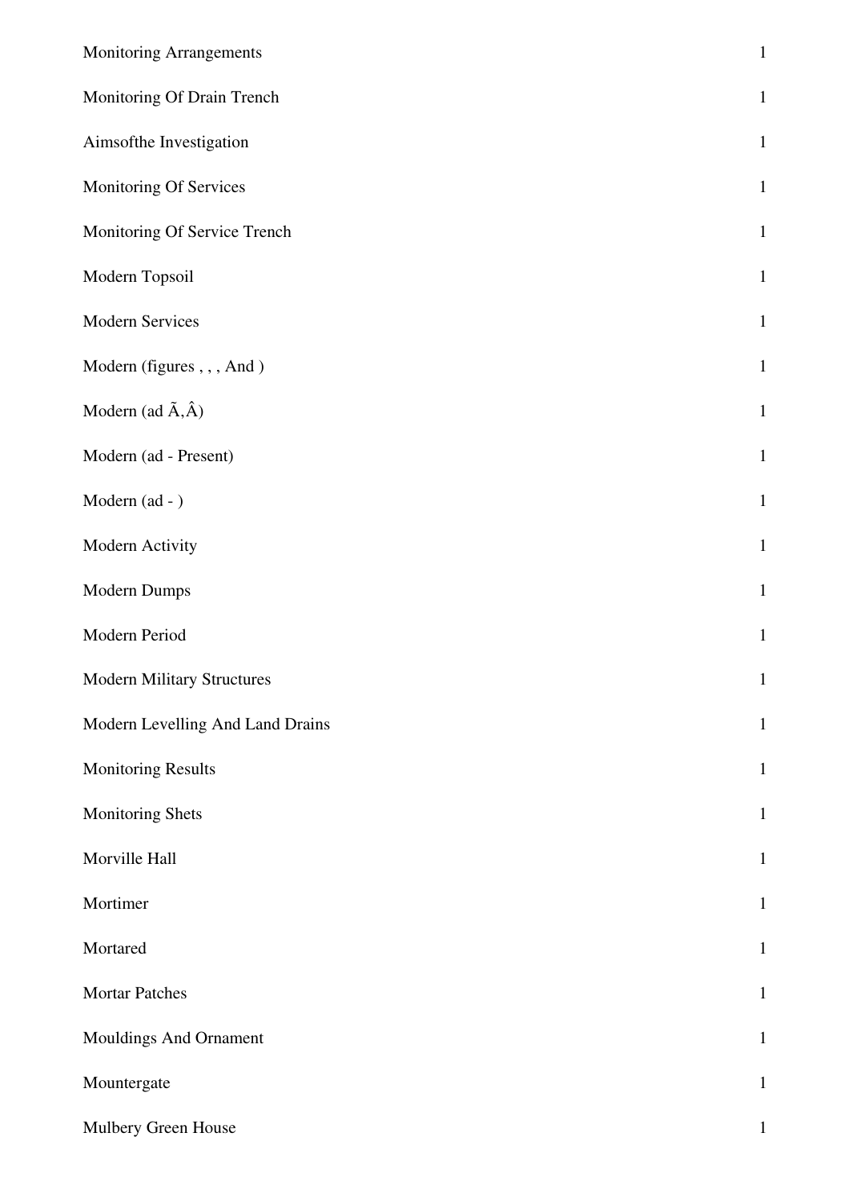| | |
|---|---|
| Monitoring Arrangements | 1 |
| Monitoring Of Drain Trench | 1 |
| Aimsofthe Investigation | 1 |
| Monitoring Of Services | 1 |
| Monitoring Of Service Trench | 1 |
| Modern Topsoil | 1 |
| Modern Services | 1 |
| Modern (figures , , , And ) | 1 |
| Modern (ad Ã,Â) | 1 |
| Modern (ad - Present) | 1 |
| Modern (ad - ) | 1 |
| Modern Activity | 1 |
| Modern Dumps | 1 |
| Modern Period | 1 |
| Modern Military Structures | 1 |
| Modern Levelling And Land Drains | 1 |
| Monitoring Results | 1 |
| Monitoring Shets | 1 |
| Morville Hall | 1 |
| Mortimer | 1 |
| Mortared | 1 |
| Mortar Patches | 1 |
| Mouldings And Ornament | 1 |
| Mountergate | 1 |
| Mulbery Green House | 1 |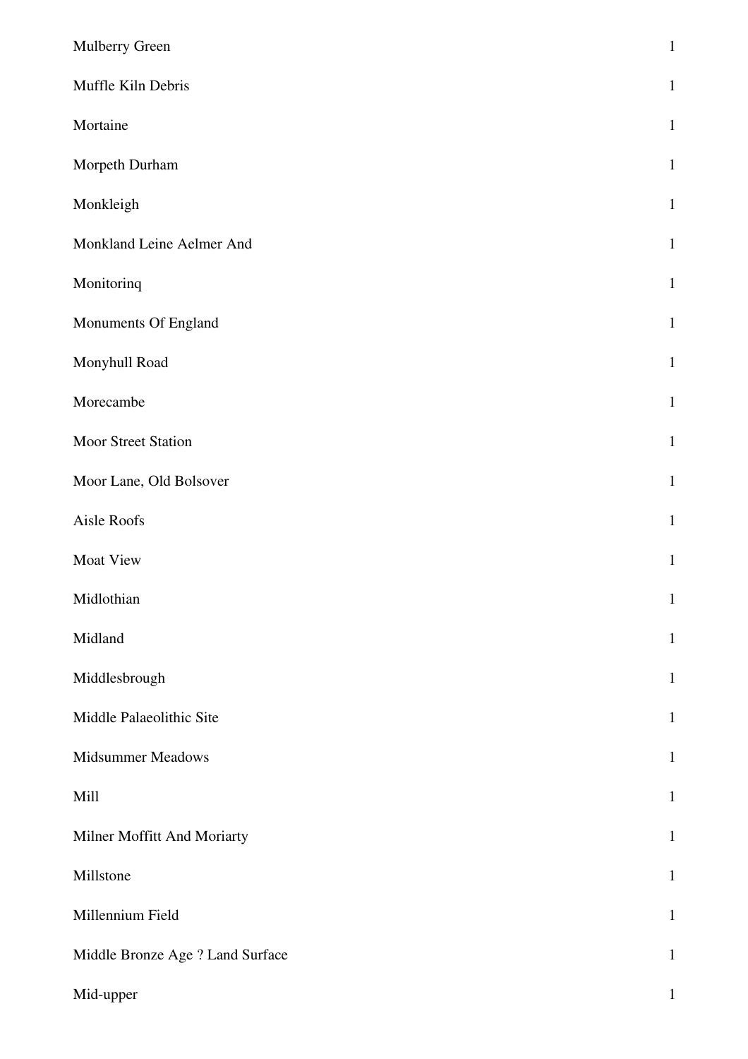| | |
|---|---|
| Mulberry Green | 1 |
| Muffle Kiln Debris | 1 |
| Mortaine | 1 |
| Morpeth Durham | 1 |
| Monkleigh | 1 |
| Monkland Leine Aelmer And | 1 |
| Monitorinq | 1 |
| Monuments Of England | 1 |
| Monyhull Road | 1 |
| Morecambe | 1 |
| Moor Street Station | 1 |
| Moor Lane, Old Bolsover | 1 |
| Aisle Roofs | 1 |
| Moat View | 1 |
| Midlothian | 1 |
| Midland | 1 |
| Middlesbrough | 1 |
| Middle Palaeolithic Site | 1 |
| Midsummer Meadows | 1 |
| Mill | 1 |
| Milner Moffitt And Moriarty | 1 |
| Millstone | 1 |
| Millennium Field | 1 |
| Middle Bronze Age ? Land Surface | 1 |
| Mid-upper | 1 |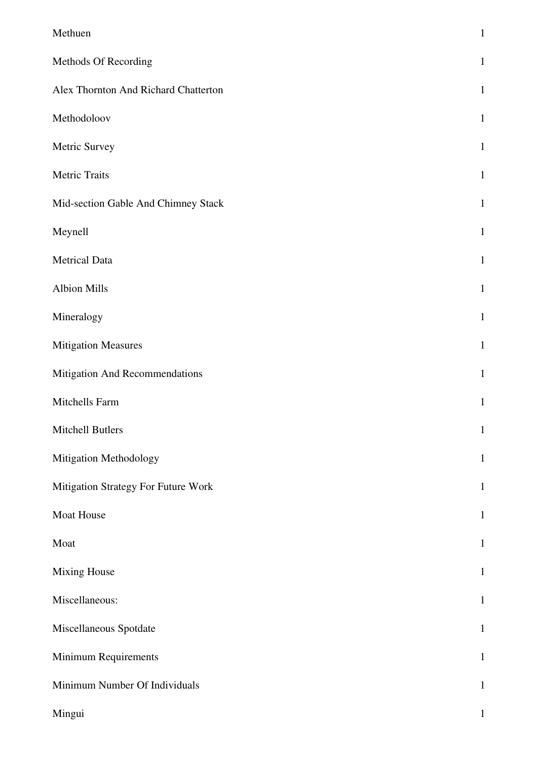| | |
|---|---|
| Methuen | 1 |
| Methods Of Recording | 1 |
| Alex Thornton And Richard Chatterton | 1 |
| Methodoloov | 1 |
| Metric Survey | 1 |
| Metric Traits | 1 |
| Mid-section Gable And Chimney Stack | 1 |
| Meynell | 1 |
| Metrical Data | 1 |
| Albion Mills | 1 |
| Mineralogy | 1 |
| Mitigation Measures | 1 |
| Mitigation And Recommendations | 1 |
| Mitchells Farm | 1 |
| Mitchell Butlers | 1 |
| Mitigation Methodology | 1 |
| Mitigation Strategy For Future Work | 1 |
| Moat House | 1 |
| Moat | 1 |
| Mixing House | 1 |
| Miscellaneous: | 1 |
| Miscellaneous Spotdate | 1 |
| Minimum Requirements | 1 |
| Minimum Number Of Individuals | 1 |
| Mingui | 1 |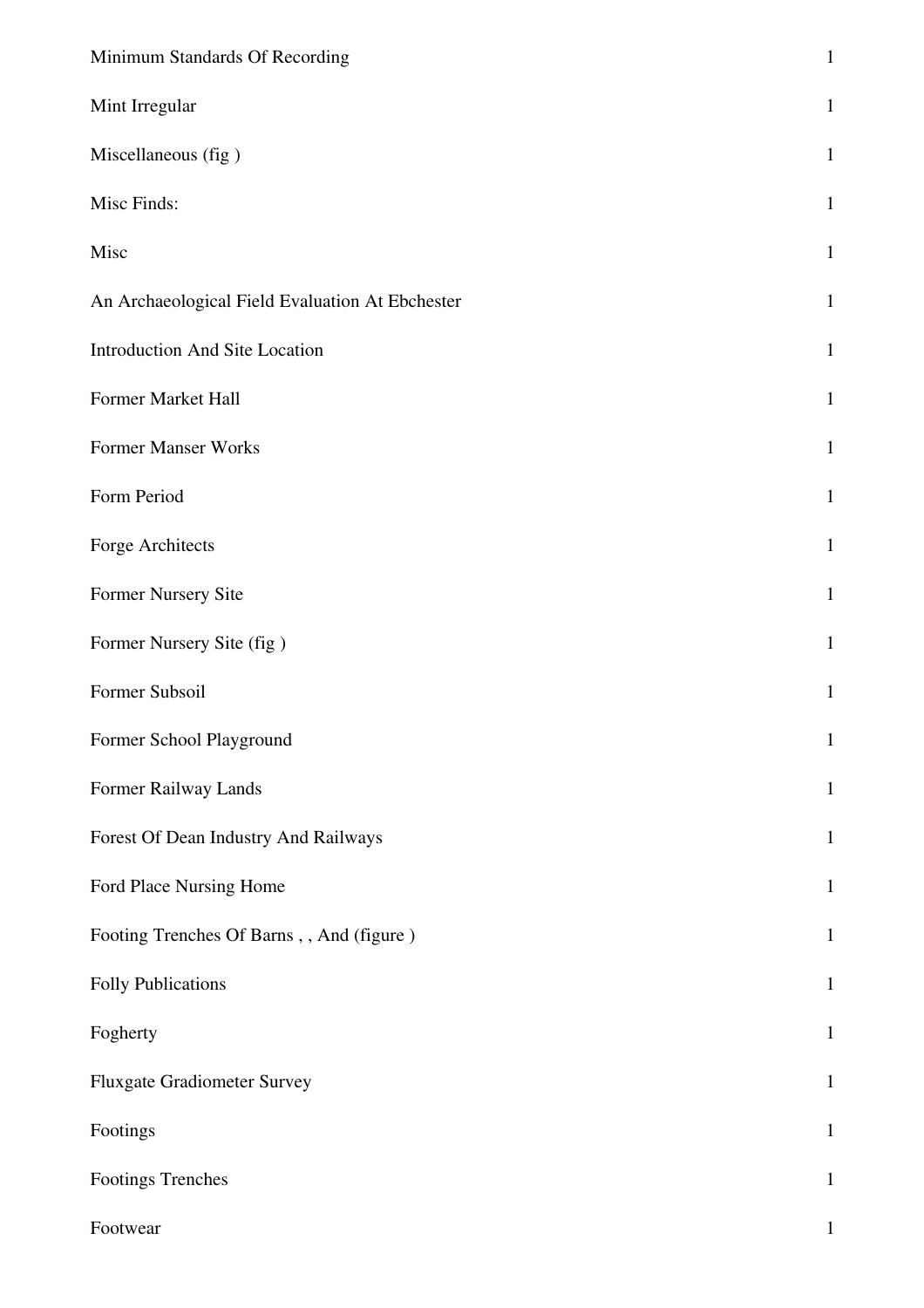| | |
|---|---|
| Minimum Standards Of Recording | 1 |
| Mint Irregular | 1 |
| Miscellaneous (fig ) | 1 |
| Misc Finds: | 1 |
| Misc | 1 |
| An Archaeological Field Evaluation At Ebchester | 1 |
| Introduction And Site Location | 1 |
| Former Market Hall | 1 |
| Former Manser Works | 1 |
| Form Period | 1 |
| Forge Architects | 1 |
| Former Nursery Site | 1 |
| Former Nursery Site (fig ) | 1 |
| Former Subsoil | 1 |
| Former School Playground | 1 |
| Former Railway Lands | 1 |
| Forest Of Dean Industry And Railways | 1 |
| Ford Place Nursing Home | 1 |
| Footing Trenches Of Barns , , And (figure ) | 1 |
| Folly Publications | 1 |
| Fogherty | 1 |
| Fluxgate Gradiometer Survey | 1 |
| Footings | 1 |
| Footings Trenches | 1 |
| Footwear | 1 |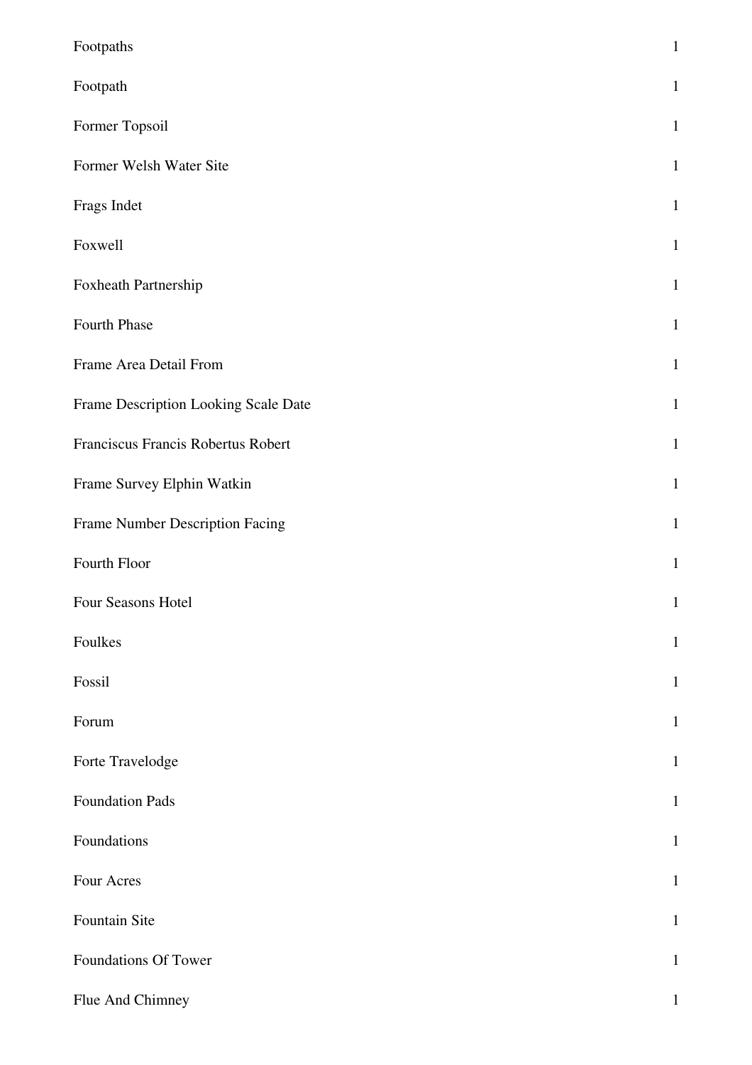| | |
|---|---|
| Footpaths | 1 |
| Footpath | 1 |
| Former Topsoil | 1 |
| Former Welsh Water Site | 1 |
| Frags Indet | 1 |
| Foxwell | 1 |
| Foxheath Partnership | 1 |
| Fourth Phase | 1 |
| Frame Area Detail From | 1 |
| Frame Description Looking Scale Date | 1 |
| Franciscus Francis Robertus Robert | 1 |
| Frame Survey Elphin Watkin | 1 |
| Frame Number Description Facing | 1 |
| Fourth Floor | 1 |
| Four Seasons Hotel | 1 |
| Foulkes | 1 |
| Fossil | 1 |
| Forum | 1 |
| Forte Travelodge | 1 |
| Foundation Pads | 1 |
| Foundations | 1 |
| Four Acres | 1 |
| Fountain Site | 1 |
| Foundations Of Tower | 1 |
| Flue And Chimney | 1 |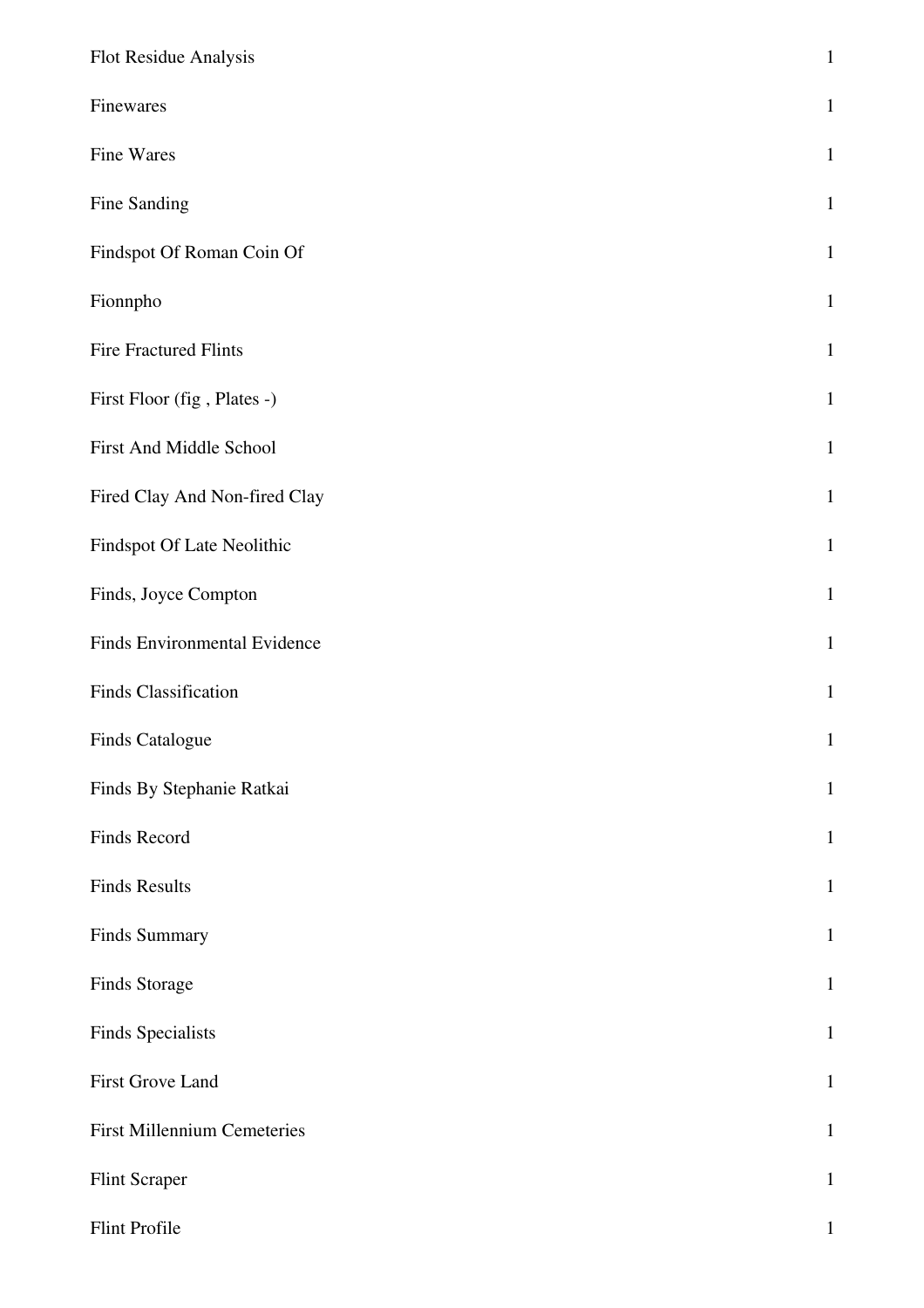| | |
|---|---|
| Flot Residue Analysis | 1 |
| Finewares | 1 |
| Fine Wares | 1 |
| Fine Sanding | 1 |
| Findspot Of Roman Coin Of | 1 |
| Fionnpho | 1 |
| Fire Fractured Flints | 1 |
| First Floor (fig , Plates -) | 1 |
| First And Middle School | 1 |
| Fired Clay And Non-fired Clay | 1 |
| Findspot Of Late Neolithic | 1 |
| Finds, Joyce Compton | 1 |
| Finds Environmental Evidence | 1 |
| Finds Classification | 1 |
| Finds Catalogue | 1 |
| Finds By Stephanie Ratkai | 1 |
| Finds Record | 1 |
| Finds Results | 1 |
| Finds Summary | 1 |
| Finds Storage | 1 |
| Finds Specialists | 1 |
| First Grove Land | 1 |
| First Millennium Cemeteries | 1 |
| Flint Scraper | 1 |
| Flint Profile | 1 |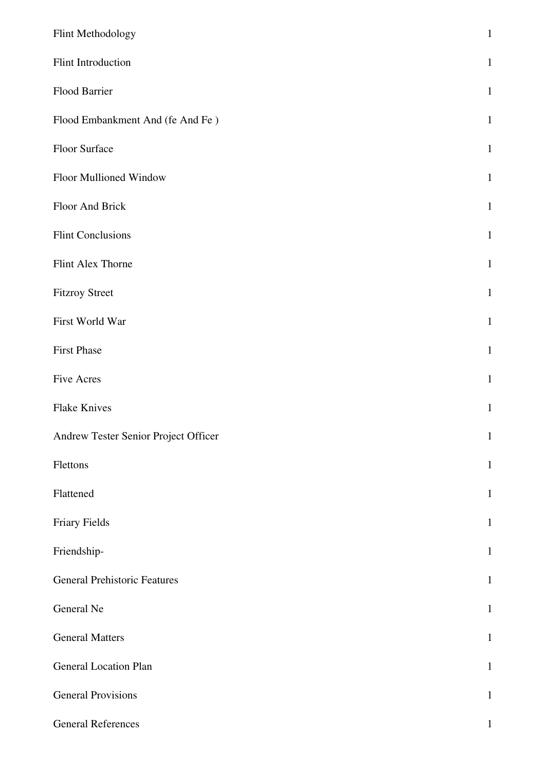| | |
|---|---|
| Flint Methodology | 1 |
| Flint Introduction | 1 |
| Flood Barrier | 1 |
| Flood Embankment And (fe And Fe ) | 1 |
| Floor Surface | 1 |
| Floor Mullioned Window | 1 |
| Floor And Brick | 1 |
| Flint Conclusions | 1 |
| Flint Alex Thorne | 1 |
| Fitzroy Street | 1 |
| First World War | 1 |
| First Phase | 1 |
| Five Acres | 1 |
| Flake Knives | 1 |
| Andrew Tester Senior Project Officer | 1 |
| Flettons | 1 |
| Flattened | 1 |
| Friary Fields | 1 |
| Friendship- | 1 |
| General Prehistoric Features | 1 |
| General Ne | 1 |
| General Matters | 1 |
| General Location Plan | 1 |
| General Provisions | 1 |
| General References | 1 |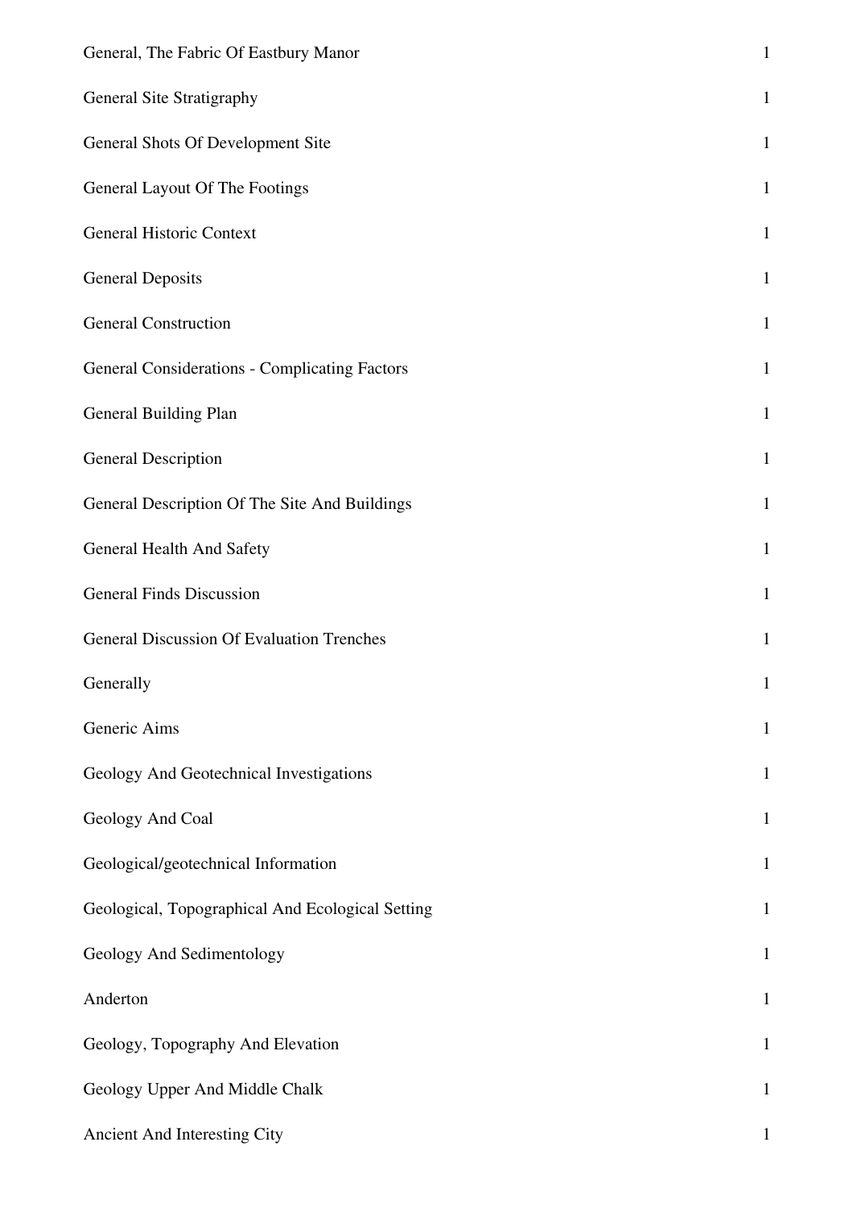| | |
|---|---|
| General, The Fabric Of Eastbury Manor | 1 |
| General Site Stratigraphy | 1 |
| General Shots Of Development Site | 1 |
| General Layout Of The Footings | 1 |
| General Historic Context | 1 |
| General Deposits | 1 |
| General Construction | 1 |
| General Considerations - Complicating Factors | 1 |
| General Building Plan | 1 |
| General Description | 1 |
| General Description Of The Site And Buildings | 1 |
| General Health And Safety | 1 |
| General Finds Discussion | 1 |
| General Discussion Of Evaluation Trenches | 1 |
| Generally | 1 |
| Generic Aims | 1 |
| Geology And Geotechnical Investigations | 1 |
| Geology And Coal | 1 |
| Geological/geotechnical Information | 1 |
| Geological, Topographical And Ecological Setting | 1 |
| Geology And Sedimentology | 1 |
| Anderton | 1 |
| Geology, Topography And Elevation | 1 |
| Geology Upper And Middle Chalk | 1 |
| Ancient And Interesting City | 1 |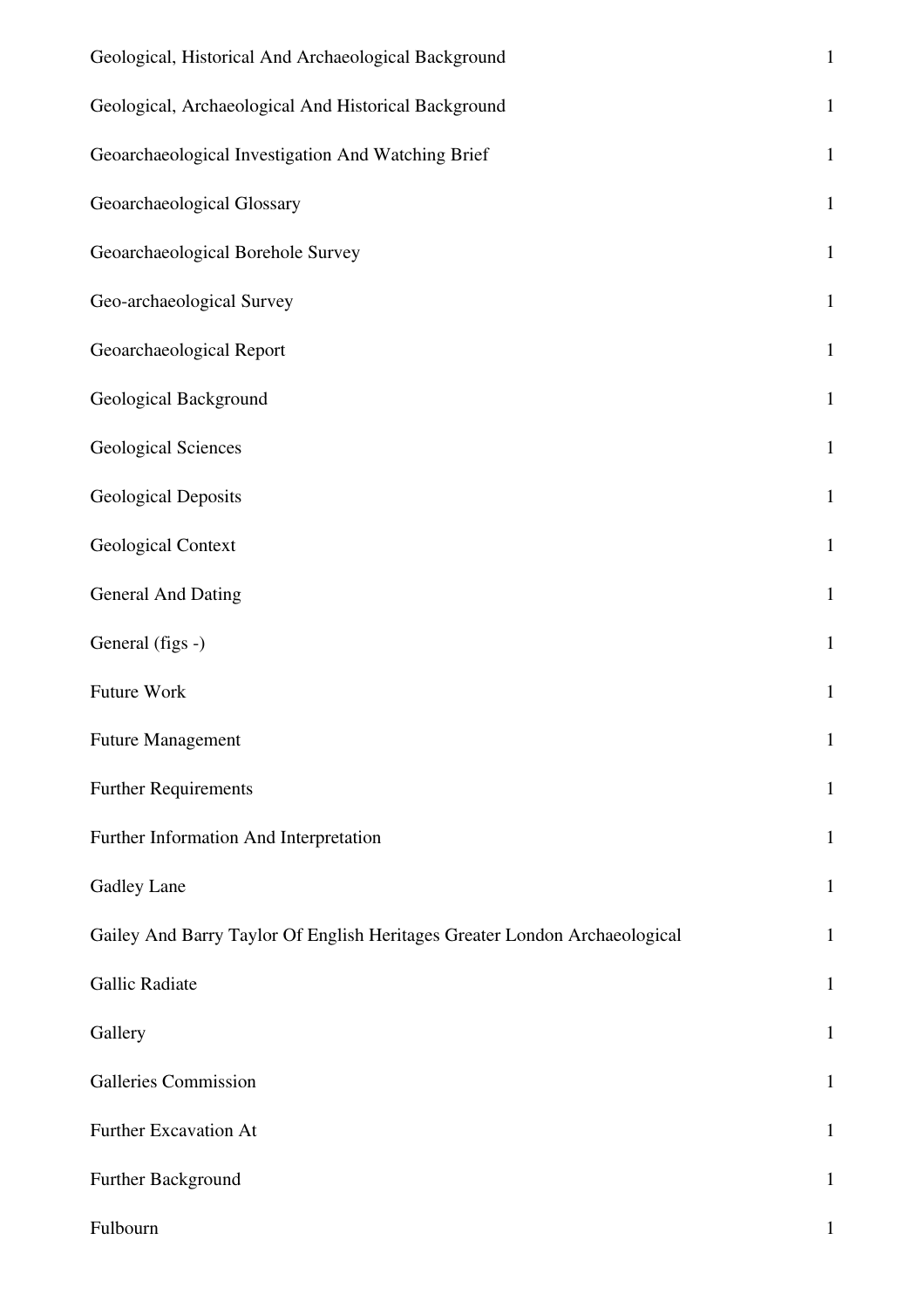| | |
|---|---|
| Geological, Historical And Archaeological Background | 1 |
| Geological, Archaeological And Historical Background | 1 |
| Geoarchaeological Investigation And Watching Brief | 1 |
| Geoarchaeological Glossary | 1 |
| Geoarchaeological Borehole Survey | 1 |
| Geo-archaeological Survey | 1 |
| Geoarchaeological Report | 1 |
| Geological Background | 1 |
| Geological Sciences | 1 |
| Geological Deposits | 1 |
| Geological Context | 1 |
| General And Dating | 1 |
| General (figs -) | 1 |
| Future Work | 1 |
| Future Management | 1 |
| Further Requirements | 1 |
| Further Information And Interpretation | 1 |
| Gadley Lane | 1 |
| Gailey And Barry Taylor Of English Heritages Greater London Archaeological | 1 |
| Gallic Radiate | 1 |
| Gallery | 1 |
| Galleries Commission | 1 |
| Further Excavation At | 1 |
| Further Background | 1 |
| Fulbourn | 1 |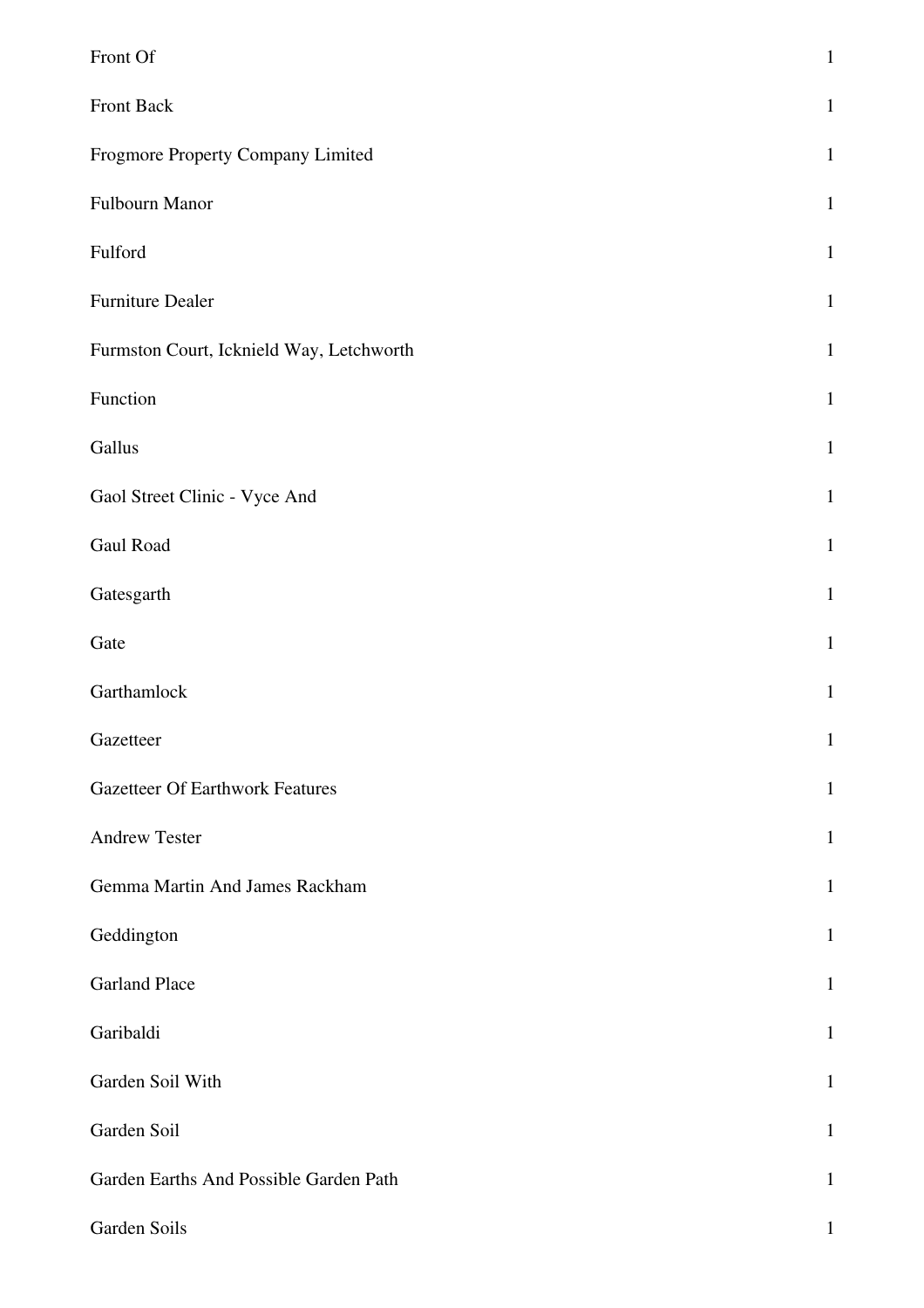| | |
|---|---|
| Front Of | 1 |
| Front Back | 1 |
| Frogmore Property Company Limited | 1 |
| Fulbourn Manor | 1 |
| Fulford | 1 |
| Furniture Dealer | 1 |
| Furmston Court, Icknield Way, Letchworth | 1 |
| Function | 1 |
| Gallus | 1 |
| Gaol Street Clinic - Vyce And | 1 |
| Gaul Road | 1 |
| Gatesgarth | 1 |
| Gate | 1 |
| Garthamlock | 1 |
| Gazetteer | 1 |
| Gazetteer Of Earthwork Features | 1 |
| Andrew Tester | 1 |
| Gemma Martin And James Rackham | 1 |
| Geddington | 1 |
| Garland Place | 1 |
| Garibaldi | 1 |
| Garden Soil With | 1 |
| Garden Soil | 1 |
| Garden Earths And Possible Garden Path | 1 |
| Garden Soils | 1 |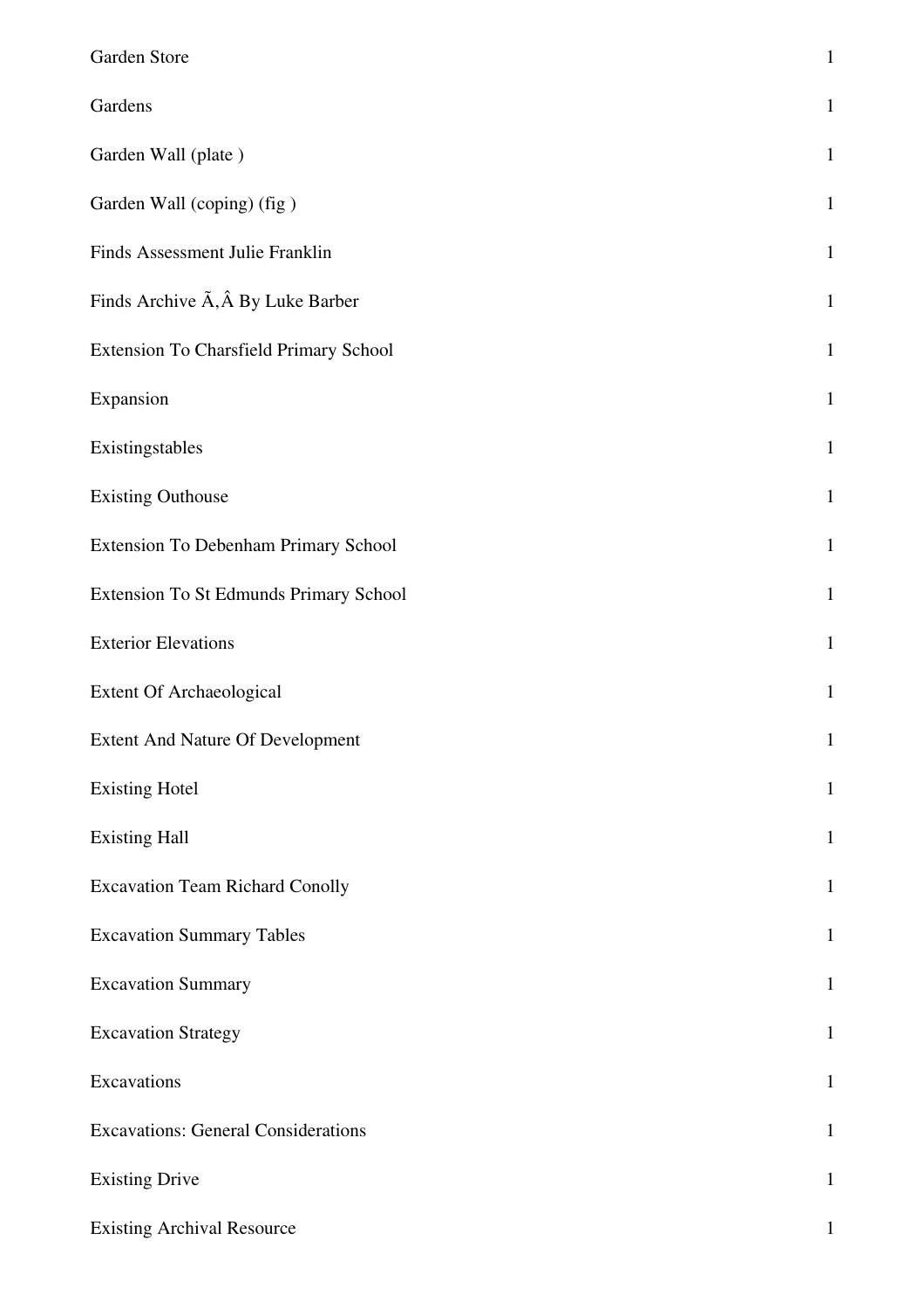| | |
|---|---|
| Garden Store | 1 |
| Gardens | 1 |
| Garden Wall (plate ) | 1 |
| Garden Wall (coping) (fig ) | 1 |
| Finds Assessment Julie Franklin | 1 |
| Finds Archive Ã‚Â By Luke Barber | 1 |
| Extension To Charsfield Primary School | 1 |
| Expansion | 1 |
| Existingstables | 1 |
| Existing Outhouse | 1 |
| Extension To Debenham Primary School | 1 |
| Extension To St Edmunds Primary School | 1 |
| Exterior Elevations | 1 |
| Extent Of Archaeological | 1 |
| Extent And Nature Of Development | 1 |
| Existing Hotel | 1 |
| Existing Hall | 1 |
| Excavation Team Richard Conolly | 1 |
| Excavation Summary Tables | 1 |
| Excavation Summary | 1 |
| Excavation Strategy | 1 |
| Excavations | 1 |
| Excavations: General Considerations | 1 |
| Existing Drive | 1 |
| Existing Archival Resource | 1 |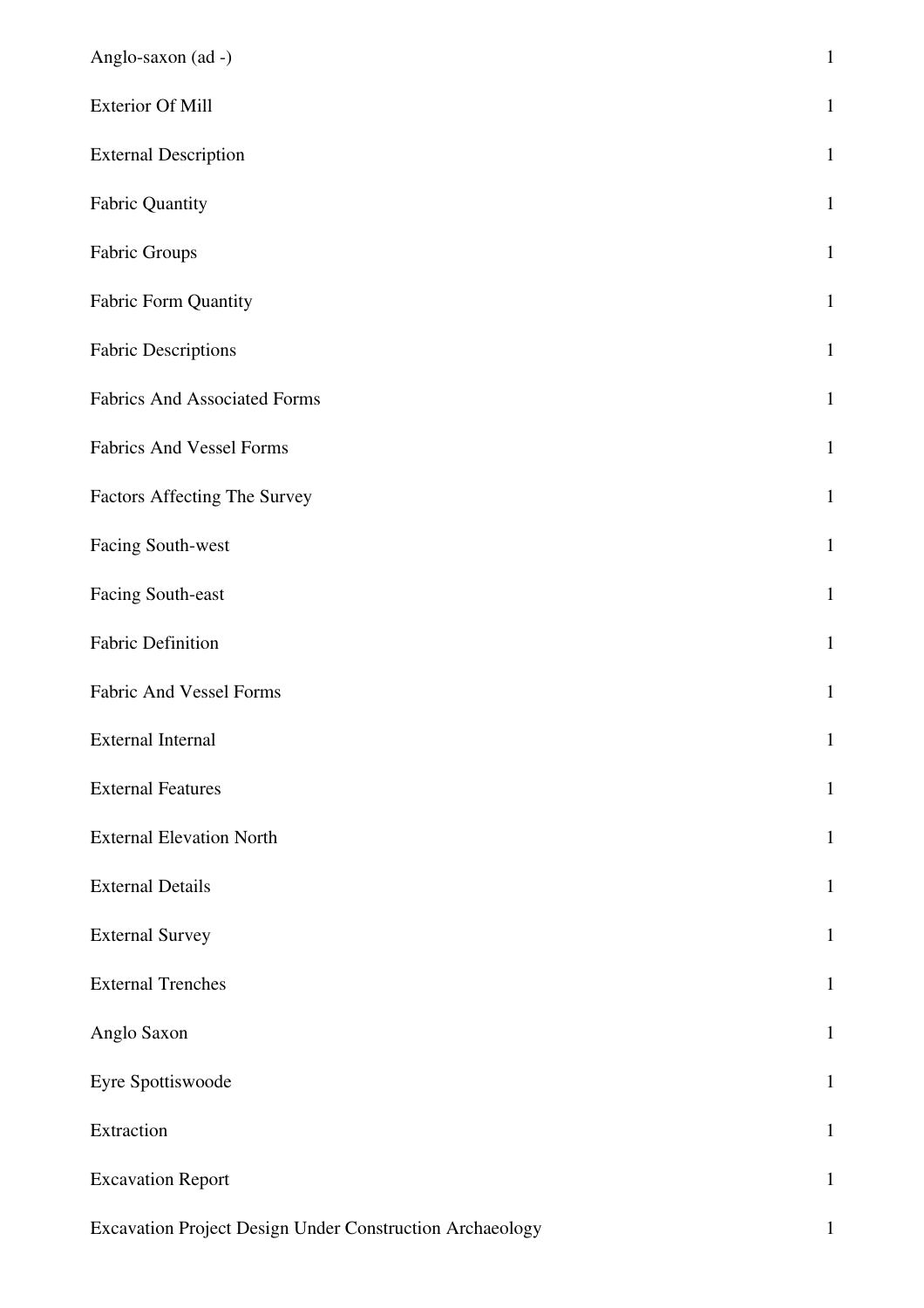| | |
|---|---|
| Anglo-saxon (ad -) | 1 |
| Exterior Of Mill | 1 |
| External Description | 1 |
| Fabric Quantity | 1 |
| Fabric Groups | 1 |
| Fabric Form Quantity | 1 |
| Fabric Descriptions | 1 |
| Fabrics And Associated Forms | 1 |
| Fabrics And Vessel Forms | 1 |
| Factors Affecting The Survey | 1 |
| Facing South-west | 1 |
| Facing South-east | 1 |
| Fabric Definition | 1 |
| Fabric And Vessel Forms | 1 |
| External Internal | 1 |
| External Features | 1 |
| External Elevation North | 1 |
| External Details | 1 |
| External Survey | 1 |
| External Trenches | 1 |
| Anglo Saxon | 1 |
| Eyre Spottiswoode | 1 |
| Extraction | 1 |
| Excavation Report | 1 |
| Excavation Project Design Under Construction Archaeology | 1 |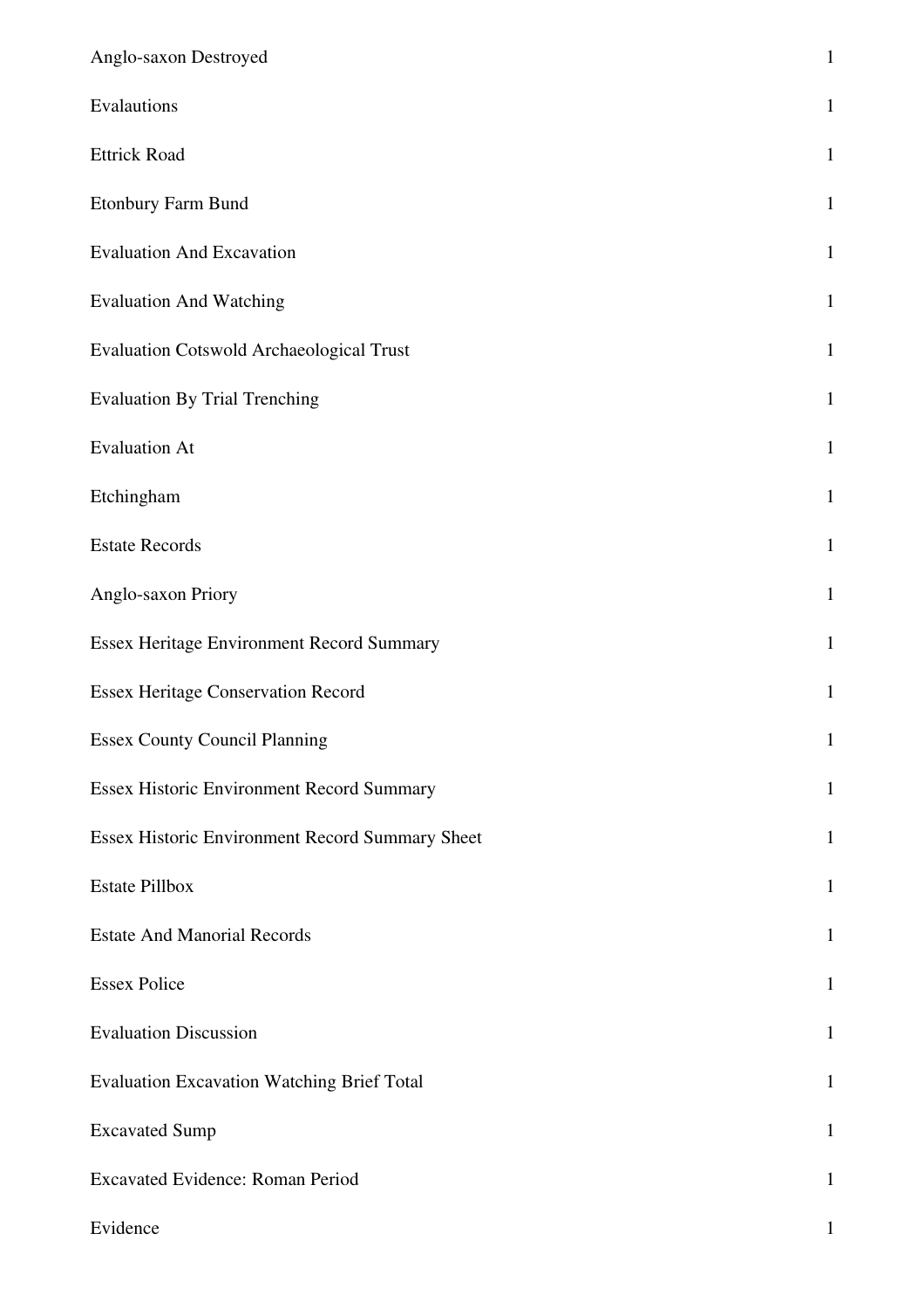| | |
|---|---|
| Anglo-saxon Destroyed | 1 |
| Evalautions | 1 |
| Ettrick Road | 1 |
| Etonbury Farm Bund | 1 |
| Evaluation And Excavation | 1 |
| Evaluation And Watching | 1 |
| Evaluation Cotswold Archaeological Trust | 1 |
| Evaluation By Trial Trenching | 1 |
| Evaluation At | 1 |
| Etchingham | 1 |
| Estate Records | 1 |
| Anglo-saxon Priory | 1 |
| Essex Heritage Environment Record Summary | 1 |
| Essex Heritage Conservation Record | 1 |
| Essex County Council Planning | 1 |
| Essex Historic Environment Record Summary | 1 |
| Essex Historic Environment Record Summary Sheet | 1 |
| Estate Pillbox | 1 |
| Estate And Manorial Records | 1 |
| Essex Police | 1 |
| Evaluation Discussion | 1 |
| Evaluation Excavation Watching Brief Total | 1 |
| Excavated Sump | 1 |
| Excavated Evidence: Roman Period | 1 |
| Evidence | 1 |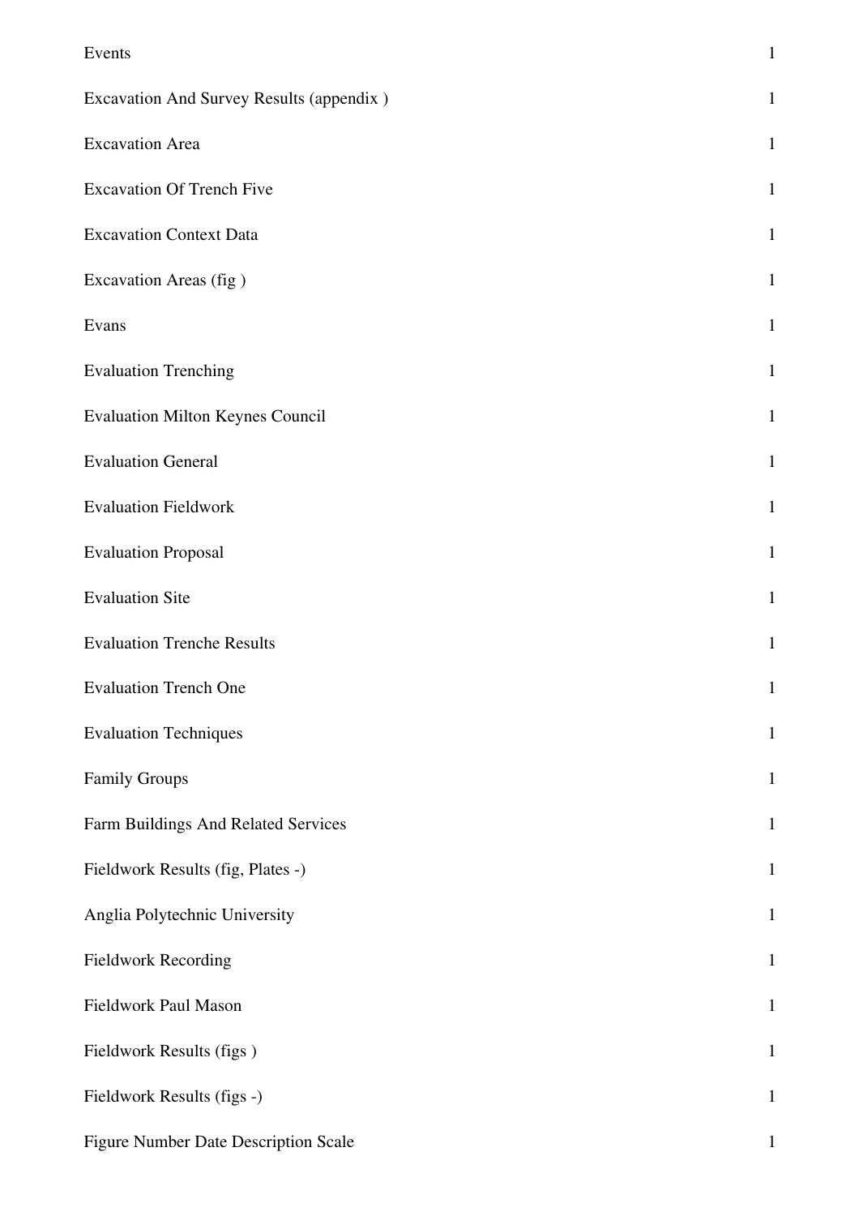| | |
|---|---|
| Events | 1 |
| Excavation And Survey Results (appendix ) | 1 |
| Excavation Area | 1 |
| Excavation Of Trench Five | 1 |
| Excavation Context Data | 1 |
| Excavation Areas (fig ) | 1 |
| Evans | 1 |
| Evaluation Trenching | 1 |
| Evaluation Milton Keynes Council | 1 |
| Evaluation General | 1 |
| Evaluation Fieldwork | 1 |
| Evaluation Proposal | 1 |
| Evaluation Site | 1 |
| Evaluation Trenche Results | 1 |
| Evaluation Trench One | 1 |
| Evaluation Techniques | 1 |
| Family Groups | 1 |
| Farm Buildings And Related Services | 1 |
| Fieldwork Results (fig, Plates -) | 1 |
| Anglia Polytechnic University | 1 |
| Fieldwork Recording | 1 |
| Fieldwork Paul Mason | 1 |
| Fieldwork Results (figs ) | 1 |
| Fieldwork Results (figs -) | 1 |
| Figure Number Date Description Scale | 1 |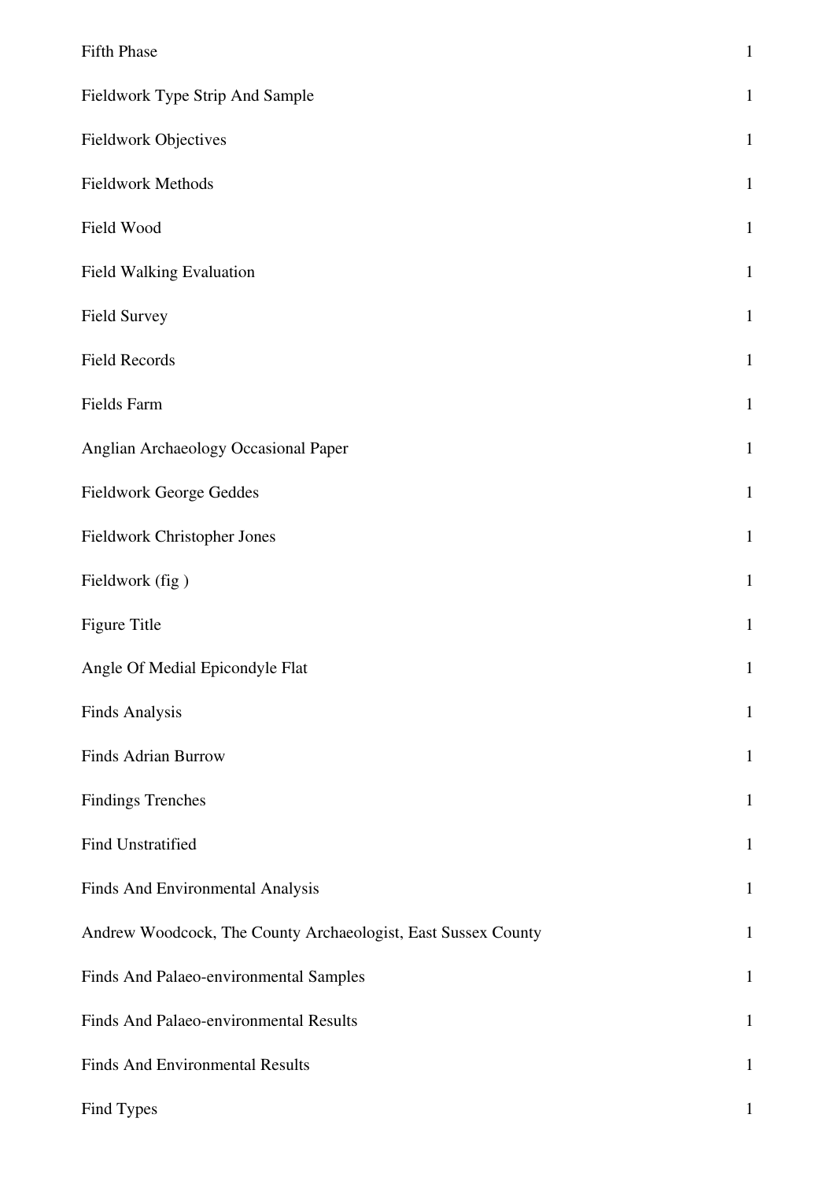| | |
|---|---|
| Fifth Phase | 1 |
| Fieldwork Type Strip And Sample | 1 |
| Fieldwork Objectives | 1 |
| Fieldwork Methods | 1 |
| Field Wood | 1 |
| Field Walking Evaluation | 1 |
| Field Survey | 1 |
| Field Records | 1 |
| Fields Farm | 1 |
| Anglian Archaeology Occasional Paper | 1 |
| Fieldwork George Geddes | 1 |
| Fieldwork Christopher Jones | 1 |
| Fieldwork (fig ) | 1 |
| Figure Title | 1 |
| Angle Of Medial Epicondyle Flat | 1 |
| Finds Analysis | 1 |
| Finds Adrian Burrow | 1 |
| Findings Trenches | 1 |
| Find Unstratified | 1 |
| Finds And Environmental Analysis | 1 |
| Andrew Woodcock, The County Archaeologist, East Sussex County | 1 |
| Finds And Palaeo-environmental Samples | 1 |
| Finds And Palaeo-environmental Results | 1 |
| Finds And Environmental Results | 1 |
| Find Types | 1 |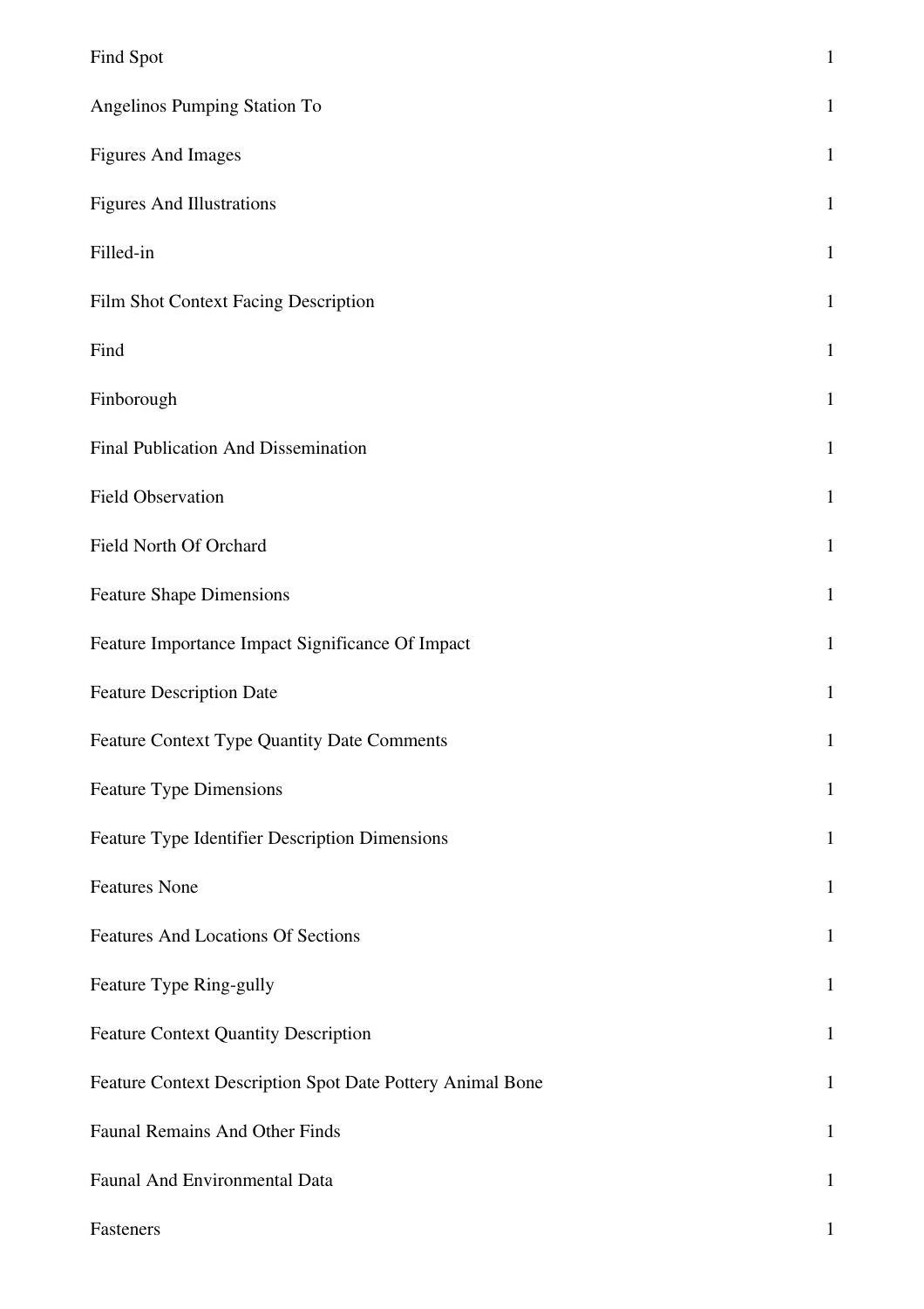| | |
|---|---|
| Find Spot | 1 |
| Angelinos Pumping Station To | 1 |
| Figures And Images | 1 |
| Figures And Illustrations | 1 |
| Filled-in | 1 |
| Film Shot Context Facing Description | 1 |
| Find | 1 |
| Finborough | 1 |
| Final Publication And Dissemination | 1 |
| Field Observation | 1 |
| Field North Of Orchard | 1 |
| Feature Shape Dimensions | 1 |
| Feature Importance Impact Significance Of Impact | 1 |
| Feature Description Date | 1 |
| Feature Context Type Quantity Date Comments | 1 |
| Feature Type Dimensions | 1 |
| Feature Type Identifier Description Dimensions | 1 |
| Features None | 1 |
| Features And Locations Of Sections | 1 |
| Feature Type Ring-gully | 1 |
| Feature Context Quantity Description | 1 |
| Feature Context Description Spot Date Pottery Animal Bone | 1 |
| Faunal Remains And Other Finds | 1 |
| Faunal And Environmental Data | 1 |
| Fasteners | 1 |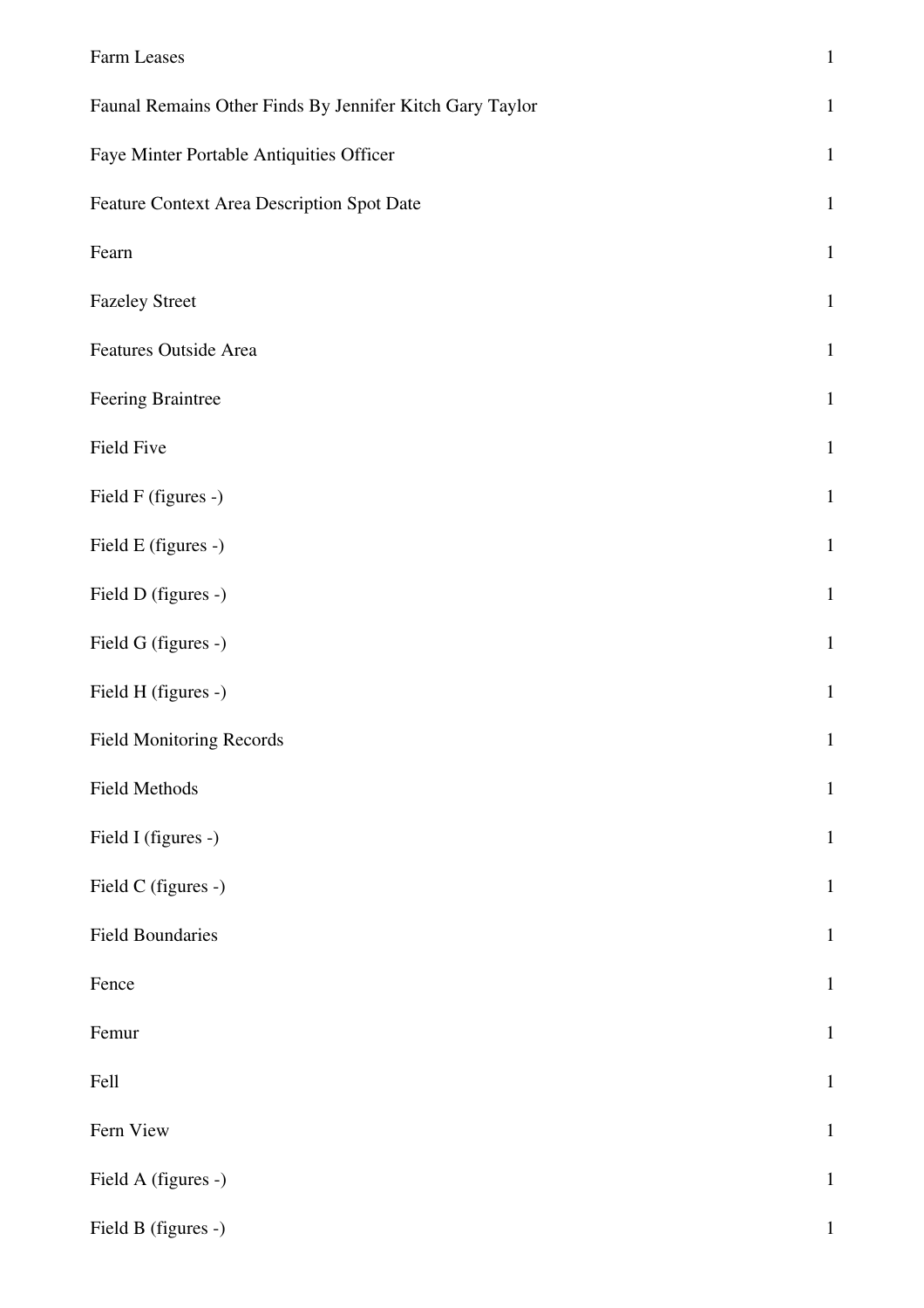| | |
|---|---|
| Farm Leases | 1 |
| Faunal Remains Other Finds By Jennifer Kitch Gary Taylor | 1 |
| Faye Minter Portable Antiquities Officer | 1 |
| Feature Context Area Description Spot Date | 1 |
| Fearn | 1 |
| Fazeley Street | 1 |
| Features Outside Area | 1 |
| Feering Braintree | 1 |
| Field Five | 1 |
| Field F (figures -) | 1 |
| Field E (figures -) | 1 |
| Field D (figures -) | 1 |
| Field G (figures -) | 1 |
| Field H (figures -) | 1 |
| Field Monitoring Records | 1 |
| Field Methods | 1 |
| Field I (figures -) | 1 |
| Field C (figures -) | 1 |
| Field Boundaries | 1 |
| Fence | 1 |
| Femur | 1 |
| Fell | 1 |
| Fern View | 1 |
| Field A (figures -) | 1 |
| Field B (figures -) | 1 |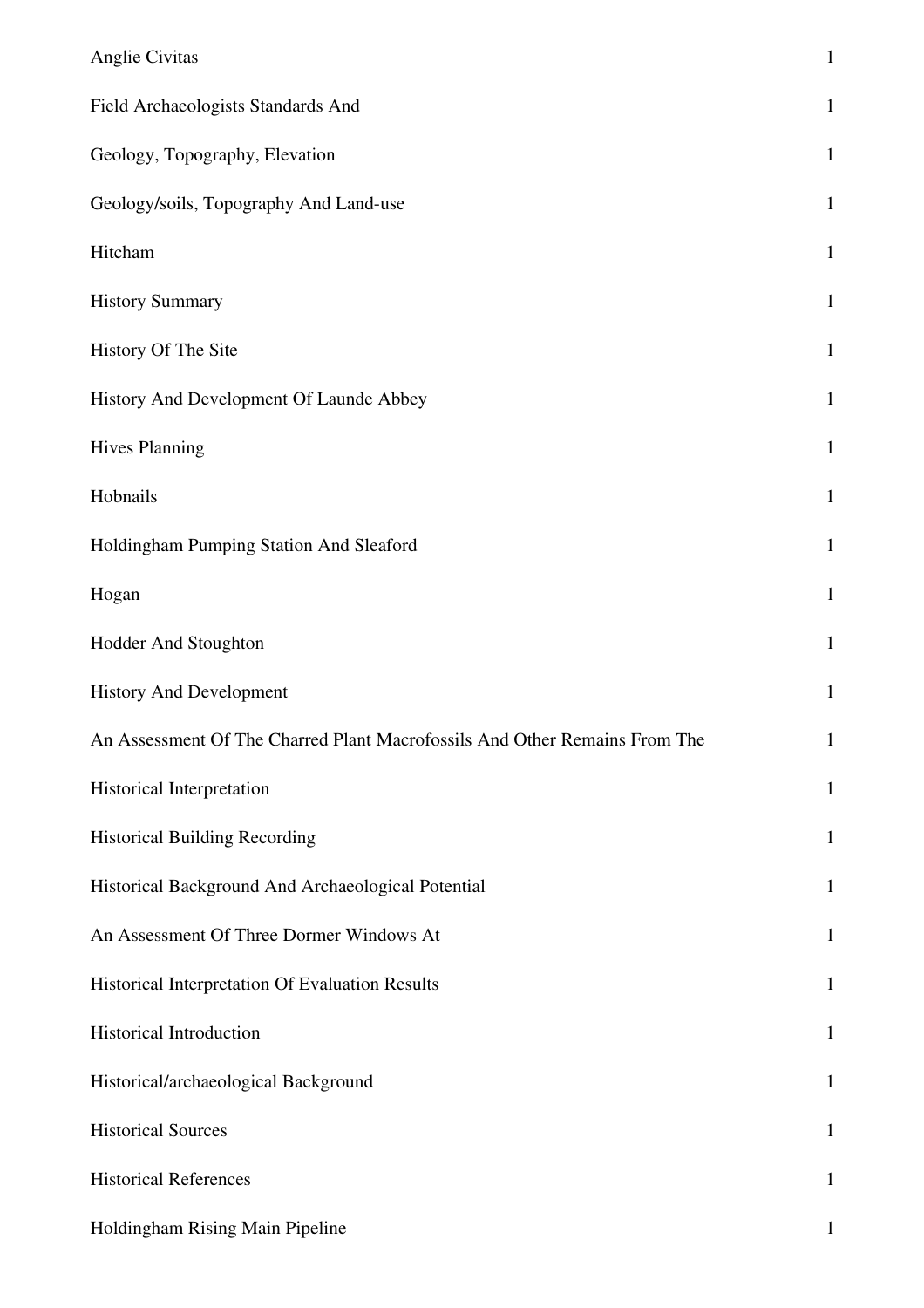| | |
|---|---|
| Anglie Civitas | 1 |
| Field Archaeologists Standards And | 1 |
| Geology, Topography, Elevation | 1 |
| Geology/soils, Topography And Land-use | 1 |
| Hitcham | 1 |
| History Summary | 1 |
| History Of The Site | 1 |
| History And Development Of Launde Abbey | 1 |
| Hives Planning | 1 |
| Hobnails | 1 |
| Holdingham Pumping Station And Sleaford | 1 |
| Hogan | 1 |
| Hodder And Stoughton | 1 |
| History And Development | 1 |
| An Assessment Of The Charred Plant Macrofossils And Other Remains From The | 1 |
| Historical Interpretation | 1 |
| Historical Building Recording | 1 |
| Historical Background And Archaeological Potential | 1 |
| An Assessment Of Three Dormer Windows At | 1 |
| Historical Interpretation Of Evaluation Results | 1 |
| Historical Introduction | 1 |
| Historical/archaeological Background | 1 |
| Historical Sources | 1 |
| Historical References | 1 |
| Holdingham Rising Main Pipeline | 1 |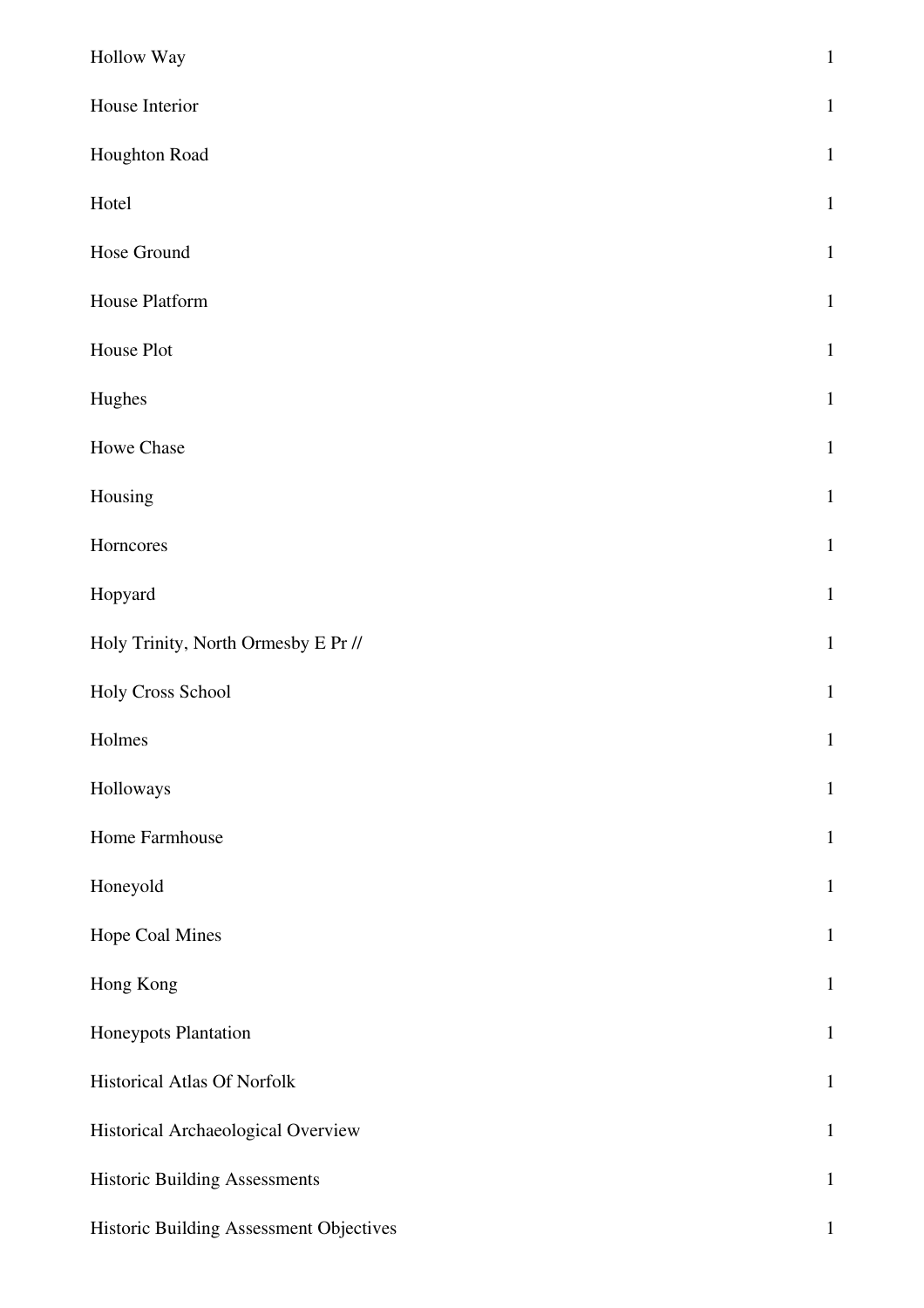| | |
|---|---|
| Hollow Way | 1 |
| House Interior | 1 |
| Houghton Road | 1 |
| Hotel | 1 |
| Hose Ground | 1 |
| House Platform | 1 |
| House Plot | 1 |
| Hughes | 1 |
| Howe Chase | 1 |
| Housing | 1 |
| Horncores | 1 |
| Hopyard | 1 |
| Holy Trinity, North Ormesby E Pr // | 1 |
| Holy Cross School | 1 |
| Holmes | 1 |
| Holloways | 1 |
| Home Farmhouse | 1 |
| Honeyold | 1 |
| Hope Coal Mines | 1 |
| Hong Kong | 1 |
| Honeypots Plantation | 1 |
| Historical Atlas Of Norfolk | 1 |
| Historical Archaeological Overview | 1 |
| Historic Building Assessments | 1 |
| Historic Building Assessment Objectives | 1 |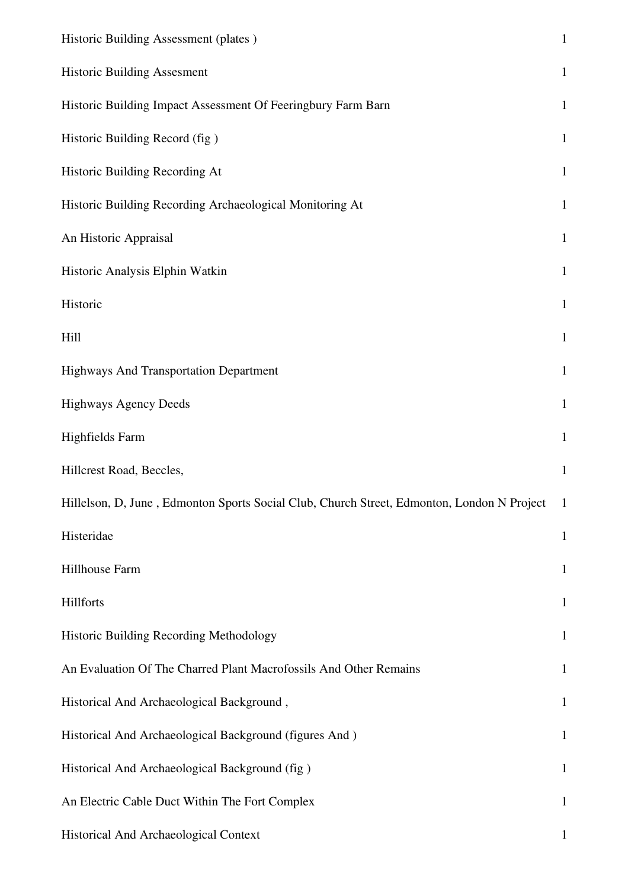| | |
|---|---|
| Historic Building Assessment (plates ) | 1 |
| Historic Building Assesment | 1 |
| Historic Building Impact Assessment Of Feeringbury Farm Barn | 1 |
| Historic Building Record (fig ) | 1 |
| Historic Building Recording At | 1 |
| Historic Building Recording Archaeological Monitoring At | 1 |
| An Historic Appraisal | 1 |
| Historic Analysis Elphin Watkin | 1 |
| Historic | 1 |
| Hill | 1 |
| Highways And Transportation Department | 1 |
| Highways Agency Deeds | 1 |
| Highfields Farm | 1 |
| Hillcrest Road, Beccles, | 1 |
| Hillelson, D, June , Edmonton Sports Social Club, Church Street, Edmonton, London N Project | 1 |
| Histeridae | 1 |
| Hillhouse Farm | 1 |
| Hillforts | 1 |
| Historic Building Recording Methodology | 1 |
| An Evaluation Of The Charred Plant Macrofossils And Other Remains | 1 |
| Historical And Archaeological Background , | 1 |
| Historical And Archaeological Background (figures And ) | 1 |
| Historical And Archaeological Background (fig ) | 1 |
| An Electric Cable Duct Within The Fort Complex | 1 |
| Historical And Archaeological Context | 1 |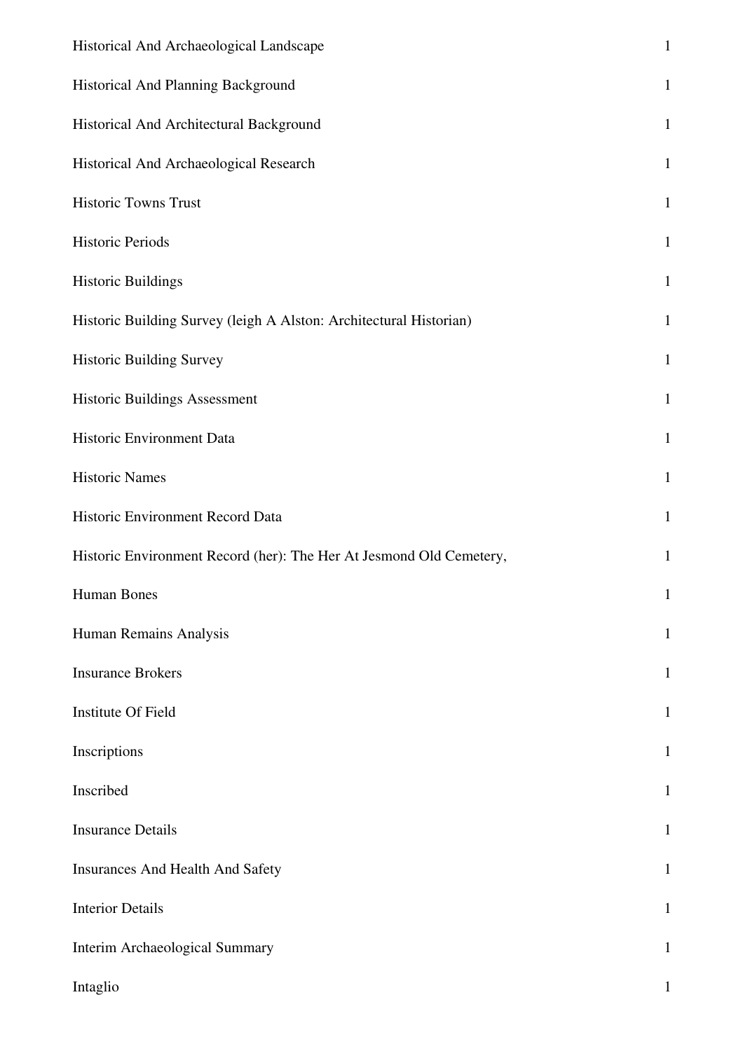| | |
|---|---|
| Historical And Archaeological Landscape | 1 |
| Historical And Planning Background | 1 |
| Historical And Architectural Background | 1 |
| Historical And Archaeological Research | 1 |
| Historic Towns Trust | 1 |
| Historic Periods | 1 |
| Historic Buildings | 1 |
| Historic Building Survey (leigh A Alston: Architectural Historian) | 1 |
| Historic Building Survey | 1 |
| Historic Buildings Assessment | 1 |
| Historic Environment Data | 1 |
| Historic Names | 1 |
| Historic Environment Record Data | 1 |
| Historic Environment Record (her): The Her At Jesmond Old Cemetery, | 1 |
| Human Bones | 1 |
| Human Remains Analysis | 1 |
| Insurance Brokers | 1 |
| Institute Of Field | 1 |
| Inscriptions | 1 |
| Inscribed | 1 |
| Insurance Details | 1 |
| Insurances And Health And Safety | 1 |
| Interior Details | 1 |
| Interim Archaeological Summary | 1 |
| Intaglio | 1 |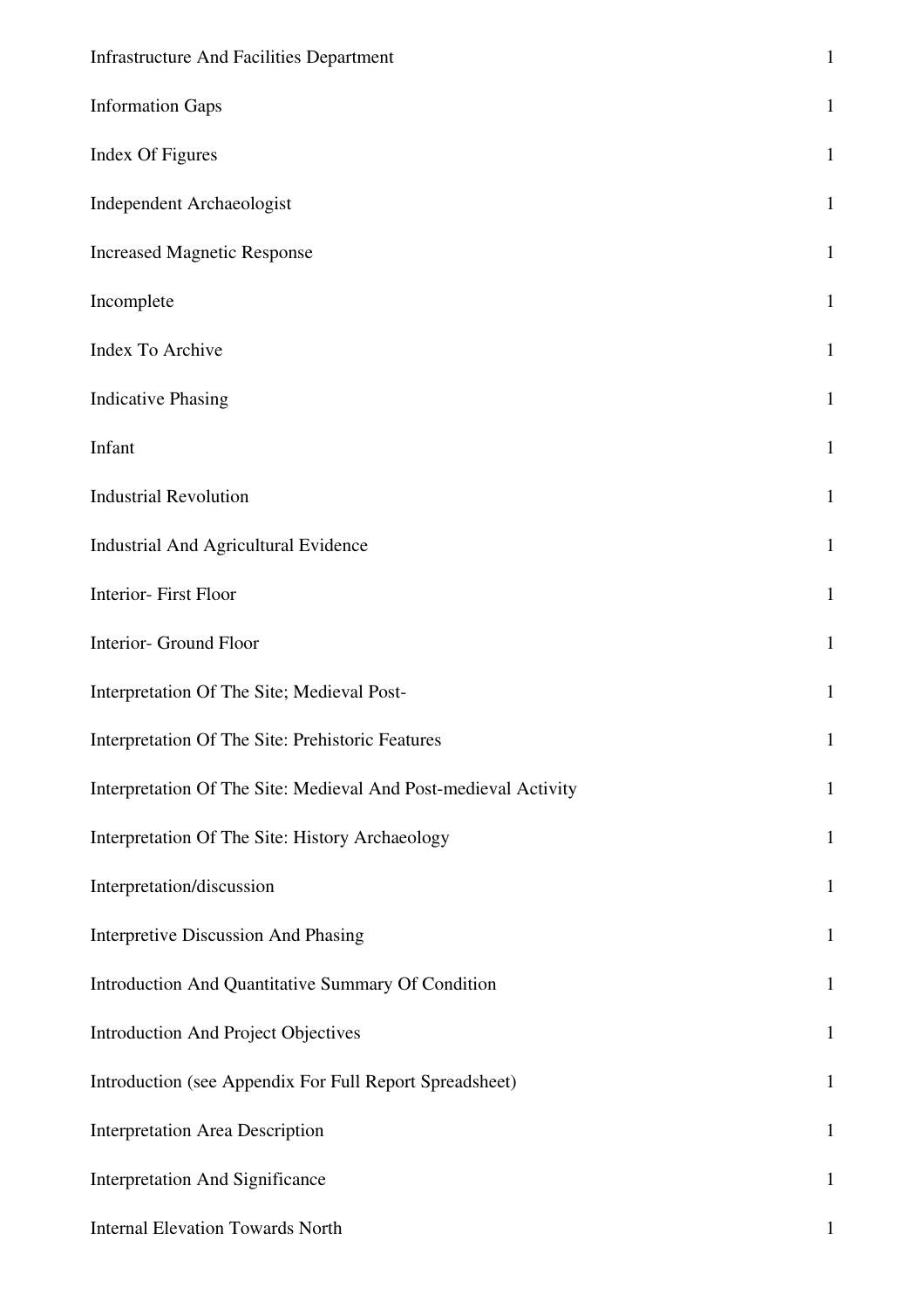| | |
|---|---|
| Infrastructure And Facilities Department | 1 |
| Information Gaps | 1 |
| Index Of Figures | 1 |
| Independent Archaeologist | 1 |
| Increased Magnetic Response | 1 |
| Incomplete | 1 |
| Index To Archive | 1 |
| Indicative Phasing | 1 |
| Infant | 1 |
| Industrial Revolution | 1 |
| Industrial And Agricultural Evidence | 1 |
| Interior- First Floor | 1 |
| Interior- Ground Floor | 1 |
| Interpretation Of The Site; Medieval Post- | 1 |
| Interpretation Of The Site: Prehistoric Features | 1 |
| Interpretation Of The Site: Medieval And Post-medieval Activity | 1 |
| Interpretation Of The Site: History Archaeology | 1 |
| Interpretation/discussion | 1 |
| Interpretive Discussion And Phasing | 1 |
| Introduction And Quantitative Summary Of Condition | 1 |
| Introduction And Project Objectives | 1 |
| Introduction (see Appendix For Full Report Spreadsheet) | 1 |
| Interpretation Area Description | 1 |
| Interpretation And Significance | 1 |
| Internal Elevation Towards North | 1 |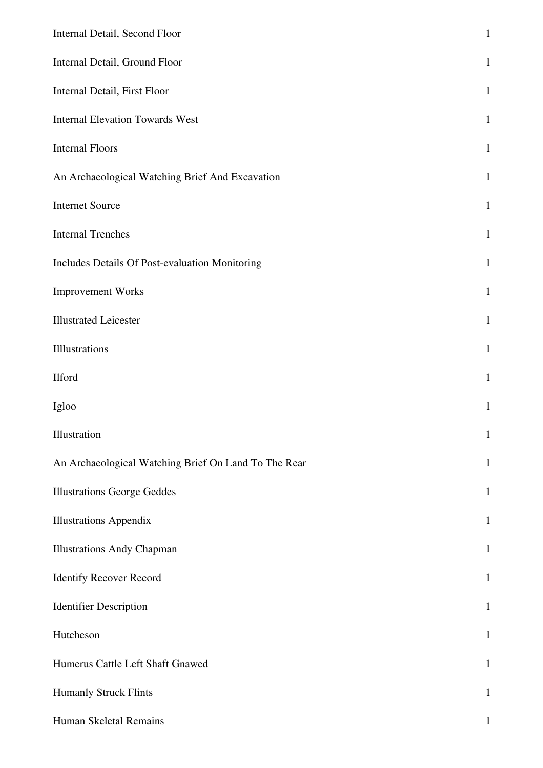| | |
|---|---|
| Internal Detail, Second Floor | 1 |
| Internal Detail, Ground Floor | 1 |
| Internal Detail, First Floor | 1 |
| Internal Elevation Towards West | 1 |
| Internal Floors | 1 |
| An Archaeological Watching Brief And Excavation | 1 |
| Internet Source | 1 |
| Internal Trenches | 1 |
| Includes Details Of Post-evaluation Monitoring | 1 |
| Improvement Works | 1 |
| Illustrated Leicester | 1 |
| Illlustrations | 1 |
| Ilford | 1 |
| Igloo | 1 |
| Illustration | 1 |
| An Archaeological Watching Brief On Land To The Rear | 1 |
| Illustrations George Geddes | 1 |
| Illustrations Appendix | 1 |
| Illustrations Andy Chapman | 1 |
| Identify Recover Record | 1 |
| Identifier Description | 1 |
| Hutcheson | 1 |
| Humerus Cattle Left Shaft Gnawed | 1 |
| Humanly Struck Flints | 1 |
| Human Skeletal Remains | 1 |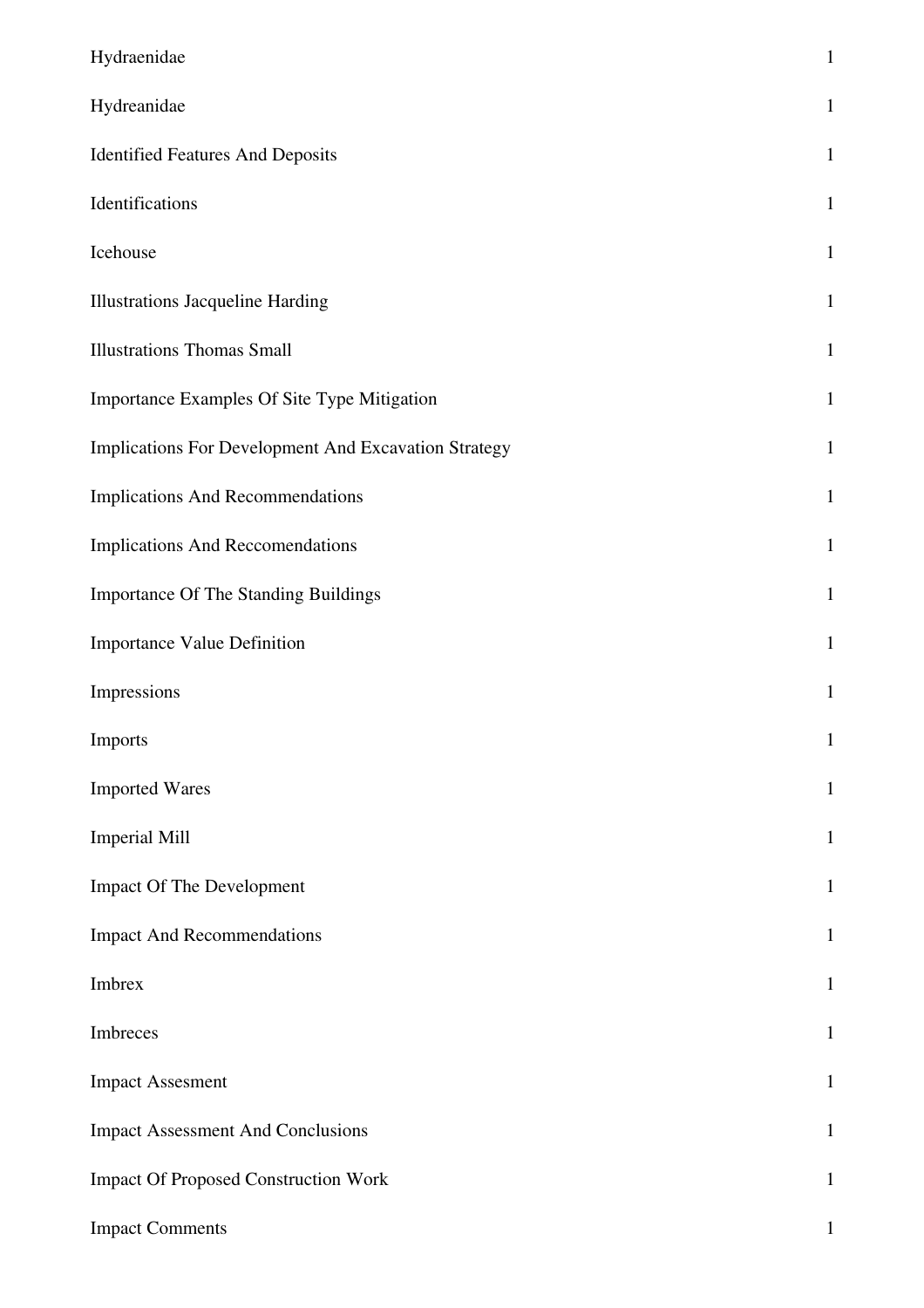| | |
|---|---|
| Hydraenidae | 1 |
| Hydreanidae | 1 |
| Identified Features And Deposits | 1 |
| Identifications | 1 |
| Icehouse | 1 |
| Illustrations Jacqueline Harding | 1 |
| Illustrations Thomas Small | 1 |
| Importance Examples Of Site Type Mitigation | 1 |
| Implications For Development And Excavation Strategy | 1 |
| Implications And Recommendations | 1 |
| Implications And Reccomendations | 1 |
| Importance Of The Standing Buildings | 1 |
| Importance Value Definition | 1 |
| Impressions | 1 |
| Imports | 1 |
| Imported Wares | 1 |
| Imperial Mill | 1 |
| Impact Of The Development | 1 |
| Impact And Recommendations | 1 |
| Imbrex | 1 |
| Imbreces | 1 |
| Impact Assesment | 1 |
| Impact Assessment And Conclusions | 1 |
| Impact Of Proposed Construction Work | 1 |
| Impact Comments | 1 |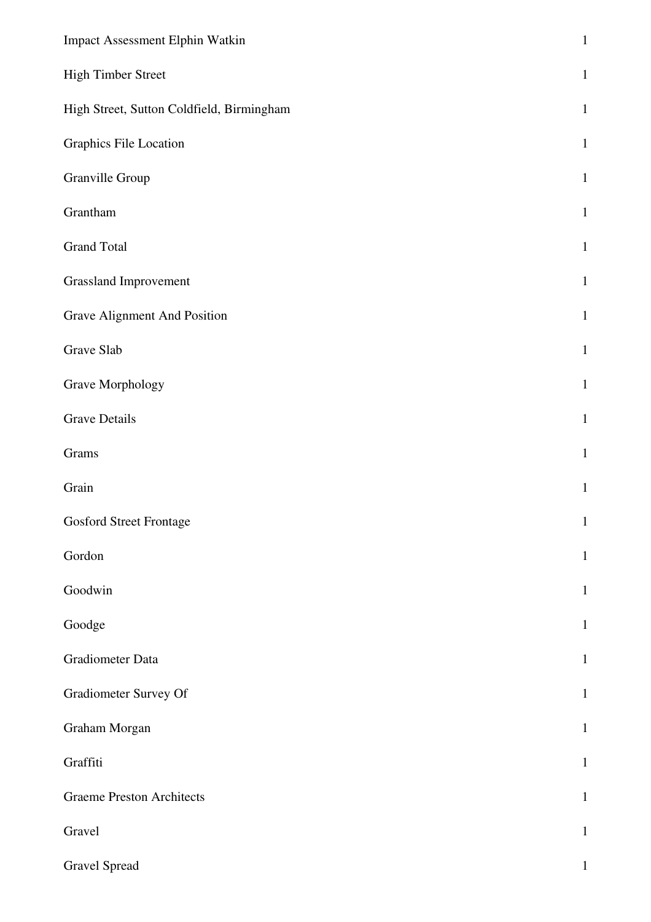| | |
|---|---|
| Impact Assessment Elphin Watkin | 1 |
| High Timber Street | 1 |
| High Street, Sutton Coldfield, Birmingham | 1 |
| Graphics File Location | 1 |
| Granville Group | 1 |
| Grantham | 1 |
| Grand Total | 1 |
| Grassland Improvement | 1 |
| Grave Alignment And Position | 1 |
| Grave Slab | 1 |
| Grave Morphology | 1 |
| Grave Details | 1 |
| Grams | 1 |
| Grain | 1 |
| Gosford Street Frontage | 1 |
| Gordon | 1 |
| Goodwin | 1 |
| Goodge | 1 |
| Gradiometer Data | 1 |
| Gradiometer Survey Of | 1 |
| Graham Morgan | 1 |
| Graffiti | 1 |
| Graeme Preston Architects | 1 |
| Gravel | 1 |
| Gravel Spread | 1 |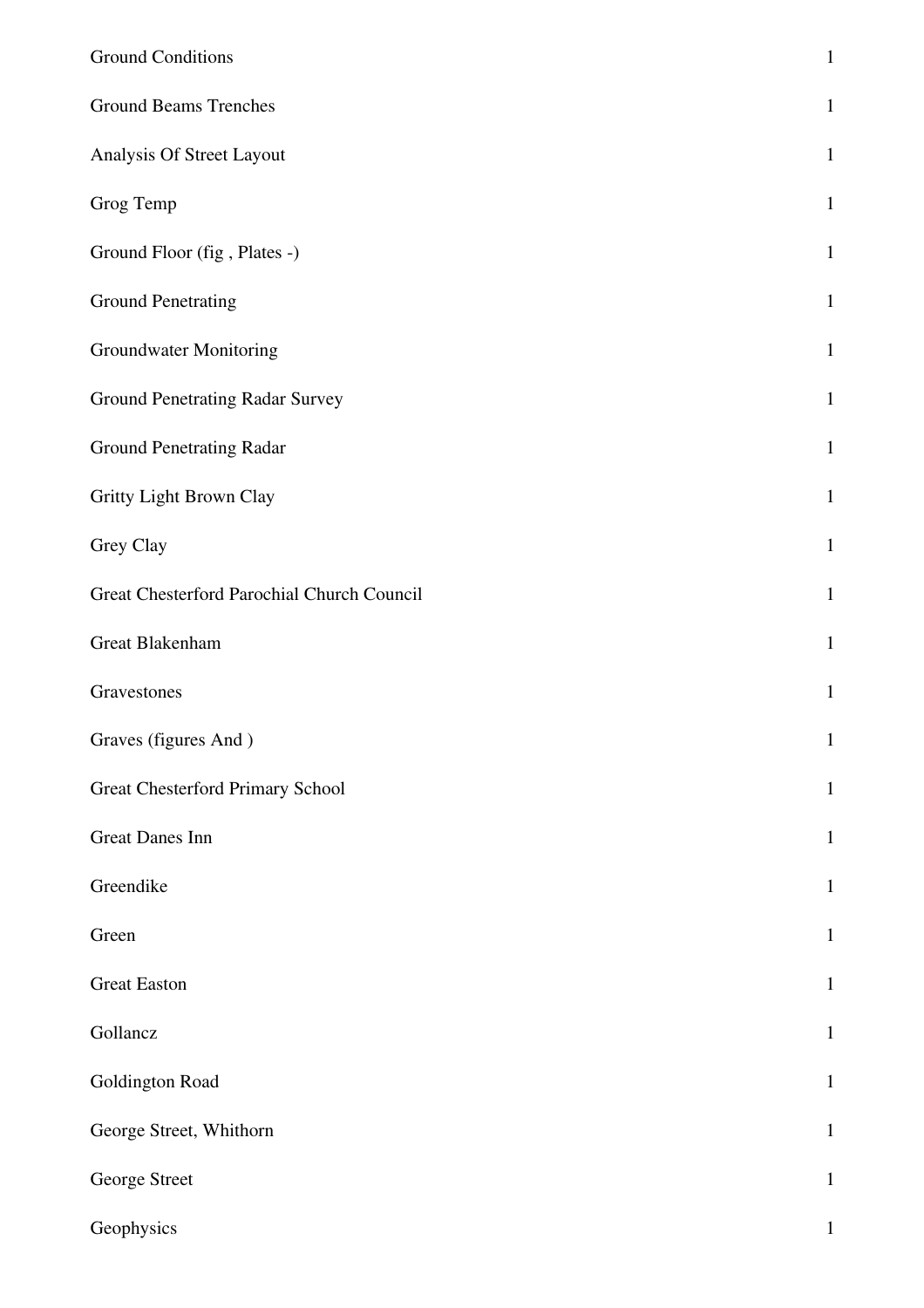| | |
|---|---|
| Ground Conditions | 1 |
| Ground Beams Trenches | 1 |
| Analysis Of Street Layout | 1 |
| Grog Temp | 1 |
| Ground Floor (fig , Plates -) | 1 |
| Ground Penetrating | 1 |
| Groundwater Monitoring | 1 |
| Ground Penetrating Radar Survey | 1 |
| Ground Penetrating Radar | 1 |
| Gritty Light Brown Clay | 1 |
| Grey Clay | 1 |
| Great Chesterford Parochial Church Council | 1 |
| Great Blakenham | 1 |
| Gravestones | 1 |
| Graves (figures And ) | 1 |
| Great Chesterford Primary School | 1 |
| Great Danes Inn | 1 |
| Greendike | 1 |
| Green | 1 |
| Great Easton | 1 |
| Gollancz | 1 |
| Goldington Road | 1 |
| George Street, Whithorn | 1 |
| George Street | 1 |
| Geophysics | 1 |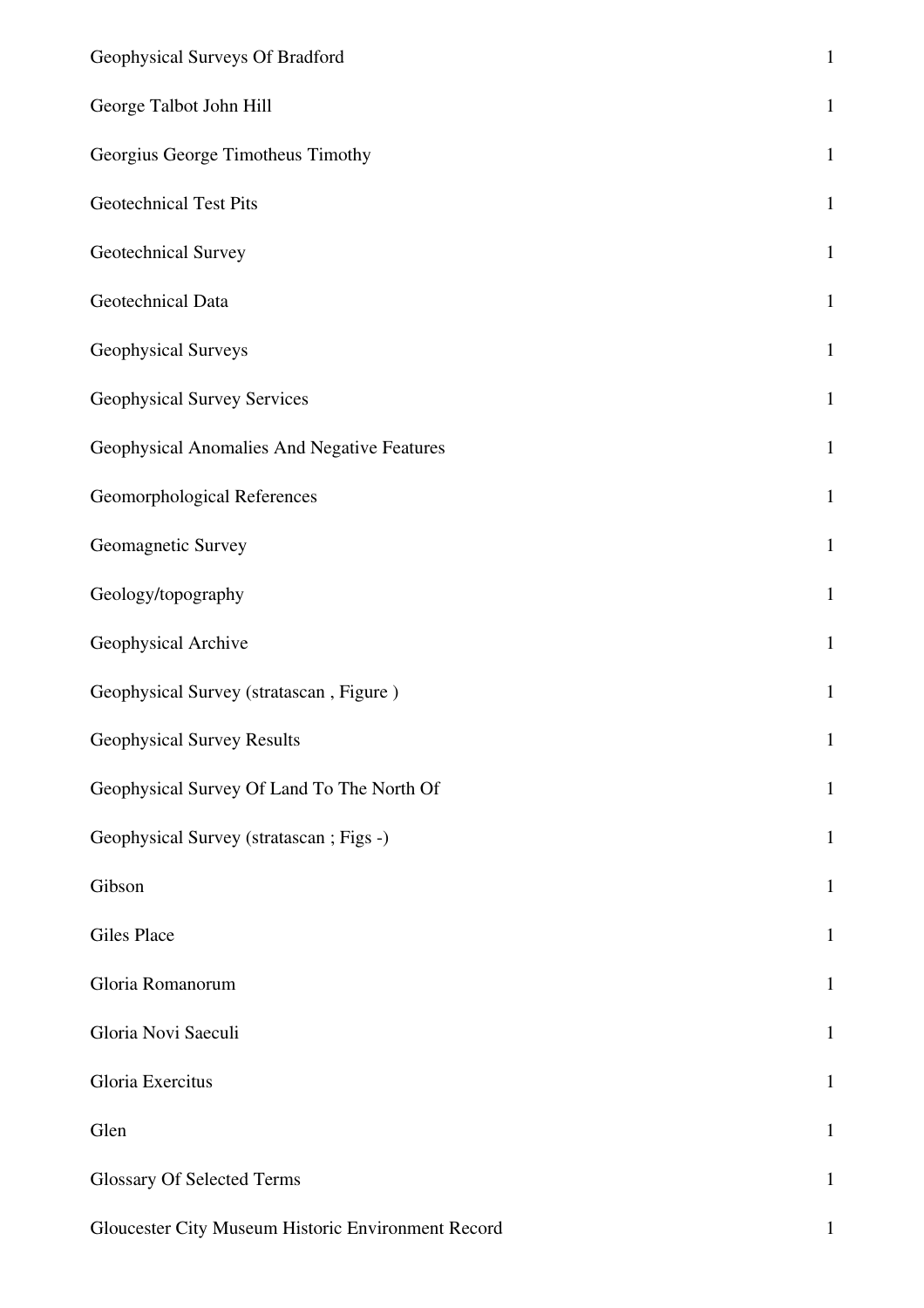| | |
|---|---|
| Geophysical Surveys Of Bradford | 1 |
| George Talbot John Hill | 1 |
| Georgius George Timotheus Timothy | 1 |
| Geotechnical Test Pits | 1 |
| Geotechnical Survey | 1 |
| Geotechnical Data | 1 |
| Geophysical Surveys | 1 |
| Geophysical Survey Services | 1 |
| Geophysical Anomalies And Negative Features | 1 |
| Geomorphological References | 1 |
| Geomagnetic Survey | 1 |
| Geology/topography | 1 |
| Geophysical Archive | 1 |
| Geophysical Survey (stratascan , Figure ) | 1 |
| Geophysical Survey Results | 1 |
| Geophysical Survey Of Land To The North Of | 1 |
| Geophysical Survey (stratascan ; Figs -) | 1 |
| Gibson | 1 |
| Giles Place | 1 |
| Gloria Romanorum | 1 |
| Gloria Novi Saeculi | 1 |
| Gloria Exercitus | 1 |
| Glen | 1 |
| Glossary Of Selected Terms | 1 |
| Gloucester City Museum Historic Environment Record | 1 |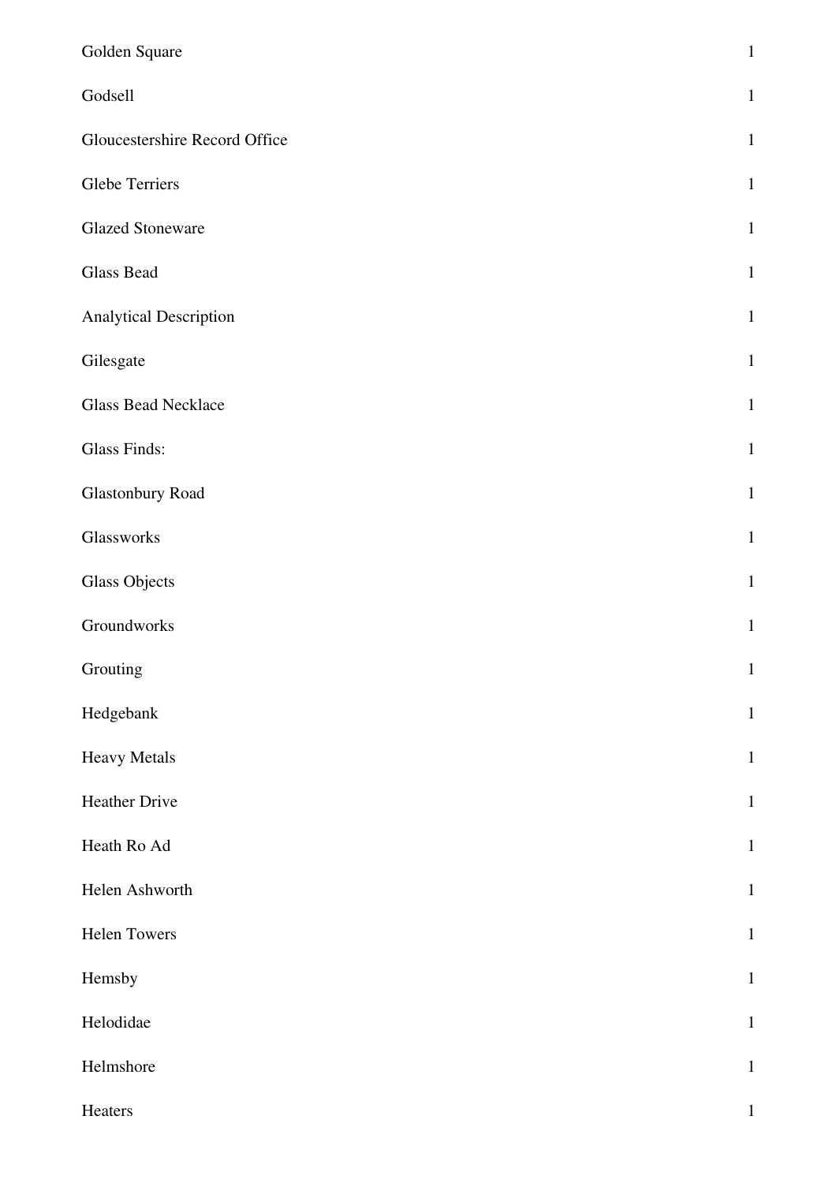| | |
|---|---|
| Golden Square | 1 |
| Godsell | 1 |
| Gloucestershire Record Office | 1 |
| Glebe Terriers | 1 |
| Glazed Stoneware | 1 |
| Glass Bead | 1 |
| Analytical Description | 1 |
| Gilesgate | 1 |
| Glass Bead Necklace | 1 |
| Glass Finds: | 1 |
| Glastonbury Road | 1 |
| Glassworks | 1 |
| Glass Objects | 1 |
| Groundworks | 1 |
| Grouting | 1 |
| Hedgebank | 1 |
| Heavy Metals | 1 |
| Heather Drive | 1 |
| Heath Ro Ad | 1 |
| Helen Ashworth | 1 |
| Helen Towers | 1 |
| Hemsby | 1 |
| Helodidae | 1 |
| Helmshore | 1 |
| Heaters | 1 |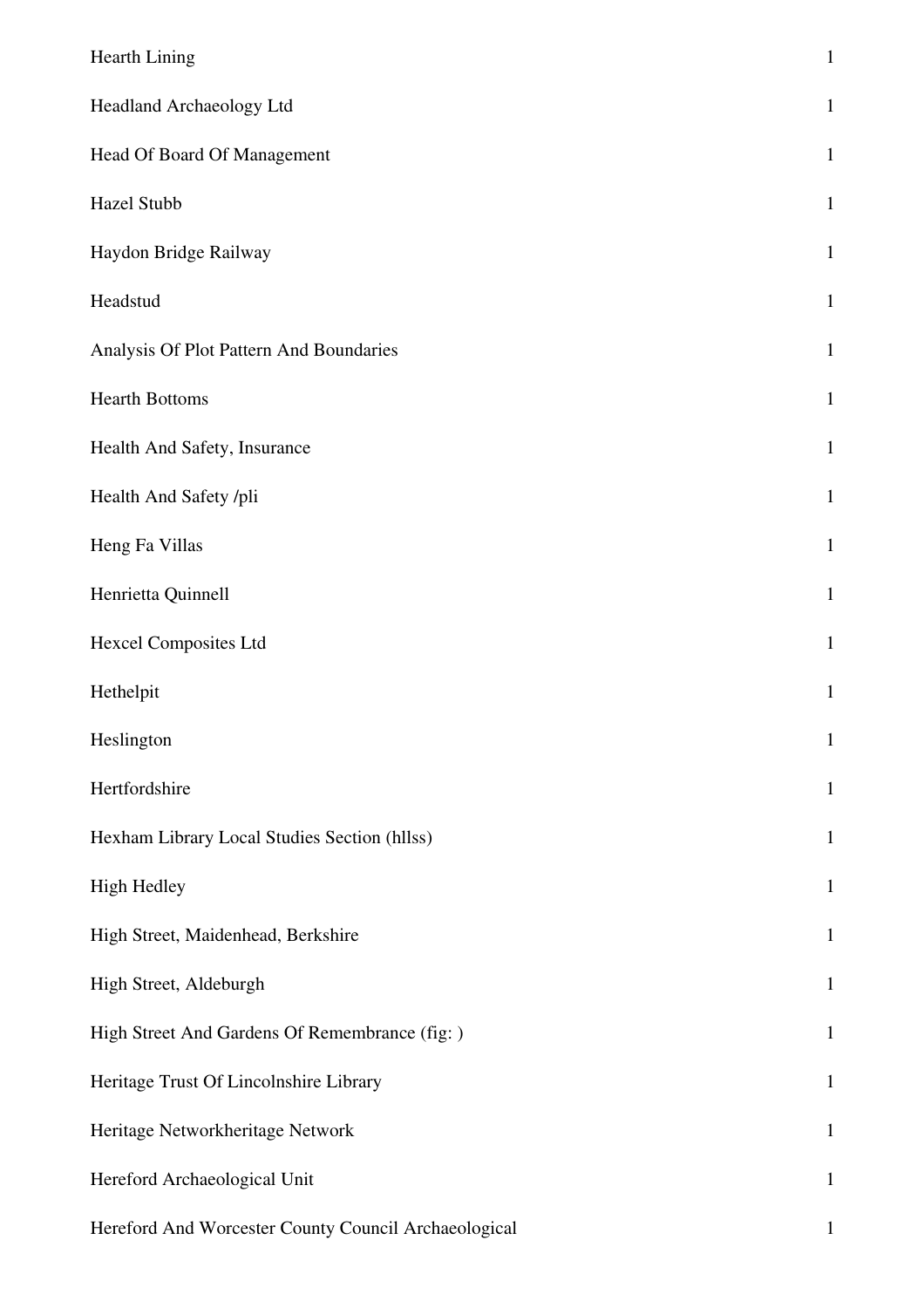| | |
|---|---|
| Hearth Lining | 1 |
| Headland Archaeology Ltd | 1 |
| Head Of Board Of Management | 1 |
| Hazel Stubb | 1 |
| Haydon Bridge Railway | 1 |
| Headstud | 1 |
| Analysis Of Plot Pattern And Boundaries | 1 |
| Hearth Bottoms | 1 |
| Health And Safety, Insurance | 1 |
| Health And Safety /pli | 1 |
| Heng Fa Villas | 1 |
| Henrietta Quinnell | 1 |
| Hexcel Composites Ltd | 1 |
| Hethelpit | 1 |
| Heslington | 1 |
| Hertfordshire | 1 |
| Hexham Library Local Studies Section (hllss) | 1 |
| High Hedley | 1 |
| High Street, Maidenhead, Berkshire | 1 |
| High Street, Aldeburgh | 1 |
| High Street And Gardens Of Remembrance (fig: ) | 1 |
| Heritage Trust Of Lincolnshire Library | 1 |
| Heritage Networkheritage Network | 1 |
| Hereford Archaeological Unit | 1 |
| Hereford And Worcester County Council Archaeological | 1 |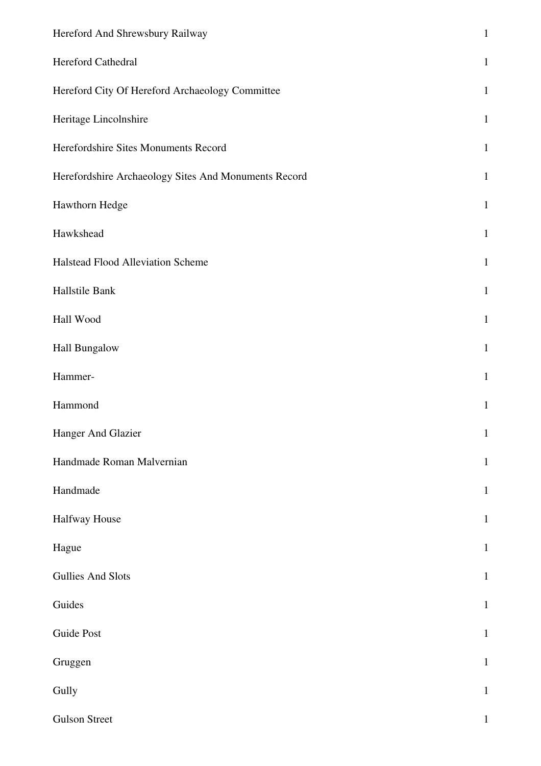| | |
|---|---|
| Hereford And Shrewsbury Railway | 1 |
| Hereford Cathedral | 1 |
| Hereford City Of Hereford Archaeology Committee | 1 |
| Heritage Lincolnshire | 1 |
| Herefordshire Sites Monuments Record | 1 |
| Herefordshire Archaeology Sites And Monuments Record | 1 |
| Hawthorn Hedge | 1 |
| Hawkshead | 1 |
| Halstead Flood Alleviation Scheme | 1 |
| Hallstile Bank | 1 |
| Hall Wood | 1 |
| Hall Bungalow | 1 |
| Hammer- | 1 |
| Hammond | 1 |
| Hanger And Glazier | 1 |
| Handmade Roman Malvernian | 1 |
| Handmade | 1 |
| Halfway House | 1 |
| Hague | 1 |
| Gullies And Slots | 1 |
| Guides | 1 |
| Guide Post | 1 |
| Gruggen | 1 |
| Gully | 1 |
| Gulson Street | 1 |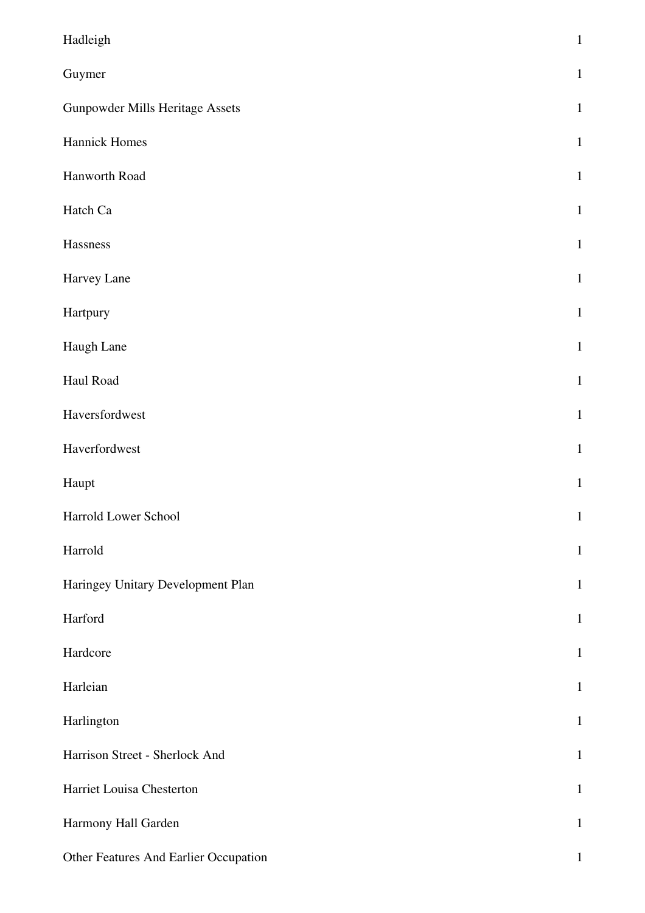| | |
|---|---|
| Hadleigh | 1 |
| Guymer | 1 |
| Gunpowder Mills Heritage Assets | 1 |
| Hannick Homes | 1 |
| Hanworth Road | 1 |
| Hatch Ca | 1 |
| Hassness | 1 |
| Harvey Lane | 1 |
| Hartpury | 1 |
| Haugh Lane | 1 |
| Haul Road | 1 |
| Haversfordwest | 1 |
| Haverfordwest | 1 |
| Haupt | 1 |
| Harrold Lower School | 1 |
| Harrold | 1 |
| Haringey Unitary Development Plan | 1 |
| Harford | 1 |
| Hardcore | 1 |
| Harleian | 1 |
| Harlington | 1 |
| Harrison Street - Sherlock And | 1 |
| Harriet Louisa Chesterton | 1 |
| Harmony Hall Garden | 1 |
| Other Features And Earlier Occupation | 1 |